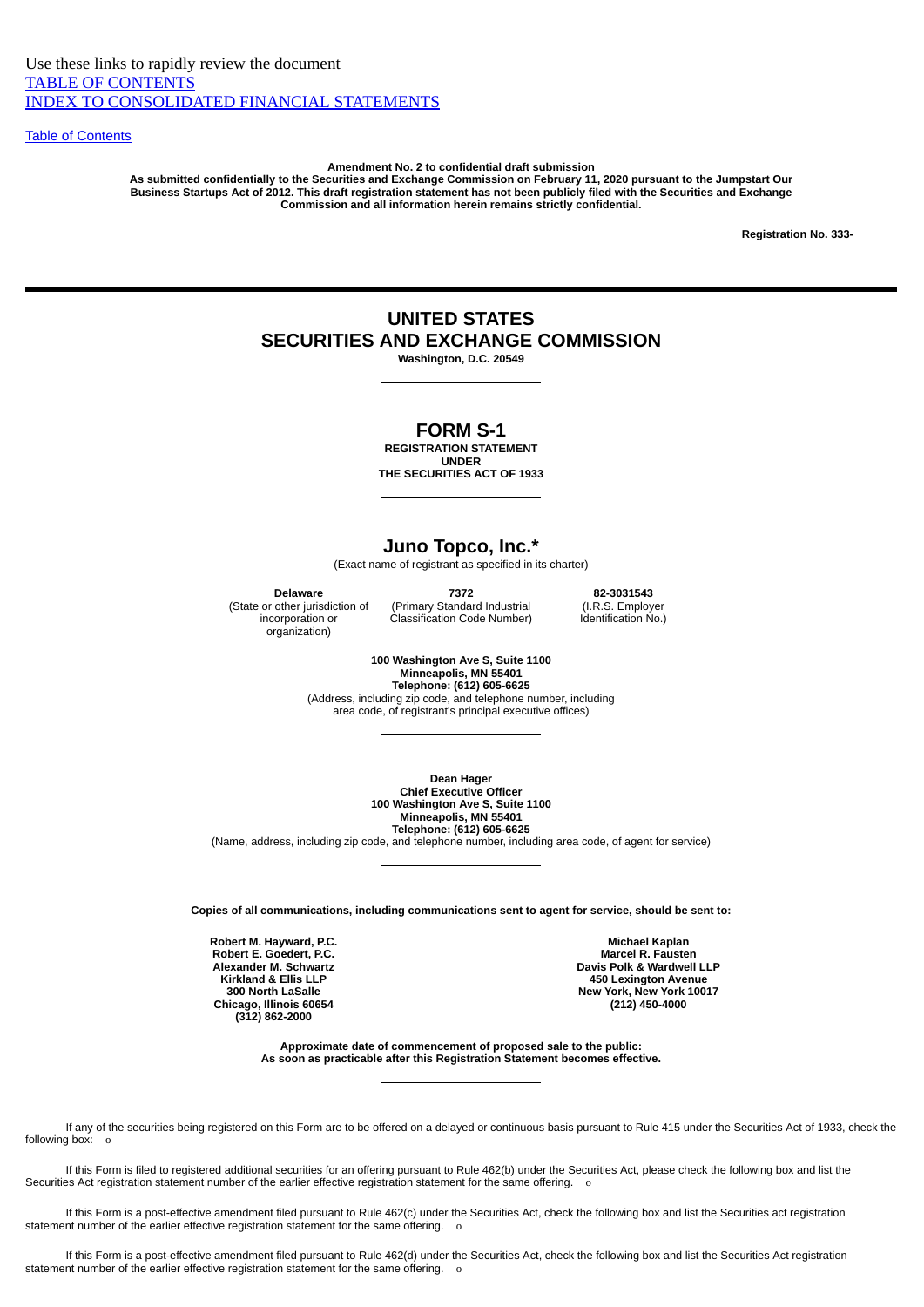Use these links to rapidly review the document
TABLE OF CONTENTS
INDEX TO CONSOLIDATED FINANCIAL STATEMENTS

Table of Contents

**Amendment No. 2 to confidential draft submission**
**As submitted confidentially to the Securities and Exchange Commission on February 11, 2020 pursuant to the Jumpstart Our Business Startups Act of 2012. This draft registration statement has not been publicly filed with the Securities and Exchange Commission and all information herein remains strictly confidential.**

**Registration No. 333-**

---

# UNITED STATES
# SECURITIES AND EXCHANGE COMMISSION

**Washington, D.C. 20549**

---

## FORM S-1

**REGISTRATION STATEMENT**
**UNDER**
**THE SECURITIES ACT OF 1933**

---

## Juno Topco, Inc.*

(Exact name of registrant as specified in its charter)

| **Delaware** | **7372** | **82-3031543** |
|---|---|---|
| (State or other jurisdiction of incorporation or organization) | (Primary Standard Industrial Classification Code Number) | (I.R.S. Employer Identification No.) |

**100 Washington Ave S, Suite 1100**
**Minneapolis, MN 55401**
**Telephone: (612) 605-6625**
(Address, including zip code, and telephone number, including area code, of registrant's principal executive offices)

---

**Dean Hager**
**Chief Executive Officer**
**100 Washington Ave S, Suite 1100**
**Minneapolis, MN 55401**
**Telephone: (612) 605-6625**
(Name, address, including zip code, and telephone number, including area code, of agent for service)

---

**Copies of all communications, including communications sent to agent for service, should be sent to:**

| **Robert M. Hayward, P.C.**<br>**Robert E. Goedert, P.C.**<br>**Alexander M. Schwartz**<br>**Kirkland & Ellis LLP**<br>**300 North LaSalle**<br>**Chicago, Illinois 60654**<br>**(312) 862-2000** | **Michael Kaplan**<br>**Marcel R. Fausten**<br>**Davis Polk & Wardwell LLP**<br>**450 Lexington Avenue**<br>**New York, New York 10017**<br>**(212) 450-4000** |
|---|---|

**Approximate date of commencement of proposed sale to the public:**
**As soon as practicable after this Registration Statement becomes effective.**

---

If any of the securities being registered on this Form are to be offered on a delayed or continuous basis pursuant to Rule 415 under the Securities Act of 1933, check the following box: o

If this Form is filed to registered additional securities for an offering pursuant to Rule 462(b) under the Securities Act, please check the following box and list the Securities Act registration statement number of the earlier effective registration statement for the same offering. o

If this Form is a post-effective amendment filed pursuant to Rule 462(c) under the Securities Act, check the following box and list the Securities act registration statement number of the earlier effective registration statement for the same offering. o

If this Form is a post-effective amendment filed pursuant to Rule 462(d) under the Securities Act, check the following box and list the Securities Act registration statement number of the earlier effective registration statement for the same offering. o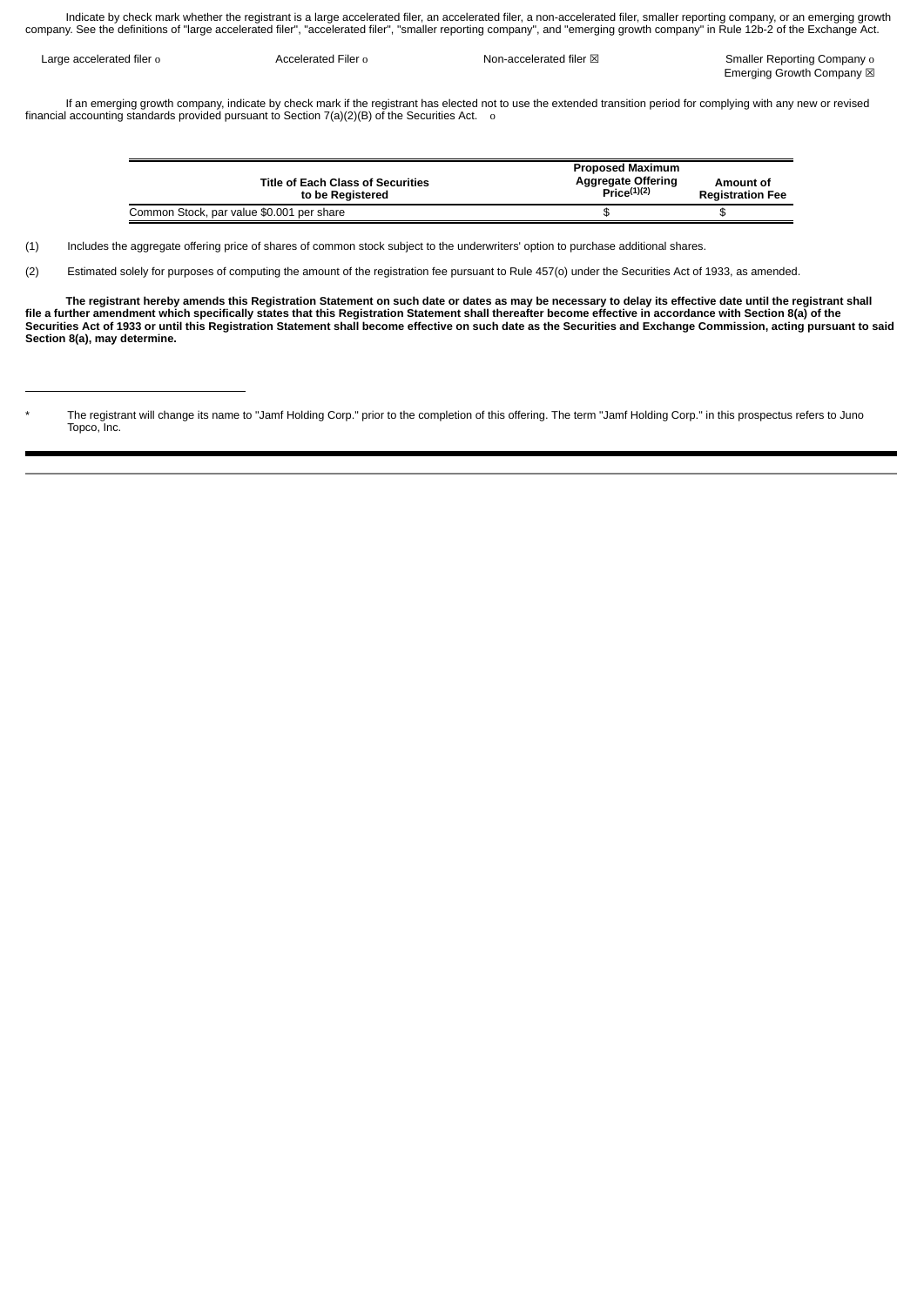Indicate by check mark whether the registrant is a large accelerated filer, an accelerated filer, a non-accelerated filer, smaller reporting company, or an emerging growth company. See the definitions of "large accelerated filer", "accelerated filer", "smaller reporting company", and "emerging growth company" in Rule 12b-2 of the Exchange Act.

| | | | |
|---|---|---|---|
| Large accelerated filer o | Accelerated Filer o | Non-accelerated filer ☒ | Smaller Reporting Company o<br>Emerging Growth Company ☒ |

If an emerging growth company, indicate by check mark if the registrant has elected not to use the extended transition period for complying with any new or revised financial accounting standards provided pursuant to Section 7(a)(2)(B) of the Securities Act. o

| Title of Each Class of Securities to be Registered | Proposed Maximum Aggregate Offering Price[(1)(2)] | Amount of Registration Fee |
|---|---|---|
| Common Stock, par value $0.001 per share | $ | $ |

(1) Includes the aggregate offering price of shares of common stock subject to the underwriters' option to purchase additional shares.

(2) Estimated solely for purposes of computing the amount of the registration fee pursuant to Rule 457(o) under the Securities Act of 1933, as amended.

**The registrant hereby amends this Registration Statement on such date or dates as may be necessary to delay its effective date until the registrant shall file a further amendment which specifically states that this Registration Statement shall thereafter become effective in accordance with Section 8(a) of the Securities Act of 1933 or until this Registration Statement shall become effective on such date as the Securities and Exchange Commission, acting pursuant to said Section 8(a), may determine.**

---

\* The registrant will change its name to "Jamf Holding Corp." prior to the completion of this offering. The term "Jamf Holding Corp." in this prospectus refers to Juno Topco, Inc.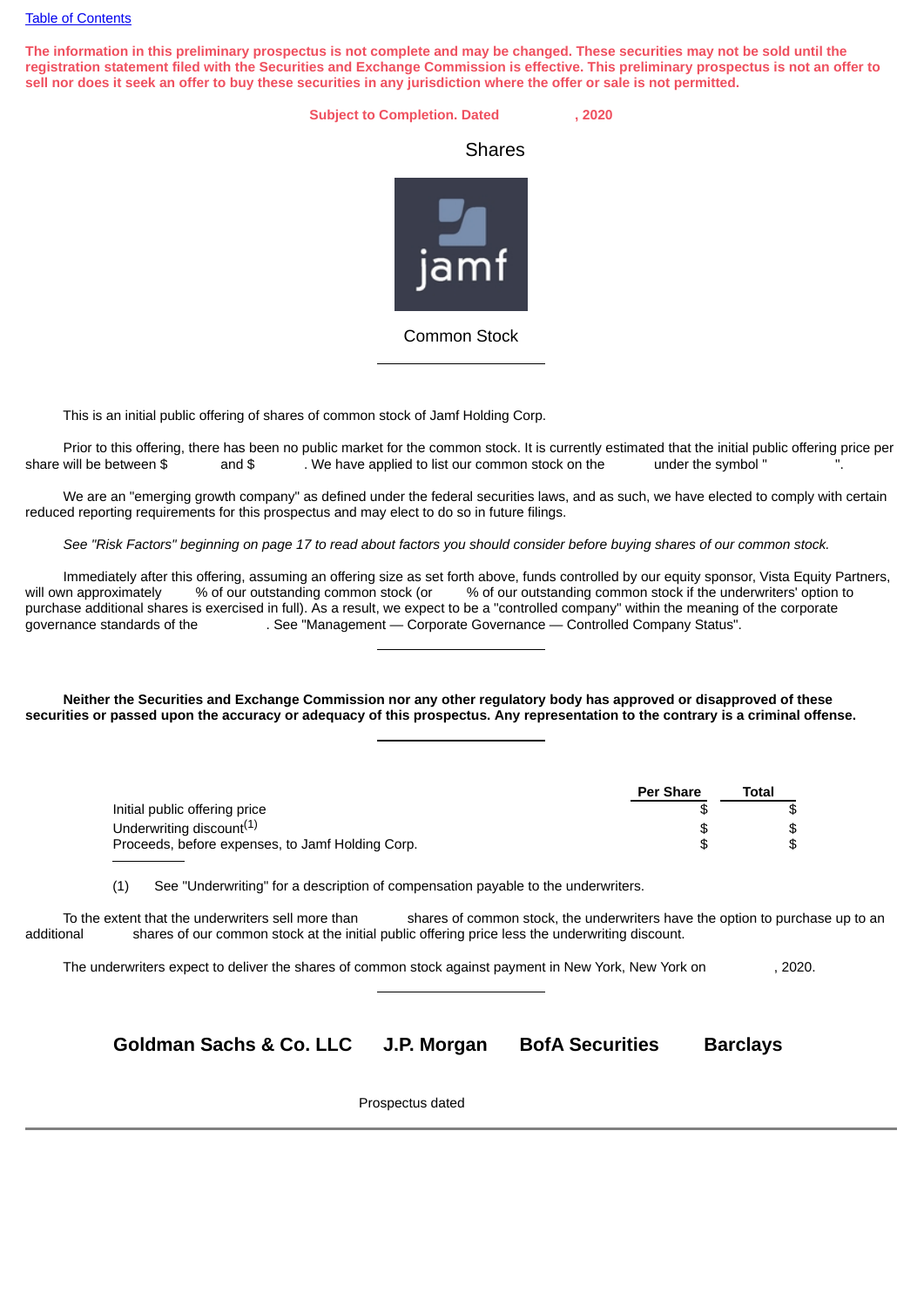Table of Contents

**The information in this preliminary prospectus is not complete and may be changed. These securities may not be sold until the registration statement filed with the Securities and Exchange Commission is effective. This preliminary prospectus is not an offer to sell nor does it seek an offer to buy these securities in any jurisdiction where the offer or sale is not permitted.**

**Subject to Completion. Dated , 2020**

Shares

jamf

Common Stock

---

This is an initial public offering of shares of common stock of Jamf Holding Corp.

Prior to this offering, there has been no public market for the common stock. It is currently estimated that the initial public offering price per share will be between $ and $ . We have applied to list our common stock on the under the symbol " ".

We are an "emerging growth company" as defined under the federal securities laws, and as such, we have elected to comply with certain reduced reporting requirements for this prospectus and may elect to do so in future filings.

*See "Risk Factors" beginning on page 17 to read about factors you should consider before buying shares of our common stock.*

Immediately after this offering, assuming an offering size as set forth above, funds controlled by our equity sponsor, Vista Equity Partners, will own approximately % of our outstanding common stock (or % of our outstanding common stock if the underwriters' option to purchase additional shares is exercised in full). As a result, we expect to be a "controlled company" within the meaning of the corporate governance standards of the . See "Management — Corporate Governance — Controlled Company Status".

---

**Neither the Securities and Exchange Commission nor any other regulatory body has approved or disapproved of these securities or passed upon the accuracy or adequacy of this prospectus. Any representation to the contrary is a criminal offense.**

---

| | Per Share | Total |
|---|---|---|
| Initial public offering price | $ | $ |
| Underwriting discount[(1)] | $ | $ |
| Proceeds, before expenses, to Jamf Holding Corp. | $ | $ |

(1) See "Underwriting" for a description of compensation payable to the underwriters.

To the extent that the underwriters sell more than shares of common stock, the underwriters have the option to purchase up to an additional shares of our common stock at the initial public offering price less the underwriting discount.

The underwriters expect to deliver the shares of common stock against payment in New York, New York on , 2020.

---

**Goldman Sachs & Co. LLC** **J.P. Morgan** **BofA Securities** **Barclays**

Prospectus dated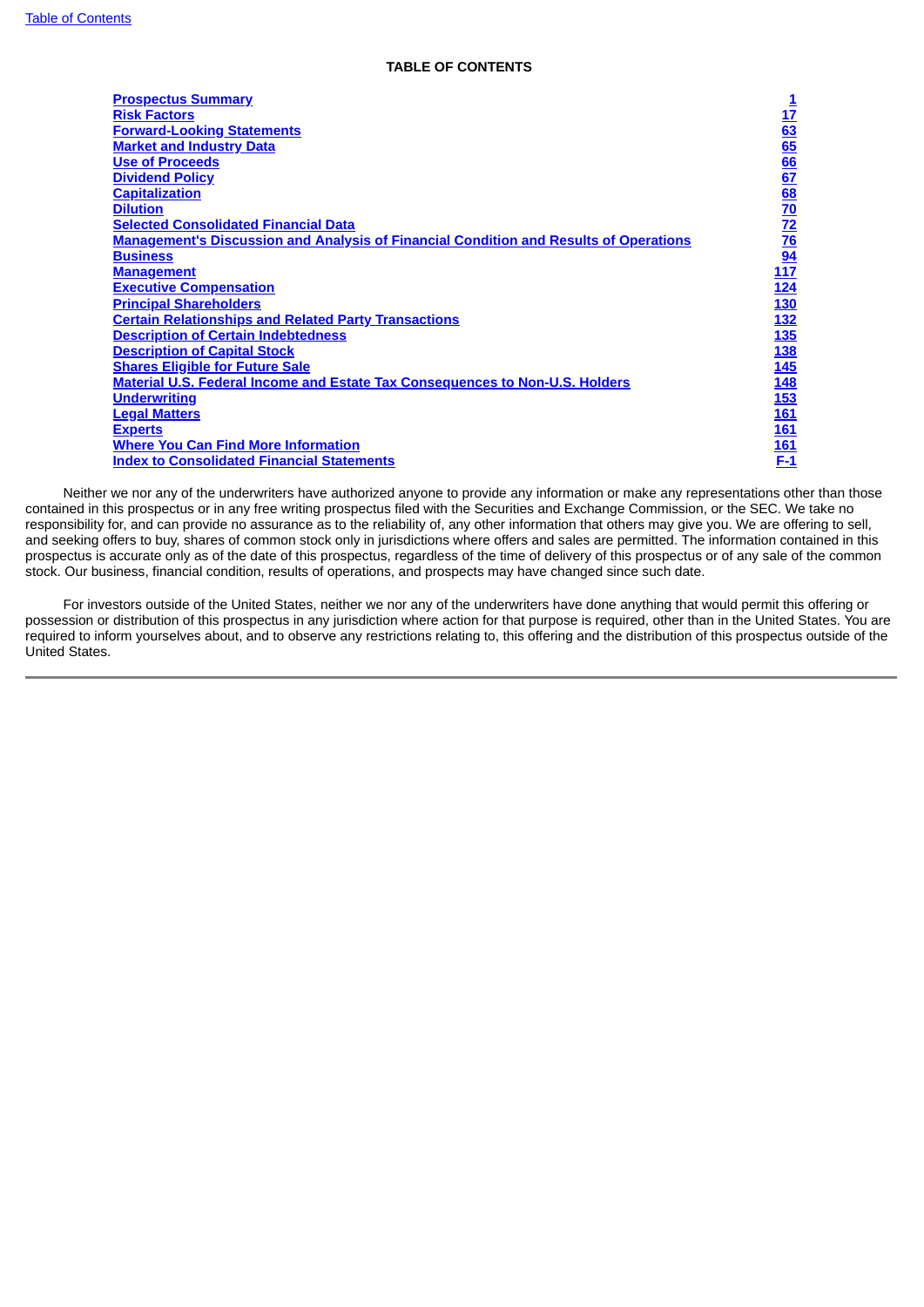## TABLE OF CONTENTS

| | |
|---|---|
| **Prospectus Summary** | **1** |
| **Risk Factors** | **17** |
| **Forward-Looking Statements** | **63** |
| **Market and Industry Data** | **65** |
| **Use of Proceeds** | **66** |
| **Dividend Policy** | **67** |
| **Capitalization** | **68** |
| **Dilution** | **70** |
| **Selected Consolidated Financial Data** | **72** |
| **Management's Discussion and Analysis of Financial Condition and Results of Operations** | **76** |
| **Business** | **94** |
| **Management** | **117** |
| **Executive Compensation** | **124** |
| **Principal Shareholders** | **130** |
| **Certain Relationships and Related Party Transactions** | **132** |
| **Description of Certain Indebtedness** | **135** |
| **Description of Capital Stock** | **138** |
| **Shares Eligible for Future Sale** | **145** |
| **Material U.S. Federal Income and Estate Tax Consequences to Non-U.S. Holders** | **148** |
| **Underwriting** | **153** |
| **Legal Matters** | **161** |
| **Experts** | **161** |
| **Where You Can Find More Information** | **161** |
| **Index to Consolidated Financial Statements** | **F-1** |

Neither we nor any of the underwriters have authorized anyone to provide any information or make any representations other than those contained in this prospectus or in any free writing prospectus filed with the Securities and Exchange Commission, or the SEC. We take no responsibility for, and can provide no assurance as to the reliability of, any other information that others may give you. We are offering to sell, and seeking offers to buy, shares of common stock only in jurisdictions where offers and sales are permitted. The information contained in this prospectus is accurate only as of the date of this prospectus, regardless of the time of delivery of this prospectus or of any sale of the common stock. Our business, financial condition, results of operations, and prospects may have changed since such date.

For investors outside of the United States, neither we nor any of the underwriters have done anything that would permit this offering or possession or distribution of this prospectus in any jurisdiction where action for that purpose is required, other than in the United States. You are required to inform yourselves about, and to observe any restrictions relating to, this offering and the distribution of this prospectus outside of the United States.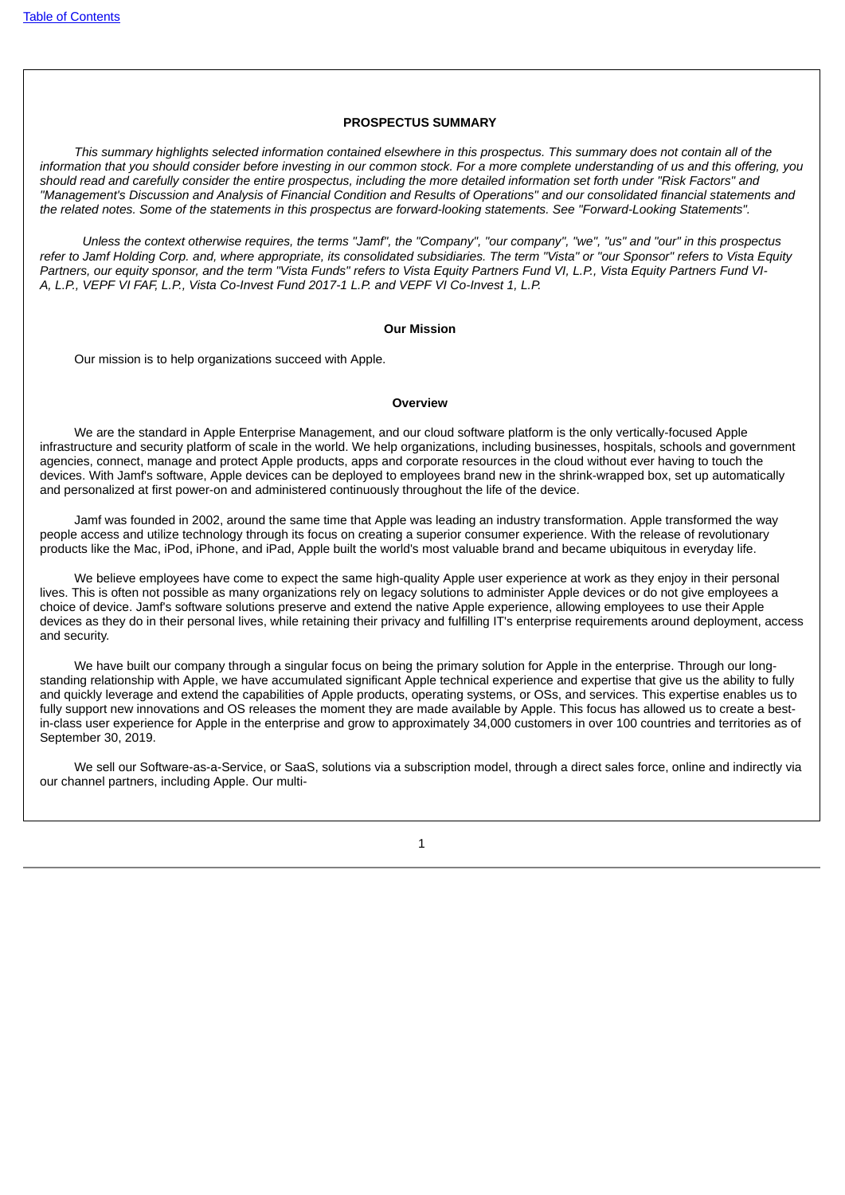## PROSPECTUS SUMMARY

*This summary highlights selected information contained elsewhere in this prospectus. This summary does not contain all of the information that you should consider before investing in our common stock. For a more complete understanding of us and this offering, you should read and carefully consider the entire prospectus, including the more detailed information set forth under "Risk Factors" and "Management's Discussion and Analysis of Financial Condition and Results of Operations" and our consolidated financial statements and the related notes. Some of the statements in this prospectus are forward-looking statements. See "Forward-Looking Statements".*

*Unless the context otherwise requires, the terms "Jamf", the "Company", "our company", "we", "us" and "our" in this prospectus refer to Jamf Holding Corp. and, where appropriate, its consolidated subsidiaries. The term "Vista" or "our Sponsor" refers to Vista Equity Partners, our equity sponsor, and the term "Vista Funds" refers to Vista Equity Partners Fund VI, L.P., Vista Equity Partners Fund VI-A, L.P., VEPF VI FAF, L.P., Vista Co-Invest Fund 2017-1 L.P. and VEPF VI Co-Invest 1, L.P.*

### Our Mission

Our mission is to help organizations succeed with Apple.

### Overview

We are the standard in Apple Enterprise Management, and our cloud software platform is the only vertically-focused Apple infrastructure and security platform of scale in the world. We help organizations, including businesses, hospitals, schools and government agencies, connect, manage and protect Apple products, apps and corporate resources in the cloud without ever having to touch the devices. With Jamf's software, Apple devices can be deployed to employees brand new in the shrink-wrapped box, set up automatically and personalized at first power-on and administered continuously throughout the life of the device.

Jamf was founded in 2002, around the same time that Apple was leading an industry transformation. Apple transformed the way people access and utilize technology through its focus on creating a superior consumer experience. With the release of revolutionary products like the Mac, iPod, iPhone, and iPad, Apple built the world's most valuable brand and became ubiquitous in everyday life.

We believe employees have come to expect the same high-quality Apple user experience at work as they enjoy in their personal lives. This is often not possible as many organizations rely on legacy solutions to administer Apple devices or do not give employees a choice of device. Jamf's software solutions preserve and extend the native Apple experience, allowing employees to use their Apple devices as they do in their personal lives, while retaining their privacy and fulfilling IT's enterprise requirements around deployment, access and security.

We have built our company through a singular focus on being the primary solution for Apple in the enterprise. Through our long-standing relationship with Apple, we have accumulated significant Apple technical experience and expertise that give us the ability to fully and quickly leverage and extend the capabilities of Apple products, operating systems, or OSs, and services. This expertise enables us to fully support new innovations and OS releases the moment they are made available by Apple. This focus has allowed us to create a best-in-class user experience for Apple in the enterprise and grow to approximately 34,000 customers in over 100 countries and territories as of September 30, 2019.

We sell our Software-as-a-Service, or SaaS, solutions via a subscription model, through a direct sales force, online and indirectly via our channel partners, including Apple. Our multi-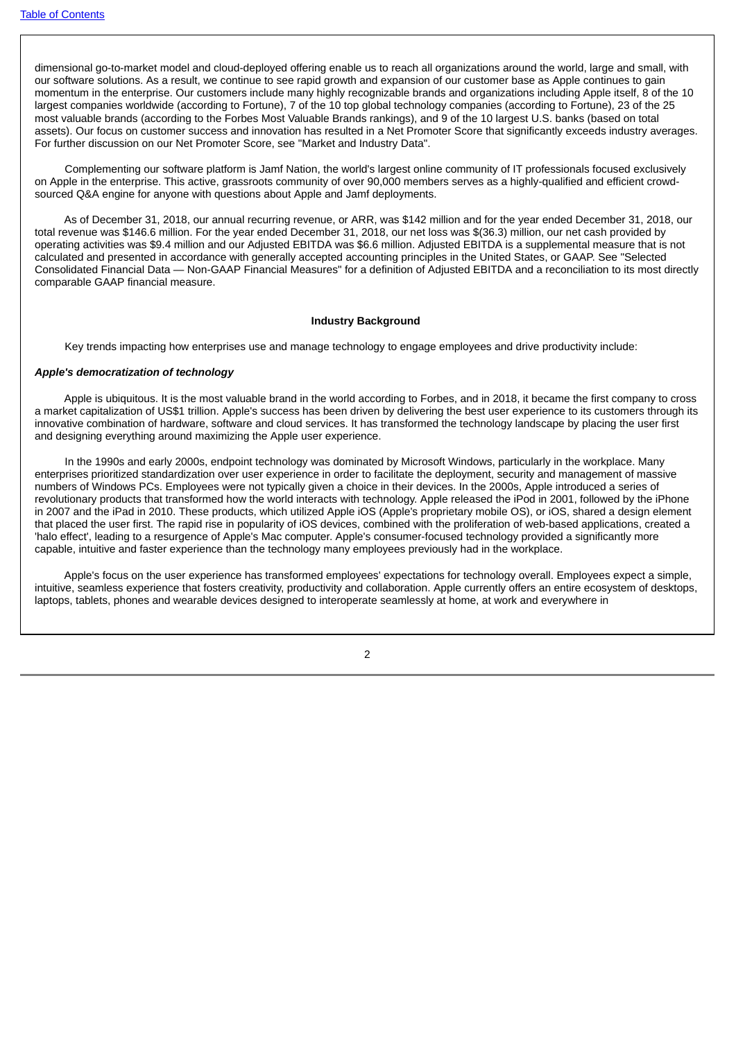dimensional go-to-market model and cloud-deployed offering enable us to reach all organizations around the world, large and small, with our software solutions. As a result, we continue to see rapid growth and expansion of our customer base as Apple continues to gain momentum in the enterprise. Our customers include many highly recognizable brands and organizations including Apple itself, 8 of the 10 largest companies worldwide (according to Fortune), 7 of the 10 top global technology companies (according to Fortune), 23 of the 25 most valuable brands (according to the Forbes Most Valuable Brands rankings), and 9 of the 10 largest U.S. banks (based on total assets). Our focus on customer success and innovation has resulted in a Net Promoter Score that significantly exceeds industry averages. For further discussion on our Net Promoter Score, see "Market and Industry Data".

Complementing our software platform is Jamf Nation, the world's largest online community of IT professionals focused exclusively on Apple in the enterprise. This active, grassroots community of over 90,000 members serves as a highly-qualified and efficient crowd-sourced Q&A engine for anyone with questions about Apple and Jamf deployments.

As of December 31, 2018, our annual recurring revenue, or ARR, was $142 million and for the year ended December 31, 2018, our total revenue was $146.6 million. For the year ended December 31, 2018, our net loss was $(36.3) million, our net cash provided by operating activities was $9.4 million and our Adjusted EBITDA was $6.6 million. Adjusted EBITDA is a supplemental measure that is not calculated and presented in accordance with generally accepted accounting principles in the United States, or GAAP. See "Selected Consolidated Financial Data — Non-GAAP Financial Measures" for a definition of Adjusted EBITDA and a reconciliation to its most directly comparable GAAP financial measure.

## Industry Background

Key trends impacting how enterprises use and manage technology to engage employees and drive productivity include:

***Apple's democratization of technology***

Apple is ubiquitous. It is the most valuable brand in the world according to Forbes, and in 2018, it became the first company to cross a market capitalization of US$1 trillion. Apple's success has been driven by delivering the best user experience to its customers through its innovative combination of hardware, software and cloud services. It has transformed the technology landscape by placing the user first and designing everything around maximizing the Apple user experience.

In the 1990s and early 2000s, endpoint technology was dominated by Microsoft Windows, particularly in the workplace. Many enterprises prioritized standardization over user experience in order to facilitate the deployment, security and management of massive numbers of Windows PCs. Employees were not typically given a choice in their devices. In the 2000s, Apple introduced a series of revolutionary products that transformed how the world interacts with technology. Apple released the iPod in 2001, followed by the iPhone in 2007 and the iPad in 2010. These products, which utilized Apple iOS (Apple's proprietary mobile OS), or iOS, shared a design element that placed the user first. The rapid rise in popularity of iOS devices, combined with the proliferation of web-based applications, created a 'halo effect', leading to a resurgence of Apple's Mac computer. Apple's consumer-focused technology provided a significantly more capable, intuitive and faster experience than the technology many employees previously had in the workplace.

Apple's focus on the user experience has transformed employees' expectations for technology overall. Employees expect a simple, intuitive, seamless experience that fosters creativity, productivity and collaboration. Apple currently offers an entire ecosystem of desktops, laptops, tablets, phones and wearable devices designed to interoperate seamlessly at home, at work and everywhere in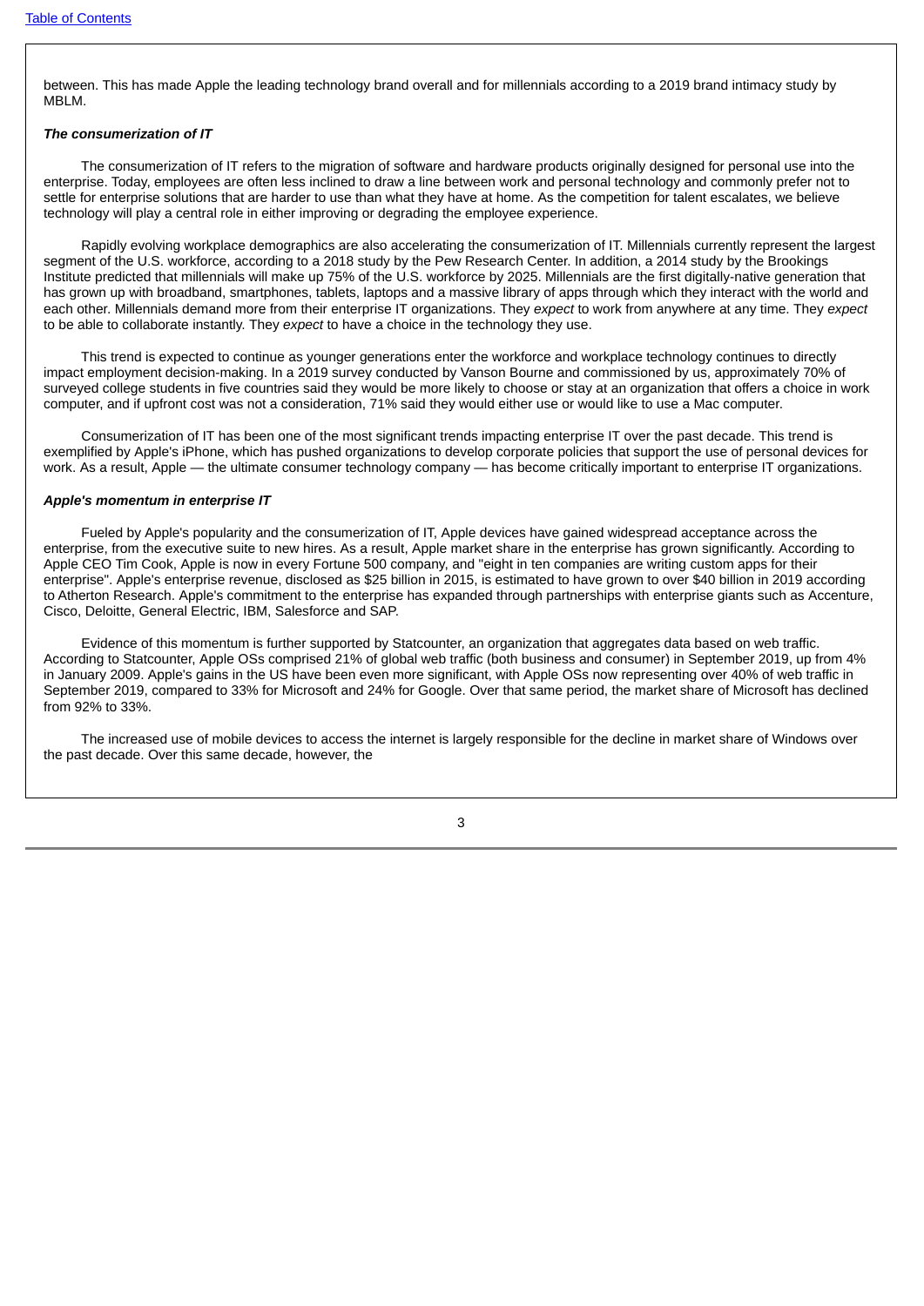between. This has made Apple the leading technology brand overall and for millennials according to a 2019 brand intimacy study by MBLM.

***The consumerization of IT***

The consumerization of IT refers to the migration of software and hardware products originally designed for personal use into the enterprise. Today, employees are often less inclined to draw a line between work and personal technology and commonly prefer not to settle for enterprise solutions that are harder to use than what they have at home. As the competition for talent escalates, we believe technology will play a central role in either improving or degrading the employee experience.

Rapidly evolving workplace demographics are also accelerating the consumerization of IT. Millennials currently represent the largest segment of the U.S. workforce, according to a 2018 study by the Pew Research Center. In addition, a 2014 study by the Brookings Institute predicted that millennials will make up 75% of the U.S. workforce by 2025. Millennials are the first digitally-native generation that has grown up with broadband, smartphones, tablets, laptops and a massive library of apps through which they interact with the world and each other. Millennials demand more from their enterprise IT organizations. They *expect* to work from anywhere at any time. They *expect* to be able to collaborate instantly. They *expect* to have a choice in the technology they use.

This trend is expected to continue as younger generations enter the workforce and workplace technology continues to directly impact employment decision-making. In a 2019 survey conducted by Vanson Bourne and commissioned by us, approximately 70% of surveyed college students in five countries said they would be more likely to choose or stay at an organization that offers a choice in work computer, and if upfront cost was not a consideration, 71% said they would either use or would like to use a Mac computer.

Consumerization of IT has been one of the most significant trends impacting enterprise IT over the past decade. This trend is exemplified by Apple's iPhone, which has pushed organizations to develop corporate policies that support the use of personal devices for work. As a result, Apple — the ultimate consumer technology company — has become critically important to enterprise IT organizations.

***Apple's momentum in enterprise IT***

Fueled by Apple's popularity and the consumerization of IT, Apple devices have gained widespread acceptance across the enterprise, from the executive suite to new hires. As a result, Apple market share in the enterprise has grown significantly. According to Apple CEO Tim Cook, Apple is now in every Fortune 500 company, and "eight in ten companies are writing custom apps for their enterprise". Apple's enterprise revenue, disclosed as $25 billion in 2015, is estimated to have grown to over $40 billion in 2019 according to Atherton Research. Apple's commitment to the enterprise has expanded through partnerships with enterprise giants such as Accenture, Cisco, Deloitte, General Electric, IBM, Salesforce and SAP.

Evidence of this momentum is further supported by Statcounter, an organization that aggregates data based on web traffic. According to Statcounter, Apple OSs comprised 21% of global web traffic (both business and consumer) in September 2019, up from 4% in January 2009. Apple's gains in the US have been even more significant, with Apple OSs now representing over 40% of web traffic in September 2019, compared to 33% for Microsoft and 24% for Google. Over that same period, the market share of Microsoft has declined from 92% to 33%.

The increased use of mobile devices to access the internet is largely responsible for the decline in market share of Windows over the past decade. Over this same decade, however, the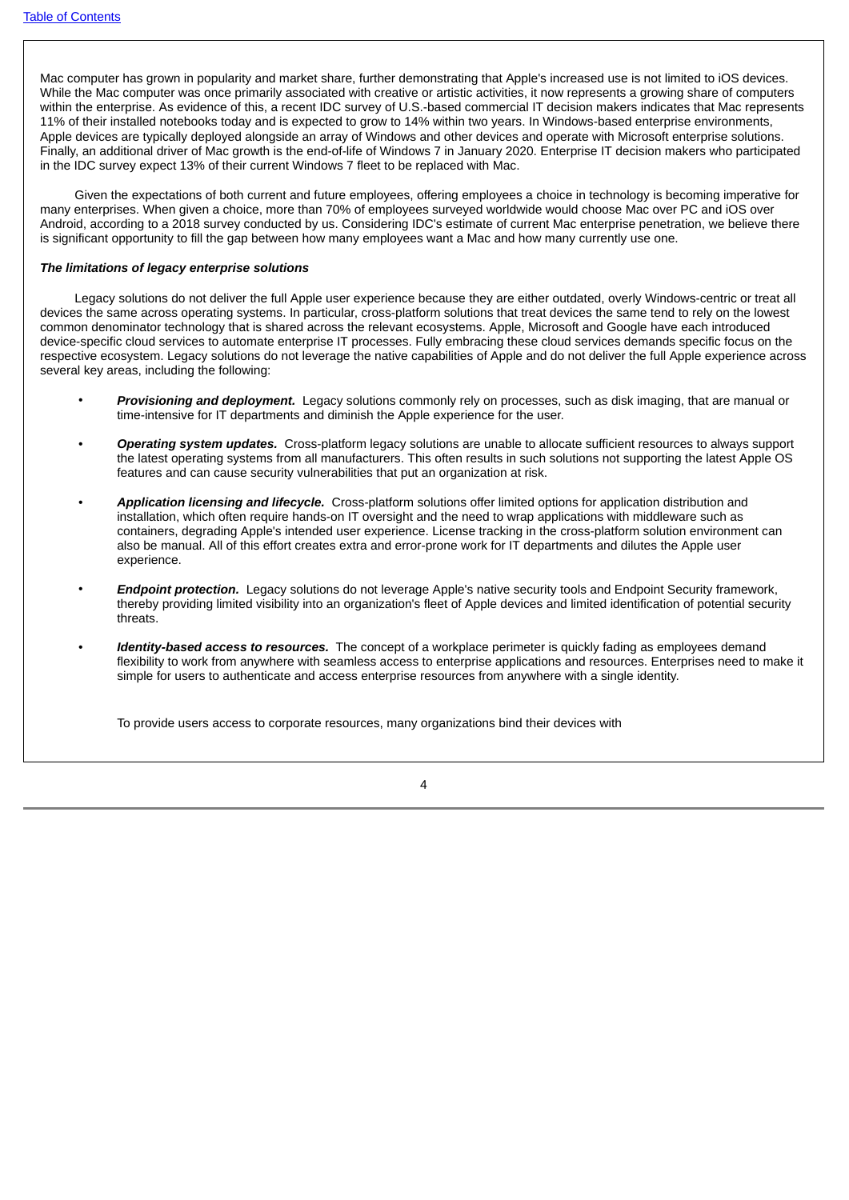Mac computer has grown in popularity and market share, further demonstrating that Apple's increased use is not limited to iOS devices. While the Mac computer was once primarily associated with creative or artistic activities, it now represents a growing share of computers within the enterprise. As evidence of this, a recent IDC survey of U.S.-based commercial IT decision makers indicates that Mac represents 11% of their installed notebooks today and is expected to grow to 14% within two years. In Windows-based enterprise environments, Apple devices are typically deployed alongside an array of Windows and other devices and operate with Microsoft enterprise solutions. Finally, an additional driver of Mac growth is the end-of-life of Windows 7 in January 2020. Enterprise IT decision makers who participated in the IDC survey expect 13% of their current Windows 7 fleet to be replaced with Mac.

Given the expectations of both current and future employees, offering employees a choice in technology is becoming imperative for many enterprises. When given a choice, more than 70% of employees surveyed worldwide would choose Mac over PC and iOS over Android, according to a 2018 survey conducted by us. Considering IDC's estimate of current Mac enterprise penetration, we believe there is significant opportunity to fill the gap between how many employees want a Mac and how many currently use one.

***The limitations of legacy enterprise solutions***

Legacy solutions do not deliver the full Apple user experience because they are either outdated, overly Windows-centric or treat all devices the same across operating systems. In particular, cross-platform solutions that treat devices the same tend to rely on the lowest common denominator technology that is shared across the relevant ecosystems. Apple, Microsoft and Google have each introduced device-specific cloud services to automate enterprise IT processes. Fully embracing these cloud services demands specific focus on the respective ecosystem. Legacy solutions do not leverage the native capabilities of Apple and do not deliver the full Apple experience across several key areas, including the following:

- ***Provisioning and deployment.*** Legacy solutions commonly rely on processes, such as disk imaging, that are manual or time-intensive for IT departments and diminish the Apple experience for the user.
- ***Operating system updates.*** Cross-platform legacy solutions are unable to allocate sufficient resources to always support the latest operating systems from all manufacturers. This often results in such solutions not supporting the latest Apple OS features and can cause security vulnerabilities that put an organization at risk.
- ***Application licensing and lifecycle.*** Cross-platform solutions offer limited options for application distribution and installation, which often require hands-on IT oversight and the need to wrap applications with middleware such as containers, degrading Apple's intended user experience. License tracking in the cross-platform solution environment can also be manual. All of this effort creates extra and error-prone work for IT departments and dilutes the Apple user experience.
- ***Endpoint protection.*** Legacy solutions do not leverage Apple's native security tools and Endpoint Security framework, thereby providing limited visibility into an organization's fleet of Apple devices and limited identification of potential security threats.
- ***Identity-based access to resources.*** The concept of a workplace perimeter is quickly fading as employees demand flexibility to work from anywhere with seamless access to enterprise applications and resources. Enterprises need to make it simple for users to authenticate and access enterprise resources from anywhere with a single identity.

  To provide users access to corporate resources, many organizations bind their devices with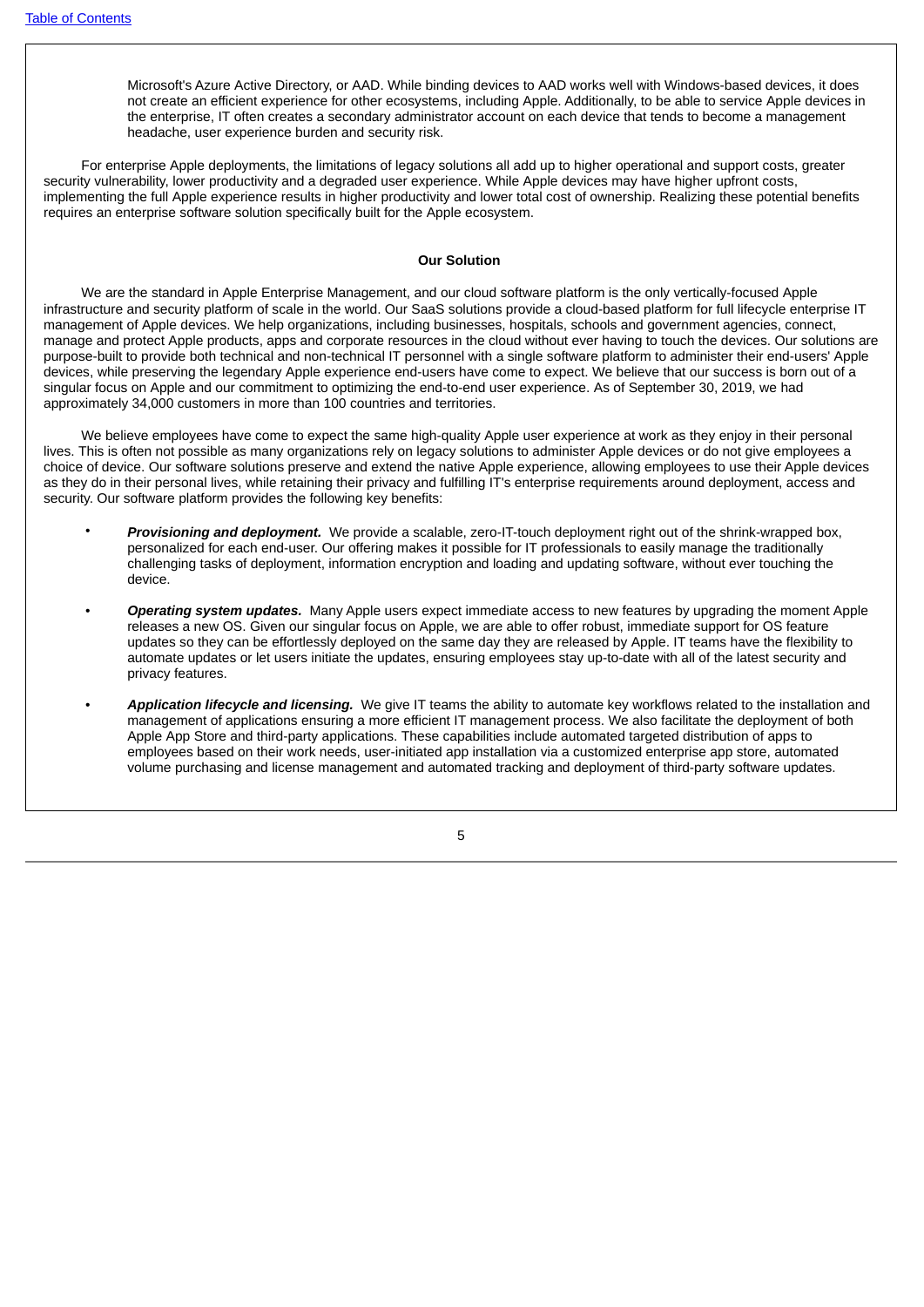Microsoft's Azure Active Directory, or AAD. While binding devices to AAD works well with Windows-based devices, it does not create an efficient experience for other ecosystems, including Apple. Additionally, to be able to service Apple devices in the enterprise, IT often creates a secondary administrator account on each device that tends to become a management headache, user experience burden and security risk.

For enterprise Apple deployments, the limitations of legacy solutions all add up to higher operational and support costs, greater security vulnerability, lower productivity and a degraded user experience. While Apple devices may have higher upfront costs, implementing the full Apple experience results in higher productivity and lower total cost of ownership. Realizing these potential benefits requires an enterprise software solution specifically built for the Apple ecosystem.

**Our Solution**

We are the standard in Apple Enterprise Management, and our cloud software platform is the only vertically-focused Apple infrastructure and security platform of scale in the world. Our SaaS solutions provide a cloud-based platform for full lifecycle enterprise IT management of Apple devices. We help organizations, including businesses, hospitals, schools and government agencies, connect, manage and protect Apple products, apps and corporate resources in the cloud without ever having to touch the devices. Our solutions are purpose-built to provide both technical and non-technical IT personnel with a single software platform to administer their end-users' Apple devices, while preserving the legendary Apple experience end-users have come to expect. We believe that our success is born out of a singular focus on Apple and our commitment to optimizing the end-to-end user experience. As of September 30, 2019, we had approximately 34,000 customers in more than 100 countries and territories.

We believe employees have come to expect the same high-quality Apple user experience at work as they enjoy in their personal lives. This is often not possible as many organizations rely on legacy solutions to administer Apple devices or do not give employees a choice of device. Our software solutions preserve and extend the native Apple experience, allowing employees to use their Apple devices as they do in their personal lives, while retaining their privacy and fulfilling IT's enterprise requirements around deployment, access and security. Our software platform provides the following key benefits:

- ***Provisioning and deployment.*** We provide a scalable, zero-IT-touch deployment right out of the shrink-wrapped box, personalized for each end-user. Our offering makes it possible for IT professionals to easily manage the traditionally challenging tasks of deployment, information encryption and loading and updating software, without ever touching the device.
- ***Operating system updates.*** Many Apple users expect immediate access to new features by upgrading the moment Apple releases a new OS. Given our singular focus on Apple, we are able to offer robust, immediate support for OS feature updates so they can be effortlessly deployed on the same day they are released by Apple. IT teams have the flexibility to automate updates or let users initiate the updates, ensuring employees stay up-to-date with all of the latest security and privacy features.
- ***Application lifecycle and licensing.*** We give IT teams the ability to automate key workflows related to the installation and management of applications ensuring a more efficient IT management process. We also facilitate the deployment of both Apple App Store and third-party applications. These capabilities include automated targeted distribution of apps to employees based on their work needs, user-initiated app installation via a customized enterprise app store, automated volume purchasing and license management and automated tracking and deployment of third-party software updates.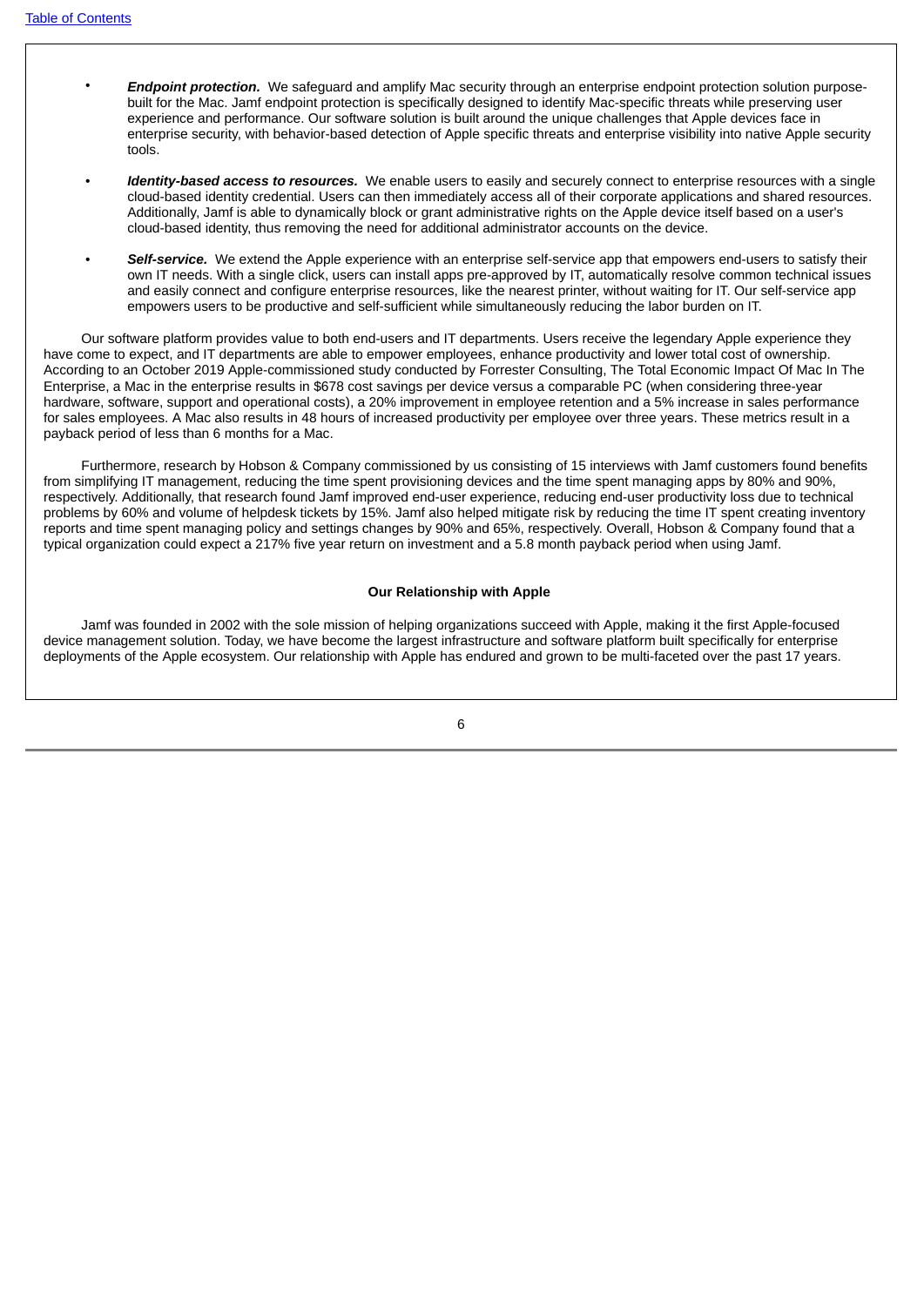- ***Endpoint protection.*** We safeguard and amplify Mac security through an enterprise endpoint protection solution purpose-built for the Mac. Jamf endpoint protection is specifically designed to identify Mac-specific threats while preserving user experience and performance. Our software solution is built around the unique challenges that Apple devices face in enterprise security, with behavior-based detection of Apple specific threats and enterprise visibility into native Apple security tools.

- ***Identity-based access to resources.*** We enable users to easily and securely connect to enterprise resources with a single cloud-based identity credential. Users can then immediately access all of their corporate applications and shared resources. Additionally, Jamf is able to dynamically block or grant administrative rights on the Apple device itself based on a user's cloud-based identity, thus removing the need for additional administrator accounts on the device.

- ***Self-service.*** We extend the Apple experience with an enterprise self-service app that empowers end-users to satisfy their own IT needs. With a single click, users can install apps pre-approved by IT, automatically resolve common technical issues and easily connect and configure enterprise resources, like the nearest printer, without waiting for IT. Our self-service app empowers users to be productive and self-sufficient while simultaneously reducing the labor burden on IT.

Our software platform provides value to both end-users and IT departments. Users receive the legendary Apple experience they have come to expect, and IT departments are able to empower employees, enhance productivity and lower total cost of ownership. According to an October 2019 Apple-commissioned study conducted by Forrester Consulting, The Total Economic Impact Of Mac In The Enterprise, a Mac in the enterprise results in $678 cost savings per device versus a comparable PC (when considering three-year hardware, software, support and operational costs), a 20% improvement in employee retention and a 5% increase in sales performance for sales employees. A Mac also results in 48 hours of increased productivity per employee over three years. These metrics result in a payback period of less than 6 months for a Mac.

Furthermore, research by Hobson & Company commissioned by us consisting of 15 interviews with Jamf customers found benefits from simplifying IT management, reducing the time spent provisioning devices and the time spent managing apps by 80% and 90%, respectively. Additionally, that research found Jamf improved end-user experience, reducing end-user productivity loss due to technical problems by 60% and volume of helpdesk tickets by 15%. Jamf also helped mitigate risk by reducing the time IT spent creating inventory reports and time spent managing policy and settings changes by 90% and 65%, respectively. Overall, Hobson & Company found that a typical organization could expect a 217% five year return on investment and a 5.8 month payback period when using Jamf.

## Our Relationship with Apple

Jamf was founded in 2002 with the sole mission of helping organizations succeed with Apple, making it the first Apple-focused device management solution. Today, we have become the largest infrastructure and software platform built specifically for enterprise deployments of the Apple ecosystem. Our relationship with Apple has endured and grown to be multi-faceted over the past 17 years.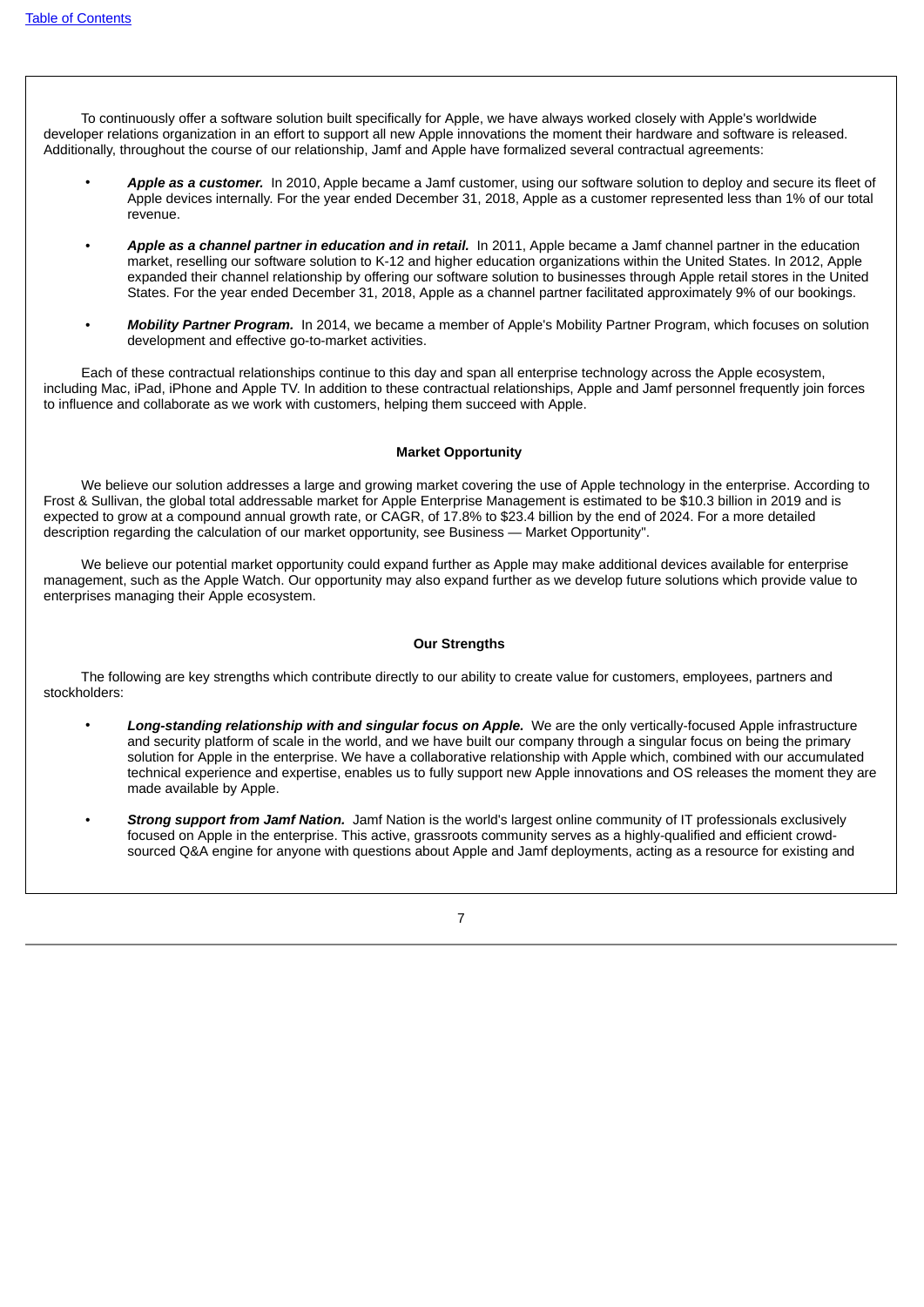To continuously offer a software solution built specifically for Apple, we have always worked closely with Apple's worldwide developer relations organization in an effort to support all new Apple innovations the moment their hardware and software is released. Additionally, throughout the course of our relationship, Jamf and Apple have formalized several contractual agreements:

- ***Apple as a customer.*** In 2010, Apple became a Jamf customer, using our software solution to deploy and secure its fleet of Apple devices internally. For the year ended December 31, 2018, Apple as a customer represented less than 1% of our total revenue.
- ***Apple as a channel partner in education and in retail.*** In 2011, Apple became a Jamf channel partner in the education market, reselling our software solution to K-12 and higher education organizations within the United States. In 2012, Apple expanded their channel relationship by offering our software solution to businesses through Apple retail stores in the United States. For the year ended December 31, 2018, Apple as a channel partner facilitated approximately 9% of our bookings.
- ***Mobility Partner Program.*** In 2014, we became a member of Apple's Mobility Partner Program, which focuses on solution development and effective go-to-market activities.

Each of these contractual relationships continue to this day and span all enterprise technology across the Apple ecosystem, including Mac, iPad, iPhone and Apple TV. In addition to these contractual relationships, Apple and Jamf personnel frequently join forces to influence and collaborate as we work with customers, helping them succeed with Apple.

## Market Opportunity

We believe our solution addresses a large and growing market covering the use of Apple technology in the enterprise. According to Frost & Sullivan, the global total addressable market for Apple Enterprise Management is estimated to be $10.3 billion in 2019 and is expected to grow at a compound annual growth rate, or CAGR, of 17.8% to $23.4 billion by the end of 2024. For a more detailed description regarding the calculation of our market opportunity, see Business — Market Opportunity".

We believe our potential market opportunity could expand further as Apple may make additional devices available for enterprise management, such as the Apple Watch. Our opportunity may also expand further as we develop future solutions which provide value to enterprises managing their Apple ecosystem.

## Our Strengths

The following are key strengths which contribute directly to our ability to create value for customers, employees, partners and stockholders:

- ***Long-standing relationship with and singular focus on Apple.*** We are the only vertically-focused Apple infrastructure and security platform of scale in the world, and we have built our company through a singular focus on being the primary solution for Apple in the enterprise. We have a collaborative relationship with Apple which, combined with our accumulated technical experience and expertise, enables us to fully support new Apple innovations and OS releases the moment they are made available by Apple.
- ***Strong support from Jamf Nation.*** Jamf Nation is the world's largest online community of IT professionals exclusively focused on Apple in the enterprise. This active, grassroots community serves as a highly-qualified and efficient crowd-sourced Q&A engine for anyone with questions about Apple and Jamf deployments, acting as a resource for existing and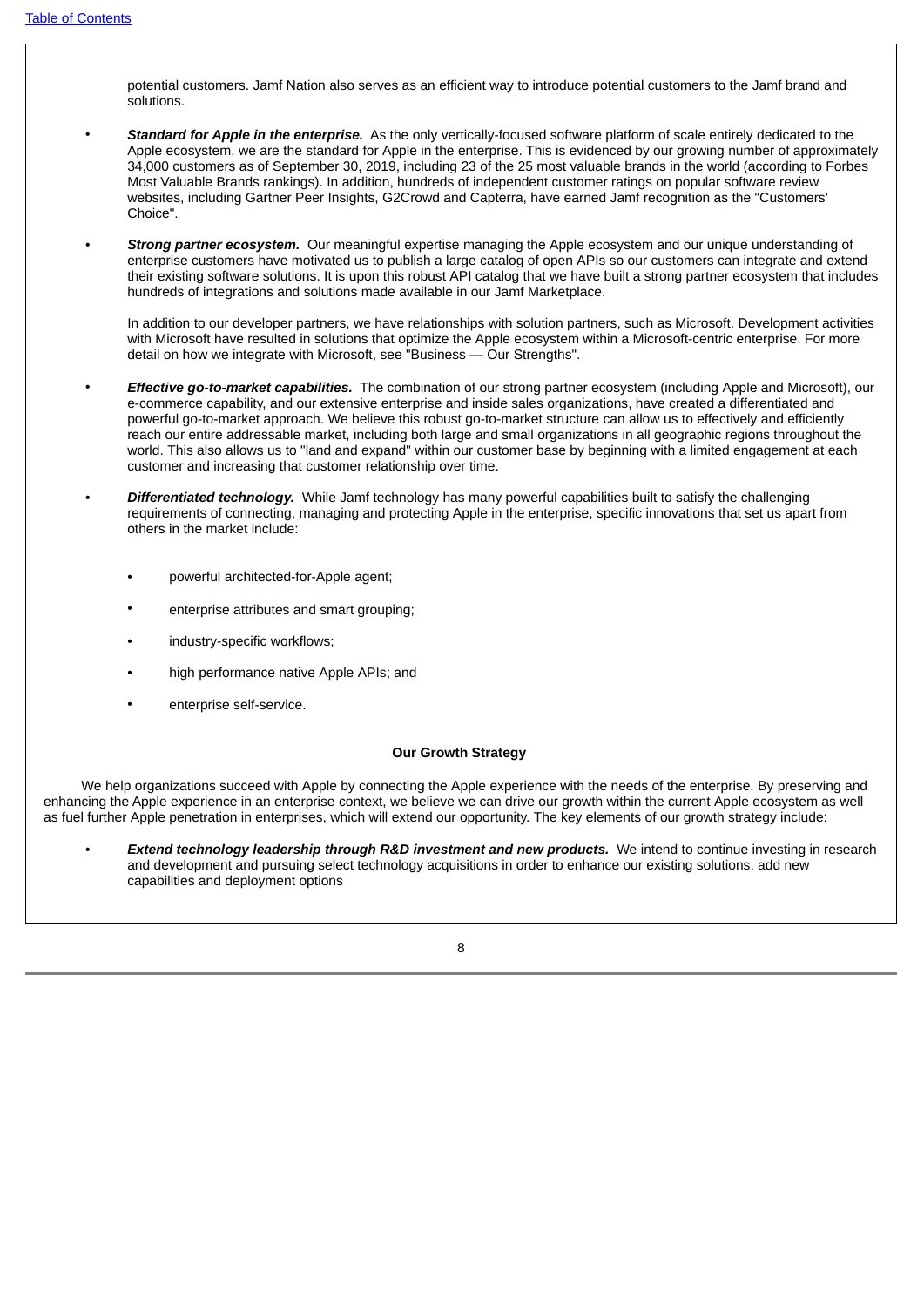potential customers. Jamf Nation also serves as an efficient way to introduce potential customers to the Jamf brand and solutions.

- ***Standard for Apple in the enterprise.*** As the only vertically-focused software platform of scale entirely dedicated to the Apple ecosystem, we are the standard for Apple in the enterprise. This is evidenced by our growing number of approximately 34,000 customers as of September 30, 2019, including 23 of the 25 most valuable brands in the world (according to Forbes Most Valuable Brands rankings). In addition, hundreds of independent customer ratings on popular software review websites, including Gartner Peer Insights, G2Crowd and Capterra, have earned Jamf recognition as the "Customers' Choice".

- ***Strong partner ecosystem.*** Our meaningful expertise managing the Apple ecosystem and our unique understanding of enterprise customers have motivated us to publish a large catalog of open APIs so our customers can integrate and extend their existing software solutions. It is upon this robust API catalog that we have built a strong partner ecosystem that includes hundreds of integrations and solutions made available in our Jamf Marketplace.

  In addition to our developer partners, we have relationships with solution partners, such as Microsoft. Development activities with Microsoft have resulted in solutions that optimize the Apple ecosystem within a Microsoft-centric enterprise. For more detail on how we integrate with Microsoft, see "Business — Our Strengths".

- ***Effective go-to-market capabilities.*** The combination of our strong partner ecosystem (including Apple and Microsoft), our e-commerce capability, and our extensive enterprise and inside sales organizations, have created a differentiated and powerful go-to-market approach. We believe this robust go-to-market structure can allow us to effectively and efficiently reach our entire addressable market, including both large and small organizations in all geographic regions throughout the world. This also allows us to "land and expand" within our customer base by beginning with a limited engagement at each customer and increasing that customer relationship over time.

- ***Differentiated technology.*** While Jamf technology has many powerful capabilities built to satisfy the challenging requirements of connecting, managing and protecting Apple in the enterprise, specific innovations that set us apart from others in the market include:

  - powerful architected-for-Apple agent;
  - enterprise attributes and smart grouping;
  - industry-specific workflows;
  - high performance native Apple APIs; and
  - enterprise self-service.

**Our Growth Strategy**

We help organizations succeed with Apple by connecting the Apple experience with the needs of the enterprise. By preserving and enhancing the Apple experience in an enterprise context, we believe we can drive our growth within the current Apple ecosystem as well as fuel further Apple penetration in enterprises, which will extend our opportunity. The key elements of our growth strategy include:

- ***Extend technology leadership through R&D investment and new products.*** We intend to continue investing in research and development and pursuing select technology acquisitions in order to enhance our existing solutions, add new capabilities and deployment options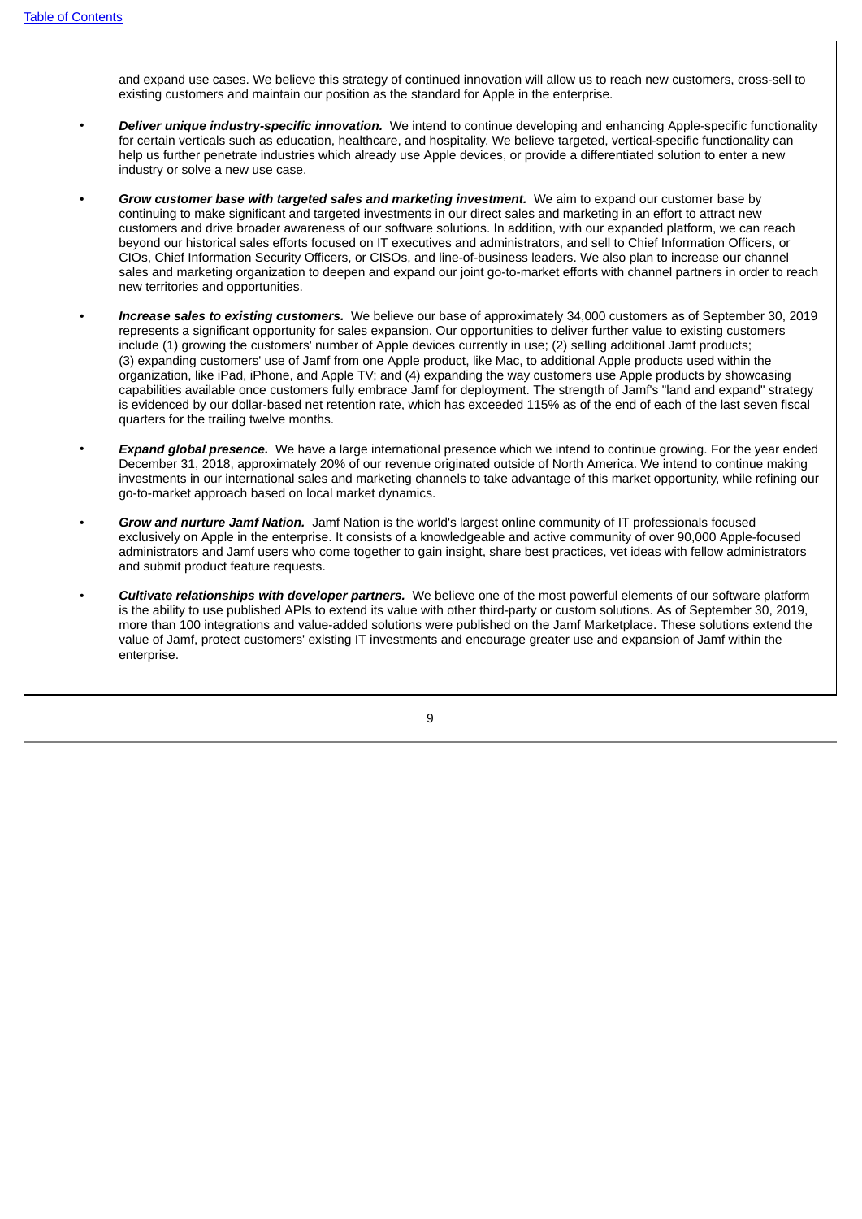and expand use cases. We believe this strategy of continued innovation will allow us to reach new customers, cross-sell to existing customers and maintain our position as the standard for Apple in the enterprise.

- ***Deliver unique industry-specific innovation.*** We intend to continue developing and enhancing Apple-specific functionality for certain verticals such as education, healthcare, and hospitality. We believe targeted, vertical-specific functionality can help us further penetrate industries which already use Apple devices, or provide a differentiated solution to enter a new industry or solve a new use case.
- ***Grow customer base with targeted sales and marketing investment.*** We aim to expand our customer base by continuing to make significant and targeted investments in our direct sales and marketing in an effort to attract new customers and drive broader awareness of our software solutions. In addition, with our expanded platform, we can reach beyond our historical sales efforts focused on IT executives and administrators, and sell to Chief Information Officers, or CIOs, Chief Information Security Officers, or CISOs, and line-of-business leaders. We also plan to increase our channel sales and marketing organization to deepen and expand our joint go-to-market efforts with channel partners in order to reach new territories and opportunities.
- ***Increase sales to existing customers.*** We believe our base of approximately 34,000 customers as of September 30, 2019 represents a significant opportunity for sales expansion. Our opportunities to deliver further value to existing customers include (1) growing the customers' number of Apple devices currently in use; (2) selling additional Jamf products; (3) expanding customers' use of Jamf from one Apple product, like Mac, to additional Apple products used within the organization, like iPad, iPhone, and Apple TV; and (4) expanding the way customers use Apple products by showcasing capabilities available once customers fully embrace Jamf for deployment. The strength of Jamf's "land and expand" strategy is evidenced by our dollar-based net retention rate, which has exceeded 115% as of the end of each of the last seven fiscal quarters for the trailing twelve months.
- ***Expand global presence.*** We have a large international presence which we intend to continue growing. For the year ended December 31, 2018, approximately 20% of our revenue originated outside of North America. We intend to continue making investments in our international sales and marketing channels to take advantage of this market opportunity, while refining our go-to-market approach based on local market dynamics.
- ***Grow and nurture Jamf Nation.*** Jamf Nation is the world's largest online community of IT professionals focused exclusively on Apple in the enterprise. It consists of a knowledgeable and active community of over 90,000 Apple-focused administrators and Jamf users who come together to gain insight, share best practices, vet ideas with fellow administrators and submit product feature requests.
- ***Cultivate relationships with developer partners.*** We believe one of the most powerful elements of our software platform is the ability to use published APIs to extend its value with other third-party or custom solutions. As of September 30, 2019, more than 100 integrations and value-added solutions were published on the Jamf Marketplace. These solutions extend the value of Jamf, protect customers' existing IT investments and encourage greater use and expansion of Jamf within the enterprise.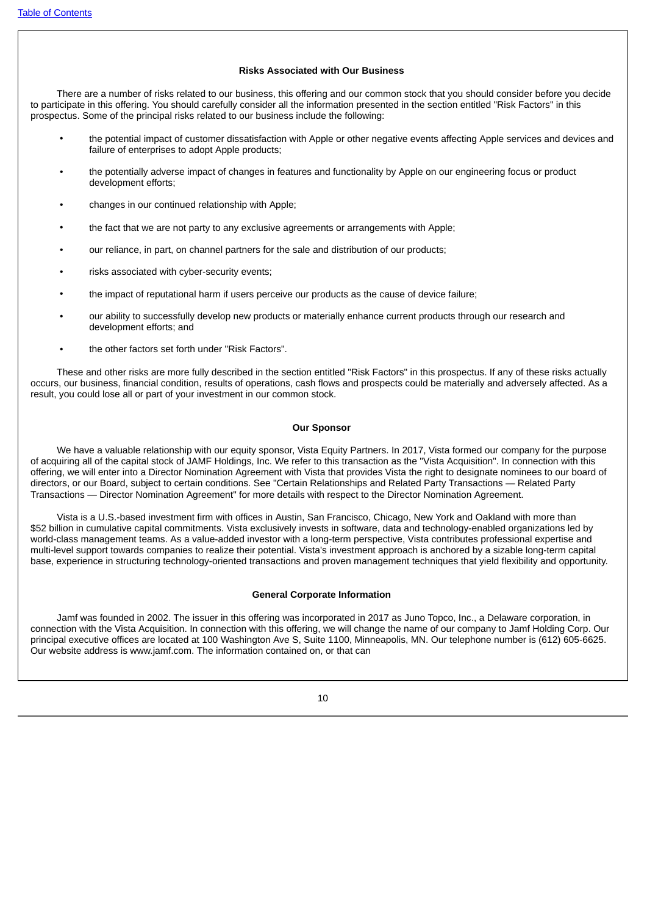### Risks Associated with Our Business

There are a number of risks related to our business, this offering and our common stock that you should consider before you decide to participate in this offering. You should carefully consider all the information presented in the section entitled "Risk Factors" in this prospectus. Some of the principal risks related to our business include the following:

- the potential impact of customer dissatisfaction with Apple or other negative events affecting Apple services and devices and failure of enterprises to adopt Apple products;
- the potentially adverse impact of changes in features and functionality by Apple on our engineering focus or product development efforts;
- changes in our continued relationship with Apple;
- the fact that we are not party to any exclusive agreements or arrangements with Apple;
- our reliance, in part, on channel partners for the sale and distribution of our products;
- risks associated with cyber-security events;
- the impact of reputational harm if users perceive our products as the cause of device failure;
- our ability to successfully develop new products or materially enhance current products through our research and development efforts; and
- the other factors set forth under "Risk Factors".

These and other risks are more fully described in the section entitled "Risk Factors" in this prospectus. If any of these risks actually occurs, our business, financial condition, results of operations, cash flows and prospects could be materially and adversely affected. As a result, you could lose all or part of your investment in our common stock.

### Our Sponsor

We have a valuable relationship with our equity sponsor, Vista Equity Partners. In 2017, Vista formed our company for the purpose of acquiring all of the capital stock of JAMF Holdings, Inc. We refer to this transaction as the "Vista Acquisition". In connection with this offering, we will enter into a Director Nomination Agreement with Vista that provides Vista the right to designate nominees to our board of directors, or our Board, subject to certain conditions. See "Certain Relationships and Related Party Transactions — Related Party Transactions — Director Nomination Agreement" for more details with respect to the Director Nomination Agreement.

Vista is a U.S.-based investment firm with offices in Austin, San Francisco, Chicago, New York and Oakland with more than $52 billion in cumulative capital commitments. Vista exclusively invests in software, data and technology-enabled organizations led by world-class management teams. As a value-added investor with a long-term perspective, Vista contributes professional expertise and multi-level support towards companies to realize their potential. Vista's investment approach is anchored by a sizable long-term capital base, experience in structuring technology-oriented transactions and proven management techniques that yield flexibility and opportunity.

### General Corporate Information

Jamf was founded in 2002. The issuer in this offering was incorporated in 2017 as Juno Topco, Inc., a Delaware corporation, in connection with the Vista Acquisition. In connection with this offering, we will change the name of our company to Jamf Holding Corp. Our principal executive offices are located at 100 Washington Ave S, Suite 1100, Minneapolis, MN. Our telephone number is (612) 605-6625. Our website address is www.jamf.com. The information contained on, or that can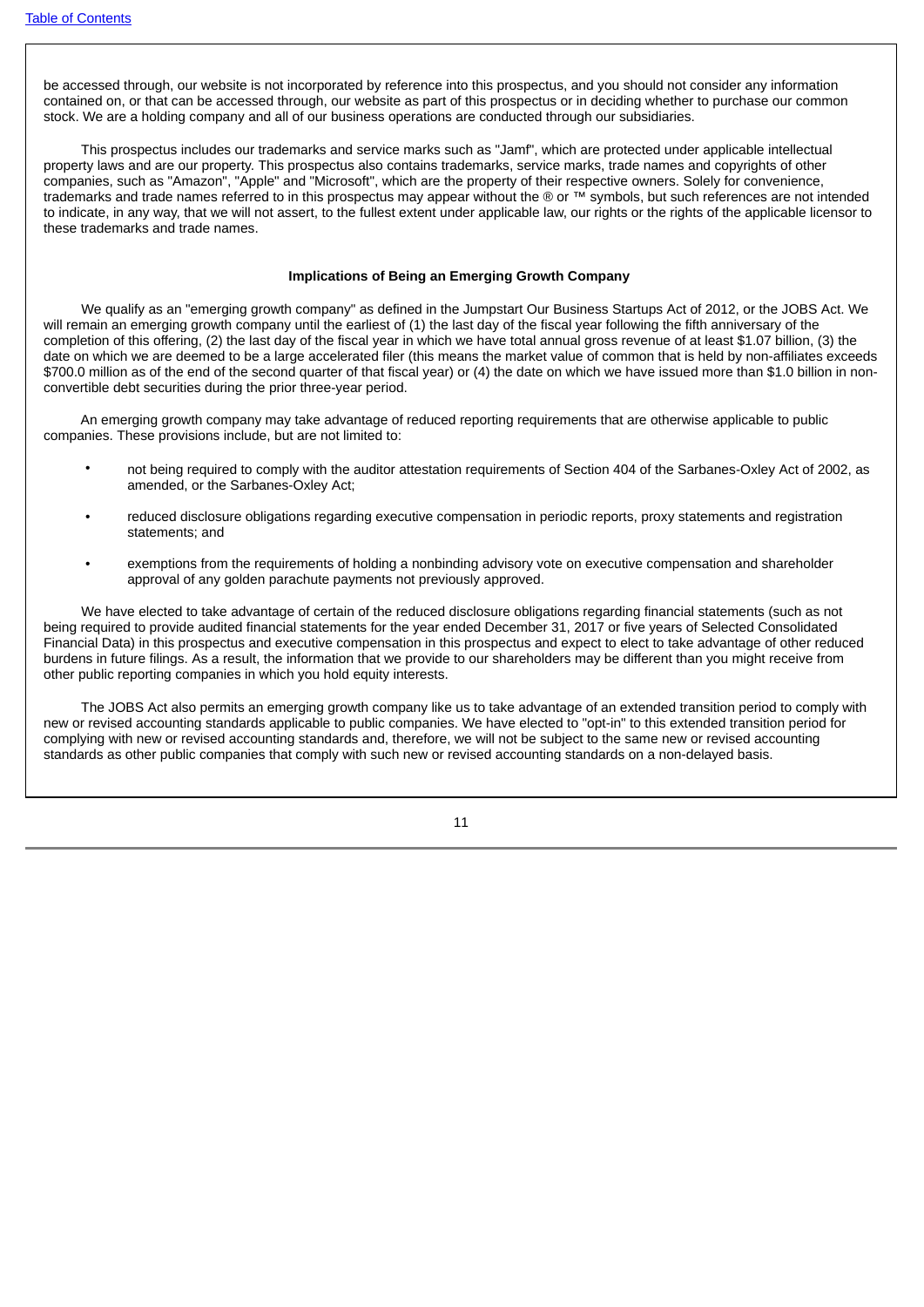be accessed through, our website is not incorporated by reference into this prospectus, and you should not consider any information contained on, or that can be accessed through, our website as part of this prospectus or in deciding whether to purchase our common stock. We are a holding company and all of our business operations are conducted through our subsidiaries.

This prospectus includes our trademarks and service marks such as "Jamf", which are protected under applicable intellectual property laws and are our property. This prospectus also contains trademarks, service marks, trade names and copyrights of other companies, such as "Amazon", "Apple" and "Microsoft", which are the property of their respective owners. Solely for convenience, trademarks and trade names referred to in this prospectus may appear without the ® or ™ symbols, but such references are not intended to indicate, in any way, that we will not assert, to the fullest extent under applicable law, our rights or the rights of the applicable licensor to these trademarks and trade names.

**Implications of Being an Emerging Growth Company**

We qualify as an "emerging growth company" as defined in the Jumpstart Our Business Startups Act of 2012, or the JOBS Act. We will remain an emerging growth company until the earliest of (1) the last day of the fiscal year following the fifth anniversary of the completion of this offering, (2) the last day of the fiscal year in which we have total annual gross revenue of at least $1.07 billion, (3) the date on which we are deemed to be a large accelerated filer (this means the market value of common that is held by non-affiliates exceeds $700.0 million as of the end of the second quarter of that fiscal year) or (4) the date on which we have issued more than $1.0 billion in non-convertible debt securities during the prior three-year period.

An emerging growth company may take advantage of reduced reporting requirements that are otherwise applicable to public companies. These provisions include, but are not limited to:

- not being required to comply with the auditor attestation requirements of Section 404 of the Sarbanes-Oxley Act of 2002, as amended, or the Sarbanes-Oxley Act;
- reduced disclosure obligations regarding executive compensation in periodic reports, proxy statements and registration statements; and
- exemptions from the requirements of holding a nonbinding advisory vote on executive compensation and shareholder approval of any golden parachute payments not previously approved.

We have elected to take advantage of certain of the reduced disclosure obligations regarding financial statements (such as not being required to provide audited financial statements for the year ended December 31, 2017 or five years of Selected Consolidated Financial Data) in this prospectus and executive compensation in this prospectus and expect to elect to take advantage of other reduced burdens in future filings. As a result, the information that we provide to our shareholders may be different than you might receive from other public reporting companies in which you hold equity interests.

The JOBS Act also permits an emerging growth company like us to take advantage of an extended transition period to comply with new or revised accounting standards applicable to public companies. We have elected to "opt-in" to this extended transition period for complying with new or revised accounting standards and, therefore, we will not be subject to the same new or revised accounting standards as other public companies that comply with such new or revised accounting standards on a non-delayed basis.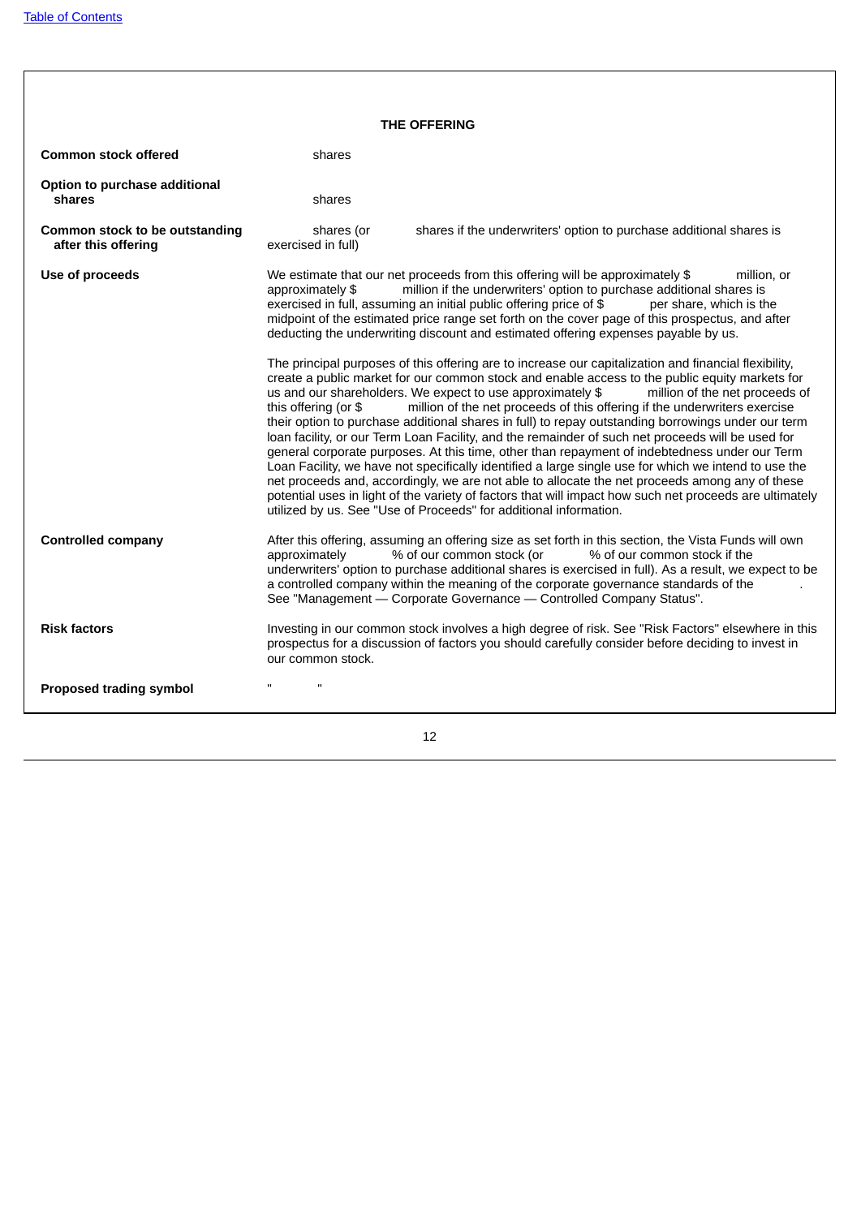## THE OFFERING

| | |
|---|---|
| **Common stock offered** | shares |
| **Option to purchase additional shares** | shares |
| **Common stock to be outstanding after this offering** | shares (or shares if the underwriters' option to purchase additional shares is exercised in full) |
| **Use of proceeds** | We estimate that our net proceeds from this offering will be approximately $ million, or approximately $ million if the underwriters' option to purchase additional shares is exercised in full, assuming an initial public offering price of $ per share, which is the midpoint of the estimated price range set forth on the cover page of this prospectus, and after deducting the underwriting discount and estimated offering expenses payable by us.<br><br>The principal purposes of this offering are to increase our capitalization and financial flexibility, create a public market for our common stock and enable access to the public equity markets for us and our shareholders. We expect to use approximately $ million of the net proceeds of this offering (or $ million of the net proceeds of this offering if the underwriters exercise their option to purchase additional shares in full) to repay outstanding borrowings under our term loan facility, or our Term Loan Facility, and the remainder of such net proceeds will be used for general corporate purposes. At this time, other than repayment of indebtedness under our Term Loan Facility, we have not specifically identified a large single use for which we intend to use the net proceeds and, accordingly, we are not able to allocate the net proceeds among any of these potential uses in light of the variety of factors that will impact how such net proceeds are ultimately utilized by us. See "Use of Proceeds" for additional information. |
| **Controlled company** | After this offering, assuming an offering size as set forth in this section, the Vista Funds will own approximately % of our common stock (or % of our common stock if the underwriters' option to purchase additional shares is exercised in full). As a result, we expect to be a controlled company within the meaning of the corporate governance standards of the . See "Management — Corporate Governance — Controlled Company Status". |
| **Risk factors** | Investing in our common stock involves a high degree of risk. See "Risk Factors" elsewhere in this prospectus for a discussion of factors you should carefully consider before deciding to invest in our common stock. |
| **Proposed trading symbol** | " " |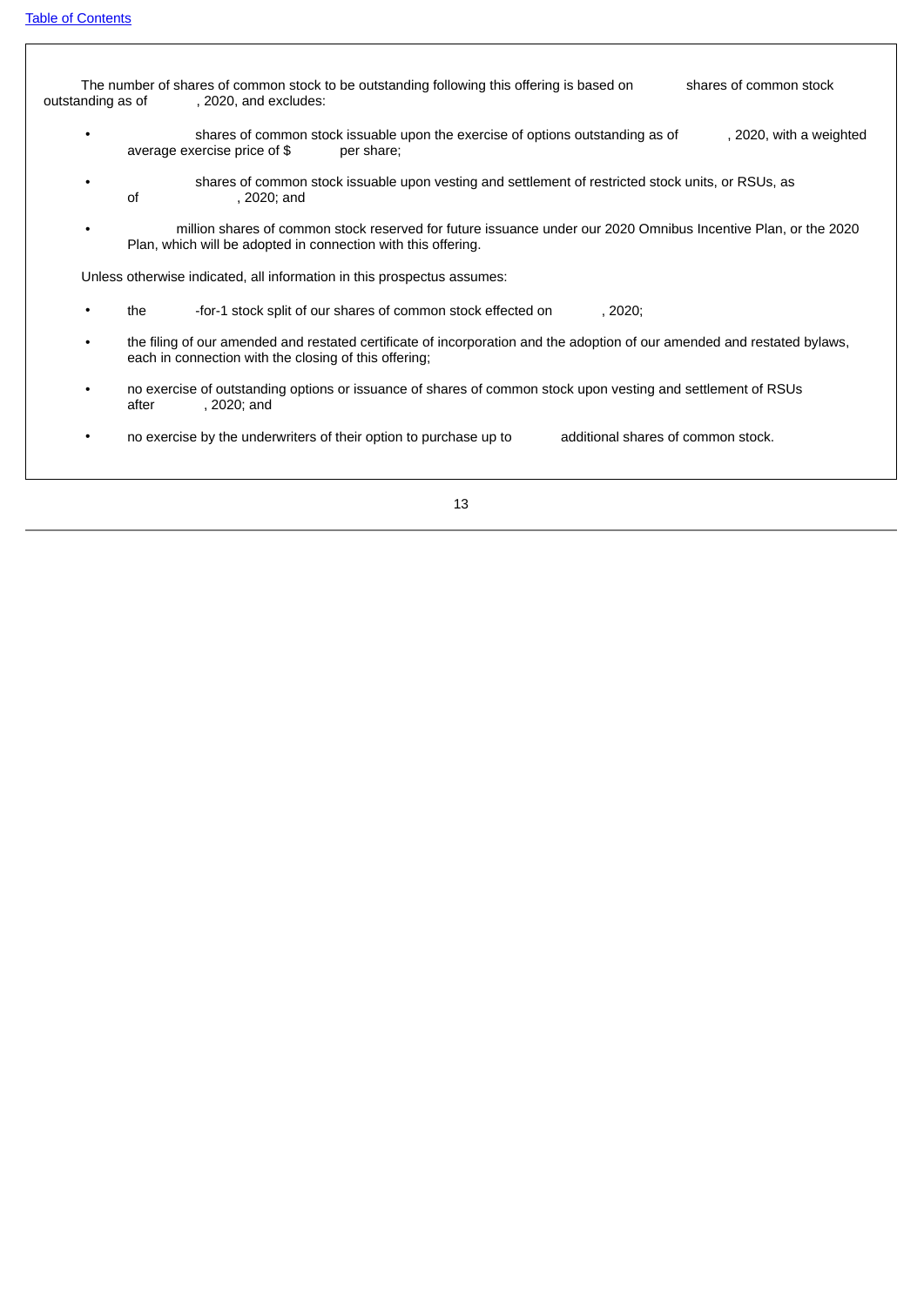The number of shares of common stock to be outstanding following this offering is based on shares of common stock outstanding as of , 2020, and excludes:

- shares of common stock issuable upon the exercise of options outstanding as of , 2020, with a weighted average exercise price of $ per share;
- shares of common stock issuable upon vesting and settlement of restricted stock units, or RSUs, as of , 2020; and
- million shares of common stock reserved for future issuance under our 2020 Omnibus Incentive Plan, or the 2020 Plan, which will be adopted in connection with this offering.

Unless otherwise indicated, all information in this prospectus assumes:

- the -for-1 stock split of our shares of common stock effected on , 2020;
- the filing of our amended and restated certificate of incorporation and the adoption of our amended and restated bylaws, each in connection with the closing of this offering;
- no exercise of outstanding options or issuance of shares of common stock upon vesting and settlement of RSUs after , 2020; and
- no exercise by the underwriters of their option to purchase up to additional shares of common stock.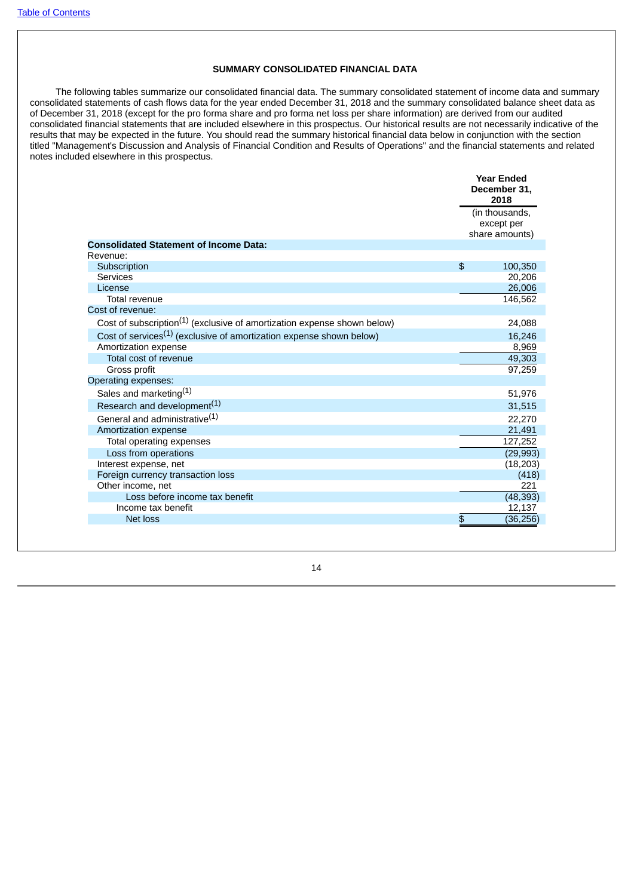## SUMMARY CONSOLIDATED FINANCIAL DATA

The following tables summarize our consolidated financial data. The summary consolidated statement of income data and summary consolidated statements of cash flows data for the year ended December 31, 2018 and the summary consolidated balance sheet data as of December 31, 2018 (except for the pro forma share and pro forma net loss per share information) are derived from our audited consolidated financial statements that are included elsewhere in this prospectus. Our historical results are not necessarily indicative of the results that may be expected in the future. You should read the summary historical financial data below in conjunction with the section titled "Management's Discussion and Analysis of Financial Condition and Results of Operations" and the financial statements and related notes included elsewhere in this prospectus.

| | Year Ended December 31, 2018 |
|---|---|
| | (in thousands, except per share amounts) |
| **Consolidated Statement of Income Data:** | |
| Revenue: | |
| Subscription | $ 100,350 |
| Services | 20,206 |
| License | 26,006 |
| Total revenue | 146,562 |
| Cost of revenue: | |
| Cost of subscription[1] (exclusive of amortization expense shown below) | 24,088 |
| Cost of services[1] (exclusive of amortization expense shown below) | 16,246 |
| Amortization expense | 8,969 |
| Total cost of revenue | 49,303 |
| Gross profit | 97,259 |
| Operating expenses: | |
| Sales and marketing[1] | 51,976 |
| Research and development[1] | 31,515 |
| General and administrative[1] | 22,270 |
| Amortization expense | 21,491 |
| Total operating expenses | 127,252 |
| Loss from operations | (29,993) |
| Interest expense, net | (18,203) |
| Foreign currency transaction loss | (418) |
| Other income, net | 221 |
| Loss before income tax benefit | (48,393) |
| Income tax benefit | 12,137 |
| Net loss | $ (36,256) |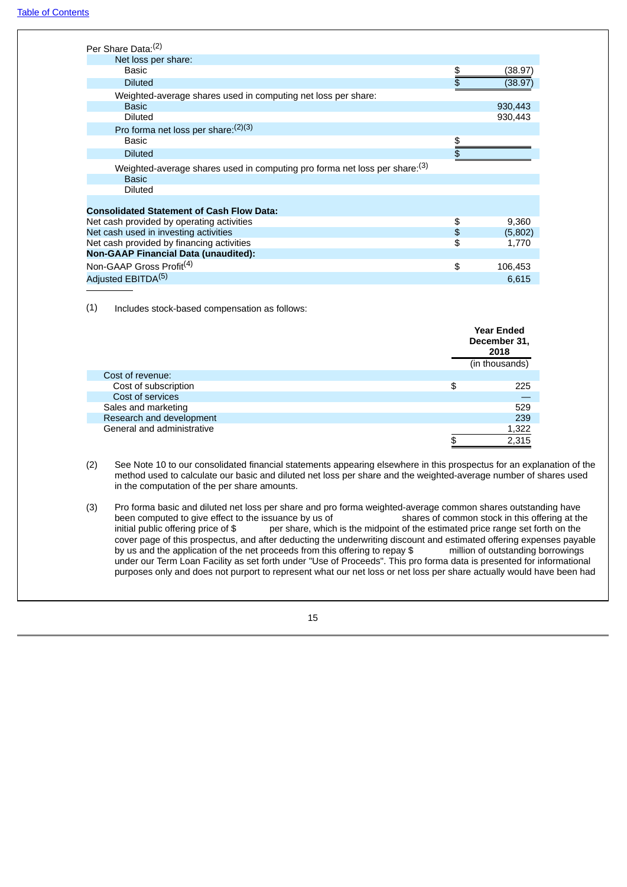| | |
|---|---|
| Per Share Data:[2] | |
| Net loss per share: | |
| Basic | $ (38.97) |
| Diluted | $ (38.97) |
| Weighted-average shares used in computing net loss per share: | |
| Basic | 930,443 |
| Diluted | 930,443 |
| Pro forma net loss per share:[2][3] | |
| Basic | $ |
| Diluted | $ |
| Weighted-average shares used in computing pro forma net loss per share:[3] | |
| Basic | |
| Diluted | |
| **Consolidated Statement of Cash Flow Data:** | |
| Net cash provided by operating activities | $ 9,360 |
| Net cash used in investing activities | $ (5,802) |
| Net cash provided by financing activities | $ 1,770 |
| **Non-GAAP Financial Data (unaudited):** | |
| Non-GAAP Gross Profit[4] | $ 106,453 |
| Adjusted EBITDA[5] | 6,615 |

(1) Includes stock-based compensation as follows:

| | Year Ended December 31, 2018 |
|---|---|
| | (in thousands) |
| Cost of revenue: | |
| Cost of subscription | $ 225 |
| Cost of services | — |
| Sales and marketing | 529 |
| Research and development | 239 |
| General and administrative | 1,322 |
| | $ 2,315 |

(2) See Note 10 to our consolidated financial statements appearing elsewhere in this prospectus for an explanation of the method used to calculate our basic and diluted net loss per share and the weighted-average number of shares used in the computation of the per share amounts.

(3) Pro forma basic and diluted net loss per share and pro forma weighted-average common shares outstanding have been computed to give effect to the issuance by us of shares of common stock in this offering at the initial public offering price of $ per share, which is the midpoint of the estimated price range set forth on the cover page of this prospectus, and after deducting the underwriting discount and estimated offering expenses payable by us and the application of the net proceeds from this offering to repay $ million of outstanding borrowings under our Term Loan Facility as set forth under "Use of Proceeds". This pro forma data is presented for informational purposes only and does not purport to represent what our net loss or net loss per share actually would have been had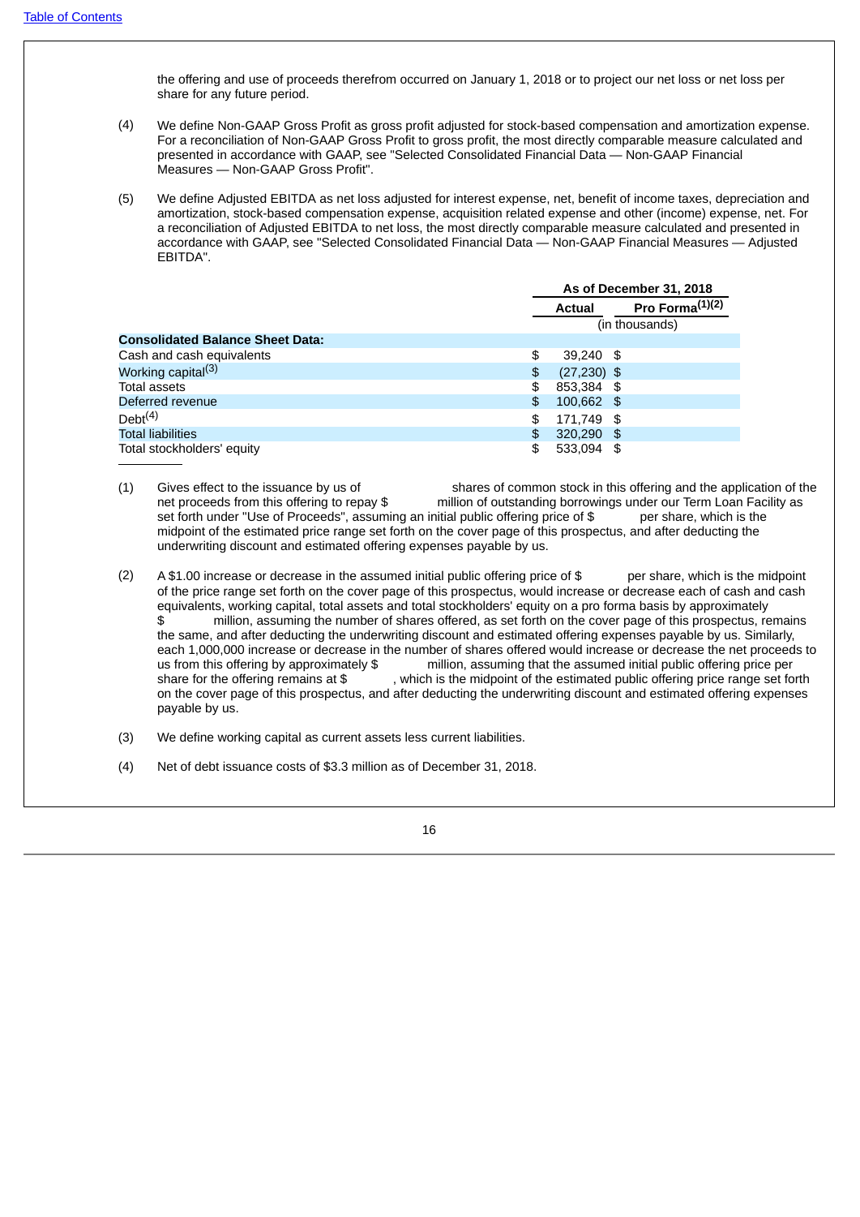the offering and use of proceeds therefrom occurred on January 1, 2018 or to project our net loss or net loss per share for any future period.

(4) We define Non-GAAP Gross Profit as gross profit adjusted for stock-based compensation and amortization expense. For a reconciliation of Non-GAAP Gross Profit to gross profit, the most directly comparable measure calculated and presented in accordance with GAAP, see "Selected Consolidated Financial Data — Non-GAAP Financial Measures — Non-GAAP Gross Profit".

(5) We define Adjusted EBITDA as net loss adjusted for interest expense, net, benefit of income taxes, depreciation and amortization, stock-based compensation expense, acquisition related expense and other (income) expense, net. For a reconciliation of Adjusted EBITDA to net loss, the most directly comparable measure calculated and presented in accordance with GAAP, see "Selected Consolidated Financial Data — Non-GAAP Financial Measures — Adjusted EBITDA".

| | As of December 31, 2018 | |
|---|---|---|
| | Actual | Pro Forma[(1)(2)] |
| | (in thousands) | |
| **Consolidated Balance Sheet Data:** | | |
| Cash and cash equivalents | $ 39,240 | $ |
| Working capital[(3)] | $ (27,230) | $ |
| Total assets | $ 853,384 | $ |
| Deferred revenue | $ 100,662 | $ |
| Debt[(4)] | $ 171,749 | $ |
| Total liabilities | $ 320,290 | $ |
| Total stockholders' equity | $ 533,094 | $ |

(1) Gives effect to the issuance by us of shares of common stock in this offering and the application of the net proceeds from this offering to repay $ million of outstanding borrowings under our Term Loan Facility as set forth under "Use of Proceeds", assuming an initial public offering price of $ per share, which is the midpoint of the estimated price range set forth on the cover page of this prospectus, and after deducting the underwriting discount and estimated offering expenses payable by us.

(2) A $1.00 increase or decrease in the assumed initial public offering price of $ per share, which is the midpoint of the price range set forth on the cover page of this prospectus, would increase or decrease each of cash and cash equivalents, working capital, total assets and total stockholders' equity on a pro forma basis by approximately $ million, assuming the number of shares offered, as set forth on the cover page of this prospectus, remains the same, and after deducting the underwriting discount and estimated offering expenses payable by us. Similarly, each 1,000,000 increase or decrease in the number of shares offered would increase or decrease the net proceeds to us from this offering by approximately $ million, assuming that the assumed initial public offering price per share for the offering remains at $ , which is the midpoint of the estimated public offering price range set forth on the cover page of this prospectus, and after deducting the underwriting discount and estimated offering expenses payable by us.

(3) We define working capital as current assets less current liabilities.

(4) Net of debt issuance costs of $3.3 million as of December 31, 2018.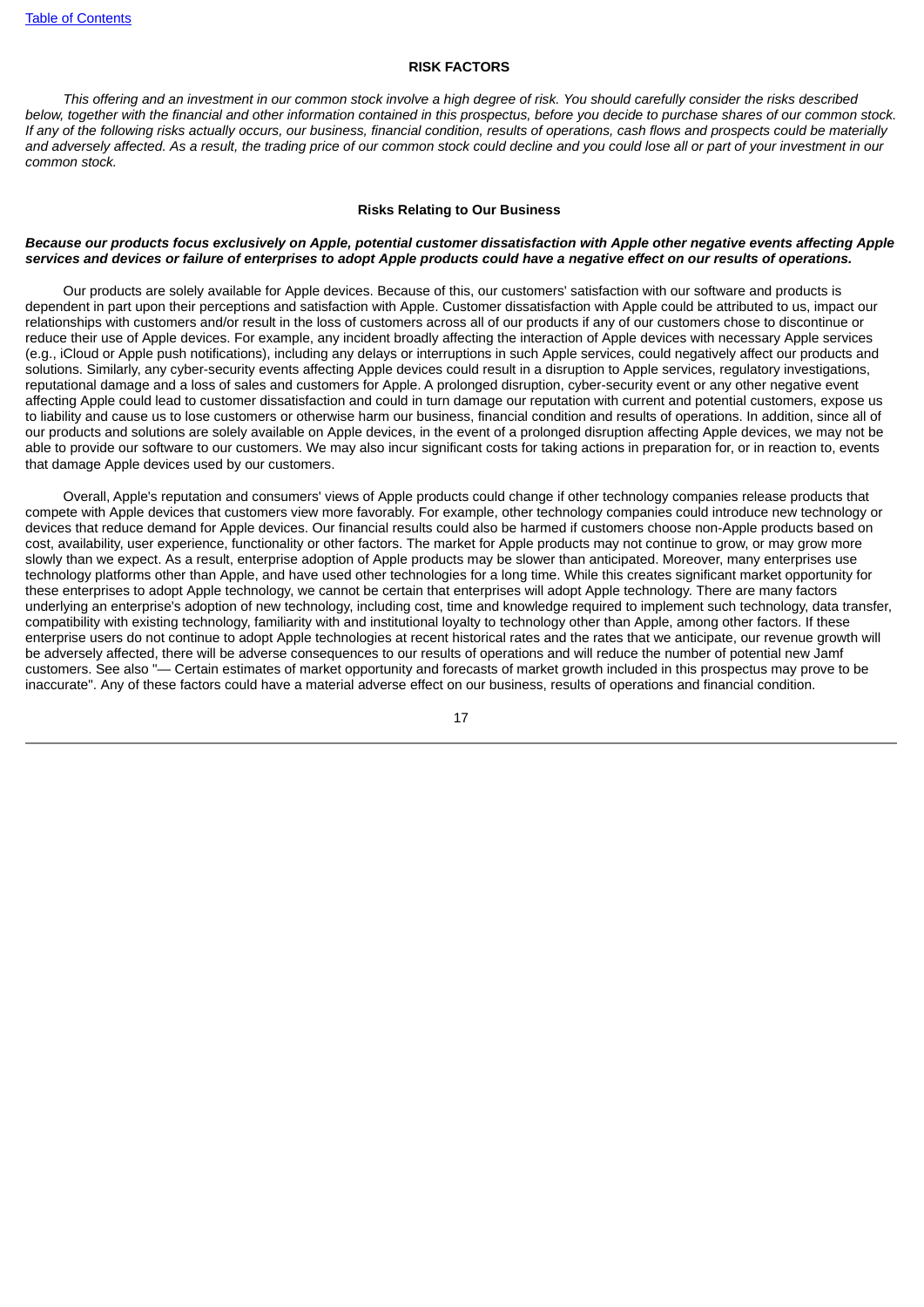## RISK FACTORS

*This offering and an investment in our common stock involve a high degree of risk. You should carefully consider the risks described below, together with the financial and other information contained in this prospectus, before you decide to purchase shares of our common stock. If any of the following risks actually occurs, our business, financial condition, results of operations, cash flows and prospects could be materially and adversely affected. As a result, the trading price of our common stock could decline and you could lose all or part of your investment in our common stock.*

### Risks Relating to Our Business

***Because our products focus exclusively on Apple, potential customer dissatisfaction with Apple other negative events affecting Apple services and devices or failure of enterprises to adopt Apple products could have a negative effect on our results of operations.***

Our products are solely available for Apple devices. Because of this, our customers' satisfaction with our software and products is dependent in part upon their perceptions and satisfaction with Apple. Customer dissatisfaction with Apple could be attributed to us, impact our relationships with customers and/or result in the loss of customers across all of our products if any of our customers chose to discontinue or reduce their use of Apple devices. For example, any incident broadly affecting the interaction of Apple devices with necessary Apple services (e.g., iCloud or Apple push notifications), including any delays or interruptions in such Apple services, could negatively affect our products and solutions. Similarly, any cyber-security events affecting Apple devices could result in a disruption to Apple services, regulatory investigations, reputational damage and a loss of sales and customers for Apple. A prolonged disruption, cyber-security event or any other negative event affecting Apple could lead to customer dissatisfaction and could in turn damage our reputation with current and potential customers, expose us to liability and cause us to lose customers or otherwise harm our business, financial condition and results of operations. In addition, since all of our products and solutions are solely available on Apple devices, in the event of a prolonged disruption affecting Apple devices, we may not be able to provide our software to our customers. We may also incur significant costs for taking actions in preparation for, or in reaction to, events that damage Apple devices used by our customers.

Overall, Apple's reputation and consumers' views of Apple products could change if other technology companies release products that compete with Apple devices that customers view more favorably. For example, other technology companies could introduce new technology or devices that reduce demand for Apple devices. Our financial results could also be harmed if customers choose non-Apple products based on cost, availability, user experience, functionality or other factors. The market for Apple products may not continue to grow, or may grow more slowly than we expect. As a result, enterprise adoption of Apple products may be slower than anticipated. Moreover, many enterprises use technology platforms other than Apple, and have used other technologies for a long time. While this creates significant market opportunity for these enterprises to adopt Apple technology, we cannot be certain that enterprises will adopt Apple technology. There are many factors underlying an enterprise's adoption of new technology, including cost, time and knowledge required to implement such technology, data transfer, compatibility with existing technology, familiarity with and institutional loyalty to technology other than Apple, among other factors. If these enterprise users do not continue to adopt Apple technologies at recent historical rates and the rates that we anticipate, our revenue growth will be adversely affected, there will be adverse consequences to our results of operations and will reduce the number of potential new Jamf customers. See also "— Certain estimates of market opportunity and forecasts of market growth included in this prospectus may prove to be inaccurate". Any of these factors could have a material adverse effect on our business, results of operations and financial condition.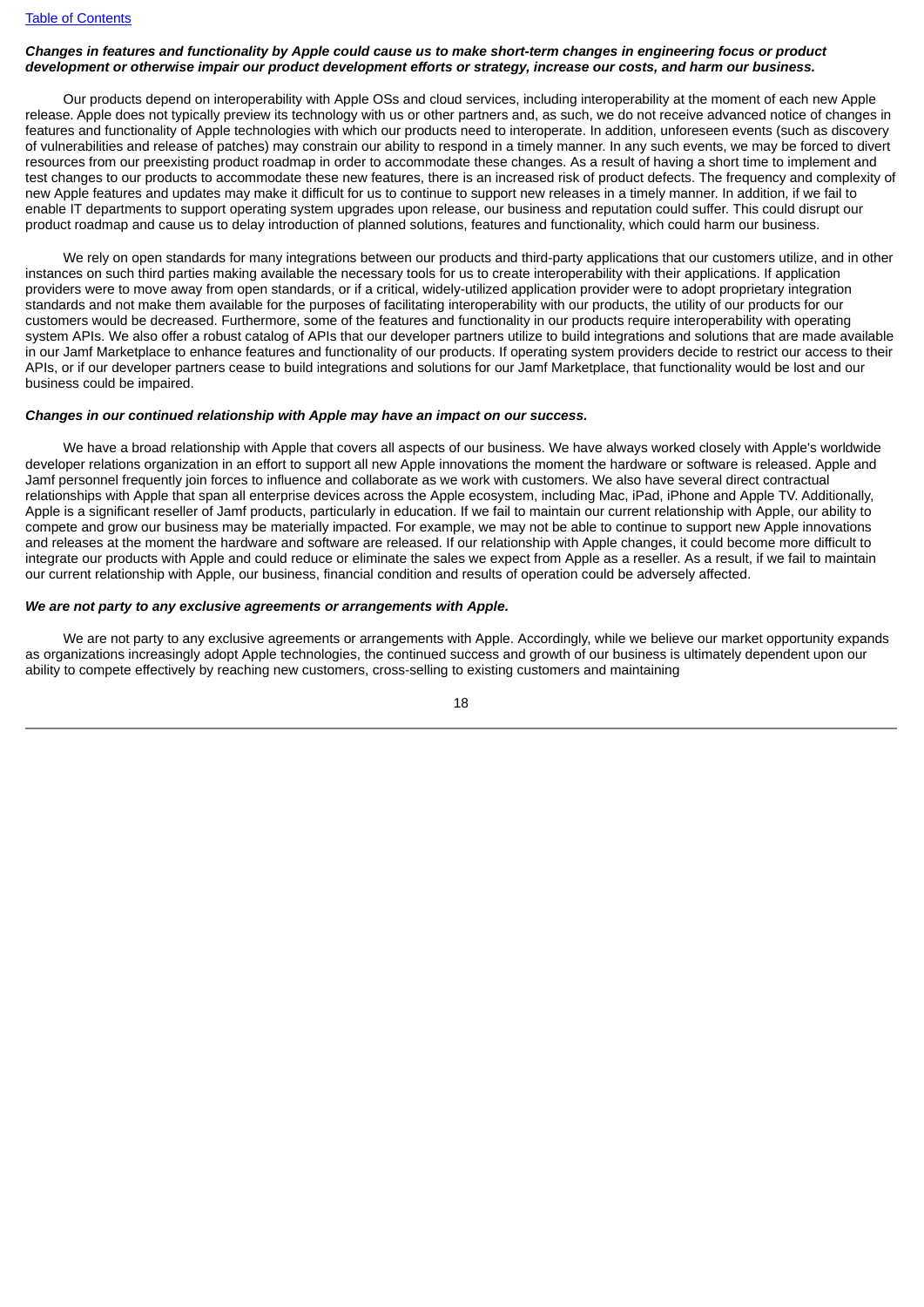***Changes in features and functionality by Apple could cause us to make short-term changes in engineering focus or product development or otherwise impair our product development efforts or strategy, increase our costs, and harm our business.***

Our products depend on interoperability with Apple OSs and cloud services, including interoperability at the moment of each new Apple release. Apple does not typically preview its technology with us or other partners and, as such, we do not receive advanced notice of changes in features and functionality of Apple technologies with which our products need to interoperate. In addition, unforeseen events (such as discovery of vulnerabilities and release of patches) may constrain our ability to respond in a timely manner. In any such events, we may be forced to divert resources from our preexisting product roadmap in order to accommodate these changes. As a result of having a short time to implement and test changes to our products to accommodate these new features, there is an increased risk of product defects. The frequency and complexity of new Apple features and updates may make it difficult for us to continue to support new releases in a timely manner. In addition, if we fail to enable IT departments to support operating system upgrades upon release, our business and reputation could suffer. This could disrupt our product roadmap and cause us to delay introduction of planned solutions, features and functionality, which could harm our business.

We rely on open standards for many integrations between our products and third-party applications that our customers utilize, and in other instances on such third parties making available the necessary tools for us to create interoperability with their applications. If application providers were to move away from open standards, or if a critical, widely-utilized application provider were to adopt proprietary integration standards and not make them available for the purposes of facilitating interoperability with our products, the utility of our products for our customers would be decreased. Furthermore, some of the features and functionality in our products require interoperability with operating system APIs. We also offer a robust catalog of APIs that our developer partners utilize to build integrations and solutions that are made available in our Jamf Marketplace to enhance features and functionality of our products. If operating system providers decide to restrict our access to their APIs, or if our developer partners cease to build integrations and solutions for our Jamf Marketplace, that functionality would be lost and our business could be impaired.

***Changes in our continued relationship with Apple may have an impact on our success.***

We have a broad relationship with Apple that covers all aspects of our business. We have always worked closely with Apple's worldwide developer relations organization in an effort to support all new Apple innovations the moment the hardware or software is released. Apple and Jamf personnel frequently join forces to influence and collaborate as we work with customers. We also have several direct contractual relationships with Apple that span all enterprise devices across the Apple ecosystem, including Mac, iPad, iPhone and Apple TV. Additionally, Apple is a significant reseller of Jamf products, particularly in education. If we fail to maintain our current relationship with Apple, our ability to compete and grow our business may be materially impacted. For example, we may not be able to continue to support new Apple innovations and releases at the moment the hardware and software are released. If our relationship with Apple changes, it could become more difficult to integrate our products with Apple and could reduce or eliminate the sales we expect from Apple as a reseller. As a result, if we fail to maintain our current relationship with Apple, our business, financial condition and results of operation could be adversely affected.

***We are not party to any exclusive agreements or arrangements with Apple.***

We are not party to any exclusive agreements or arrangements with Apple. Accordingly, while we believe our market opportunity expands as organizations increasingly adopt Apple technologies, the continued success and growth of our business is ultimately dependent upon our ability to compete effectively by reaching new customers, cross-selling to existing customers and maintaining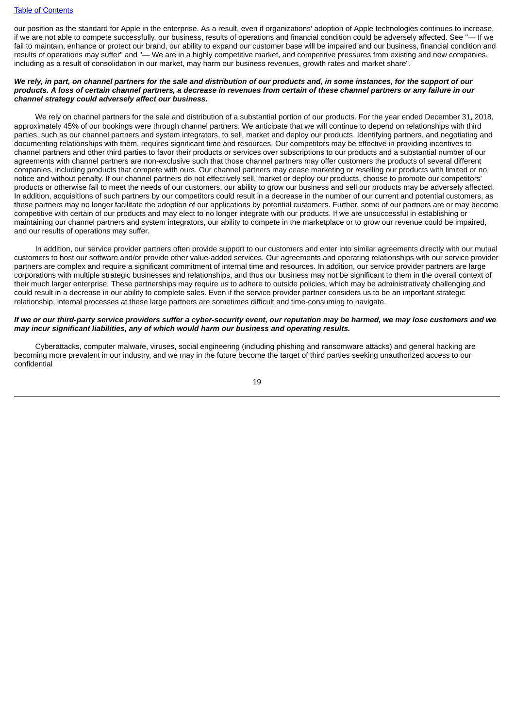our position as the standard for Apple in the enterprise. As a result, even if organizations' adoption of Apple technologies continues to increase, if we are not able to compete successfully, our business, results of operations and financial condition could be adversely affected. See "— If we fail to maintain, enhance or protect our brand, our ability to expand our customer base will be impaired and our business, financial condition and results of operations may suffer" and "— We are in a highly competitive market, and competitive pressures from existing and new companies, including as a result of consolidation in our market, may harm our business revenues, growth rates and market share".

***We rely, in part, on channel partners for the sale and distribution of our products and, in some instances, for the support of our products. A loss of certain channel partners, a decrease in revenues from certain of these channel partners or any failure in our channel strategy could adversely affect our business.***

We rely on channel partners for the sale and distribution of a substantial portion of our products. For the year ended December 31, 2018, approximately 45% of our bookings were through channel partners. We anticipate that we will continue to depend on relationships with third parties, such as our channel partners and system integrators, to sell, market and deploy our products. Identifying partners, and negotiating and documenting relationships with them, requires significant time and resources. Our competitors may be effective in providing incentives to channel partners and other third parties to favor their products or services over subscriptions to our products and a substantial number of our agreements with channel partners are non-exclusive such that those channel partners may offer customers the products of several different companies, including products that compete with ours. Our channel partners may cease marketing or reselling our products with limited or no notice and without penalty. If our channel partners do not effectively sell, market or deploy our products, choose to promote our competitors' products or otherwise fail to meet the needs of our customers, our ability to grow our business and sell our products may be adversely affected. In addition, acquisitions of such partners by our competitors could result in a decrease in the number of our current and potential customers, as these partners may no longer facilitate the adoption of our applications by potential customers. Further, some of our partners are or may become competitive with certain of our products and may elect to no longer integrate with our products. If we are unsuccessful in establishing or maintaining our channel partners and system integrators, our ability to compete in the marketplace or to grow our revenue could be impaired, and our results of operations may suffer.

In addition, our service provider partners often provide support to our customers and enter into similar agreements directly with our mutual customers to host our software and/or provide other value-added services. Our agreements and operating relationships with our service provider partners are complex and require a significant commitment of internal time and resources. In addition, our service provider partners are large corporations with multiple strategic businesses and relationships, and thus our business may not be significant to them in the overall context of their much larger enterprise. These partnerships may require us to adhere to outside policies, which may be administratively challenging and could result in a decrease in our ability to complete sales. Even if the service provider partner considers us to be an important strategic relationship, internal processes at these large partners are sometimes difficult and time-consuming to navigate.

***If we or our third-party service providers suffer a cyber-security event, our reputation may be harmed, we may lose customers and we may incur significant liabilities, any of which would harm our business and operating results.***

Cyberattacks, computer malware, viruses, social engineering (including phishing and ransomware attacks) and general hacking are becoming more prevalent in our industry, and we may in the future become the target of third parties seeking unauthorized access to our confidential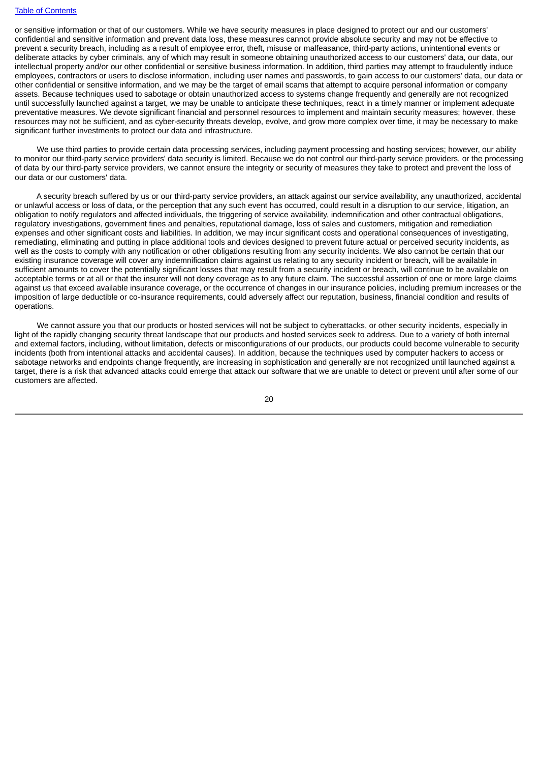or sensitive information or that of our customers. While we have security measures in place designed to protect our and our customers' confidential and sensitive information and prevent data loss, these measures cannot provide absolute security and may not be effective to prevent a security breach, including as a result of employee error, theft, misuse or malfeasance, third-party actions, unintentional events or deliberate attacks by cyber criminals, any of which may result in someone obtaining unauthorized access to our customers' data, our data, our intellectual property and/or our other confidential or sensitive business information. In addition, third parties may attempt to fraudulently induce employees, contractors or users to disclose information, including user names and passwords, to gain access to our customers' data, our data or other confidential or sensitive information, and we may be the target of email scams that attempt to acquire personal information or company assets. Because techniques used to sabotage or obtain unauthorized access to systems change frequently and generally are not recognized until successfully launched against a target, we may be unable to anticipate these techniques, react in a timely manner or implement adequate preventative measures. We devote significant financial and personnel resources to implement and maintain security measures; however, these resources may not be sufficient, and as cyber-security threats develop, evolve, and grow more complex over time, it may be necessary to make significant further investments to protect our data and infrastructure.

We use third parties to provide certain data processing services, including payment processing and hosting services; however, our ability to monitor our third-party service providers' data security is limited. Because we do not control our third-party service providers, or the processing of data by our third-party service providers, we cannot ensure the integrity or security of measures they take to protect and prevent the loss of our data or our customers' data.

A security breach suffered by us or our third-party service providers, an attack against our service availability, any unauthorized, accidental or unlawful access or loss of data, or the perception that any such event has occurred, could result in a disruption to our service, litigation, an obligation to notify regulators and affected individuals, the triggering of service availability, indemnification and other contractual obligations, regulatory investigations, government fines and penalties, reputational damage, loss of sales and customers, mitigation and remediation expenses and other significant costs and liabilities. In addition, we may incur significant costs and operational consequences of investigating, remediating, eliminating and putting in place additional tools and devices designed to prevent future actual or perceived security incidents, as well as the costs to comply with any notification or other obligations resulting from any security incidents. We also cannot be certain that our existing insurance coverage will cover any indemnification claims against us relating to any security incident or breach, will be available in sufficient amounts to cover the potentially significant losses that may result from a security incident or breach, will continue to be available on acceptable terms or at all or that the insurer will not deny coverage as to any future claim. The successful assertion of one or more large claims against us that exceed available insurance coverage, or the occurrence of changes in our insurance policies, including premium increases or the imposition of large deductible or co-insurance requirements, could adversely affect our reputation, business, financial condition and results of operations.

We cannot assure you that our products or hosted services will not be subject to cyberattacks, or other security incidents, especially in light of the rapidly changing security threat landscape that our products and hosted services seek to address. Due to a variety of both internal and external factors, including, without limitation, defects or misconfigurations of our products, our products could become vulnerable to security incidents (both from intentional attacks and accidental causes). In addition, because the techniques used by computer hackers to access or sabotage networks and endpoints change frequently, are increasing in sophistication and generally are not recognized until launched against a target, there is a risk that advanced attacks could emerge that attack our software that we are unable to detect or prevent until after some of our customers are affected.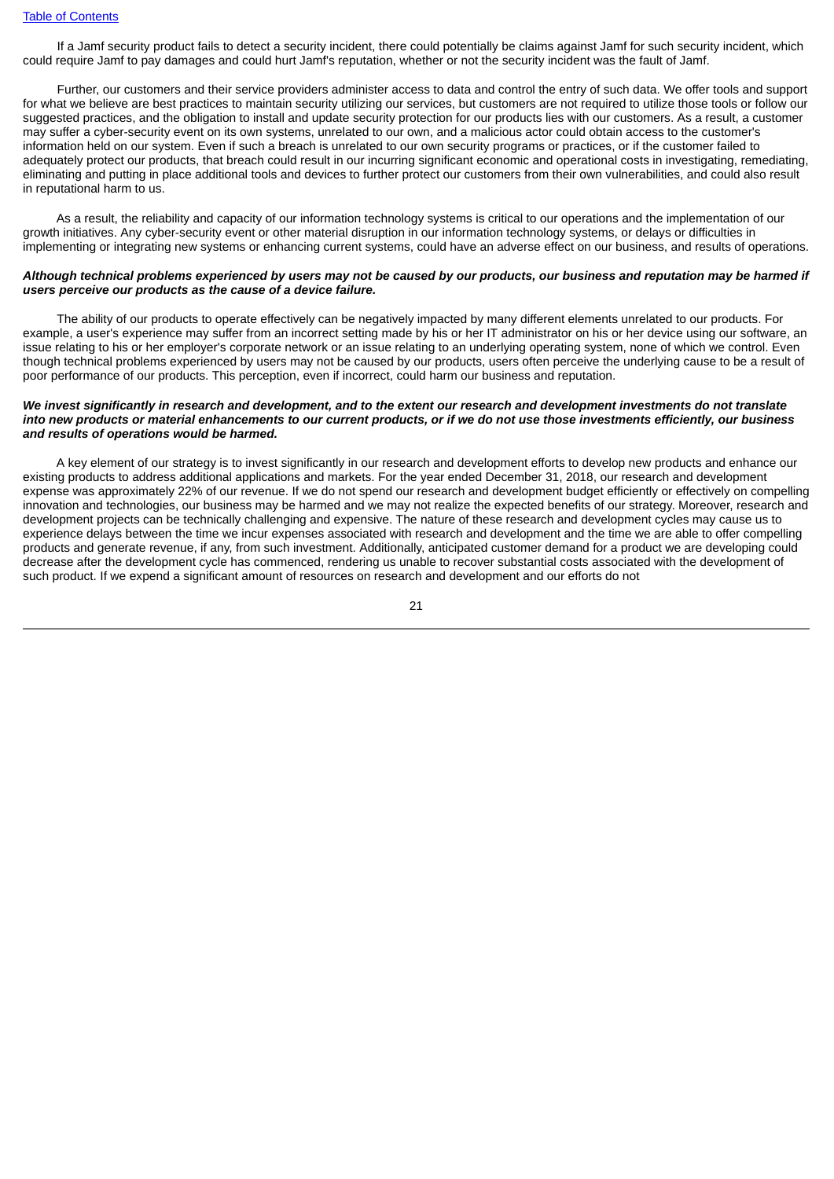If a Jamf security product fails to detect a security incident, there could potentially be claims against Jamf for such security incident, which could require Jamf to pay damages and could hurt Jamf's reputation, whether or not the security incident was the fault of Jamf.

Further, our customers and their service providers administer access to data and control the entry of such data. We offer tools and support for what we believe are best practices to maintain security utilizing our services, but customers are not required to utilize those tools or follow our suggested practices, and the obligation to install and update security protection for our products lies with our customers. As a result, a customer may suffer a cyber-security event on its own systems, unrelated to our own, and a malicious actor could obtain access to the customer's information held on our system. Even if such a breach is unrelated to our own security programs or practices, or if the customer failed to adequately protect our products, that breach could result in our incurring significant economic and operational costs in investigating, remediating, eliminating and putting in place additional tools and devices to further protect our customers from their own vulnerabilities, and could also result in reputational harm to us.

As a result, the reliability and capacity of our information technology systems is critical to our operations and the implementation of our growth initiatives. Any cyber-security event or other material disruption in our information technology systems, or delays or difficulties in implementing or integrating new systems or enhancing current systems, could have an adverse effect on our business, and results of operations.

***Although technical problems experienced by users may not be caused by our products, our business and reputation may be harmed if users perceive our products as the cause of a device failure.***

The ability of our products to operate effectively can be negatively impacted by many different elements unrelated to our products. For example, a user's experience may suffer from an incorrect setting made by his or her IT administrator on his or her device using our software, an issue relating to his or her employer's corporate network or an issue relating to an underlying operating system, none of which we control. Even though technical problems experienced by users may not be caused by our products, users often perceive the underlying cause to be a result of poor performance of our products. This perception, even if incorrect, could harm our business and reputation.

***We invest significantly in research and development, and to the extent our research and development investments do not translate into new products or material enhancements to our current products, or if we do not use those investments efficiently, our business and results of operations would be harmed.***

A key element of our strategy is to invest significantly in our research and development efforts to develop new products and enhance our existing products to address additional applications and markets. For the year ended December 31, 2018, our research and development expense was approximately 22% of our revenue. If we do not spend our research and development budget efficiently or effectively on compelling innovation and technologies, our business may be harmed and we may not realize the expected benefits of our strategy. Moreover, research and development projects can be technically challenging and expensive. The nature of these research and development cycles may cause us to experience delays between the time we incur expenses associated with research and development and the time we are able to offer compelling products and generate revenue, if any, from such investment. Additionally, anticipated customer demand for a product we are developing could decrease after the development cycle has commenced, rendering us unable to recover substantial costs associated with the development of such product. If we expend a significant amount of resources on research and development and our efforts do not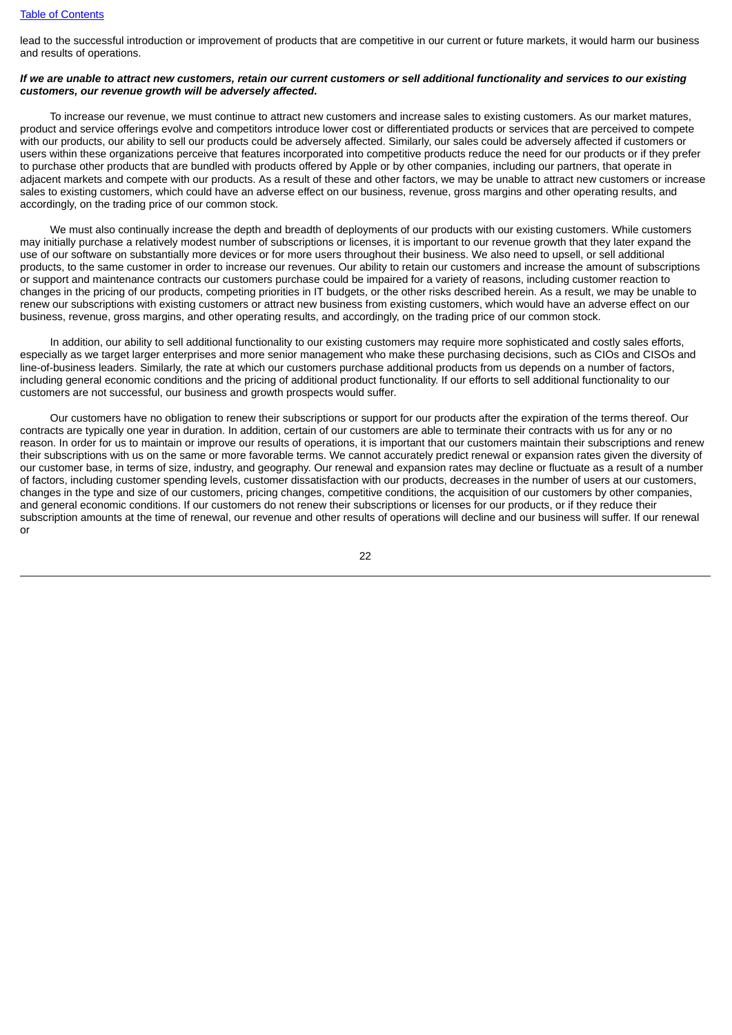lead to the successful introduction or improvement of products that are competitive in our current or future markets, it would harm our business and results of operations.

***If we are unable to attract new customers, retain our current customers or sell additional functionality and services to our existing customers, our revenue growth will be adversely affected.***

To increase our revenue, we must continue to attract new customers and increase sales to existing customers. As our market matures, product and service offerings evolve and competitors introduce lower cost or differentiated products or services that are perceived to compete with our products, our ability to sell our products could be adversely affected. Similarly, our sales could be adversely affected if customers or users within these organizations perceive that features incorporated into competitive products reduce the need for our products or if they prefer to purchase other products that are bundled with products offered by Apple or by other companies, including our partners, that operate in adjacent markets and compete with our products. As a result of these and other factors, we may be unable to attract new customers or increase sales to existing customers, which could have an adverse effect on our business, revenue, gross margins and other operating results, and accordingly, on the trading price of our common stock.

We must also continually increase the depth and breadth of deployments of our products with our existing customers. While customers may initially purchase a relatively modest number of subscriptions or licenses, it is important to our revenue growth that they later expand the use of our software on substantially more devices or for more users throughout their business. We also need to upsell, or sell additional products, to the same customer in order to increase our revenues. Our ability to retain our customers and increase the amount of subscriptions or support and maintenance contracts our customers purchase could be impaired for a variety of reasons, including customer reaction to changes in the pricing of our products, competing priorities in IT budgets, or the other risks described herein. As a result, we may be unable to renew our subscriptions with existing customers or attract new business from existing customers, which would have an adverse effect on our business, revenue, gross margins, and other operating results, and accordingly, on the trading price of our common stock.

In addition, our ability to sell additional functionality to our existing customers may require more sophisticated and costly sales efforts, especially as we target larger enterprises and more senior management who make these purchasing decisions, such as CIOs and CISOs and line-of-business leaders. Similarly, the rate at which our customers purchase additional products from us depends on a number of factors, including general economic conditions and the pricing of additional product functionality. If our efforts to sell additional functionality to our customers are not successful, our business and growth prospects would suffer.

Our customers have no obligation to renew their subscriptions or support for our products after the expiration of the terms thereof. Our contracts are typically one year in duration. In addition, certain of our customers are able to terminate their contracts with us for any or no reason. In order for us to maintain or improve our results of operations, it is important that our customers maintain their subscriptions and renew their subscriptions with us on the same or more favorable terms. We cannot accurately predict renewal or expansion rates given the diversity of our customer base, in terms of size, industry, and geography. Our renewal and expansion rates may decline or fluctuate as a result of a number of factors, including customer spending levels, customer dissatisfaction with our products, decreases in the number of users at our customers, changes in the type and size of our customers, pricing changes, competitive conditions, the acquisition of our customers by other companies, and general economic conditions. If our customers do not renew their subscriptions or licenses for our products, or if they reduce their subscription amounts at the time of renewal, our revenue and other results of operations will decline and our business will suffer. If our renewal or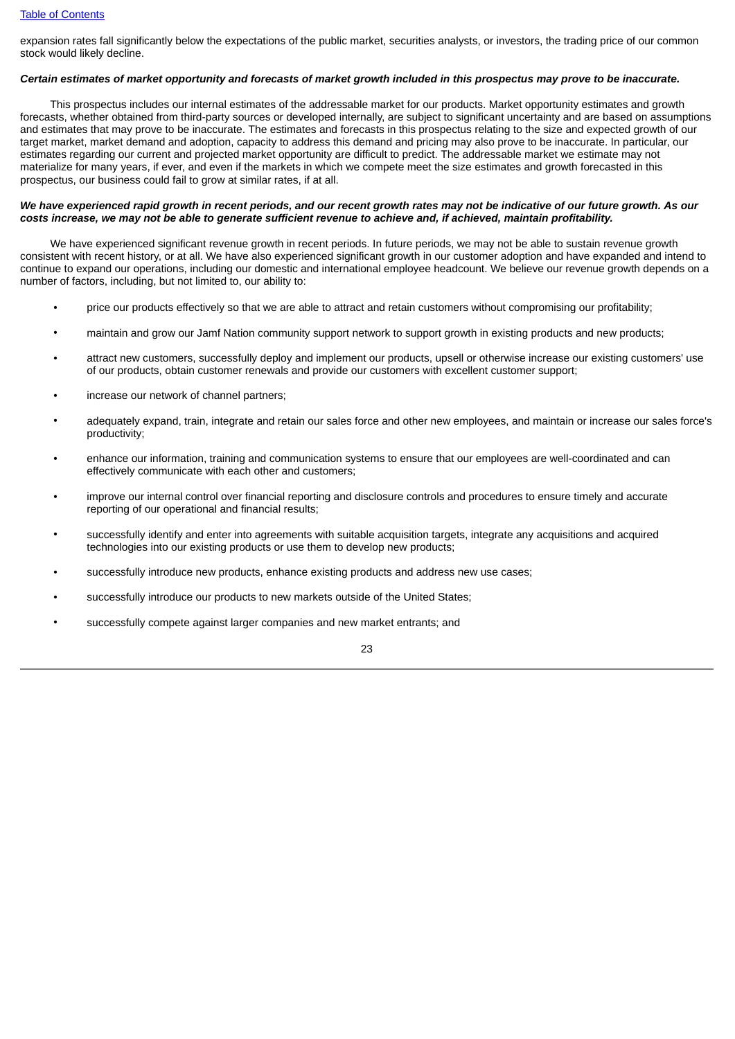expansion rates fall significantly below the expectations of the public market, securities analysts, or investors, the trading price of our common stock would likely decline.

***Certain estimates of market opportunity and forecasts of market growth included in this prospectus may prove to be inaccurate.***

This prospectus includes our internal estimates of the addressable market for our products. Market opportunity estimates and growth forecasts, whether obtained from third-party sources or developed internally, are subject to significant uncertainty and are based on assumptions and estimates that may prove to be inaccurate. The estimates and forecasts in this prospectus relating to the size and expected growth of our target market, market demand and adoption, capacity to address this demand and pricing may also prove to be inaccurate. In particular, our estimates regarding our current and projected market opportunity are difficult to predict. The addressable market we estimate may not materialize for many years, if ever, and even if the markets in which we compete meet the size estimates and growth forecasted in this prospectus, our business could fail to grow at similar rates, if at all.

***We have experienced rapid growth in recent periods, and our recent growth rates may not be indicative of our future growth. As our costs increase, we may not be able to generate sufficient revenue to achieve and, if achieved, maintain profitability.***

We have experienced significant revenue growth in recent periods. In future periods, we may not be able to sustain revenue growth consistent with recent history, or at all. We have also experienced significant growth in our customer adoption and have expanded and intend to continue to expand our operations, including our domestic and international employee headcount. We believe our revenue growth depends on a number of factors, including, but not limited to, our ability to:

- price our products effectively so that we are able to attract and retain customers without compromising our profitability;
- maintain and grow our Jamf Nation community support network to support growth in existing products and new products;
- attract new customers, successfully deploy and implement our products, upsell or otherwise increase our existing customers' use of our products, obtain customer renewals and provide our customers with excellent customer support;
- increase our network of channel partners;
- adequately expand, train, integrate and retain our sales force and other new employees, and maintain or increase our sales force's productivity;
- enhance our information, training and communication systems to ensure that our employees are well-coordinated and can effectively communicate with each other and customers;
- improve our internal control over financial reporting and disclosure controls and procedures to ensure timely and accurate reporting of our operational and financial results;
- successfully identify and enter into agreements with suitable acquisition targets, integrate any acquisitions and acquired technologies into our existing products or use them to develop new products;
- successfully introduce new products, enhance existing products and address new use cases;
- successfully introduce our products to new markets outside of the United States;
- successfully compete against larger companies and new market entrants; and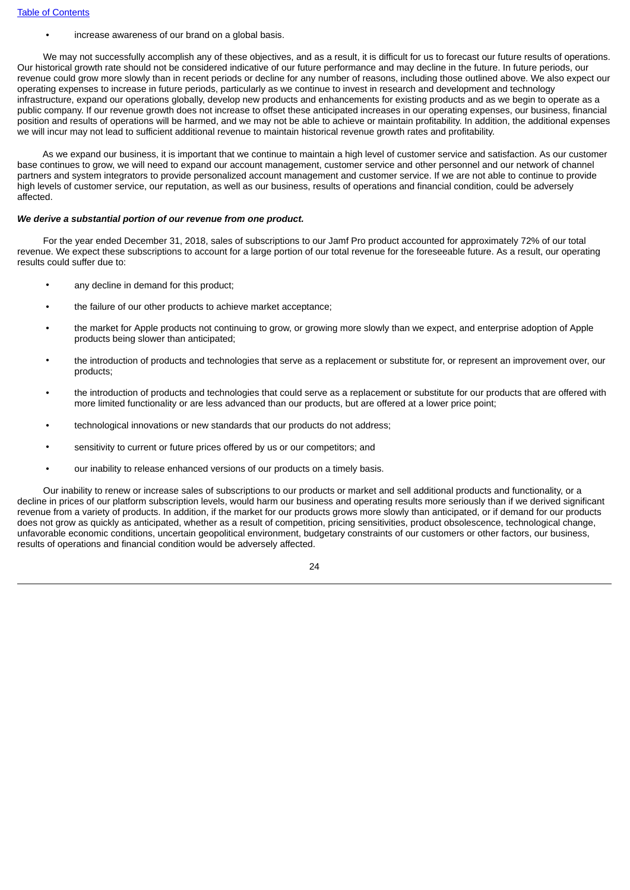- increase awareness of our brand on a global basis.

We may not successfully accomplish any of these objectives, and as a result, it is difficult for us to forecast our future results of operations. Our historical growth rate should not be considered indicative of our future performance and may decline in the future. In future periods, our revenue could grow more slowly than in recent periods or decline for any number of reasons, including those outlined above. We also expect our operating expenses to increase in future periods, particularly as we continue to invest in research and development and technology infrastructure, expand our operations globally, develop new products and enhancements for existing products and as we begin to operate as a public company. If our revenue growth does not increase to offset these anticipated increases in our operating expenses, our business, financial position and results of operations will be harmed, and we may not be able to achieve or maintain profitability. In addition, the additional expenses we will incur may not lead to sufficient additional revenue to maintain historical revenue growth rates and profitability.

As we expand our business, it is important that we continue to maintain a high level of customer service and satisfaction. As our customer base continues to grow, we will need to expand our account management, customer service and other personnel and our network of channel partners and system integrators to provide personalized account management and customer service. If we are not able to continue to provide high levels of customer service, our reputation, as well as our business, results of operations and financial condition, could be adversely affected.

***We derive a substantial portion of our revenue from one product.***

For the year ended December 31, 2018, sales of subscriptions to our Jamf Pro product accounted for approximately 72% of our total revenue. We expect these subscriptions to account for a large portion of our total revenue for the foreseeable future. As a result, our operating results could suffer due to:

- any decline in demand for this product;
- the failure of our other products to achieve market acceptance;
- the market for Apple products not continuing to grow, or growing more slowly than we expect, and enterprise adoption of Apple products being slower than anticipated;
- the introduction of products and technologies that serve as a replacement or substitute for, or represent an improvement over, our products;
- the introduction of products and technologies that could serve as a replacement or substitute for our products that are offered with more limited functionality or are less advanced than our products, but are offered at a lower price point;
- technological innovations or new standards that our products do not address;
- sensitivity to current or future prices offered by us or our competitors; and
- our inability to release enhanced versions of our products on a timely basis.

Our inability to renew or increase sales of subscriptions to our products or market and sell additional products and functionality, or a decline in prices of our platform subscription levels, would harm our business and operating results more seriously than if we derived significant revenue from a variety of products. In addition, if the market for our products grows more slowly than anticipated, or if demand for our products does not grow as quickly as anticipated, whether as a result of competition, pricing sensitivities, product obsolescence, technological change, unfavorable economic conditions, uncertain geopolitical environment, budgetary constraints of our customers or other factors, our business, results of operations and financial condition would be adversely affected.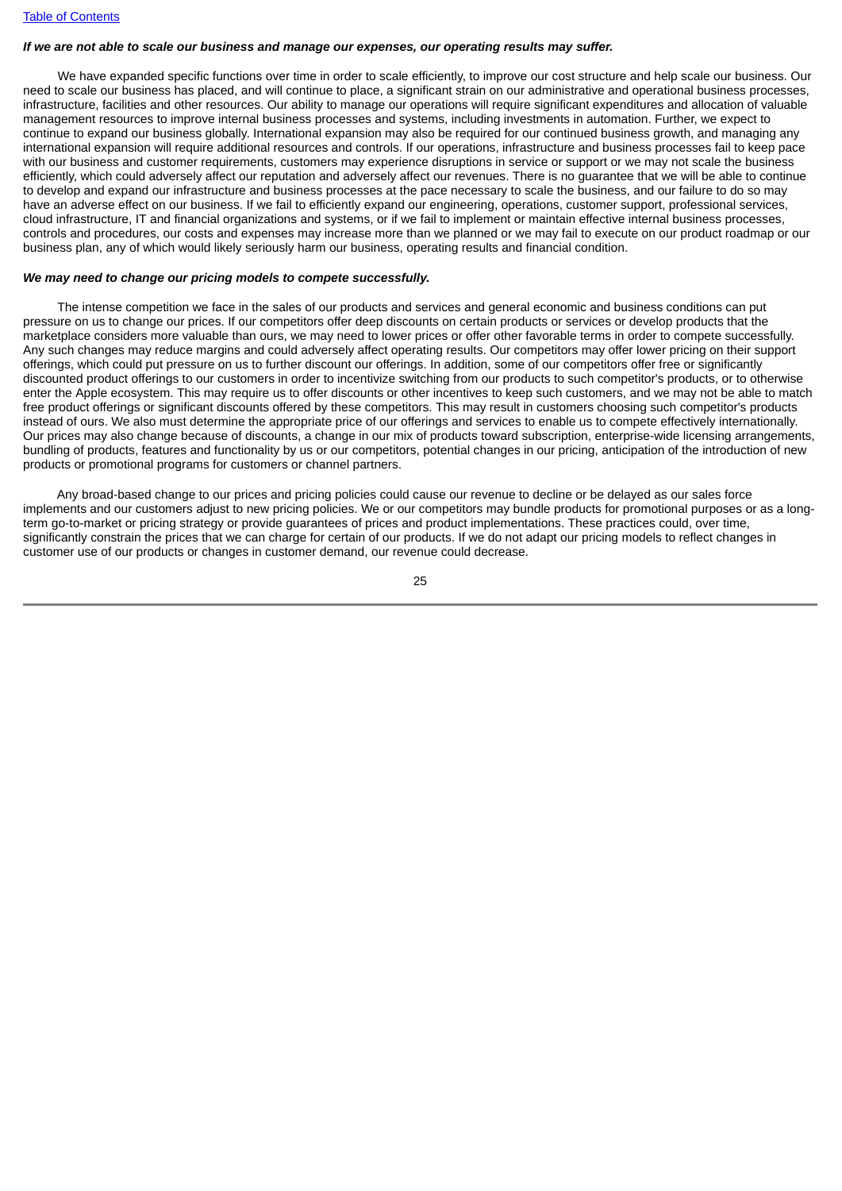***If we are not able to scale our business and manage our expenses, our operating results may suffer.***

We have expanded specific functions over time in order to scale efficiently, to improve our cost structure and help scale our business. Our need to scale our business has placed, and will continue to place, a significant strain on our administrative and operational business processes, infrastructure, facilities and other resources. Our ability to manage our operations will require significant expenditures and allocation of valuable management resources to improve internal business processes and systems, including investments in automation. Further, we expect to continue to expand our business globally. International expansion may also be required for our continued business growth, and managing any international expansion will require additional resources and controls. If our operations, infrastructure and business processes fail to keep pace with our business and customer requirements, customers may experience disruptions in service or support or we may not scale the business efficiently, which could adversely affect our reputation and adversely affect our revenues. There is no guarantee that we will be able to continue to develop and expand our infrastructure and business processes at the pace necessary to scale the business, and our failure to do so may have an adverse effect on our business. If we fail to efficiently expand our engineering, operations, customer support, professional services, cloud infrastructure, IT and financial organizations and systems, or if we fail to implement or maintain effective internal business processes, controls and procedures, our costs and expenses may increase more than we planned or we may fail to execute on our product roadmap or our business plan, any of which would likely seriously harm our business, operating results and financial condition.

***We may need to change our pricing models to compete successfully.***

The intense competition we face in the sales of our products and services and general economic and business conditions can put pressure on us to change our prices. If our competitors offer deep discounts on certain products or services or develop products that the marketplace considers more valuable than ours, we may need to lower prices or offer other favorable terms in order to compete successfully. Any such changes may reduce margins and could adversely affect operating results. Our competitors may offer lower pricing on their support offerings, which could put pressure on us to further discount our offerings. In addition, some of our competitors offer free or significantly discounted product offerings to our customers in order to incentivize switching from our products to such competitor's products, or to otherwise enter the Apple ecosystem. This may require us to offer discounts or other incentives to keep such customers, and we may not be able to match free product offerings or significant discounts offered by these competitors. This may result in customers choosing such competitor's products instead of ours. We also must determine the appropriate price of our offerings and services to enable us to compete effectively internationally. Our prices may also change because of discounts, a change in our mix of products toward subscription, enterprise-wide licensing arrangements, bundling of products, features and functionality by us or our competitors, potential changes in our pricing, anticipation of the introduction of new products or promotional programs for customers or channel partners.

Any broad-based change to our prices and pricing policies could cause our revenue to decline or be delayed as our sales force implements and our customers adjust to new pricing policies. We or our competitors may bundle products for promotional purposes or as a long-term go-to-market or pricing strategy or provide guarantees of prices and product implementations. These practices could, over time, significantly constrain the prices that we can charge for certain of our products. If we do not adapt our pricing models to reflect changes in customer use of our products or changes in customer demand, our revenue could decrease.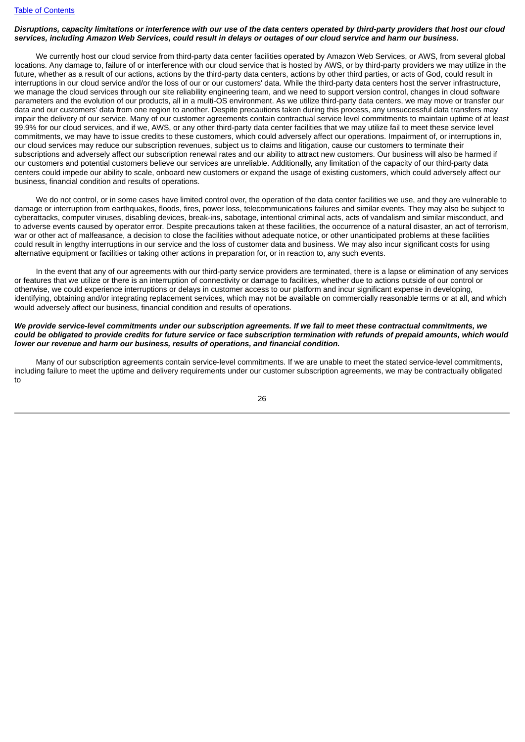***Disruptions, capacity limitations or interference with our use of the data centers operated by third-party providers that host our cloud services, including Amazon Web Services, could result in delays or outages of our cloud service and harm our business.***

We currently host our cloud service from third-party data center facilities operated by Amazon Web Services, or AWS, from several global locations. Any damage to, failure of or interference with our cloud service that is hosted by AWS, or by third-party providers we may utilize in the future, whether as a result of our actions, actions by the third-party data centers, actions by other third parties, or acts of God, could result in interruptions in our cloud service and/or the loss of our or our customers' data. While the third-party data centers host the server infrastructure, we manage the cloud services through our site reliability engineering team, and we need to support version control, changes in cloud software parameters and the evolution of our products, all in a multi-OS environment. As we utilize third-party data centers, we may move or transfer our data and our customers' data from one region to another. Despite precautions taken during this process, any unsuccessful data transfers may impair the delivery of our service. Many of our customer agreements contain contractual service level commitments to maintain uptime of at least 99.9% for our cloud services, and if we, AWS, or any other third-party data center facilities that we may utilize fail to meet these service level commitments, we may have to issue credits to these customers, which could adversely affect our operations. Impairment of, or interruptions in, our cloud services may reduce our subscription revenues, subject us to claims and litigation, cause our customers to terminate their subscriptions and adversely affect our subscription renewal rates and our ability to attract new customers. Our business will also be harmed if our customers and potential customers believe our services are unreliable. Additionally, any limitation of the capacity of our third-party data centers could impede our ability to scale, onboard new customers or expand the usage of existing customers, which could adversely affect our business, financial condition and results of operations.

We do not control, or in some cases have limited control over, the operation of the data center facilities we use, and they are vulnerable to damage or interruption from earthquakes, floods, fires, power loss, telecommunications failures and similar events. They may also be subject to cyberattacks, computer viruses, disabling devices, break-ins, sabotage, intentional criminal acts, acts of vandalism and similar misconduct, and to adverse events caused by operator error. Despite precautions taken at these facilities, the occurrence of a natural disaster, an act of terrorism, war or other act of malfeasance, a decision to close the facilities without adequate notice, or other unanticipated problems at these facilities could result in lengthy interruptions in our service and the loss of customer data and business. We may also incur significant costs for using alternative equipment or facilities or taking other actions in preparation for, or in reaction to, any such events.

In the event that any of our agreements with our third-party service providers are terminated, there is a lapse or elimination of any services or features that we utilize or there is an interruption of connectivity or damage to facilities, whether due to actions outside of our control or otherwise, we could experience interruptions or delays in customer access to our platform and incur significant expense in developing, identifying, obtaining and/or integrating replacement services, which may not be available on commercially reasonable terms or at all, and which would adversely affect our business, financial condition and results of operations.

***We provide service-level commitments under our subscription agreements. If we fail to meet these contractual commitments, we could be obligated to provide credits for future service or face subscription termination with refunds of prepaid amounts, which would lower our revenue and harm our business, results of operations, and financial condition.***

Many of our subscription agreements contain service-level commitments. If we are unable to meet the stated service-level commitments, including failure to meet the uptime and delivery requirements under our customer subscription agreements, we may be contractually obligated to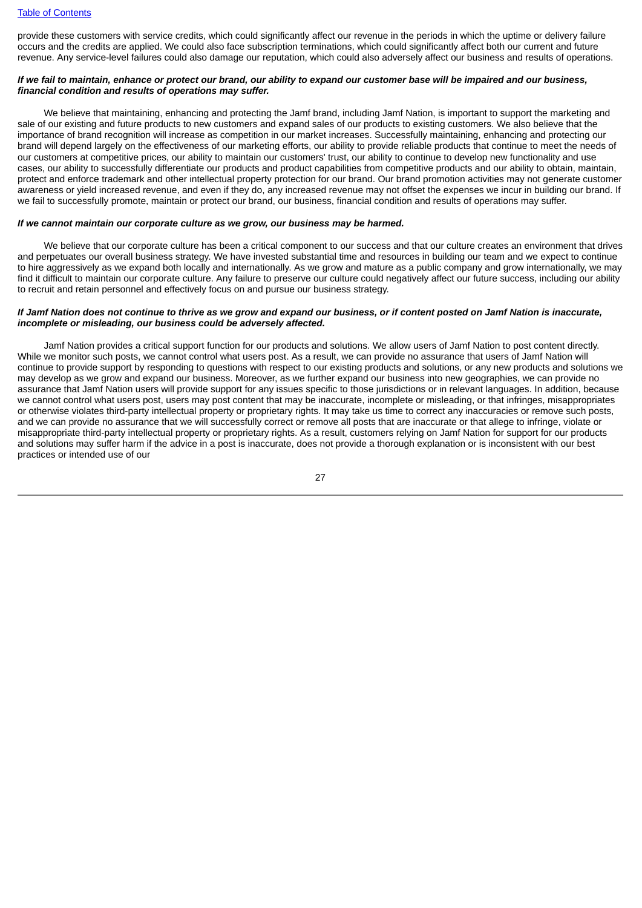provide these customers with service credits, which could significantly affect our revenue in the periods in which the uptime or delivery failure occurs and the credits are applied. We could also face subscription terminations, which could significantly affect both our current and future revenue. Any service-level failures could also damage our reputation, which could also adversely affect our business and results of operations.

***If we fail to maintain, enhance or protect our brand, our ability to expand our customer base will be impaired and our business, financial condition and results of operations may suffer.***

We believe that maintaining, enhancing and protecting the Jamf brand, including Jamf Nation, is important to support the marketing and sale of our existing and future products to new customers and expand sales of our products to existing customers. We also believe that the importance of brand recognition will increase as competition in our market increases. Successfully maintaining, enhancing and protecting our brand will depend largely on the effectiveness of our marketing efforts, our ability to provide reliable products that continue to meet the needs of our customers at competitive prices, our ability to maintain our customers' trust, our ability to continue to develop new functionality and use cases, our ability to successfully differentiate our products and product capabilities from competitive products and our ability to obtain, maintain, protect and enforce trademark and other intellectual property protection for our brand. Our brand promotion activities may not generate customer awareness or yield increased revenue, and even if they do, any increased revenue may not offset the expenses we incur in building our brand. If we fail to successfully promote, maintain or protect our brand, our business, financial condition and results of operations may suffer.

***If we cannot maintain our corporate culture as we grow, our business may be harmed.***

We believe that our corporate culture has been a critical component to our success and that our culture creates an environment that drives and perpetuates our overall business strategy. We have invested substantial time and resources in building our team and we expect to continue to hire aggressively as we expand both locally and internationally. As we grow and mature as a public company and grow internationally, we may find it difficult to maintain our corporate culture. Any failure to preserve our culture could negatively affect our future success, including our ability to recruit and retain personnel and effectively focus on and pursue our business strategy.

***If Jamf Nation does not continue to thrive as we grow and expand our business, or if content posted on Jamf Nation is inaccurate, incomplete or misleading, our business could be adversely affected.***

Jamf Nation provides a critical support function for our products and solutions. We allow users of Jamf Nation to post content directly. While we monitor such posts, we cannot control what users post. As a result, we can provide no assurance that users of Jamf Nation will continue to provide support by responding to questions with respect to our existing products and solutions, or any new products and solutions we may develop as we grow and expand our business. Moreover, as we further expand our business into new geographies, we can provide no assurance that Jamf Nation users will provide support for any issues specific to those jurisdictions or in relevant languages. In addition, because we cannot control what users post, users may post content that may be inaccurate, incomplete or misleading, or that infringes, misappropriates or otherwise violates third-party intellectual property or proprietary rights. It may take us time to correct any inaccuracies or remove such posts, and we can provide no assurance that we will successfully correct or remove all posts that are inaccurate or that allege to infringe, violate or misappropriate third-party intellectual property or proprietary rights. As a result, customers relying on Jamf Nation for support for our products and solutions may suffer harm if the advice in a post is inaccurate, does not provide a thorough explanation or is inconsistent with our best practices or intended use of our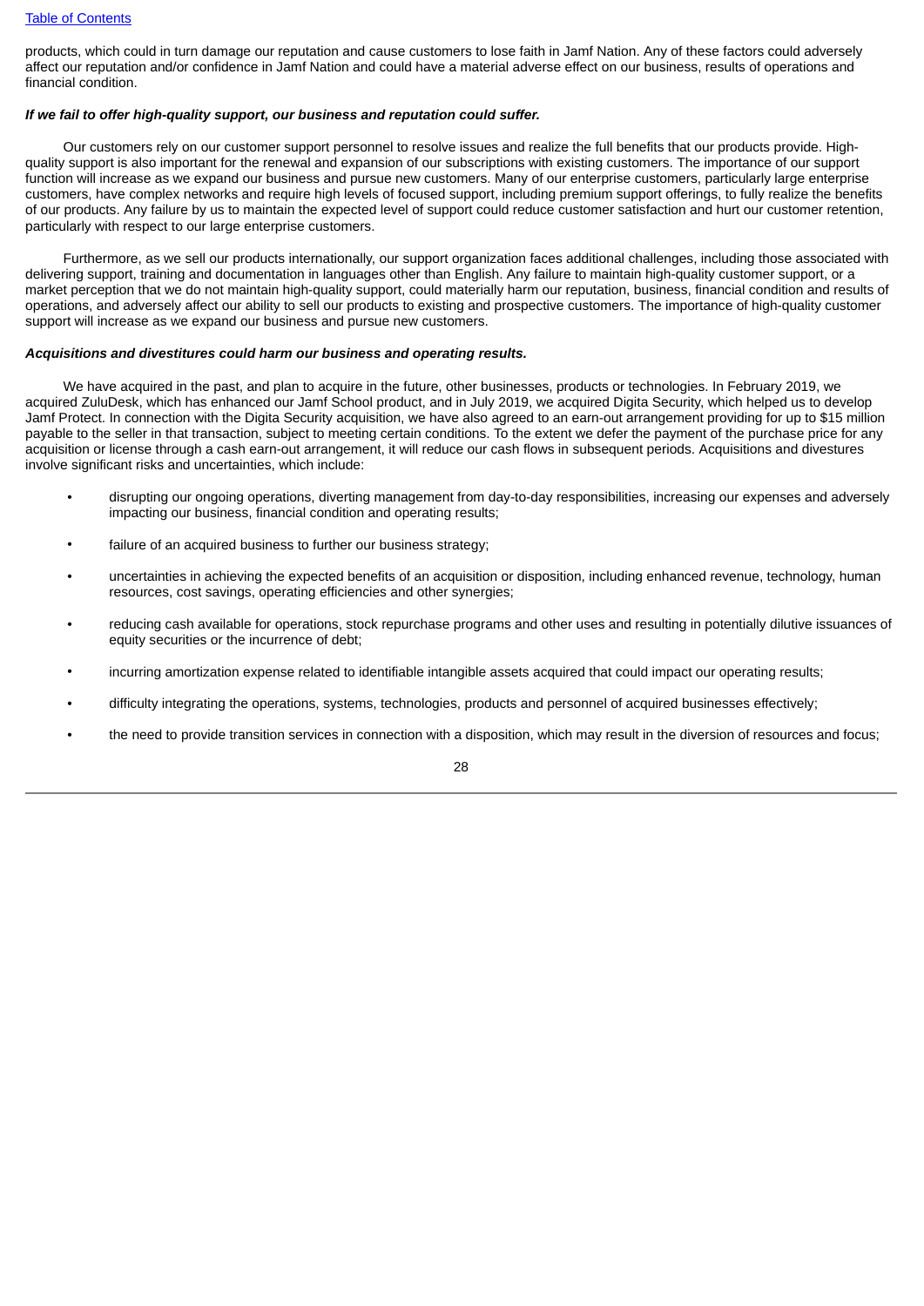products, which could in turn damage our reputation and cause customers to lose faith in Jamf Nation. Any of these factors could adversely affect our reputation and/or confidence in Jamf Nation and could have a material adverse effect on our business, results of operations and financial condition.

***If we fail to offer high-quality support, our business and reputation could suffer.***

Our customers rely on our customer support personnel to resolve issues and realize the full benefits that our products provide. High-quality support is also important for the renewal and expansion of our subscriptions with existing customers. The importance of our support function will increase as we expand our business and pursue new customers. Many of our enterprise customers, particularly large enterprise customers, have complex networks and require high levels of focused support, including premium support offerings, to fully realize the benefits of our products. Any failure by us to maintain the expected level of support could reduce customer satisfaction and hurt our customer retention, particularly with respect to our large enterprise customers.

Furthermore, as we sell our products internationally, our support organization faces additional challenges, including those associated with delivering support, training and documentation in languages other than English. Any failure to maintain high-quality customer support, or a market perception that we do not maintain high-quality support, could materially harm our reputation, business, financial condition and results of operations, and adversely affect our ability to sell our products to existing and prospective customers. The importance of high-quality customer support will increase as we expand our business and pursue new customers.

***Acquisitions and divestitures could harm our business and operating results.***

We have acquired in the past, and plan to acquire in the future, other businesses, products or technologies. In February 2019, we acquired ZuluDesk, which has enhanced our Jamf School product, and in July 2019, we acquired Digita Security, which helped us to develop Jamf Protect. In connection with the Digita Security acquisition, we have also agreed to an earn-out arrangement providing for up to $15 million payable to the seller in that transaction, subject to meeting certain conditions. To the extent we defer the payment of the purchase price for any acquisition or license through a cash earn-out arrangement, it will reduce our cash flows in subsequent periods. Acquisitions and divestures involve significant risks and uncertainties, which include:

- disrupting our ongoing operations, diverting management from day-to-day responsibilities, increasing our expenses and adversely impacting our business, financial condition and operating results;
- failure of an acquired business to further our business strategy;
- uncertainties in achieving the expected benefits of an acquisition or disposition, including enhanced revenue, technology, human resources, cost savings, operating efficiencies and other synergies;
- reducing cash available for operations, stock repurchase programs and other uses and resulting in potentially dilutive issuances of equity securities or the incurrence of debt;
- incurring amortization expense related to identifiable intangible assets acquired that could impact our operating results;
- difficulty integrating the operations, systems, technologies, products and personnel of acquired businesses effectively;
- the need to provide transition services in connection with a disposition, which may result in the diversion of resources and focus;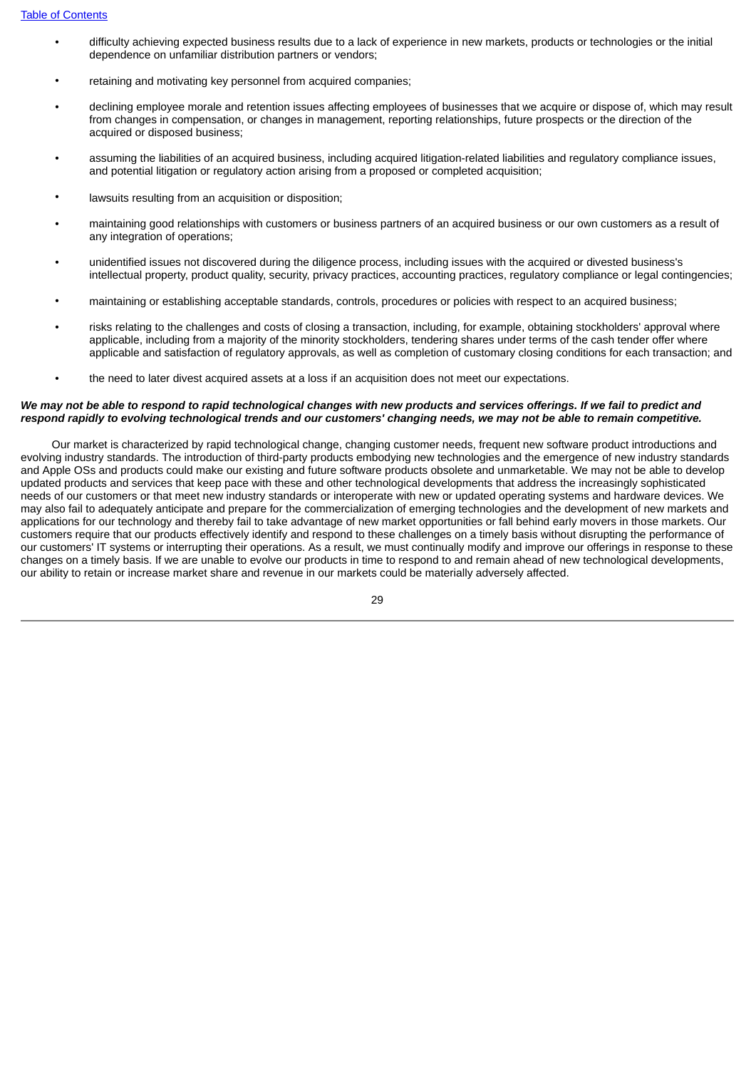- difficulty achieving expected business results due to a lack of experience in new markets, products or technologies or the initial dependence on unfamiliar distribution partners or vendors;
- retaining and motivating key personnel from acquired companies;
- declining employee morale and retention issues affecting employees of businesses that we acquire or dispose of, which may result from changes in compensation, or changes in management, reporting relationships, future prospects or the direction of the acquired or disposed business;
- assuming the liabilities of an acquired business, including acquired litigation-related liabilities and regulatory compliance issues, and potential litigation or regulatory action arising from a proposed or completed acquisition;
- lawsuits resulting from an acquisition or disposition;
- maintaining good relationships with customers or business partners of an acquired business or our own customers as a result of any integration of operations;
- unidentified issues not discovered during the diligence process, including issues with the acquired or divested business's intellectual property, product quality, security, privacy practices, accounting practices, regulatory compliance or legal contingencies;
- maintaining or establishing acceptable standards, controls, procedures or policies with respect to an acquired business;
- risks relating to the challenges and costs of closing a transaction, including, for example, obtaining stockholders' approval where applicable, including from a majority of the minority stockholders, tendering shares under terms of the cash tender offer where applicable and satisfaction of regulatory approvals, as well as completion of customary closing conditions for each transaction; and
- the need to later divest acquired assets at a loss if an acquisition does not meet our expectations.

***We may not be able to respond to rapid technological changes with new products and services offerings. If we fail to predict and respond rapidly to evolving technological trends and our customers' changing needs, we may not be able to remain competitive.***

Our market is characterized by rapid technological change, changing customer needs, frequent new software product introductions and evolving industry standards. The introduction of third-party products embodying new technologies and the emergence of new industry standards and Apple OSs and products could make our existing and future software products obsolete and unmarketable. We may not be able to develop updated products and services that keep pace with these and other technological developments that address the increasingly sophisticated needs of our customers or that meet new industry standards or interoperate with new or updated operating systems and hardware devices. We may also fail to adequately anticipate and prepare for the commercialization of emerging technologies and the development of new markets and applications for our technology and thereby fail to take advantage of new market opportunities or fall behind early movers in those markets. Our customers require that our products effectively identify and respond to these challenges on a timely basis without disrupting the performance of our customers' IT systems or interrupting their operations. As a result, we must continually modify and improve our offerings in response to these changes on a timely basis. If we are unable to evolve our products in time to respond to and remain ahead of new technological developments, our ability to retain or increase market share and revenue in our markets could be materially adversely affected.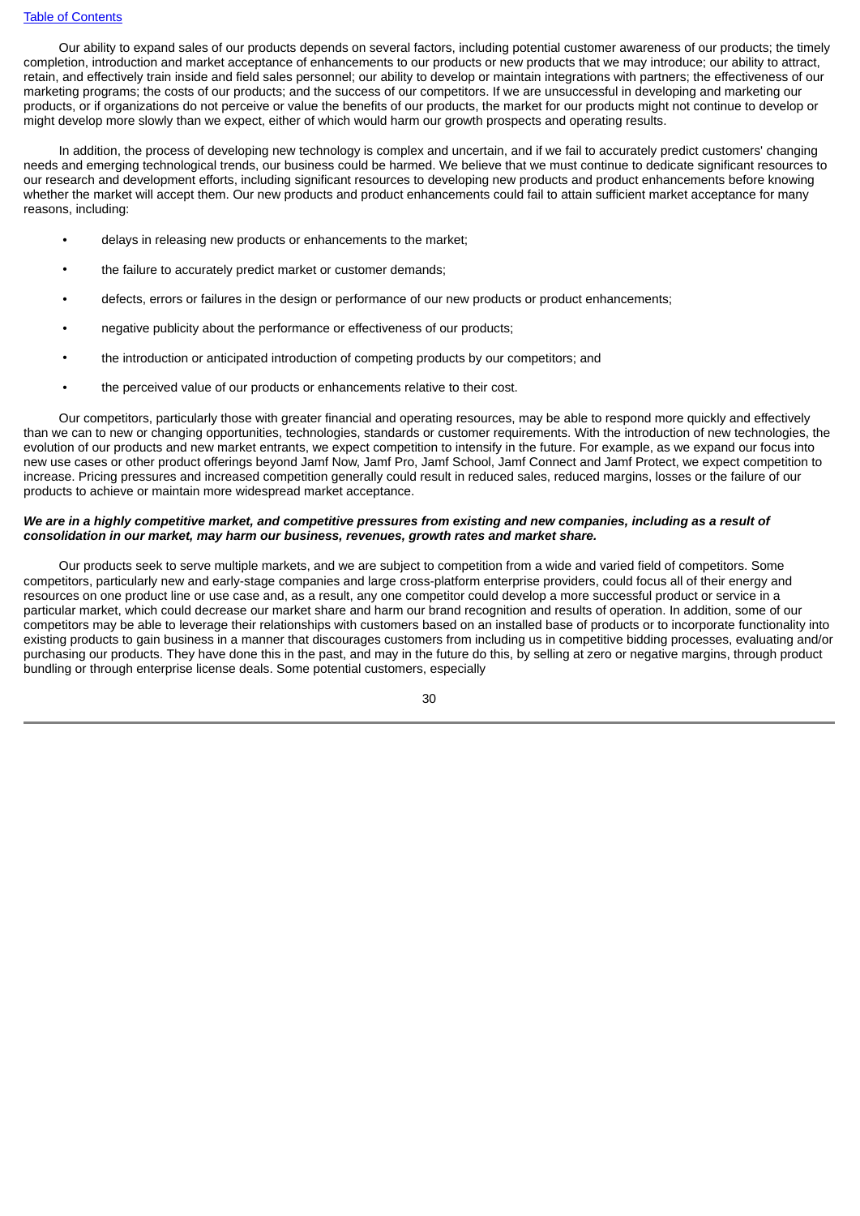Our ability to expand sales of our products depends on several factors, including potential customer awareness of our products; the timely completion, introduction and market acceptance of enhancements to our products or new products that we may introduce; our ability to attract, retain, and effectively train inside and field sales personnel; our ability to develop or maintain integrations with partners; the effectiveness of our marketing programs; the costs of our products; and the success of our competitors. If we are unsuccessful in developing and marketing our products, or if organizations do not perceive or value the benefits of our products, the market for our products might not continue to develop or might develop more slowly than we expect, either of which would harm our growth prospects and operating results.

In addition, the process of developing new technology is complex and uncertain, and if we fail to accurately predict customers' changing needs and emerging technological trends, our business could be harmed. We believe that we must continue to dedicate significant resources to our research and development efforts, including significant resources to developing new products and product enhancements before knowing whether the market will accept them. Our new products and product enhancements could fail to attain sufficient market acceptance for many reasons, including:

- delays in releasing new products or enhancements to the market;
- the failure to accurately predict market or customer demands;
- defects, errors or failures in the design or performance of our new products or product enhancements;
- negative publicity about the performance or effectiveness of our products;
- the introduction or anticipated introduction of competing products by our competitors; and
- the perceived value of our products or enhancements relative to their cost.

Our competitors, particularly those with greater financial and operating resources, may be able to respond more quickly and effectively than we can to new or changing opportunities, technologies, standards or customer requirements. With the introduction of new technologies, the evolution of our products and new market entrants, we expect competition to intensify in the future. For example, as we expand our focus into new use cases or other product offerings beyond Jamf Now, Jamf Pro, Jamf School, Jamf Connect and Jamf Protect, we expect competition to increase. Pricing pressures and increased competition generally could result in reduced sales, reduced margins, losses or the failure of our products to achieve or maintain more widespread market acceptance.

***We are in a highly competitive market, and competitive pressures from existing and new companies, including as a result of consolidation in our market, may harm our business, revenues, growth rates and market share.***

Our products seek to serve multiple markets, and we are subject to competition from a wide and varied field of competitors. Some competitors, particularly new and early-stage companies and large cross-platform enterprise providers, could focus all of their energy and resources on one product line or use case and, as a result, any one competitor could develop a more successful product or service in a particular market, which could decrease our market share and harm our brand recognition and results of operation. In addition, some of our competitors may be able to leverage their relationships with customers based on an installed base of products or to incorporate functionality into existing products to gain business in a manner that discourages customers from including us in competitive bidding processes, evaluating and/or purchasing our products. They have done this in the past, and may in the future do this, by selling at zero or negative margins, through product bundling or through enterprise license deals. Some potential customers, especially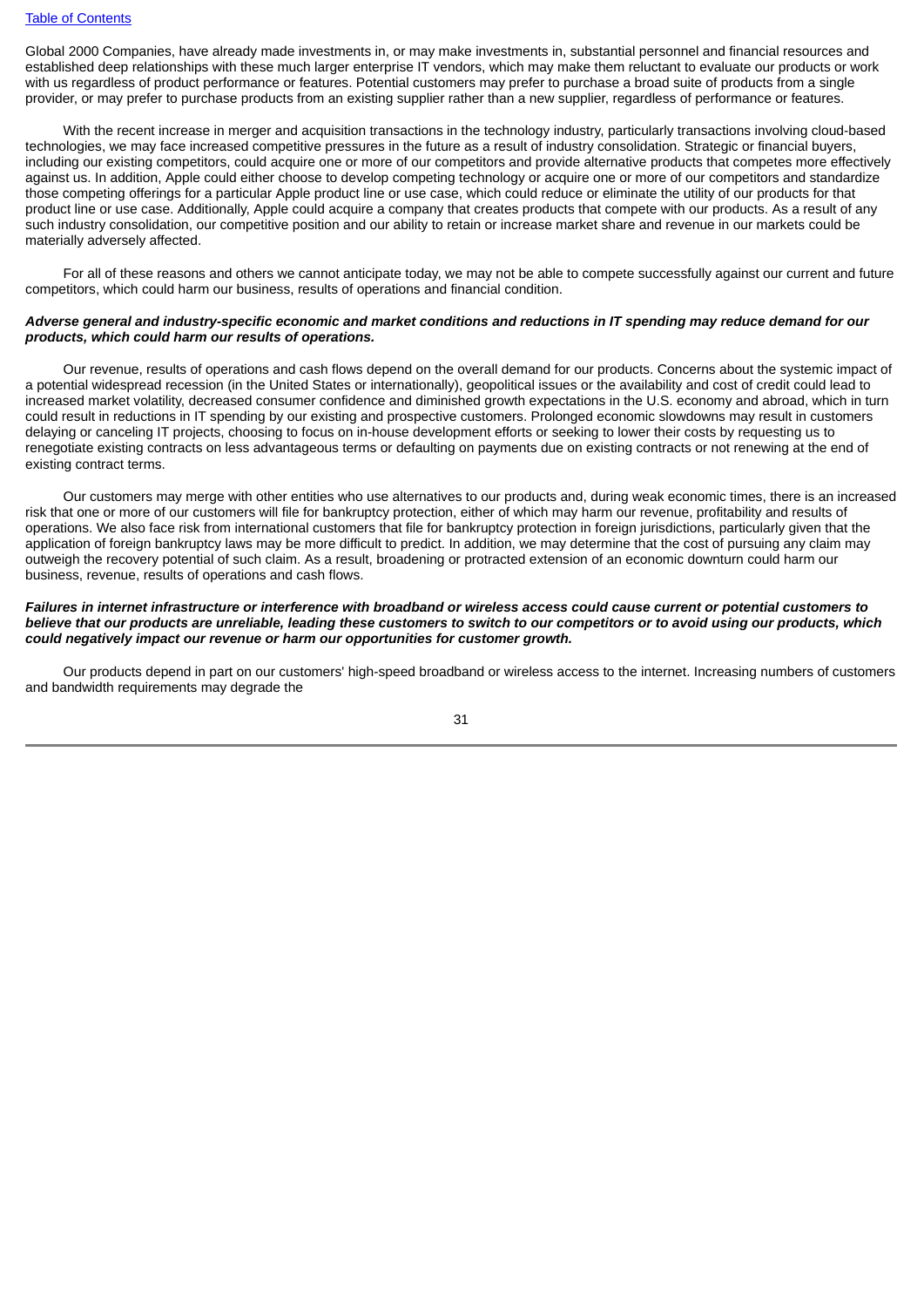Global 2000 Companies, have already made investments in, or may make investments in, substantial personnel and financial resources and established deep relationships with these much larger enterprise IT vendors, which may make them reluctant to evaluate our products or work with us regardless of product performance or features. Potential customers may prefer to purchase a broad suite of products from a single provider, or may prefer to purchase products from an existing supplier rather than a new supplier, regardless of performance or features.

With the recent increase in merger and acquisition transactions in the technology industry, particularly transactions involving cloud-based technologies, we may face increased competitive pressures in the future as a result of industry consolidation. Strategic or financial buyers, including our existing competitors, could acquire one or more of our competitors and provide alternative products that competes more effectively against us. In addition, Apple could either choose to develop competing technology or acquire one or more of our competitors and standardize those competing offerings for a particular Apple product line or use case, which could reduce or eliminate the utility of our products for that product line or use case. Additionally, Apple could acquire a company that creates products that compete with our products. As a result of any such industry consolidation, our competitive position and our ability to retain or increase market share and revenue in our markets could be materially adversely affected.

For all of these reasons and others we cannot anticipate today, we may not be able to compete successfully against our current and future competitors, which could harm our business, results of operations and financial condition.

***Adverse general and industry-specific economic and market conditions and reductions in IT spending may reduce demand for our products, which could harm our results of operations.***

Our revenue, results of operations and cash flows depend on the overall demand for our products. Concerns about the systemic impact of a potential widespread recession (in the United States or internationally), geopolitical issues or the availability and cost of credit could lead to increased market volatility, decreased consumer confidence and diminished growth expectations in the U.S. economy and abroad, which in turn could result in reductions in IT spending by our existing and prospective customers. Prolonged economic slowdowns may result in customers delaying or canceling IT projects, choosing to focus on in-house development efforts or seeking to lower their costs by requesting us to renegotiate existing contracts on less advantageous terms or defaulting on payments due on existing contracts or not renewing at the end of existing contract terms.

Our customers may merge with other entities who use alternatives to our products and, during weak economic times, there is an increased risk that one or more of our customers will file for bankruptcy protection, either of which may harm our revenue, profitability and results of operations. We also face risk from international customers that file for bankruptcy protection in foreign jurisdictions, particularly given that the application of foreign bankruptcy laws may be more difficult to predict. In addition, we may determine that the cost of pursuing any claim may outweigh the recovery potential of such claim. As a result, broadening or protracted extension of an economic downturn could harm our business, revenue, results of operations and cash flows.

***Failures in internet infrastructure or interference with broadband or wireless access could cause current or potential customers to believe that our products are unreliable, leading these customers to switch to our competitors or to avoid using our products, which could negatively impact our revenue or harm our opportunities for customer growth.***

Our products depend in part on our customers' high-speed broadband or wireless access to the internet. Increasing numbers of customers and bandwidth requirements may degrade the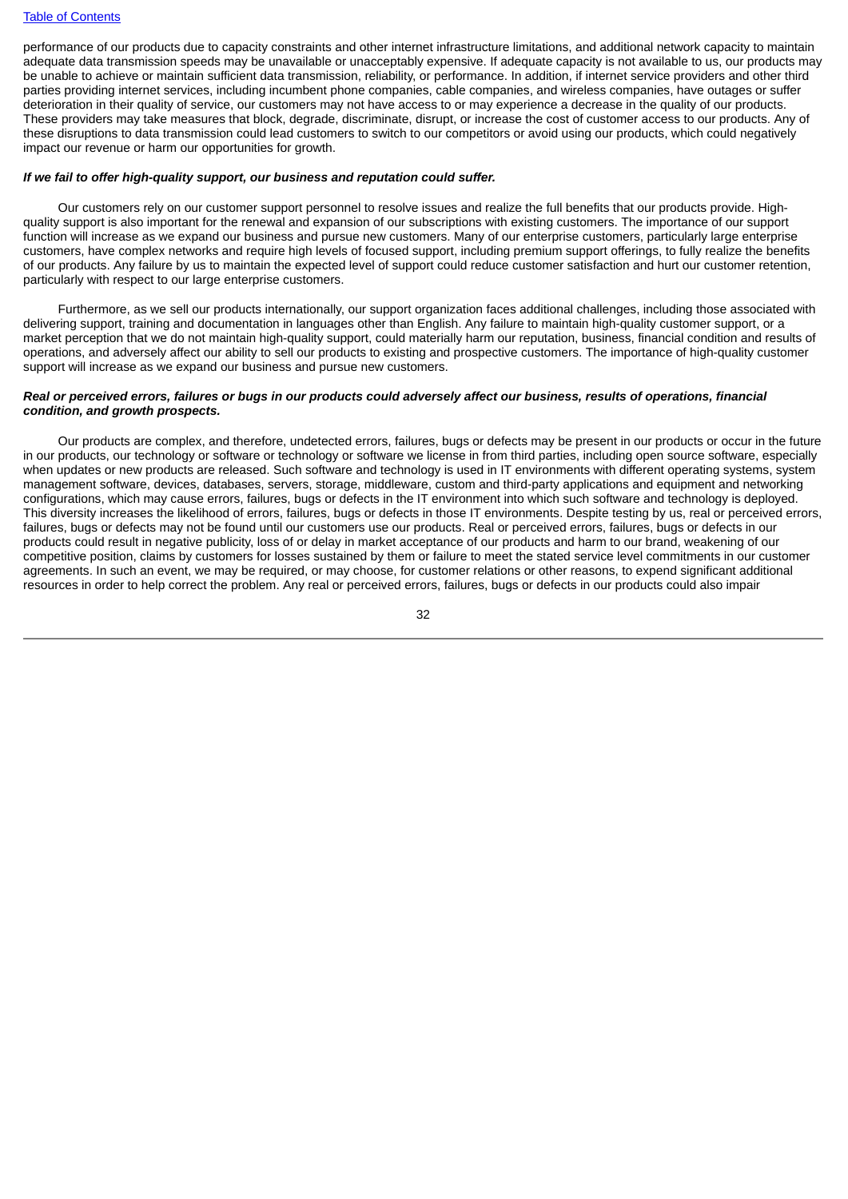performance of our products due to capacity constraints and other internet infrastructure limitations, and additional network capacity to maintain adequate data transmission speeds may be unavailable or unacceptably expensive. If adequate capacity is not available to us, our products may be unable to achieve or maintain sufficient data transmission, reliability, or performance. In addition, if internet service providers and other third parties providing internet services, including incumbent phone companies, cable companies, and wireless companies, have outages or suffer deterioration in their quality of service, our customers may not have access to or may experience a decrease in the quality of our products. These providers may take measures that block, degrade, discriminate, disrupt, or increase the cost of customer access to our products. Any of these disruptions to data transmission could lead customers to switch to our competitors or avoid using our products, which could negatively impact our revenue or harm our opportunities for growth.

***If we fail to offer high-quality support, our business and reputation could suffer.***

Our customers rely on our customer support personnel to resolve issues and realize the full benefits that our products provide. High-quality support is also important for the renewal and expansion of our subscriptions with existing customers. The importance of our support function will increase as we expand our business and pursue new customers. Many of our enterprise customers, particularly large enterprise customers, have complex networks and require high levels of focused support, including premium support offerings, to fully realize the benefits of our products. Any failure by us to maintain the expected level of support could reduce customer satisfaction and hurt our customer retention, particularly with respect to our large enterprise customers.

Furthermore, as we sell our products internationally, our support organization faces additional challenges, including those associated with delivering support, training and documentation in languages other than English. Any failure to maintain high-quality customer support, or a market perception that we do not maintain high-quality support, could materially harm our reputation, business, financial condition and results of operations, and adversely affect our ability to sell our products to existing and prospective customers. The importance of high-quality customer support will increase as we expand our business and pursue new customers.

***Real or perceived errors, failures or bugs in our products could adversely affect our business, results of operations, financial condition, and growth prospects.***

Our products are complex, and therefore, undetected errors, failures, bugs or defects may be present in our products or occur in the future in our products, our technology or software or technology or software we license in from third parties, including open source software, especially when updates or new products are released. Such software and technology is used in IT environments with different operating systems, system management software, devices, databases, servers, storage, middleware, custom and third-party applications and equipment and networking configurations, which may cause errors, failures, bugs or defects in the IT environment into which such software and technology is deployed. This diversity increases the likelihood of errors, failures, bugs or defects in those IT environments. Despite testing by us, real or perceived errors, failures, bugs or defects may not be found until our customers use our products. Real or perceived errors, failures, bugs or defects in our products could result in negative publicity, loss of or delay in market acceptance of our products and harm to our brand, weakening of our competitive position, claims by customers for losses sustained by them or failure to meet the stated service level commitments in our customer agreements. In such an event, we may be required, or may choose, for customer relations or other reasons, to expend significant additional resources in order to help correct the problem. Any real or perceived errors, failures, bugs or defects in our products could also impair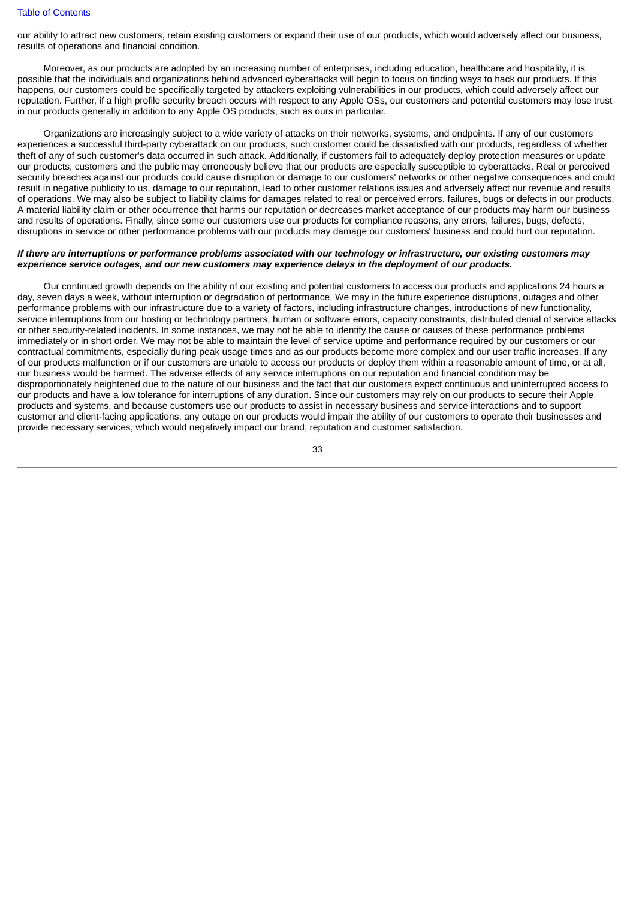our ability to attract new customers, retain existing customers or expand their use of our products, which would adversely affect our business, results of operations and financial condition.

Moreover, as our products are adopted by an increasing number of enterprises, including education, healthcare and hospitality, it is possible that the individuals and organizations behind advanced cyberattacks will begin to focus on finding ways to hack our products. If this happens, our customers could be specifically targeted by attackers exploiting vulnerabilities in our products, which could adversely affect our reputation. Further, if a high profile security breach occurs with respect to any Apple OSs, our customers and potential customers may lose trust in our products generally in addition to any Apple OS products, such as ours in particular.

Organizations are increasingly subject to a wide variety of attacks on their networks, systems, and endpoints. If any of our customers experiences a successful third-party cyberattack on our products, such customer could be dissatisfied with our products, regardless of whether theft of any of such customer's data occurred in such attack. Additionally, if customers fail to adequately deploy protection measures or update our products, customers and the public may erroneously believe that our products are especially susceptible to cyberattacks. Real or perceived security breaches against our products could cause disruption or damage to our customers' networks or other negative consequences and could result in negative publicity to us, damage to our reputation, lead to other customer relations issues and adversely affect our revenue and results of operations. We may also be subject to liability claims for damages related to real or perceived errors, failures, bugs or defects in our products. A material liability claim or other occurrence that harms our reputation or decreases market acceptance of our products may harm our business and results of operations. Finally, since some our customers use our products for compliance reasons, any errors, failures, bugs, defects, disruptions in service or other performance problems with our products may damage our customers' business and could hurt our reputation.

***If there are interruptions or performance problems associated with our technology or infrastructure, our existing customers may experience service outages, and our new customers may experience delays in the deployment of our products.***

Our continued growth depends on the ability of our existing and potential customers to access our products and applications 24 hours a day, seven days a week, without interruption or degradation of performance. We may in the future experience disruptions, outages and other performance problems with our infrastructure due to a variety of factors, including infrastructure changes, introductions of new functionality, service interruptions from our hosting or technology partners, human or software errors, capacity constraints, distributed denial of service attacks or other security-related incidents. In some instances, we may not be able to identify the cause or causes of these performance problems immediately or in short order. We may not be able to maintain the level of service uptime and performance required by our customers or our contractual commitments, especially during peak usage times and as our products become more complex and our user traffic increases. If any of our products malfunction or if our customers are unable to access our products or deploy them within a reasonable amount of time, or at all, our business would be harmed. The adverse effects of any service interruptions on our reputation and financial condition may be disproportionately heightened due to the nature of our business and the fact that our customers expect continuous and uninterrupted access to our products and have a low tolerance for interruptions of any duration. Since our customers may rely on our products to secure their Apple products and systems, and because customers use our products to assist in necessary business and service interactions and to support customer and client-facing applications, any outage on our products would impair the ability of our customers to operate their businesses and provide necessary services, which would negatively impact our brand, reputation and customer satisfaction.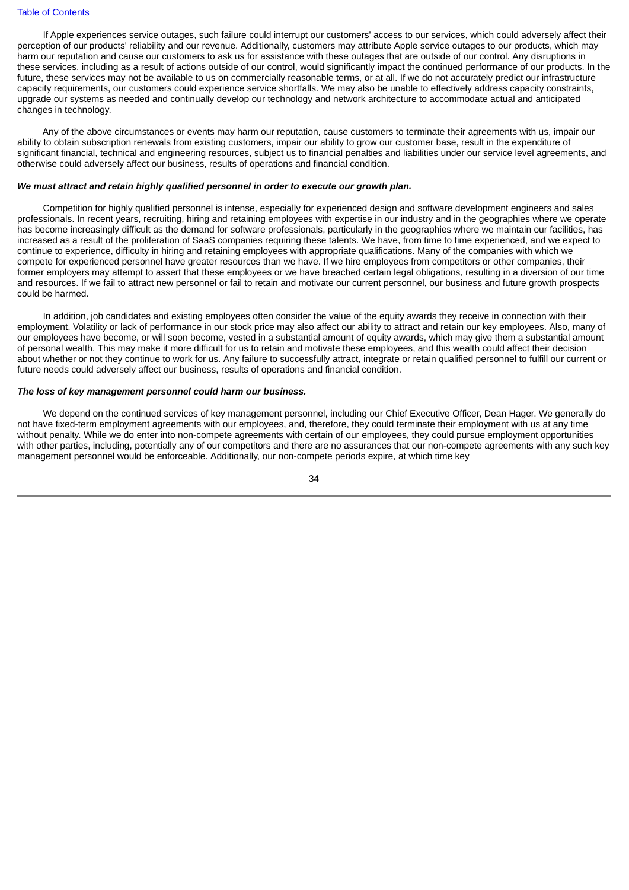If Apple experiences service outages, such failure could interrupt our customers' access to our services, which could adversely affect their perception of our products' reliability and our revenue. Additionally, customers may attribute Apple service outages to our products, which may harm our reputation and cause our customers to ask us for assistance with these outages that are outside of our control. Any disruptions in these services, including as a result of actions outside of our control, would significantly impact the continued performance of our products. In the future, these services may not be available to us on commercially reasonable terms, or at all. If we do not accurately predict our infrastructure capacity requirements, our customers could experience service shortfalls. We may also be unable to effectively address capacity constraints, upgrade our systems as needed and continually develop our technology and network architecture to accommodate actual and anticipated changes in technology.

Any of the above circumstances or events may harm our reputation, cause customers to terminate their agreements with us, impair our ability to obtain subscription renewals from existing customers, impair our ability to grow our customer base, result in the expenditure of significant financial, technical and engineering resources, subject us to financial penalties and liabilities under our service level agreements, and otherwise could adversely affect our business, results of operations and financial condition.

***We must attract and retain highly qualified personnel in order to execute our growth plan.***

Competition for highly qualified personnel is intense, especially for experienced design and software development engineers and sales professionals. In recent years, recruiting, hiring and retaining employees with expertise in our industry and in the geographies where we operate has become increasingly difficult as the demand for software professionals, particularly in the geographies where we maintain our facilities, has increased as a result of the proliferation of SaaS companies requiring these talents. We have, from time to time experienced, and we expect to continue to experience, difficulty in hiring and retaining employees with appropriate qualifications. Many of the companies with which we compete for experienced personnel have greater resources than we have. If we hire employees from competitors or other companies, their former employers may attempt to assert that these employees or we have breached certain legal obligations, resulting in a diversion of our time and resources. If we fail to attract new personnel or fail to retain and motivate our current personnel, our business and future growth prospects could be harmed.

In addition, job candidates and existing employees often consider the value of the equity awards they receive in connection with their employment. Volatility or lack of performance in our stock price may also affect our ability to attract and retain our key employees. Also, many of our employees have become, or will soon become, vested in a substantial amount of equity awards, which may give them a substantial amount of personal wealth. This may make it more difficult for us to retain and motivate these employees, and this wealth could affect their decision about whether or not they continue to work for us. Any failure to successfully attract, integrate or retain qualified personnel to fulfill our current or future needs could adversely affect our business, results of operations and financial condition.

***The loss of key management personnel could harm our business.***

We depend on the continued services of key management personnel, including our Chief Executive Officer, Dean Hager. We generally do not have fixed-term employment agreements with our employees, and, therefore, they could terminate their employment with us at any time without penalty. While we do enter into non-compete agreements with certain of our employees, they could pursue employment opportunities with other parties, including, potentially any of our competitors and there are no assurances that our non-compete agreements with any such key management personnel would be enforceable. Additionally, our non-compete periods expire, at which time key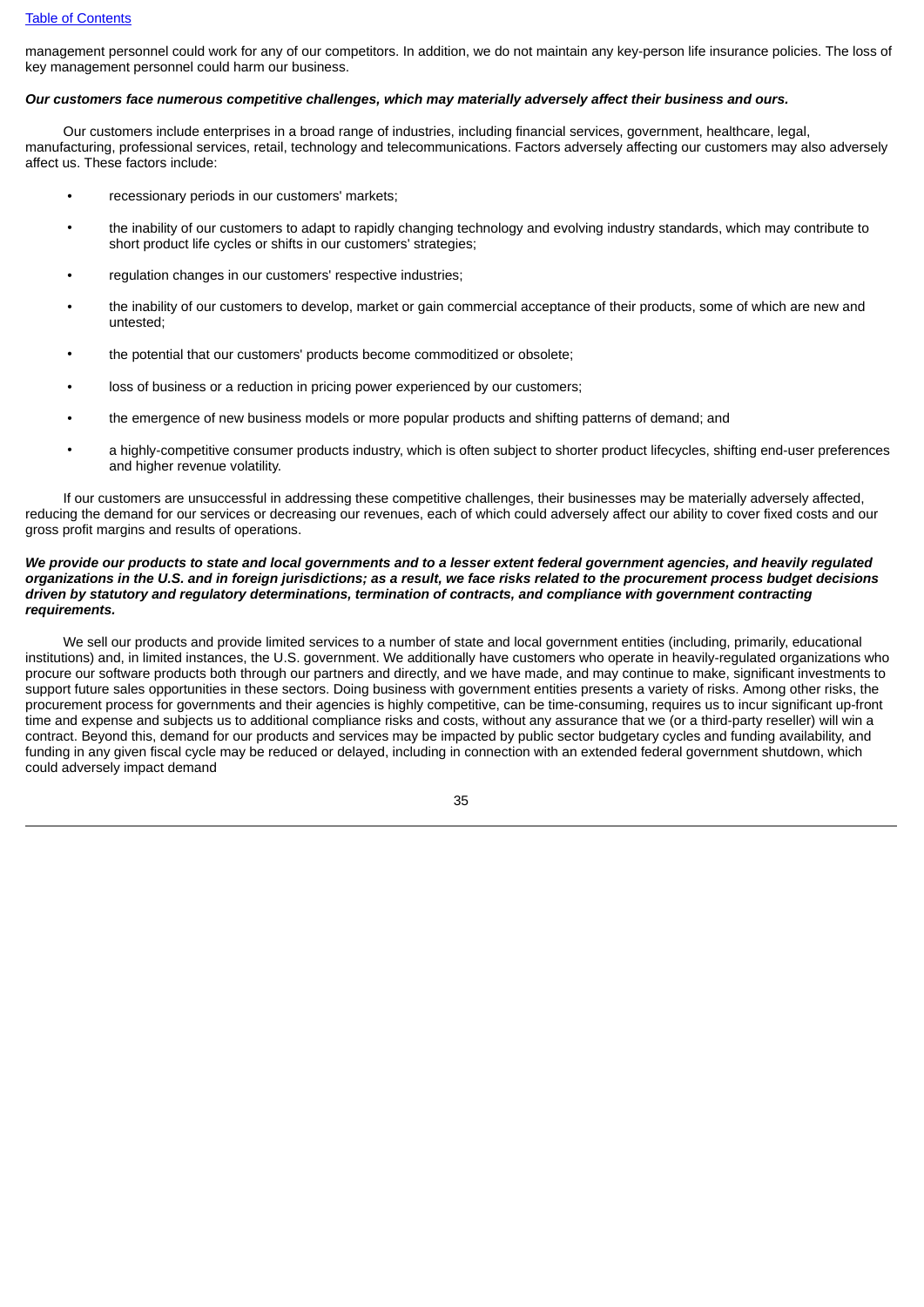management personnel could work for any of our competitors. In addition, we do not maintain any key-person life insurance policies. The loss of key management personnel could harm our business.

***Our customers face numerous competitive challenges, which may materially adversely affect their business and ours.***

Our customers include enterprises in a broad range of industries, including financial services, government, healthcare, legal, manufacturing, professional services, retail, technology and telecommunications. Factors adversely affecting our customers may also adversely affect us. These factors include:

- recessionary periods in our customers' markets;
- the inability of our customers to adapt to rapidly changing technology and evolving industry standards, which may contribute to short product life cycles or shifts in our customers' strategies;
- regulation changes in our customers' respective industries;
- the inability of our customers to develop, market or gain commercial acceptance of their products, some of which are new and untested;
- the potential that our customers' products become commoditized or obsolete;
- loss of business or a reduction in pricing power experienced by our customers;
- the emergence of new business models or more popular products and shifting patterns of demand; and
- a highly-competitive consumer products industry, which is often subject to shorter product lifecycles, shifting end-user preferences and higher revenue volatility.

If our customers are unsuccessful in addressing these competitive challenges, their businesses may be materially adversely affected, reducing the demand for our services or decreasing our revenues, each of which could adversely affect our ability to cover fixed costs and our gross profit margins and results of operations.

***We provide our products to state and local governments and to a lesser extent federal government agencies, and heavily regulated organizations in the U.S. and in foreign jurisdictions; as a result, we face risks related to the procurement process budget decisions driven by statutory and regulatory determinations, termination of contracts, and compliance with government contracting requirements.***

We sell our products and provide limited services to a number of state and local government entities (including, primarily, educational institutions) and, in limited instances, the U.S. government. We additionally have customers who operate in heavily-regulated organizations who procure our software products both through our partners and directly, and we have made, and may continue to make, significant investments to support future sales opportunities in these sectors. Doing business with government entities presents a variety of risks. Among other risks, the procurement process for governments and their agencies is highly competitive, can be time-consuming, requires us to incur significant up-front time and expense and subjects us to additional compliance risks and costs, without any assurance that we (or a third-party reseller) will win a contract. Beyond this, demand for our products and services may be impacted by public sector budgetary cycles and funding availability, and funding in any given fiscal cycle may be reduced or delayed, including in connection with an extended federal government shutdown, which could adversely impact demand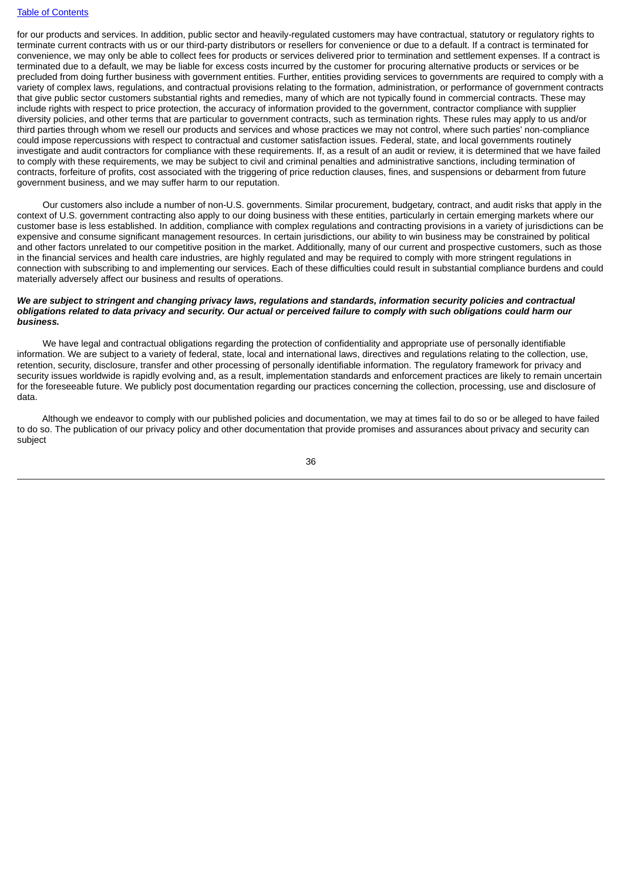for our products and services. In addition, public sector and heavily-regulated customers may have contractual, statutory or regulatory rights to terminate current contracts with us or our third-party distributors or resellers for convenience or due to a default. If a contract is terminated for convenience, we may only be able to collect fees for products or services delivered prior to termination and settlement expenses. If a contract is terminated due to a default, we may be liable for excess costs incurred by the customer for procuring alternative products or services or be precluded from doing further business with government entities. Further, entities providing services to governments are required to comply with a variety of complex laws, regulations, and contractual provisions relating to the formation, administration, or performance of government contracts that give public sector customers substantial rights and remedies, many of which are not typically found in commercial contracts. These may include rights with respect to price protection, the accuracy of information provided to the government, contractor compliance with supplier diversity policies, and other terms that are particular to government contracts, such as termination rights. These rules may apply to us and/or third parties through whom we resell our products and services and whose practices we may not control, where such parties' non-compliance could impose repercussions with respect to contractual and customer satisfaction issues. Federal, state, and local governments routinely investigate and audit contractors for compliance with these requirements. If, as a result of an audit or review, it is determined that we have failed to comply with these requirements, we may be subject to civil and criminal penalties and administrative sanctions, including termination of contracts, forfeiture of profits, cost associated with the triggering of price reduction clauses, fines, and suspensions or debarment from future government business, and we may suffer harm to our reputation.

Our customers also include a number of non-U.S. governments. Similar procurement, budgetary, contract, and audit risks that apply in the context of U.S. government contracting also apply to our doing business with these entities, particularly in certain emerging markets where our customer base is less established. In addition, compliance with complex regulations and contracting provisions in a variety of jurisdictions can be expensive and consume significant management resources. In certain jurisdictions, our ability to win business may be constrained by political and other factors unrelated to our competitive position in the market. Additionally, many of our current and prospective customers, such as those in the financial services and health care industries, are highly regulated and may be required to comply with more stringent regulations in connection with subscribing to and implementing our services. Each of these difficulties could result in substantial compliance burdens and could materially adversely affect our business and results of operations.

***We are subject to stringent and changing privacy laws, regulations and standards, information security policies and contractual obligations related to data privacy and security. Our actual or perceived failure to comply with such obligations could harm our business.***

We have legal and contractual obligations regarding the protection of confidentiality and appropriate use of personally identifiable information. We are subject to a variety of federal, state, local and international laws, directives and regulations relating to the collection, use, retention, security, disclosure, transfer and other processing of personally identifiable information. The regulatory framework for privacy and security issues worldwide is rapidly evolving and, as a result, implementation standards and enforcement practices are likely to remain uncertain for the foreseeable future. We publicly post documentation regarding our practices concerning the collection, processing, use and disclosure of data.

Although we endeavor to comply with our published policies and documentation, we may at times fail to do so or be alleged to have failed to do so. The publication of our privacy policy and other documentation that provide promises and assurances about privacy and security can subject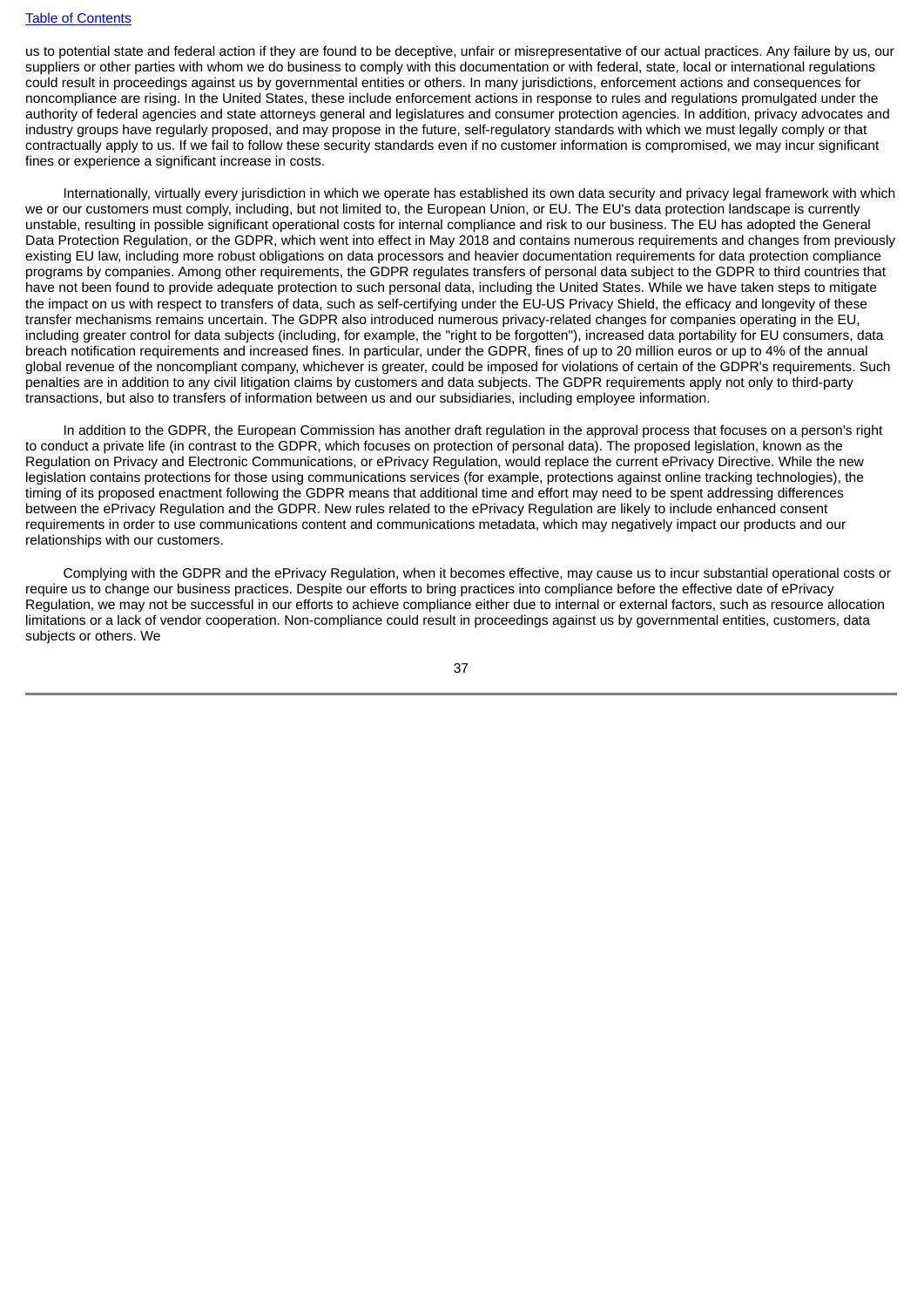us to potential state and federal action if they are found to be deceptive, unfair or misrepresentative of our actual practices. Any failure by us, our suppliers or other parties with whom we do business to comply with this documentation or with federal, state, local or international regulations could result in proceedings against us by governmental entities or others. In many jurisdictions, enforcement actions and consequences for noncompliance are rising. In the United States, these include enforcement actions in response to rules and regulations promulgated under the authority of federal agencies and state attorneys general and legislatures and consumer protection agencies. In addition, privacy advocates and industry groups have regularly proposed, and may propose in the future, self-regulatory standards with which we must legally comply or that contractually apply to us. If we fail to follow these security standards even if no customer information is compromised, we may incur significant fines or experience a significant increase in costs.

Internationally, virtually every jurisdiction in which we operate has established its own data security and privacy legal framework with which we or our customers must comply, including, but not limited to, the European Union, or EU. The EU's data protection landscape is currently unstable, resulting in possible significant operational costs for internal compliance and risk to our business. The EU has adopted the General Data Protection Regulation, or the GDPR, which went into effect in May 2018 and contains numerous requirements and changes from previously existing EU law, including more robust obligations on data processors and heavier documentation requirements for data protection compliance programs by companies. Among other requirements, the GDPR regulates transfers of personal data subject to the GDPR to third countries that have not been found to provide adequate protection to such personal data, including the United States. While we have taken steps to mitigate the impact on us with respect to transfers of data, such as self-certifying under the EU-US Privacy Shield, the efficacy and longevity of these transfer mechanisms remains uncertain. The GDPR also introduced numerous privacy-related changes for companies operating in the EU, including greater control for data subjects (including, for example, the "right to be forgotten"), increased data portability for EU consumers, data breach notification requirements and increased fines. In particular, under the GDPR, fines of up to 20 million euros or up to 4% of the annual global revenue of the noncompliant company, whichever is greater, could be imposed for violations of certain of the GDPR's requirements. Such penalties are in addition to any civil litigation claims by customers and data subjects. The GDPR requirements apply not only to third-party transactions, but also to transfers of information between us and our subsidiaries, including employee information.

In addition to the GDPR, the European Commission has another draft regulation in the approval process that focuses on a person's right to conduct a private life (in contrast to the GDPR, which focuses on protection of personal data). The proposed legislation, known as the Regulation on Privacy and Electronic Communications, or ePrivacy Regulation, would replace the current ePrivacy Directive. While the new legislation contains protections for those using communications services (for example, protections against online tracking technologies), the timing of its proposed enactment following the GDPR means that additional time and effort may need to be spent addressing differences between the ePrivacy Regulation and the GDPR. New rules related to the ePrivacy Regulation are likely to include enhanced consent requirements in order to use communications content and communications metadata, which may negatively impact our products and our relationships with our customers.

Complying with the GDPR and the ePrivacy Regulation, when it becomes effective, may cause us to incur substantial operational costs or require us to change our business practices. Despite our efforts to bring practices into compliance before the effective date of ePrivacy Regulation, we may not be successful in our efforts to achieve compliance either due to internal or external factors, such as resource allocation limitations or a lack of vendor cooperation. Non-compliance could result in proceedings against us by governmental entities, customers, data subjects or others. We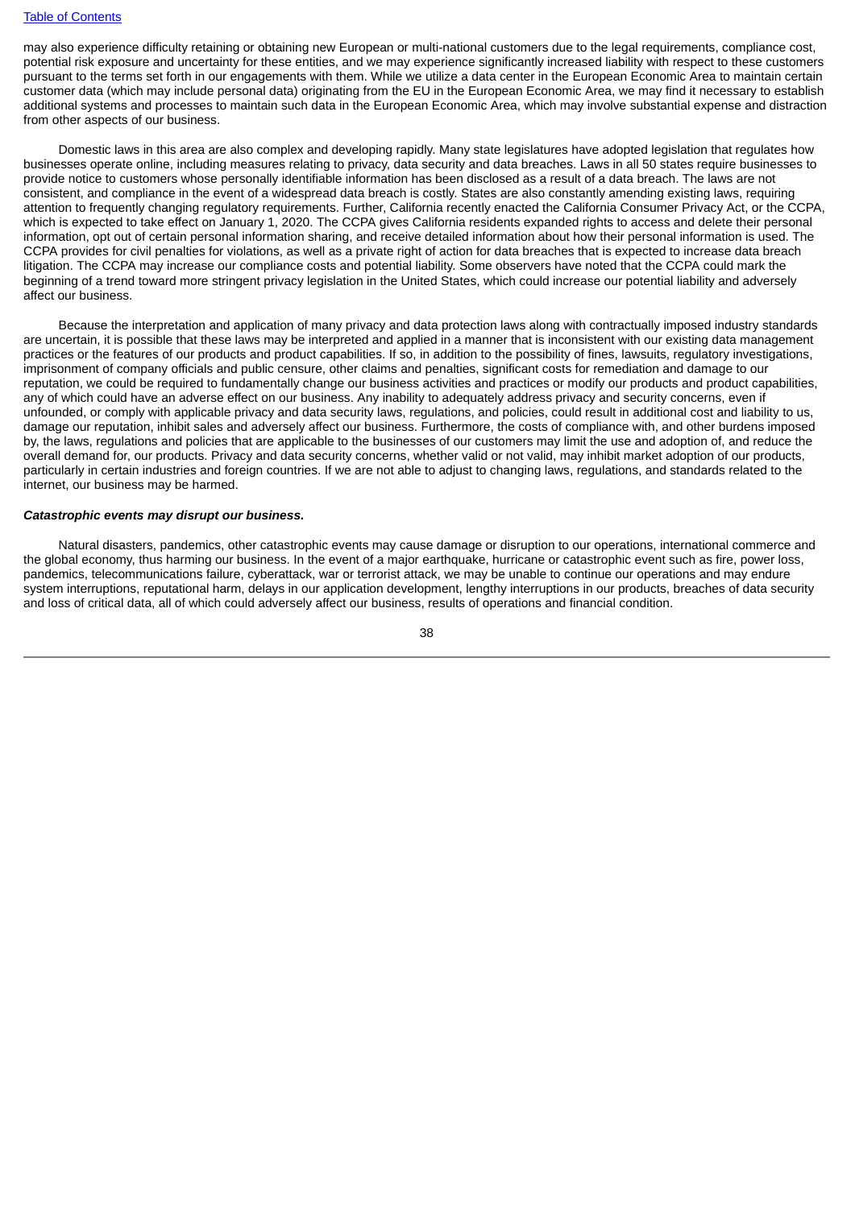may also experience difficulty retaining or obtaining new European or multi-national customers due to the legal requirements, compliance cost, potential risk exposure and uncertainty for these entities, and we may experience significantly increased liability with respect to these customers pursuant to the terms set forth in our engagements with them. While we utilize a data center in the European Economic Area to maintain certain customer data (which may include personal data) originating from the EU in the European Economic Area, we may find it necessary to establish additional systems and processes to maintain such data in the European Economic Area, which may involve substantial expense and distraction from other aspects of our business.

Domestic laws in this area are also complex and developing rapidly. Many state legislatures have adopted legislation that regulates how businesses operate online, including measures relating to privacy, data security and data breaches. Laws in all 50 states require businesses to provide notice to customers whose personally identifiable information has been disclosed as a result of a data breach. The laws are not consistent, and compliance in the event of a widespread data breach is costly. States are also constantly amending existing laws, requiring attention to frequently changing regulatory requirements. Further, California recently enacted the California Consumer Privacy Act, or the CCPA, which is expected to take effect on January 1, 2020. The CCPA gives California residents expanded rights to access and delete their personal information, opt out of certain personal information sharing, and receive detailed information about how their personal information is used. The CCPA provides for civil penalties for violations, as well as a private right of action for data breaches that is expected to increase data breach litigation. The CCPA may increase our compliance costs and potential liability. Some observers have noted that the CCPA could mark the beginning of a trend toward more stringent privacy legislation in the United States, which could increase our potential liability and adversely affect our business.

Because the interpretation and application of many privacy and data protection laws along with contractually imposed industry standards are uncertain, it is possible that these laws may be interpreted and applied in a manner that is inconsistent with our existing data management practices or the features of our products and product capabilities. If so, in addition to the possibility of fines, lawsuits, regulatory investigations, imprisonment of company officials and public censure, other claims and penalties, significant costs for remediation and damage to our reputation, we could be required to fundamentally change our business activities and practices or modify our products and product capabilities, any of which could have an adverse effect on our business. Any inability to adequately address privacy and security concerns, even if unfounded, or comply with applicable privacy and data security laws, regulations, and policies, could result in additional cost and liability to us, damage our reputation, inhibit sales and adversely affect our business. Furthermore, the costs of compliance with, and other burdens imposed by, the laws, regulations and policies that are applicable to the businesses of our customers may limit the use and adoption of, and reduce the overall demand for, our products. Privacy and data security concerns, whether valid or not valid, may inhibit market adoption of our products, particularly in certain industries and foreign countries. If we are not able to adjust to changing laws, regulations, and standards related to the internet, our business may be harmed.

***Catastrophic events may disrupt our business.***

Natural disasters, pandemics, other catastrophic events may cause damage or disruption to our operations, international commerce and the global economy, thus harming our business. In the event of a major earthquake, hurricane or catastrophic event such as fire, power loss, pandemics, telecommunications failure, cyberattack, war or terrorist attack, we may be unable to continue our operations and may endure system interruptions, reputational harm, delays in our application development, lengthy interruptions in our products, breaches of data security and loss of critical data, all of which could adversely affect our business, results of operations and financial condition.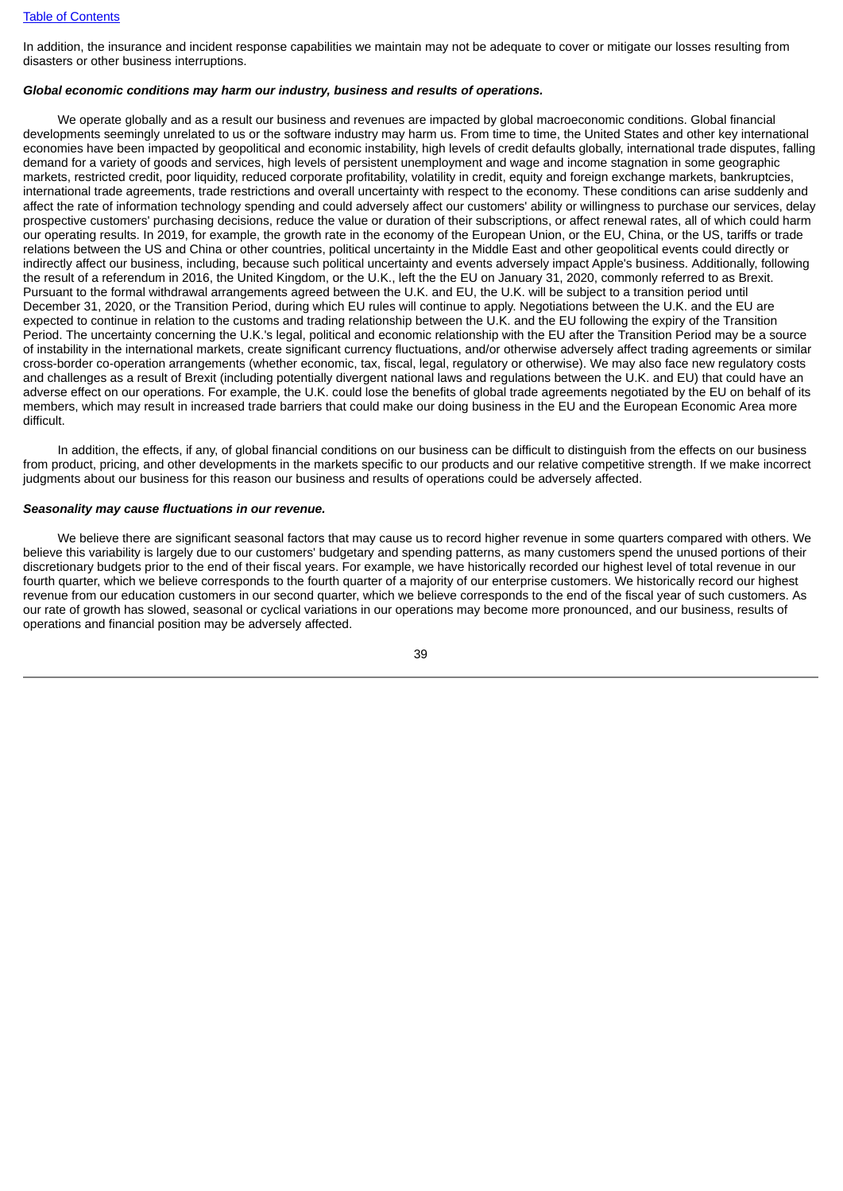In addition, the insurance and incident response capabilities we maintain may not be adequate to cover or mitigate our losses resulting from disasters or other business interruptions.

***Global economic conditions may harm our industry, business and results of operations.***

We operate globally and as a result our business and revenues are impacted by global macroeconomic conditions. Global financial developments seemingly unrelated to us or the software industry may harm us. From time to time, the United States and other key international economies have been impacted by geopolitical and economic instability, high levels of credit defaults globally, international trade disputes, falling demand for a variety of goods and services, high levels of persistent unemployment and wage and income stagnation in some geographic markets, restricted credit, poor liquidity, reduced corporate profitability, volatility in credit, equity and foreign exchange markets, bankruptcies, international trade agreements, trade restrictions and overall uncertainty with respect to the economy. These conditions can arise suddenly and affect the rate of information technology spending and could adversely affect our customers' ability or willingness to purchase our services, delay prospective customers' purchasing decisions, reduce the value or duration of their subscriptions, or affect renewal rates, all of which could harm our operating results. In 2019, for example, the growth rate in the economy of the European Union, or the EU, China, or the US, tariffs or trade relations between the US and China or other countries, political uncertainty in the Middle East and other geopolitical events could directly or indirectly affect our business, including, because such political uncertainty and events adversely impact Apple's business. Additionally, following the result of a referendum in 2016, the United Kingdom, or the U.K., left the the EU on January 31, 2020, commonly referred to as Brexit. Pursuant to the formal withdrawal arrangements agreed between the U.K. and EU, the U.K. will be subject to a transition period until December 31, 2020, or the Transition Period, during which EU rules will continue to apply. Negotiations between the U.K. and the EU are expected to continue in relation to the customs and trading relationship between the U.K. and the EU following the expiry of the Transition Period. The uncertainty concerning the U.K.'s legal, political and economic relationship with the EU after the Transition Period may be a source of instability in the international markets, create significant currency fluctuations, and/or otherwise adversely affect trading agreements or similar cross-border co-operation arrangements (whether economic, tax, fiscal, legal, regulatory or otherwise). We may also face new regulatory costs and challenges as a result of Brexit (including potentially divergent national laws and regulations between the U.K. and EU) that could have an adverse effect on our operations. For example, the U.K. could lose the benefits of global trade agreements negotiated by the EU on behalf of its members, which may result in increased trade barriers that could make our doing business in the EU and the European Economic Area more difficult.

In addition, the effects, if any, of global financial conditions on our business can be difficult to distinguish from the effects on our business from product, pricing, and other developments in the markets specific to our products and our relative competitive strength. If we make incorrect judgments about our business for this reason our business and results of operations could be adversely affected.

***Seasonality may cause fluctuations in our revenue.***

We believe there are significant seasonal factors that may cause us to record higher revenue in some quarters compared with others. We believe this variability is largely due to our customers' budgetary and spending patterns, as many customers spend the unused portions of their discretionary budgets prior to the end of their fiscal years. For example, we have historically recorded our highest level of total revenue in our fourth quarter, which we believe corresponds to the fourth quarter of a majority of our enterprise customers. We historically record our highest revenue from our education customers in our second quarter, which we believe corresponds to the end of the fiscal year of such customers. As our rate of growth has slowed, seasonal or cyclical variations in our operations may become more pronounced, and our business, results of operations and financial position may be adversely affected.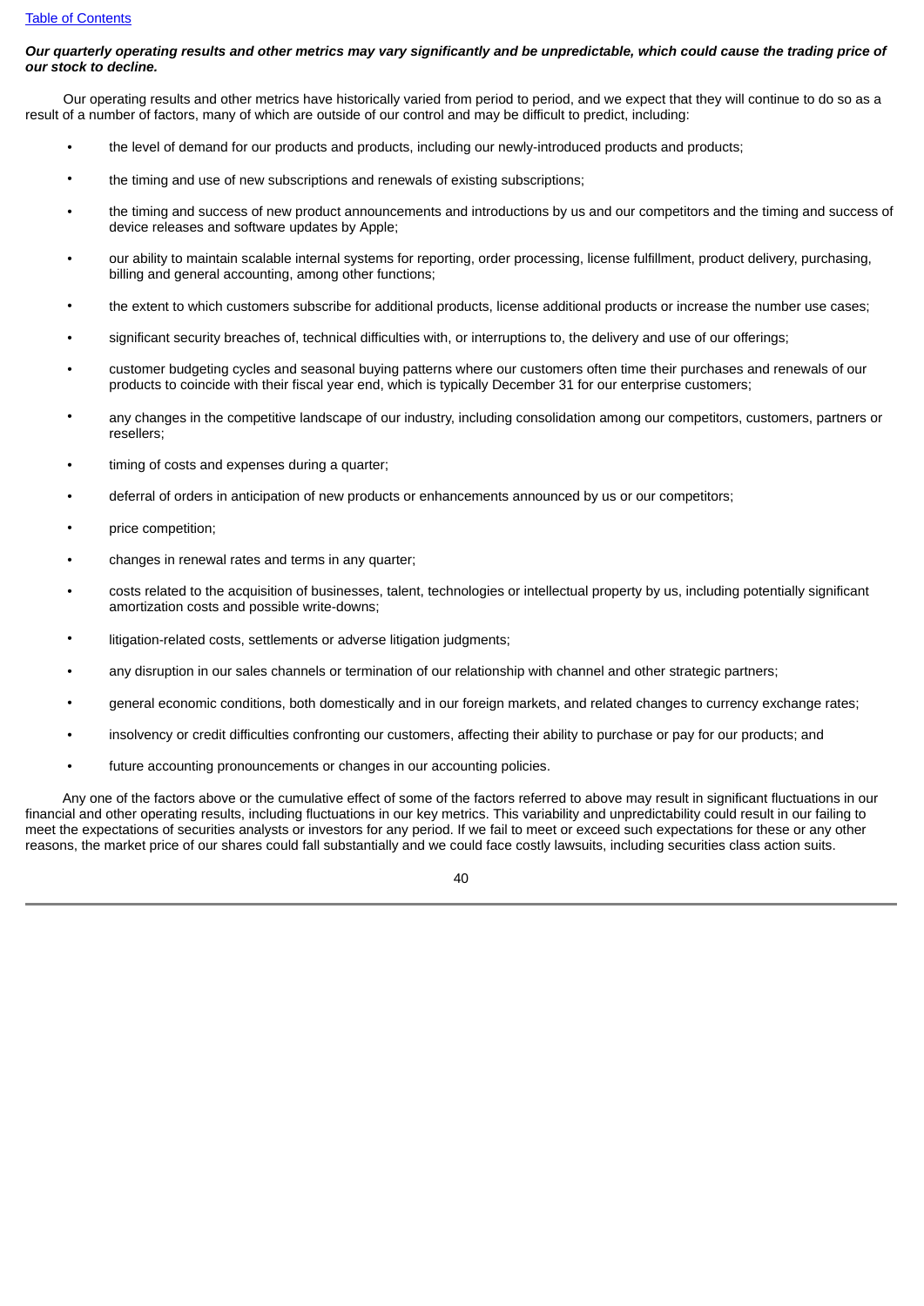***Our quarterly operating results and other metrics may vary significantly and be unpredictable, which could cause the trading price of our stock to decline.***

Our operating results and other metrics have historically varied from period to period, and we expect that they will continue to do so as a result of a number of factors, many of which are outside of our control and may be difficult to predict, including:

- the level of demand for our products and products, including our newly-introduced products and products;
- the timing and use of new subscriptions and renewals of existing subscriptions;
- the timing and success of new product announcements and introductions by us and our competitors and the timing and success of device releases and software updates by Apple;
- our ability to maintain scalable internal systems for reporting, order processing, license fulfillment, product delivery, purchasing, billing and general accounting, among other functions;
- the extent to which customers subscribe for additional products, license additional products or increase the number use cases;
- significant security breaches of, technical difficulties with, or interruptions to, the delivery and use of our offerings;
- customer budgeting cycles and seasonal buying patterns where our customers often time their purchases and renewals of our products to coincide with their fiscal year end, which is typically December 31 for our enterprise customers;
- any changes in the competitive landscape of our industry, including consolidation among our competitors, customers, partners or resellers;
- timing of costs and expenses during a quarter;
- deferral of orders in anticipation of new products or enhancements announced by us or our competitors;
- price competition;
- changes in renewal rates and terms in any quarter;
- costs related to the acquisition of businesses, talent, technologies or intellectual property by us, including potentially significant amortization costs and possible write-downs;
- litigation-related costs, settlements or adverse litigation judgments;
- any disruption in our sales channels or termination of our relationship with channel and other strategic partners;
- general economic conditions, both domestically and in our foreign markets, and related changes to currency exchange rates;
- insolvency or credit difficulties confronting our customers, affecting their ability to purchase or pay for our products; and
- future accounting pronouncements or changes in our accounting policies.

Any one of the factors above or the cumulative effect of some of the factors referred to above may result in significant fluctuations in our financial and other operating results, including fluctuations in our key metrics. This variability and unpredictability could result in our failing to meet the expectations of securities analysts or investors for any period. If we fail to meet or exceed such expectations for these or any other reasons, the market price of our shares could fall substantially and we could face costly lawsuits, including securities class action suits.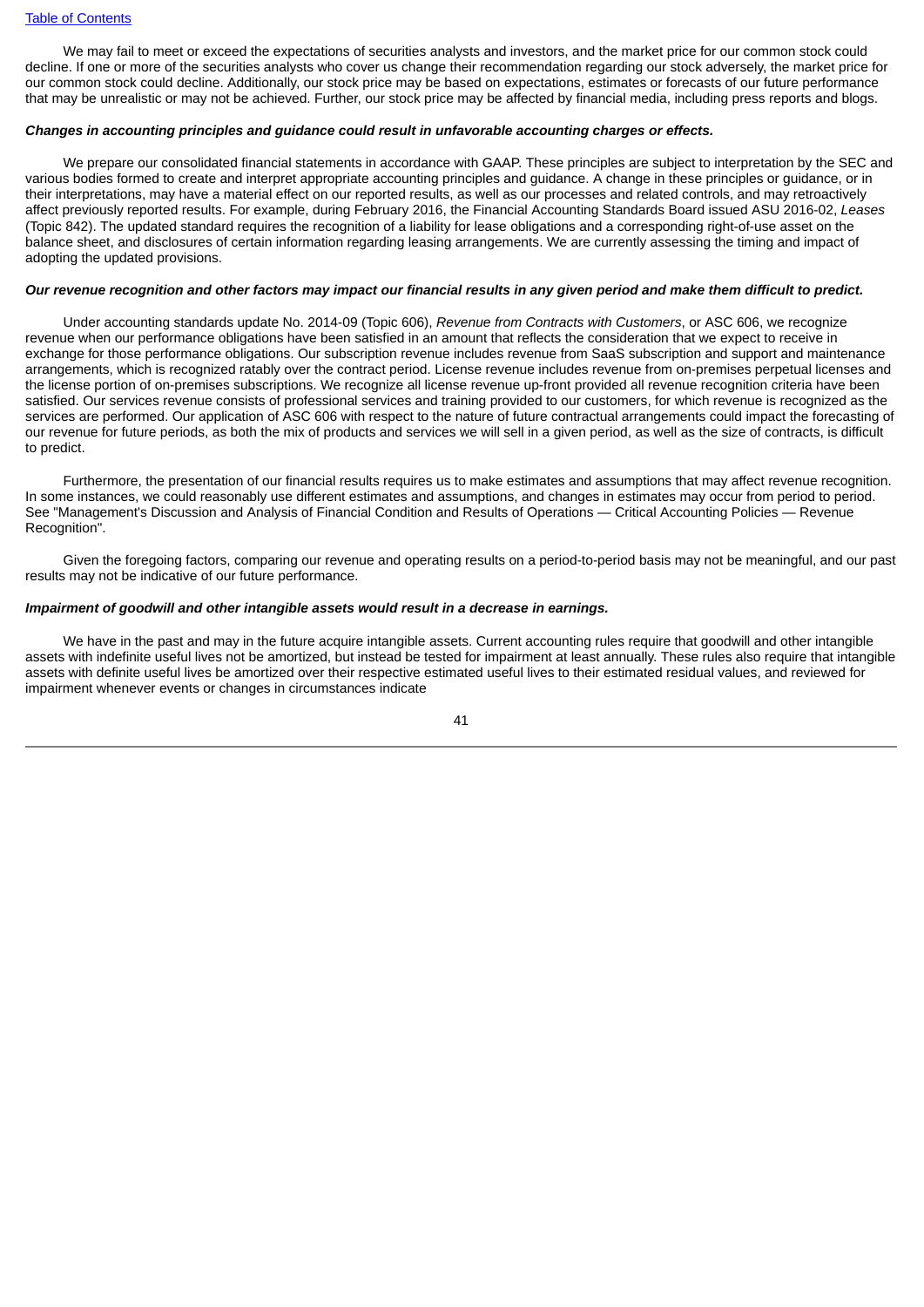We may fail to meet or exceed the expectations of securities analysts and investors, and the market price for our common stock could decline. If one or more of the securities analysts who cover us change their recommendation regarding our stock adversely, the market price for our common stock could decline. Additionally, our stock price may be based on expectations, estimates or forecasts of our future performance that may be unrealistic or may not be achieved. Further, our stock price may be affected by financial media, including press reports and blogs.

***Changes in accounting principles and guidance could result in unfavorable accounting charges or effects.***

We prepare our consolidated financial statements in accordance with GAAP. These principles are subject to interpretation by the SEC and various bodies formed to create and interpret appropriate accounting principles and guidance. A change in these principles or guidance, or in their interpretations, may have a material effect on our reported results, as well as our processes and related controls, and may retroactively affect previously reported results. For example, during February 2016, the Financial Accounting Standards Board issued ASU 2016-02, *Leases* (Topic 842). The updated standard requires the recognition of a liability for lease obligations and a corresponding right-of-use asset on the balance sheet, and disclosures of certain information regarding leasing arrangements. We are currently assessing the timing and impact of adopting the updated provisions.

***Our revenue recognition and other factors may impact our financial results in any given period and make them difficult to predict.***

Under accounting standards update No. 2014-09 (Topic 606), *Revenue from Contracts with Customers*, or ASC 606, we recognize revenue when our performance obligations have been satisfied in an amount that reflects the consideration that we expect to receive in exchange for those performance obligations. Our subscription revenue includes revenue from SaaS subscription and support and maintenance arrangements, which is recognized ratably over the contract period. License revenue includes revenue from on-premises perpetual licenses and the license portion of on-premises subscriptions. We recognize all license revenue up-front provided all revenue recognition criteria have been satisfied. Our services revenue consists of professional services and training provided to our customers, for which revenue is recognized as the services are performed. Our application of ASC 606 with respect to the nature of future contractual arrangements could impact the forecasting of our revenue for future periods, as both the mix of products and services we will sell in a given period, as well as the size of contracts, is difficult to predict.

Furthermore, the presentation of our financial results requires us to make estimates and assumptions that may affect revenue recognition. In some instances, we could reasonably use different estimates and assumptions, and changes in estimates may occur from period to period. See "Management's Discussion and Analysis of Financial Condition and Results of Operations — Critical Accounting Policies — Revenue Recognition".

Given the foregoing factors, comparing our revenue and operating results on a period-to-period basis may not be meaningful, and our past results may not be indicative of our future performance.

***Impairment of goodwill and other intangible assets would result in a decrease in earnings.***

We have in the past and may in the future acquire intangible assets. Current accounting rules require that goodwill and other intangible assets with indefinite useful lives not be amortized, but instead be tested for impairment at least annually. These rules also require that intangible assets with definite useful lives be amortized over their respective estimated useful lives to their estimated residual values, and reviewed for impairment whenever events or changes in circumstances indicate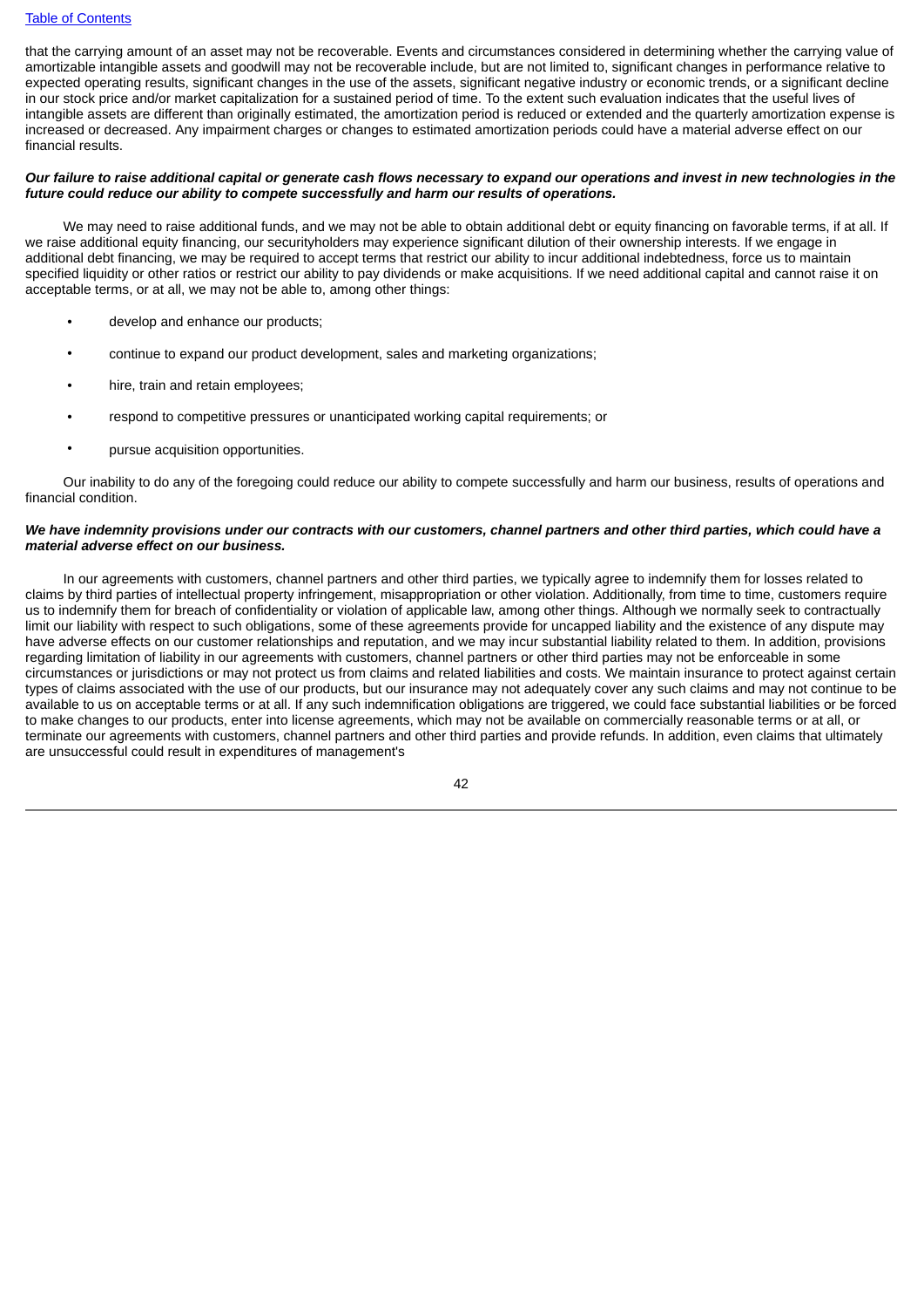that the carrying amount of an asset may not be recoverable. Events and circumstances considered in determining whether the carrying value of amortizable intangible assets and goodwill may not be recoverable include, but are not limited to, significant changes in performance relative to expected operating results, significant changes in the use of the assets, significant negative industry or economic trends, or a significant decline in our stock price and/or market capitalization for a sustained period of time. To the extent such evaluation indicates that the useful lives of intangible assets are different than originally estimated, the amortization period is reduced or extended and the quarterly amortization expense is increased or decreased. Any impairment charges or changes to estimated amortization periods could have a material adverse effect on our financial results.

***Our failure to raise additional capital or generate cash flows necessary to expand our operations and invest in new technologies in the future could reduce our ability to compete successfully and harm our results of operations.***

We may need to raise additional funds, and we may not be able to obtain additional debt or equity financing on favorable terms, if at all. If we raise additional equity financing, our securityholders may experience significant dilution of their ownership interests. If we engage in additional debt financing, we may be required to accept terms that restrict our ability to incur additional indebtedness, force us to maintain specified liquidity or other ratios or restrict our ability to pay dividends or make acquisitions. If we need additional capital and cannot raise it on acceptable terms, or at all, we may not be able to, among other things:

- develop and enhance our products;
- continue to expand our product development, sales and marketing organizations;
- hire, train and retain employees;
- respond to competitive pressures or unanticipated working capital requirements; or
- pursue acquisition opportunities.

Our inability to do any of the foregoing could reduce our ability to compete successfully and harm our business, results of operations and financial condition.

***We have indemnity provisions under our contracts with our customers, channel partners and other third parties, which could have a material adverse effect on our business.***

In our agreements with customers, channel partners and other third parties, we typically agree to indemnify them for losses related to claims by third parties of intellectual property infringement, misappropriation or other violation. Additionally, from time to time, customers require us to indemnify them for breach of confidentiality or violation of applicable law, among other things. Although we normally seek to contractually limit our liability with respect to such obligations, some of these agreements provide for uncapped liability and the existence of any dispute may have adverse effects on our customer relationships and reputation, and we may incur substantial liability related to them. In addition, provisions regarding limitation of liability in our agreements with customers, channel partners or other third parties may not be enforceable in some circumstances or jurisdictions or may not protect us from claims and related liabilities and costs. We maintain insurance to protect against certain types of claims associated with the use of our products, but our insurance may not adequately cover any such claims and may not continue to be available to us on acceptable terms or at all. If any such indemnification obligations are triggered, we could face substantial liabilities or be forced to make changes to our products, enter into license agreements, which may not be available on commercially reasonable terms or at all, or terminate our agreements with customers, channel partners and other third parties and provide refunds. In addition, even claims that ultimately are unsuccessful could result in expenditures of management's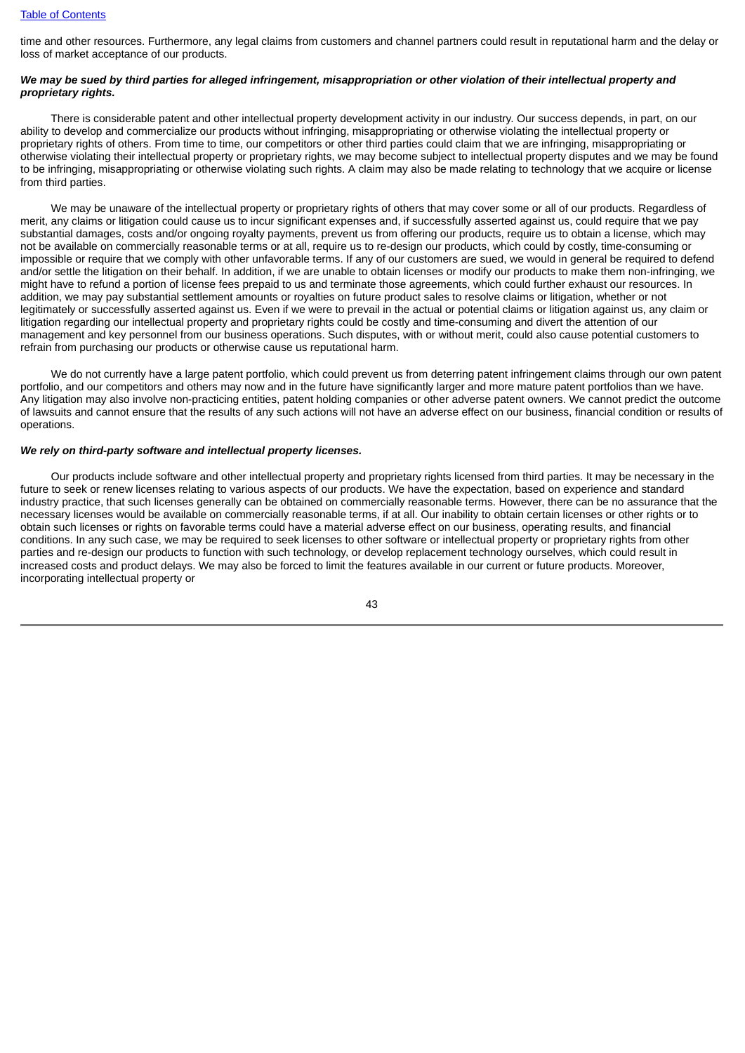time and other resources. Furthermore, any legal claims from customers and channel partners could result in reputational harm and the delay or loss of market acceptance of our products.

***We may be sued by third parties for alleged infringement, misappropriation or other violation of their intellectual property and proprietary rights.***

There is considerable patent and other intellectual property development activity in our industry. Our success depends, in part, on our ability to develop and commercialize our products without infringing, misappropriating or otherwise violating the intellectual property or proprietary rights of others. From time to time, our competitors or other third parties could claim that we are infringing, misappropriating or otherwise violating their intellectual property or proprietary rights, we may become subject to intellectual property disputes and we may be found to be infringing, misappropriating or otherwise violating such rights. A claim may also be made relating to technology that we acquire or license from third parties.

We may be unaware of the intellectual property or proprietary rights of others that may cover some or all of our products. Regardless of merit, any claims or litigation could cause us to incur significant expenses and, if successfully asserted against us, could require that we pay substantial damages, costs and/or ongoing royalty payments, prevent us from offering our products, require us to obtain a license, which may not be available on commercially reasonable terms or at all, require us to re-design our products, which could by costly, time-consuming or impossible or require that we comply with other unfavorable terms. If any of our customers are sued, we would in general be required to defend and/or settle the litigation on their behalf. In addition, if we are unable to obtain licenses or modify our products to make them non-infringing, we might have to refund a portion of license fees prepaid to us and terminate those agreements, which could further exhaust our resources. In addition, we may pay substantial settlement amounts or royalties on future product sales to resolve claims or litigation, whether or not legitimately or successfully asserted against us. Even if we were to prevail in the actual or potential claims or litigation against us, any claim or litigation regarding our intellectual property and proprietary rights could be costly and time-consuming and divert the attention of our management and key personnel from our business operations. Such disputes, with or without merit, could also cause potential customers to refrain from purchasing our products or otherwise cause us reputational harm.

We do not currently have a large patent portfolio, which could prevent us from deterring patent infringement claims through our own patent portfolio, and our competitors and others may now and in the future have significantly larger and more mature patent portfolios than we have. Any litigation may also involve non-practicing entities, patent holding companies or other adverse patent owners. We cannot predict the outcome of lawsuits and cannot ensure that the results of any such actions will not have an adverse effect on our business, financial condition or results of operations.

***We rely on third-party software and intellectual property licenses.***

Our products include software and other intellectual property and proprietary rights licensed from third parties. It may be necessary in the future to seek or renew licenses relating to various aspects of our products. We have the expectation, based on experience and standard industry practice, that such licenses generally can be obtained on commercially reasonable terms. However, there can be no assurance that the necessary licenses would be available on commercially reasonable terms, if at all. Our inability to obtain certain licenses or other rights or to obtain such licenses or rights on favorable terms could have a material adverse effect on our business, operating results, and financial conditions. In any such case, we may be required to seek licenses to other software or intellectual property or proprietary rights from other parties and re-design our products to function with such technology, or develop replacement technology ourselves, which could result in increased costs and product delays. We may also be forced to limit the features available in our current or future products. Moreover, incorporating intellectual property or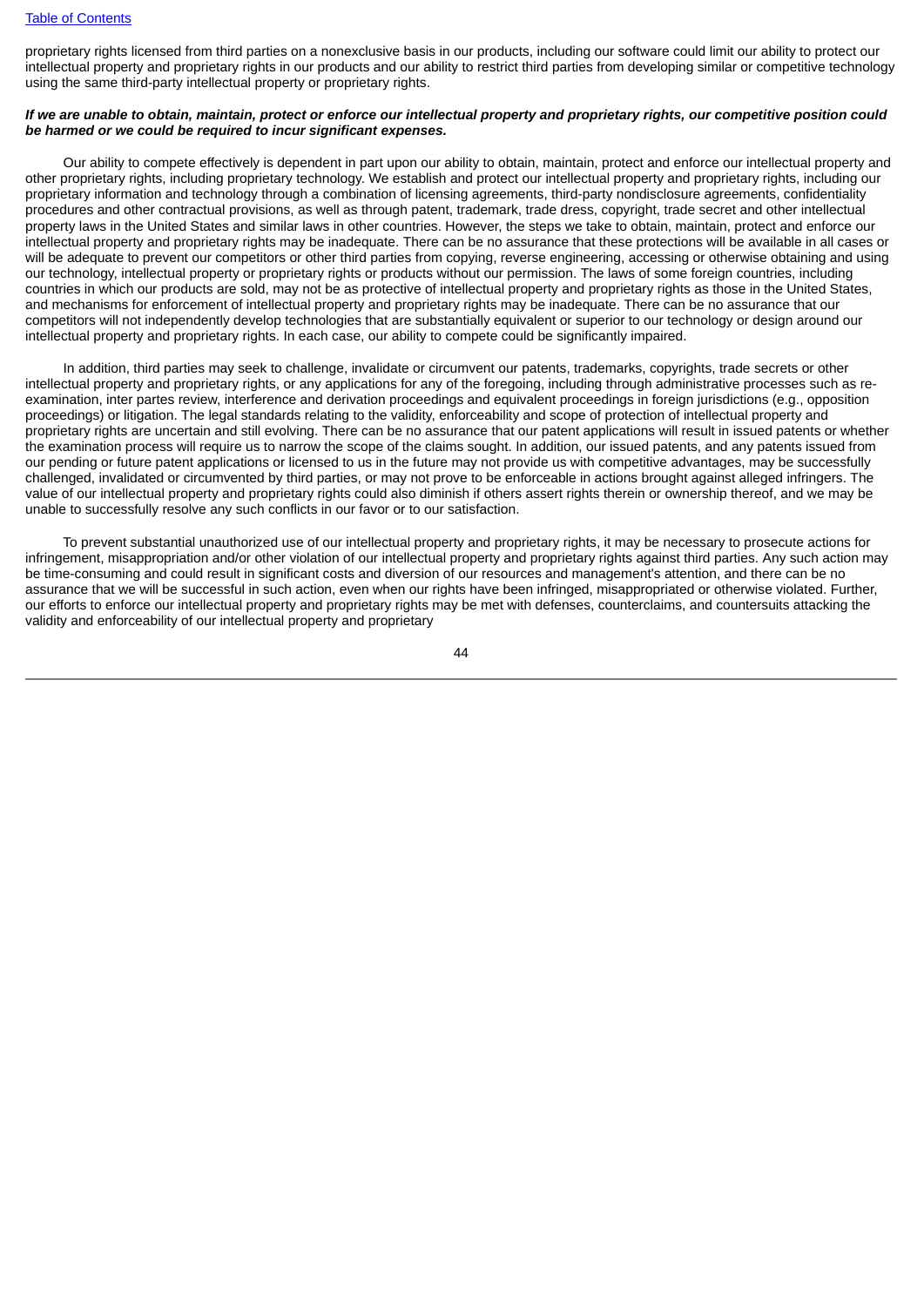proprietary rights licensed from third parties on a nonexclusive basis in our products, including our software could limit our ability to protect our intellectual property and proprietary rights in our products and our ability to restrict third parties from developing similar or competitive technology using the same third-party intellectual property or proprietary rights.

***If we are unable to obtain, maintain, protect or enforce our intellectual property and proprietary rights, our competitive position could be harmed or we could be required to incur significant expenses.***

Our ability to compete effectively is dependent in part upon our ability to obtain, maintain, protect and enforce our intellectual property and other proprietary rights, including proprietary technology. We establish and protect our intellectual property and proprietary rights, including our proprietary information and technology through a combination of licensing agreements, third-party nondisclosure agreements, confidentiality procedures and other contractual provisions, as well as through patent, trademark, trade dress, copyright, trade secret and other intellectual property laws in the United States and similar laws in other countries. However, the steps we take to obtain, maintain, protect and enforce our intellectual property and proprietary rights may be inadequate. There can be no assurance that these protections will be available in all cases or will be adequate to prevent our competitors or other third parties from copying, reverse engineering, accessing or otherwise obtaining and using our technology, intellectual property or proprietary rights or products without our permission. The laws of some foreign countries, including countries in which our products are sold, may not be as protective of intellectual property and proprietary rights as those in the United States, and mechanisms for enforcement of intellectual property and proprietary rights may be inadequate. There can be no assurance that our competitors will not independently develop technologies that are substantially equivalent or superior to our technology or design around our intellectual property and proprietary rights. In each case, our ability to compete could be significantly impaired.

In addition, third parties may seek to challenge, invalidate or circumvent our patents, trademarks, copyrights, trade secrets or other intellectual property and proprietary rights, or any applications for any of the foregoing, including through administrative processes such as re-examination, inter partes review, interference and derivation proceedings and equivalent proceedings in foreign jurisdictions (e.g., opposition proceedings) or litigation. The legal standards relating to the validity, enforceability and scope of protection of intellectual property and proprietary rights are uncertain and still evolving. There can be no assurance that our patent applications will result in issued patents or whether the examination process will require us to narrow the scope of the claims sought. In addition, our issued patents, and any patents issued from our pending or future patent applications or licensed to us in the future may not provide us with competitive advantages, may be successfully challenged, invalidated or circumvented by third parties, or may not prove to be enforceable in actions brought against alleged infringers. The value of our intellectual property and proprietary rights could also diminish if others assert rights therein or ownership thereof, and we may be unable to successfully resolve any such conflicts in our favor or to our satisfaction.

To prevent substantial unauthorized use of our intellectual property and proprietary rights, it may be necessary to prosecute actions for infringement, misappropriation and/or other violation of our intellectual property and proprietary rights against third parties. Any such action may be time-consuming and could result in significant costs and diversion of our resources and management's attention, and there can be no assurance that we will be successful in such action, even when our rights have been infringed, misappropriated or otherwise violated. Further, our efforts to enforce our intellectual property and proprietary rights may be met with defenses, counterclaims, and countersuits attacking the validity and enforceability of our intellectual property and proprietary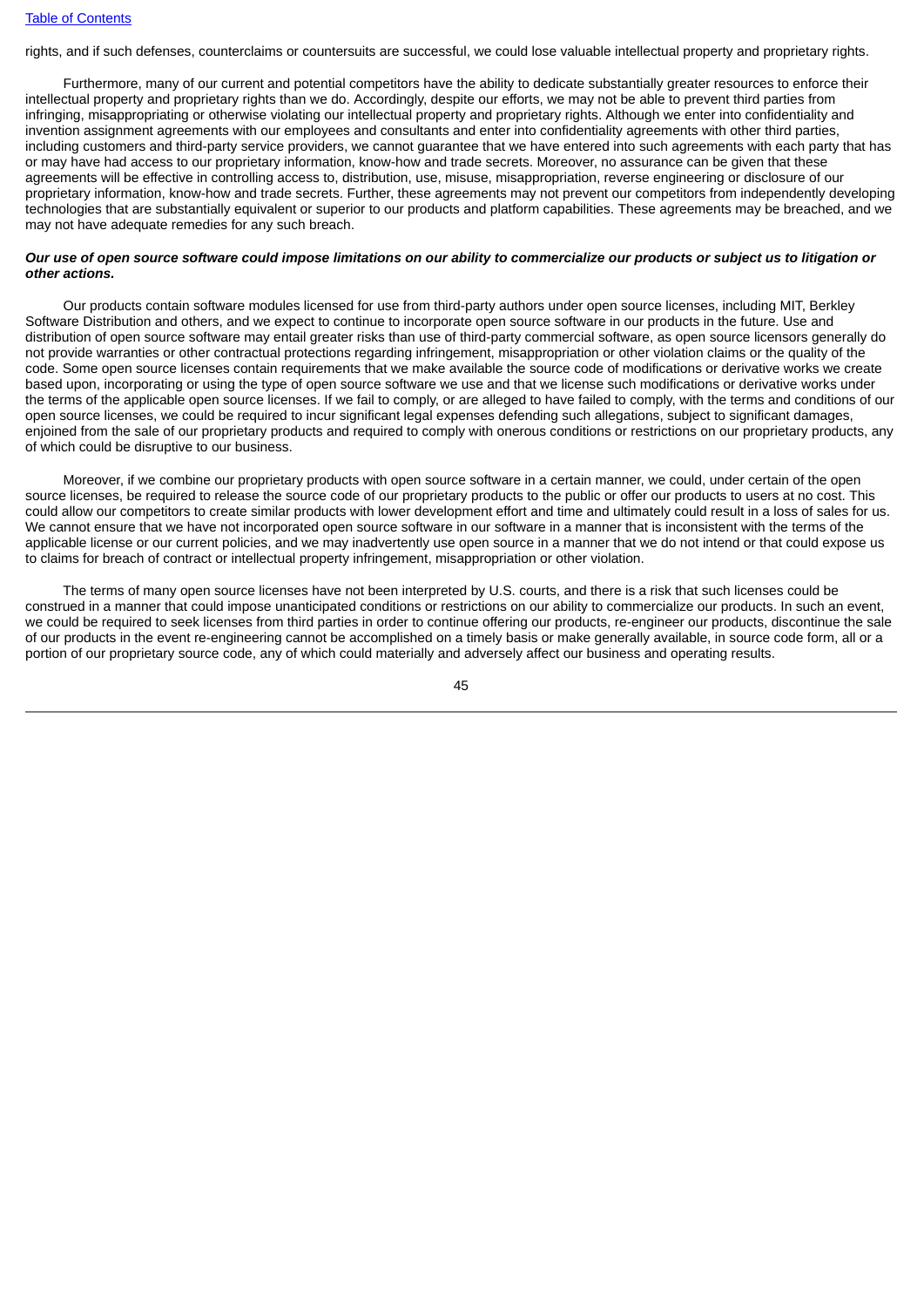rights, and if such defenses, counterclaims or countersuits are successful, we could lose valuable intellectual property and proprietary rights.

Furthermore, many of our current and potential competitors have the ability to dedicate substantially greater resources to enforce their intellectual property and proprietary rights than we do. Accordingly, despite our efforts, we may not be able to prevent third parties from infringing, misappropriating or otherwise violating our intellectual property and proprietary rights. Although we enter into confidentiality and invention assignment agreements with our employees and consultants and enter into confidentiality agreements with other third parties, including customers and third-party service providers, we cannot guarantee that we have entered into such agreements with each party that has or may have had access to our proprietary information, know-how and trade secrets. Moreover, no assurance can be given that these agreements will be effective in controlling access to, distribution, use, misuse, misappropriation, reverse engineering or disclosure of our proprietary information, know-how and trade secrets. Further, these agreements may not prevent our competitors from independently developing technologies that are substantially equivalent or superior to our products and platform capabilities. These agreements may be breached, and we may not have adequate remedies for any such breach.

***Our use of open source software could impose limitations on our ability to commercialize our products or subject us to litigation or other actions.***

Our products contain software modules licensed for use from third-party authors under open source licenses, including MIT, Berkley Software Distribution and others, and we expect to continue to incorporate open source software in our products in the future. Use and distribution of open source software may entail greater risks than use of third-party commercial software, as open source licensors generally do not provide warranties or other contractual protections regarding infringement, misappropriation or other violation claims or the quality of the code. Some open source licenses contain requirements that we make available the source code of modifications or derivative works we create based upon, incorporating or using the type of open source software we use and that we license such modifications or derivative works under the terms of the applicable open source licenses. If we fail to comply, or are alleged to have failed to comply, with the terms and conditions of our open source licenses, we could be required to incur significant legal expenses defending such allegations, subject to significant damages, enjoined from the sale of our proprietary products and required to comply with onerous conditions or restrictions on our proprietary products, any of which could be disruptive to our business.

Moreover, if we combine our proprietary products with open source software in a certain manner, we could, under certain of the open source licenses, be required to release the source code of our proprietary products to the public or offer our products to users at no cost. This could allow our competitors to create similar products with lower development effort and time and ultimately could result in a loss of sales for us. We cannot ensure that we have not incorporated open source software in our software in a manner that is inconsistent with the terms of the applicable license or our current policies, and we may inadvertently use open source in a manner that we do not intend or that could expose us to claims for breach of contract or intellectual property infringement, misappropriation or other violation.

The terms of many open source licenses have not been interpreted by U.S. courts, and there is a risk that such licenses could be construed in a manner that could impose unanticipated conditions or restrictions on our ability to commercialize our products. In such an event, we could be required to seek licenses from third parties in order to continue offering our products, re-engineer our products, discontinue the sale of our products in the event re-engineering cannot be accomplished on a timely basis or make generally available, in source code form, all or a portion of our proprietary source code, any of which could materially and adversely affect our business and operating results.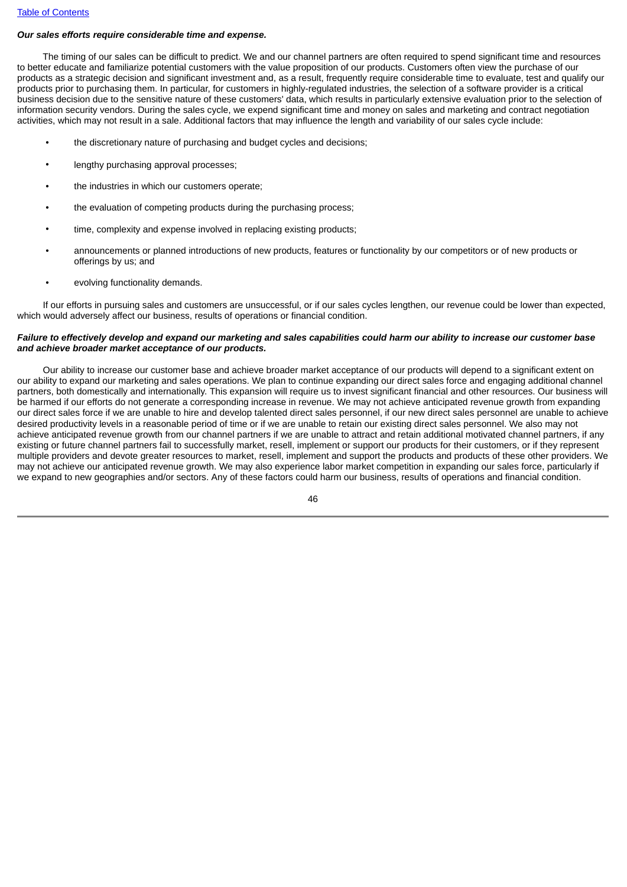***Our sales efforts require considerable time and expense.***

The timing of our sales can be difficult to predict. We and our channel partners are often required to spend significant time and resources to better educate and familiarize potential customers with the value proposition of our products. Customers often view the purchase of our products as a strategic decision and significant investment and, as a result, frequently require considerable time to evaluate, test and qualify our products prior to purchasing them. In particular, for customers in highly-regulated industries, the selection of a software provider is a critical business decision due to the sensitive nature of these customers' data, which results in particularly extensive evaluation prior to the selection of information security vendors. During the sales cycle, we expend significant time and money on sales and marketing and contract negotiation activities, which may not result in a sale. Additional factors that may influence the length and variability of our sales cycle include:

- the discretionary nature of purchasing and budget cycles and decisions;
- lengthy purchasing approval processes;
- the industries in which our customers operate;
- the evaluation of competing products during the purchasing process;
- time, complexity and expense involved in replacing existing products;
- announcements or planned introductions of new products, features or functionality by our competitors or of new products or offerings by us; and
- evolving functionality demands.

If our efforts in pursuing sales and customers are unsuccessful, or if our sales cycles lengthen, our revenue could be lower than expected, which would adversely affect our business, results of operations or financial condition.

***Failure to effectively develop and expand our marketing and sales capabilities could harm our ability to increase our customer base and achieve broader market acceptance of our products.***

Our ability to increase our customer base and achieve broader market acceptance of our products will depend to a significant extent on our ability to expand our marketing and sales operations. We plan to continue expanding our direct sales force and engaging additional channel partners, both domestically and internationally. This expansion will require us to invest significant financial and other resources. Our business will be harmed if our efforts do not generate a corresponding increase in revenue. We may not achieve anticipated revenue growth from expanding our direct sales force if we are unable to hire and develop talented direct sales personnel, if our new direct sales personnel are unable to achieve desired productivity levels in a reasonable period of time or if we are unable to retain our existing direct sales personnel. We also may not achieve anticipated revenue growth from our channel partners if we are unable to attract and retain additional motivated channel partners, if any existing or future channel partners fail to successfully market, resell, implement or support our products for their customers, or if they represent multiple providers and devote greater resources to market, resell, implement and support the products and products of these other providers. We may not achieve our anticipated revenue growth. We may also experience labor market competition in expanding our sales force, particularly if we expand to new geographies and/or sectors. Any of these factors could harm our business, results of operations and financial condition.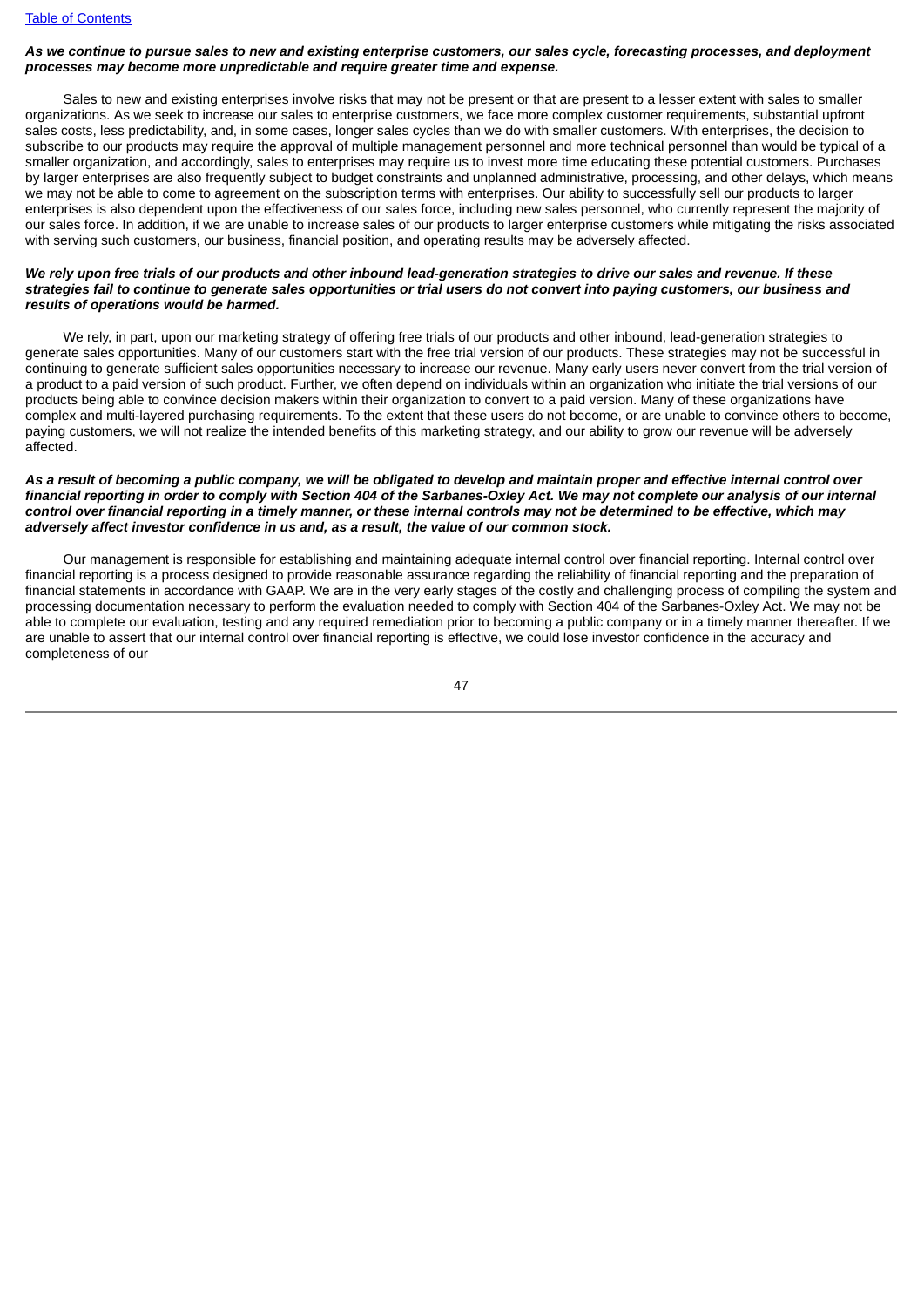***As we continue to pursue sales to new and existing enterprise customers, our sales cycle, forecasting processes, and deployment processes may become more unpredictable and require greater time and expense.***

Sales to new and existing enterprises involve risks that may not be present or that are present to a lesser extent with sales to smaller organizations. As we seek to increase our sales to enterprise customers, we face more complex customer requirements, substantial upfront sales costs, less predictability, and, in some cases, longer sales cycles than we do with smaller customers. With enterprises, the decision to subscribe to our products may require the approval of multiple management personnel and more technical personnel than would be typical of a smaller organization, and accordingly, sales to enterprises may require us to invest more time educating these potential customers. Purchases by larger enterprises are also frequently subject to budget constraints and unplanned administrative, processing, and other delays, which means we may not be able to come to agreement on the subscription terms with enterprises. Our ability to successfully sell our products to larger enterprises is also dependent upon the effectiveness of our sales force, including new sales personnel, who currently represent the majority of our sales force. In addition, if we are unable to increase sales of our products to larger enterprise customers while mitigating the risks associated with serving such customers, our business, financial position, and operating results may be adversely affected.

***We rely upon free trials of our products and other inbound lead-generation strategies to drive our sales and revenue. If these strategies fail to continue to generate sales opportunities or trial users do not convert into paying customers, our business and results of operations would be harmed.***

We rely, in part, upon our marketing strategy of offering free trials of our products and other inbound, lead-generation strategies to generate sales opportunities. Many of our customers start with the free trial version of our products. These strategies may not be successful in continuing to generate sufficient sales opportunities necessary to increase our revenue. Many early users never convert from the trial version of a product to a paid version of such product. Further, we often depend on individuals within an organization who initiate the trial versions of our products being able to convince decision makers within their organization to convert to a paid version. Many of these organizations have complex and multi-layered purchasing requirements. To the extent that these users do not become, or are unable to convince others to become, paying customers, we will not realize the intended benefits of this marketing strategy, and our ability to grow our revenue will be adversely affected.

***As a result of becoming a public company, we will be obligated to develop and maintain proper and effective internal control over financial reporting in order to comply with Section 404 of the Sarbanes-Oxley Act. We may not complete our analysis of our internal control over financial reporting in a timely manner, or these internal controls may not be determined to be effective, which may adversely affect investor confidence in us and, as a result, the value of our common stock.***

Our management is responsible for establishing and maintaining adequate internal control over financial reporting. Internal control over financial reporting is a process designed to provide reasonable assurance regarding the reliability of financial reporting and the preparation of financial statements in accordance with GAAP. We are in the very early stages of the costly and challenging process of compiling the system and processing documentation necessary to perform the evaluation needed to comply with Section 404 of the Sarbanes-Oxley Act. We may not be able to complete our evaluation, testing and any required remediation prior to becoming a public company or in a timely manner thereafter. If we are unable to assert that our internal control over financial reporting is effective, we could lose investor confidence in the accuracy and completeness of our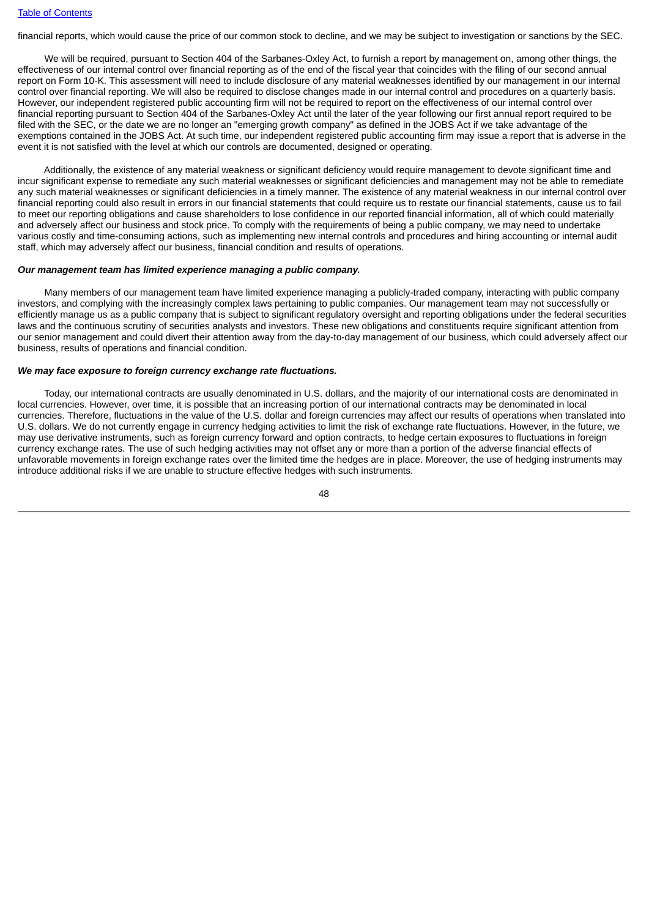financial reports, which would cause the price of our common stock to decline, and we may be subject to investigation or sanctions by the SEC.

We will be required, pursuant to Section 404 of the Sarbanes-Oxley Act, to furnish a report by management on, among other things, the effectiveness of our internal control over financial reporting as of the end of the fiscal year that coincides with the filing of our second annual report on Form 10-K. This assessment will need to include disclosure of any material weaknesses identified by our management in our internal control over financial reporting. We will also be required to disclose changes made in our internal control and procedures on a quarterly basis. However, our independent registered public accounting firm will not be required to report on the effectiveness of our internal control over financial reporting pursuant to Section 404 of the Sarbanes-Oxley Act until the later of the year following our first annual report required to be filed with the SEC, or the date we are no longer an "emerging growth company" as defined in the JOBS Act if we take advantage of the exemptions contained in the JOBS Act. At such time, our independent registered public accounting firm may issue a report that is adverse in the event it is not satisfied with the level at which our controls are documented, designed or operating.

Additionally, the existence of any material weakness or significant deficiency would require management to devote significant time and incur significant expense to remediate any such material weaknesses or significant deficiencies and management may not be able to remediate any such material weaknesses or significant deficiencies in a timely manner. The existence of any material weakness in our internal control over financial reporting could also result in errors in our financial statements that could require us to restate our financial statements, cause us to fail to meet our reporting obligations and cause shareholders to lose confidence in our reported financial information, all of which could materially and adversely affect our business and stock price. To comply with the requirements of being a public company, we may need to undertake various costly and time-consuming actions, such as implementing new internal controls and procedures and hiring accounting or internal audit staff, which may adversely affect our business, financial condition and results of operations.

***Our management team has limited experience managing a public company.***

Many members of our management team have limited experience managing a publicly-traded company, interacting with public company investors, and complying with the increasingly complex laws pertaining to public companies. Our management team may not successfully or efficiently manage us as a public company that is subject to significant regulatory oversight and reporting obligations under the federal securities laws and the continuous scrutiny of securities analysts and investors. These new obligations and constituents require significant attention from our senior management and could divert their attention away from the day-to-day management of our business, which could adversely affect our business, results of operations and financial condition.

***We may face exposure to foreign currency exchange rate fluctuations.***

Today, our international contracts are usually denominated in U.S. dollars, and the majority of our international costs are denominated in local currencies. However, over time, it is possible that an increasing portion of our international contracts may be denominated in local currencies. Therefore, fluctuations in the value of the U.S. dollar and foreign currencies may affect our results of operations when translated into U.S. dollars. We do not currently engage in currency hedging activities to limit the risk of exchange rate fluctuations. However, in the future, we may use derivative instruments, such as foreign currency forward and option contracts, to hedge certain exposures to fluctuations in foreign currency exchange rates. The use of such hedging activities may not offset any or more than a portion of the adverse financial effects of unfavorable movements in foreign exchange rates over the limited time the hedges are in place. Moreover, the use of hedging instruments may introduce additional risks if we are unable to structure effective hedges with such instruments.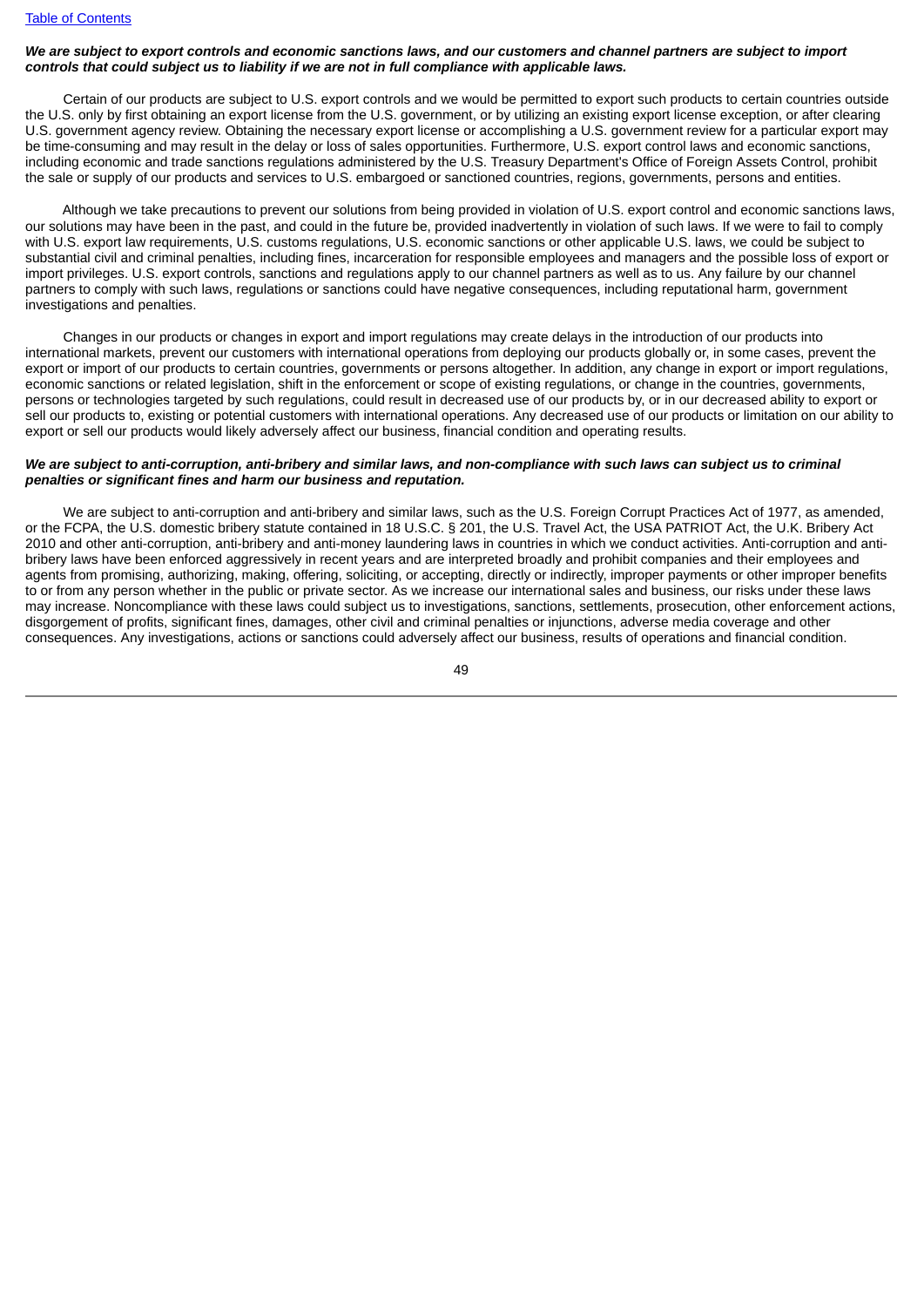***We are subject to export controls and economic sanctions laws, and our customers and channel partners are subject to import controls that could subject us to liability if we are not in full compliance with applicable laws.***

Certain of our products are subject to U.S. export controls and we would be permitted to export such products to certain countries outside the U.S. only by first obtaining an export license from the U.S. government, or by utilizing an existing export license exception, or after clearing U.S. government agency review. Obtaining the necessary export license or accomplishing a U.S. government review for a particular export may be time-consuming and may result in the delay or loss of sales opportunities. Furthermore, U.S. export control laws and economic sanctions, including economic and trade sanctions regulations administered by the U.S. Treasury Department's Office of Foreign Assets Control, prohibit the sale or supply of our products and services to U.S. embargoed or sanctioned countries, regions, governments, persons and entities.

Although we take precautions to prevent our solutions from being provided in violation of U.S. export control and economic sanctions laws, our solutions may have been in the past, and could in the future be, provided inadvertently in violation of such laws. If we were to fail to comply with U.S. export law requirements, U.S. customs regulations, U.S. economic sanctions or other applicable U.S. laws, we could be subject to substantial civil and criminal penalties, including fines, incarceration for responsible employees and managers and the possible loss of export or import privileges. U.S. export controls, sanctions and regulations apply to our channel partners as well as to us. Any failure by our channel partners to comply with such laws, regulations or sanctions could have negative consequences, including reputational harm, government investigations and penalties.

Changes in our products or changes in export and import regulations may create delays in the introduction of our products into international markets, prevent our customers with international operations from deploying our products globally or, in some cases, prevent the export or import of our products to certain countries, governments or persons altogether. In addition, any change in export or import regulations, economic sanctions or related legislation, shift in the enforcement or scope of existing regulations, or change in the countries, governments, persons or technologies targeted by such regulations, could result in decreased use of our products by, or in our decreased ability to export or sell our products to, existing or potential customers with international operations. Any decreased use of our products or limitation on our ability to export or sell our products would likely adversely affect our business, financial condition and operating results.

***We are subject to anti-corruption, anti-bribery and similar laws, and non-compliance with such laws can subject us to criminal penalties or significant fines and harm our business and reputation.***

We are subject to anti-corruption and anti-bribery and similar laws, such as the U.S. Foreign Corrupt Practices Act of 1977, as amended, or the FCPA, the U.S. domestic bribery statute contained in 18 U.S.C. § 201, the U.S. Travel Act, the USA PATRIOT Act, the U.K. Bribery Act 2010 and other anti-corruption, anti-bribery and anti-money laundering laws in countries in which we conduct activities. Anti-corruption and anti-bribery laws have been enforced aggressively in recent years and are interpreted broadly and prohibit companies and their employees and agents from promising, authorizing, making, offering, soliciting, or accepting, directly or indirectly, improper payments or other improper benefits to or from any person whether in the public or private sector. As we increase our international sales and business, our risks under these laws may increase. Noncompliance with these laws could subject us to investigations, sanctions, settlements, prosecution, other enforcement actions, disgorgement of profits, significant fines, damages, other civil and criminal penalties or injunctions, adverse media coverage and other consequences. Any investigations, actions or sanctions could adversely affect our business, results of operations and financial condition.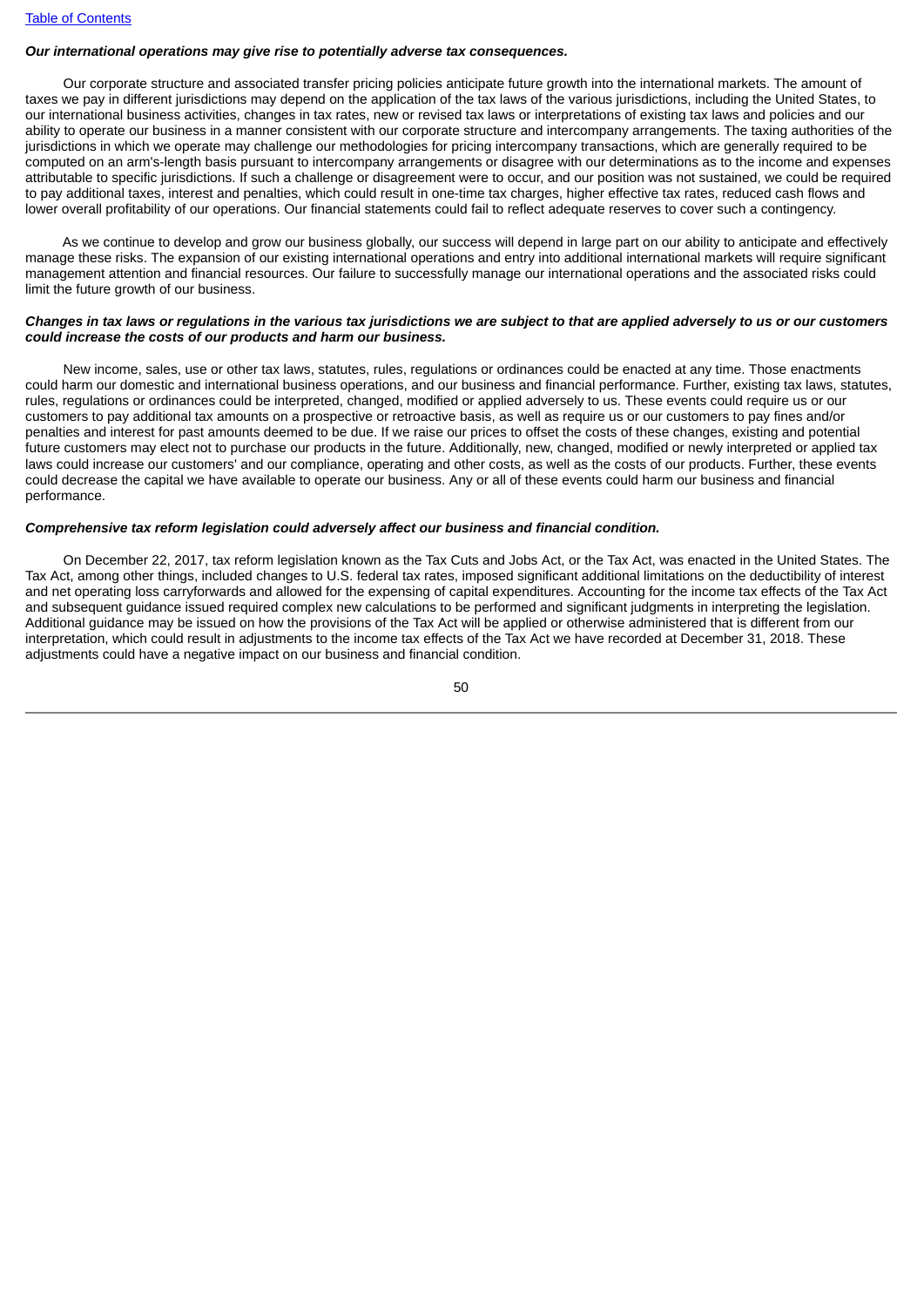***Our international operations may give rise to potentially adverse tax consequences.***

Our corporate structure and associated transfer pricing policies anticipate future growth into the international markets. The amount of taxes we pay in different jurisdictions may depend on the application of the tax laws of the various jurisdictions, including the United States, to our international business activities, changes in tax rates, new or revised tax laws or interpretations of existing tax laws and policies and our ability to operate our business in a manner consistent with our corporate structure and intercompany arrangements. The taxing authorities of the jurisdictions in which we operate may challenge our methodologies for pricing intercompany transactions, which are generally required to be computed on an arm's-length basis pursuant to intercompany arrangements or disagree with our determinations as to the income and expenses attributable to specific jurisdictions. If such a challenge or disagreement were to occur, and our position was not sustained, we could be required to pay additional taxes, interest and penalties, which could result in one-time tax charges, higher effective tax rates, reduced cash flows and lower overall profitability of our operations. Our financial statements could fail to reflect adequate reserves to cover such a contingency.

As we continue to develop and grow our business globally, our success will depend in large part on our ability to anticipate and effectively manage these risks. The expansion of our existing international operations and entry into additional international markets will require significant management attention and financial resources. Our failure to successfully manage our international operations and the associated risks could limit the future growth of our business.

***Changes in tax laws or regulations in the various tax jurisdictions we are subject to that are applied adversely to us or our customers could increase the costs of our products and harm our business.***

New income, sales, use or other tax laws, statutes, rules, regulations or ordinances could be enacted at any time. Those enactments could harm our domestic and international business operations, and our business and financial performance. Further, existing tax laws, statutes, rules, regulations or ordinances could be interpreted, changed, modified or applied adversely to us. These events could require us or our customers to pay additional tax amounts on a prospective or retroactive basis, as well as require us or our customers to pay fines and/or penalties and interest for past amounts deemed to be due. If we raise our prices to offset the costs of these changes, existing and potential future customers may elect not to purchase our products in the future. Additionally, new, changed, modified or newly interpreted or applied tax laws could increase our customers' and our compliance, operating and other costs, as well as the costs of our products. Further, these events could decrease the capital we have available to operate our business. Any or all of these events could harm our business and financial performance.

***Comprehensive tax reform legislation could adversely affect our business and financial condition.***

On December 22, 2017, tax reform legislation known as the Tax Cuts and Jobs Act, or the Tax Act, was enacted in the United States. The Tax Act, among other things, included changes to U.S. federal tax rates, imposed significant additional limitations on the deductibility of interest and net operating loss carryforwards and allowed for the expensing of capital expenditures. Accounting for the income tax effects of the Tax Act and subsequent guidance issued required complex new calculations to be performed and significant judgments in interpreting the legislation. Additional guidance may be issued on how the provisions of the Tax Act will be applied or otherwise administered that is different from our interpretation, which could result in adjustments to the income tax effects of the Tax Act we have recorded at December 31, 2018. These adjustments could have a negative impact on our business and financial condition.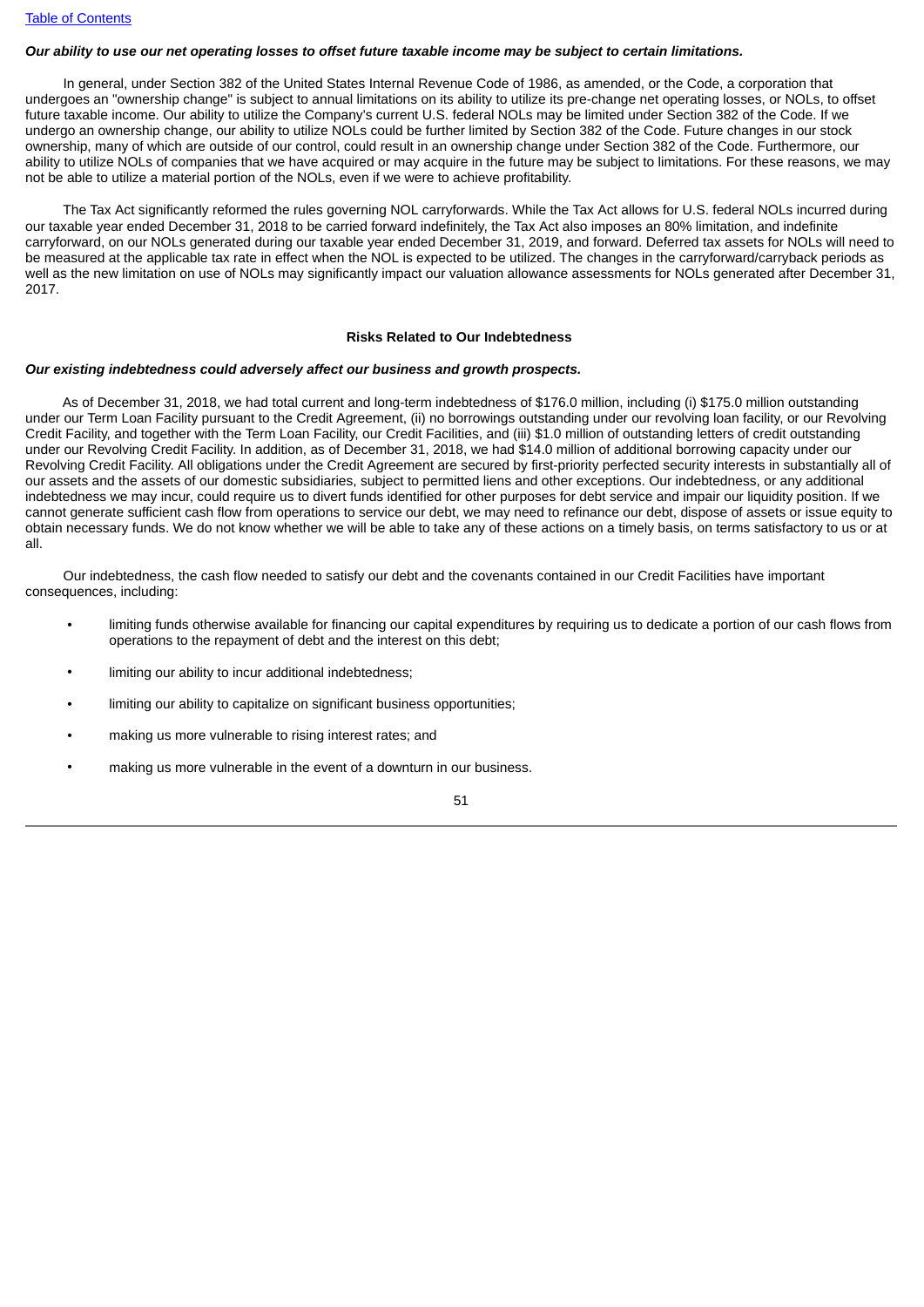***Our ability to use our net operating losses to offset future taxable income may be subject to certain limitations.***

In general, under Section 382 of the United States Internal Revenue Code of 1986, as amended, or the Code, a corporation that undergoes an "ownership change" is subject to annual limitations on its ability to utilize its pre-change net operating losses, or NOLs, to offset future taxable income. Our ability to utilize the Company's current U.S. federal NOLs may be limited under Section 382 of the Code. If we undergo an ownership change, our ability to utilize NOLs could be further limited by Section 382 of the Code. Future changes in our stock ownership, many of which are outside of our control, could result in an ownership change under Section 382 of the Code. Furthermore, our ability to utilize NOLs of companies that we have acquired or may acquire in the future may be subject to limitations. For these reasons, we may not be able to utilize a material portion of the NOLs, even if we were to achieve profitability.

The Tax Act significantly reformed the rules governing NOL carryforwards. While the Tax Act allows for U.S. federal NOLs incurred during our taxable year ended December 31, 2018 to be carried forward indefinitely, the Tax Act also imposes an 80% limitation, and indefinite carryforward, on our NOLs generated during our taxable year ended December 31, 2019, and forward. Deferred tax assets for NOLs will need to be measured at the applicable tax rate in effect when the NOL is expected to be utilized. The changes in the carryforward/carryback periods as well as the new limitation on use of NOLs may significantly impact our valuation allowance assessments for NOLs generated after December 31, 2017.

**Risks Related to Our Indebtedness**

***Our existing indebtedness could adversely affect our business and growth prospects.***

As of December 31, 2018, we had total current and long-term indebtedness of $176.0 million, including (i) $175.0 million outstanding under our Term Loan Facility pursuant to the Credit Agreement, (ii) no borrowings outstanding under our revolving loan facility, or our Revolving Credit Facility, and together with the Term Loan Facility, our Credit Facilities, and (iii) $1.0 million of outstanding letters of credit outstanding under our Revolving Credit Facility. In addition, as of December 31, 2018, we had $14.0 million of additional borrowing capacity under our Revolving Credit Facility. All obligations under the Credit Agreement are secured by first-priority perfected security interests in substantially all of our assets and the assets of our domestic subsidiaries, subject to permitted liens and other exceptions. Our indebtedness, or any additional indebtedness we may incur, could require us to divert funds identified for other purposes for debt service and impair our liquidity position. If we cannot generate sufficient cash flow from operations to service our debt, we may need to refinance our debt, dispose of assets or issue equity to obtain necessary funds. We do not know whether we will be able to take any of these actions on a timely basis, on terms satisfactory to us or at all.

Our indebtedness, the cash flow needed to satisfy our debt and the covenants contained in our Credit Facilities have important consequences, including:

- limiting funds otherwise available for financing our capital expenditures by requiring us to dedicate a portion of our cash flows from operations to the repayment of debt and the interest on this debt;
- limiting our ability to incur additional indebtedness;
- limiting our ability to capitalize on significant business opportunities;
- making us more vulnerable to rising interest rates; and
- making us more vulnerable in the event of a downturn in our business.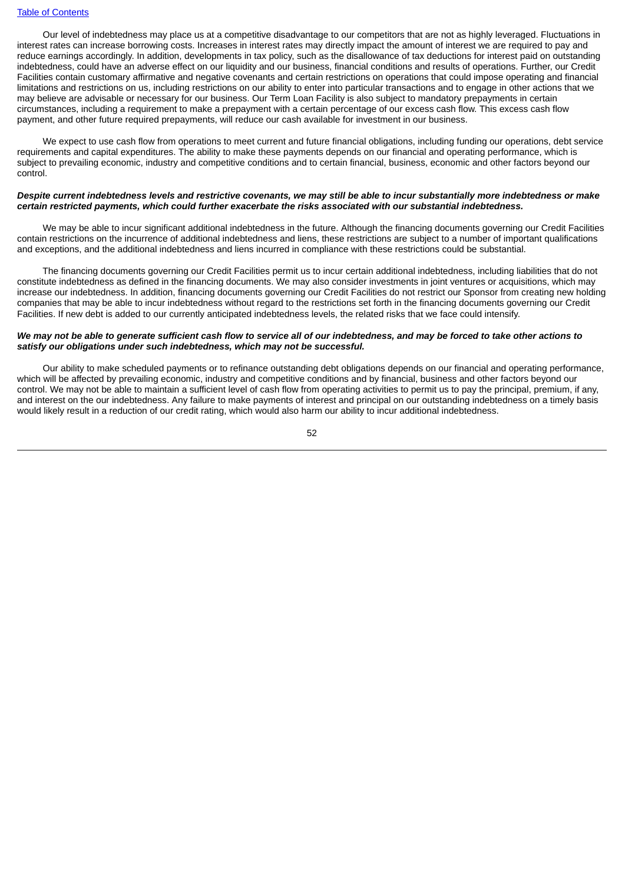Our level of indebtedness may place us at a competitive disadvantage to our competitors that are not as highly leveraged. Fluctuations in interest rates can increase borrowing costs. Increases in interest rates may directly impact the amount of interest we are required to pay and reduce earnings accordingly. In addition, developments in tax policy, such as the disallowance of tax deductions for interest paid on outstanding indebtedness, could have an adverse effect on our liquidity and our business, financial conditions and results of operations. Further, our Credit Facilities contain customary affirmative and negative covenants and certain restrictions on operations that could impose operating and financial limitations and restrictions on us, including restrictions on our ability to enter into particular transactions and to engage in other actions that we may believe are advisable or necessary for our business. Our Term Loan Facility is also subject to mandatory prepayments in certain circumstances, including a requirement to make a prepayment with a certain percentage of our excess cash flow. This excess cash flow payment, and other future required prepayments, will reduce our cash available for investment in our business.

We expect to use cash flow from operations to meet current and future financial obligations, including funding our operations, debt service requirements and capital expenditures. The ability to make these payments depends on our financial and operating performance, which is subject to prevailing economic, industry and competitive conditions and to certain financial, business, economic and other factors beyond our control.

***Despite current indebtedness levels and restrictive covenants, we may still be able to incur substantially more indebtedness or make certain restricted payments, which could further exacerbate the risks associated with our substantial indebtedness.***

We may be able to incur significant additional indebtedness in the future. Although the financing documents governing our Credit Facilities contain restrictions on the incurrence of additional indebtedness and liens, these restrictions are subject to a number of important qualifications and exceptions, and the additional indebtedness and liens incurred in compliance with these restrictions could be substantial.

The financing documents governing our Credit Facilities permit us to incur certain additional indebtedness, including liabilities that do not constitute indebtedness as defined in the financing documents. We may also consider investments in joint ventures or acquisitions, which may increase our indebtedness. In addition, financing documents governing our Credit Facilities do not restrict our Sponsor from creating new holding companies that may be able to incur indebtedness without regard to the restrictions set forth in the financing documents governing our Credit Facilities. If new debt is added to our currently anticipated indebtedness levels, the related risks that we face could intensify.

***We may not be able to generate sufficient cash flow to service all of our indebtedness, and may be forced to take other actions to satisfy our obligations under such indebtedness, which may not be successful.***

Our ability to make scheduled payments or to refinance outstanding debt obligations depends on our financial and operating performance, which will be affected by prevailing economic, industry and competitive conditions and by financial, business and other factors beyond our control. We may not be able to maintain a sufficient level of cash flow from operating activities to permit us to pay the principal, premium, if any, and interest on the our indebtedness. Any failure to make payments of interest and principal on our outstanding indebtedness on a timely basis would likely result in a reduction of our credit rating, which would also harm our ability to incur additional indebtedness.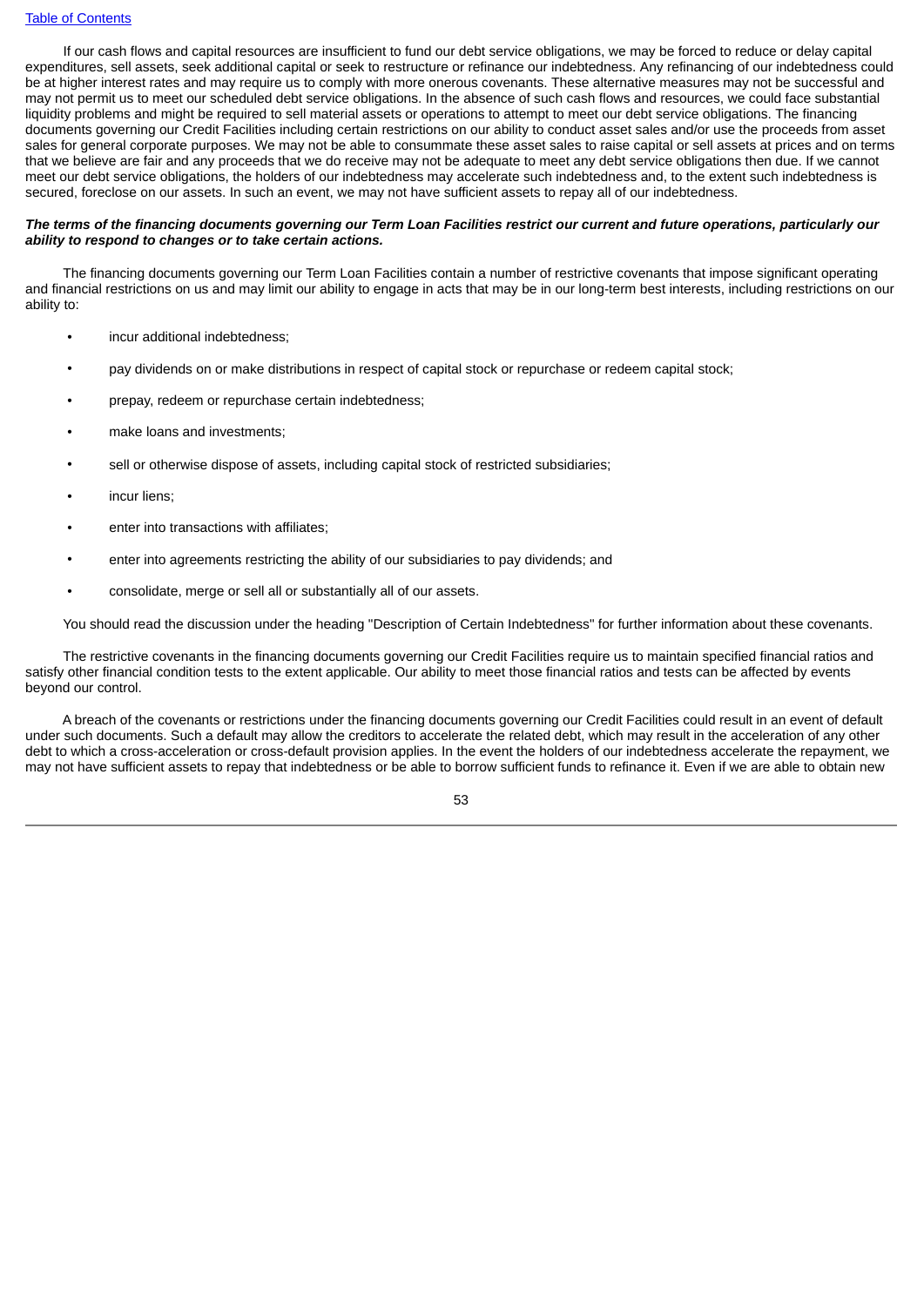If our cash flows and capital resources are insufficient to fund our debt service obligations, we may be forced to reduce or delay capital expenditures, sell assets, seek additional capital or seek to restructure or refinance our indebtedness. Any refinancing of our indebtedness could be at higher interest rates and may require us to comply with more onerous covenants. These alternative measures may not be successful and may not permit us to meet our scheduled debt service obligations. In the absence of such cash flows and resources, we could face substantial liquidity problems and might be required to sell material assets or operations to attempt to meet our debt service obligations. The financing documents governing our Credit Facilities including certain restrictions on our ability to conduct asset sales and/or use the proceeds from asset sales for general corporate purposes. We may not be able to consummate these asset sales to raise capital or sell assets at prices and on terms that we believe are fair and any proceeds that we do receive may not be adequate to meet any debt service obligations then due. If we cannot meet our debt service obligations, the holders of our indebtedness may accelerate such indebtedness and, to the extent such indebtedness is secured, foreclose on our assets. In such an event, we may not have sufficient assets to repay all of our indebtedness.

***The terms of the financing documents governing our Term Loan Facilities restrict our current and future operations, particularly our ability to respond to changes or to take certain actions.***

The financing documents governing our Term Loan Facilities contain a number of restrictive covenants that impose significant operating and financial restrictions on us and may limit our ability to engage in acts that may be in our long-term best interests, including restrictions on our ability to:

- incur additional indebtedness;
- pay dividends on or make distributions in respect of capital stock or repurchase or redeem capital stock;
- prepay, redeem or repurchase certain indebtedness;
- make loans and investments;
- sell or otherwise dispose of assets, including capital stock of restricted subsidiaries;
- incur liens;
- enter into transactions with affiliates;
- enter into agreements restricting the ability of our subsidiaries to pay dividends; and
- consolidate, merge or sell all or substantially all of our assets.

You should read the discussion under the heading "Description of Certain Indebtedness" for further information about these covenants.

The restrictive covenants in the financing documents governing our Credit Facilities require us to maintain specified financial ratios and satisfy other financial condition tests to the extent applicable. Our ability to meet those financial ratios and tests can be affected by events beyond our control.

A breach of the covenants or restrictions under the financing documents governing our Credit Facilities could result in an event of default under such documents. Such a default may allow the creditors to accelerate the related debt, which may result in the acceleration of any other debt to which a cross-acceleration or cross-default provision applies. In the event the holders of our indebtedness accelerate the repayment, we may not have sufficient assets to repay that indebtedness or be able to borrow sufficient funds to refinance it. Even if we are able to obtain new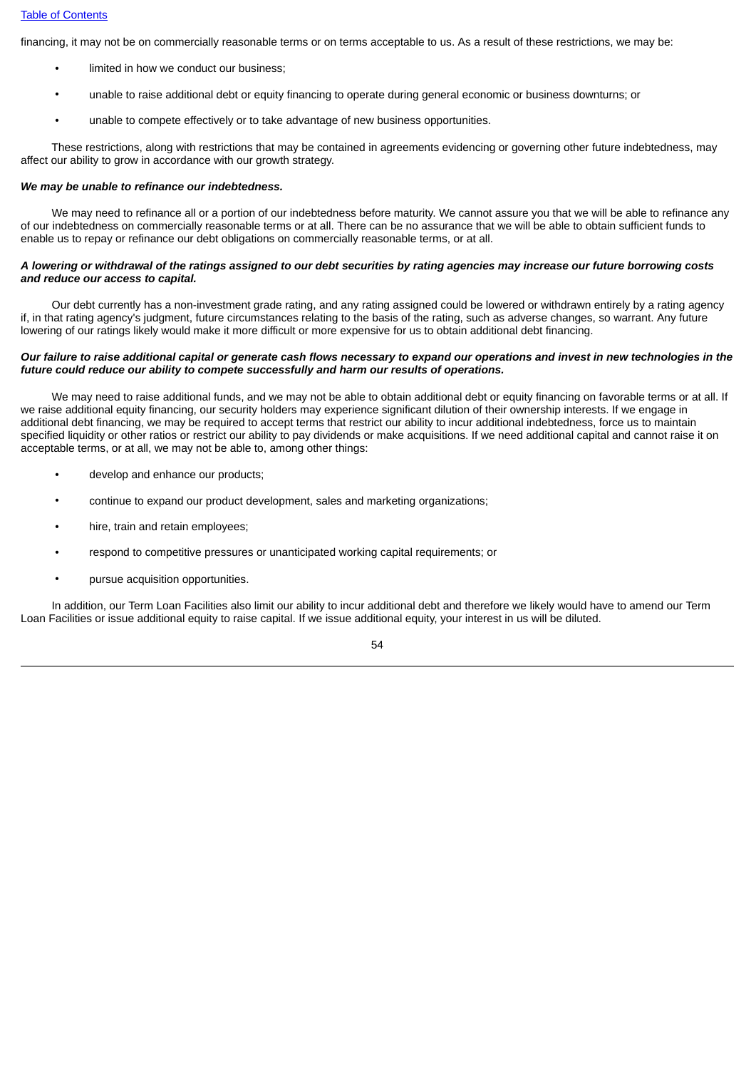financing, it may not be on commercially reasonable terms or on terms acceptable to us. As a result of these restrictions, we may be:

- limited in how we conduct our business;
- unable to raise additional debt or equity financing to operate during general economic or business downturns; or
- unable to compete effectively or to take advantage of new business opportunities.

These restrictions, along with restrictions that may be contained in agreements evidencing or governing other future indebtedness, may affect our ability to grow in accordance with our growth strategy.

***We may be unable to refinance our indebtedness.***

We may need to refinance all or a portion of our indebtedness before maturity. We cannot assure you that we will be able to refinance any of our indebtedness on commercially reasonable terms or at all. There can be no assurance that we will be able to obtain sufficient funds to enable us to repay or refinance our debt obligations on commercially reasonable terms, or at all.

***A lowering or withdrawal of the ratings assigned to our debt securities by rating agencies may increase our future borrowing costs and reduce our access to capital.***

Our debt currently has a non-investment grade rating, and any rating assigned could be lowered or withdrawn entirely by a rating agency if, in that rating agency's judgment, future circumstances relating to the basis of the rating, such as adverse changes, so warrant. Any future lowering of our ratings likely would make it more difficult or more expensive for us to obtain additional debt financing.

***Our failure to raise additional capital or generate cash flows necessary to expand our operations and invest in new technologies in the future could reduce our ability to compete successfully and harm our results of operations.***

We may need to raise additional funds, and we may not be able to obtain additional debt or equity financing on favorable terms or at all. If we raise additional equity financing, our security holders may experience significant dilution of their ownership interests. If we engage in additional debt financing, we may be required to accept terms that restrict our ability to incur additional indebtedness, force us to maintain specified liquidity or other ratios or restrict our ability to pay dividends or make acquisitions. If we need additional capital and cannot raise it on acceptable terms, or at all, we may not be able to, among other things:

- develop and enhance our products;
- continue to expand our product development, sales and marketing organizations;
- hire, train and retain employees;
- respond to competitive pressures or unanticipated working capital requirements; or
- pursue acquisition opportunities.

In addition, our Term Loan Facilities also limit our ability to incur additional debt and therefore we likely would have to amend our Term Loan Facilities or issue additional equity to raise capital. If we issue additional equity, your interest in us will be diluted.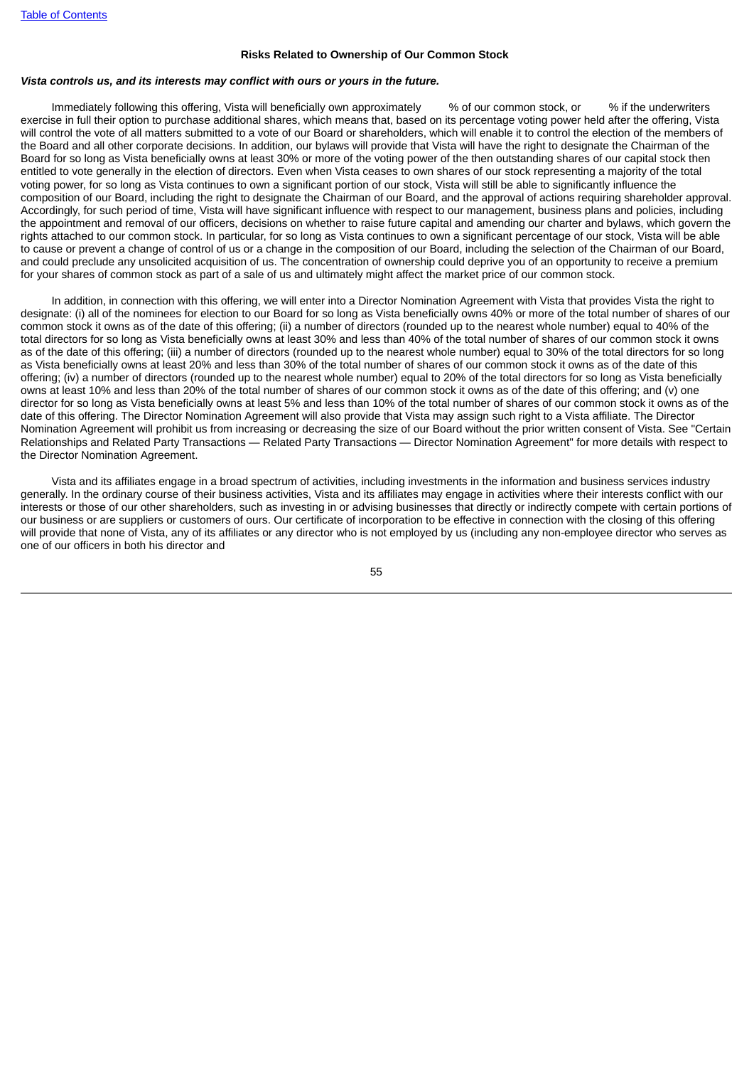### Risks Related to Ownership of Our Common Stock

***Vista controls us, and its interests may conflict with ours or yours in the future.***

Immediately following this offering, Vista will beneficially own approximately      % of our common stock, or      % if the underwriters exercise in full their option to purchase additional shares, which means that, based on its percentage voting power held after the offering, Vista will control the vote of all matters submitted to a vote of our Board or shareholders, which will enable it to control the election of the members of the Board and all other corporate decisions. In addition, our bylaws will provide that Vista will have the right to designate the Chairman of the Board for so long as Vista beneficially owns at least 30% or more of the voting power of the then outstanding shares of our capital stock then entitled to vote generally in the election of directors. Even when Vista ceases to own shares of our stock representing a majority of the total voting power, for so long as Vista continues to own a significant portion of our stock, Vista will still be able to significantly influence the composition of our Board, including the right to designate the Chairman of our Board, and the approval of actions requiring shareholder approval. Accordingly, for such period of time, Vista will have significant influence with respect to our management, business plans and policies, including the appointment and removal of our officers, decisions on whether to raise future capital and amending our charter and bylaws, which govern the rights attached to our common stock. In particular, for so long as Vista continues to own a significant percentage of our stock, Vista will be able to cause or prevent a change of control of us or a change in the composition of our Board, including the selection of the Chairman of our Board, and could preclude any unsolicited acquisition of us. The concentration of ownership could deprive you of an opportunity to receive a premium for your shares of common stock as part of a sale of us and ultimately might affect the market price of our common stock.

In addition, in connection with this offering, we will enter into a Director Nomination Agreement with Vista that provides Vista the right to designate: (i) all of the nominees for election to our Board for so long as Vista beneficially owns 40% or more of the total number of shares of our common stock it owns as of the date of this offering; (ii) a number of directors (rounded up to the nearest whole number) equal to 40% of the total directors for so long as Vista beneficially owns at least 30% and less than 40% of the total number of shares of our common stock it owns as of the date of this offering; (iii) a number of directors (rounded up to the nearest whole number) equal to 30% of the total directors for so long as Vista beneficially owns at least 20% and less than 30% of the total number of shares of our common stock it owns as of the date of this offering; (iv) a number of directors (rounded up to the nearest whole number) equal to 20% of the total directors for so long as Vista beneficially owns at least 10% and less than 20% of the total number of shares of our common stock it owns as of the date of this offering; and (v) one director for so long as Vista beneficially owns at least 5% and less than 10% of the total number of shares of our common stock it owns as of the date of this offering. The Director Nomination Agreement will also provide that Vista may assign such right to a Vista affiliate. The Director Nomination Agreement will prohibit us from increasing or decreasing the size of our Board without the prior written consent of Vista. See "Certain Relationships and Related Party Transactions — Related Party Transactions — Director Nomination Agreement" for more details with respect to the Director Nomination Agreement.

Vista and its affiliates engage in a broad spectrum of activities, including investments in the information and business services industry generally. In the ordinary course of their business activities, Vista and its affiliates may engage in activities where their interests conflict with our interests or those of our other shareholders, such as investing in or advising businesses that directly or indirectly compete with certain portions of our business or are suppliers or customers of ours. Our certificate of incorporation to be effective in connection with the closing of this offering will provide that none of Vista, any of its affiliates or any director who is not employed by us (including any non-employee director who serves as one of our officers in both his director and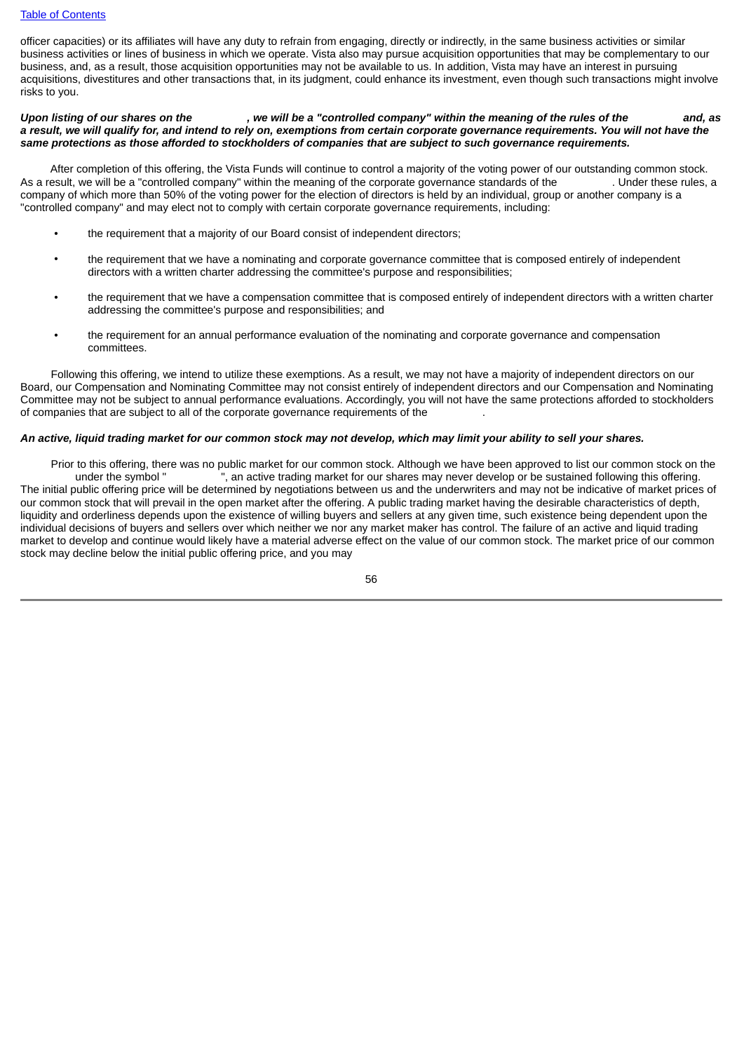officer capacities) or its affiliates will have any duty to refrain from engaging, directly or indirectly, in the same business activities or similar business activities or lines of business in which we operate. Vista also may pursue acquisition opportunities that may be complementary to our business, and, as a result, those acquisition opportunities may not be available to us. In addition, Vista may have an interest in pursuing acquisitions, divestitures and other transactions that, in its judgment, could enhance its investment, even though such transactions might involve risks to you.

***Upon listing of our shares on the , we will be a "controlled company" within the meaning of the rules of the and, as a result, we will qualify for, and intend to rely on, exemptions from certain corporate governance requirements. You will not have the same protections as those afforded to stockholders of companies that are subject to such governance requirements.***

After completion of this offering, the Vista Funds will continue to control a majority of the voting power of our outstanding common stock. As a result, we will be a "controlled company" within the meaning of the corporate governance standards of the . Under these rules, a company of which more than 50% of the voting power for the election of directors is held by an individual, group or another company is a "controlled company" and may elect not to comply with certain corporate governance requirements, including:

- the requirement that a majority of our Board consist of independent directors;
- the requirement that we have a nominating and corporate governance committee that is composed entirely of independent directors with a written charter addressing the committee's purpose and responsibilities;
- the requirement that we have a compensation committee that is composed entirely of independent directors with a written charter addressing the committee's purpose and responsibilities; and
- the requirement for an annual performance evaluation of the nominating and corporate governance and compensation committees.

Following this offering, we intend to utilize these exemptions. As a result, we may not have a majority of independent directors on our Board, our Compensation and Nominating Committee may not consist entirely of independent directors and our Compensation and Nominating Committee may not be subject to annual performance evaluations. Accordingly, you will not have the same protections afforded to stockholders of companies that are subject to all of the corporate governance requirements of the .

***An active, liquid trading market for our common stock may not develop, which may limit your ability to sell your shares.***

Prior to this offering, there was no public market for our common stock. Although we have been approved to list our common stock on the under the symbol " ", an active trading market for our shares may never develop or be sustained following this offering. The initial public offering price will be determined by negotiations between us and the underwriters and may not be indicative of market prices of our common stock that will prevail in the open market after the offering. A public trading market having the desirable characteristics of depth, liquidity and orderliness depends upon the existence of willing buyers and sellers at any given time, such existence being dependent upon the individual decisions of buyers and sellers over which neither we nor any market maker has control. The failure of an active and liquid trading market to develop and continue would likely have a material adverse effect on the value of our common stock. The market price of our common stock may decline below the initial public offering price, and you may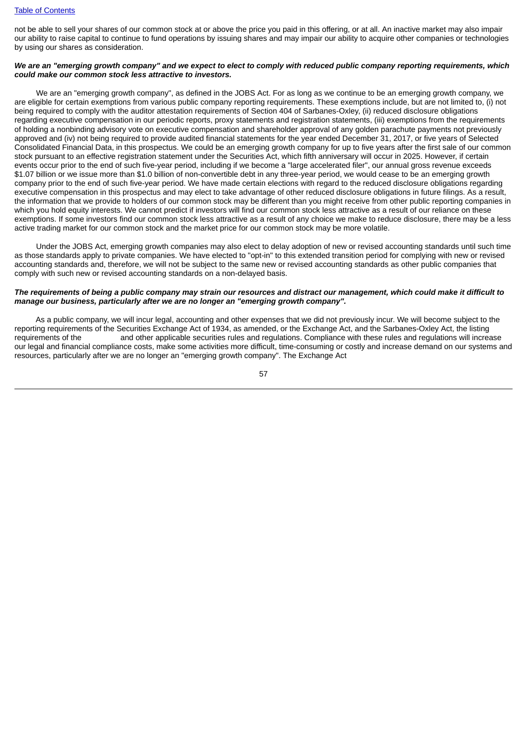not be able to sell your shares of our common stock at or above the price you paid in this offering, or at all. An inactive market may also impair our ability to raise capital to continue to fund operations by issuing shares and may impair our ability to acquire other companies or technologies by using our shares as consideration.

***We are an "emerging growth company" and we expect to elect to comply with reduced public company reporting requirements, which could make our common stock less attractive to investors.***

We are an "emerging growth company", as defined in the JOBS Act. For as long as we continue to be an emerging growth company, we are eligible for certain exemptions from various public company reporting requirements. These exemptions include, but are not limited to, (i) not being required to comply with the auditor attestation requirements of Section 404 of Sarbanes-Oxley, (ii) reduced disclosure obligations regarding executive compensation in our periodic reports, proxy statements and registration statements, (iii) exemptions from the requirements of holding a nonbinding advisory vote on executive compensation and shareholder approval of any golden parachute payments not previously approved and (iv) not being required to provide audited financial statements for the year ended December 31, 2017, or five years of Selected Consolidated Financial Data, in this prospectus. We could be an emerging growth company for up to five years after the first sale of our common stock pursuant to an effective registration statement under the Securities Act, which fifth anniversary will occur in 2025. However, if certain events occur prior to the end of such five-year period, including if we become a "large accelerated filer", our annual gross revenue exceeds $1.07 billion or we issue more than $1.0 billion of non-convertible debt in any three-year period, we would cease to be an emerging growth company prior to the end of such five-year period. We have made certain elections with regard to the reduced disclosure obligations regarding executive compensation in this prospectus and may elect to take advantage of other reduced disclosure obligations in future filings. As a result, the information that we provide to holders of our common stock may be different than you might receive from other public reporting companies in which you hold equity interests. We cannot predict if investors will find our common stock less attractive as a result of our reliance on these exemptions. If some investors find our common stock less attractive as a result of any choice we make to reduce disclosure, there may be a less active trading market for our common stock and the market price for our common stock may be more volatile.

Under the JOBS Act, emerging growth companies may also elect to delay adoption of new or revised accounting standards until such time as those standards apply to private companies. We have elected to "opt-in" to this extended transition period for complying with new or revised accounting standards and, therefore, we will not be subject to the same new or revised accounting standards as other public companies that comply with such new or revised accounting standards on a non-delayed basis.

***The requirements of being a public company may strain our resources and distract our management, which could make it difficult to manage our business, particularly after we are no longer an "emerging growth company".***

As a public company, we will incur legal, accounting and other expenses that we did not previously incur. We will become subject to the reporting requirements of the Securities Exchange Act of 1934, as amended, or the Exchange Act, and the Sarbanes-Oxley Act, the listing requirements of the and other applicable securities rules and regulations. Compliance with these rules and regulations will increase our legal and financial compliance costs, make some activities more difficult, time-consuming or costly and increase demand on our systems and resources, particularly after we are no longer an "emerging growth company". The Exchange Act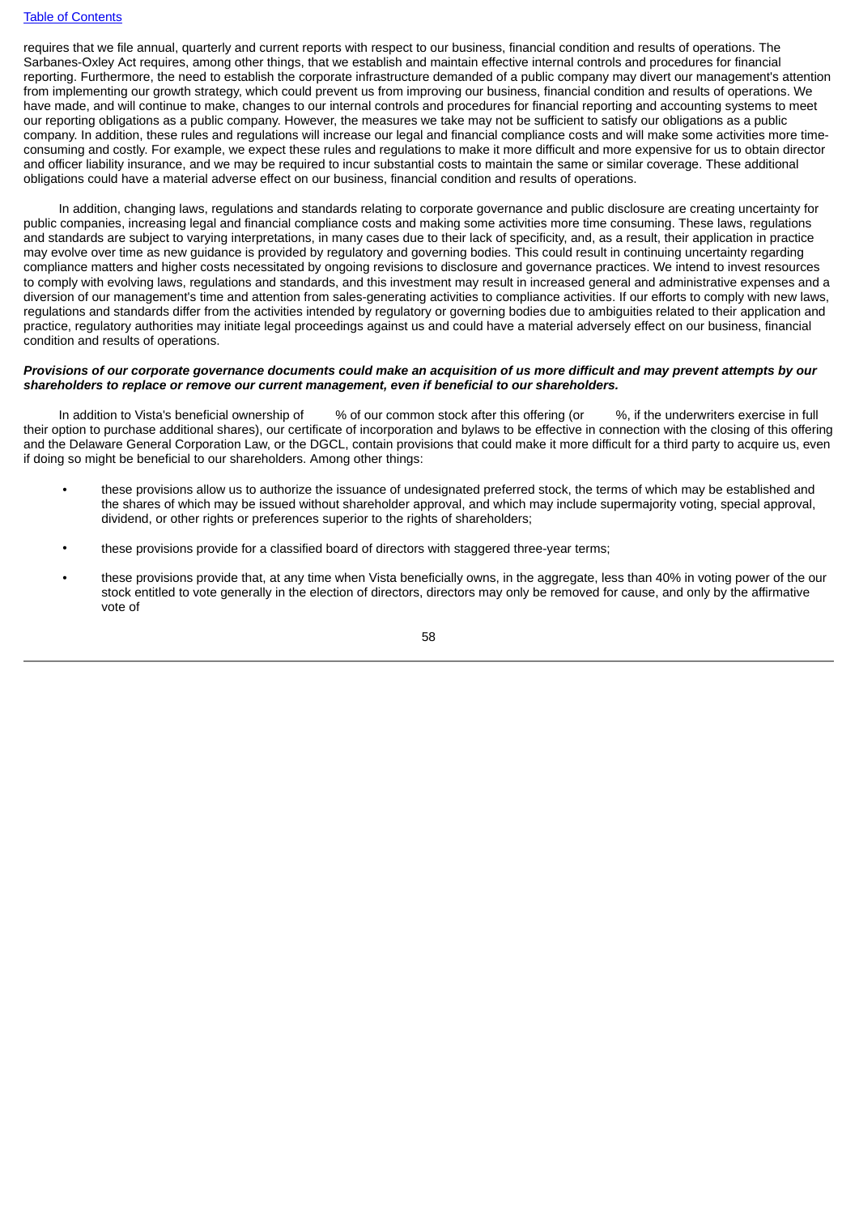requires that we file annual, quarterly and current reports with respect to our business, financial condition and results of operations. The Sarbanes-Oxley Act requires, among other things, that we establish and maintain effective internal controls and procedures for financial reporting. Furthermore, the need to establish the corporate infrastructure demanded of a public company may divert our management's attention from implementing our growth strategy, which could prevent us from improving our business, financial condition and results of operations. We have made, and will continue to make, changes to our internal controls and procedures for financial reporting and accounting systems to meet our reporting obligations as a public company. However, the measures we take may not be sufficient to satisfy our obligations as a public company. In addition, these rules and regulations will increase our legal and financial compliance costs and will make some activities more time-consuming and costly. For example, we expect these rules and regulations to make it more difficult and more expensive for us to obtain director and officer liability insurance, and we may be required to incur substantial costs to maintain the same or similar coverage. These additional obligations could have a material adverse effect on our business, financial condition and results of operations.

In addition, changing laws, regulations and standards relating to corporate governance and public disclosure are creating uncertainty for public companies, increasing legal and financial compliance costs and making some activities more time consuming. These laws, regulations and standards are subject to varying interpretations, in many cases due to their lack of specificity, and, as a result, their application in practice may evolve over time as new guidance is provided by regulatory and governing bodies. This could result in continuing uncertainty regarding compliance matters and higher costs necessitated by ongoing revisions to disclosure and governance practices. We intend to invest resources to comply with evolving laws, regulations and standards, and this investment may result in increased general and administrative expenses and a diversion of our management's time and attention from sales-generating activities to compliance activities. If our efforts to comply with new laws, regulations and standards differ from the activities intended by regulatory or governing bodies due to ambiguities related to their application and practice, regulatory authorities may initiate legal proceedings against us and could have a material adversely effect on our business, financial condition and results of operations.

***Provisions of our corporate governance documents could make an acquisition of us more difficult and may prevent attempts by our shareholders to replace or remove our current management, even if beneficial to our shareholders.***

In addition to Vista's beneficial ownership of      % of our common stock after this offering (or      %, if the underwriters exercise in full their option to purchase additional shares), our certificate of incorporation and bylaws to be effective in connection with the closing of this offering and the Delaware General Corporation Law, or the DGCL, contain provisions that could make it more difficult for a third party to acquire us, even if doing so might be beneficial to our shareholders. Among other things:

- these provisions allow us to authorize the issuance of undesignated preferred stock, the terms of which may be established and the shares of which may be issued without shareholder approval, and which may include supermajority voting, special approval, dividend, or other rights or preferences superior to the rights of shareholders;
- these provisions provide for a classified board of directors with staggered three-year terms;
- these provisions provide that, at any time when Vista beneficially owns, in the aggregate, less than 40% in voting power of the our stock entitled to vote generally in the election of directors, directors may only be removed for cause, and only by the affirmative vote of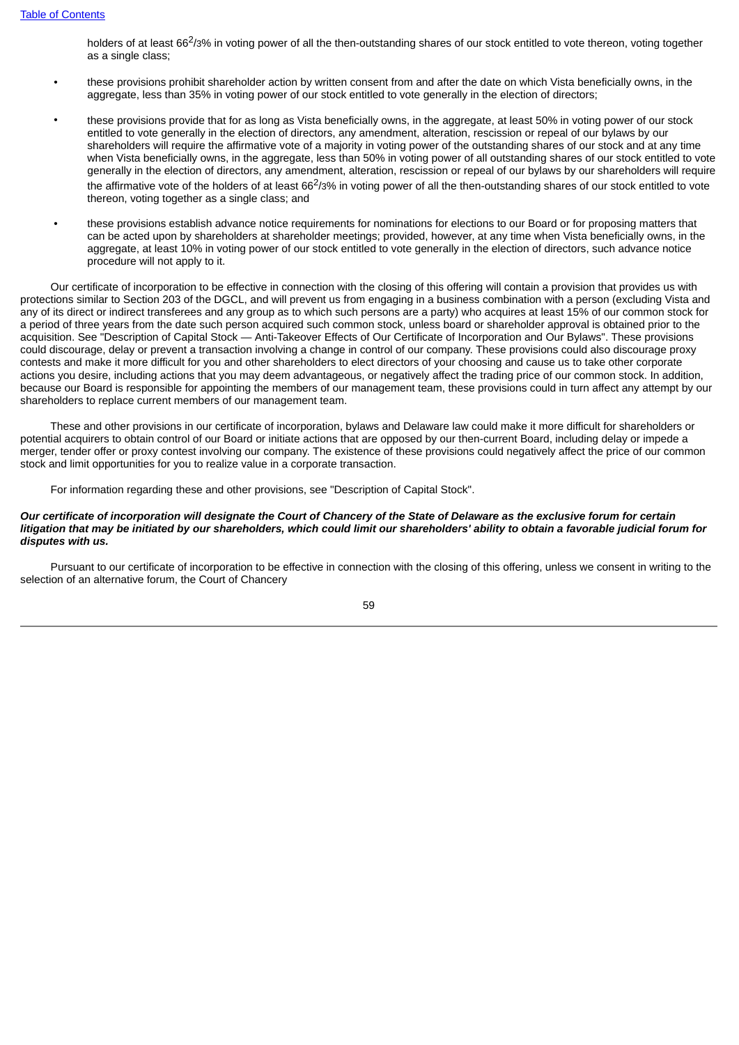holders of at least 66$^{2}/_{3}$% in voting power of all the then-outstanding shares of our stock entitled to vote thereon, voting together as a single class;

- these provisions prohibit shareholder action by written consent from and after the date on which Vista beneficially owns, in the aggregate, less than 35% in voting power of our stock entitled to vote generally in the election of directors;
- these provisions provide that for as long as Vista beneficially owns, in the aggregate, at least 50% in voting power of our stock entitled to vote generally in the election of directors, any amendment, alteration, rescission or repeal of our bylaws by our shareholders will require the affirmative vote of a majority in voting power of the outstanding shares of our stock and at any time when Vista beneficially owns, in the aggregate, less than 50% in voting power of all outstanding shares of our stock entitled to vote generally in the election of directors, any amendment, alteration, rescission or repeal of our bylaws by our shareholders will require the affirmative vote of the holders of at least 66$^{2}/_{3}$% in voting power of all the then-outstanding shares of our stock entitled to vote thereon, voting together as a single class; and
- these provisions establish advance notice requirements for nominations for elections to our Board or for proposing matters that can be acted upon by shareholders at shareholder meetings; provided, however, at any time when Vista beneficially owns, in the aggregate, at least 10% in voting power of our stock entitled to vote generally in the election of directors, such advance notice procedure will not apply to it.

Our certificate of incorporation to be effective in connection with the closing of this offering will contain a provision that provides us with protections similar to Section 203 of the DGCL, and will prevent us from engaging in a business combination with a person (excluding Vista and any of its direct or indirect transferees and any group as to which such persons are a party) who acquires at least 15% of our common stock for a period of three years from the date such person acquired such common stock, unless board or shareholder approval is obtained prior to the acquisition. See "Description of Capital Stock — Anti-Takeover Effects of Our Certificate of Incorporation and Our Bylaws". These provisions could discourage, delay or prevent a transaction involving a change in control of our company. These provisions could also discourage proxy contests and make it more difficult for you and other shareholders to elect directors of your choosing and cause us to take other corporate actions you desire, including actions that you may deem advantageous, or negatively affect the trading price of our common stock. In addition, because our Board is responsible for appointing the members of our management team, these provisions could in turn affect any attempt by our shareholders to replace current members of our management team.

These and other provisions in our certificate of incorporation, bylaws and Delaware law could make it more difficult for shareholders or potential acquirers to obtain control of our Board or initiate actions that are opposed by our then-current Board, including delay or impede a merger, tender offer or proxy contest involving our company. The existence of these provisions could negatively affect the price of our common stock and limit opportunities for you to realize value in a corporate transaction.

For information regarding these and other provisions, see "Description of Capital Stock".

***Our certificate of incorporation will designate the Court of Chancery of the State of Delaware as the exclusive forum for certain litigation that may be initiated by our shareholders, which could limit our shareholders' ability to obtain a favorable judicial forum for disputes with us.***

Pursuant to our certificate of incorporation to be effective in connection with the closing of this offering, unless we consent in writing to the selection of an alternative forum, the Court of Chancery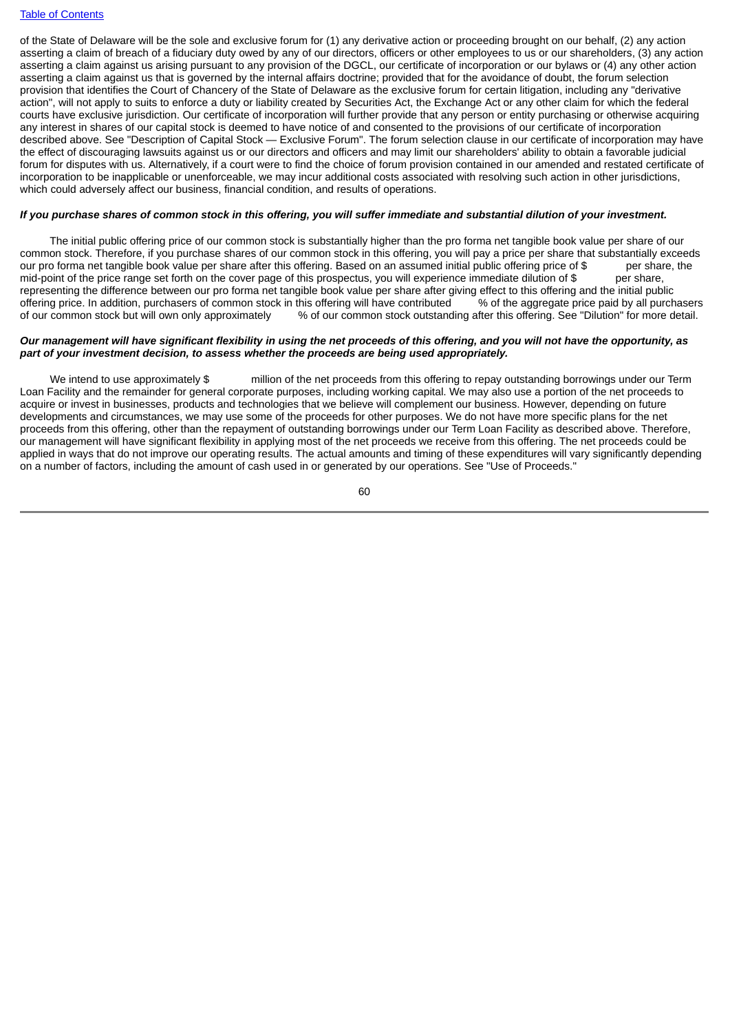of the State of Delaware will be the sole and exclusive forum for (1) any derivative action or proceeding brought on our behalf, (2) any action asserting a claim of breach of a fiduciary duty owed by any of our directors, officers or other employees to us or our shareholders, (3) any action asserting a claim against us arising pursuant to any provision of the DGCL, our certificate of incorporation or our bylaws or (4) any other action asserting a claim against us that is governed by the internal affairs doctrine; provided that for the avoidance of doubt, the forum selection provision that identifies the Court of Chancery of the State of Delaware as the exclusive forum for certain litigation, including any "derivative action", will not apply to suits to enforce a duty or liability created by Securities Act, the Exchange Act or any other claim for which the federal courts have exclusive jurisdiction. Our certificate of incorporation will further provide that any person or entity purchasing or otherwise acquiring any interest in shares of our capital stock is deemed to have notice of and consented to the provisions of our certificate of incorporation described above. See "Description of Capital Stock — Exclusive Forum". The forum selection clause in our certificate of incorporation may have the effect of discouraging lawsuits against us or our directors and officers and may limit our shareholders' ability to obtain a favorable judicial forum for disputes with us. Alternatively, if a court were to find the choice of forum provision contained in our amended and restated certificate of incorporation to be inapplicable or unenforceable, we may incur additional costs associated with resolving such action in other jurisdictions, which could adversely affect our business, financial condition, and results of operations.

***If you purchase shares of common stock in this offering, you will suffer immediate and substantial dilution of your investment.***

The initial public offering price of our common stock is substantially higher than the pro forma net tangible book value per share of our common stock. Therefore, if you purchase shares of our common stock in this offering, you will pay a price per share that substantially exceeds our pro forma net tangible book value per share after this offering. Based on an assumed initial public offering price of $ per share, the mid-point of the price range set forth on the cover page of this prospectus, you will experience immediate dilution of $ per share, representing the difference between our pro forma net tangible book value per share after giving effect to this offering and the initial public offering price. In addition, purchasers of common stock in this offering will have contributed % of the aggregate price paid by all purchasers of our common stock but will own only approximately % of our common stock outstanding after this offering. See "Dilution" for more detail.

***Our management will have significant flexibility in using the net proceeds of this offering, and you will not have the opportunity, as part of your investment decision, to assess whether the proceeds are being used appropriately.***

We intend to use approximately $ million of the net proceeds from this offering to repay outstanding borrowings under our Term Loan Facility and the remainder for general corporate purposes, including working capital. We may also use a portion of the net proceeds to acquire or invest in businesses, products and technologies that we believe will complement our business. However, depending on future developments and circumstances, we may use some of the proceeds for other purposes. We do not have more specific plans for the net proceeds from this offering, other than the repayment of outstanding borrowings under our Term Loan Facility as described above. Therefore, our management will have significant flexibility in applying most of the net proceeds we receive from this offering. The net proceeds could be applied in ways that do not improve our operating results. The actual amounts and timing of these expenditures will vary significantly depending on a number of factors, including the amount of cash used in or generated by our operations. See "Use of Proceeds."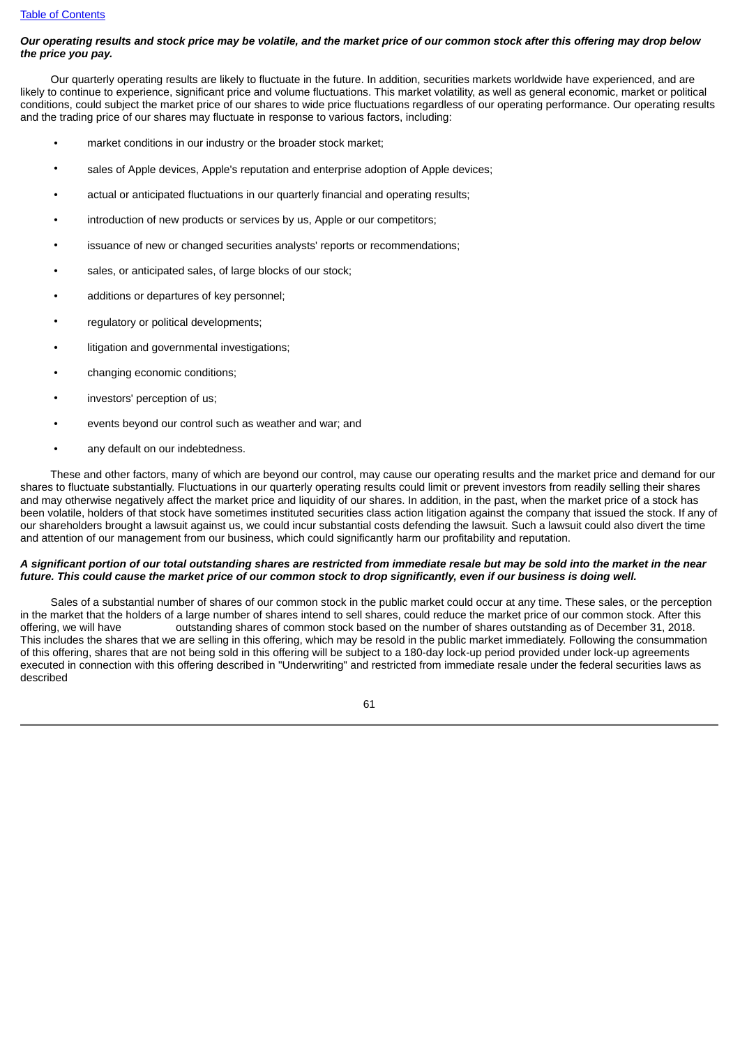***Our operating results and stock price may be volatile, and the market price of our common stock after this offering may drop below the price you pay.***

Our quarterly operating results are likely to fluctuate in the future. In addition, securities markets worldwide have experienced, and are likely to continue to experience, significant price and volume fluctuations. This market volatility, as well as general economic, market or political conditions, could subject the market price of our shares to wide price fluctuations regardless of our operating performance. Our operating results and the trading price of our shares may fluctuate in response to various factors, including:

- market conditions in our industry or the broader stock market;
- sales of Apple devices, Apple's reputation and enterprise adoption of Apple devices;
- actual or anticipated fluctuations in our quarterly financial and operating results;
- introduction of new products or services by us, Apple or our competitors;
- issuance of new or changed securities analysts' reports or recommendations;
- sales, or anticipated sales, of large blocks of our stock;
- additions or departures of key personnel;
- regulatory or political developments;
- litigation and governmental investigations;
- changing economic conditions;
- investors' perception of us;
- events beyond our control such as weather and war; and
- any default on our indebtedness.

These and other factors, many of which are beyond our control, may cause our operating results and the market price and demand for our shares to fluctuate substantially. Fluctuations in our quarterly operating results could limit or prevent investors from readily selling their shares and may otherwise negatively affect the market price and liquidity of our shares. In addition, in the past, when the market price of a stock has been volatile, holders of that stock have sometimes instituted securities class action litigation against the company that issued the stock. If any of our shareholders brought a lawsuit against us, we could incur substantial costs defending the lawsuit. Such a lawsuit could also divert the time and attention of our management from our business, which could significantly harm our profitability and reputation.

***A significant portion of our total outstanding shares are restricted from immediate resale but may be sold into the market in the near future. This could cause the market price of our common stock to drop significantly, even if our business is doing well.***

Sales of a substantial number of shares of our common stock in the public market could occur at any time. These sales, or the perception in the market that the holders of a large number of shares intend to sell shares, could reduce the market price of our common stock. After this offering, we will have            outstanding shares of common stock based on the number of shares outstanding as of December 31, 2018. This includes the shares that we are selling in this offering, which may be resold in the public market immediately. Following the consummation of this offering, shares that are not being sold in this offering will be subject to a 180-day lock-up period provided under lock-up agreements executed in connection with this offering described in "Underwriting" and restricted from immediate resale under the federal securities laws as described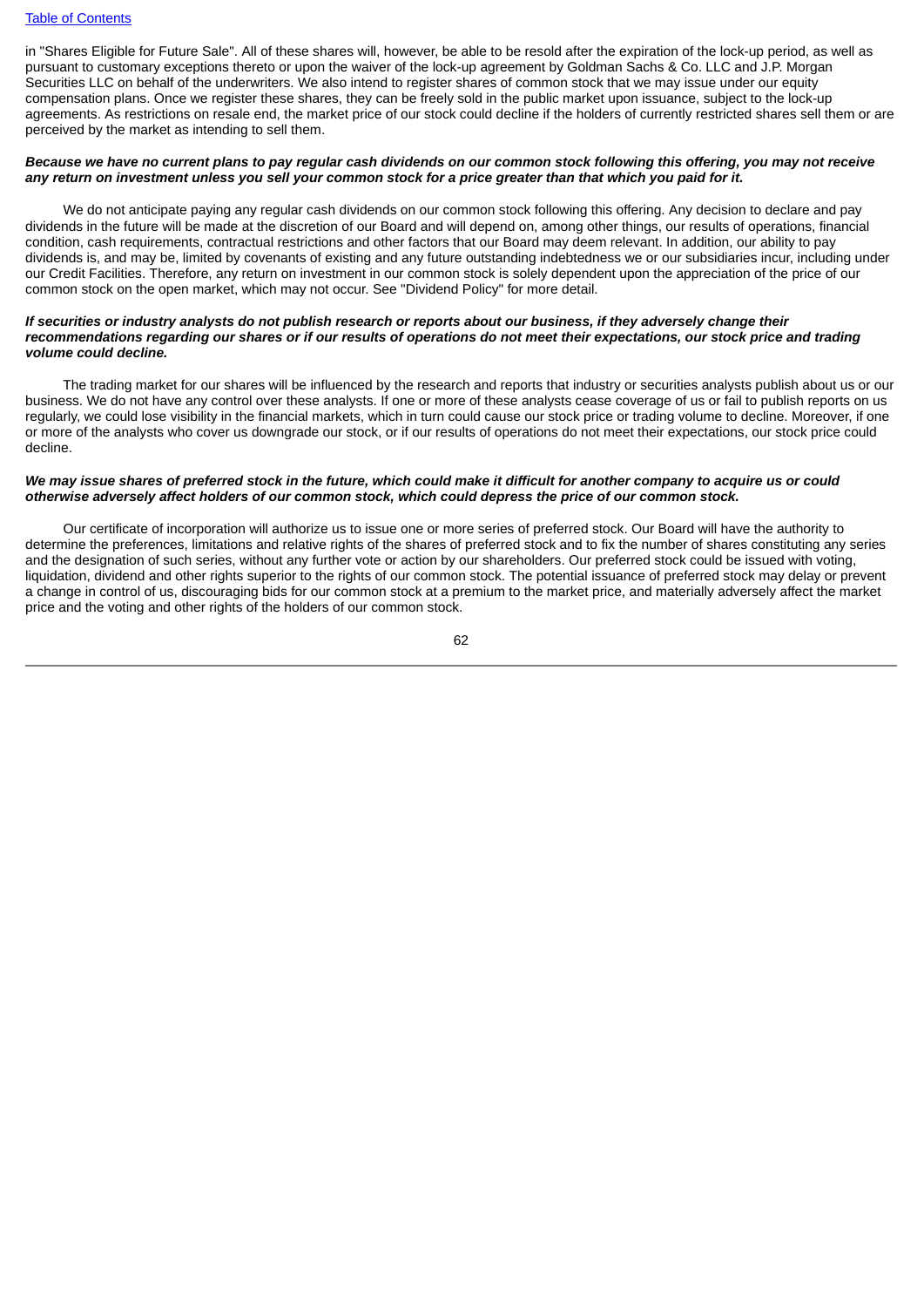in "Shares Eligible for Future Sale". All of these shares will, however, be able to be resold after the expiration of the lock-up period, as well as pursuant to customary exceptions thereto or upon the waiver of the lock-up agreement by Goldman Sachs & Co. LLC and J.P. Morgan Securities LLC on behalf of the underwriters. We also intend to register shares of common stock that we may issue under our equity compensation plans. Once we register these shares, they can be freely sold in the public market upon issuance, subject to the lock-up agreements. As restrictions on resale end, the market price of our stock could decline if the holders of currently restricted shares sell them or are perceived by the market as intending to sell them.

***Because we have no current plans to pay regular cash dividends on our common stock following this offering, you may not receive any return on investment unless you sell your common stock for a price greater than that which you paid for it.***

We do not anticipate paying any regular cash dividends on our common stock following this offering. Any decision to declare and pay dividends in the future will be made at the discretion of our Board and will depend on, among other things, our results of operations, financial condition, cash requirements, contractual restrictions and other factors that our Board may deem relevant. In addition, our ability to pay dividends is, and may be, limited by covenants of existing and any future outstanding indebtedness we or our subsidiaries incur, including under our Credit Facilities. Therefore, any return on investment in our common stock is solely dependent upon the appreciation of the price of our common stock on the open market, which may not occur. See "Dividend Policy" for more detail.

***If securities or industry analysts do not publish research or reports about our business, if they adversely change their recommendations regarding our shares or if our results of operations do not meet their expectations, our stock price and trading volume could decline.***

The trading market for our shares will be influenced by the research and reports that industry or securities analysts publish about us or our business. We do not have any control over these analysts. If one or more of these analysts cease coverage of us or fail to publish reports on us regularly, we could lose visibility in the financial markets, which in turn could cause our stock price or trading volume to decline. Moreover, if one or more of the analysts who cover us downgrade our stock, or if our results of operations do not meet their expectations, our stock price could decline.

***We may issue shares of preferred stock in the future, which could make it difficult for another company to acquire us or could otherwise adversely affect holders of our common stock, which could depress the price of our common stock.***

Our certificate of incorporation will authorize us to issue one or more series of preferred stock. Our Board will have the authority to determine the preferences, limitations and relative rights of the shares of preferred stock and to fix the number of shares constituting any series and the designation of such series, without any further vote or action by our shareholders. Our preferred stock could be issued with voting, liquidation, dividend and other rights superior to the rights of our common stock. The potential issuance of preferred stock may delay or prevent a change in control of us, discouraging bids for our common stock at a premium to the market price, and materially adversely affect the market price and the voting and other rights of the holders of our common stock.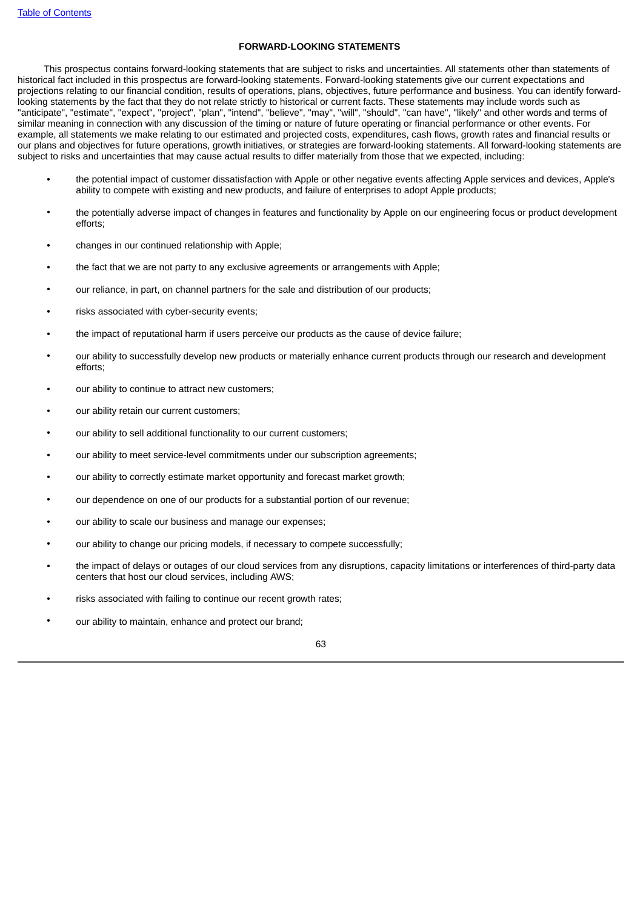## FORWARD-LOOKING STATEMENTS

This prospectus contains forward-looking statements that are subject to risks and uncertainties. All statements other than statements of historical fact included in this prospectus are forward-looking statements. Forward-looking statements give our current expectations and projections relating to our financial condition, results of operations, plans, objectives, future performance and business. You can identify forward-looking statements by the fact that they do not relate strictly to historical or current facts. These statements may include words such as "anticipate", "estimate", "expect", "project", "plan", "intend", "believe", "may", "will", "should", "can have", "likely" and other words and terms of similar meaning in connection with any discussion of the timing or nature of future operating or financial performance or other events. For example, all statements we make relating to our estimated and projected costs, expenditures, cash flows, growth rates and financial results or our plans and objectives for future operations, growth initiatives, or strategies are forward-looking statements. All forward-looking statements are subject to risks and uncertainties that may cause actual results to differ materially from those that we expected, including:

- the potential impact of customer dissatisfaction with Apple or other negative events affecting Apple services and devices, Apple's ability to compete with existing and new products, and failure of enterprises to adopt Apple products;
- the potentially adverse impact of changes in features and functionality by Apple on our engineering focus or product development efforts;
- changes in our continued relationship with Apple;
- the fact that we are not party to any exclusive agreements or arrangements with Apple;
- our reliance, in part, on channel partners for the sale and distribution of our products;
- risks associated with cyber-security events;
- the impact of reputational harm if users perceive our products as the cause of device failure;
- our ability to successfully develop new products or materially enhance current products through our research and development efforts;
- our ability to continue to attract new customers;
- our ability retain our current customers;
- our ability to sell additional functionality to our current customers;
- our ability to meet service-level commitments under our subscription agreements;
- our ability to correctly estimate market opportunity and forecast market growth;
- our dependence on one of our products for a substantial portion of our revenue;
- our ability to scale our business and manage our expenses;
- our ability to change our pricing models, if necessary to compete successfully;
- the impact of delays or outages of our cloud services from any disruptions, capacity limitations or interferences of third-party data centers that host our cloud services, including AWS;
- risks associated with failing to continue our recent growth rates;
- our ability to maintain, enhance and protect our brand;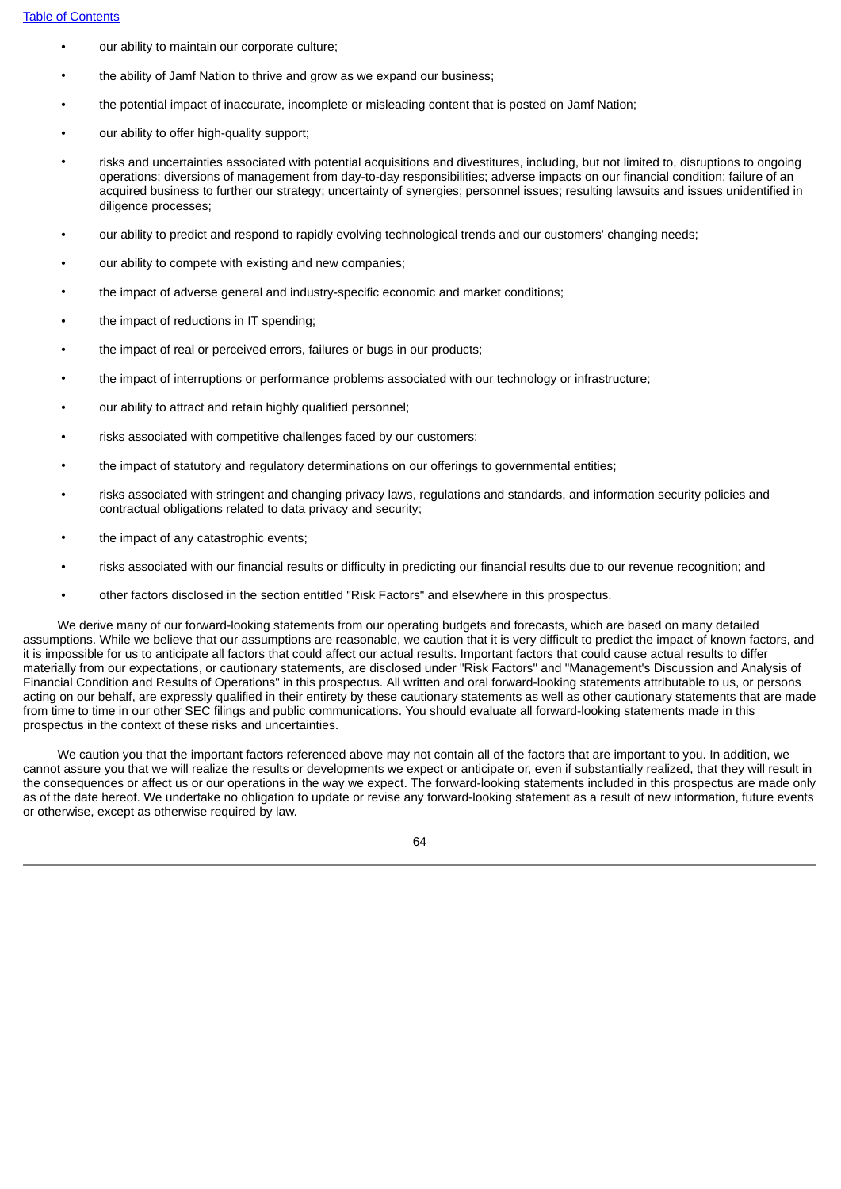- our ability to maintain our corporate culture;
- the ability of Jamf Nation to thrive and grow as we expand our business;
- the potential impact of inaccurate, incomplete or misleading content that is posted on Jamf Nation;
- our ability to offer high-quality support;
- risks and uncertainties associated with potential acquisitions and divestitures, including, but not limited to, disruptions to ongoing operations; diversions of management from day-to-day responsibilities; adverse impacts on our financial condition; failure of an acquired business to further our strategy; uncertainty of synergies; personnel issues; resulting lawsuits and issues unidentified in diligence processes;
- our ability to predict and respond to rapidly evolving technological trends and our customers' changing needs;
- our ability to compete with existing and new companies;
- the impact of adverse general and industry-specific economic and market conditions;
- the impact of reductions in IT spending;
- the impact of real or perceived errors, failures or bugs in our products;
- the impact of interruptions or performance problems associated with our technology or infrastructure;
- our ability to attract and retain highly qualified personnel;
- risks associated with competitive challenges faced by our customers;
- the impact of statutory and regulatory determinations on our offerings to governmental entities;
- risks associated with stringent and changing privacy laws, regulations and standards, and information security policies and contractual obligations related to data privacy and security;
- the impact of any catastrophic events;
- risks associated with our financial results or difficulty in predicting our financial results due to our revenue recognition; and
- other factors disclosed in the section entitled "Risk Factors" and elsewhere in this prospectus.

We derive many of our forward-looking statements from our operating budgets and forecasts, which are based on many detailed assumptions. While we believe that our assumptions are reasonable, we caution that it is very difficult to predict the impact of known factors, and it is impossible for us to anticipate all factors that could affect our actual results. Important factors that could cause actual results to differ materially from our expectations, or cautionary statements, are disclosed under "Risk Factors" and "Management's Discussion and Analysis of Financial Condition and Results of Operations" in this prospectus. All written and oral forward-looking statements attributable to us, or persons acting on our behalf, are expressly qualified in their entirety by these cautionary statements as well as other cautionary statements that are made from time to time in our other SEC filings and public communications. You should evaluate all forward-looking statements made in this prospectus in the context of these risks and uncertainties.

We caution you that the important factors referenced above may not contain all of the factors that are important to you. In addition, we cannot assure you that we will realize the results or developments we expect or anticipate or, even if substantially realized, that they will result in the consequences or affect us or our operations in the way we expect. The forward-looking statements included in this prospectus are made only as of the date hereof. We undertake no obligation to update or revise any forward-looking statement as a result of new information, future events or otherwise, except as otherwise required by law.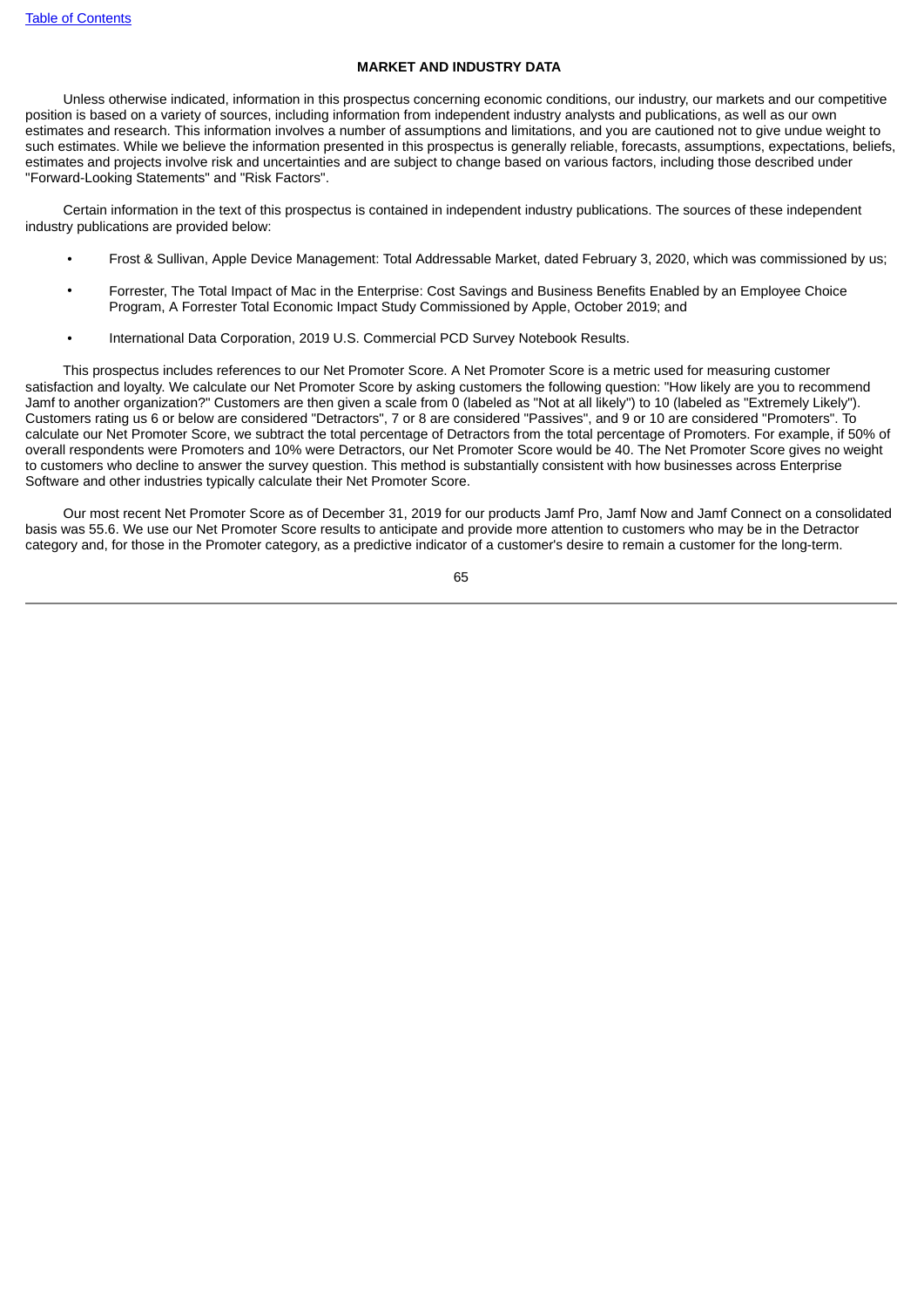## MARKET AND INDUSTRY DATA

Unless otherwise indicated, information in this prospectus concerning economic conditions, our industry, our markets and our competitive position is based on a variety of sources, including information from independent industry analysts and publications, as well as our own estimates and research. This information involves a number of assumptions and limitations, and you are cautioned not to give undue weight to such estimates. While we believe the information presented in this prospectus is generally reliable, forecasts, assumptions, expectations, beliefs, estimates and projects involve risk and uncertainties and are subject to change based on various factors, including those described under "Forward-Looking Statements" and "Risk Factors".

Certain information in the text of this prospectus is contained in independent industry publications. The sources of these independent industry publications are provided below:

- Frost & Sullivan, Apple Device Management: Total Addressable Market, dated February 3, 2020, which was commissioned by us;
- Forrester, The Total Impact of Mac in the Enterprise: Cost Savings and Business Benefits Enabled by an Employee Choice Program, A Forrester Total Economic Impact Study Commissioned by Apple, October 2019; and
- International Data Corporation, 2019 U.S. Commercial PCD Survey Notebook Results.

This prospectus includes references to our Net Promoter Score. A Net Promoter Score is a metric used for measuring customer satisfaction and loyalty. We calculate our Net Promoter Score by asking customers the following question: "How likely are you to recommend Jamf to another organization?" Customers are then given a scale from 0 (labeled as "Not at all likely") to 10 (labeled as "Extremely Likely"). Customers rating us 6 or below are considered "Detractors", 7 or 8 are considered "Passives", and 9 or 10 are considered "Promoters". To calculate our Net Promoter Score, we subtract the total percentage of Detractors from the total percentage of Promoters. For example, if 50% of overall respondents were Promoters and 10% were Detractors, our Net Promoter Score would be 40. The Net Promoter Score gives no weight to customers who decline to answer the survey question. This method is substantially consistent with how businesses across Enterprise Software and other industries typically calculate their Net Promoter Score.

Our most recent Net Promoter Score as of December 31, 2019 for our products Jamf Pro, Jamf Now and Jamf Connect on a consolidated basis was 55.6. We use our Net Promoter Score results to anticipate and provide more attention to customers who may be in the Detractor category and, for those in the Promoter category, as a predictive indicator of a customer's desire to remain a customer for the long-term.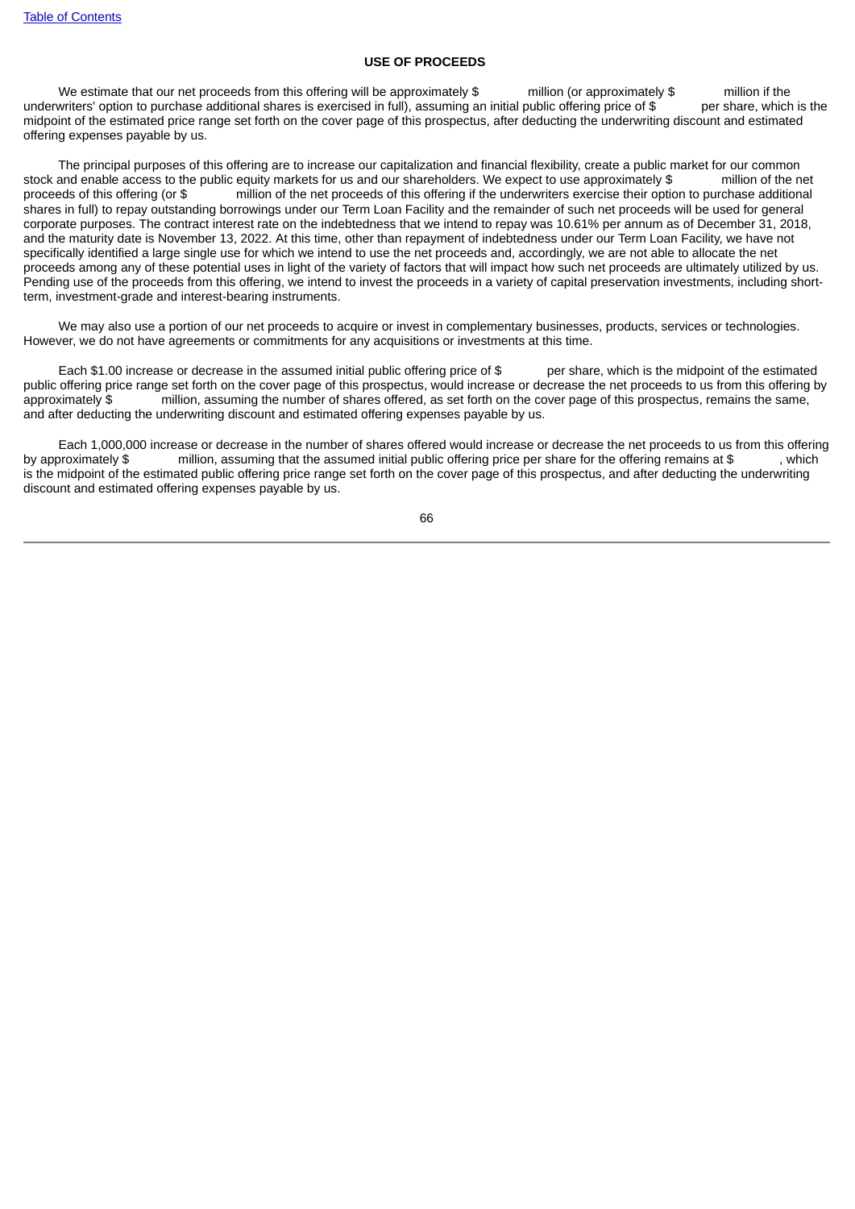## USE OF PROCEEDS

We estimate that our net proceeds from this offering will be approximately $ million (or approximately $ million if the underwriters' option to purchase additional shares is exercised in full), assuming an initial public offering price of $ per share, which is the midpoint of the estimated price range set forth on the cover page of this prospectus, after deducting the underwriting discount and estimated offering expenses payable by us.

The principal purposes of this offering are to increase our capitalization and financial flexibility, create a public market for our common stock and enable access to the public equity markets for us and our shareholders. We expect to use approximately $ million of the net proceeds of this offering (or $ million of the net proceeds of this offering if the underwriters exercise their option to purchase additional shares in full) to repay outstanding borrowings under our Term Loan Facility and the remainder of such net proceeds will be used for general corporate purposes. The contract interest rate on the indebtedness that we intend to repay was 10.61% per annum as of December 31, 2018, and the maturity date is November 13, 2022. At this time, other than repayment of indebtedness under our Term Loan Facility, we have not specifically identified a large single use for which we intend to use the net proceeds and, accordingly, we are not able to allocate the net proceeds among any of these potential uses in light of the variety of factors that will impact how such net proceeds are ultimately utilized by us. Pending use of the proceeds from this offering, we intend to invest the proceeds in a variety of capital preservation investments, including short-term, investment-grade and interest-bearing instruments.

We may also use a portion of our net proceeds to acquire or invest in complementary businesses, products, services or technologies. However, we do not have agreements or commitments for any acquisitions or investments at this time.

Each $1.00 increase or decrease in the assumed initial public offering price of $ per share, which is the midpoint of the estimated public offering price range set forth on the cover page of this prospectus, would increase or decrease the net proceeds to us from this offering by approximately $ million, assuming the number of shares offered, as set forth on the cover page of this prospectus, remains the same, and after deducting the underwriting discount and estimated offering expenses payable by us.

Each 1,000,000 increase or decrease in the number of shares offered would increase or decrease the net proceeds to us from this offering by approximately $ million, assuming that the assumed initial public offering price per share for the offering remains at $ , which is the midpoint of the estimated public offering price range set forth on the cover page of this prospectus, and after deducting the underwriting discount and estimated offering expenses payable by us.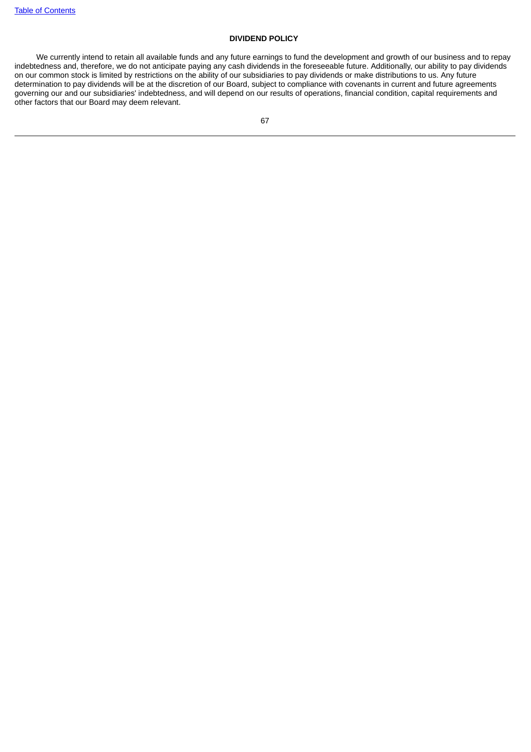## DIVIDEND POLICY

We currently intend to retain all available funds and any future earnings to fund the development and growth of our business and to repay indebtedness and, therefore, we do not anticipate paying any cash dividends in the foreseeable future. Additionally, our ability to pay dividends on our common stock is limited by restrictions on the ability of our subsidiaries to pay dividends or make distributions to us. Any future determination to pay dividends will be at the discretion of our Board, subject to compliance with covenants in current and future agreements governing our and our subsidiaries' indebtedness, and will depend on our results of operations, financial condition, capital requirements and other factors that our Board may deem relevant.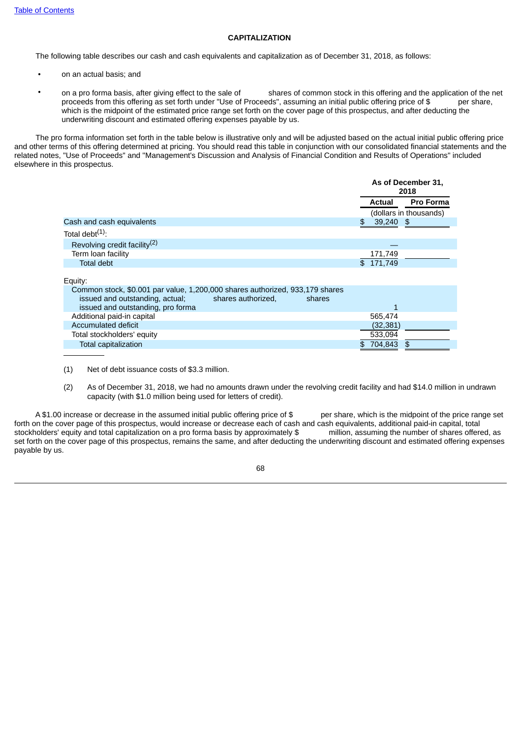## CAPITALIZATION

The following table describes our cash and cash equivalents and capitalization as of December 31, 2018, as follows:

- on an actual basis; and
- on a pro forma basis, after giving effect to the sale of shares of common stock in this offering and the application of the net proceeds from this offering as set forth under "Use of Proceeds", assuming an initial public offering price of $ per share, which is the midpoint of the estimated price range set forth on the cover page of this prospectus, and after deducting the underwriting discount and estimated offering expenses payable by us.

The pro forma information set forth in the table below is illustrative only and will be adjusted based on the actual initial public offering price and other terms of this offering determined at pricing. You should read this table in conjunction with our consolidated financial statements and the related notes, "Use of Proceeds" and "Management's Discussion and Analysis of Financial Condition and Results of Operations" included elsewhere in this prospectus.

| | As of December 31, 2018 | |
|---|---|---|
| | Actual | Pro Forma |
| | (dollars in thousands) | |
| Cash and cash equivalents | $ 39,240 | $ |
| Total debt[(1)]: | | |
| Revolving credit facility[(2)] | — | |
| Term loan facility | 171,749 | |
| Total debt | $ 171,749 | |
| Equity: | | |
| Common stock, $0.001 par value, 1,200,000 shares authorized, 933,179 shares issued and outstanding, actual; shares authorized, shares issued and outstanding, pro forma | 1 | |
| Additional paid-in capital | 565,474 | |
| Accumulated deficit | (32,381) | |
| Total stockholders' equity | 533,094 | |
| Total capitalization | $ 704,843 | $ |

(1) Net of debt issuance costs of $3.3 million.

(2) As of December 31, 2018, we had no amounts drawn under the revolving credit facility and had $14.0 million in undrawn capacity (with $1.0 million being used for letters of credit).

A $1.00 increase or decrease in the assumed initial public offering price of $ per share, which is the midpoint of the price range set forth on the cover page of this prospectus, would increase or decrease each of cash and cash equivalents, additional paid-in capital, total stockholders' equity and total capitalization on a pro forma basis by approximately $ million, assuming the number of shares offered, as set forth on the cover page of this prospectus, remains the same, and after deducting the underwriting discount and estimated offering expenses payable by us.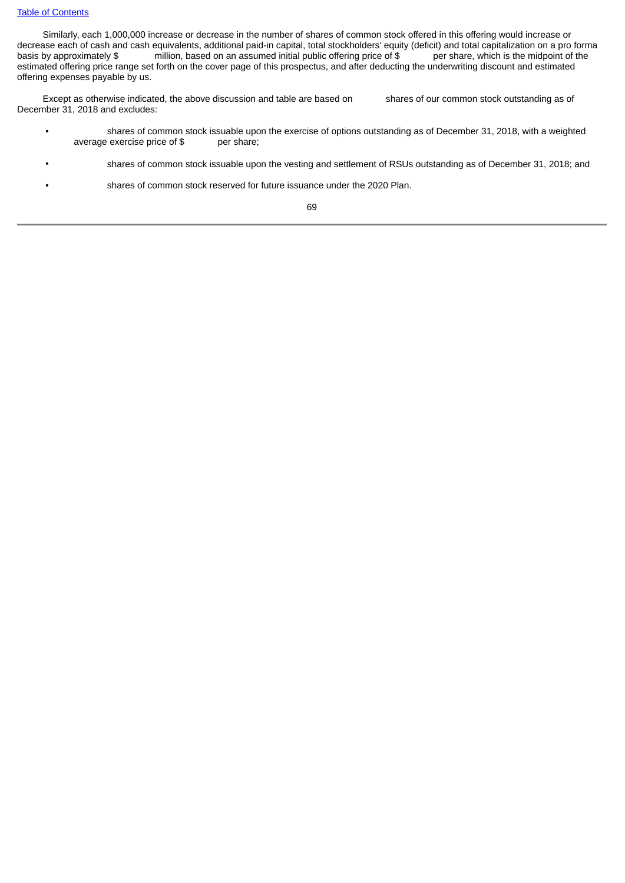Similarly, each 1,000,000 increase or decrease in the number of shares of common stock offered in this offering would increase or decrease each of cash and cash equivalents, additional paid-in capital, total stockholders' equity (deficit) and total capitalization on a pro forma basis by approximately $ million, based on an assumed initial public offering price of $ per share, which is the midpoint of the estimated offering price range set forth on the cover page of this prospectus, and after deducting the underwriting discount and estimated offering expenses payable by us.

Except as otherwise indicated, the above discussion and table are based on shares of our common stock outstanding as of December 31, 2018 and excludes:

- shares of common stock issuable upon the exercise of options outstanding as of December 31, 2018, with a weighted average exercise price of $ per share;
- shares of common stock issuable upon the vesting and settlement of RSUs outstanding as of December 31, 2018; and
- shares of common stock reserved for future issuance under the 2020 Plan.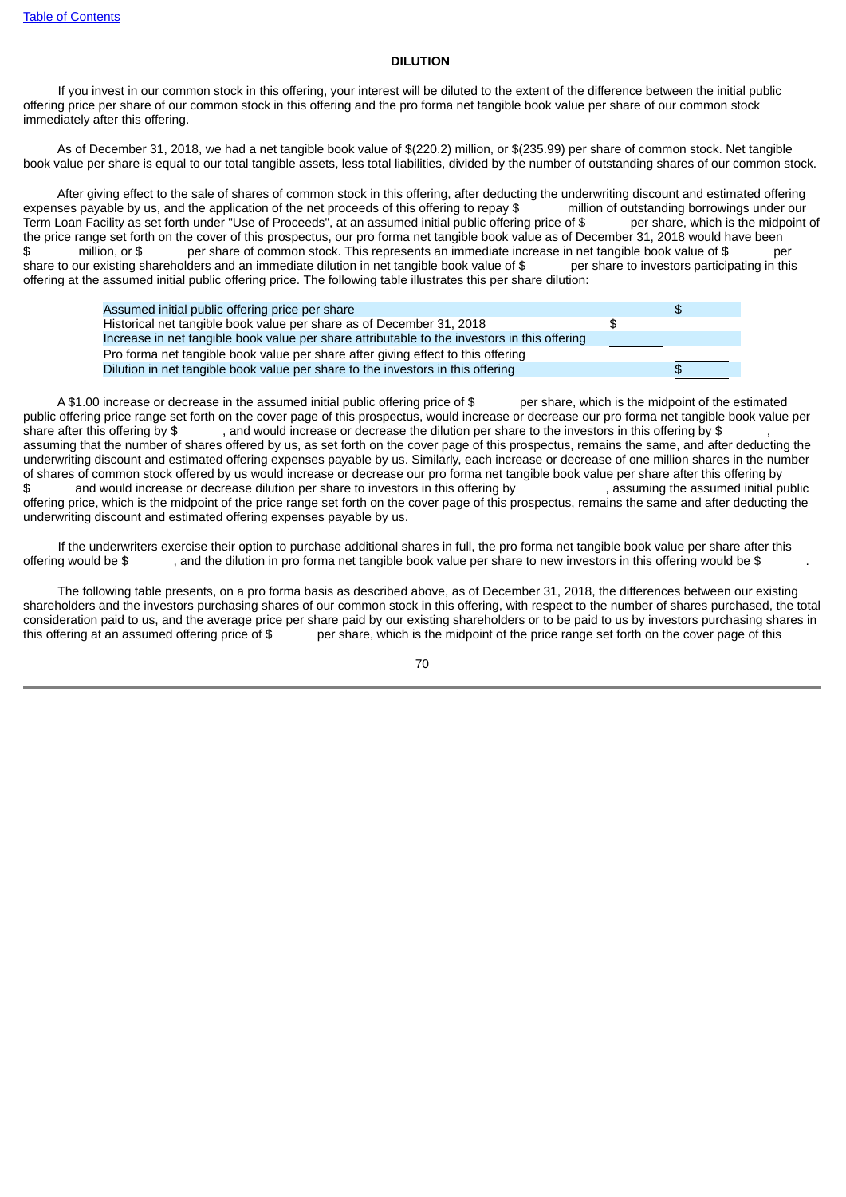## DILUTION

If you invest in our common stock in this offering, your interest will be diluted to the extent of the difference between the initial public offering price per share of our common stock in this offering and the pro forma net tangible book value per share of our common stock immediately after this offering.

As of December 31, 2018, we had a net tangible book value of $(220.2) million, or $(235.99) per share of common stock. Net tangible book value per share is equal to our total tangible assets, less total liabilities, divided by the number of outstanding shares of our common stock.

After giving effect to the sale of shares of common stock in this offering, after deducting the underwriting discount and estimated offering expenses payable by us, and the application of the net proceeds of this offering to repay $ million of outstanding borrowings under our Term Loan Facility as set forth under "Use of Proceeds", at an assumed initial public offering price of $ per share, which is the midpoint of the price range set forth on the cover of this prospectus, our pro forma net tangible book value as of December 31, 2018 would have been $ million, or $ per share of common stock. This represents an immediate increase in net tangible book value of $ per share to our existing shareholders and an immediate dilution in net tangible book value of $ per share to investors participating in this offering at the assumed initial public offering price. The following table illustrates this per share dilution:

| | | |
|---|---|---|
| Assumed initial public offering price per share | | $ |
| Historical net tangible book value per share as of December 31, 2018 | $ | |
| Increase in net tangible book value per share attributable to the investors in this offering | | |
| Pro forma net tangible book value per share after giving effect to this offering | | |
| Dilution in net tangible book value per share to the investors in this offering | | $ |

A $1.00 increase or decrease in the assumed initial public offering price of $ per share, which is the midpoint of the estimated public offering price range set forth on the cover page of this prospectus, would increase or decrease our pro forma net tangible book value per share after this offering by $ , and would increase or decrease the dilution per share to the investors in this offering by $ , assuming that the number of shares offered by us, as set forth on the cover page of this prospectus, remains the same, and after deducting the underwriting discount and estimated offering expenses payable by us. Similarly, each increase or decrease of one million shares in the number of shares of common stock offered by us would increase or decrease our pro forma net tangible book value per share after this offering by $ and would increase or decrease dilution per share to investors in this offering by , assuming the assumed initial public offering price, which is the midpoint of the price range set forth on the cover page of this prospectus, remains the same and after deducting the underwriting discount and estimated offering expenses payable by us.

If the underwriters exercise their option to purchase additional shares in full, the pro forma net tangible book value per share after this offering would be $ , and the dilution in pro forma net tangible book value per share to new investors in this offering would be $ .

The following table presents, on a pro forma basis as described above, as of December 31, 2018, the differences between our existing shareholders and the investors purchasing shares of our common stock in this offering, with respect to the number of shares purchased, the total consideration paid to us, and the average price per share paid by our existing shareholders or to be paid to us by investors purchasing shares in this offering at an assumed offering price of $ per share, which is the midpoint of the price range set forth on the cover page of this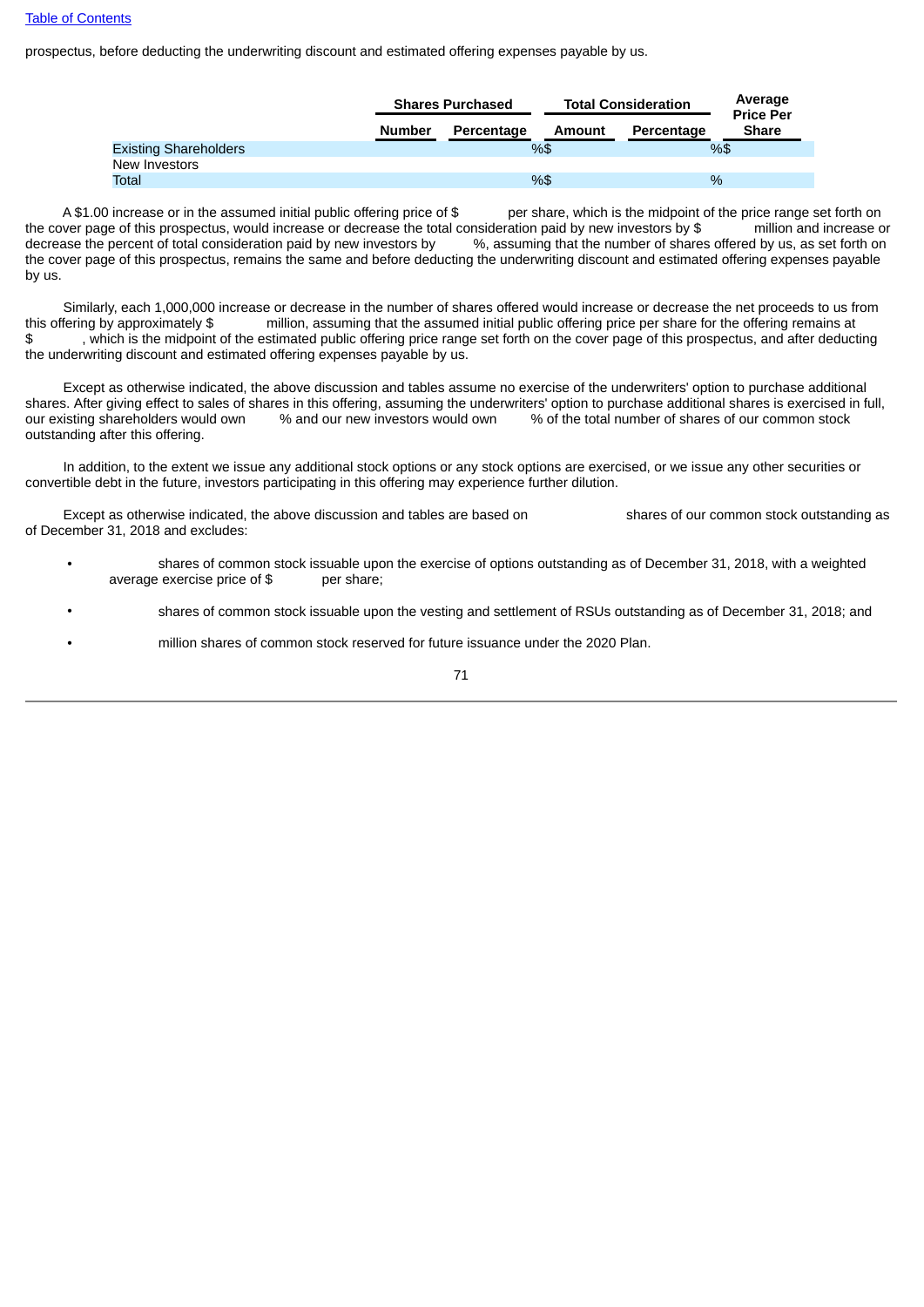prospectus, before deducting the underwriting discount and estimated offering expenses payable by us.

| | Shares Purchased | | Total Consideration | | Average Price Per Share |
|---|---|---|---|---|---|
| | Number | Percentage | Amount | Percentage | |
| Existing Shareholders | | % | $ | % | $ |
| New Investors | | | | | |
| Total | | % | $ | % | |

A $1.00 increase or in the assumed initial public offering price of $ per share, which is the midpoint of the price range set forth on the cover page of this prospectus, would increase or decrease the total consideration paid by new investors by $ million and increase or decrease the percent of total consideration paid by new investors by %, assuming that the number of shares offered by us, as set forth on the cover page of this prospectus, remains the same and before deducting the underwriting discount and estimated offering expenses payable by us.

Similarly, each 1,000,000 increase or decrease in the number of shares offered would increase or decrease the net proceeds to us from this offering by approximately $ million, assuming that the assumed initial public offering price per share for the offering remains at $ , which is the midpoint of the estimated public offering price range set forth on the cover page of this prospectus, and after deducting the underwriting discount and estimated offering expenses payable by us.

Except as otherwise indicated, the above discussion and tables assume no exercise of the underwriters' option to purchase additional shares. After giving effect to sales of shares in this offering, assuming the underwriters' option to purchase additional shares is exercised in full, our existing shareholders would own % and our new investors would own % of the total number of shares of our common stock outstanding after this offering.

In addition, to the extent we issue any additional stock options or any stock options are exercised, or we issue any other securities or convertible debt in the future, investors participating in this offering may experience further dilution.

Except as otherwise indicated, the above discussion and tables are based on shares of our common stock outstanding as of December 31, 2018 and excludes:

- shares of common stock issuable upon the exercise of options outstanding as of December 31, 2018, with a weighted average exercise price of $ per share;
- shares of common stock issuable upon the vesting and settlement of RSUs outstanding as of December 31, 2018; and
- million shares of common stock reserved for future issuance under the 2020 Plan.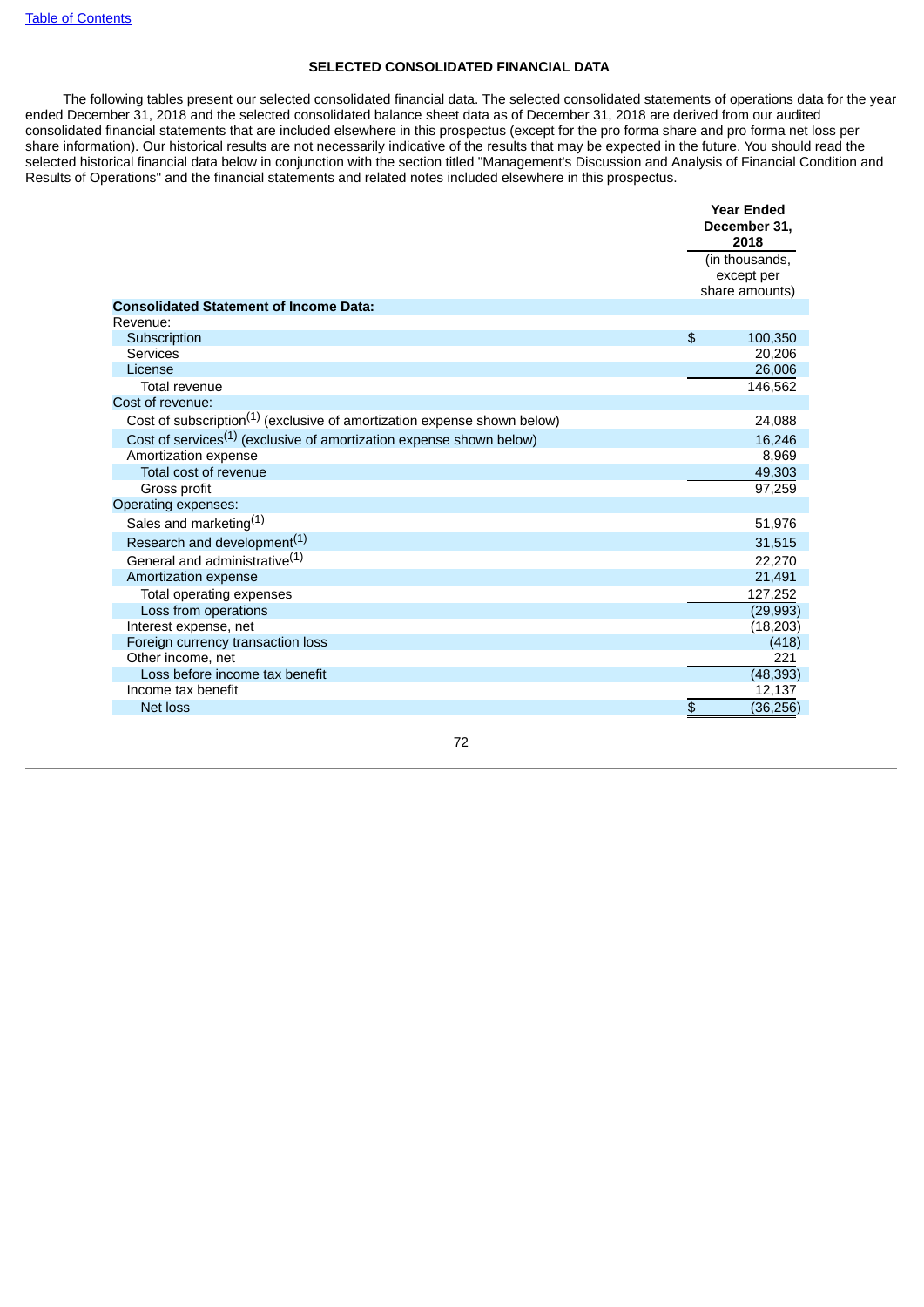## SELECTED CONSOLIDATED FINANCIAL DATA

The following tables present our selected consolidated financial data. The selected consolidated statements of operations data for the year ended December 31, 2018 and the selected consolidated balance sheet data as of December 31, 2018 are derived from our audited consolidated financial statements that are included elsewhere in this prospectus (except for the pro forma share and pro forma net loss per share information). Our historical results are not necessarily indicative of the results that may be expected in the future. You should read the selected historical financial data below in conjunction with the section titled "Management's Discussion and Analysis of Financial Condition and Results of Operations" and the financial statements and related notes included elsewhere in this prospectus.

| | Year Ended December 31, 2018 |
|---|---|
| | (in thousands, except per share amounts) |
| **Consolidated Statement of Income Data:** | |
| Revenue: | |
| Subscription | $ 100,350 |
| Services | 20,206 |
| License | 26,006 |
| Total revenue | 146,562 |
| Cost of revenue: | |
| Cost of subscription(1) (exclusive of amortization expense shown below) | 24,088 |
| Cost of services(1) (exclusive of amortization expense shown below) | 16,246 |
| Amortization expense | 8,969 |
| Total cost of revenue | 49,303 |
| Gross profit | 97,259 |
| Operating expenses: | |
| Sales and marketing(1) | 51,976 |
| Research and development(1) | 31,515 |
| General and administrative(1) | 22,270 |
| Amortization expense | 21,491 |
| Total operating expenses | 127,252 |
| Loss from operations | (29,993) |
| Interest expense, net | (18,203) |
| Foreign currency transaction loss | (418) |
| Other income, net | 221 |
| Loss before income tax benefit | (48,393) |
| Income tax benefit | 12,137 |
| Net loss | $ (36,256) |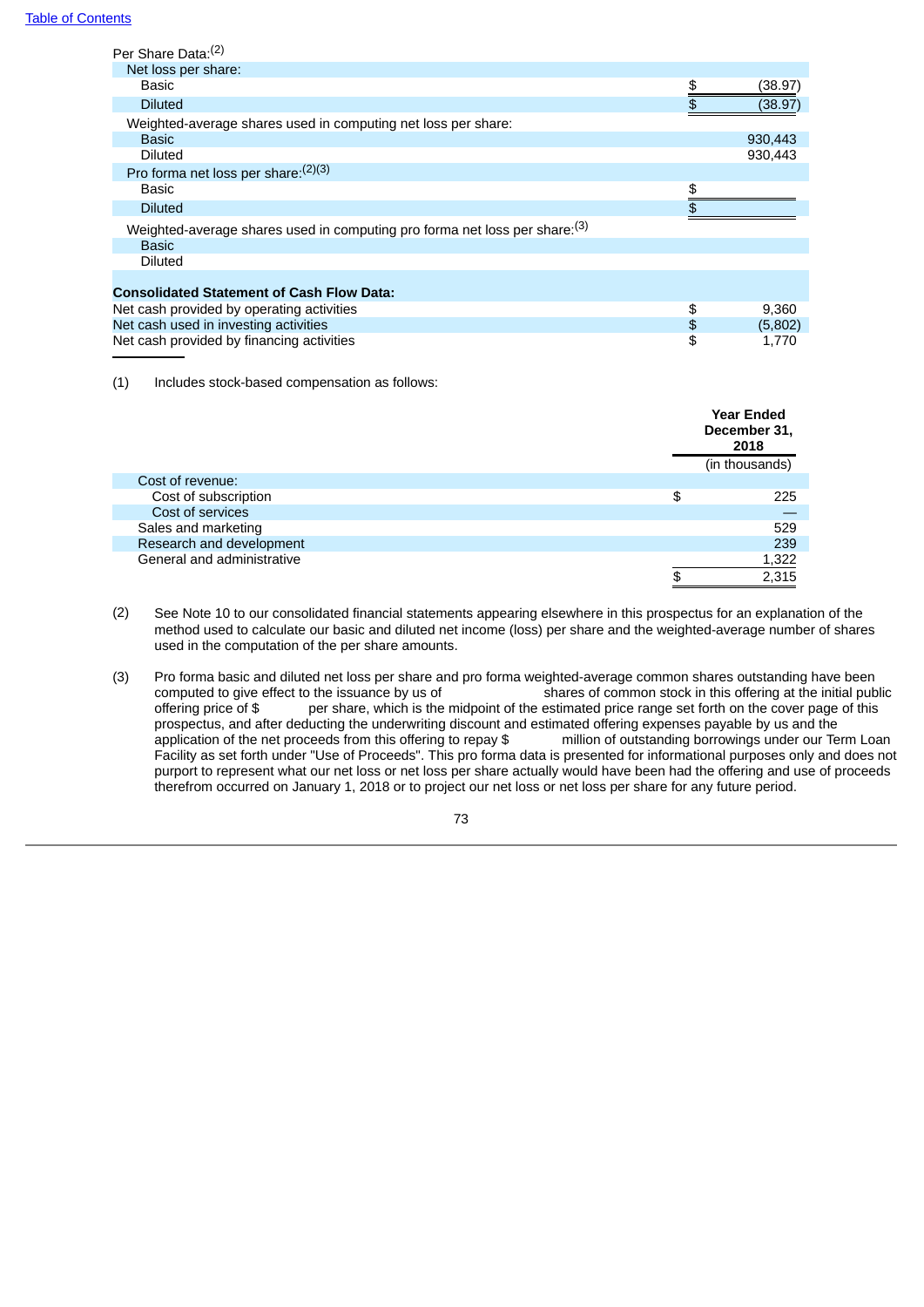| | | |
|---|---|---|
| Per Share Data:[(2)] | | |
| Net loss per share: | | |
| Basic | $ | (38.97) |
| Diluted | $ | (38.97) |
| Weighted-average shares used in computing net loss per share: | | |
| Basic | | 930,443 |
| Diluted | | 930,443 |
| Pro forma net loss per share:[(2)(3)] | | |
| Basic | $ | |
| Diluted | $ | |
| Weighted-average shares used in computing pro forma net loss per share:[(3)] | | |
| Basic | | |
| Diluted | | |
| **Consolidated Statement of Cash Flow Data:** | | |
| Net cash provided by operating activities | $ | 9,360 |
| Net cash used in investing activities | $ | (5,802) |
| Net cash provided by financing activities | $ | 1,770 |

(1) Includes stock-based compensation as follows:

| | | Year Ended December 31, 2018 |
|---|---|---|
| | | (in thousands) |
| Cost of revenue: | | |
| Cost of subscription | $ | 225 |
| Cost of services | | — |
| Sales and marketing | | 529 |
| Research and development | | 239 |
| General and administrative | | 1,322 |
| | $ | 2,315 |

(2) See Note 10 to our consolidated financial statements appearing elsewhere in this prospectus for an explanation of the method used to calculate our basic and diluted net income (loss) per share and the weighted-average number of shares used in the computation of the per share amounts.

(3) Pro forma basic and diluted net loss per share and pro forma weighted-average common shares outstanding have been computed to give effect to the issuance by us of shares of common stock in this offering at the initial public offering price of $ per share, which is the midpoint of the estimated price range set forth on the cover page of this prospectus, and after deducting the underwriting discount and estimated offering expenses payable by us and the application of the net proceeds from this offering to repay $ million of outstanding borrowings under our Term Loan Facility as set forth under "Use of Proceeds". This pro forma data is presented for informational purposes only and does not purport to represent what our net loss or net loss per share actually would have been had the offering and use of proceeds therefrom occurred on January 1, 2018 or to project our net loss or net loss per share for any future period.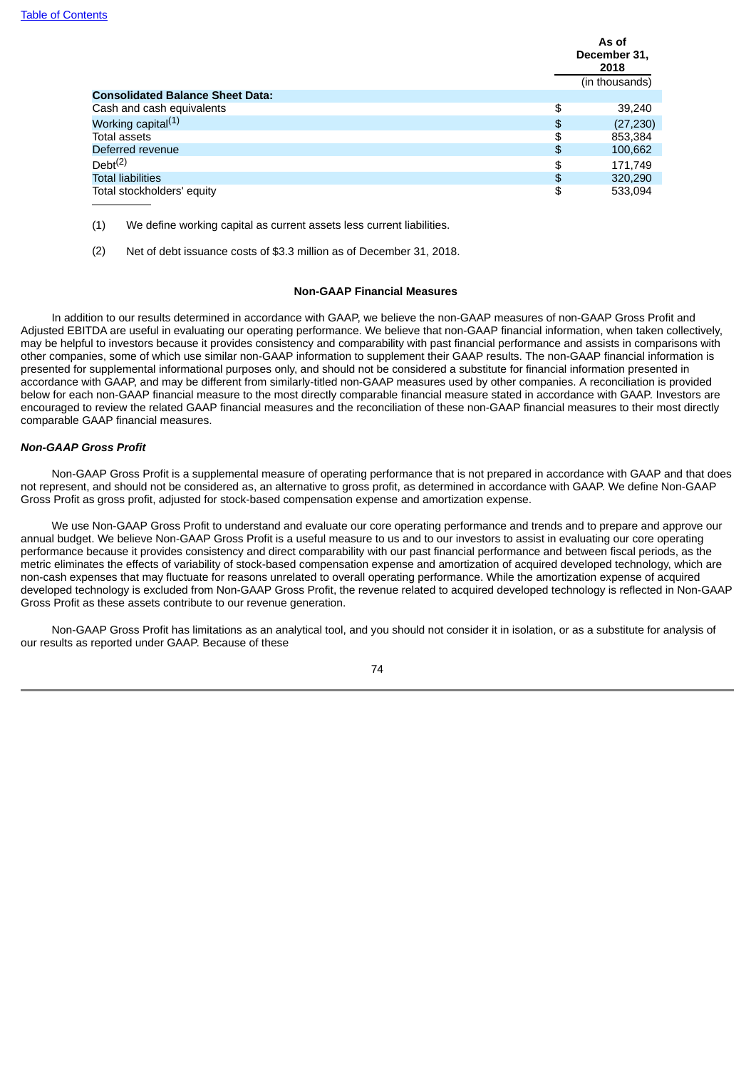| | As of December 31, 2018 |
|---|---|
| | (in thousands) |
| **Consolidated Balance Sheet Data:** | |
| Cash and cash equivalents | $ 39,240 |
| Working capital[(1)] | $ (27,230) |
| Total assets | $ 853,384 |
| Deferred revenue | $ 100,662 |
| Debt[(2)] | $ 171,749 |
| Total liabilities | $ 320,290 |
| Total stockholders' equity | $ 533,094 |

(1) We define working capital as current assets less current liabilities.

(2) Net of debt issuance costs of $3.3 million as of December 31, 2018.

## Non-GAAP Financial Measures

In addition to our results determined in accordance with GAAP, we believe the non-GAAP measures of non-GAAP Gross Profit and Adjusted EBITDA are useful in evaluating our operating performance. We believe that non-GAAP financial information, when taken collectively, may be helpful to investors because it provides consistency and comparability with past financial performance and assists in comparisons with other companies, some of which use similar non-GAAP information to supplement their GAAP results. The non-GAAP financial information is presented for supplemental informational purposes only, and should not be considered a substitute for financial information presented in accordance with GAAP, and may be different from similarly-titled non-GAAP measures used by other companies. A reconciliation is provided below for each non-GAAP financial measure to the most directly comparable financial measure stated in accordance with GAAP. Investors are encouraged to review the related GAAP financial measures and the reconciliation of these non-GAAP financial measures to their most directly comparable GAAP financial measures.

***Non-GAAP Gross Profit***

Non-GAAP Gross Profit is a supplemental measure of operating performance that is not prepared in accordance with GAAP and that does not represent, and should not be considered as, an alternative to gross profit, as determined in accordance with GAAP. We define Non-GAAP Gross Profit as gross profit, adjusted for stock-based compensation expense and amortization expense.

We use Non-GAAP Gross Profit to understand and evaluate our core operating performance and trends and to prepare and approve our annual budget. We believe Non-GAAP Gross Profit is a useful measure to us and to our investors to assist in evaluating our core operating performance because it provides consistency and direct comparability with our past financial performance and between fiscal periods, as the metric eliminates the effects of variability of stock-based compensation expense and amortization of acquired developed technology, which are non-cash expenses that may fluctuate for reasons unrelated to overall operating performance. While the amortization expense of acquired developed technology is excluded from Non-GAAP Gross Profit, the revenue related to acquired developed technology is reflected in Non-GAAP Gross Profit as these assets contribute to our revenue generation.

Non-GAAP Gross Profit has limitations as an analytical tool, and you should not consider it in isolation, or as a substitute for analysis of our results as reported under GAAP. Because of these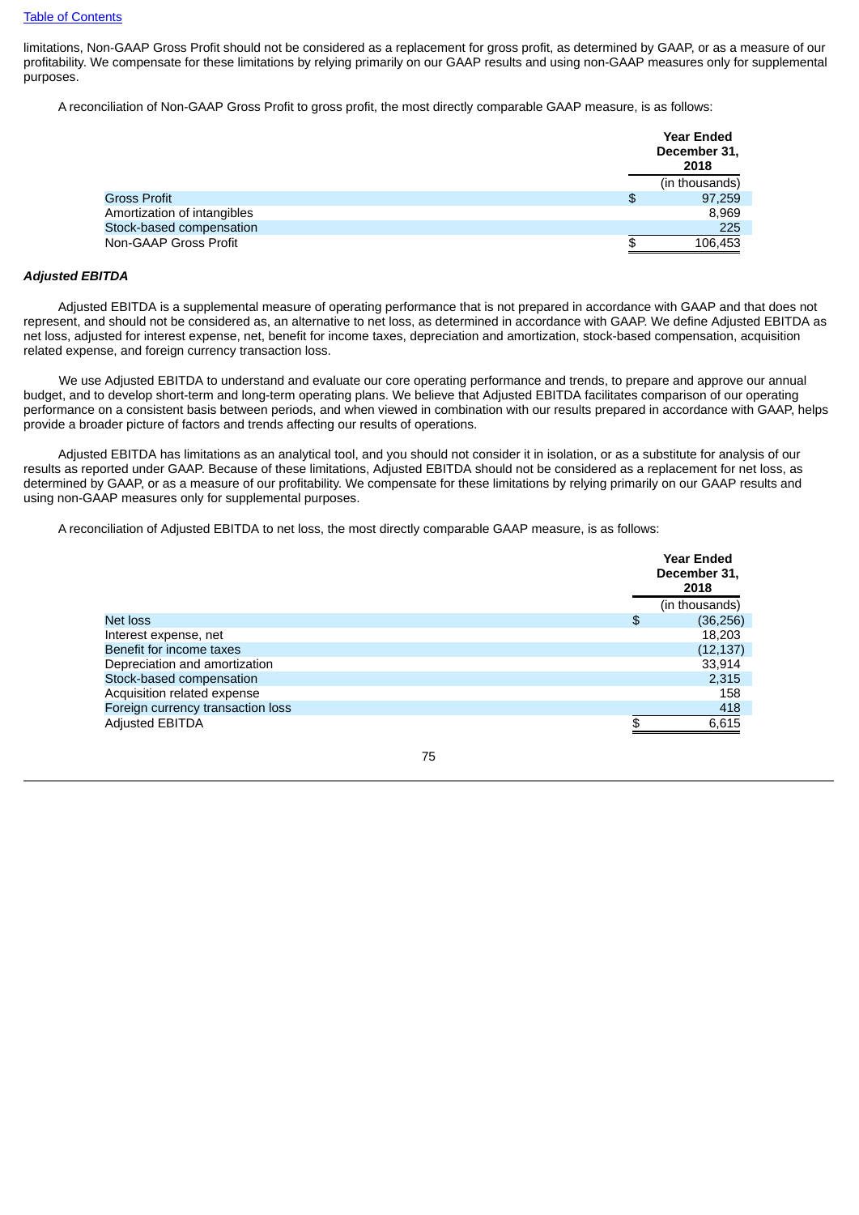limitations, Non-GAAP Gross Profit should not be considered as a replacement for gross profit, as determined by GAAP, or as a measure of our profitability. We compensate for these limitations by relying primarily on our GAAP results and using non-GAAP measures only for supplemental purposes.

A reconciliation of Non-GAAP Gross Profit to gross profit, the most directly comparable GAAP measure, is as follows:

| | Year Ended December 31, 2018 |
|---|---|
| | (in thousands) |
| Gross Profit | $ 97,259 |
| Amortization of intangibles | 8,969 |
| Stock-based compensation | 225 |
| Non-GAAP Gross Profit | $ 106,453 |

***Adjusted EBITDA***

Adjusted EBITDA is a supplemental measure of operating performance that is not prepared in accordance with GAAP and that does not represent, and should not be considered as, an alternative to net loss, as determined in accordance with GAAP. We define Adjusted EBITDA as net loss, adjusted for interest expense, net, benefit for income taxes, depreciation and amortization, stock-based compensation, acquisition related expense, and foreign currency transaction loss.

We use Adjusted EBITDA to understand and evaluate our core operating performance and trends, to prepare and approve our annual budget, and to develop short-term and long-term operating plans. We believe that Adjusted EBITDA facilitates comparison of our operating performance on a consistent basis between periods, and when viewed in combination with our results prepared in accordance with GAAP, helps provide a broader picture of factors and trends affecting our results of operations.

Adjusted EBITDA has limitations as an analytical tool, and you should not consider it in isolation, or as a substitute for analysis of our results as reported under GAAP. Because of these limitations, Adjusted EBITDA should not be considered as a replacement for net loss, as determined by GAAP, or as a measure of our profitability. We compensate for these limitations by relying primarily on our GAAP results and using non-GAAP measures only for supplemental purposes.

A reconciliation of Adjusted EBITDA to net loss, the most directly comparable GAAP measure, is as follows:

| | Year Ended December 31, 2018 |
|---|---|
| | (in thousands) |
| Net loss | $ (36,256) |
| Interest expense, net | 18,203 |
| Benefit for income taxes | (12,137) |
| Depreciation and amortization | 33,914 |
| Stock-based compensation | 2,315 |
| Acquisition related expense | 158 |
| Foreign currency transaction loss | 418 |
| Adjusted EBITDA | $ 6,615 |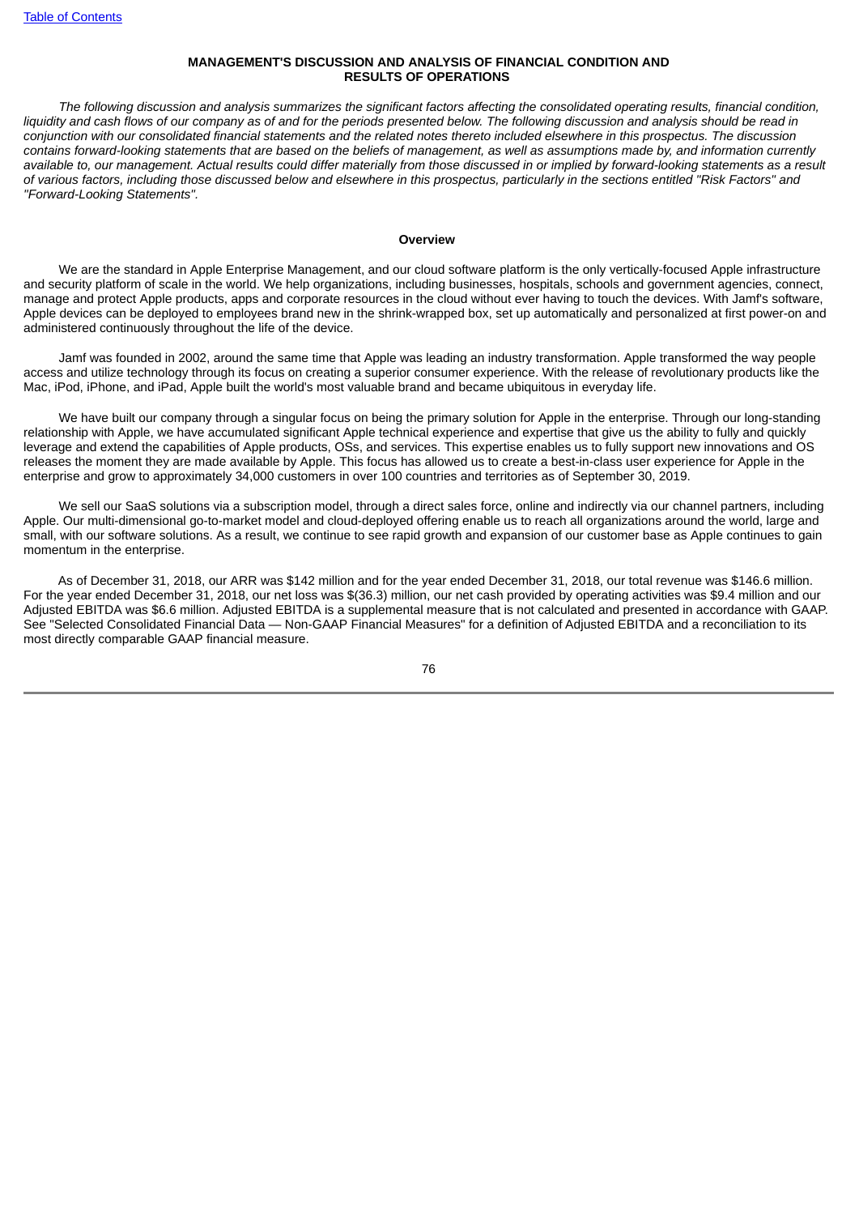## MANAGEMENT'S DISCUSSION AND ANALYSIS OF FINANCIAL CONDITION AND RESULTS OF OPERATIONS

*The following discussion and analysis summarizes the significant factors affecting the consolidated operating results, financial condition, liquidity and cash flows of our company as of and for the periods presented below. The following discussion and analysis should be read in conjunction with our consolidated financial statements and the related notes thereto included elsewhere in this prospectus. The discussion contains forward-looking statements that are based on the beliefs of management, as well as assumptions made by, and information currently available to, our management. Actual results could differ materially from those discussed in or implied by forward-looking statements as a result of various factors, including those discussed below and elsewhere in this prospectus, particularly in the sections entitled "Risk Factors" and "Forward-Looking Statements".*

### Overview

We are the standard in Apple Enterprise Management, and our cloud software platform is the only vertically-focused Apple infrastructure and security platform of scale in the world. We help organizations, including businesses, hospitals, schools and government agencies, connect, manage and protect Apple products, apps and corporate resources in the cloud without ever having to touch the devices. With Jamf's software, Apple devices can be deployed to employees brand new in the shrink-wrapped box, set up automatically and personalized at first power-on and administered continuously throughout the life of the device.

Jamf was founded in 2002, around the same time that Apple was leading an industry transformation. Apple transformed the way people access and utilize technology through its focus on creating a superior consumer experience. With the release of revolutionary products like the Mac, iPod, iPhone, and iPad, Apple built the world's most valuable brand and became ubiquitous in everyday life.

We have built our company through a singular focus on being the primary solution for Apple in the enterprise. Through our long-standing relationship with Apple, we have accumulated significant Apple technical experience and expertise that give us the ability to fully and quickly leverage and extend the capabilities of Apple products, OSs, and services. This expertise enables us to fully support new innovations and OS releases the moment they are made available by Apple. This focus has allowed us to create a best-in-class user experience for Apple in the enterprise and grow to approximately 34,000 customers in over 100 countries and territories as of September 30, 2019.

We sell our SaaS solutions via a subscription model, through a direct sales force, online and indirectly via our channel partners, including Apple. Our multi-dimensional go-to-market model and cloud-deployed offering enable us to reach all organizations around the world, large and small, with our software solutions. As a result, we continue to see rapid growth and expansion of our customer base as Apple continues to gain momentum in the enterprise.

As of December 31, 2018, our ARR was $142 million and for the year ended December 31, 2018, our total revenue was $146.6 million. For the year ended December 31, 2018, our net loss was $(36.3) million, our net cash provided by operating activities was $9.4 million and our Adjusted EBITDA was $6.6 million. Adjusted EBITDA is a supplemental measure that is not calculated and presented in accordance with GAAP. See "Selected Consolidated Financial Data — Non-GAAP Financial Measures" for a definition of Adjusted EBITDA and a reconciliation to its most directly comparable GAAP financial measure.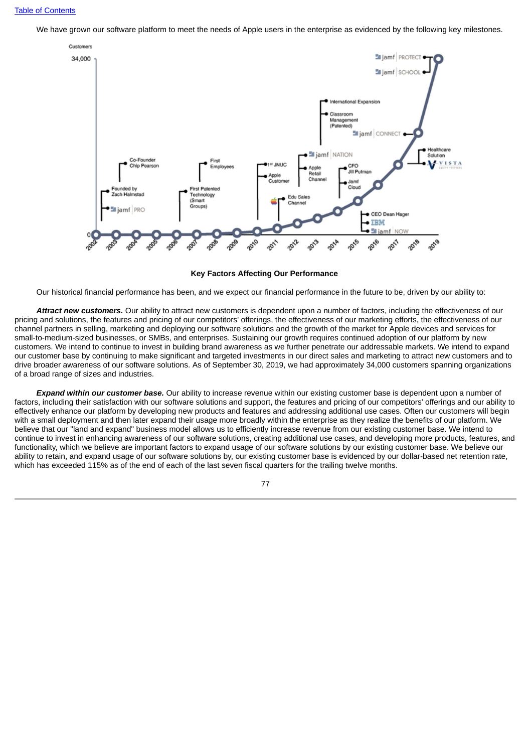We have grown our software platform to meet the needs of Apple users in the enterprise as evidenced by the following key milestones.

Customers

34,000

0

2002 2003 2004 2005 2006 2007 2008 2009 2010 2011 2012 2013 2014 2015 2016 2017 2018 2019

Founded by Zach Halmstad

jamf PRO

Co-Founder Chip Pearson

First Patented Technology (Smart Groups)

First Employees

1st JNUC

Apple Customer

Edu Sales Channel

jamf NATION

Apple Retail Channel

International Expansion

Classroom Management (Patented)

CFO Jill Putman

Jamf Cloud

CEO Dean Hager

IBM

jamf NOW

jamf CONNECT

Healthcare Solution

VISTA

jamf PROTECT

jamf SCHOOL

**Key Factors Affecting Our Performance**

Our historical financial performance has been, and we expect our financial performance in the future to be, driven by our ability to:

***Attract new customers.*** Our ability to attract new customers is dependent upon a number of factors, including the effectiveness of our pricing and solutions, the features and pricing of our competitors' offerings, the effectiveness of our marketing efforts, the effectiveness of our channel partners in selling, marketing and deploying our software solutions and the growth of the market for Apple devices and services for small-to-medium-sized businesses, or SMBs, and enterprises. Sustaining our growth requires continued adoption of our platform by new customers. We intend to continue to invest in building brand awareness as we further penetrate our addressable markets. We intend to expand our customer base by continuing to make significant and targeted investments in our direct sales and marketing to attract new customers and to drive broader awareness of our software solutions. As of September 30, 2019, we had approximately 34,000 customers spanning organizations of a broad range of sizes and industries.

***Expand within our customer base.*** Our ability to increase revenue within our existing customer base is dependent upon a number of factors, including their satisfaction with our software solutions and support, the features and pricing of our competitors' offerings and our ability to effectively enhance our platform by developing new products and features and addressing additional use cases. Often our customers will begin with a small deployment and then later expand their usage more broadly within the enterprise as they realize the benefits of our platform. We believe that our "land and expand" business model allows us to efficiently increase revenue from our existing customer base. We intend to continue to invest in enhancing awareness of our software solutions, creating additional use cases, and developing more products, features, and functionality, which we believe are important factors to expand usage of our software solutions by our existing customer base. We believe our ability to retain, and expand usage of our software solutions by, our existing customer base is evidenced by our dollar-based net retention rate, which has exceeded 115% as of the end of each of the last seven fiscal quarters for the trailing twelve months.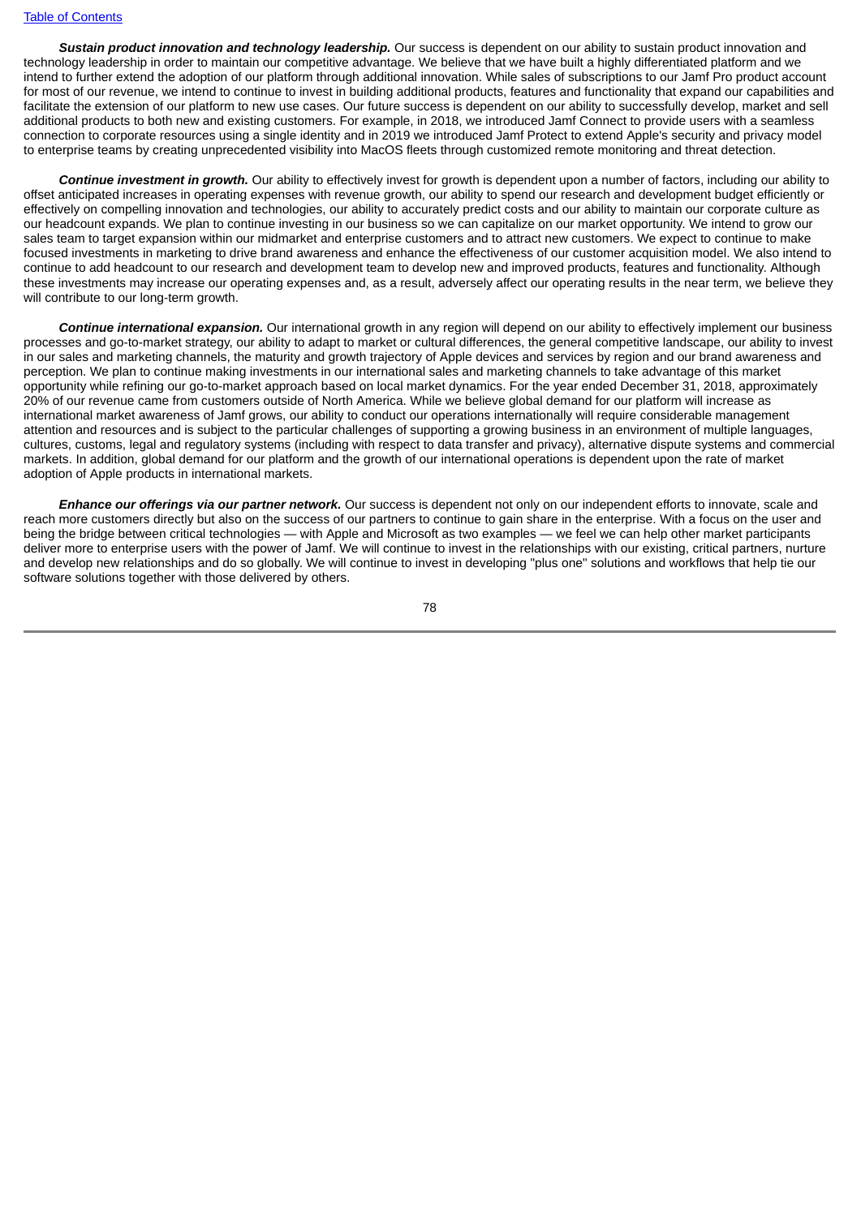***Sustain product innovation and technology leadership.*** Our success is dependent on our ability to sustain product innovation and technology leadership in order to maintain our competitive advantage. We believe that we have built a highly differentiated platform and we intend to further extend the adoption of our platform through additional innovation. While sales of subscriptions to our Jamf Pro product account for most of our revenue, we intend to continue to invest in building additional products, features and functionality that expand our capabilities and facilitate the extension of our platform to new use cases. Our future success is dependent on our ability to successfully develop, market and sell additional products to both new and existing customers. For example, in 2018, we introduced Jamf Connect to provide users with a seamless connection to corporate resources using a single identity and in 2019 we introduced Jamf Protect to extend Apple's security and privacy model to enterprise teams by creating unprecedented visibility into MacOS fleets through customized remote monitoring and threat detection.

***Continue investment in growth.*** Our ability to effectively invest for growth is dependent upon a number of factors, including our ability to offset anticipated increases in operating expenses with revenue growth, our ability to spend our research and development budget efficiently or effectively on compelling innovation and technologies, our ability to accurately predict costs and our ability to maintain our corporate culture as our headcount expands. We plan to continue investing in our business so we can capitalize on our market opportunity. We intend to grow our sales team to target expansion within our midmarket and enterprise customers and to attract new customers. We expect to continue to make focused investments in marketing to drive brand awareness and enhance the effectiveness of our customer acquisition model. We also intend to continue to add headcount to our research and development team to develop new and improved products, features and functionality. Although these investments may increase our operating expenses and, as a result, adversely affect our operating results in the near term, we believe they will contribute to our long-term growth.

***Continue international expansion.*** Our international growth in any region will depend on our ability to effectively implement our business processes and go-to-market strategy, our ability to adapt to market or cultural differences, the general competitive landscape, our ability to invest in our sales and marketing channels, the maturity and growth trajectory of Apple devices and services by region and our brand awareness and perception. We plan to continue making investments in our international sales and marketing channels to take advantage of this market opportunity while refining our go-to-market approach based on local market dynamics. For the year ended December 31, 2018, approximately 20% of our revenue came from customers outside of North America. While we believe global demand for our platform will increase as international market awareness of Jamf grows, our ability to conduct our operations internationally will require considerable management attention and resources and is subject to the particular challenges of supporting a growing business in an environment of multiple languages, cultures, customs, legal and regulatory systems (including with respect to data transfer and privacy), alternative dispute systems and commercial markets. In addition, global demand for our platform and the growth of our international operations is dependent upon the rate of market adoption of Apple products in international markets.

***Enhance our offerings via our partner network.*** Our success is dependent not only on our independent efforts to innovate, scale and reach more customers directly but also on the success of our partners to continue to gain share in the enterprise. With a focus on the user and being the bridge between critical technologies — with Apple and Microsoft as two examples — we feel we can help other market participants deliver more to enterprise users with the power of Jamf. We will continue to invest in the relationships with our existing, critical partners, nurture and develop new relationships and do so globally. We will continue to invest in developing "plus one" solutions and workflows that help tie our software solutions together with those delivered by others.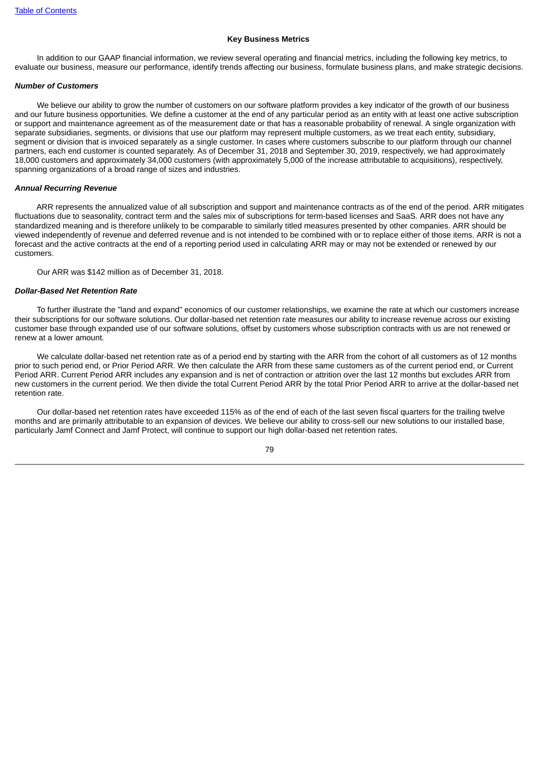### Key Business Metrics

In addition to our GAAP financial information, we review several operating and financial metrics, including the following key metrics, to evaluate our business, measure our performance, identify trends affecting our business, formulate business plans, and make strategic decisions.

***Number of Customers***

We believe our ability to grow the number of customers on our software platform provides a key indicator of the growth of our business and our future business opportunities. We define a customer at the end of any particular period as an entity with at least one active subscription or support and maintenance agreement as of the measurement date or that has a reasonable probability of renewal. A single organization with separate subsidiaries, segments, or divisions that use our platform may represent multiple customers, as we treat each entity, subsidiary, segment or division that is invoiced separately as a single customer. In cases where customers subscribe to our platform through our channel partners, each end customer is counted separately. As of December 31, 2018 and September 30, 2019, respectively, we had approximately 18,000 customers and approximately 34,000 customers (with approximately 5,000 of the increase attributable to acquisitions), respectively, spanning organizations of a broad range of sizes and industries.

***Annual Recurring Revenue***

ARR represents the annualized value of all subscription and support and maintenance contracts as of the end of the period. ARR mitigates fluctuations due to seasonality, contract term and the sales mix of subscriptions for term-based licenses and SaaS. ARR does not have any standardized meaning and is therefore unlikely to be comparable to similarly titled measures presented by other companies. ARR should be viewed independently of revenue and deferred revenue and is not intended to be combined with or to replace either of those items. ARR is not a forecast and the active contracts at the end of a reporting period used in calculating ARR may or may not be extended or renewed by our customers.

Our ARR was $142 million as of December 31, 2018.

***Dollar-Based Net Retention Rate***

To further illustrate the "land and expand" economics of our customer relationships, we examine the rate at which our customers increase their subscriptions for our software solutions. Our dollar-based net retention rate measures our ability to increase revenue across our existing customer base through expanded use of our software solutions, offset by customers whose subscription contracts with us are not renewed or renew at a lower amount.

We calculate dollar-based net retention rate as of a period end by starting with the ARR from the cohort of all customers as of 12 months prior to such period end, or Prior Period ARR. We then calculate the ARR from these same customers as of the current period end, or Current Period ARR. Current Period ARR includes any expansion and is net of contraction or attrition over the last 12 months but excludes ARR from new customers in the current period. We then divide the total Current Period ARR by the total Prior Period ARR to arrive at the dollar-based net retention rate.

Our dollar-based net retention rates have exceeded 115% as of the end of each of the last seven fiscal quarters for the trailing twelve months and are primarily attributable to an expansion of devices. We believe our ability to cross-sell our new solutions to our installed base, particularly Jamf Connect and Jamf Protect, will continue to support our high dollar-based net retention rates.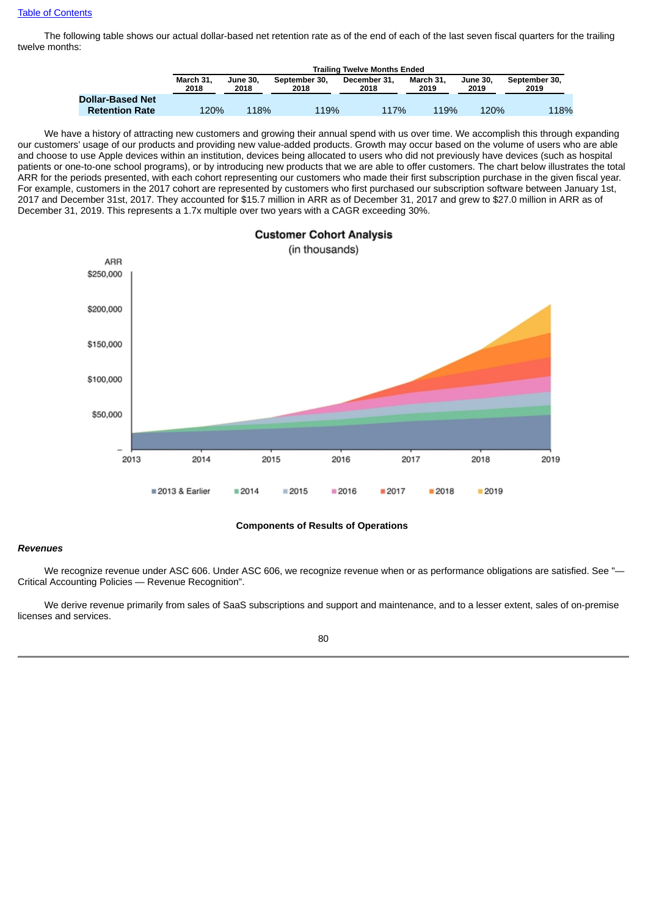[Table of Contents](#)

The following table shows our actual dollar-based net retention rate as of the end of each of the last seven fiscal quarters for the trailing twelve months:

| | Trailing Twelve Months Ended | | | | | | |
|---|---|---|---|---|---|---|---|
| | March 31, 2018 | June 30, 2018 | September 30, 2018 | December 31, 2018 | March 31, 2019 | June 30, 2019 | September 30, 2019 |
| **Dollar-Based Net Retention Rate** | 120% | 118% | 119% | 117% | 119% | 120% | 118% |

We have a history of attracting new customers and growing their annual spend with us over time. We accomplish this through expanding our customers' usage of our products and providing new value-added products. Growth may occur based on the volume of users who are able and choose to use Apple devices within an institution, devices being allocated to users who did not previously have devices (such as hospital patients or one-to-one school programs), or by introducing new products that we are able to offer customers. The chart below illustrates the total ARR for the periods presented, with each cohort representing our customers who made their first subscription purchase in the given fiscal year. For example, customers in the 2017 cohort are represented by customers who first purchased our subscription software between January 1st, 2017 and December 31st, 2017. They accounted for $15.7 million in ARR as of December 31, 2017 and grew to $27.0 million in ARR as of December 31, 2019. This represents a 1.7x multiple over two years with a CAGR exceeding 30%.

**Customer Cohort Analysis**
(in thousands)

### Components of Results of Operations

***Revenues***

We recognize revenue under ASC 606. Under ASC 606, we recognize revenue when or as performance obligations are satisfied. See "—Critical Accounting Policies — Revenue Recognition".

We derive revenue primarily from sales of SaaS subscriptions and support and maintenance, and to a lesser extent, sales of on-premise licenses and services.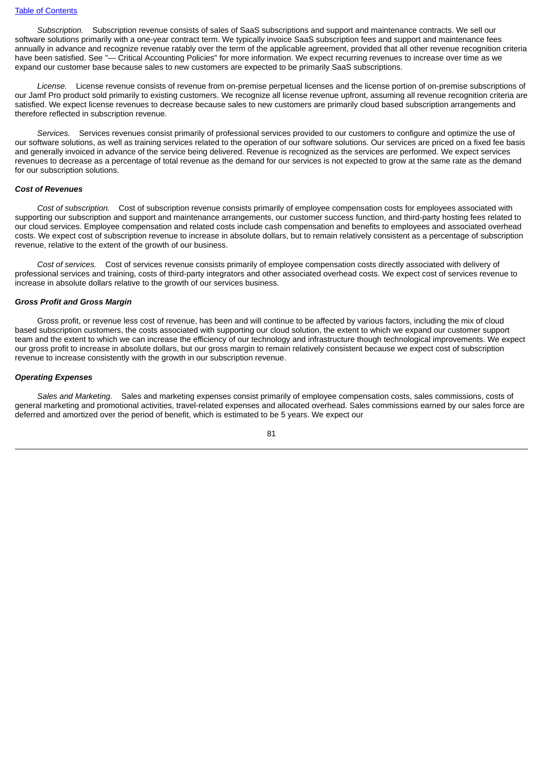*Subscription.* Subscription revenue consists of sales of SaaS subscriptions and support and maintenance contracts. We sell our software solutions primarily with a one-year contract term. We typically invoice SaaS subscription fees and support and maintenance fees annually in advance and recognize revenue ratably over the term of the applicable agreement, provided that all other revenue recognition criteria have been satisfied. See "— Critical Accounting Policies" for more information. We expect recurring revenues to increase over time as we expand our customer base because sales to new customers are expected to be primarily SaaS subscriptions.

*License.* License revenue consists of revenue from on-premise perpetual licenses and the license portion of on-premise subscriptions of our Jamf Pro product sold primarily to existing customers. We recognize all license revenue upfront, assuming all revenue recognition criteria are satisfied. We expect license revenues to decrease because sales to new customers are primarily cloud based subscription arrangements and therefore reflected in subscription revenue.

*Services.* Services revenues consist primarily of professional services provided to our customers to configure and optimize the use of our software solutions, as well as training services related to the operation of our software solutions. Our services are priced on a fixed fee basis and generally invoiced in advance of the service being delivered. Revenue is recognized as the services are performed. We expect services revenues to decrease as a percentage of total revenue as the demand for our services is not expected to grow at the same rate as the demand for our subscription solutions.

***Cost of Revenues***

*Cost of subscription.* Cost of subscription revenue consists primarily of employee compensation costs for employees associated with supporting our subscription and support and maintenance arrangements, our customer success function, and third-party hosting fees related to our cloud services. Employee compensation and related costs include cash compensation and benefits to employees and associated overhead costs. We expect cost of subscription revenue to increase in absolute dollars, but to remain relatively consistent as a percentage of subscription revenue, relative to the extent of the growth of our business.

*Cost of services.* Cost of services revenue consists primarily of employee compensation costs directly associated with delivery of professional services and training, costs of third-party integrators and other associated overhead costs. We expect cost of services revenue to increase in absolute dollars relative to the growth of our services business.

***Gross Profit and Gross Margin***

Gross profit, or revenue less cost of revenue, has been and will continue to be affected by various factors, including the mix of cloud based subscription customers, the costs associated with supporting our cloud solution, the extent to which we expand our customer support team and the extent to which we can increase the efficiency of our technology and infrastructure though technological improvements. We expect our gross profit to increase in absolute dollars, but our gross margin to remain relatively consistent because we expect cost of subscription revenue to increase consistently with the growth in our subscription revenue.

***Operating Expenses***

*Sales and Marketing.* Sales and marketing expenses consist primarily of employee compensation costs, sales commissions, costs of general marketing and promotional activities, travel-related expenses and allocated overhead. Sales commissions earned by our sales force are deferred and amortized over the period of benefit, which is estimated to be 5 years. We expect our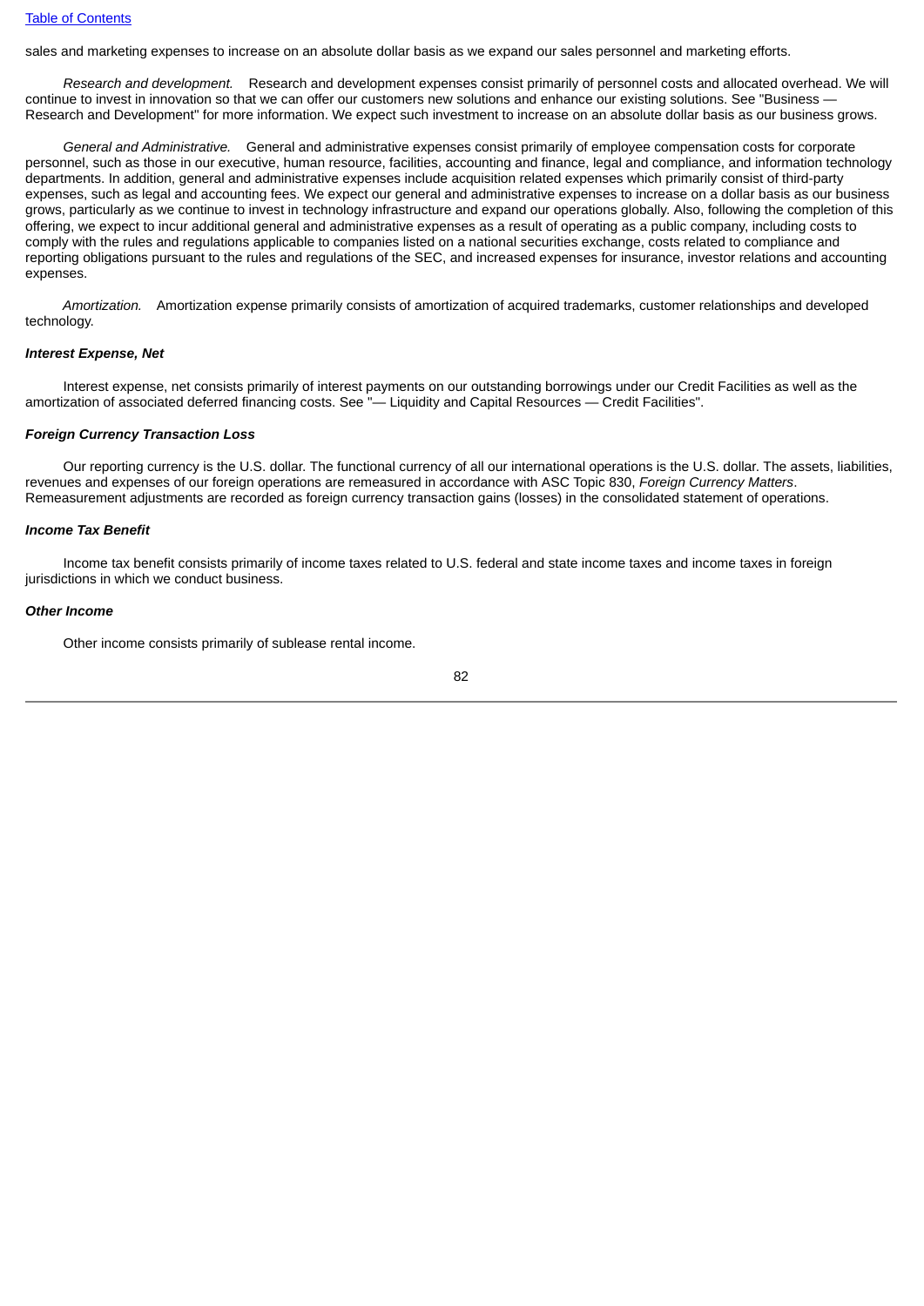sales and marketing expenses to increase on an absolute dollar basis as we expand our sales personnel and marketing efforts.

*Research and development.* Research and development expenses consist primarily of personnel costs and allocated overhead. We will continue to invest in innovation so that we can offer our customers new solutions and enhance our existing solutions. See "Business — Research and Development" for more information. We expect such investment to increase on an absolute dollar basis as our business grows.

*General and Administrative.* General and administrative expenses consist primarily of employee compensation costs for corporate personnel, such as those in our executive, human resource, facilities, accounting and finance, legal and compliance, and information technology departments. In addition, general and administrative expenses include acquisition related expenses which primarily consist of third-party expenses, such as legal and accounting fees. We expect our general and administrative expenses to increase on a dollar basis as our business grows, particularly as we continue to invest in technology infrastructure and expand our operations globally. Also, following the completion of this offering, we expect to incur additional general and administrative expenses as a result of operating as a public company, including costs to comply with the rules and regulations applicable to companies listed on a national securities exchange, costs related to compliance and reporting obligations pursuant to the rules and regulations of the SEC, and increased expenses for insurance, investor relations and accounting expenses.

*Amortization.* Amortization expense primarily consists of amortization of acquired trademarks, customer relationships and developed technology.

***Interest Expense, Net***

Interest expense, net consists primarily of interest payments on our outstanding borrowings under our Credit Facilities as well as the amortization of associated deferred financing costs. See "— Liquidity and Capital Resources — Credit Facilities".

***Foreign Currency Transaction Loss***

Our reporting currency is the U.S. dollar. The functional currency of all our international operations is the U.S. dollar. The assets, liabilities, revenues and expenses of our foreign operations are remeasured in accordance with ASC Topic 830, *Foreign Currency Matters*. Remeasurement adjustments are recorded as foreign currency transaction gains (losses) in the consolidated statement of operations.

***Income Tax Benefit***

Income tax benefit consists primarily of income taxes related to U.S. federal and state income taxes and income taxes in foreign jurisdictions in which we conduct business.

***Other Income***

Other income consists primarily of sublease rental income.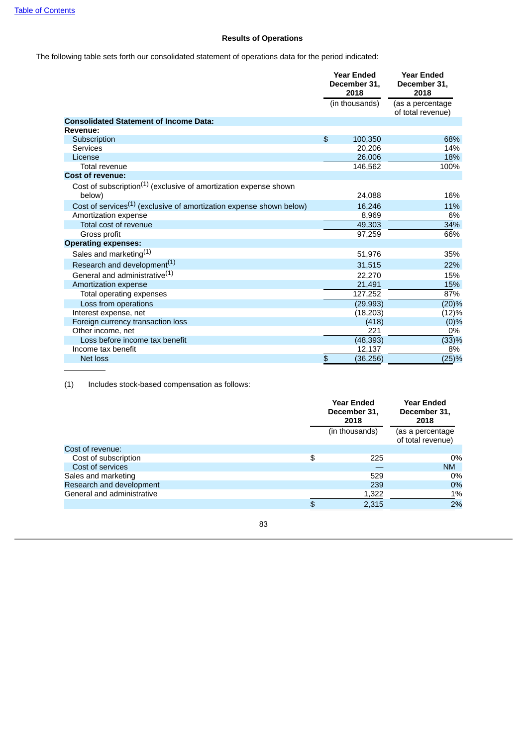[Table of Contents](#)

### Results of Operations

The following table sets forth our consolidated statement of operations data for the period indicated:

| | Year Ended December 31, 2018 | Year Ended December 31, 2018 |
|---|---|---|
| | (in thousands) | (as a percentage of total revenue) |
| **Consolidated Statement of Income Data:** | | |
| **Revenue:** | | |
| Subscription | $ 100,350 | 68% |
| Services | 20,206 | 14% |
| License | 26,006 | 18% |
| Total revenue | 146,562 | 100% |
| **Cost of revenue:** | | |
| Cost of subscription[(1)] (exclusive of amortization expense shown below) | 24,088 | 16% |
| Cost of services[(1)] (exclusive of amortization expense shown below) | 16,246 | 11% |
| Amortization expense | 8,969 | 6% |
| Total cost of revenue | 49,303 | 34% |
| Gross profit | 97,259 | 66% |
| **Operating expenses:** | | |
| Sales and marketing[(1)] | 51,976 | 35% |
| Research and development[(1)] | 31,515 | 22% |
| General and administrative[(1)] | 22,270 | 15% |
| Amortization expense | 21,491 | 15% |
| Total operating expenses | 127,252 | 87% |
| Loss from operations | (29,993) | (20)% |
| Interest expense, net | (18,203) | (12)% |
| Foreign currency transaction loss | (418) | (0)% |
| Other income, net | 221 | 0% |
| Loss before income tax benefit | (48,393) | (33)% |
| Income tax benefit | 12,137 | 8% |
| Net loss | $ (36,256) | (25)% |

(1) Includes stock-based compensation as follows:

| | Year Ended December 31, 2018 | Year Ended December 31, 2018 |
|---|---|---|
| | (in thousands) | (as a percentage of total revenue) |
| Cost of revenue: | | |
| Cost of subscription | $ 225 | 0% |
| Cost of services | — | NM |
| Sales and marketing | 529 | 0% |
| Research and development | 239 | 0% |
| General and administrative | 1,322 | 1% |
| | $ 2,315 | 2% |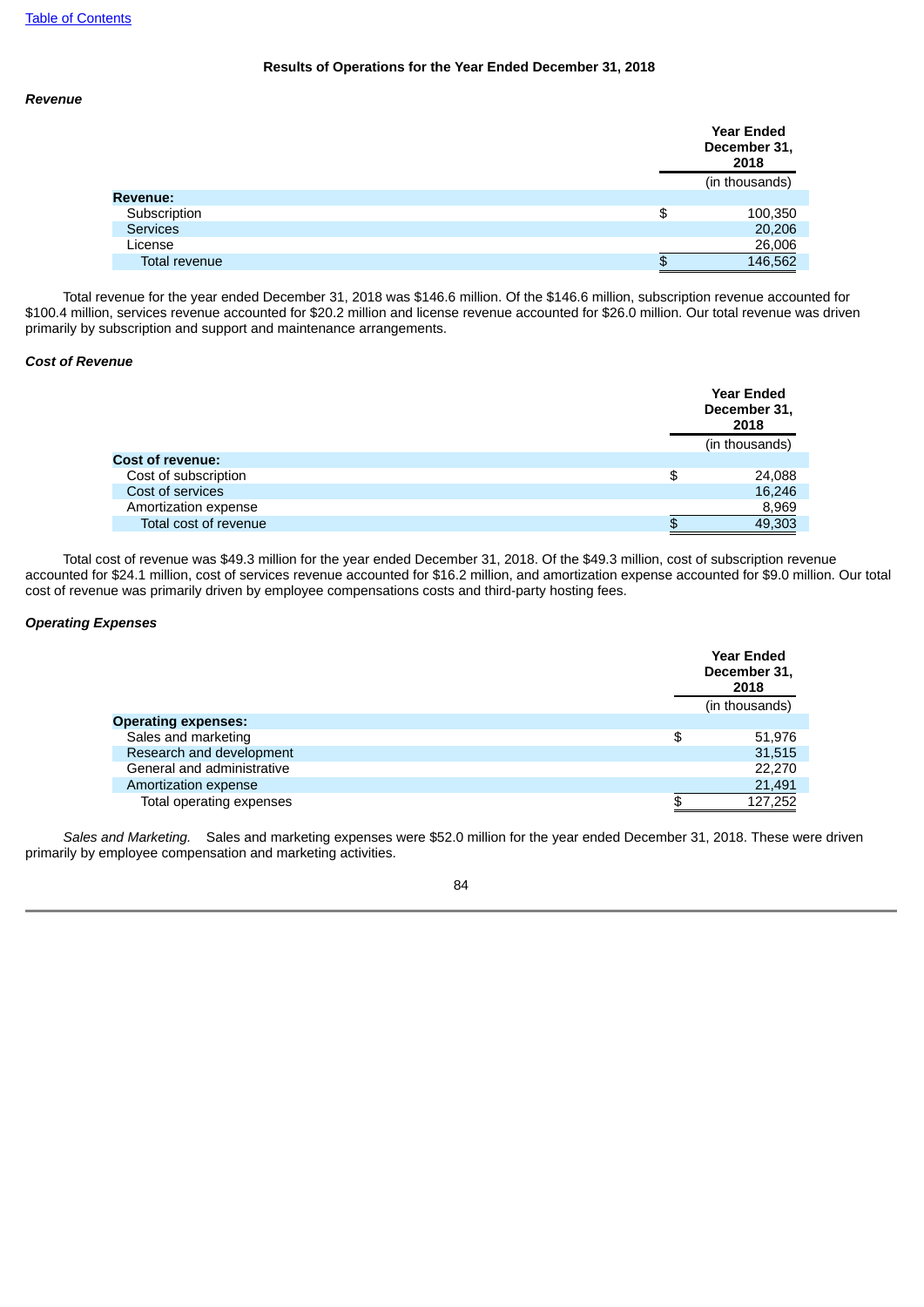Table of Contents

## Results of Operations for the Year Ended December 31, 2018

***Revenue***

| | Year Ended December 31, 2018 |
|---|---|
| | (in thousands) |
| **Revenue:** | |
| Subscription | $ 100,350 |
| Services | 20,206 |
| License | 26,006 |
| Total revenue | $ 146,562 |

Total revenue for the year ended December 31, 2018 was $146.6 million. Of the $146.6 million, subscription revenue accounted for $100.4 million, services revenue accounted for $20.2 million and license revenue accounted for $26.0 million. Our total revenue was driven primarily by subscription and support and maintenance arrangements.

***Cost of Revenue***

| | Year Ended December 31, 2018 |
|---|---|
| | (in thousands) |
| **Cost of revenue:** | |
| Cost of subscription | $ 24,088 |
| Cost of services | 16,246 |
| Amortization expense | 8,969 |
| Total cost of revenue | $ 49,303 |

Total cost of revenue was $49.3 million for the year ended December 31, 2018. Of the $49.3 million, cost of subscription revenue accounted for $24.1 million, cost of services revenue accounted for $16.2 million, and amortization expense accounted for $9.0 million. Our total cost of revenue was primarily driven by employee compensations costs and third-party hosting fees.

***Operating Expenses***

| | Year Ended December 31, 2018 |
|---|---|
| | (in thousands) |
| **Operating expenses:** | |
| Sales and marketing | $ 51,976 |
| Research and development | 31,515 |
| General and administrative | 22,270 |
| Amortization expense | 21,491 |
| Total operating expenses | $ 127,252 |

*Sales and Marketing.* Sales and marketing expenses were $52.0 million for the year ended December 31, 2018. These were driven primarily by employee compensation and marketing activities.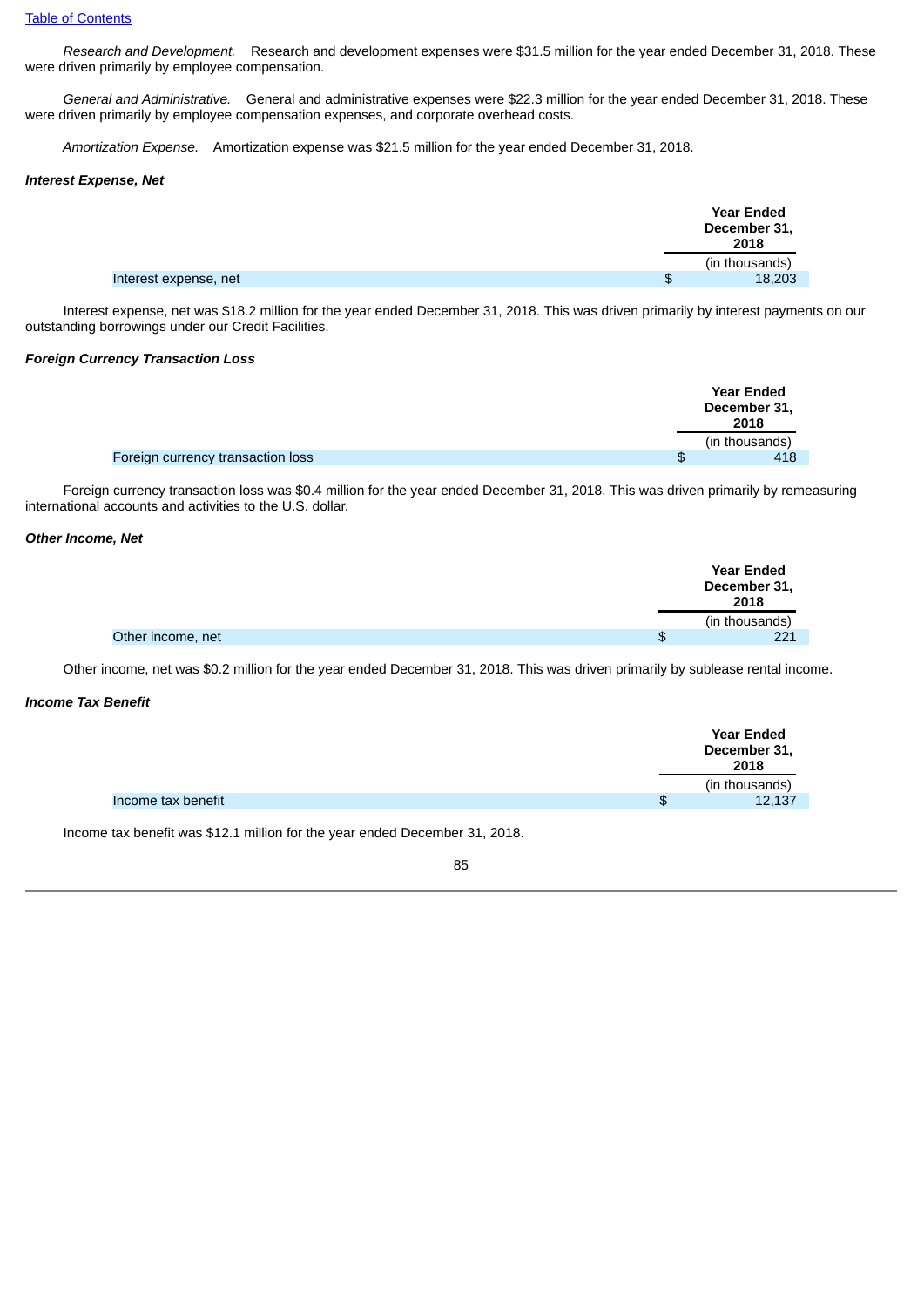*Research and Development.* Research and development expenses were $31.5 million for the year ended December 31, 2018. These were driven primarily by employee compensation.

*General and Administrative.* General and administrative expenses were $22.3 million for the year ended December 31, 2018. These were driven primarily by employee compensation expenses, and corporate overhead costs.

*Amortization Expense.* Amortization expense was $21.5 million for the year ended December 31, 2018.

***Interest Expense, Net***

| | Year Ended December 31, 2018 |
|---|---|
| | (in thousands) |
| Interest expense, net | $ 18,203 |

Interest expense, net was $18.2 million for the year ended December 31, 2018. This was driven primarily by interest payments on our outstanding borrowings under our Credit Facilities.

***Foreign Currency Transaction Loss***

| | Year Ended December 31, 2018 |
|---|---|
| | (in thousands) |
| Foreign currency transaction loss | $ 418 |

Foreign currency transaction loss was $0.4 million for the year ended December 31, 2018. This was driven primarily by remeasuring international accounts and activities to the U.S. dollar.

***Other Income, Net***

| | Year Ended December 31, 2018 |
|---|---|
| | (in thousands) |
| Other income, net | $ 221 |

Other income, net was $0.2 million for the year ended December 31, 2018. This was driven primarily by sublease rental income.

***Income Tax Benefit***

| | Year Ended December 31, 2018 |
|---|---|
| | (in thousands) |
| Income tax benefit | $ 12,137 |

Income tax benefit was $12.1 million for the year ended December 31, 2018.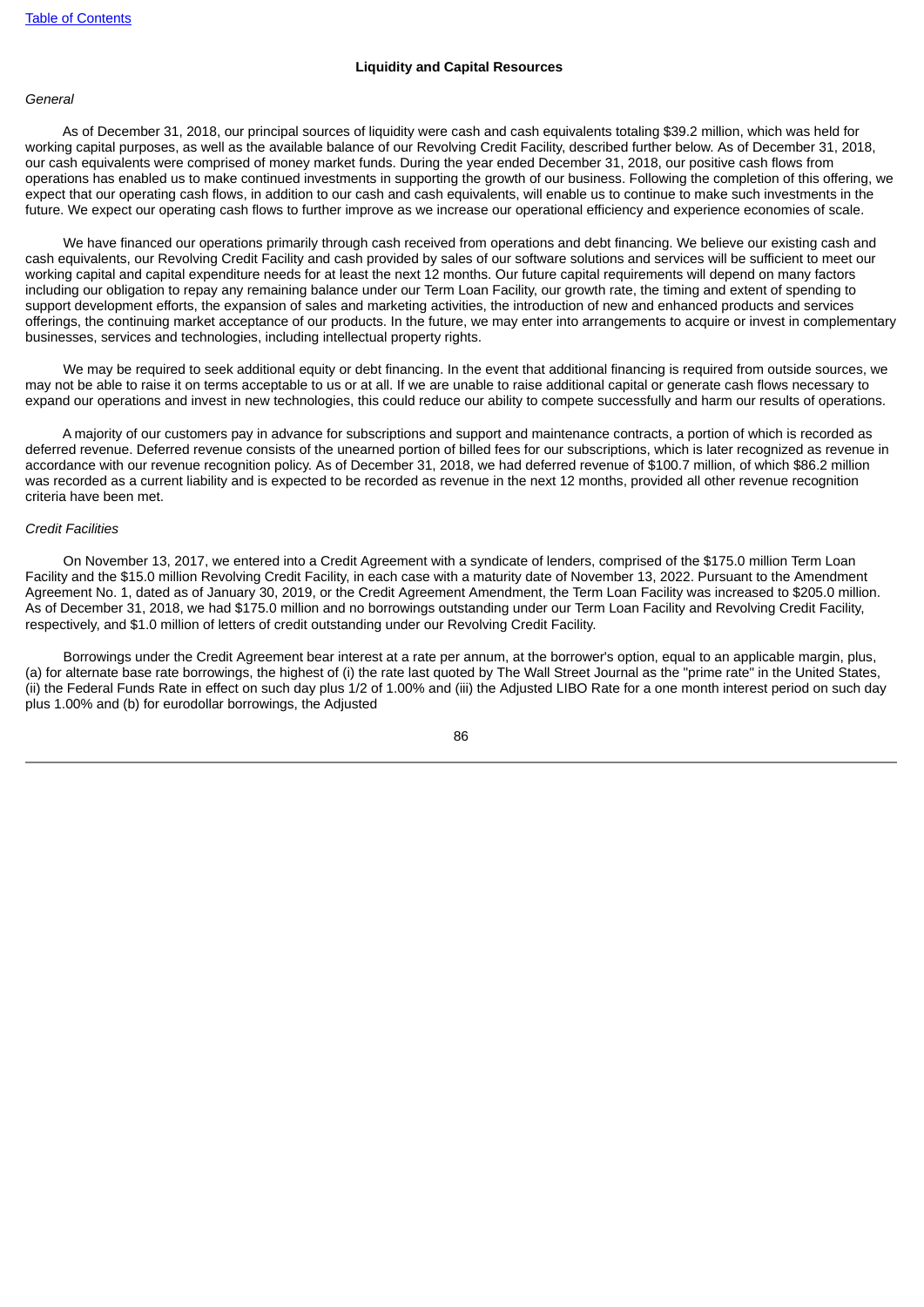## Liquidity and Capital Resources

*General*

As of December 31, 2018, our principal sources of liquidity were cash and cash equivalents totaling $39.2 million, which was held for working capital purposes, as well as the available balance of our Revolving Credit Facility, described further below. As of December 31, 2018, our cash equivalents were comprised of money market funds. During the year ended December 31, 2018, our positive cash flows from operations has enabled us to make continued investments in supporting the growth of our business. Following the completion of this offering, we expect that our operating cash flows, in addition to our cash and cash equivalents, will enable us to continue to make such investments in the future. We expect our operating cash flows to further improve as we increase our operational efficiency and experience economies of scale.

We have financed our operations primarily through cash received from operations and debt financing. We believe our existing cash and cash equivalents, our Revolving Credit Facility and cash provided by sales of our software solutions and services will be sufficient to meet our working capital and capital expenditure needs for at least the next 12 months. Our future capital requirements will depend on many factors including our obligation to repay any remaining balance under our Term Loan Facility, our growth rate, the timing and extent of spending to support development efforts, the expansion of sales and marketing activities, the introduction of new and enhanced products and services offerings, the continuing market acceptance of our products. In the future, we may enter into arrangements to acquire or invest in complementary businesses, services and technologies, including intellectual property rights.

We may be required to seek additional equity or debt financing. In the event that additional financing is required from outside sources, we may not be able to raise it on terms acceptable to us or at all. If we are unable to raise additional capital or generate cash flows necessary to expand our operations and invest in new technologies, this could reduce our ability to compete successfully and harm our results of operations.

A majority of our customers pay in advance for subscriptions and support and maintenance contracts, a portion of which is recorded as deferred revenue. Deferred revenue consists of the unearned portion of billed fees for our subscriptions, which is later recognized as revenue in accordance with our revenue recognition policy. As of December 31, 2018, we had deferred revenue of $100.7 million, of which $86.2 million was recorded as a current liability and is expected to be recorded as revenue in the next 12 months, provided all other revenue recognition criteria have been met.

*Credit Facilities*

On November 13, 2017, we entered into a Credit Agreement with a syndicate of lenders, comprised of the $175.0 million Term Loan Facility and the $15.0 million Revolving Credit Facility, in each case with a maturity date of November 13, 2022. Pursuant to the Amendment Agreement No. 1, dated as of January 30, 2019, or the Credit Agreement Amendment, the Term Loan Facility was increased to $205.0 million. As of December 31, 2018, we had $175.0 million and no borrowings outstanding under our Term Loan Facility and Revolving Credit Facility, respectively, and $1.0 million of letters of credit outstanding under our Revolving Credit Facility.

Borrowings under the Credit Agreement bear interest at a rate per annum, at the borrower's option, equal to an applicable margin, plus, (a) for alternate base rate borrowings, the highest of (i) the rate last quoted by The Wall Street Journal as the "prime rate" in the United States, (ii) the Federal Funds Rate in effect on such day plus 1/2 of 1.00% and (iii) the Adjusted LIBO Rate for a one month interest period on such day plus 1.00% and (b) for eurodollar borrowings, the Adjusted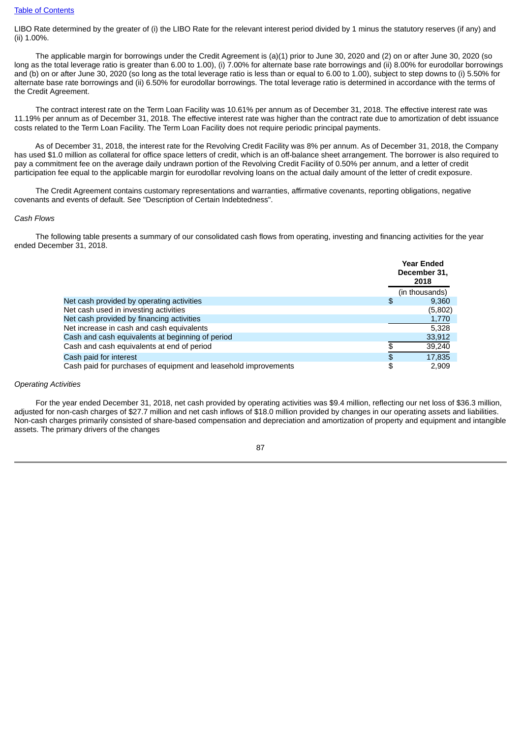LIBO Rate determined by the greater of (i) the LIBO Rate for the relevant interest period divided by 1 minus the statutory reserves (if any) and (ii) 1.00%.

The applicable margin for borrowings under the Credit Agreement is (a)(1) prior to June 30, 2020 and (2) on or after June 30, 2020 (so long as the total leverage ratio is greater than 6.00 to 1.00), (i) 7.00% for alternate base rate borrowings and (ii) 8.00% for eurodollar borrowings and (b) on or after June 30, 2020 (so long as the total leverage ratio is less than or equal to 6.00 to 1.00), subject to step downs to (i) 5.50% for alternate base rate borrowings and (ii) 6.50% for eurodollar borrowings. The total leverage ratio is determined in accordance with the terms of the Credit Agreement.

The contract interest rate on the Term Loan Facility was 10.61% per annum as of December 31, 2018. The effective interest rate was 11.19% per annum as of December 31, 2018. The effective interest rate was higher than the contract rate due to amortization of debt issuance costs related to the Term Loan Facility. The Term Loan Facility does not require periodic principal payments.

As of December 31, 2018, the interest rate for the Revolving Credit Facility was 8% per annum. As of December 31, 2018, the Company has used $1.0 million as collateral for office space letters of credit, which is an off-balance sheet arrangement. The borrower is also required to pay a commitment fee on the average daily undrawn portion of the Revolving Credit Facility of 0.50% per annum, and a letter of credit participation fee equal to the applicable margin for eurodollar revolving loans on the actual daily amount of the letter of credit exposure.

The Credit Agreement contains customary representations and warranties, affirmative covenants, reporting obligations, negative covenants and events of default. See "Description of Certain Indebtedness".

*Cash Flows*

The following table presents a summary of our consolidated cash flows from operating, investing and financing activities for the year ended December 31, 2018.

| | Year Ended December 31, 2018 |
|---|---|
| | (in thousands) |
| Net cash provided by operating activities | $ 9,360 |
| Net cash used in investing activities | (5,802) |
| Net cash provided by financing activities | 1,770 |
| Net increase in cash and cash equivalents | 5,328 |
| Cash and cash equivalents at beginning of period | 33,912 |
| Cash and cash equivalents at end of period | $ 39,240 |
| Cash paid for interest | $ 17,835 |
| Cash paid for purchases of equipment and leasehold improvements | $ 2,909 |

*Operating Activities*

For the year ended December 31, 2018, net cash provided by operating activities was $9.4 million, reflecting our net loss of $36.3 million, adjusted for non-cash charges of $27.7 million and net cash inflows of $18.0 million provided by changes in our operating assets and liabilities. Non-cash charges primarily consisted of share-based compensation and depreciation and amortization of property and equipment and intangible assets. The primary drivers of the changes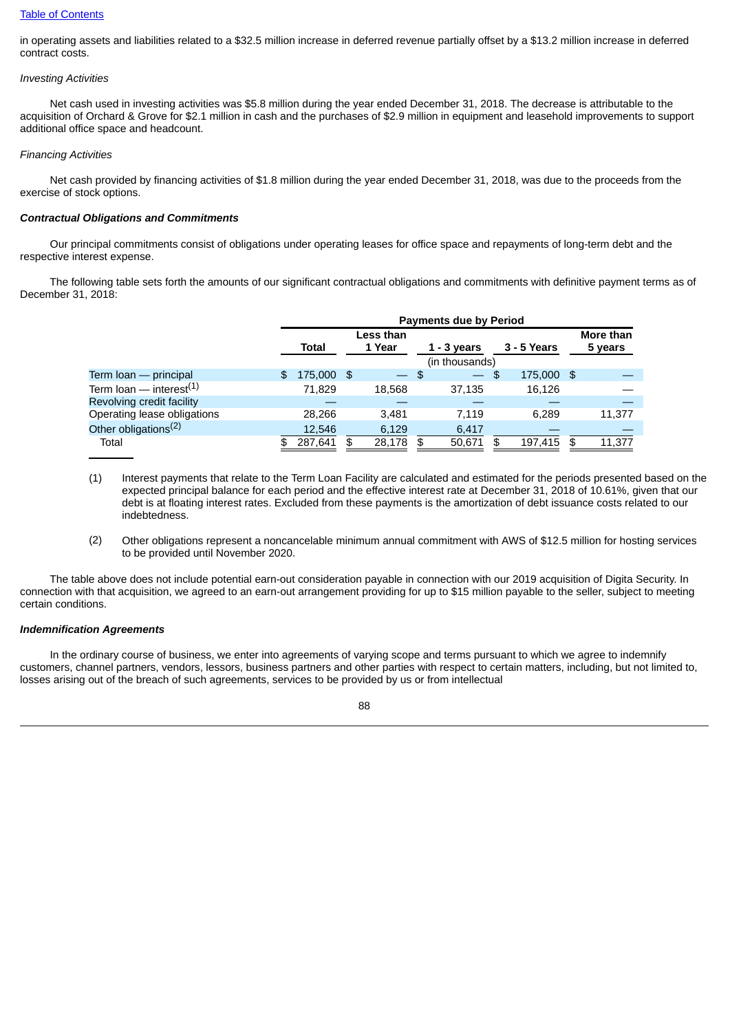in operating assets and liabilities related to a $32.5 million increase in deferred revenue partially offset by a $13.2 million increase in deferred contract costs.

*Investing Activities*

Net cash used in investing activities was $5.8 million during the year ended December 31, 2018. The decrease is attributable to the acquisition of Orchard & Grove for $2.1 million in cash and the purchases of $2.9 million in equipment and leasehold improvements to support additional office space and headcount.

*Financing Activities*

Net cash provided by financing activities of $1.8 million during the year ended December 31, 2018, was due to the proceeds from the exercise of stock options.

***Contractual Obligations and Commitments***

Our principal commitments consist of obligations under operating leases for office space and repayments of long-term debt and the respective interest expense.

The following table sets forth the amounts of our significant contractual obligations and commitments with definitive payment terms as of December 31, 2018:

| | Payments due by Period | | | | |
|---|---|---|---|---|---|
| | Total | Less than 1 Year | 1 - 3 years | 3 - 5 Years | More than 5 years |
| | (in thousands) | | | | |
| Term loan — principal | $ 175,000 | $ — | $ — | $ 175,000 | $ — |
| Term loan — interest[1] | 71,829 | 18,568 | 37,135 | 16,126 | — |
| Revolving credit facility | — | — | — | — | — |
| Operating lease obligations | 28,266 | 3,481 | 7,119 | 6,289 | 11,377 |
| Other obligations[2] | 12,546 | 6,129 | 6,417 | — | — |
| Total | $ 287,641 | $ 28,178 | $ 50,671 | $ 197,415 | $ 11,377 |

(1) Interest payments that relate to the Term Loan Facility are calculated and estimated for the periods presented based on the expected principal balance for each period and the effective interest rate at December 31, 2018 of 10.61%, given that our debt is at floating interest rates. Excluded from these payments is the amortization of debt issuance costs related to our indebtedness.

(2) Other obligations represent a noncancelable minimum annual commitment with AWS of $12.5 million for hosting services to be provided until November 2020.

The table above does not include potential earn-out consideration payable in connection with our 2019 acquisition of Digita Security. In connection with that acquisition, we agreed to an earn-out arrangement providing for up to $15 million payable to the seller, subject to meeting certain conditions.

***Indemnification Agreements***

In the ordinary course of business, we enter into agreements of varying scope and terms pursuant to which we agree to indemnify customers, channel partners, vendors, lessors, business partners and other parties with respect to certain matters, including, but not limited to, losses arising out of the breach of such agreements, services to be provided by us or from intellectual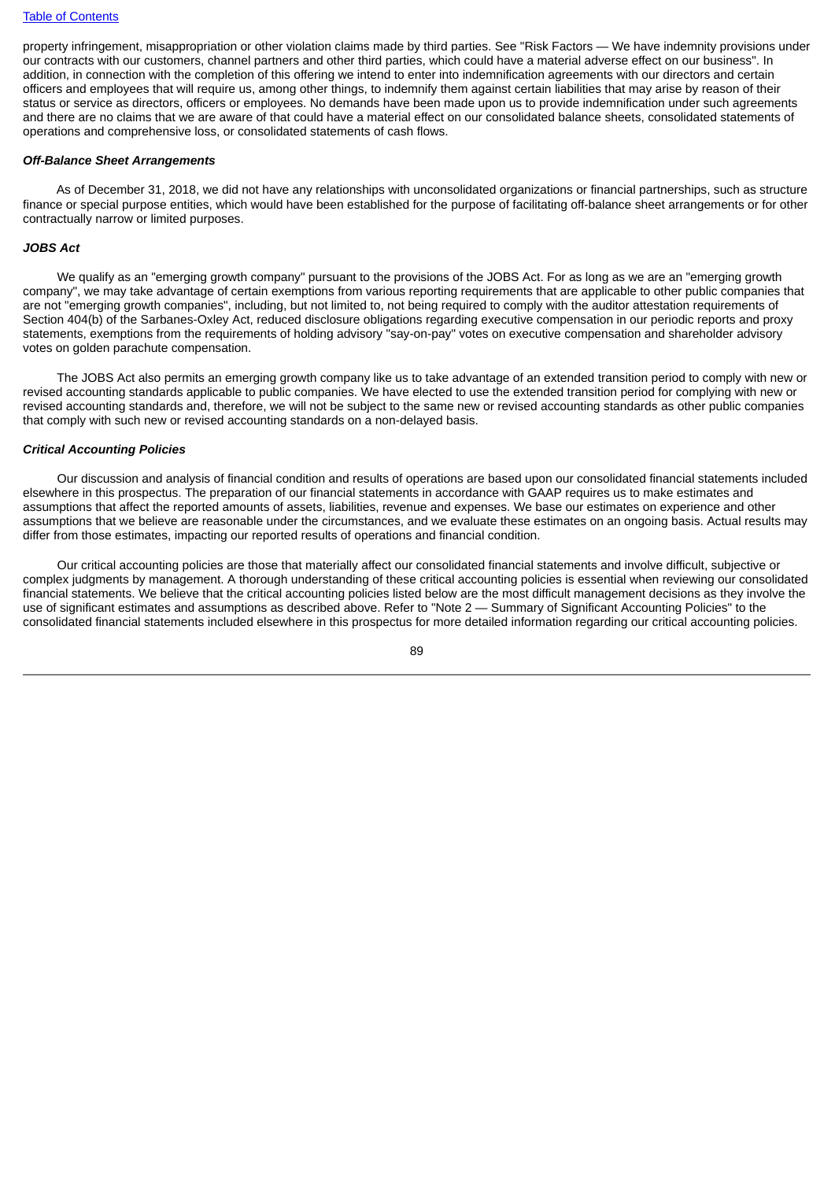property infringement, misappropriation or other violation claims made by third parties. See "Risk Factors — We have indemnity provisions under our contracts with our customers, channel partners and other third parties, which could have a material adverse effect on our business". In addition, in connection with the completion of this offering we intend to enter into indemnification agreements with our directors and certain officers and employees that will require us, among other things, to indemnify them against certain liabilities that may arise by reason of their status or service as directors, officers or employees. No demands have been made upon us to provide indemnification under such agreements and there are no claims that we are aware of that could have a material effect on our consolidated balance sheets, consolidated statements of operations and comprehensive loss, or consolidated statements of cash flows.

***Off-Balance Sheet Arrangements***

As of December 31, 2018, we did not have any relationships with unconsolidated organizations or financial partnerships, such as structure finance or special purpose entities, which would have been established for the purpose of facilitating off-balance sheet arrangements or for other contractually narrow or limited purposes.

***JOBS Act***

We qualify as an "emerging growth company" pursuant to the provisions of the JOBS Act. For as long as we are an "emerging growth company", we may take advantage of certain exemptions from various reporting requirements that are applicable to other public companies that are not "emerging growth companies", including, but not limited to, not being required to comply with the auditor attestation requirements of Section 404(b) of the Sarbanes-Oxley Act, reduced disclosure obligations regarding executive compensation in our periodic reports and proxy statements, exemptions from the requirements of holding advisory "say-on-pay" votes on executive compensation and shareholder advisory votes on golden parachute compensation.

The JOBS Act also permits an emerging growth company like us to take advantage of an extended transition period to comply with new or revised accounting standards applicable to public companies. We have elected to use the extended transition period for complying with new or revised accounting standards and, therefore, we will not be subject to the same new or revised accounting standards as other public companies that comply with such new or revised accounting standards on a non-delayed basis.

***Critical Accounting Policies***

Our discussion and analysis of financial condition and results of operations are based upon our consolidated financial statements included elsewhere in this prospectus. The preparation of our financial statements in accordance with GAAP requires us to make estimates and assumptions that affect the reported amounts of assets, liabilities, revenue and expenses. We base our estimates on experience and other assumptions that we believe are reasonable under the circumstances, and we evaluate these estimates on an ongoing basis. Actual results may differ from those estimates, impacting our reported results of operations and financial condition.

Our critical accounting policies are those that materially affect our consolidated financial statements and involve difficult, subjective or complex judgments by management. A thorough understanding of these critical accounting policies is essential when reviewing our consolidated financial statements. We believe that the critical accounting policies listed below are the most difficult management decisions as they involve the use of significant estimates and assumptions as described above. Refer to "Note 2 — Summary of Significant Accounting Policies" to the consolidated financial statements included elsewhere in this prospectus for more detailed information regarding our critical accounting policies.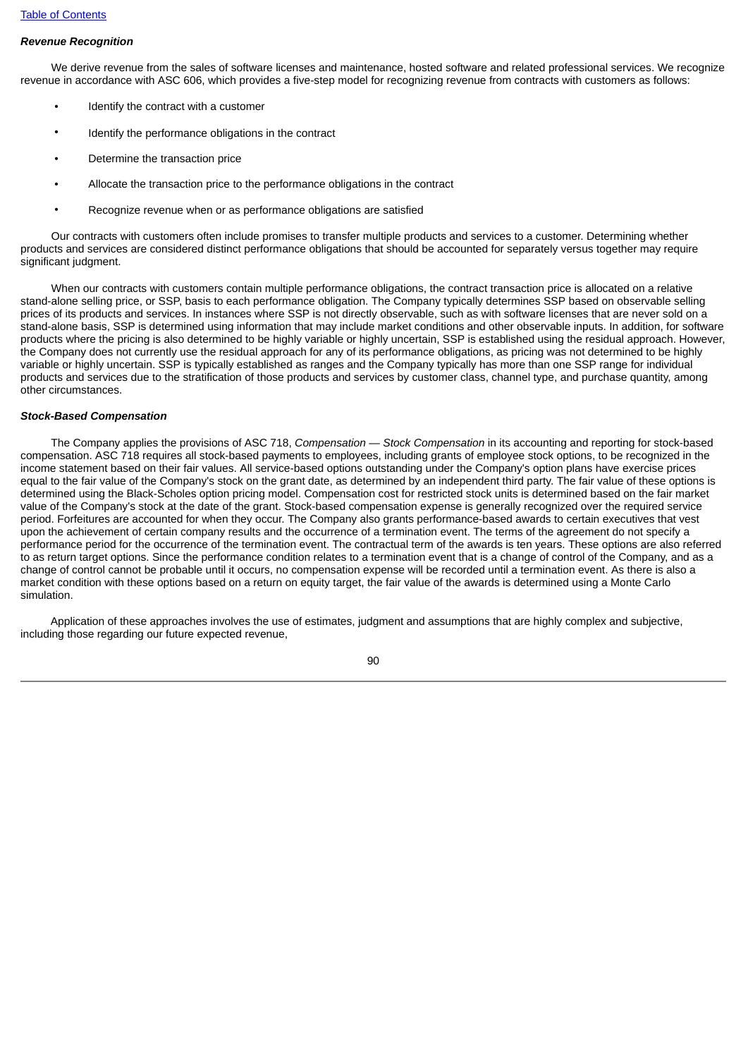***Revenue Recognition***

We derive revenue from the sales of software licenses and maintenance, hosted software and related professional services. We recognize revenue in accordance with ASC 606, which provides a five-step model for recognizing revenue from contracts with customers as follows:

- Identify the contract with a customer
- Identify the performance obligations in the contract
- Determine the transaction price
- Allocate the transaction price to the performance obligations in the contract
- Recognize revenue when or as performance obligations are satisfied

Our contracts with customers often include promises to transfer multiple products and services to a customer. Determining whether products and services are considered distinct performance obligations that should be accounted for separately versus together may require significant judgment.

When our contracts with customers contain multiple performance obligations, the contract transaction price is allocated on a relative stand-alone selling price, or SSP, basis to each performance obligation. The Company typically determines SSP based on observable selling prices of its products and services. In instances where SSP is not directly observable, such as with software licenses that are never sold on a stand-alone basis, SSP is determined using information that may include market conditions and other observable inputs. In addition, for software products where the pricing is also determined to be highly variable or highly uncertain, SSP is established using the residual approach. However, the Company does not currently use the residual approach for any of its performance obligations, as pricing was not determined to be highly variable or highly uncertain. SSP is typically established as ranges and the Company typically has more than one SSP range for individual products and services due to the stratification of those products and services by customer class, channel type, and purchase quantity, among other circumstances.

***Stock-Based Compensation***

The Company applies the provisions of ASC 718, *Compensation — Stock Compensation* in its accounting and reporting for stock-based compensation. ASC 718 requires all stock-based payments to employees, including grants of employee stock options, to be recognized in the income statement based on their fair values. All service-based options outstanding under the Company's option plans have exercise prices equal to the fair value of the Company's stock on the grant date, as determined by an independent third party. The fair value of these options is determined using the Black-Scholes option pricing model. Compensation cost for restricted stock units is determined based on the fair market value of the Company's stock at the date of the grant. Stock-based compensation expense is generally recognized over the required service period. Forfeitures are accounted for when they occur. The Company also grants performance-based awards to certain executives that vest upon the achievement of certain company results and the occurrence of a termination event. The terms of the agreement do not specify a performance period for the occurrence of the termination event. The contractual term of the awards is ten years. These options are also referred to as return target options. Since the performance condition relates to a termination event that is a change of control of the Company, and as a change of control cannot be probable until it occurs, no compensation expense will be recorded until a termination event. As there is also a market condition with these options based on a return on equity target, the fair value of the awards is determined using a Monte Carlo simulation.

Application of these approaches involves the use of estimates, judgment and assumptions that are highly complex and subjective, including those regarding our future expected revenue,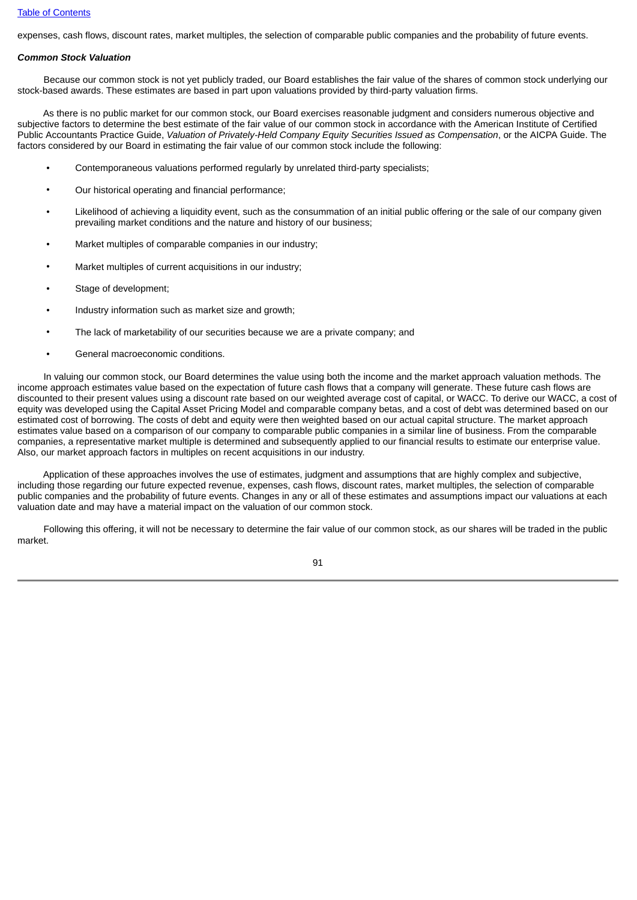expenses, cash flows, discount rates, market multiples, the selection of comparable public companies and the probability of future events.

***Common Stock Valuation***

Because our common stock is not yet publicly traded, our Board establishes the fair value of the shares of common stock underlying our stock-based awards. These estimates are based in part upon valuations provided by third-party valuation firms.

As there is no public market for our common stock, our Board exercises reasonable judgment and considers numerous objective and subjective factors to determine the best estimate of the fair value of our common stock in accordance with the American Institute of Certified Public Accountants Practice Guide, *Valuation of Privately-Held Company Equity Securities Issued as Compensation*, or the AICPA Guide. The factors considered by our Board in estimating the fair value of our common stock include the following:

- Contemporaneous valuations performed regularly by unrelated third-party specialists;
- Our historical operating and financial performance;
- Likelihood of achieving a liquidity event, such as the consummation of an initial public offering or the sale of our company given prevailing market conditions and the nature and history of our business;
- Market multiples of comparable companies in our industry;
- Market multiples of current acquisitions in our industry;
- Stage of development;
- Industry information such as market size and growth;
- The lack of marketability of our securities because we are a private company; and
- General macroeconomic conditions.

In valuing our common stock, our Board determines the value using both the income and the market approach valuation methods. The income approach estimates value based on the expectation of future cash flows that a company will generate. These future cash flows are discounted to their present values using a discount rate based on our weighted average cost of capital, or WACC. To derive our WACC, a cost of equity was developed using the Capital Asset Pricing Model and comparable company betas, and a cost of debt was determined based on our estimated cost of borrowing. The costs of debt and equity were then weighted based on our actual capital structure. The market approach estimates value based on a comparison of our company to comparable public companies in a similar line of business. From the comparable companies, a representative market multiple is determined and subsequently applied to our financial results to estimate our enterprise value. Also, our market approach factors in multiples on recent acquisitions in our industry.

Application of these approaches involves the use of estimates, judgment and assumptions that are highly complex and subjective, including those regarding our future expected revenue, expenses, cash flows, discount rates, market multiples, the selection of comparable public companies and the probability of future events. Changes in any or all of these estimates and assumptions impact our valuations at each valuation date and may have a material impact on the valuation of our common stock.

Following this offering, it will not be necessary to determine the fair value of our common stock, as our shares will be traded in the public market.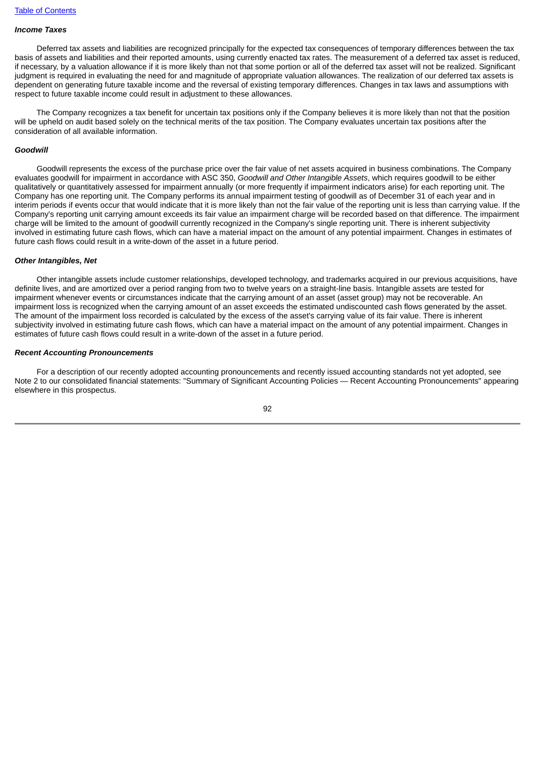***Income Taxes***

Deferred tax assets and liabilities are recognized principally for the expected tax consequences of temporary differences between the tax basis of assets and liabilities and their reported amounts, using currently enacted tax rates. The measurement of a deferred tax asset is reduced, if necessary, by a valuation allowance if it is more likely than not that some portion or all of the deferred tax asset will not be realized. Significant judgment is required in evaluating the need for and magnitude of appropriate valuation allowances. The realization of our deferred tax assets is dependent on generating future taxable income and the reversal of existing temporary differences. Changes in tax laws and assumptions with respect to future taxable income could result in adjustment to these allowances.

The Company recognizes a tax benefit for uncertain tax positions only if the Company believes it is more likely than not that the position will be upheld on audit based solely on the technical merits of the tax position. The Company evaluates uncertain tax positions after the consideration of all available information.

***Goodwill***

Goodwill represents the excess of the purchase price over the fair value of net assets acquired in business combinations. The Company evaluates goodwill for impairment in accordance with ASC 350, *Goodwill and Other Intangible Assets*, which requires goodwill to be either qualitatively or quantitatively assessed for impairment annually (or more frequently if impairment indicators arise) for each reporting unit. The Company has one reporting unit. The Company performs its annual impairment testing of goodwill as of December 31 of each year and in interim periods if events occur that would indicate that it is more likely than not the fair value of the reporting unit is less than carrying value. If the Company's reporting unit carrying amount exceeds its fair value an impairment charge will be recorded based on that difference. The impairment charge will be limited to the amount of goodwill currently recognized in the Company's single reporting unit. There is inherent subjectivity involved in estimating future cash flows, which can have a material impact on the amount of any potential impairment. Changes in estimates of future cash flows could result in a write-down of the asset in a future period.

***Other Intangibles, Net***

Other intangible assets include customer relationships, developed technology, and trademarks acquired in our previous acquisitions, have definite lives, and are amortized over a period ranging from two to twelve years on a straight-line basis. Intangible assets are tested for impairment whenever events or circumstances indicate that the carrying amount of an asset (asset group) may not be recoverable. An impairment loss is recognized when the carrying amount of an asset exceeds the estimated undiscounted cash flows generated by the asset. The amount of the impairment loss recorded is calculated by the excess of the asset's carrying value of its fair value. There is inherent subjectivity involved in estimating future cash flows, which can have a material impact on the amount of any potential impairment. Changes in estimates of future cash flows could result in a write-down of the asset in a future period.

***Recent Accounting Pronouncements***

For a description of our recently adopted accounting pronouncements and recently issued accounting standards not yet adopted, see Note 2 to our consolidated financial statements: "Summary of Significant Accounting Policies — Recent Accounting Pronouncements" appearing elsewhere in this prospectus.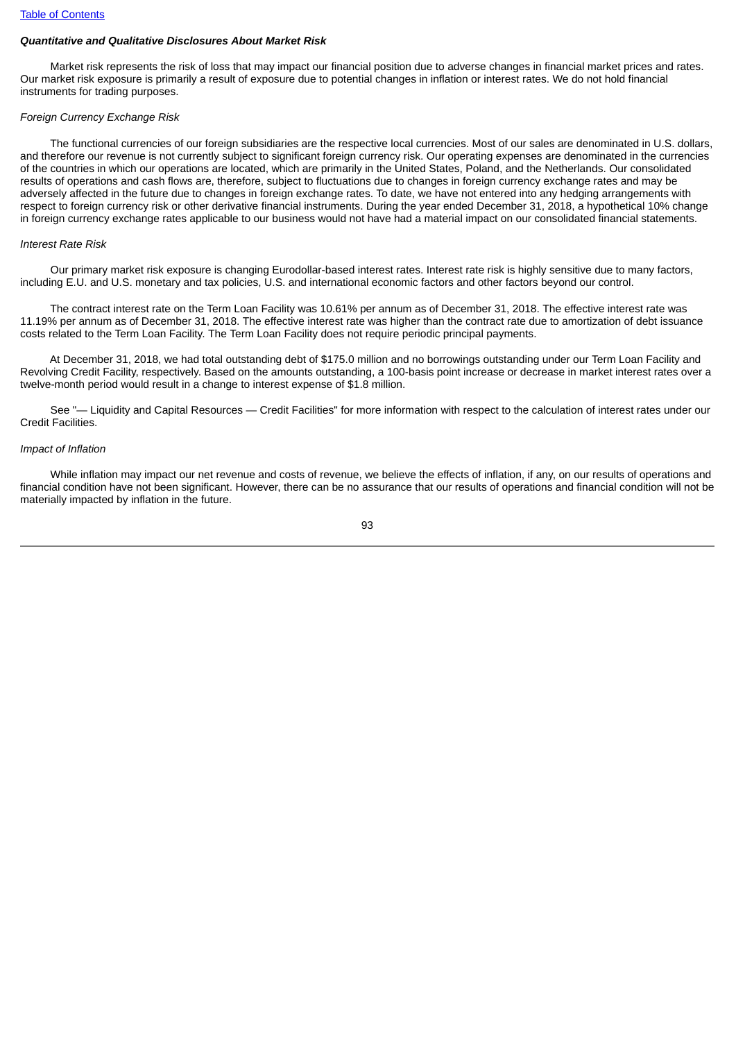### *Quantitative and Qualitative Disclosures About Market Risk*

Market risk represents the risk of loss that may impact our financial position due to adverse changes in financial market prices and rates. Our market risk exposure is primarily a result of exposure due to potential changes in inflation or interest rates. We do not hold financial instruments for trading purposes.

*Foreign Currency Exchange Risk*

The functional currencies of our foreign subsidiaries are the respective local currencies. Most of our sales are denominated in U.S. dollars, and therefore our revenue is not currently subject to significant foreign currency risk. Our operating expenses are denominated in the currencies of the countries in which our operations are located, which are primarily in the United States, Poland, and the Netherlands. Our consolidated results of operations and cash flows are, therefore, subject to fluctuations due to changes in foreign currency exchange rates and may be adversely affected in the future due to changes in foreign exchange rates. To date, we have not entered into any hedging arrangements with respect to foreign currency risk or other derivative financial instruments. During the year ended December 31, 2018, a hypothetical 10% change in foreign currency exchange rates applicable to our business would not have had a material impact on our consolidated financial statements.

*Interest Rate Risk*

Our primary market risk exposure is changing Eurodollar-based interest rates. Interest rate risk is highly sensitive due to many factors, including E.U. and U.S. monetary and tax policies, U.S. and international economic factors and other factors beyond our control.

The contract interest rate on the Term Loan Facility was 10.61% per annum as of December 31, 2018. The effective interest rate was 11.19% per annum as of December 31, 2018. The effective interest rate was higher than the contract rate due to amortization of debt issuance costs related to the Term Loan Facility. The Term Loan Facility does not require periodic principal payments.

At December 31, 2018, we had total outstanding debt of $175.0 million and no borrowings outstanding under our Term Loan Facility and Revolving Credit Facility, respectively. Based on the amounts outstanding, a 100-basis point increase or decrease in market interest rates over a twelve-month period would result in a change to interest expense of $1.8 million.

See "— Liquidity and Capital Resources — Credit Facilities" for more information with respect to the calculation of interest rates under our Credit Facilities.

*Impact of Inflation*

While inflation may impact our net revenue and costs of revenue, we believe the effects of inflation, if any, on our results of operations and financial condition have not been significant. However, there can be no assurance that our results of operations and financial condition will not be materially impacted by inflation in the future.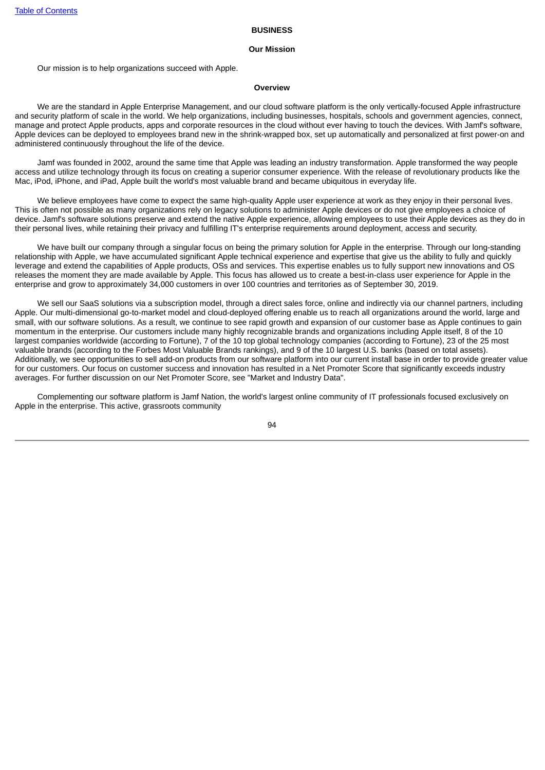## BUSINESS

### Our Mission

Our mission is to help organizations succeed with Apple.

### Overview

We are the standard in Apple Enterprise Management, and our cloud software platform is the only vertically-focused Apple infrastructure and security platform of scale in the world. We help organizations, including businesses, hospitals, schools and government agencies, connect, manage and protect Apple products, apps and corporate resources in the cloud without ever having to touch the devices. With Jamf's software, Apple devices can be deployed to employees brand new in the shrink-wrapped box, set up automatically and personalized at first power-on and administered continuously throughout the life of the device.

Jamf was founded in 2002, around the same time that Apple was leading an industry transformation. Apple transformed the way people access and utilize technology through its focus on creating a superior consumer experience. With the release of revolutionary products like the Mac, iPod, iPhone, and iPad, Apple built the world's most valuable brand and became ubiquitous in everyday life.

We believe employees have come to expect the same high-quality Apple user experience at work as they enjoy in their personal lives. This is often not possible as many organizations rely on legacy solutions to administer Apple devices or do not give employees a choice of device. Jamf's software solutions preserve and extend the native Apple experience, allowing employees to use their Apple devices as they do in their personal lives, while retaining their privacy and fulfilling IT's enterprise requirements around deployment, access and security.

We have built our company through a singular focus on being the primary solution for Apple in the enterprise. Through our long-standing relationship with Apple, we have accumulated significant Apple technical experience and expertise that give us the ability to fully and quickly leverage and extend the capabilities of Apple products, OSs and services. This expertise enables us to fully support new innovations and OS releases the moment they are made available by Apple. This focus has allowed us to create a best-in-class user experience for Apple in the enterprise and grow to approximately 34,000 customers in over 100 countries and territories as of September 30, 2019.

We sell our SaaS solutions via a subscription model, through a direct sales force, online and indirectly via our channel partners, including Apple. Our multi-dimensional go-to-market model and cloud-deployed offering enable us to reach all organizations around the world, large and small, with our software solutions. As a result, we continue to see rapid growth and expansion of our customer base as Apple continues to gain momentum in the enterprise. Our customers include many highly recognizable brands and organizations including Apple itself, 8 of the 10 largest companies worldwide (according to Fortune), 7 of the 10 top global technology companies (according to Fortune), 23 of the 25 most valuable brands (according to the Forbes Most Valuable Brands rankings), and 9 of the 10 largest U.S. banks (based on total assets). Additionally, we see opportunities to sell add-on products from our software platform into our current install base in order to provide greater value for our customers. Our focus on customer success and innovation has resulted in a Net Promoter Score that significantly exceeds industry averages. For further discussion on our Net Promoter Score, see "Market and Industry Data".

Complementing our software platform is Jamf Nation, the world's largest online community of IT professionals focused exclusively on Apple in the enterprise. This active, grassroots community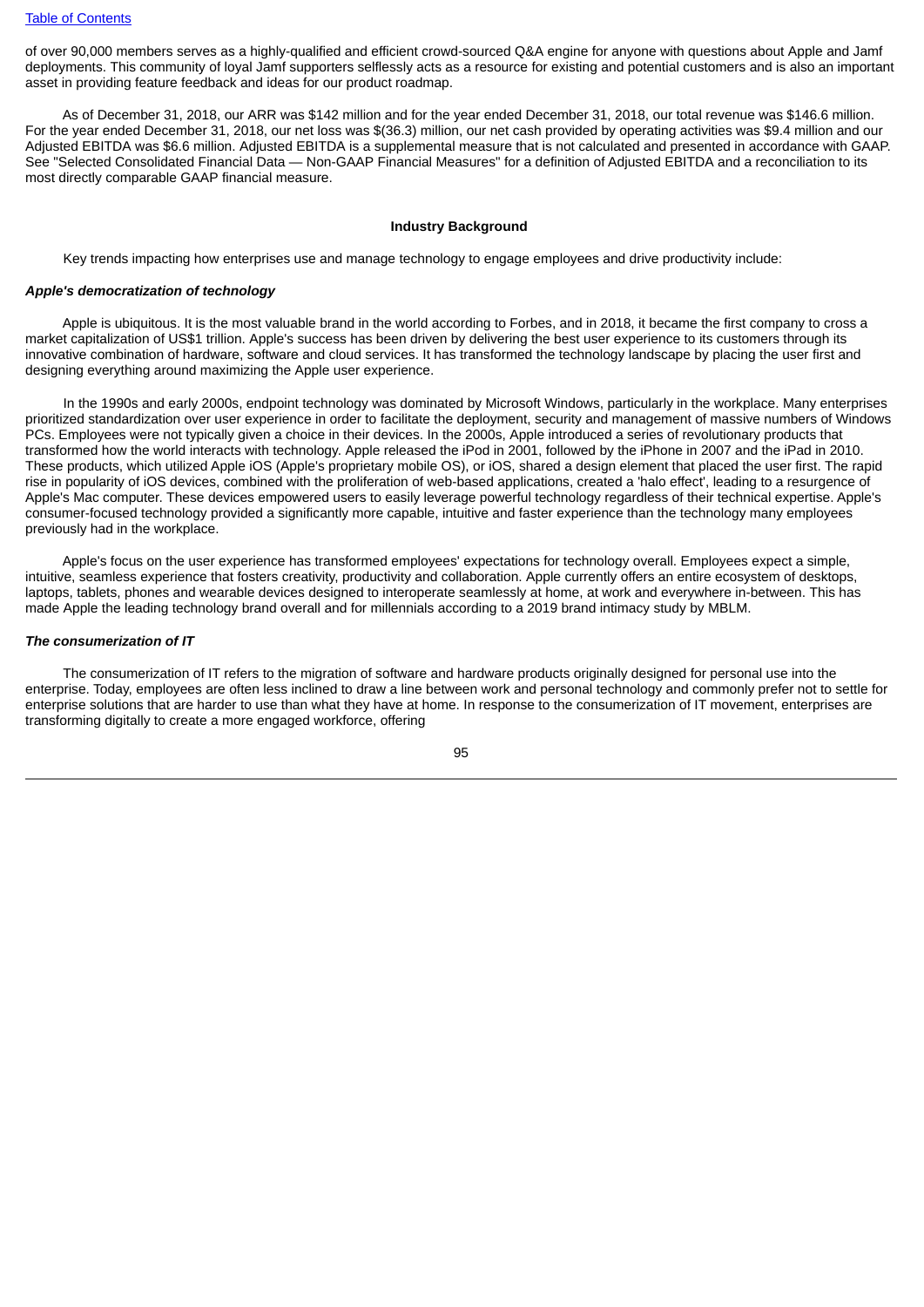of over 90,000 members serves as a highly-qualified and efficient crowd-sourced Q&A engine for anyone with questions about Apple and Jamf deployments. This community of loyal Jamf supporters selflessly acts as a resource for existing and potential customers and is also an important asset in providing feature feedback and ideas for our product roadmap.

As of December 31, 2018, our ARR was $142 million and for the year ended December 31, 2018, our total revenue was $146.6 million. For the year ended December 31, 2018, our net loss was $(36.3) million, our net cash provided by operating activities was $9.4 million and our Adjusted EBITDA was $6.6 million. Adjusted EBITDA is a supplemental measure that is not calculated and presented in accordance with GAAP. See "Selected Consolidated Financial Data — Non-GAAP Financial Measures" for a definition of Adjusted EBITDA and a reconciliation to its most directly comparable GAAP financial measure.

## Industry Background

Key trends impacting how enterprises use and manage technology to engage employees and drive productivity include:

***Apple's democratization of technology***

Apple is ubiquitous. It is the most valuable brand in the world according to Forbes, and in 2018, it became the first company to cross a market capitalization of US$1 trillion. Apple's success has been driven by delivering the best user experience to its customers through its innovative combination of hardware, software and cloud services. It has transformed the technology landscape by placing the user first and designing everything around maximizing the Apple user experience.

In the 1990s and early 2000s, endpoint technology was dominated by Microsoft Windows, particularly in the workplace. Many enterprises prioritized standardization over user experience in order to facilitate the deployment, security and management of massive numbers of Windows PCs. Employees were not typically given a choice in their devices. In the 2000s, Apple introduced a series of revolutionary products that transformed how the world interacts with technology. Apple released the iPod in 2001, followed by the iPhone in 2007 and the iPad in 2010. These products, which utilized Apple iOS (Apple's proprietary mobile OS), or iOS, shared a design element that placed the user first. The rapid rise in popularity of iOS devices, combined with the proliferation of web-based applications, created a 'halo effect', leading to a resurgence of Apple's Mac computer. These devices empowered users to easily leverage powerful technology regardless of their technical expertise. Apple's consumer-focused technology provided a significantly more capable, intuitive and faster experience than the technology many employees previously had in the workplace.

Apple's focus on the user experience has transformed employees' expectations for technology overall. Employees expect a simple, intuitive, seamless experience that fosters creativity, productivity and collaboration. Apple currently offers an entire ecosystem of desktops, laptops, tablets, phones and wearable devices designed to interoperate seamlessly at home, at work and everywhere in-between. This has made Apple the leading technology brand overall and for millennials according to a 2019 brand intimacy study by MBLM.

***The consumerization of IT***

The consumerization of IT refers to the migration of software and hardware products originally designed for personal use into the enterprise. Today, employees are often less inclined to draw a line between work and personal technology and commonly prefer not to settle for enterprise solutions that are harder to use than what they have at home. In response to the consumerization of IT movement, enterprises are transforming digitally to create a more engaged workforce, offering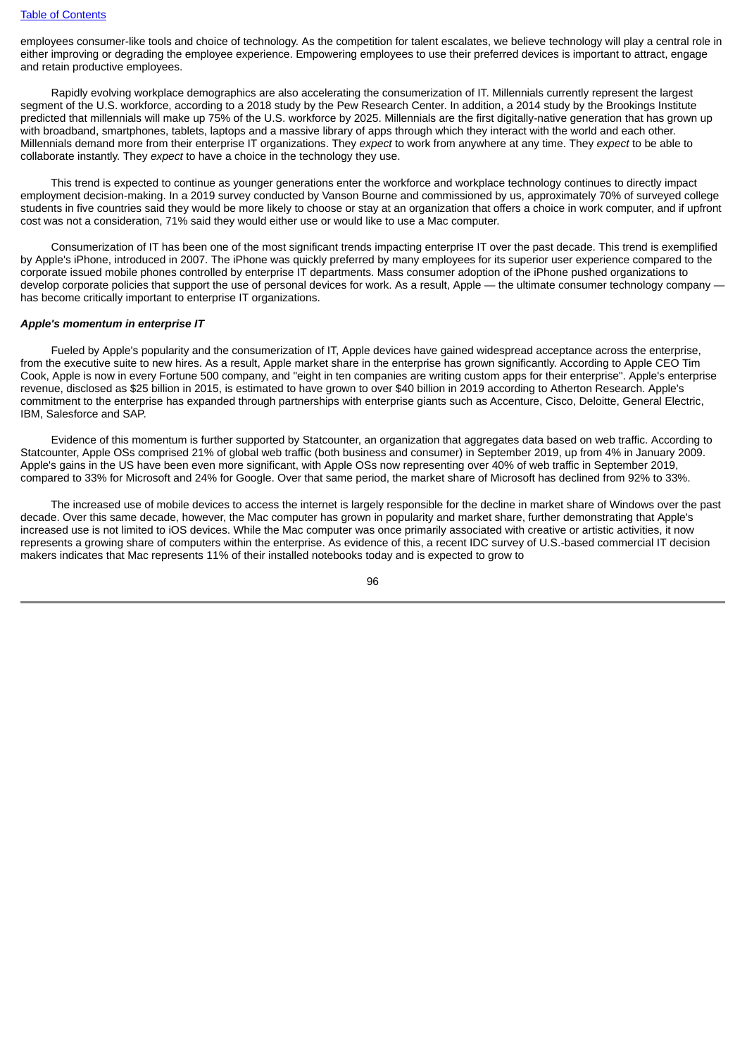employees consumer-like tools and choice of technology. As the competition for talent escalates, we believe technology will play a central role in either improving or degrading the employee experience. Empowering employees to use their preferred devices is important to attract, engage and retain productive employees.

Rapidly evolving workplace demographics are also accelerating the consumerization of IT. Millennials currently represent the largest segment of the U.S. workforce, according to a 2018 study by the Pew Research Center. In addition, a 2014 study by the Brookings Institute predicted that millennials will make up 75% of the U.S. workforce by 2025. Millennials are the first digitally-native generation that has grown up with broadband, smartphones, tablets, laptops and a massive library of apps through which they interact with the world and each other. Millennials demand more from their enterprise IT organizations. They *expect* to work from anywhere at any time. They *expect* to be able to collaborate instantly. They *expect* to have a choice in the technology they use.

This trend is expected to continue as younger generations enter the workforce and workplace technology continues to directly impact employment decision-making. In a 2019 survey conducted by Vanson Bourne and commissioned by us, approximately 70% of surveyed college students in five countries said they would be more likely to choose or stay at an organization that offers a choice in work computer, and if upfront cost was not a consideration, 71% said they would either use or would like to use a Mac computer.

Consumerization of IT has been one of the most significant trends impacting enterprise IT over the past decade. This trend is exemplified by Apple's iPhone, introduced in 2007. The iPhone was quickly preferred by many employees for its superior user experience compared to the corporate issued mobile phones controlled by enterprise IT departments. Mass consumer adoption of the iPhone pushed organizations to develop corporate policies that support the use of personal devices for work. As a result, Apple — the ultimate consumer technology company — has become critically important to enterprise IT organizations.

***Apple's momentum in enterprise IT***

Fueled by Apple's popularity and the consumerization of IT, Apple devices have gained widespread acceptance across the enterprise, from the executive suite to new hires. As a result, Apple market share in the enterprise has grown significantly. According to Apple CEO Tim Cook, Apple is now in every Fortune 500 company, and "eight in ten companies are writing custom apps for their enterprise". Apple's enterprise revenue, disclosed as $25 billion in 2015, is estimated to have grown to over $40 billion in 2019 according to Atherton Research. Apple's commitment to the enterprise has expanded through partnerships with enterprise giants such as Accenture, Cisco, Deloitte, General Electric, IBM, Salesforce and SAP.

Evidence of this momentum is further supported by Statcounter, an organization that aggregates data based on web traffic. According to Statcounter, Apple OSs comprised 21% of global web traffic (both business and consumer) in September 2019, up from 4% in January 2009. Apple's gains in the US have been even more significant, with Apple OSs now representing over 40% of web traffic in September 2019, compared to 33% for Microsoft and 24% for Google. Over that same period, the market share of Microsoft has declined from 92% to 33%.

The increased use of mobile devices to access the internet is largely responsible for the decline in market share of Windows over the past decade. Over this same decade, however, the Mac computer has grown in popularity and market share, further demonstrating that Apple's increased use is not limited to iOS devices. While the Mac computer was once primarily associated with creative or artistic activities, it now represents a growing share of computers within the enterprise. As evidence of this, a recent IDC survey of U.S.-based commercial IT decision makers indicates that Mac represents 11% of their installed notebooks today and is expected to grow to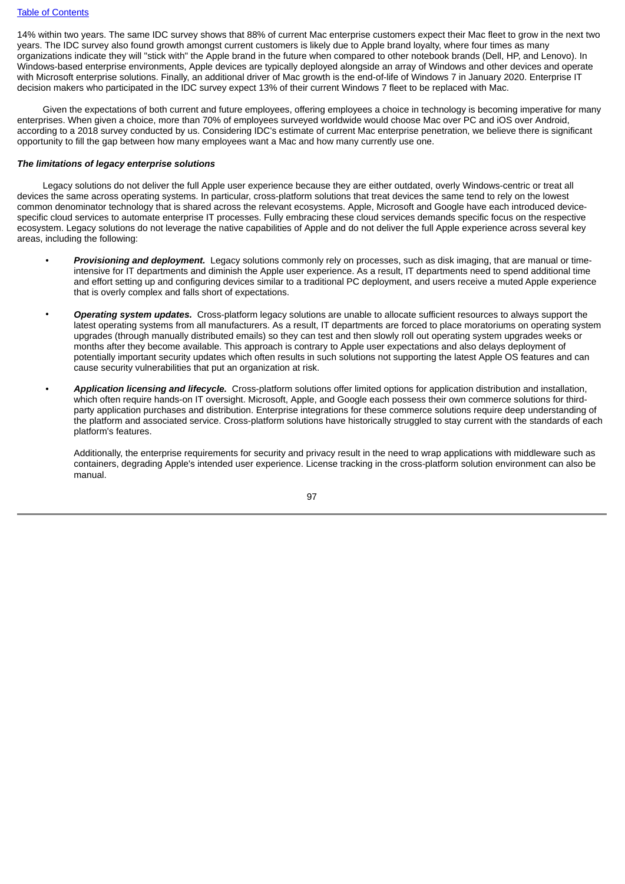14% within two years. The same IDC survey shows that 88% of current Mac enterprise customers expect their Mac fleet to grow in the next two years. The IDC survey also found growth amongst current customers is likely due to Apple brand loyalty, where four times as many organizations indicate they will "stick with" the Apple brand in the future when compared to other notebook brands (Dell, HP, and Lenovo). In Windows-based enterprise environments, Apple devices are typically deployed alongside an array of Windows and other devices and operate with Microsoft enterprise solutions. Finally, an additional driver of Mac growth is the end-of-life of Windows 7 in January 2020. Enterprise IT decision makers who participated in the IDC survey expect 13% of their current Windows 7 fleet to be replaced with Mac.

Given the expectations of both current and future employees, offering employees a choice in technology is becoming imperative for many enterprises. When given a choice, more than 70% of employees surveyed worldwide would choose Mac over PC and iOS over Android, according to a 2018 survey conducted by us. Considering IDC's estimate of current Mac enterprise penetration, we believe there is significant opportunity to fill the gap between how many employees want a Mac and how many currently use one.

***The limitations of legacy enterprise solutions***

Legacy solutions do not deliver the full Apple user experience because they are either outdated, overly Windows-centric or treat all devices the same across operating systems. In particular, cross-platform solutions that treat devices the same tend to rely on the lowest common denominator technology that is shared across the relevant ecosystems. Apple, Microsoft and Google have each introduced device-specific cloud services to automate enterprise IT processes. Fully embracing these cloud services demands specific focus on the respective ecosystem. Legacy solutions do not leverage the native capabilities of Apple and do not deliver the full Apple experience across several key areas, including the following:

- ***Provisioning and deployment.*** Legacy solutions commonly rely on processes, such as disk imaging, that are manual or time-intensive for IT departments and diminish the Apple user experience. As a result, IT departments need to spend additional time and effort setting up and configuring devices similar to a traditional PC deployment, and users receive a muted Apple experience that is overly complex and falls short of expectations.

- ***Operating system updates.*** Cross-platform legacy solutions are unable to allocate sufficient resources to always support the latest operating systems from all manufacturers. As a result, IT departments are forced to place moratoriums on operating system upgrades (through manually distributed emails) so they can test and then slowly roll out operating system upgrades weeks or months after they become available. This approach is contrary to Apple user expectations and also delays deployment of potentially important security updates which often results in such solutions not supporting the latest Apple OS features and can cause security vulnerabilities that put an organization at risk.

- ***Application licensing and lifecycle.*** Cross-platform solutions offer limited options for application distribution and installation, which often require hands-on IT oversight. Microsoft, Apple, and Google each possess their own commerce solutions for third-party application purchases and distribution. Enterprise integrations for these commerce solutions require deep understanding of the platform and associated service. Cross-platform solutions have historically struggled to stay current with the standards of each platform's features.

  Additionally, the enterprise requirements for security and privacy result in the need to wrap applications with middleware such as containers, degrading Apple's intended user experience. License tracking in the cross-platform solution environment can also be manual.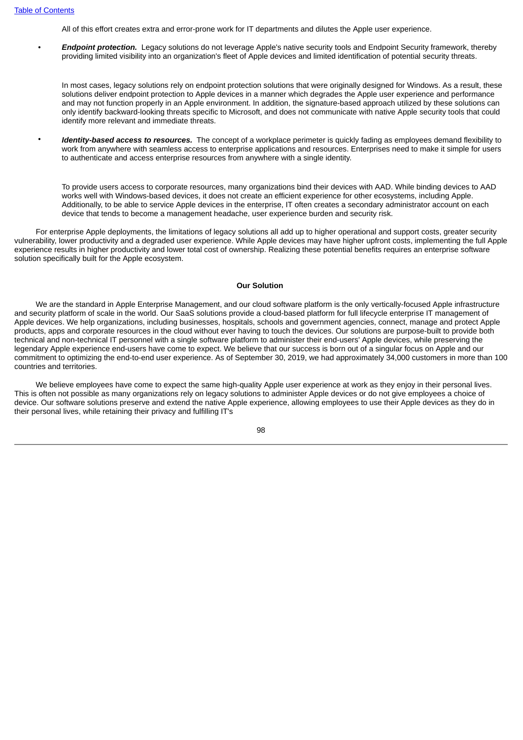All of this effort creates extra and error-prone work for IT departments and dilutes the Apple user experience.

- ***Endpoint protection.*** Legacy solutions do not leverage Apple's native security tools and Endpoint Security framework, thereby providing limited visibility into an organization's fleet of Apple devices and limited identification of potential security threats.

  In most cases, legacy solutions rely on endpoint protection solutions that were originally designed for Windows. As a result, these solutions deliver endpoint protection to Apple devices in a manner which degrades the Apple user experience and performance and may not function properly in an Apple environment. In addition, the signature-based approach utilized by these solutions can only identify backward-looking threats specific to Microsoft, and does not communicate with native Apple security tools that could identify more relevant and immediate threats.

- ***Identity-based access to resources.*** The concept of a workplace perimeter is quickly fading as employees demand flexibility to work from anywhere with seamless access to enterprise applications and resources. Enterprises need to make it simple for users to authenticate and access enterprise resources from anywhere with a single identity.

  To provide users access to corporate resources, many organizations bind their devices with AAD. While binding devices to AAD works well with Windows-based devices, it does not create an efficient experience for other ecosystems, including Apple. Additionally, to be able to service Apple devices in the enterprise, IT often creates a secondary administrator account on each device that tends to become a management headache, user experience burden and security risk.

For enterprise Apple deployments, the limitations of legacy solutions all add up to higher operational and support costs, greater security vulnerability, lower productivity and a degraded user experience. While Apple devices may have higher upfront costs, implementing the full Apple experience results in higher productivity and lower total cost of ownership. Realizing these potential benefits requires an enterprise software solution specifically built for the Apple ecosystem.

**Our Solution**

We are the standard in Apple Enterprise Management, and our cloud software platform is the only vertically-focused Apple infrastructure and security platform of scale in the world. Our SaaS solutions provide a cloud-based platform for full lifecycle enterprise IT management of Apple devices. We help organizations, including businesses, hospitals, schools and government agencies, connect, manage and protect Apple products, apps and corporate resources in the cloud without ever having to touch the devices. Our solutions are purpose-built to provide both technical and non-technical IT personnel with a single software platform to administer their end-users' Apple devices, while preserving the legendary Apple experience end-users have come to expect. We believe that our success is born out of a singular focus on Apple and our commitment to optimizing the end-to-end user experience. As of September 30, 2019, we had approximately 34,000 customers in more than 100 countries and territories.

We believe employees have come to expect the same high-quality Apple user experience at work as they enjoy in their personal lives. This is often not possible as many organizations rely on legacy solutions to administer Apple devices or do not give employees a choice of device. Our software solutions preserve and extend the native Apple experience, allowing employees to use their Apple devices as they do in their personal lives, while retaining their privacy and fulfilling IT's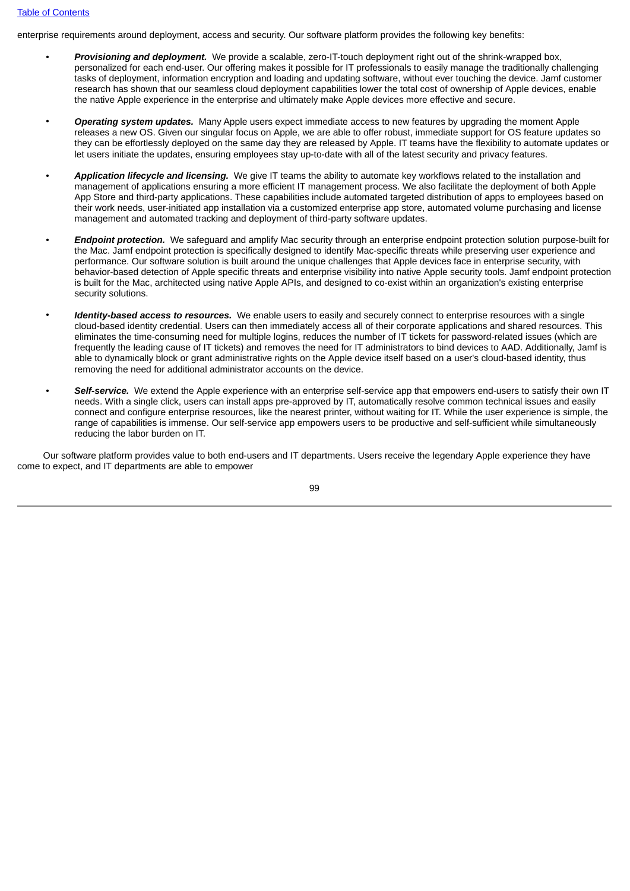enterprise requirements around deployment, access and security. Our software platform provides the following key benefits:

- ***Provisioning and deployment.*** We provide a scalable, zero-IT-touch deployment right out of the shrink-wrapped box, personalized for each end-user. Our offering makes it possible for IT professionals to easily manage the traditionally challenging tasks of deployment, information encryption and loading and updating software, without ever touching the device. Jamf customer research has shown that our seamless cloud deployment capabilities lower the total cost of ownership of Apple devices, enable the native Apple experience in the enterprise and ultimately make Apple devices more effective and secure.

- ***Operating system updates.*** Many Apple users expect immediate access to new features by upgrading the moment Apple releases a new OS. Given our singular focus on Apple, we are able to offer robust, immediate support for OS feature updates so they can be effortlessly deployed on the same day they are released by Apple. IT teams have the flexibility to automate updates or let users initiate the updates, ensuring employees stay up-to-date with all of the latest security and privacy features.

- ***Application lifecycle and licensing.*** We give IT teams the ability to automate key workflows related to the installation and management of applications ensuring a more efficient IT management process. We also facilitate the deployment of both Apple App Store and third-party applications. These capabilities include automated targeted distribution of apps to employees based on their work needs, user-initiated app installation via a customized enterprise app store, automated volume purchasing and license management and automated tracking and deployment of third-party software updates.

- ***Endpoint protection.*** We safeguard and amplify Mac security through an enterprise endpoint protection solution purpose-built for the Mac. Jamf endpoint protection is specifically designed to identify Mac-specific threats while preserving user experience and performance. Our software solution is built around the unique challenges that Apple devices face in enterprise security, with behavior-based detection of Apple specific threats and enterprise visibility into native Apple security tools. Jamf endpoint protection is built for the Mac, architected using native Apple APIs, and designed to co-exist within an organization's existing enterprise security solutions.

- ***Identity-based access to resources.*** We enable users to easily and securely connect to enterprise resources with a single cloud-based identity credential. Users can then immediately access all of their corporate applications and shared resources. This eliminates the time-consuming need for multiple logins, reduces the number of IT tickets for password-related issues (which are frequently the leading cause of IT tickets) and removes the need for IT administrators to bind devices to AAD. Additionally, Jamf is able to dynamically block or grant administrative rights on the Apple device itself based on a user's cloud-based identity, thus removing the need for additional administrator accounts on the device.

- ***Self-service.*** We extend the Apple experience with an enterprise self-service app that empowers end-users to satisfy their own IT needs. With a single click, users can install apps pre-approved by IT, automatically resolve common technical issues and easily connect and configure enterprise resources, like the nearest printer, without waiting for IT. While the user experience is simple, the range of capabilities is immense. Our self-service app empowers users to be productive and self-sufficient while simultaneously reducing the labor burden on IT.

Our software platform provides value to both end-users and IT departments. Users receive the legendary Apple experience they have come to expect, and IT departments are able to empower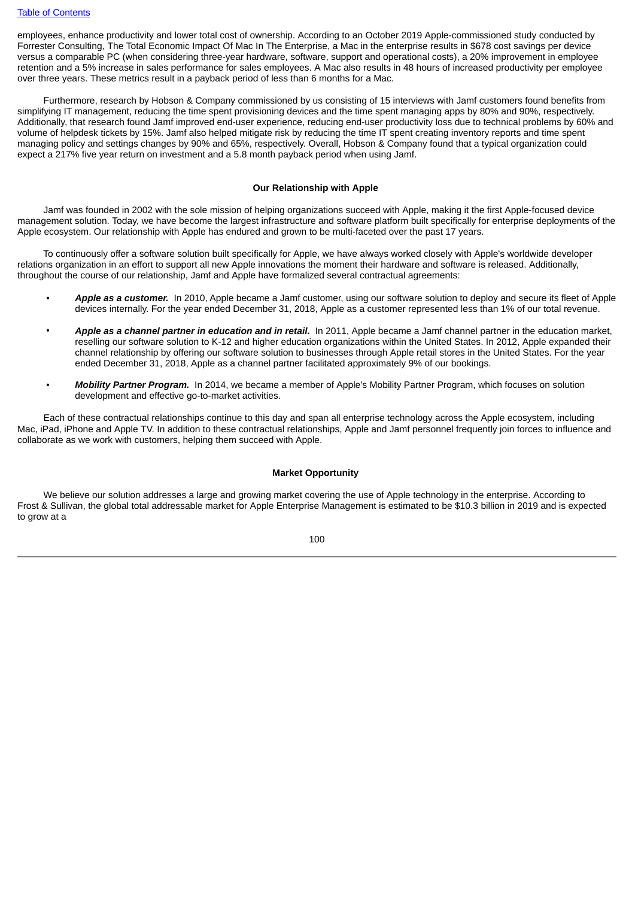employees, enhance productivity and lower total cost of ownership. According to an October 2019 Apple-commissioned study conducted by Forrester Consulting, The Total Economic Impact Of Mac In The Enterprise, a Mac in the enterprise results in $678 cost savings per device versus a comparable PC (when considering three-year hardware, software, support and operational costs), a 20% improvement in employee retention and a 5% increase in sales performance for sales employees. A Mac also results in 48 hours of increased productivity per employee over three years. These metrics result in a payback period of less than 6 months for a Mac.

Furthermore, research by Hobson & Company commissioned by us consisting of 15 interviews with Jamf customers found benefits from simplifying IT management, reducing the time spent provisioning devices and the time spent managing apps by 80% and 90%, respectively. Additionally, that research found Jamf improved end-user experience, reducing end-user productivity loss due to technical problems by 60% and volume of helpdesk tickets by 15%. Jamf also helped mitigate risk by reducing the time IT spent creating inventory reports and time spent managing policy and settings changes by 90% and 65%, respectively. Overall, Hobson & Company found that a typical organization could expect a 217% five year return on investment and a 5.8 month payback period when using Jamf.

## Our Relationship with Apple

Jamf was founded in 2002 with the sole mission of helping organizations succeed with Apple, making it the first Apple-focused device management solution. Today, we have become the largest infrastructure and software platform built specifically for enterprise deployments of the Apple ecosystem. Our relationship with Apple has endured and grown to be multi-faceted over the past 17 years.

To continuously offer a software solution built specifically for Apple, we have always worked closely with Apple's worldwide developer relations organization in an effort to support all new Apple innovations the moment their hardware and software is released. Additionally, throughout the course of our relationship, Jamf and Apple have formalized several contractual agreements:

- ***Apple as a customer.*** In 2010, Apple became a Jamf customer, using our software solution to deploy and secure its fleet of Apple devices internally. For the year ended December 31, 2018, Apple as a customer represented less than 1% of our total revenue.
- ***Apple as a channel partner in education and in retail.*** In 2011, Apple became a Jamf channel partner in the education market, reselling our software solution to K-12 and higher education organizations within the United States. In 2012, Apple expanded their channel relationship by offering our software solution to businesses through Apple retail stores in the United States. For the year ended December 31, 2018, Apple as a channel partner facilitated approximately 9% of our bookings.
- ***Mobility Partner Program.*** In 2014, we became a member of Apple's Mobility Partner Program, which focuses on solution development and effective go-to-market activities.

Each of these contractual relationships continue to this day and span all enterprise technology across the Apple ecosystem, including Mac, iPad, iPhone and Apple TV. In addition to these contractual relationships, Apple and Jamf personnel frequently join forces to influence and collaborate as we work with customers, helping them succeed with Apple.

## Market Opportunity

We believe our solution addresses a large and growing market covering the use of Apple technology in the enterprise. According to Frost & Sullivan, the global total addressable market for Apple Enterprise Management is estimated to be $10.3 billion in 2019 and is expected to grow at a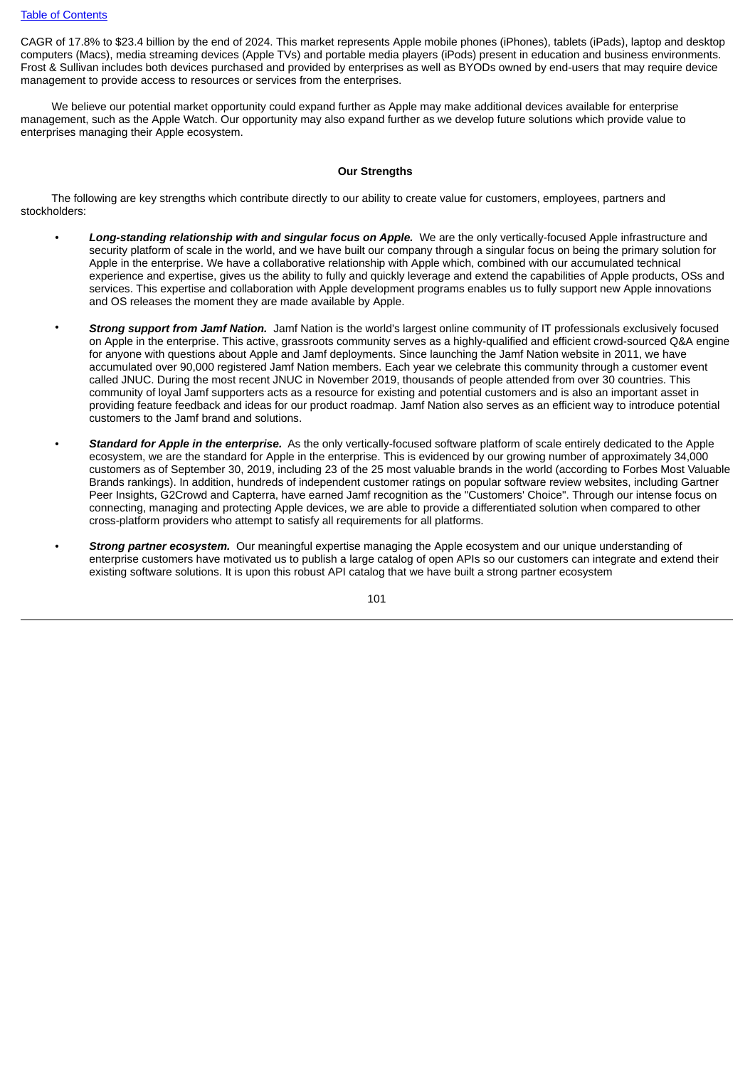CAGR of 17.8% to $23.4 billion by the end of 2024. This market represents Apple mobile phones (iPhones), tablets (iPads), laptop and desktop computers (Macs), media streaming devices (Apple TVs) and portable media players (iPods) present in education and business environments. Frost & Sullivan includes both devices purchased and provided by enterprises as well as BYODs owned by end-users that may require device management to provide access to resources or services from the enterprises.

We believe our potential market opportunity could expand further as Apple may make additional devices available for enterprise management, such as the Apple Watch. Our opportunity may also expand further as we develop future solutions which provide value to enterprises managing their Apple ecosystem.

## Our Strengths

The following are key strengths which contribute directly to our ability to create value for customers, employees, partners and stockholders:

- ***Long-standing relationship with and singular focus on Apple.*** We are the only vertically-focused Apple infrastructure and security platform of scale in the world, and we have built our company through a singular focus on being the primary solution for Apple in the enterprise. We have a collaborative relationship with Apple which, combined with our accumulated technical experience and expertise, gives us the ability to fully and quickly leverage and extend the capabilities of Apple products, OSs and services. This expertise and collaboration with Apple development programs enables us to fully support new Apple innovations and OS releases the moment they are made available by Apple.

- ***Strong support from Jamf Nation.*** Jamf Nation is the world's largest online community of IT professionals exclusively focused on Apple in the enterprise. This active, grassroots community serves as a highly-qualified and efficient crowd-sourced Q&A engine for anyone with questions about Apple and Jamf deployments. Since launching the Jamf Nation website in 2011, we have accumulated over 90,000 registered Jamf Nation members. Each year we celebrate this community through a customer event called JNUC. During the most recent JNUC in November 2019, thousands of people attended from over 30 countries. This community of loyal Jamf supporters acts as a resource for existing and potential customers and is also an important asset in providing feature feedback and ideas for our product roadmap. Jamf Nation also serves as an efficient way to introduce potential customers to the Jamf brand and solutions.

- ***Standard for Apple in the enterprise.*** As the only vertically-focused software platform of scale entirely dedicated to the Apple ecosystem, we are the standard for Apple in the enterprise. This is evidenced by our growing number of approximately 34,000 customers as of September 30, 2019, including 23 of the 25 most valuable brands in the world (according to Forbes Most Valuable Brands rankings). In addition, hundreds of independent customer ratings on popular software review websites, including Gartner Peer Insights, G2Crowd and Capterra, have earned Jamf recognition as the "Customers' Choice". Through our intense focus on connecting, managing and protecting Apple devices, we are able to provide a differentiated solution when compared to other cross-platform providers who attempt to satisfy all requirements for all platforms.

- ***Strong partner ecosystem.*** Our meaningful expertise managing the Apple ecosystem and our unique understanding of enterprise customers have motivated us to publish a large catalog of open APIs so our customers can integrate and extend their existing software solutions. It is upon this robust API catalog that we have built a strong partner ecosystem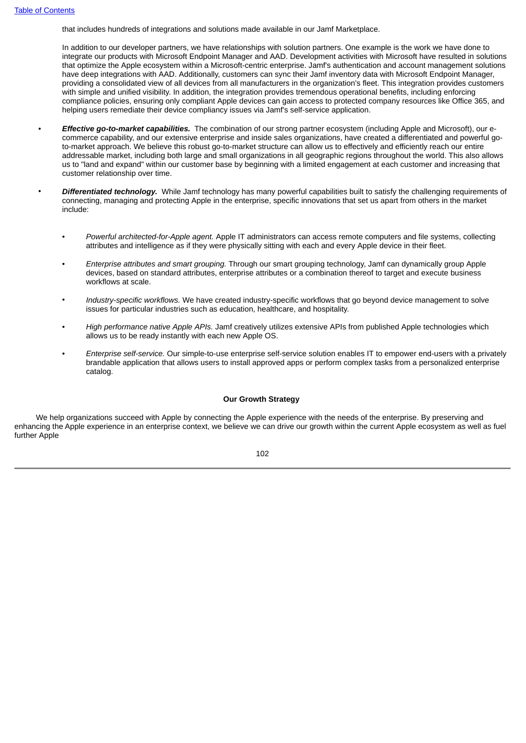that includes hundreds of integrations and solutions made available in our Jamf Marketplace.

In addition to our developer partners, we have relationships with solution partners. One example is the work we have done to integrate our products with Microsoft Endpoint Manager and AAD. Development activities with Microsoft have resulted in solutions that optimize the Apple ecosystem within a Microsoft-centric enterprise. Jamf's authentication and account management solutions have deep integrations with AAD. Additionally, customers can sync their Jamf inventory data with Microsoft Endpoint Manager, providing a consolidated view of all devices from all manufacturers in the organization's fleet. This integration provides customers with simple and unified visibility. In addition, the integration provides tremendous operational benefits, including enforcing compliance policies, ensuring only compliant Apple devices can gain access to protected company resources like Office 365, and helping users remediate their device compliancy issues via Jamf's self-service application.

- ***Effective go-to-market capabilities.*** The combination of our strong partner ecosystem (including Apple and Microsoft), our e-commerce capability, and our extensive enterprise and inside sales organizations, have created a differentiated and powerful go-to-market approach. We believe this robust go-to-market structure can allow us to effectively and efficiently reach our entire addressable market, including both large and small organizations in all geographic regions throughout the world. This also allows us to "land and expand" within our customer base by beginning with a limited engagement at each customer and increasing that customer relationship over time.

- ***Differentiated technology.*** While Jamf technology has many powerful capabilities built to satisfy the challenging requirements of connecting, managing and protecting Apple in the enterprise, specific innovations that set us apart from others in the market include:

  - *Powerful architected-for-Apple agent.* Apple IT administrators can access remote computers and file systems, collecting attributes and intelligence as if they were physically sitting with each and every Apple device in their fleet.

  - *Enterprise attributes and smart grouping.* Through our smart grouping technology, Jamf can dynamically group Apple devices, based on standard attributes, enterprise attributes or a combination thereof to target and execute business workflows at scale.

  - *Industry-specific workflows.* We have created industry-specific workflows that go beyond device management to solve issues for particular industries such as education, healthcare, and hospitality.

  - *High performance native Apple APIs.* Jamf creatively utilizes extensive APIs from published Apple technologies which allows us to be ready instantly with each new Apple OS.

  - *Enterprise self-service.* Our simple-to-use enterprise self-service solution enables IT to empower end-users with a privately brandable application that allows users to install approved apps or perform complex tasks from a personalized enterprise catalog.

**Our Growth Strategy**

We help organizations succeed with Apple by connecting the Apple experience with the needs of the enterprise. By preserving and enhancing the Apple experience in an enterprise context, we believe we can drive our growth within the current Apple ecosystem as well as fuel further Apple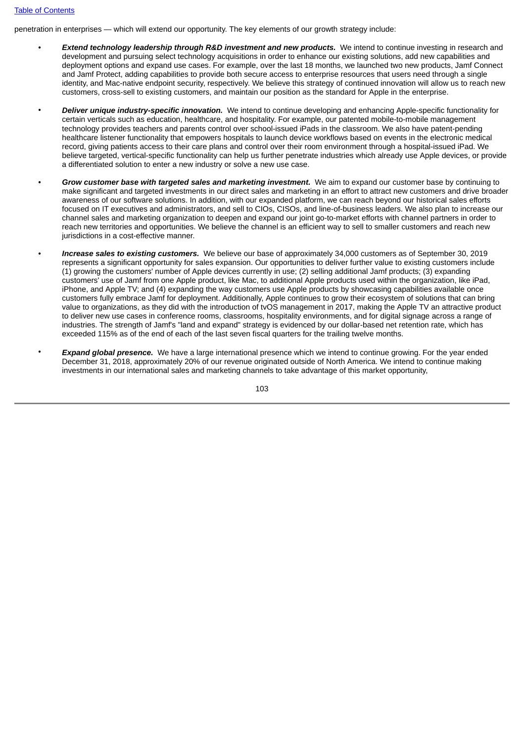penetration in enterprises — which will extend our opportunity. The key elements of our growth strategy include:

- ***Extend technology leadership through R&D investment and new products.*** We intend to continue investing in research and development and pursuing select technology acquisitions in order to enhance our existing solutions, add new capabilities and deployment options and expand use cases. For example, over the last 18 months, we launched two new products, Jamf Connect and Jamf Protect, adding capabilities to provide both secure access to enterprise resources that users need through a single identity, and Mac-native endpoint security, respectively. We believe this strategy of continued innovation will allow us to reach new customers, cross-sell to existing customers, and maintain our position as the standard for Apple in the enterprise.

- ***Deliver unique industry-specific innovation.*** We intend to continue developing and enhancing Apple-specific functionality for certain verticals such as education, healthcare, and hospitality. For example, our patented mobile-to-mobile management technology provides teachers and parents control over school-issued iPads in the classroom. We also have patent-pending healthcare listener functionality that empowers hospitals to launch device workflows based on events in the electronic medical record, giving patients access to their care plans and control over their room environment through a hospital-issued iPad. We believe targeted, vertical-specific functionality can help us further penetrate industries which already use Apple devices, or provide a differentiated solution to enter a new industry or solve a new use case.

- ***Grow customer base with targeted sales and marketing investment.*** We aim to expand our customer base by continuing to make significant and targeted investments in our direct sales and marketing in an effort to attract new customers and drive broader awareness of our software solutions. In addition, with our expanded platform, we can reach beyond our historical sales efforts focused on IT executives and administrators, and sell to CIOs, CISOs, and line-of-business leaders. We also plan to increase our channel sales and marketing organization to deepen and expand our joint go-to-market efforts with channel partners in order to reach new territories and opportunities. We believe the channel is an efficient way to sell to smaller customers and reach new jurisdictions in a cost-effective manner.

- ***Increase sales to existing customers.*** We believe our base of approximately 34,000 customers as of September 30, 2019 represents a significant opportunity for sales expansion. Our opportunities to deliver further value to existing customers include (1) growing the customers' number of Apple devices currently in use; (2) selling additional Jamf products; (3) expanding customers' use of Jamf from one Apple product, like Mac, to additional Apple products used within the organization, like iPad, iPhone, and Apple TV; and (4) expanding the way customers use Apple products by showcasing capabilities available once customers fully embrace Jamf for deployment. Additionally, Apple continues to grow their ecosystem of solutions that can bring value to organizations, as they did with the introduction of tvOS management in 2017, making the Apple TV an attractive product to deliver new use cases in conference rooms, classrooms, hospitality environments, and for digital signage across a range of industries. The strength of Jamf's "land and expand" strategy is evidenced by our dollar-based net retention rate, which has exceeded 115% as of the end of each of the last seven fiscal quarters for the trailing twelve months.

- ***Expand global presence.*** We have a large international presence which we intend to continue growing. For the year ended December 31, 2018, approximately 20% of our revenue originated outside of North America. We intend to continue making investments in our international sales and marketing channels to take advantage of this market opportunity,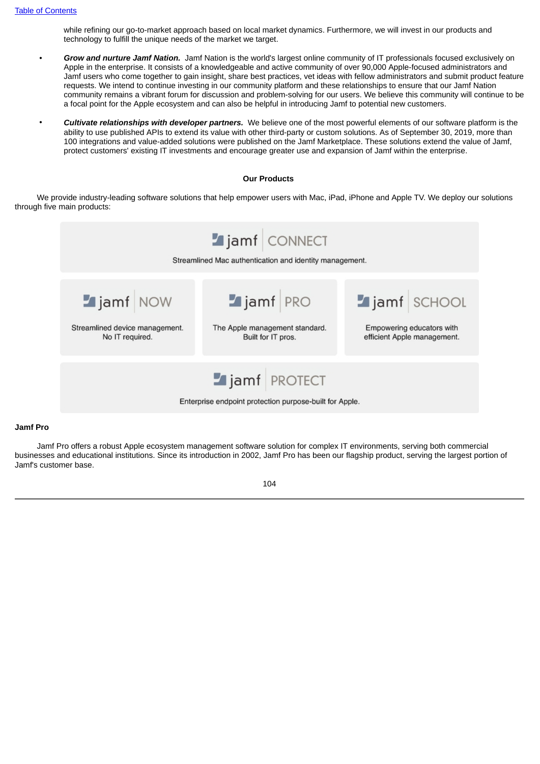while refining our go-to-market approach based on local market dynamics. Furthermore, we will invest in our products and technology to fulfill the unique needs of the market we target.

- ***Grow and nurture Jamf Nation.*** Jamf Nation is the world's largest online community of IT professionals focused exclusively on Apple in the enterprise. It consists of a knowledgeable and active community of over 90,000 Apple-focused administrators and Jamf users who come together to gain insight, share best practices, vet ideas with fellow administrators and submit product feature requests. We intend to continue investing in our community platform and these relationships to ensure that our Jamf Nation community remains a vibrant forum for discussion and problem-solving for our users. We believe this community will continue to be a focal point for the Apple ecosystem and can also be helpful in introducing Jamf to potential new customers.

- ***Cultivate relationships with developer partners.*** We believe one of the most powerful elements of our software platform is the ability to use published APIs to extend its value with other third-party or custom solutions. As of September 30, 2019, more than 100 integrations and value-added solutions were published on the Jamf Marketplace. These solutions extend the value of Jamf, protect customers' existing IT investments and encourage greater use and expansion of Jamf within the enterprise.

## Our Products

We provide industry-leading software solutions that help empower users with Mac, iPad, iPhone and Apple TV. We deploy our solutions through five main products:

**jamf CONNECT**
Streamlined Mac authentication and identity management.

**jamf NOW**
Streamlined device management. No IT required.

**jamf PRO**
The Apple management standard. Built for IT pros.

**jamf SCHOOL**
Empowering educators with efficient Apple management.

**jamf PROTECT**
Enterprise endpoint protection purpose-built for Apple.

### Jamf Pro

Jamf Pro offers a robust Apple ecosystem management software solution for complex IT environments, serving both commercial businesses and educational institutions. Since its introduction in 2002, Jamf Pro has been our flagship product, serving the largest portion of Jamf's customer base.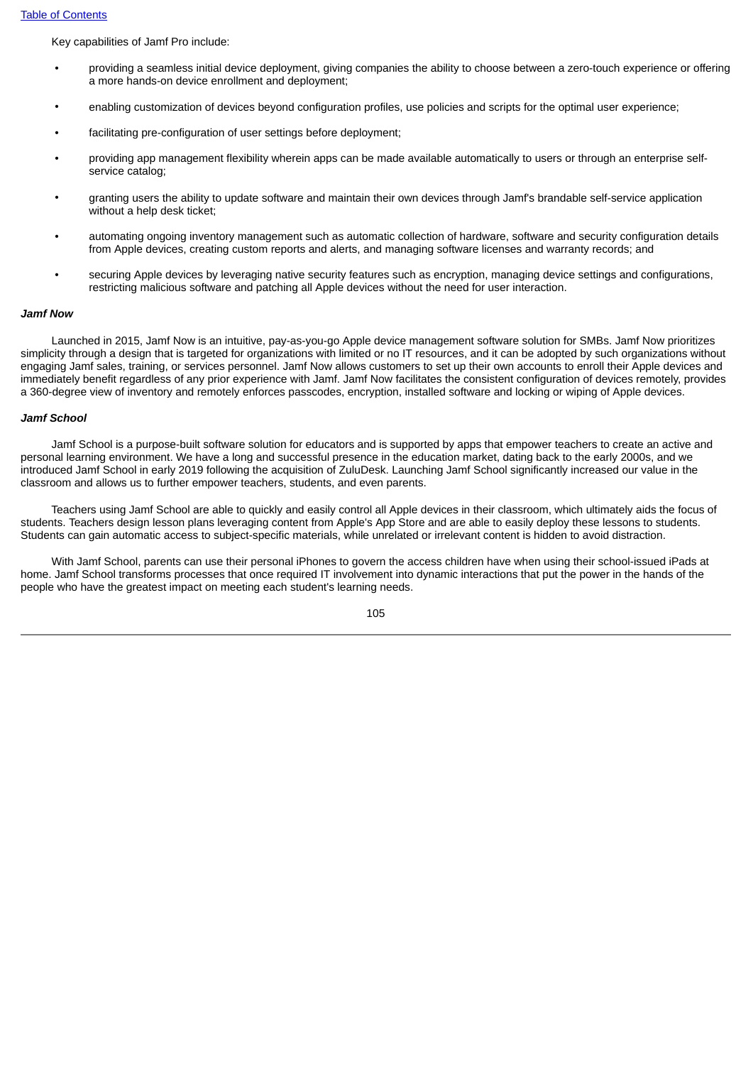Key capabilities of Jamf Pro include:

- providing a seamless initial device deployment, giving companies the ability to choose between a zero-touch experience or offering a more hands-on device enrollment and deployment;
- enabling customization of devices beyond configuration profiles, use policies and scripts for the optimal user experience;
- facilitating pre-configuration of user settings before deployment;
- providing app management flexibility wherein apps can be made available automatically to users or through an enterprise self-service catalog;
- granting users the ability to update software and maintain their own devices through Jamf's brandable self-service application without a help desk ticket;
- automating ongoing inventory management such as automatic collection of hardware, software and security configuration details from Apple devices, creating custom reports and alerts, and managing software licenses and warranty records; and
- securing Apple devices by leveraging native security features such as encryption, managing device settings and configurations, restricting malicious software and patching all Apple devices without the need for user interaction.

***Jamf Now***

Launched in 2015, Jamf Now is an intuitive, pay-as-you-go Apple device management software solution for SMBs. Jamf Now prioritizes simplicity through a design that is targeted for organizations with limited or no IT resources, and it can be adopted by such organizations without engaging Jamf sales, training, or services personnel. Jamf Now allows customers to set up their own accounts to enroll their Apple devices and immediately benefit regardless of any prior experience with Jamf. Jamf Now facilitates the consistent configuration of devices remotely, provides a 360-degree view of inventory and remotely enforces passcodes, encryption, installed software and locking or wiping of Apple devices.

***Jamf School***

Jamf School is a purpose-built software solution for educators and is supported by apps that empower teachers to create an active and personal learning environment. We have a long and successful presence in the education market, dating back to the early 2000s, and we introduced Jamf School in early 2019 following the acquisition of ZuluDesk. Launching Jamf School significantly increased our value in the classroom and allows us to further empower teachers, students, and even parents.

Teachers using Jamf School are able to quickly and easily control all Apple devices in their classroom, which ultimately aids the focus of students. Teachers design lesson plans leveraging content from Apple's App Store and are able to easily deploy these lessons to students. Students can gain automatic access to subject-specific materials, while unrelated or irrelevant content is hidden to avoid distraction.

With Jamf School, parents can use their personal iPhones to govern the access children have when using their school-issued iPads at home. Jamf School transforms processes that once required IT involvement into dynamic interactions that put the power in the hands of the people who have the greatest impact on meeting each student's learning needs.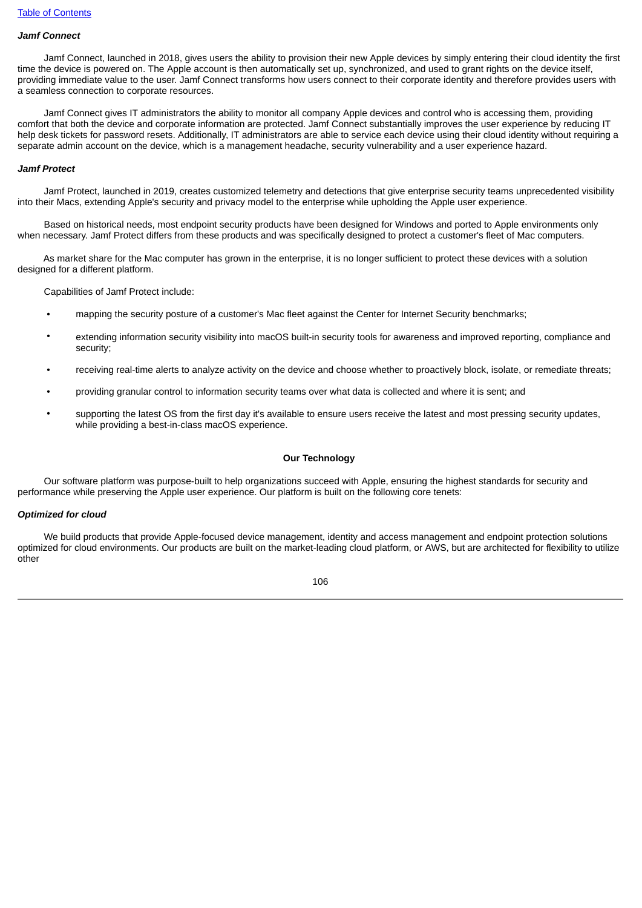### *Jamf Connect*

Jamf Connect, launched in 2018, gives users the ability to provision their new Apple devices by simply entering their cloud identity the first time the device is powered on. The Apple account is then automatically set up, synchronized, and used to grant rights on the device itself, providing immediate value to the user. Jamf Connect transforms how users connect to their corporate identity and therefore provides users with a seamless connection to corporate resources.

Jamf Connect gives IT administrators the ability to monitor all company Apple devices and control who is accessing them, providing comfort that both the device and corporate information are protected. Jamf Connect substantially improves the user experience by reducing IT help desk tickets for password resets. Additionally, IT administrators are able to service each device using their cloud identity without requiring a separate admin account on the device, which is a management headache, security vulnerability and a user experience hazard.

### *Jamf Protect*

Jamf Protect, launched in 2019, creates customized telemetry and detections that give enterprise security teams unprecedented visibility into their Macs, extending Apple's security and privacy model to the enterprise while upholding the Apple user experience.

Based on historical needs, most endpoint security products have been designed for Windows and ported to Apple environments only when necessary. Jamf Protect differs from these products and was specifically designed to protect a customer's fleet of Mac computers.

As market share for the Mac computer has grown in the enterprise, it is no longer sufficient to protect these devices with a solution designed for a different platform.

Capabilities of Jamf Protect include:

- mapping the security posture of a customer's Mac fleet against the Center for Internet Security benchmarks;
- extending information security visibility into macOS built-in security tools for awareness and improved reporting, compliance and security;
- receiving real-time alerts to analyze activity on the device and choose whether to proactively block, isolate, or remediate threats;
- providing granular control to information security teams over what data is collected and where it is sent; and
- supporting the latest OS from the first day it's available to ensure users receive the latest and most pressing security updates, while providing a best-in-class macOS experience.

## Our Technology

Our software platform was purpose-built to help organizations succeed with Apple, ensuring the highest standards for security and performance while preserving the Apple user experience. Our platform is built on the following core tenets:

### *Optimized for cloud*

We build products that provide Apple-focused device management, identity and access management and endpoint protection solutions optimized for cloud environments. Our products are built on the market-leading cloud platform, or AWS, but are architected for flexibility to utilize other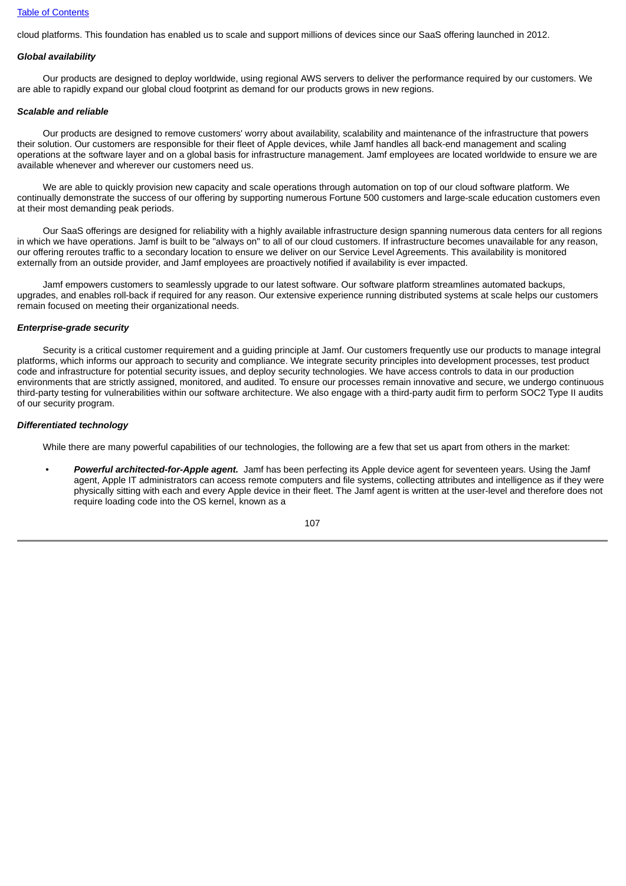cloud platforms. This foundation has enabled us to scale and support millions of devices since our SaaS offering launched in 2012.

***Global availability***

Our products are designed to deploy worldwide, using regional AWS servers to deliver the performance required by our customers. We are able to rapidly expand our global cloud footprint as demand for our products grows in new regions.

***Scalable and reliable***

Our products are designed to remove customers' worry about availability, scalability and maintenance of the infrastructure that powers their solution. Our customers are responsible for their fleet of Apple devices, while Jamf handles all back-end management and scaling operations at the software layer and on a global basis for infrastructure management. Jamf employees are located worldwide to ensure we are available whenever and wherever our customers need us.

We are able to quickly provision new capacity and scale operations through automation on top of our cloud software platform. We continually demonstrate the success of our offering by supporting numerous Fortune 500 customers and large-scale education customers even at their most demanding peak periods.

Our SaaS offerings are designed for reliability with a highly available infrastructure design spanning numerous data centers for all regions in which we have operations. Jamf is built to be "always on" to all of our cloud customers. If infrastructure becomes unavailable for any reason, our offering reroutes traffic to a secondary location to ensure we deliver on our Service Level Agreements. This availability is monitored externally from an outside provider, and Jamf employees are proactively notified if availability is ever impacted.

Jamf empowers customers to seamlessly upgrade to our latest software. Our software platform streamlines automated backups, upgrades, and enables roll-back if required for any reason. Our extensive experience running distributed systems at scale helps our customers remain focused on meeting their organizational needs.

***Enterprise-grade security***

Security is a critical customer requirement and a guiding principle at Jamf. Our customers frequently use our products to manage integral platforms, which informs our approach to security and compliance. We integrate security principles into development processes, test product code and infrastructure for potential security issues, and deploy security technologies. We have access controls to data in our production environments that are strictly assigned, monitored, and audited. To ensure our processes remain innovative and secure, we undergo continuous third-party testing for vulnerabilities within our software architecture. We also engage with a third-party audit firm to perform SOC2 Type II audits of our security program.

***Differentiated technology***

While there are many powerful capabilities of our technologies, the following are a few that set us apart from others in the market:

- ***Powerful architected-for-Apple agent.*** Jamf has been perfecting its Apple device agent for seventeen years. Using the Jamf agent, Apple IT administrators can access remote computers and file systems, collecting attributes and intelligence as if they were physically sitting with each and every Apple device in their fleet. The Jamf agent is written at the user-level and therefore does not require loading code into the OS kernel, known as a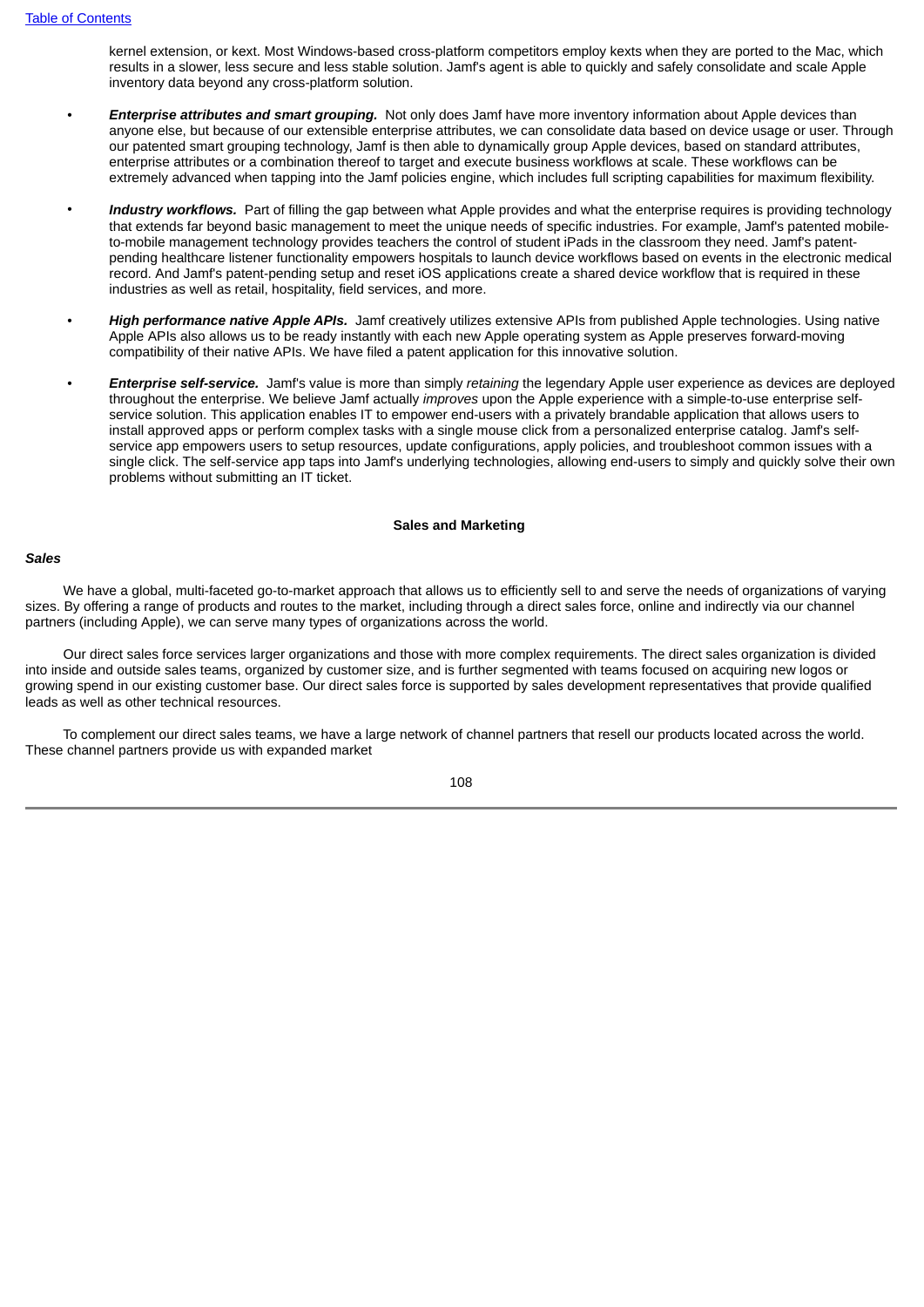kernel extension, or kext. Most Windows-based cross-platform competitors employ kexts when they are ported to the Mac, which results in a slower, less secure and less stable solution. Jamf's agent is able to quickly and safely consolidate and scale Apple inventory data beyond any cross-platform solution.

- ***Enterprise attributes and smart grouping.*** Not only does Jamf have more inventory information about Apple devices than anyone else, but because of our extensible enterprise attributes, we can consolidate data based on device usage or user. Through our patented smart grouping technology, Jamf is then able to dynamically group Apple devices, based on standard attributes, enterprise attributes or a combination thereof to target and execute business workflows at scale. These workflows can be extremely advanced when tapping into the Jamf policies engine, which includes full scripting capabilities for maximum flexibility.

- ***Industry workflows.*** Part of filling the gap between what Apple provides and what the enterprise requires is providing technology that extends far beyond basic management to meet the unique needs of specific industries. For example, Jamf's patented mobile-to-mobile management technology provides teachers the control of student iPads in the classroom they need. Jamf's patent-pending healthcare listener functionality empowers hospitals to launch device workflows based on events in the electronic medical record. And Jamf's patent-pending setup and reset iOS applications create a shared device workflow that is required in these industries as well as retail, hospitality, field services, and more.

- ***High performance native Apple APIs.*** Jamf creatively utilizes extensive APIs from published Apple technologies. Using native Apple APIs also allows us to be ready instantly with each new Apple operating system as Apple preserves forward-moving compatibility of their native APIs. We have filed a patent application for this innovative solution.

- ***Enterprise self-service.*** Jamf's value is more than simply *retaining* the legendary Apple user experience as devices are deployed throughout the enterprise. We believe Jamf actually *improves* upon the Apple experience with a simple-to-use enterprise self-service solution. This application enables IT to empower end-users with a privately brandable application that allows users to install approved apps or perform complex tasks with a single mouse click from a personalized enterprise catalog. Jamf's self-service app empowers users to setup resources, update configurations, apply policies, and troubleshoot common issues with a single click. The self-service app taps into Jamf's underlying technologies, allowing end-users to simply and quickly solve their own problems without submitting an IT ticket.

## Sales and Marketing

### *Sales*

We have a global, multi-faceted go-to-market approach that allows us to efficiently sell to and serve the needs of organizations of varying sizes. By offering a range of products and routes to the market, including through a direct sales force, online and indirectly via our channel partners (including Apple), we can serve many types of organizations across the world.

Our direct sales force services larger organizations and those with more complex requirements. The direct sales organization is divided into inside and outside sales teams, organized by customer size, and is further segmented with teams focused on acquiring new logos or growing spend in our existing customer base. Our direct sales force is supported by sales development representatives that provide qualified leads as well as other technical resources.

To complement our direct sales teams, we have a large network of channel partners that resell our products located across the world. These channel partners provide us with expanded market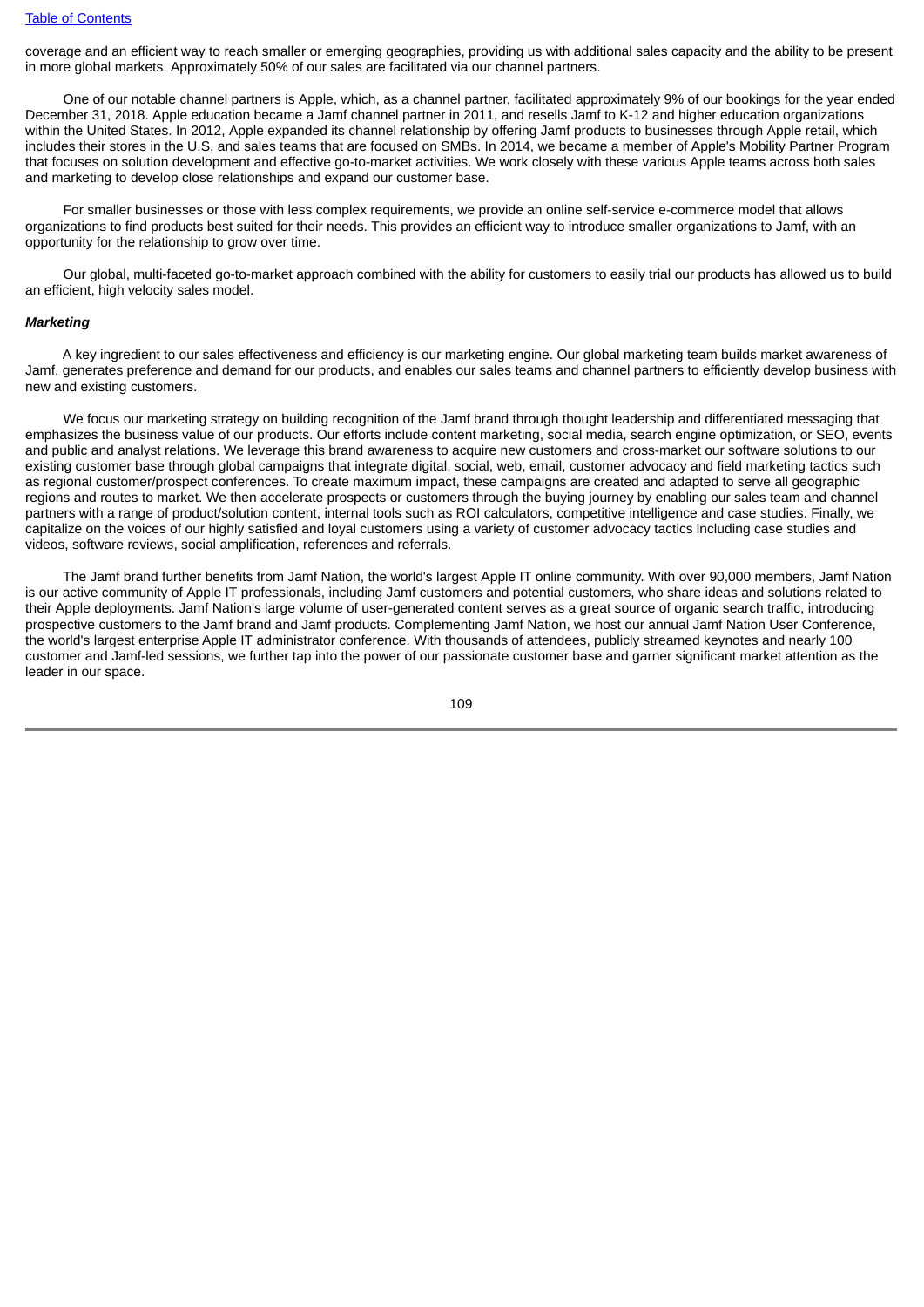coverage and an efficient way to reach smaller or emerging geographies, providing us with additional sales capacity and the ability to be present in more global markets. Approximately 50% of our sales are facilitated via our channel partners.

One of our notable channel partners is Apple, which, as a channel partner, facilitated approximately 9% of our bookings for the year ended December 31, 2018. Apple education became a Jamf channel partner in 2011, and resells Jamf to K-12 and higher education organizations within the United States. In 2012, Apple expanded its channel relationship by offering Jamf products to businesses through Apple retail, which includes their stores in the U.S. and sales teams that are focused on SMBs. In 2014, we became a member of Apple's Mobility Partner Program that focuses on solution development and effective go-to-market activities. We work closely with these various Apple teams across both sales and marketing to develop close relationships and expand our customer base.

For smaller businesses or those with less complex requirements, we provide an online self-service e-commerce model that allows organizations to find products best suited for their needs. This provides an efficient way to introduce smaller organizations to Jamf, with an opportunity for the relationship to grow over time.

Our global, multi-faceted go-to-market approach combined with the ability for customers to easily trial our products has allowed us to build an efficient, high velocity sales model.

***Marketing***

A key ingredient to our sales effectiveness and efficiency is our marketing engine. Our global marketing team builds market awareness of Jamf, generates preference and demand for our products, and enables our sales teams and channel partners to efficiently develop business with new and existing customers.

We focus our marketing strategy on building recognition of the Jamf brand through thought leadership and differentiated messaging that emphasizes the business value of our products. Our efforts include content marketing, social media, search engine optimization, or SEO, events and public and analyst relations. We leverage this brand awareness to acquire new customers and cross-market our software solutions to our existing customer base through global campaigns that integrate digital, social, web, email, customer advocacy and field marketing tactics such as regional customer/prospect conferences. To create maximum impact, these campaigns are created and adapted to serve all geographic regions and routes to market. We then accelerate prospects or customers through the buying journey by enabling our sales team and channel partners with a range of product/solution content, internal tools such as ROI calculators, competitive intelligence and case studies. Finally, we capitalize on the voices of our highly satisfied and loyal customers using a variety of customer advocacy tactics including case studies and videos, software reviews, social amplification, references and referrals.

The Jamf brand further benefits from Jamf Nation, the world's largest Apple IT online community. With over 90,000 members, Jamf Nation is our active community of Apple IT professionals, including Jamf customers and potential customers, who share ideas and solutions related to their Apple deployments. Jamf Nation's large volume of user-generated content serves as a great source of organic search traffic, introducing prospective customers to the Jamf brand and Jamf products. Complementing Jamf Nation, we host our annual Jamf Nation User Conference, the world's largest enterprise Apple IT administrator conference. With thousands of attendees, publicly streamed keynotes and nearly 100 customer and Jamf-led sessions, we further tap into the power of our passionate customer base and garner significant market attention as the leader in our space.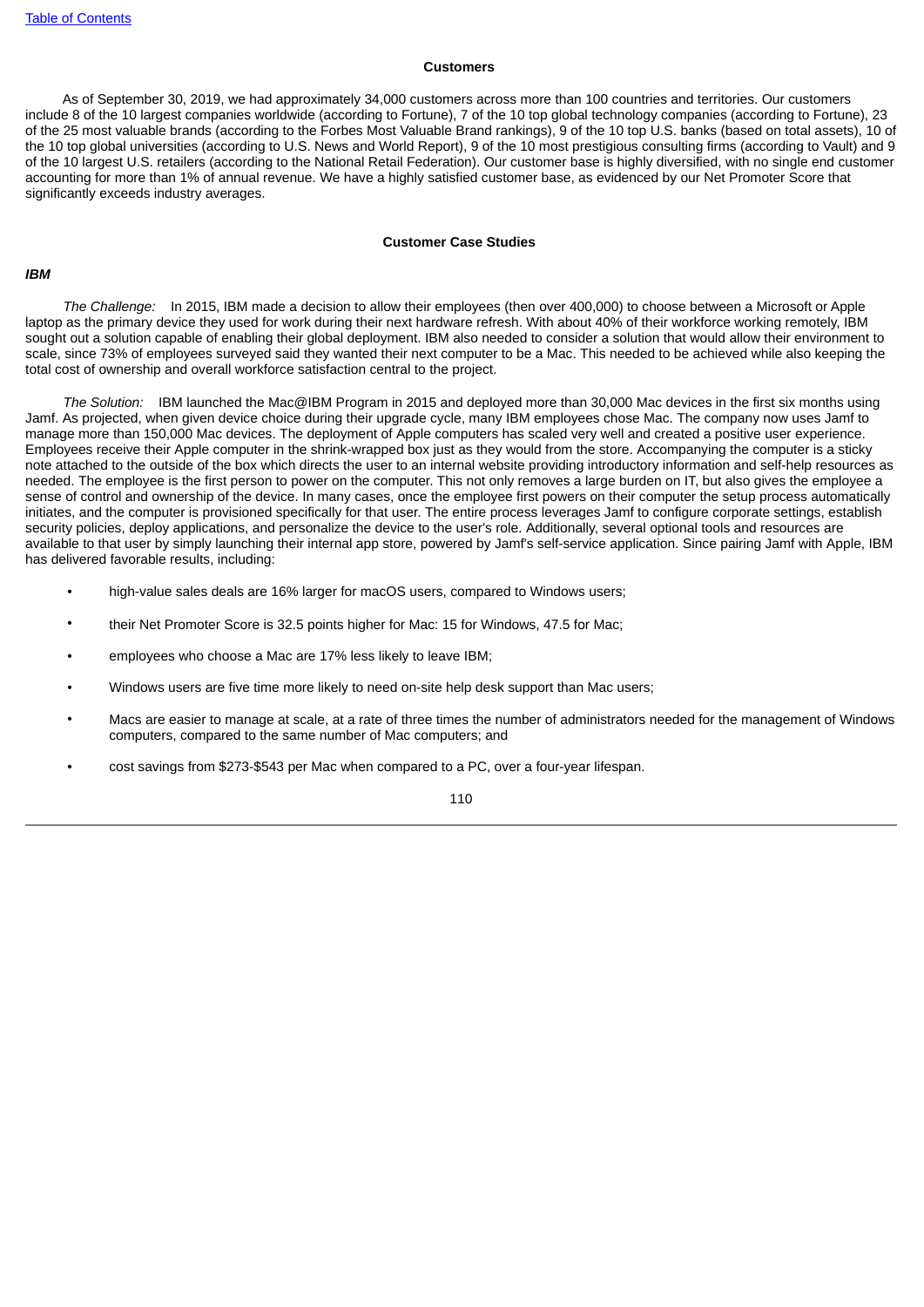## Customers

As of September 30, 2019, we had approximately 34,000 customers across more than 100 countries and territories. Our customers include 8 of the 10 largest companies worldwide (according to Fortune), 7 of the 10 top global technology companies (according to Fortune), 23 of the 25 most valuable brands (according to the Forbes Most Valuable Brand rankings), 9 of the 10 top U.S. banks (based on total assets), 10 of the 10 top global universities (according to U.S. News and World Report), 9 of the 10 most prestigious consulting firms (according to Vault) and 9 of the 10 largest U.S. retailers (according to the National Retail Federation). Our customer base is highly diversified, with no single end customer accounting for more than 1% of annual revenue. We have a highly satisfied customer base, as evidenced by our Net Promoter Score that significantly exceeds industry averages.

## Customer Case Studies

***IBM***

*The Challenge:* In 2015, IBM made a decision to allow their employees (then over 400,000) to choose between a Microsoft or Apple laptop as the primary device they used for work during their next hardware refresh. With about 40% of their workforce working remotely, IBM sought out a solution capable of enabling their global deployment. IBM also needed to consider a solution that would allow their environment to scale, since 73% of employees surveyed said they wanted their next computer to be a Mac. This needed to be achieved while also keeping the total cost of ownership and overall workforce satisfaction central to the project.

*The Solution:* IBM launched the Mac@IBM Program in 2015 and deployed more than 30,000 Mac devices in the first six months using Jamf. As projected, when given device choice during their upgrade cycle, many IBM employees chose Mac. The company now uses Jamf to manage more than 150,000 Mac devices. The deployment of Apple computers has scaled very well and created a positive user experience. Employees receive their Apple computer in the shrink-wrapped box just as they would from the store. Accompanying the computer is a sticky note attached to the outside of the box which directs the user to an internal website providing introductory information and self-help resources as needed. The employee is the first person to power on the computer. This not only removes a large burden on IT, but also gives the employee a sense of control and ownership of the device. In many cases, once the employee first powers on their computer the setup process automatically initiates, and the computer is provisioned specifically for that user. The entire process leverages Jamf to configure corporate settings, establish security policies, deploy applications, and personalize the device to the user's role. Additionally, several optional tools and resources are available to that user by simply launching their internal app store, powered by Jamf's self-service application. Since pairing Jamf with Apple, IBM has delivered favorable results, including:

- high-value sales deals are 16% larger for macOS users, compared to Windows users;
- their Net Promoter Score is 32.5 points higher for Mac: 15 for Windows, 47.5 for Mac;
- employees who choose a Mac are 17% less likely to leave IBM;
- Windows users are five time more likely to need on-site help desk support than Mac users;
- Macs are easier to manage at scale, at a rate of three times the number of administrators needed for the management of Windows computers, compared to the same number of Mac computers; and
- cost savings from $273-$543 per Mac when compared to a PC, over a four-year lifespan.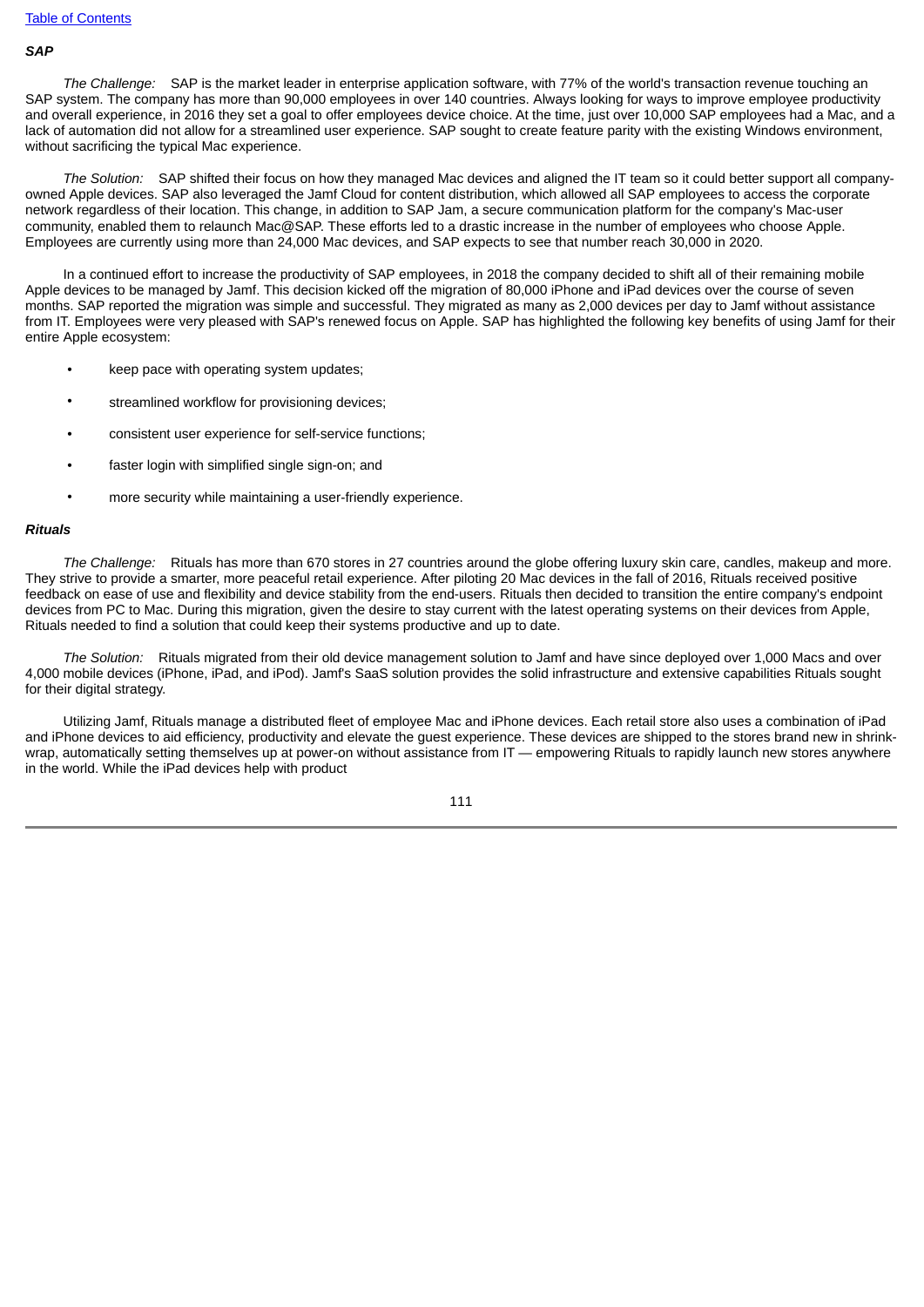***SAP***

*The Challenge:* SAP is the market leader in enterprise application software, with 77% of the world's transaction revenue touching an SAP system. The company has more than 90,000 employees in over 140 countries. Always looking for ways to improve employee productivity and overall experience, in 2016 they set a goal to offer employees device choice. At the time, just over 10,000 SAP employees had a Mac, and a lack of automation did not allow for a streamlined user experience. SAP sought to create feature parity with the existing Windows environment, without sacrificing the typical Mac experience.

*The Solution:* SAP shifted their focus on how they managed Mac devices and aligned the IT team so it could better support all company-owned Apple devices. SAP also leveraged the Jamf Cloud for content distribution, which allowed all SAP employees to access the corporate network regardless of their location. This change, in addition to SAP Jam, a secure communication platform for the company's Mac-user community, enabled them to relaunch Mac@SAP. These efforts led to a drastic increase in the number of employees who choose Apple. Employees are currently using more than 24,000 Mac devices, and SAP expects to see that number reach 30,000 in 2020.

In a continued effort to increase the productivity of SAP employees, in 2018 the company decided to shift all of their remaining mobile Apple devices to be managed by Jamf. This decision kicked off the migration of 80,000 iPhone and iPad devices over the course of seven months. SAP reported the migration was simple and successful. They migrated as many as 2,000 devices per day to Jamf without assistance from IT. Employees were very pleased with SAP's renewed focus on Apple. SAP has highlighted the following key benefits of using Jamf for their entire Apple ecosystem:

- keep pace with operating system updates;
- streamlined workflow for provisioning devices;
- consistent user experience for self-service functions;
- faster login with simplified single sign-on; and
- more security while maintaining a user-friendly experience.

***Rituals***

*The Challenge:* Rituals has more than 670 stores in 27 countries around the globe offering luxury skin care, candles, makeup and more. They strive to provide a smarter, more peaceful retail experience. After piloting 20 Mac devices in the fall of 2016, Rituals received positive feedback on ease of use and flexibility and device stability from the end-users. Rituals then decided to transition the entire company's endpoint devices from PC to Mac. During this migration, given the desire to stay current with the latest operating systems on their devices from Apple, Rituals needed to find a solution that could keep their systems productive and up to date.

*The Solution:* Rituals migrated from their old device management solution to Jamf and have since deployed over 1,000 Macs and over 4,000 mobile devices (iPhone, iPad, and iPod). Jamf's SaaS solution provides the solid infrastructure and extensive capabilities Rituals sought for their digital strategy.

Utilizing Jamf, Rituals manage a distributed fleet of employee Mac and iPhone devices. Each retail store also uses a combination of iPad and iPhone devices to aid efficiency, productivity and elevate the guest experience. These devices are shipped to the stores brand new in shrink-wrap, automatically setting themselves up at power-on without assistance from IT — empowering Rituals to rapidly launch new stores anywhere in the world. While the iPad devices help with product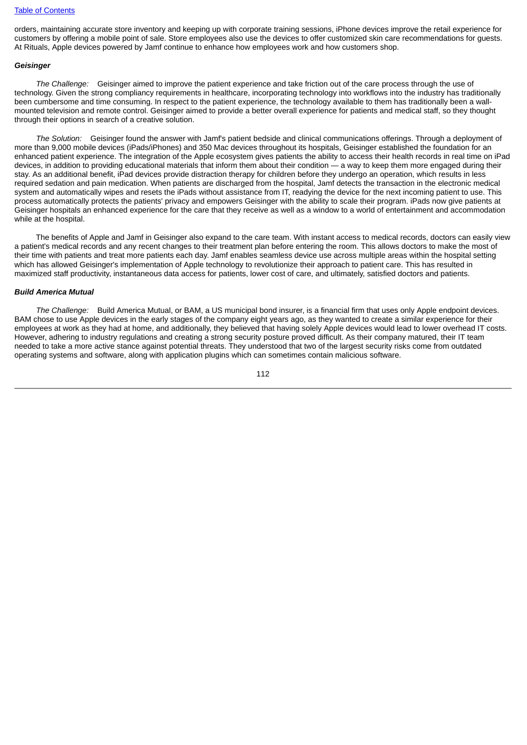orders, maintaining accurate store inventory and keeping up with corporate training sessions, iPhone devices improve the retail experience for customers by offering a mobile point of sale. Store employees also use the devices to offer customized skin care recommendations for guests. At Rituals, Apple devices powered by Jamf continue to enhance how employees work and how customers shop.

***Geisinger***

*The Challenge:* Geisinger aimed to improve the patient experience and take friction out of the care process through the use of technology. Given the strong compliancy requirements in healthcare, incorporating technology into workflows into the industry has traditionally been cumbersome and time consuming. In respect to the patient experience, the technology available to them has traditionally been a wall-mounted television and remote control. Geisinger aimed to provide a better overall experience for patients and medical staff, so they thought through their options in search of a creative solution.

*The Solution:* Geisinger found the answer with Jamf's patient bedside and clinical communications offerings. Through a deployment of more than 9,000 mobile devices (iPads/iPhones) and 350 Mac devices throughout its hospitals, Geisinger established the foundation for an enhanced patient experience. The integration of the Apple ecosystem gives patients the ability to access their health records in real time on iPad devices, in addition to providing educational materials that inform them about their condition — a way to keep them more engaged during their stay. As an additional benefit, iPad devices provide distraction therapy for children before they undergo an operation, which results in less required sedation and pain medication. When patients are discharged from the hospital, Jamf detects the transaction in the electronic medical system and automatically wipes and resets the iPads without assistance from IT, readying the device for the next incoming patient to use. This process automatically protects the patients' privacy and empowers Geisinger with the ability to scale their program. iPads now give patients at Geisinger hospitals an enhanced experience for the care that they receive as well as a window to a world of entertainment and accommodation while at the hospital.

The benefits of Apple and Jamf in Geisinger also expand to the care team. With instant access to medical records, doctors can easily view a patient's medical records and any recent changes to their treatment plan before entering the room. This allows doctors to make the most of their time with patients and treat more patients each day. Jamf enables seamless device use across multiple areas within the hospital setting which has allowed Geisinger's implementation of Apple technology to revolutionize their approach to patient care. This has resulted in maximized staff productivity, instantaneous data access for patients, lower cost of care, and ultimately, satisfied doctors and patients.

***Build America Mutual***

*The Challenge:* Build America Mutual, or BAM, a US municipal bond insurer, is a financial firm that uses only Apple endpoint devices. BAM chose to use Apple devices in the early stages of the company eight years ago, as they wanted to create a similar experience for their employees at work as they had at home, and additionally, they believed that having solely Apple devices would lead to lower overhead IT costs. However, adhering to industry regulations and creating a strong security posture proved difficult. As their company matured, their IT team needed to take a more active stance against potential threats. They understood that two of the largest security risks come from outdated operating systems and software, along with application plugins which can sometimes contain malicious software.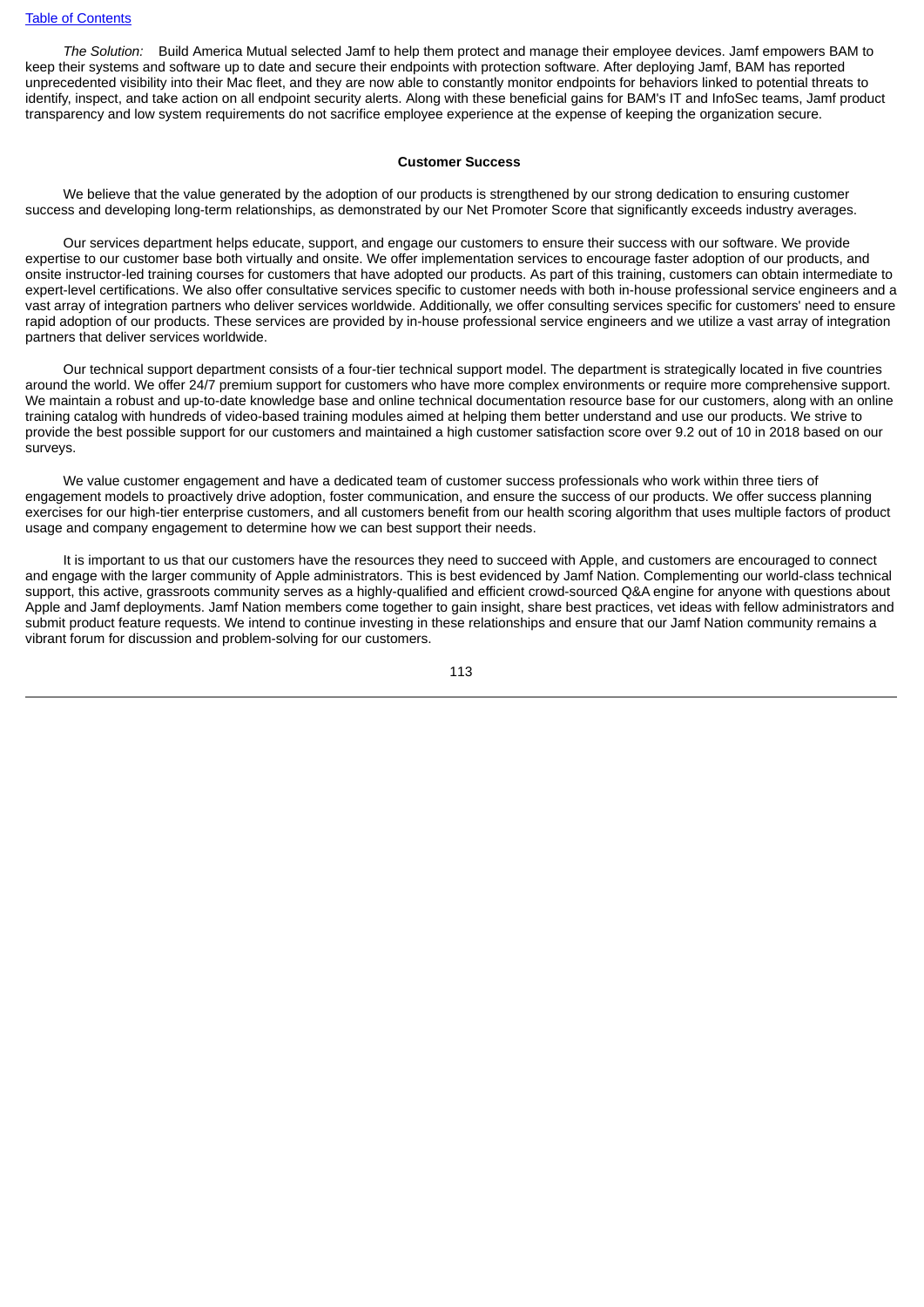*The Solution:* Build America Mutual selected Jamf to help them protect and manage their employee devices. Jamf empowers BAM to keep their systems and software up to date and secure their endpoints with protection software. After deploying Jamf, BAM has reported unprecedented visibility into their Mac fleet, and they are now able to constantly monitor endpoints for behaviors linked to potential threats to identify, inspect, and take action on all endpoint security alerts. Along with these beneficial gains for BAM's IT and InfoSec teams, Jamf product transparency and low system requirements do not sacrifice employee experience at the expense of keeping the organization secure.

**Customer Success**

We believe that the value generated by the adoption of our products is strengthened by our strong dedication to ensuring customer success and developing long-term relationships, as demonstrated by our Net Promoter Score that significantly exceeds industry averages.

Our services department helps educate, support, and engage our customers to ensure their success with our software. We provide expertise to our customer base both virtually and onsite. We offer implementation services to encourage faster adoption of our products, and onsite instructor-led training courses for customers that have adopted our products. As part of this training, customers can obtain intermediate to expert-level certifications. We also offer consultative services specific to customer needs with both in-house professional service engineers and a vast array of integration partners who deliver services worldwide. Additionally, we offer consulting services specific for customers' need to ensure rapid adoption of our products. These services are provided by in-house professional service engineers and we utilize a vast array of integration partners that deliver services worldwide.

Our technical support department consists of a four-tier technical support model. The department is strategically located in five countries around the world. We offer 24/7 premium support for customers who have more complex environments or require more comprehensive support. We maintain a robust and up-to-date knowledge base and online technical documentation resource base for our customers, along with an online training catalog with hundreds of video-based training modules aimed at helping them better understand and use our products. We strive to provide the best possible support for our customers and maintained a high customer satisfaction score over 9.2 out of 10 in 2018 based on our surveys.

We value customer engagement and have a dedicated team of customer success professionals who work within three tiers of engagement models to proactively drive adoption, foster communication, and ensure the success of our products. We offer success planning exercises for our high-tier enterprise customers, and all customers benefit from our health scoring algorithm that uses multiple factors of product usage and company engagement to determine how we can best support their needs.

It is important to us that our customers have the resources they need to succeed with Apple, and customers are encouraged to connect and engage with the larger community of Apple administrators. This is best evidenced by Jamf Nation. Complementing our world-class technical support, this active, grassroots community serves as a highly-qualified and efficient crowd-sourced Q&A engine for anyone with questions about Apple and Jamf deployments. Jamf Nation members come together to gain insight, share best practices, vet ideas with fellow administrators and submit product feature requests. We intend to continue investing in these relationships and ensure that our Jamf Nation community remains a vibrant forum for discussion and problem-solving for our customers.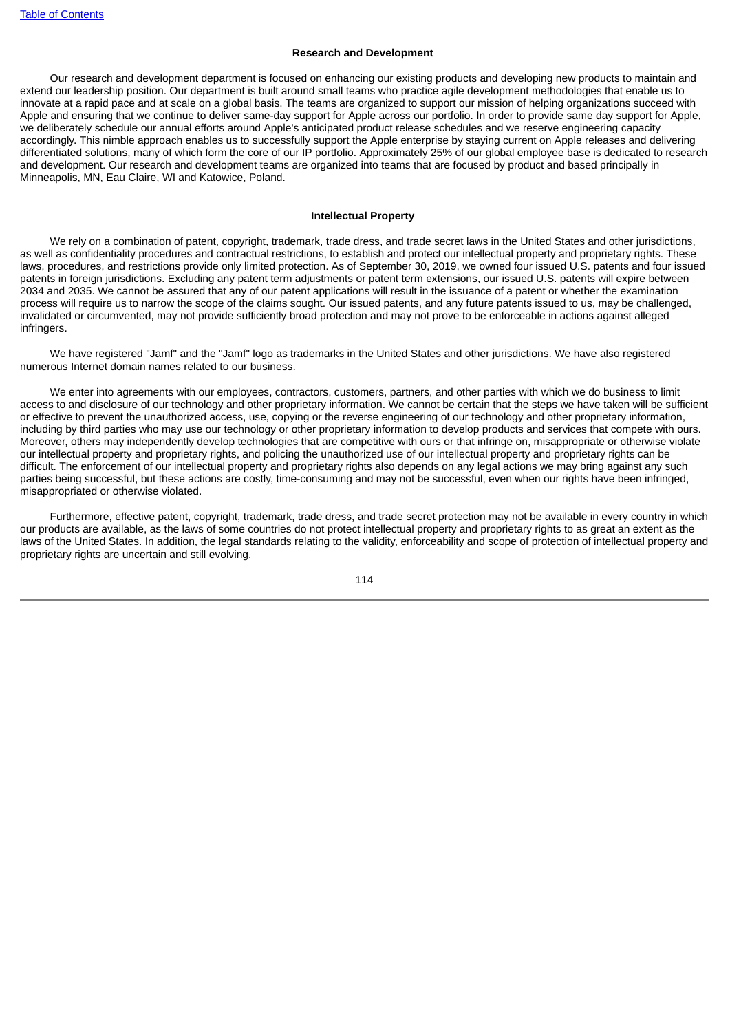### Research and Development

Our research and development department is focused on enhancing our existing products and developing new products to maintain and extend our leadership position. Our department is built around small teams who practice agile development methodologies that enable us to innovate at a rapid pace and at scale on a global basis. The teams are organized to support our mission of helping organizations succeed with Apple and ensuring that we continue to deliver same-day support for Apple across our portfolio. In order to provide same day support for Apple, we deliberately schedule our annual efforts around Apple's anticipated product release schedules and we reserve engineering capacity accordingly. This nimble approach enables us to successfully support the Apple enterprise by staying current on Apple releases and delivering differentiated solutions, many of which form the core of our IP portfolio. Approximately 25% of our global employee base is dedicated to research and development. Our research and development teams are organized into teams that are focused by product and based principally in Minneapolis, MN, Eau Claire, WI and Katowice, Poland.

### Intellectual Property

We rely on a combination of patent, copyright, trademark, trade dress, and trade secret laws in the United States and other jurisdictions, as well as confidentiality procedures and contractual restrictions, to establish and protect our intellectual property and proprietary rights. These laws, procedures, and restrictions provide only limited protection. As of September 30, 2019, we owned four issued U.S. patents and four issued patents in foreign jurisdictions. Excluding any patent term adjustments or patent term extensions, our issued U.S. patents will expire between 2034 and 2035. We cannot be assured that any of our patent applications will result in the issuance of a patent or whether the examination process will require us to narrow the scope of the claims sought. Our issued patents, and any future patents issued to us, may be challenged, invalidated or circumvented, may not provide sufficiently broad protection and may not prove to be enforceable in actions against alleged infringers.

We have registered "Jamf" and the "Jamf" logo as trademarks in the United States and other jurisdictions. We have also registered numerous Internet domain names related to our business.

We enter into agreements with our employees, contractors, customers, partners, and other parties with which we do business to limit access to and disclosure of our technology and other proprietary information. We cannot be certain that the steps we have taken will be sufficient or effective to prevent the unauthorized access, use, copying or the reverse engineering of our technology and other proprietary information, including by third parties who may use our technology or other proprietary information to develop products and services that compete with ours. Moreover, others may independently develop technologies that are competitive with ours or that infringe on, misappropriate or otherwise violate our intellectual property and proprietary rights, and policing the unauthorized use of our intellectual property and proprietary rights can be difficult. The enforcement of our intellectual property and proprietary rights also depends on any legal actions we may bring against any such parties being successful, but these actions are costly, time-consuming and may not be successful, even when our rights have been infringed, misappropriated or otherwise violated.

Furthermore, effective patent, copyright, trademark, trade dress, and trade secret protection may not be available in every country in which our products are available, as the laws of some countries do not protect intellectual property and proprietary rights to as great an extent as the laws of the United States. In addition, the legal standards relating to the validity, enforceability and scope of protection of intellectual property and proprietary rights are uncertain and still evolving.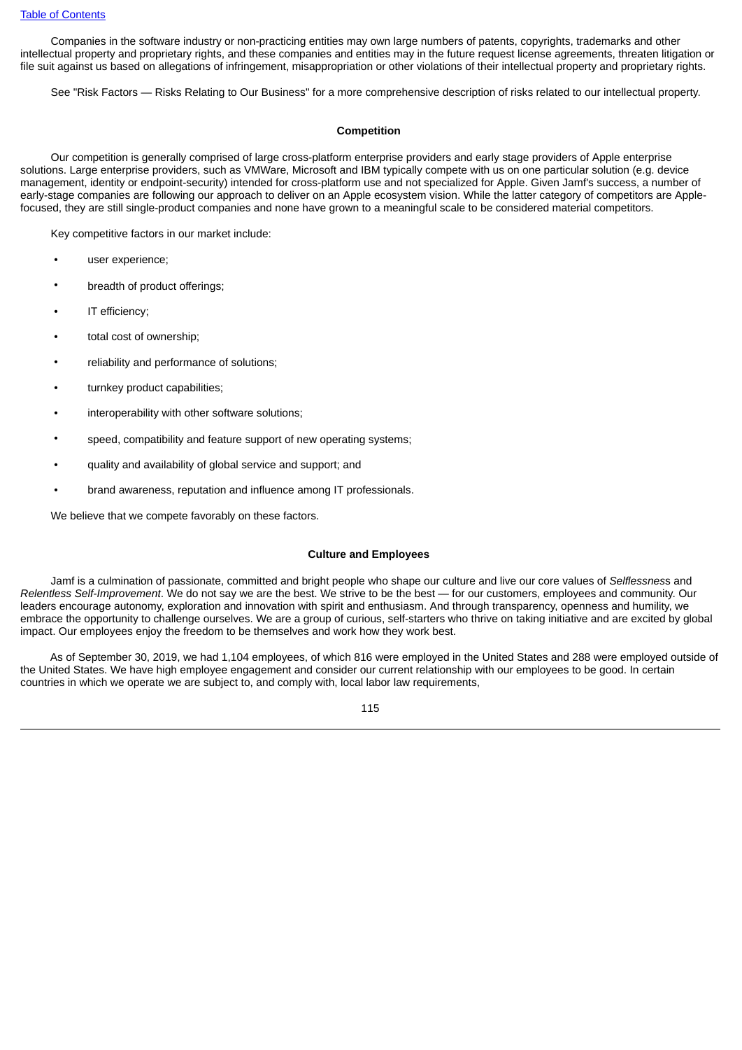Companies in the software industry or non-practicing entities may own large numbers of patents, copyrights, trademarks and other intellectual property and proprietary rights, and these companies and entities may in the future request license agreements, threaten litigation or file suit against us based on allegations of infringement, misappropriation or other violations of their intellectual property and proprietary rights.

See "Risk Factors — Risks Relating to Our Business" for a more comprehensive description of risks related to our intellectual property.

## Competition

Our competition is generally comprised of large cross-platform enterprise providers and early stage providers of Apple enterprise solutions. Large enterprise providers, such as VMWare, Microsoft and IBM typically compete with us on one particular solution (e.g. device management, identity or endpoint-security) intended for cross-platform use and not specialized for Apple. Given Jamf's success, a number of early-stage companies are following our approach to deliver on an Apple ecosystem vision. While the latter category of competitors are Apple-focused, they are still single-product companies and none have grown to a meaningful scale to be considered material competitors.

Key competitive factors in our market include:

- user experience;
- breadth of product offerings;
- IT efficiency;
- total cost of ownership;
- reliability and performance of solutions;
- turnkey product capabilities;
- interoperability with other software solutions;
- speed, compatibility and feature support of new operating systems;
- quality and availability of global service and support; and
- brand awareness, reputation and influence among IT professionals.

We believe that we compete favorably on these factors.

## Culture and Employees

Jamf is a culmination of passionate, committed and bright people who shape our culture and live our core values of *Selflessness* and *Relentless Self-Improvement*. We do not say we are the best. We strive to be the best — for our customers, employees and community. Our leaders encourage autonomy, exploration and innovation with spirit and enthusiasm. And through transparency, openness and humility, we embrace the opportunity to challenge ourselves. We are a group of curious, self-starters who thrive on taking initiative and are excited by global impact. Our employees enjoy the freedom to be themselves and work how they work best.

As of September 30, 2019, we had 1,104 employees, of which 816 were employed in the United States and 288 were employed outside of the United States. We have high employee engagement and consider our current relationship with our employees to be good. In certain countries in which we operate we are subject to, and comply with, local labor law requirements,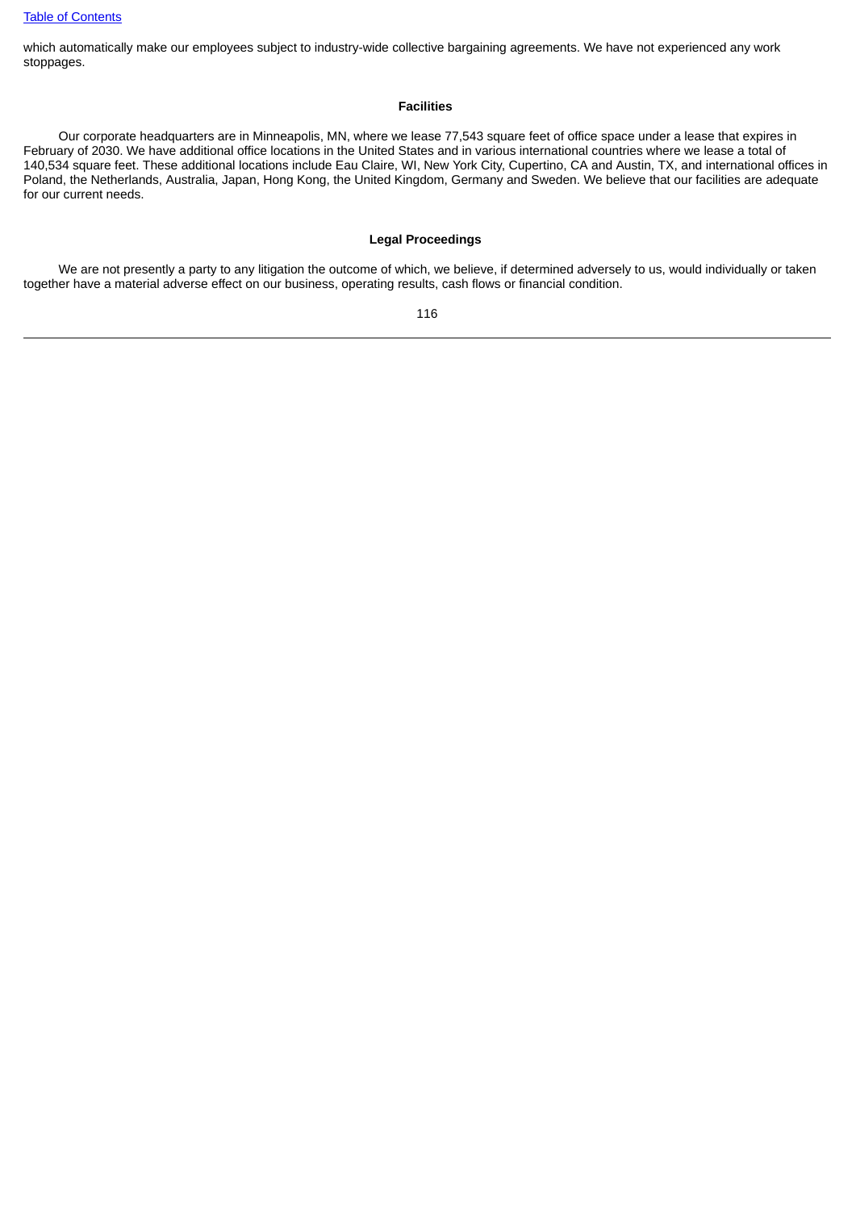which automatically make our employees subject to industry-wide collective bargaining agreements. We have not experienced any work stoppages.

### Facilities

Our corporate headquarters are in Minneapolis, MN, where we lease 77,543 square feet of office space under a lease that expires in February of 2030. We have additional office locations in the United States and in various international countries where we lease a total of 140,534 square feet. These additional locations include Eau Claire, WI, New York City, Cupertino, CA and Austin, TX, and international offices in Poland, the Netherlands, Australia, Japan, Hong Kong, the United Kingdom, Germany and Sweden. We believe that our facilities are adequate for our current needs.

### Legal Proceedings

We are not presently a party to any litigation the outcome of which, we believe, if determined adversely to us, would individually or taken together have a material adverse effect on our business, operating results, cash flows or financial condition.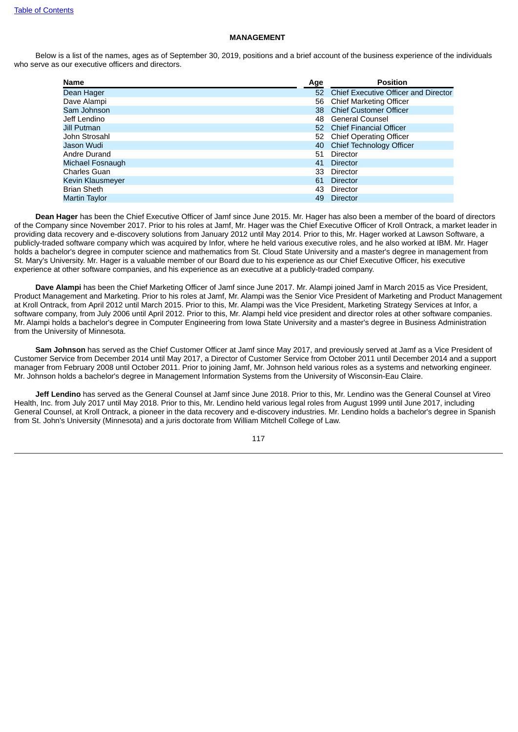## MANAGEMENT

Below is a list of the names, ages as of September 30, 2019, positions and a brief account of the business experience of the individuals who serve as our executive officers and directors.

| Name | Age | Position |
| --- | --- | --- |
| Dean Hager | 52 | Chief Executive Officer and Director |
| Dave Alampi | 56 | Chief Marketing Officer |
| Sam Johnson | 38 | Chief Customer Officer |
| Jeff Lendino | 48 | General Counsel |
| Jill Putman | 52 | Chief Financial Officer |
| John Strosahl | 52 | Chief Operating Officer |
| Jason Wudi | 40 | Chief Technology Officer |
| Andre Durand | 51 | Director |
| Michael Fosnaugh | 41 | Director |
| Charles Guan | 33 | Director |
| Kevin Klausmeyer | 61 | Director |
| Brian Sheth | 43 | Director |
| Martin Taylor | 49 | Director |

**Dean Hager** has been the Chief Executive Officer of Jamf since June 2015. Mr. Hager has also been a member of the board of directors of the Company since November 2017. Prior to his roles at Jamf, Mr. Hager was the Chief Executive Officer of Kroll Ontrack, a market leader in providing data recovery and e-discovery solutions from January 2012 until May 2014. Prior to this, Mr. Hager worked at Lawson Software, a publicly-traded software company which was acquired by Infor, where he held various executive roles, and he also worked at IBM. Mr. Hager holds a bachelor's degree in computer science and mathematics from St. Cloud State University and a master's degree in management from St. Mary's University. Mr. Hager is a valuable member of our Board due to his experience as our Chief Executive Officer, his executive experience at other software companies, and his experience as an executive at a publicly-traded company.

**Dave Alampi** has been the Chief Marketing Officer of Jamf since June 2017. Mr. Alampi joined Jamf in March 2015 as Vice President, Product Management and Marketing. Prior to his roles at Jamf, Mr. Alampi was the Senior Vice President of Marketing and Product Management at Kroll Ontrack, from April 2012 until March 2015. Prior to this, Mr. Alampi was the Vice President, Marketing Strategy Services at Infor, a software company, from July 2006 until April 2012. Prior to this, Mr. Alampi held vice president and director roles at other software companies. Mr. Alampi holds a bachelor's degree in Computer Engineering from Iowa State University and a master's degree in Business Administration from the University of Minnesota.

**Sam Johnson** has served as the Chief Customer Officer at Jamf since May 2017, and previously served at Jamf as a Vice President of Customer Service from December 2014 until May 2017, a Director of Customer Service from October 2011 until December 2014 and a support manager from February 2008 until October 2011. Prior to joining Jamf, Mr. Johnson held various roles as a systems and networking engineer. Mr. Johnson holds a bachelor's degree in Management Information Systems from the University of Wisconsin-Eau Claire.

**Jeff Lendino** has served as the General Counsel at Jamf since June 2018. Prior to this, Mr. Lendino was the General Counsel at Vireo Health, Inc. from July 2017 until May 2018. Prior to this, Mr. Lendino held various legal roles from August 1999 until June 2017, including General Counsel, at Kroll Ontrack, a pioneer in the data recovery and e-discovery industries. Mr. Lendino holds a bachelor's degree in Spanish from St. John's University (Minnesota) and a juris doctorate from William Mitchell College of Law.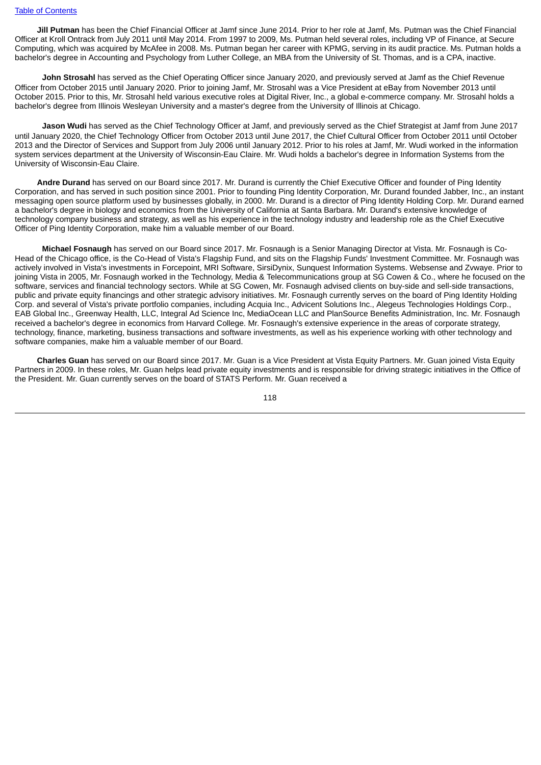**Jill Putman** has been the Chief Financial Officer at Jamf since June 2014. Prior to her role at Jamf, Ms. Putman was the Chief Financial Officer at Kroll Ontrack from July 2011 until May 2014. From 1997 to 2009, Ms. Putman held several roles, including VP of Finance, at Secure Computing, which was acquired by McAfee in 2008. Ms. Putman began her career with KPMG, serving in its audit practice. Ms. Putman holds a bachelor's degree in Accounting and Psychology from Luther College, an MBA from the University of St. Thomas, and is a CPA, inactive.

**John Strosahl** has served as the Chief Operating Officer since January 2020, and previously served at Jamf as the Chief Revenue Officer from October 2015 until January 2020. Prior to joining Jamf, Mr. Strosahl was a Vice President at eBay from November 2013 until October 2015. Prior to this, Mr. Strosahl held various executive roles at Digital River, Inc., a global e-commerce company. Mr. Strosahl holds a bachelor's degree from Illinois Wesleyan University and a master's degree from the University of Illinois at Chicago.

**Jason Wudi** has served as the Chief Technology Officer at Jamf, and previously served as the Chief Strategist at Jamf from June 2017 until January 2020, the Chief Technology Officer from October 2013 until June 2017, the Chief Cultural Officer from October 2011 until October 2013 and the Director of Services and Support from July 2006 until January 2012. Prior to his roles at Jamf, Mr. Wudi worked in the information system services department at the University of Wisconsin-Eau Claire. Mr. Wudi holds a bachelor's degree in Information Systems from the University of Wisconsin-Eau Claire.

**Andre Durand** has served on our Board since 2017. Mr. Durand is currently the Chief Executive Officer and founder of Ping Identity Corporation, and has served in such position since 2001. Prior to founding Ping Identity Corporation, Mr. Durand founded Jabber, Inc., an instant messaging open source platform used by businesses globally, in 2000. Mr. Durand is a director of Ping Identity Holding Corp. Mr. Durand earned a bachelor's degree in biology and economics from the University of California at Santa Barbara. Mr. Durand's extensive knowledge of technology company business and strategy, as well as his experience in the technology industry and leadership role as the Chief Executive Officer of Ping Identity Corporation, make him a valuable member of our Board.

**Michael Fosnaugh** has served on our Board since 2017. Mr. Fosnaugh is a Senior Managing Director at Vista. Mr. Fosnaugh is Co-Head of the Chicago office, is the Co-Head of Vista's Flagship Fund, and sits on the Flagship Funds' Investment Committee. Mr. Fosnaugh was actively involved in Vista's investments in Forcepoint, MRI Software, SirsiDynix, Sunquest Information Systems. Websense and Zvwaye. Prior to joining Vista in 2005, Mr. Fosnaugh worked in the Technology, Media & Telecommunications group at SG Cowen & Co., where he focused on the software, services and financial technology sectors. While at SG Cowen, Mr. Fosnaugh advised clients on buy-side and sell-side transactions, public and private equity financings and other strategic advisory initiatives. Mr. Fosnaugh currently serves on the board of Ping Identity Holding Corp. and several of Vista's private portfolio companies, including Acquia Inc., Advicent Solutions Inc., Alegeus Technologies Holdings Corp., EAB Global Inc., Greenway Health, LLC, Integral Ad Science Inc, MediaOcean LLC and PlanSource Benefits Administration, Inc. Mr. Fosnaugh received a bachelor's degree in economics from Harvard College. Mr. Fosnaugh's extensive experience in the areas of corporate strategy, technology, finance, marketing, business transactions and software investments, as well as his experience working with other technology and software companies, make him a valuable member of our Board.

**Charles Guan** has served on our Board since 2017. Mr. Guan is a Vice President at Vista Equity Partners. Mr. Guan joined Vista Equity Partners in 2009. In these roles, Mr. Guan helps lead private equity investments and is responsible for driving strategic initiatives in the Office of the President. Mr. Guan currently serves on the board of STATS Perform. Mr. Guan received a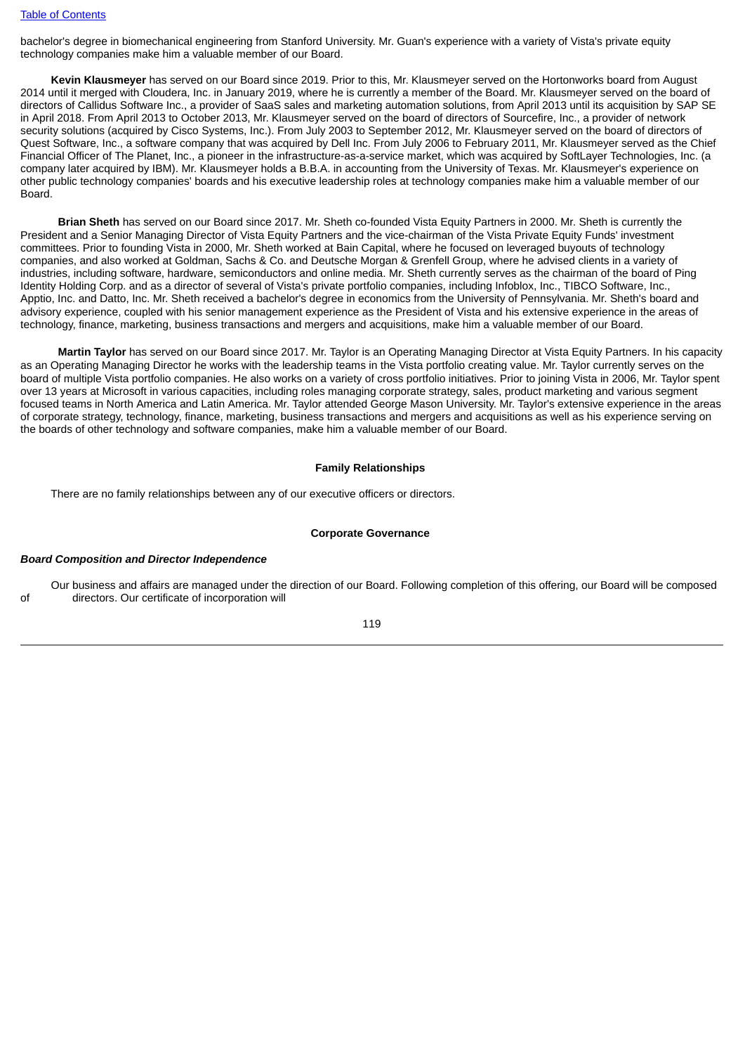bachelor's degree in biomechanical engineering from Stanford University. Mr. Guan's experience with a variety of Vista's private equity technology companies make him a valuable member of our Board.

**Kevin Klausmeyer** has served on our Board since 2019. Prior to this, Mr. Klausmeyer served on the Hortonworks board from August 2014 until it merged with Cloudera, Inc. in January 2019, where he is currently a member of the Board. Mr. Klausmeyer served on the board of directors of Callidus Software Inc., a provider of SaaS sales and marketing automation solutions, from April 2013 until its acquisition by SAP SE in April 2018. From April 2013 to October 2013, Mr. Klausmeyer served on the board of directors of Sourcefire, Inc., a provider of network security solutions (acquired by Cisco Systems, Inc.). From July 2003 to September 2012, Mr. Klausmeyer served on the board of directors of Quest Software, Inc., a software company that was acquired by Dell Inc. From July 2006 to February 2011, Mr. Klausmeyer served as the Chief Financial Officer of The Planet, Inc., a pioneer in the infrastructure-as-a-service market, which was acquired by SoftLayer Technologies, Inc. (a company later acquired by IBM). Mr. Klausmeyer holds a B.B.A. in accounting from the University of Texas. Mr. Klausmeyer's experience on other public technology companies' boards and his executive leadership roles at technology companies make him a valuable member of our Board.

**Brian Sheth** has served on our Board since 2017. Mr. Sheth co-founded Vista Equity Partners in 2000. Mr. Sheth is currently the President and a Senior Managing Director of Vista Equity Partners and the vice-chairman of the Vista Private Equity Funds' investment committees. Prior to founding Vista in 2000, Mr. Sheth worked at Bain Capital, where he focused on leveraged buyouts of technology companies, and also worked at Goldman, Sachs & Co. and Deutsche Morgan & Grenfell Group, where he advised clients in a variety of industries, including software, hardware, semiconductors and online media. Mr. Sheth currently serves as the chairman of the board of Ping Identity Holding Corp. and as a director of several of Vista's private portfolio companies, including Infoblox, Inc., TIBCO Software, Inc., Apptio, Inc. and Datto, Inc. Mr. Sheth received a bachelor's degree in economics from the University of Pennsylvania. Mr. Sheth's board and advisory experience, coupled with his senior management experience as the President of Vista and his extensive experience in the areas of technology, finance, marketing, business transactions and mergers and acquisitions, make him a valuable member of our Board.

**Martin Taylor** has served on our Board since 2017. Mr. Taylor is an Operating Managing Director at Vista Equity Partners. In his capacity as an Operating Managing Director he works with the leadership teams in the Vista portfolio creating value. Mr. Taylor currently serves on the board of multiple Vista portfolio companies. He also works on a variety of cross portfolio initiatives. Prior to joining Vista in 2006, Mr. Taylor spent over 13 years at Microsoft in various capacities, including roles managing corporate strategy, sales, product marketing and various segment focused teams in North America and Latin America. Mr. Taylor attended George Mason University. Mr. Taylor's extensive experience in the areas of corporate strategy, technology, finance, marketing, business transactions and mergers and acquisitions as well as his experience serving on the boards of other technology and software companies, make him a valuable member of our Board.

## Family Relationships

There are no family relationships between any of our executive officers or directors.

## Corporate Governance

### *Board Composition and Director Independence*

Our business and affairs are managed under the direction of our Board. Following completion of this offering, our Board will be composed of directors. Our certificate of incorporation will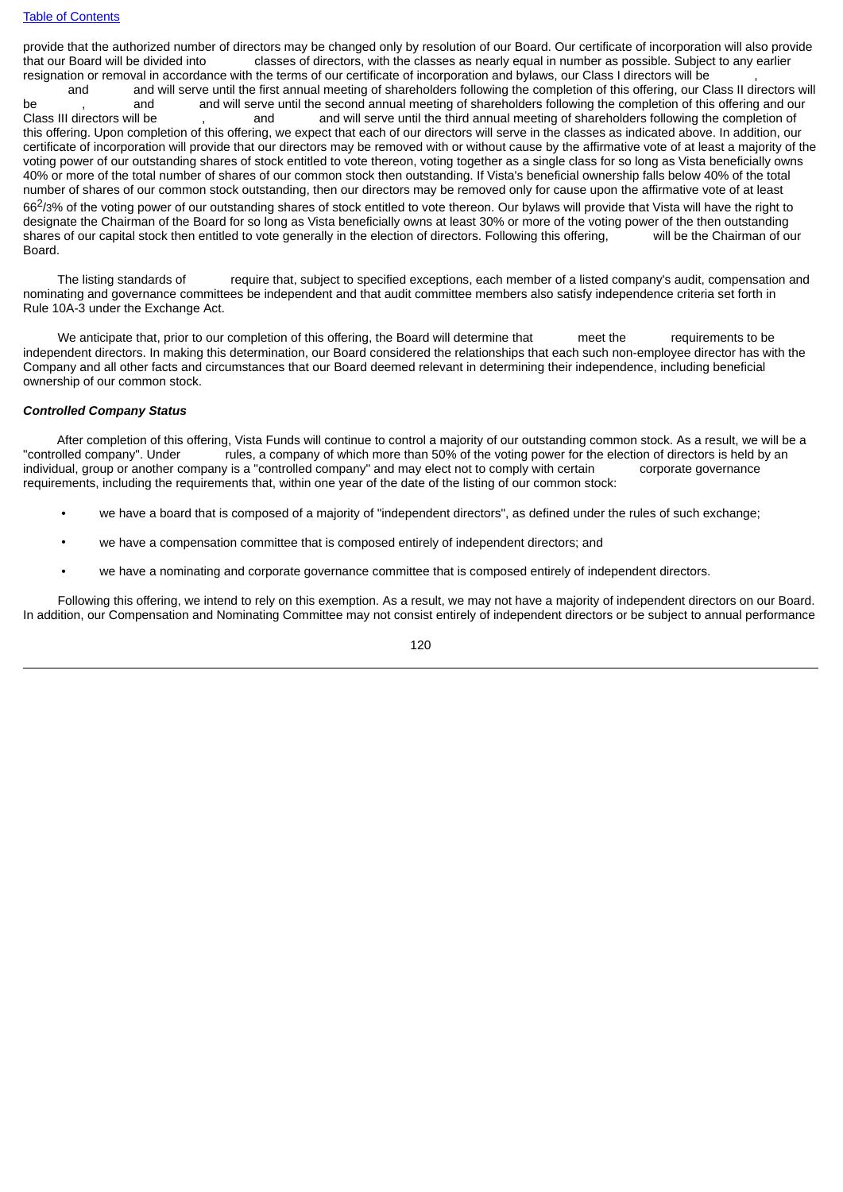provide that the authorized number of directors may be changed only by resolution of our Board. Our certificate of incorporation will also provide that our Board will be divided into classes of directors, with the classes as nearly equal in number as possible. Subject to any earlier resignation or removal in accordance with the terms of our certificate of incorporation and bylaws, our Class I directors will be , and and will serve until the first annual meeting of shareholders following the completion of this offering, our Class II directors will be , and and will serve until the second annual meeting of shareholders following the completion of this offering and our Class III directors will be , and and will serve until the third annual meeting of shareholders following the completion of this offering. Upon completion of this offering, we expect that each of our directors will serve in the classes as indicated above. In addition, our certificate of incorporation will provide that our directors may be removed with or without cause by the affirmative vote of at least a majority of the voting power of our outstanding shares of stock entitled to vote thereon, voting together as a single class for so long as Vista beneficially owns 40% or more of the total number of shares of our common stock then outstanding. If Vista's beneficial ownership falls below 40% of the total number of shares of our common stock outstanding, then our directors may be removed only for cause upon the affirmative vote of at least $66^{2}/_{3}$% of the voting power of our outstanding shares of stock entitled to vote thereon. Our bylaws will provide that Vista will have the right to designate the Chairman of the Board for so long as Vista beneficially owns at least 30% or more of the voting power of the then outstanding shares of our capital stock then entitled to vote generally in the election of directors. Following this offering, will be the Chairman of our Board.

The listing standards of require that, subject to specified exceptions, each member of a listed company's audit, compensation and nominating and governance committees be independent and that audit committee members also satisfy independence criteria set forth in Rule 10A-3 under the Exchange Act.

We anticipate that, prior to our completion of this offering, the Board will determine that meet the requirements to be independent directors. In making this determination, our Board considered the relationships that each such non-employee director has with the Company and all other facts and circumstances that our Board deemed relevant in determining their independence, including beneficial ownership of our common stock.

***Controlled Company Status***

After completion of this offering, Vista Funds will continue to control a majority of our outstanding common stock. As a result, we will be a "controlled company". Under rules, a company of which more than 50% of the voting power for the election of directors is held by an individual, group or another company is a "controlled company" and may elect not to comply with certain corporate governance requirements, including the requirements that, within one year of the date of the listing of our common stock:

- we have a board that is composed of a majority of "independent directors", as defined under the rules of such exchange;
- we have a compensation committee that is composed entirely of independent directors; and
- we have a nominating and corporate governance committee that is composed entirely of independent directors.

Following this offering, we intend to rely on this exemption. As a result, we may not have a majority of independent directors on our Board. In addition, our Compensation and Nominating Committee may not consist entirely of independent directors or be subject to annual performance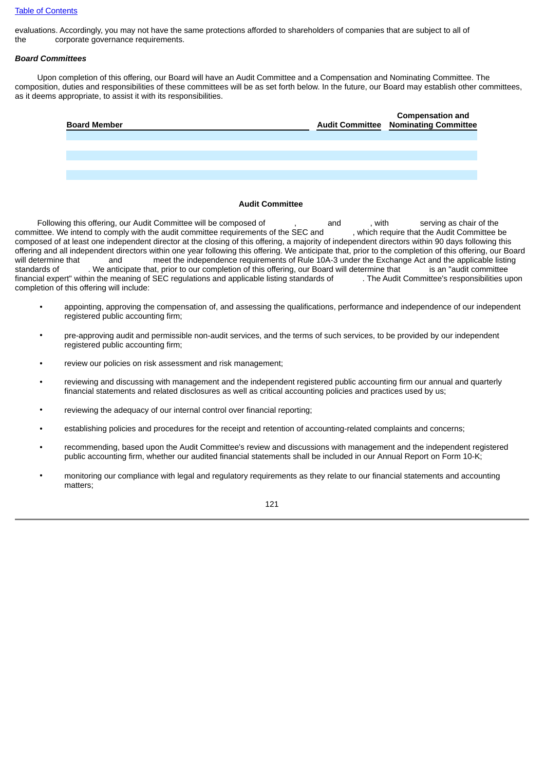evaluations. Accordingly, you may not have the same protections afforded to shareholders of companies that are subject to all of the corporate governance requirements.

***Board Committees***

Upon completion of this offering, our Board will have an Audit Committee and a Compensation and Nominating Committee. The composition, duties and responsibilities of these committees will be as set forth below. In the future, our Board may establish other committees, as it deems appropriate, to assist it with its responsibilities.

| Board Member | Audit Committee | Compensation and Nominating Committee |
|---|---|---|
| | | |
| | | |
| | | |
| | | |
| | | |

**Audit Committee**

Following this offering, our Audit Committee will be composed of , and , with serving as chair of the committee. We intend to comply with the audit committee requirements of the SEC and , which require that the Audit Committee be composed of at least one independent director at the closing of this offering, a majority of independent directors within 90 days following this offering and all independent directors within one year following this offering. We anticipate that, prior to the completion of this offering, our Board will determine that and meet the independence requirements of Rule 10A-3 under the Exchange Act and the applicable listing standards of . We anticipate that, prior to our completion of this offering, our Board will determine that is an "audit committee financial expert" within the meaning of SEC regulations and applicable listing standards of . The Audit Committee's responsibilities upon completion of this offering will include:

- appointing, approving the compensation of, and assessing the qualifications, performance and independence of our independent registered public accounting firm;
- pre-approving audit and permissible non-audit services, and the terms of such services, to be provided by our independent registered public accounting firm;
- review our policies on risk assessment and risk management;
- reviewing and discussing with management and the independent registered public accounting firm our annual and quarterly financial statements and related disclosures as well as critical accounting policies and practices used by us;
- reviewing the adequacy of our internal control over financial reporting;
- establishing policies and procedures for the receipt and retention of accounting-related complaints and concerns;
- recommending, based upon the Audit Committee's review and discussions with management and the independent registered public accounting firm, whether our audited financial statements shall be included in our Annual Report on Form 10-K;
- monitoring our compliance with legal and regulatory requirements as they relate to our financial statements and accounting matters;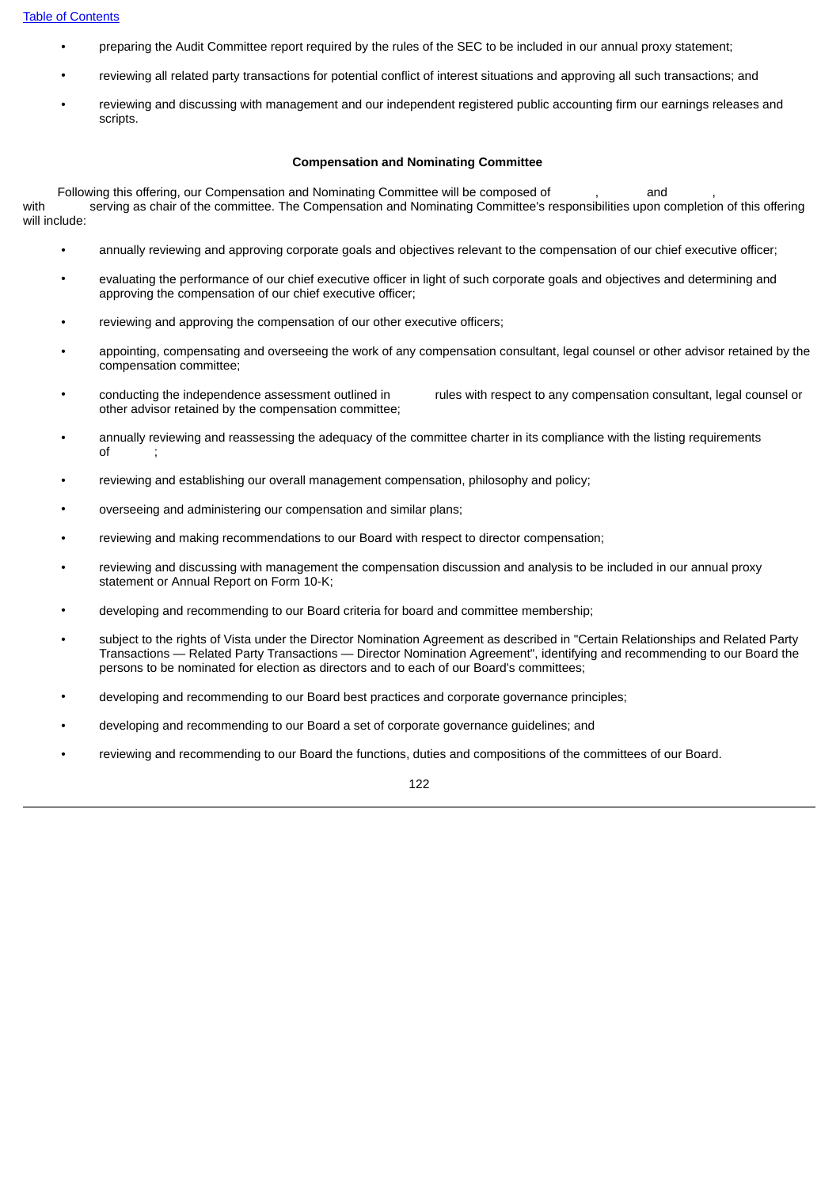- preparing the Audit Committee report required by the rules of the SEC to be included in our annual proxy statement;
- reviewing all related party transactions for potential conflict of interest situations and approving all such transactions; and
- reviewing and discussing with management and our independent registered public accounting firm our earnings releases and scripts.

**Compensation and Nominating Committee**

Following this offering, our Compensation and Nominating Committee will be composed of , and , with serving as chair of the committee. The Compensation and Nominating Committee's responsibilities upon completion of this offering will include:

- annually reviewing and approving corporate goals and objectives relevant to the compensation of our chief executive officer;
- evaluating the performance of our chief executive officer in light of such corporate goals and objectives and determining and approving the compensation of our chief executive officer;
- reviewing and approving the compensation of our other executive officers;
- appointing, compensating and overseeing the work of any compensation consultant, legal counsel or other advisor retained by the compensation committee;
- conducting the independence assessment outlined in rules with respect to any compensation consultant, legal counsel or other advisor retained by the compensation committee;
- annually reviewing and reassessing the adequacy of the committee charter in its compliance with the listing requirements of ;
- reviewing and establishing our overall management compensation, philosophy and policy;
- overseeing and administering our compensation and similar plans;
- reviewing and making recommendations to our Board with respect to director compensation;
- reviewing and discussing with management the compensation discussion and analysis to be included in our annual proxy statement or Annual Report on Form 10-K;
- developing and recommending to our Board criteria for board and committee membership;
- subject to the rights of Vista under the Director Nomination Agreement as described in "Certain Relationships and Related Party Transactions — Related Party Transactions — Director Nomination Agreement", identifying and recommending to our Board the persons to be nominated for election as directors and to each of our Board's committees;
- developing and recommending to our Board best practices and corporate governance principles;
- developing and recommending to our Board a set of corporate governance guidelines; and
- reviewing and recommending to our Board the functions, duties and compositions of the committees of our Board.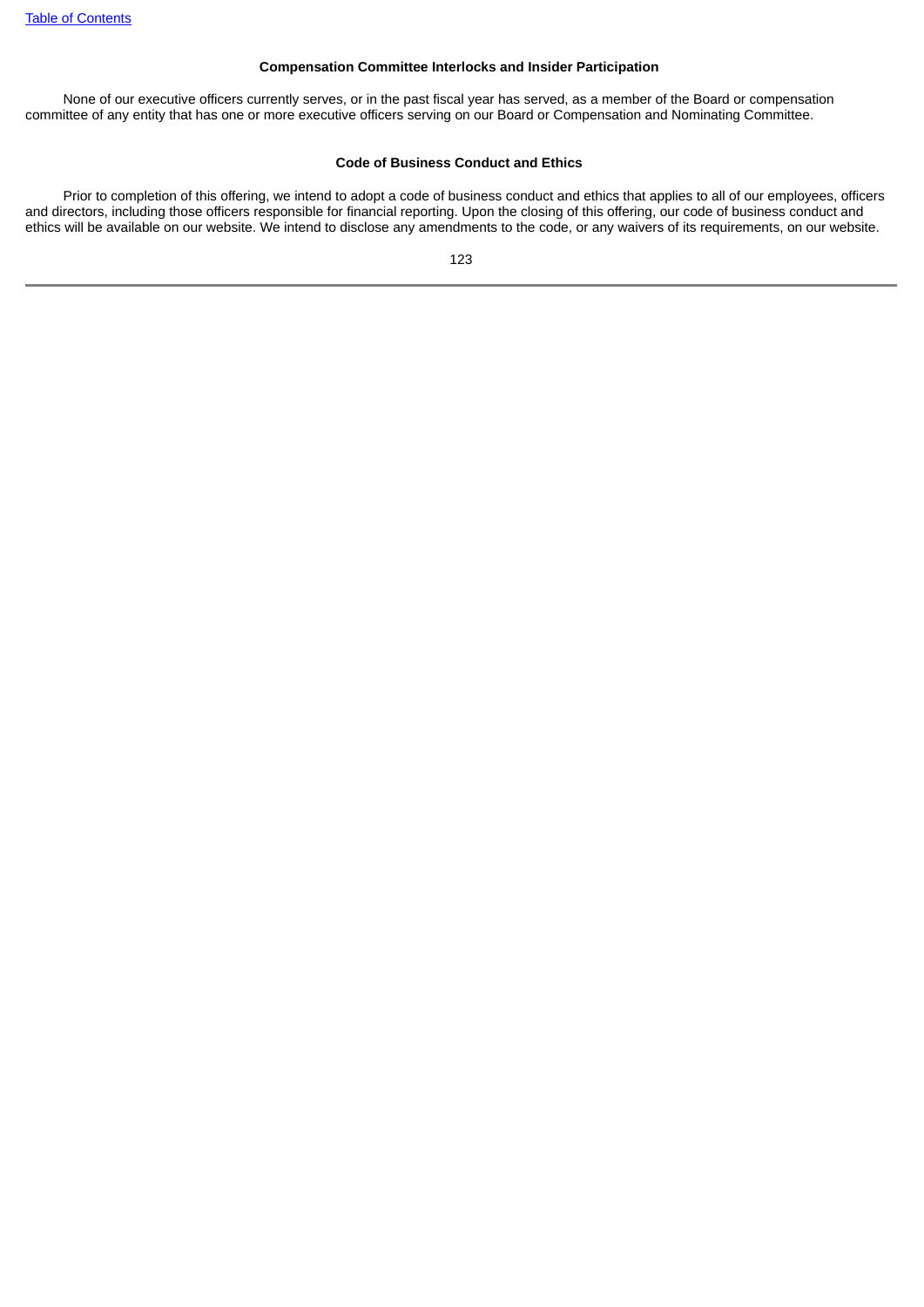### Compensation Committee Interlocks and Insider Participation

None of our executive officers currently serves, or in the past fiscal year has served, as a member of the Board or compensation committee of any entity that has one or more executive officers serving on our Board or Compensation and Nominating Committee.

### Code of Business Conduct and Ethics

Prior to completion of this offering, we intend to adopt a code of business conduct and ethics that applies to all of our employees, officers and directors, including those officers responsible for financial reporting. Upon the closing of this offering, our code of business conduct and ethics will be available on our website. We intend to disclose any amendments to the code, or any waivers of its requirements, on our website.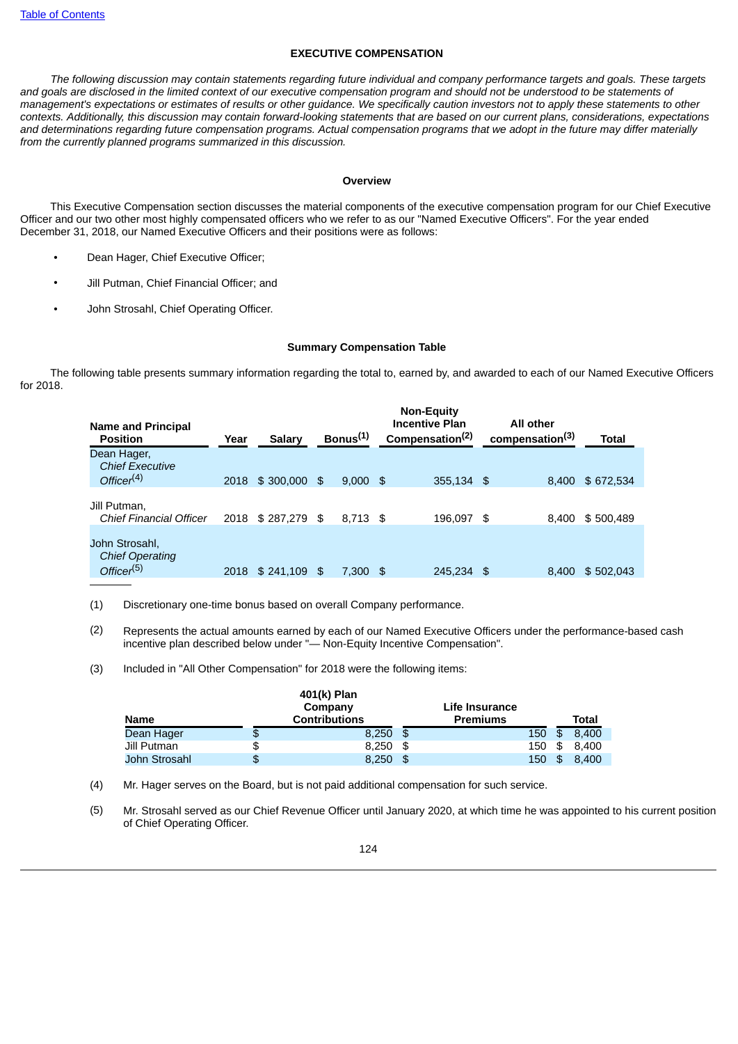[Table of Contents](#)

## EXECUTIVE COMPENSATION

*The following discussion may contain statements regarding future individual and company performance targets and goals. These targets and goals are disclosed in the limited context of our executive compensation program and should not be understood to be statements of management's expectations or estimates of results or other guidance. We specifically caution investors not to apply these statements to other contexts. Additionally, this discussion may contain forward-looking statements that are based on our current plans, considerations, expectations and determinations regarding future compensation programs. Actual compensation programs that we adopt in the future may differ materially from the currently planned programs summarized in this discussion.*

### Overview

This Executive Compensation section discusses the material components of the executive compensation program for our Chief Executive Officer and our two other most highly compensated officers who we refer to as our "Named Executive Officers". For the year ended December 31, 2018, our Named Executive Officers and their positions were as follows:

- Dean Hager, Chief Executive Officer;
- Jill Putman, Chief Financial Officer; and
- John Strosahl, Chief Operating Officer.

### Summary Compensation Table

The following table presents summary information regarding the total to, earned by, and awarded to each of our Named Executive Officers for 2018.

| Name and Principal Position | Year | Salary | Bonus[1] | Non-Equity Incentive Plan Compensation[2] | All other compensation[3] | Total |
|---|---|---|---|---|---|---|
| Dean Hager, *Chief Executive Officer*[4] | 2018 | $ 300,000 | $ 9,000 | $ 355,134 | $ 8,400 | $ 672,534 |
| Jill Putman, *Chief Financial Officer* | 2018 | $ 287,279 | $ 8,713 | $ 196,097 | $ 8,400 | $ 500,489 |
| John Strosahl, *Chief Operating Officer*[5] | 2018 | $ 241,109 | $ 7,300 | $ 245,234 | $ 8,400 | $ 502,043 |

(1) Discretionary one-time bonus based on overall Company performance.

(2) Represents the actual amounts earned by each of our Named Executive Officers under the performance-based cash incentive plan described below under "— Non-Equity Incentive Compensation".

(3) Included in "All Other Compensation" for 2018 were the following items:

| Name | 401(k) Plan Company Contributions | Life Insurance Premiums | Total |
|---|---|---|---|
| Dean Hager | $ 8,250 | $ 150 | $ 8,400 |
| Jill Putman | $ 8,250 | $ 150 | $ 8,400 |
| John Strosahl | $ 8,250 | $ 150 | $ 8,400 |

(4) Mr. Hager serves on the Board, but is not paid additional compensation for such service.

(5) Mr. Strosahl served as our Chief Revenue Officer until January 2020, at which time he was appointed to his current position of Chief Operating Officer.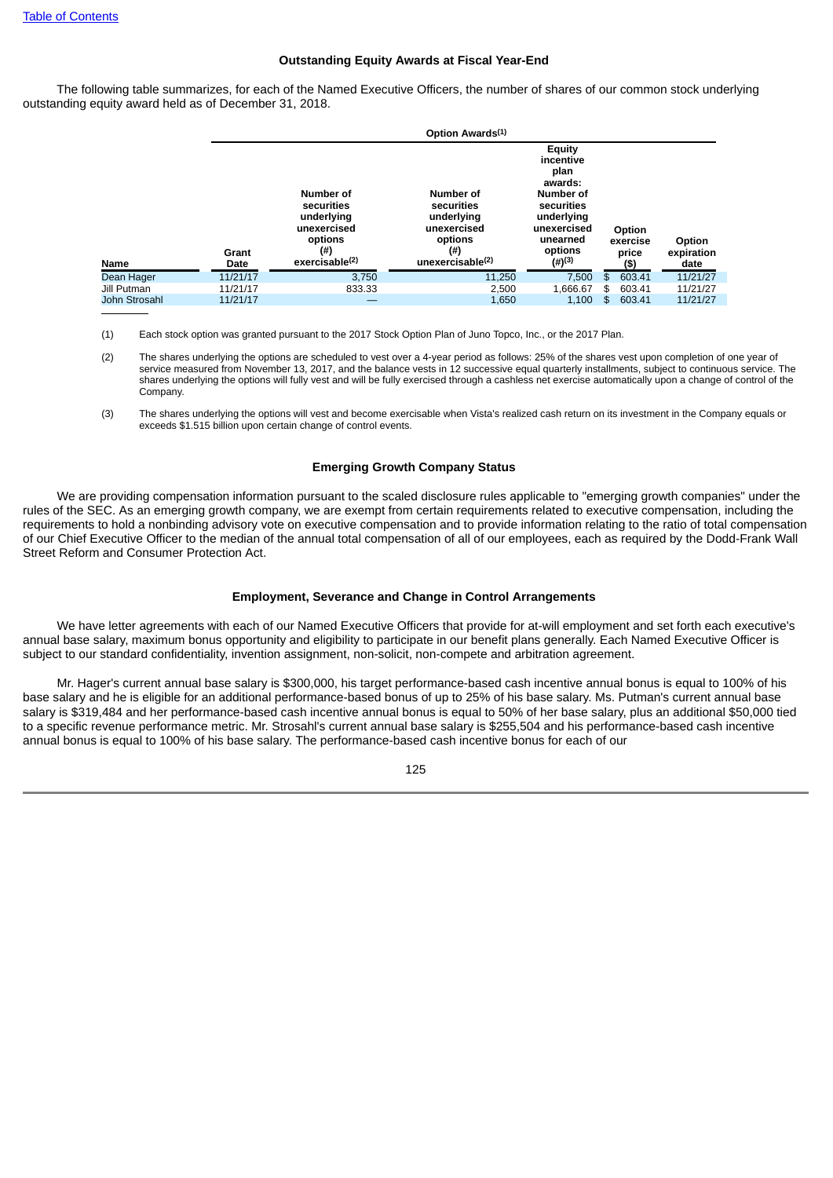### Outstanding Equity Awards at Fiscal Year-End

The following table summarizes, for each of the Named Executive Officers, the number of shares of our common stock underlying outstanding equity award held as of December 31, 2018.

| | Option Awards[(1)] | | | | | |
|---|---|---|---|---|---|---|
| Name | Grant Date | Number of securities underlying unexercised options (#) exercisable[(2)] | Number of securities underlying unexercised options (#) unexercisable[(2)] | Equity incentive plan awards: Number of securities underlying unexercised unearned options (#)[(3)] | Option exercise price ($) | Option expiration date |
| Dean Hager | 11/21/17 | 3,750 | 11,250 | 7,500 | $ 603.41 | 11/21/27 |
| Jill Putman | 11/21/17 | 833.33 | 2,500 | 1,666.67 | $ 603.41 | 11/21/27 |
| John Strosahl | 11/21/17 | — | 1,650 | 1,100 | $ 603.41 | 11/21/27 |

(1) Each stock option was granted pursuant to the 2017 Stock Option Plan of Juno Topco, Inc., or the 2017 Plan.

(2) The shares underlying the options are scheduled to vest over a 4-year period as follows: 25% of the shares vest upon completion of one year of service measured from November 13, 2017, and the balance vests in 12 successive equal quarterly installments, subject to continuous service. The shares underlying the options will fully vest and will be fully exercised through a cashless net exercise automatically upon a change of control of the Company.

(3) The shares underlying the options will vest and become exercisable when Vista's realized cash return on its investment in the Company equals or exceeds $1.515 billion upon certain change of control events.

### Emerging Growth Company Status

We are providing compensation information pursuant to the scaled disclosure rules applicable to "emerging growth companies" under the rules of the SEC. As an emerging growth company, we are exempt from certain requirements related to executive compensation, including the requirements to hold a nonbinding advisory vote on executive compensation and to provide information relating to the ratio of total compensation of our Chief Executive Officer to the median of the annual total compensation of all of our employees, each as required by the Dodd-Frank Wall Street Reform and Consumer Protection Act.

### Employment, Severance and Change in Control Arrangements

We have letter agreements with each of our Named Executive Officers that provide for at-will employment and set forth each executive's annual base salary, maximum bonus opportunity and eligibility to participate in our benefit plans generally. Each Named Executive Officer is subject to our standard confidentiality, invention assignment, non-solicit, non-compete and arbitration agreement.

Mr. Hager's current annual base salary is $300,000, his target performance-based cash incentive annual bonus is equal to 100% of his base salary and he is eligible for an additional performance-based bonus of up to 25% of his base salary. Ms. Putman's current annual base salary is $319,484 and her performance-based cash incentive annual bonus is equal to 50% of her base salary, plus an additional $50,000 tied to a specific revenue performance metric. Mr. Strosahl's current annual base salary is $255,504 and his performance-based cash incentive annual bonus is equal to 100% of his base salary. The performance-based cash incentive bonus for each of our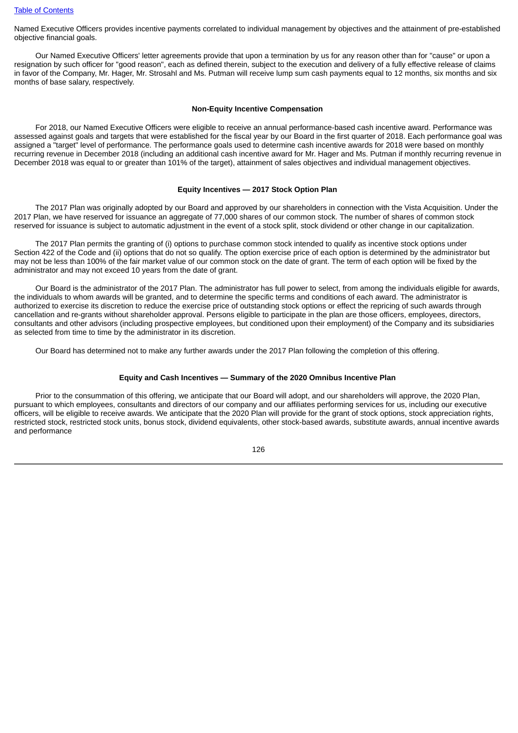Named Executive Officers provides incentive payments correlated to individual management by objectives and the attainment of pre-established objective financial goals.

Our Named Executive Officers' letter agreements provide that upon a termination by us for any reason other than for "cause" or upon a resignation by such officer for "good reason", each as defined therein, subject to the execution and delivery of a fully effective release of claims in favor of the Company, Mr. Hager, Mr. Strosahl and Ms. Putman will receive lump sum cash payments equal to 12 months, six months and six months of base salary, respectively.

**Non-Equity Incentive Compensation**

For 2018, our Named Executive Officers were eligible to receive an annual performance-based cash incentive award. Performance was assessed against goals and targets that were established for the fiscal year by our Board in the first quarter of 2018. Each performance goal was assigned a "target" level of performance. The performance goals used to determine cash incentive awards for 2018 were based on monthly recurring revenue in December 2018 (including an additional cash incentive award for Mr. Hager and Ms. Putman if monthly recurring revenue in December 2018 was equal to or greater than 101% of the target), attainment of sales objectives and individual management objectives.

**Equity Incentives — 2017 Stock Option Plan**

The 2017 Plan was originally adopted by our Board and approved by our shareholders in connection with the Vista Acquisition. Under the 2017 Plan, we have reserved for issuance an aggregate of 77,000 shares of our common stock. The number of shares of common stock reserved for issuance is subject to automatic adjustment in the event of a stock split, stock dividend or other change in our capitalization.

The 2017 Plan permits the granting of (i) options to purchase common stock intended to qualify as incentive stock options under Section 422 of the Code and (ii) options that do not so qualify. The option exercise price of each option is determined by the administrator but may not be less than 100% of the fair market value of our common stock on the date of grant. The term of each option will be fixed by the administrator and may not exceed 10 years from the date of grant.

Our Board is the administrator of the 2017 Plan. The administrator has full power to select, from among the individuals eligible for awards, the individuals to whom awards will be granted, and to determine the specific terms and conditions of each award. The administrator is authorized to exercise its discretion to reduce the exercise price of outstanding stock options or effect the repricing of such awards through cancellation and re-grants without shareholder approval. Persons eligible to participate in the plan are those officers, employees, directors, consultants and other advisors (including prospective employees, but conditioned upon their employment) of the Company and its subsidiaries as selected from time to time by the administrator in its discretion.

Our Board has determined not to make any further awards under the 2017 Plan following the completion of this offering.

**Equity and Cash Incentives — Summary of the 2020 Omnibus Incentive Plan**

Prior to the consummation of this offering, we anticipate that our Board will adopt, and our shareholders will approve, the 2020 Plan, pursuant to which employees, consultants and directors of our company and our affiliates performing services for us, including our executive officers, will be eligible to receive awards. We anticipate that the 2020 Plan will provide for the grant of stock options, stock appreciation rights, restricted stock, restricted stock units, bonus stock, dividend equivalents, other stock-based awards, substitute awards, annual incentive awards and performance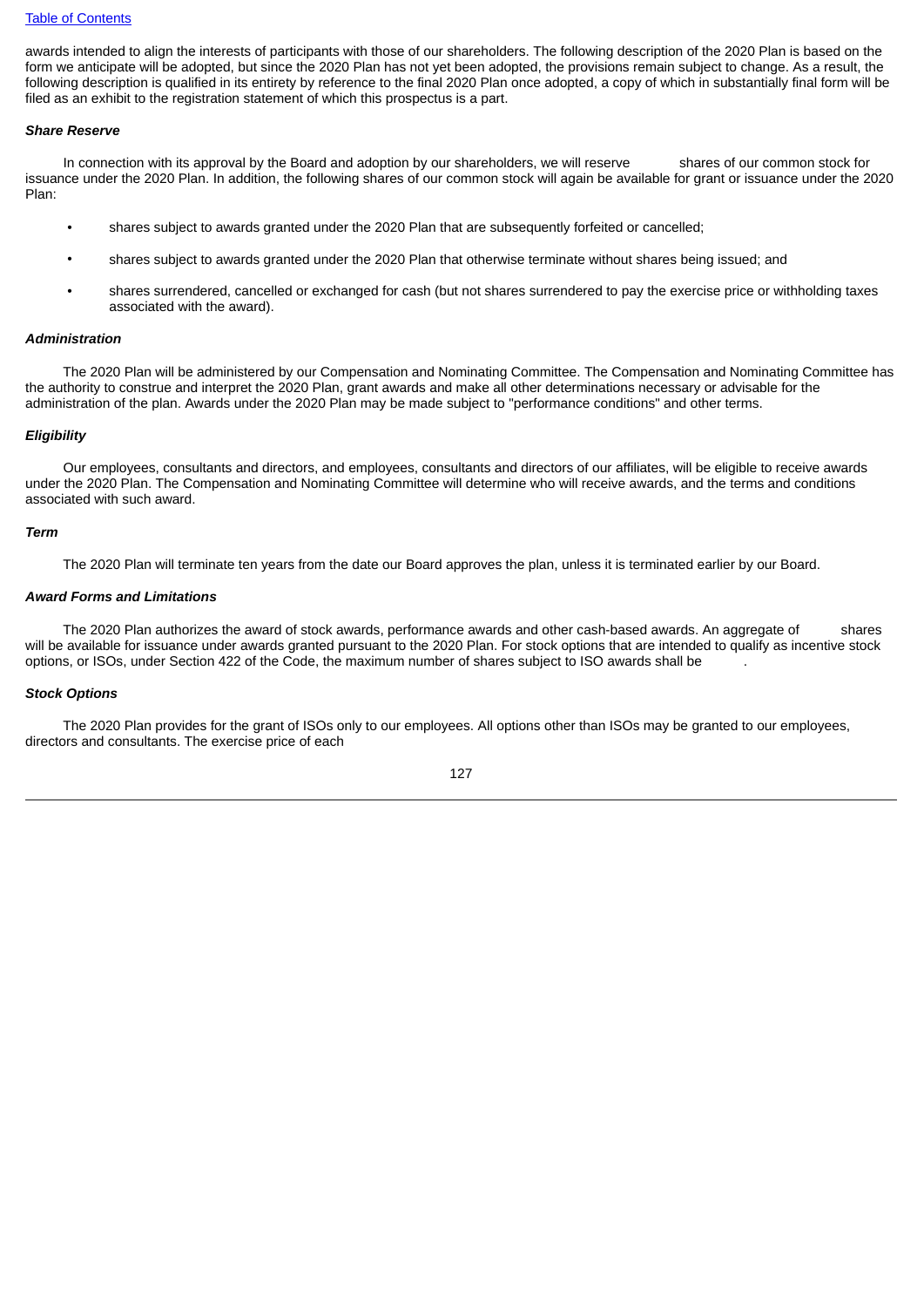awards intended to align the interests of participants with those of our shareholders. The following description of the 2020 Plan is based on the form we anticipate will be adopted, but since the 2020 Plan has not yet been adopted, the provisions remain subject to change. As a result, the following description is qualified in its entirety by reference to the final 2020 Plan once adopted, a copy of which in substantially final form will be filed as an exhibit to the registration statement of which this prospectus is a part.

***Share Reserve***

In connection with its approval by the Board and adoption by our shareholders, we will reserve shares of our common stock for issuance under the 2020 Plan. In addition, the following shares of our common stock will again be available for grant or issuance under the 2020 Plan:

- shares subject to awards granted under the 2020 Plan that are subsequently forfeited or cancelled;
- shares subject to awards granted under the 2020 Plan that otherwise terminate without shares being issued; and
- shares surrendered, cancelled or exchanged for cash (but not shares surrendered to pay the exercise price or withholding taxes associated with the award).

***Administration***

The 2020 Plan will be administered by our Compensation and Nominating Committee. The Compensation and Nominating Committee has the authority to construe and interpret the 2020 Plan, grant awards and make all other determinations necessary or advisable for the administration of the plan. Awards under the 2020 Plan may be made subject to "performance conditions" and other terms.

***Eligibility***

Our employees, consultants and directors, and employees, consultants and directors of our affiliates, will be eligible to receive awards under the 2020 Plan. The Compensation and Nominating Committee will determine who will receive awards, and the terms and conditions associated with such award.

***Term***

The 2020 Plan will terminate ten years from the date our Board approves the plan, unless it is terminated earlier by our Board.

***Award Forms and Limitations***

The 2020 Plan authorizes the award of stock awards, performance awards and other cash-based awards. An aggregate of shares will be available for issuance under awards granted pursuant to the 2020 Plan. For stock options that are intended to qualify as incentive stock options, or ISOs, under Section 422 of the Code, the maximum number of shares subject to ISO awards shall be .

***Stock Options***

The 2020 Plan provides for the grant of ISOs only to our employees. All options other than ISOs may be granted to our employees, directors and consultants. The exercise price of each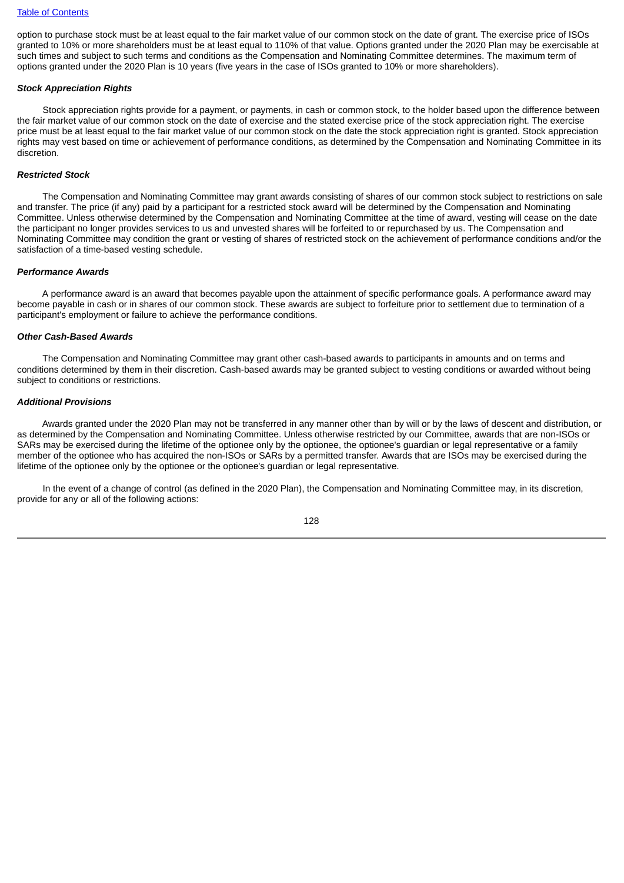option to purchase stock must be at least equal to the fair market value of our common stock on the date of grant. The exercise price of ISOs granted to 10% or more shareholders must be at least equal to 110% of that value. Options granted under the 2020 Plan may be exercisable at such times and subject to such terms and conditions as the Compensation and Nominating Committee determines. The maximum term of options granted under the 2020 Plan is 10 years (five years in the case of ISOs granted to 10% or more shareholders).

***Stock Appreciation Rights***

Stock appreciation rights provide for a payment, or payments, in cash or common stock, to the holder based upon the difference between the fair market value of our common stock on the date of exercise and the stated exercise price of the stock appreciation right. The exercise price must be at least equal to the fair market value of our common stock on the date the stock appreciation right is granted. Stock appreciation rights may vest based on time or achievement of performance conditions, as determined by the Compensation and Nominating Committee in its discretion.

***Restricted Stock***

The Compensation and Nominating Committee may grant awards consisting of shares of our common stock subject to restrictions on sale and transfer. The price (if any) paid by a participant for a restricted stock award will be determined by the Compensation and Nominating Committee. Unless otherwise determined by the Compensation and Nominating Committee at the time of award, vesting will cease on the date the participant no longer provides services to us and unvested shares will be forfeited to or repurchased by us. The Compensation and Nominating Committee may condition the grant or vesting of shares of restricted stock on the achievement of performance conditions and/or the satisfaction of a time-based vesting schedule.

***Performance Awards***

A performance award is an award that becomes payable upon the attainment of specific performance goals. A performance award may become payable in cash or in shares of our common stock. These awards are subject to forfeiture prior to settlement due to termination of a participant's employment or failure to achieve the performance conditions.

***Other Cash-Based Awards***

The Compensation and Nominating Committee may grant other cash-based awards to participants in amounts and on terms and conditions determined by them in their discretion. Cash-based awards may be granted subject to vesting conditions or awarded without being subject to conditions or restrictions.

***Additional Provisions***

Awards granted under the 2020 Plan may not be transferred in any manner other than by will or by the laws of descent and distribution, or as determined by the Compensation and Nominating Committee. Unless otherwise restricted by our Committee, awards that are non-ISOs or SARs may be exercised during the lifetime of the optionee only by the optionee, the optionee's guardian or legal representative or a family member of the optionee who has acquired the non-ISOs or SARs by a permitted transfer. Awards that are ISOs may be exercised during the lifetime of the optionee only by the optionee or the optionee's guardian or legal representative.

In the event of a change of control (as defined in the 2020 Plan), the Compensation and Nominating Committee may, in its discretion, provide for any or all of the following actions: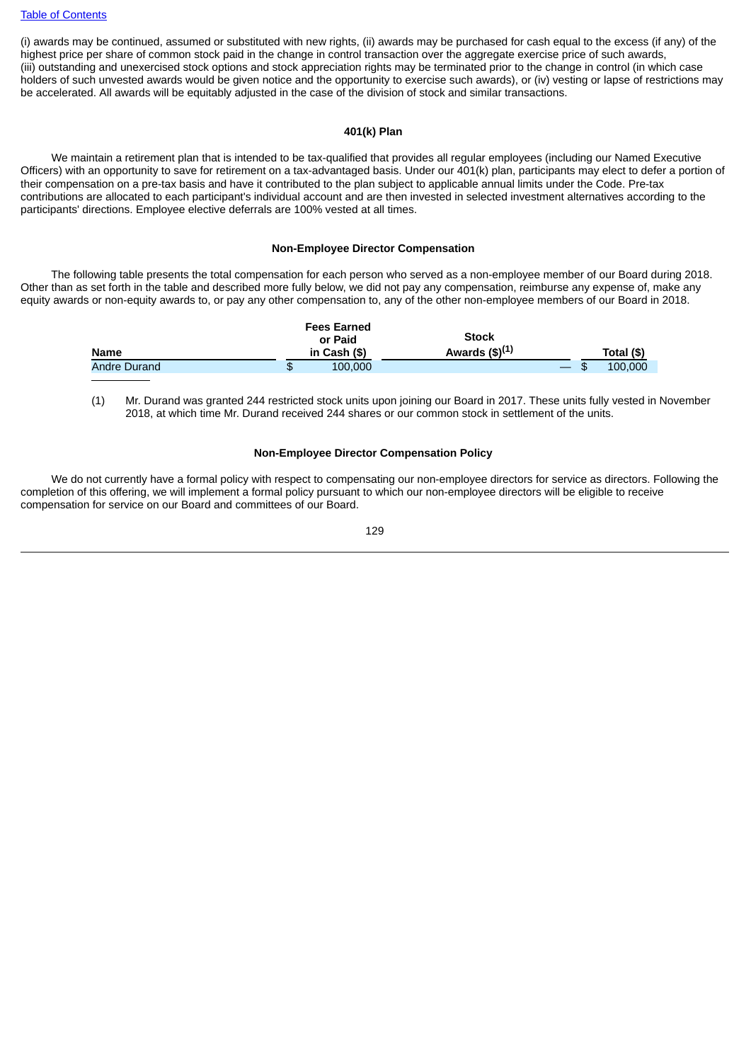(i) awards may be continued, assumed or substituted with new rights, (ii) awards may be purchased for cash equal to the excess (if any) of the highest price per share of common stock paid in the change in control transaction over the aggregate exercise price of such awards, (iii) outstanding and unexercised stock options and stock appreciation rights may be terminated prior to the change in control (in which case holders of such unvested awards would be given notice and the opportunity to exercise such awards), or (iv) vesting or lapse of restrictions may be accelerated. All awards will be equitably adjusted in the case of the division of stock and similar transactions.

### 401(k) Plan

We maintain a retirement plan that is intended to be tax-qualified that provides all regular employees (including our Named Executive Officers) with an opportunity to save for retirement on a tax-advantaged basis. Under our 401(k) plan, participants may elect to defer a portion of their compensation on a pre-tax basis and have it contributed to the plan subject to applicable annual limits under the Code. Pre-tax contributions are allocated to each participant's individual account and are then invested in selected investment alternatives according to the participants' directions. Employee elective deferrals are 100% vested at all times.

### Non-Employee Director Compensation

The following table presents the total compensation for each person who served as a non-employee member of our Board during 2018. Other than as set forth in the table and described more fully below, we did not pay any compensation, reimburse any expense of, make any equity awards or non-equity awards to, or pay any other compensation to, any of the other non-employee members of our Board in 2018.

| Name | Fees Earned or Paid in Cash ($) | Stock Awards ($)[1] | Total ($) |
|---|---|---|---|
| Andre Durand | $ 100,000 | — | $ 100,000 |

(1) Mr. Durand was granted 244 restricted stock units upon joining our Board in 2017. These units fully vested in November 2018, at which time Mr. Durand received 244 shares or our common stock in settlement of the units.

### Non-Employee Director Compensation Policy

We do not currently have a formal policy with respect to compensating our non-employee directors for service as directors. Following the completion of this offering, we will implement a formal policy pursuant to which our non-employee directors will be eligible to receive compensation for service on our Board and committees of our Board.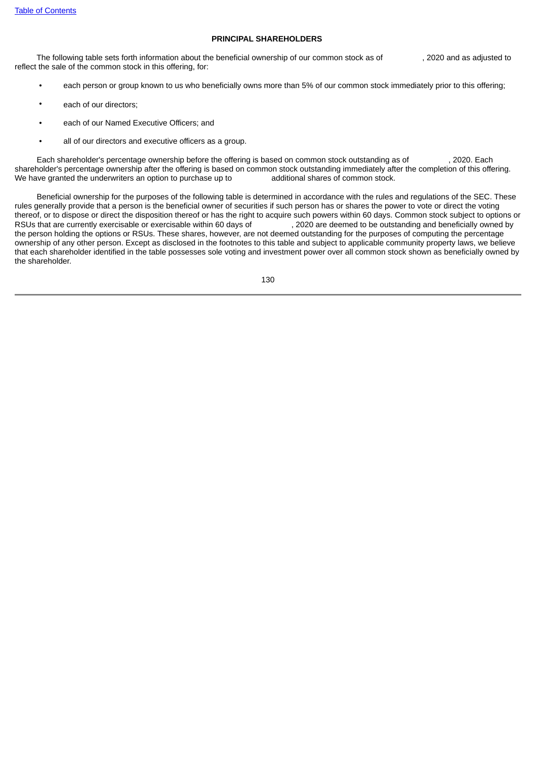## PRINCIPAL SHAREHOLDERS

The following table sets forth information about the beneficial ownership of our common stock as of , 2020 and as adjusted to reflect the sale of the common stock in this offering, for:

- each person or group known to us who beneficially owns more than 5% of our common stock immediately prior to this offering;
- each of our directors;
- each of our Named Executive Officers; and
- all of our directors and executive officers as a group.

Each shareholder's percentage ownership before the offering is based on common stock outstanding as of , 2020. Each shareholder's percentage ownership after the offering is based on common stock outstanding immediately after the completion of this offering. We have granted the underwriters an option to purchase up to additional shares of common stock.

Beneficial ownership for the purposes of the following table is determined in accordance with the rules and regulations of the SEC. These rules generally provide that a person is the beneficial owner of securities if such person has or shares the power to vote or direct the voting thereof, or to dispose or direct the disposition thereof or has the right to acquire such powers within 60 days. Common stock subject to options or RSUs that are currently exercisable or exercisable within 60 days of , 2020 are deemed to be outstanding and beneficially owned by the person holding the options or RSUs. These shares, however, are not deemed outstanding for the purposes of computing the percentage ownership of any other person. Except as disclosed in the footnotes to this table and subject to applicable community property laws, we believe that each shareholder identified in the table possesses sole voting and investment power over all common stock shown as beneficially owned by the shareholder.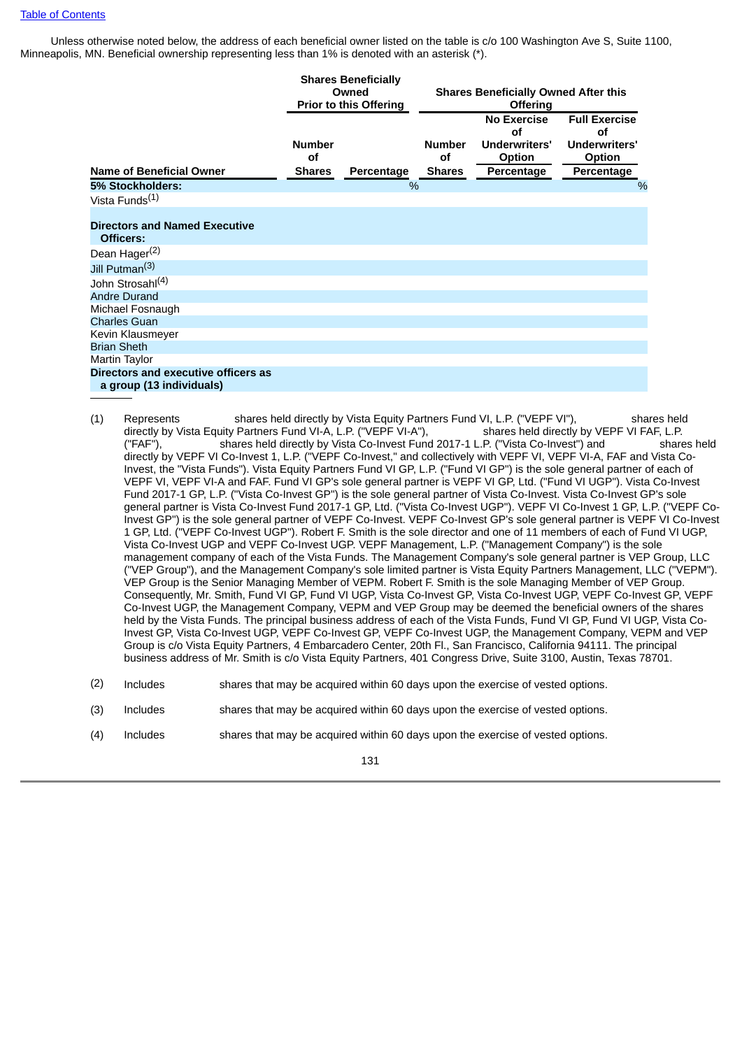Unless otherwise noted below, the address of each beneficial owner listed on the table is c/o 100 Washington Ave S, Suite 1100, Minneapolis, MN. Beneficial ownership representing less than 1% is denoted with an asterisk (*).

| | Shares Beneficially Owned Prior to this Offering | | Shares Beneficially Owned After this Offering | | |
|---|---|---|---|---|---|
| | | | | No Exercise of Underwriters' Option | Full Exercise of Underwriters' Option |
| **Name of Beneficial Owner** | **Number of Shares** | **Percentage** | **Number of Shares** | **Percentage** | **Percentage** |
| **5% Stockholders:** | | % | | | % |
| Vista Funds[1] | | | | | |
| **Directors and Named Executive Officers:** | | | | | |
| Dean Hager[2] | | | | | |
| Jill Putman[3] | | | | | |
| John Strosahl[4] | | | | | |
| Andre Durand | | | | | |
| Michael Fosnaugh | | | | | |
| Charles Guan | | | | | |
| Kevin Klausmeyer | | | | | |
| Brian Sheth | | | | | |
| Martin Taylor | | | | | |
| **Directors and executive officers as a group (13 individuals)** | | | | | |

(1) Represents shares held directly by Vista Equity Partners Fund VI, L.P. ("VEPF VI"), shares held directly by Vista Equity Partners Fund VI-A, L.P. ("VEPF VI-A"), shares held directly by VEPF VI FAF, L.P. ("FAF"), shares held directly by Vista Co-Invest Fund 2017-1 L.P. ("Vista Co-Invest") and shares held directly by VEPF VI Co-Invest 1, L.P. ("VEPF Co-Invest," and collectively with VEPF VI, VEPF VI-A, FAF and Vista Co-Invest, the "Vista Funds"). Vista Equity Partners Fund VI GP, L.P. ("Fund VI GP") is the sole general partner of each of VEPF VI, VEPF VI-A and FAF. Fund VI GP's sole general partner is VEPF VI GP, Ltd. ("Fund VI UGP"). Vista Co-Invest Fund 2017-1 GP, L.P. ("Vista Co-Invest GP") is the sole general partner of Vista Co-Invest. Vista Co-Invest GP's sole general partner is Vista Co-Invest Fund 2017-1 GP, Ltd. ("Vista Co-Invest UGP"). VEPF VI Co-Invest 1 GP, L.P. ("VEPF Co-Invest GP") is the sole general partner of VEPF Co-Invest. VEPF Co-Invest GP's sole general partner is VEPF VI Co-Invest 1 GP, Ltd. ("VEPF Co-Invest UGP"). Robert F. Smith is the sole director and one of 11 members of each of Fund VI UGP, Vista Co-Invest UGP and VEPF Co-Invest UGP. VEPF Management, L.P. ("Management Company") is the sole management company of each of the Vista Funds. The Management Company's sole general partner is VEP Group, LLC ("VEP Group"), and the Management Company's sole limited partner is Vista Equity Partners Management, LLC ("VEPM"). VEP Group is the Senior Managing Member of VEPM. Robert F. Smith is the sole Managing Member of VEP Group. Consequently, Mr. Smith, Fund VI GP, Fund VI UGP, Vista Co-Invest GP, Vista Co-Invest UGP, VEPF Co-Invest GP, VEPF Co-Invest UGP, the Management Company, VEPM and VEP Group may be deemed the beneficial owners of the shares held by the Vista Funds. The principal business address of each of the Vista Funds, Fund VI GP, Fund VI UGP, Vista Co-Invest GP, Vista Co-Invest UGP, VEPF Co-Invest GP, VEPF Co-Invest UGP, the Management Company, VEPM and VEP Group is c/o Vista Equity Partners, 4 Embarcadero Center, 20th Fl., San Francisco, California 94111. The principal business address of Mr. Smith is c/o Vista Equity Partners, 401 Congress Drive, Suite 3100, Austin, Texas 78701.

(2) Includes shares that may be acquired within 60 days upon the exercise of vested options.

(3) Includes shares that may be acquired within 60 days upon the exercise of vested options.

(4) Includes shares that may be acquired within 60 days upon the exercise of vested options.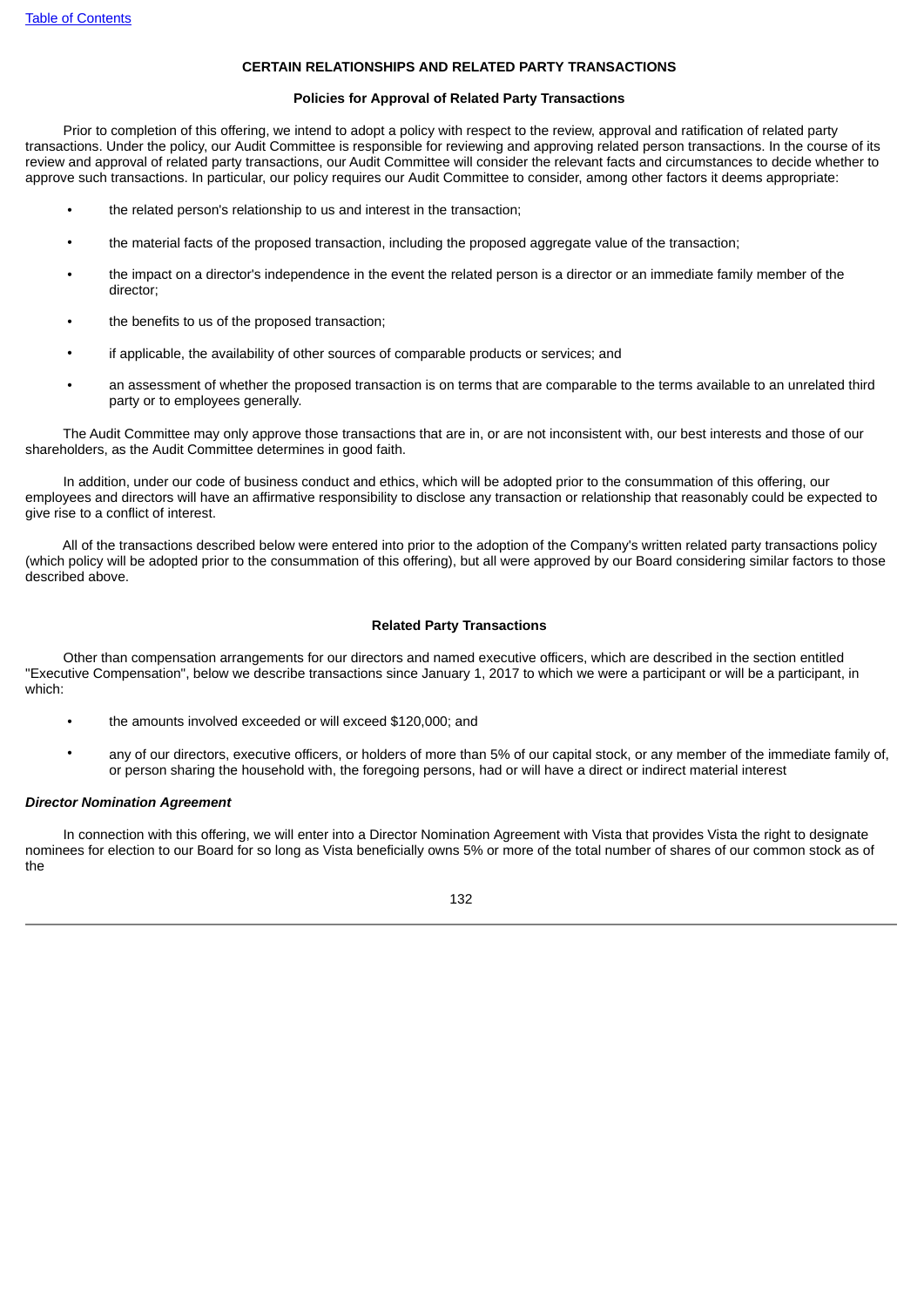## CERTAIN RELATIONSHIPS AND RELATED PARTY TRANSACTIONS

### Policies for Approval of Related Party Transactions

Prior to completion of this offering, we intend to adopt a policy with respect to the review, approval and ratification of related party transactions. Under the policy, our Audit Committee is responsible for reviewing and approving related person transactions. In the course of its review and approval of related party transactions, our Audit Committee will consider the relevant facts and circumstances to decide whether to approve such transactions. In particular, our policy requires our Audit Committee to consider, among other factors it deems appropriate:

- the related person's relationship to us and interest in the transaction;
- the material facts of the proposed transaction, including the proposed aggregate value of the transaction;
- the impact on a director's independence in the event the related person is a director or an immediate family member of the director;
- the benefits to us of the proposed transaction;
- if applicable, the availability of other sources of comparable products or services; and
- an assessment of whether the proposed transaction is on terms that are comparable to the terms available to an unrelated third party or to employees generally.

The Audit Committee may only approve those transactions that are in, or are not inconsistent with, our best interests and those of our shareholders, as the Audit Committee determines in good faith.

In addition, under our code of business conduct and ethics, which will be adopted prior to the consummation of this offering, our employees and directors will have an affirmative responsibility to disclose any transaction or relationship that reasonably could be expected to give rise to a conflict of interest.

All of the transactions described below were entered into prior to the adoption of the Company's written related party transactions policy (which policy will be adopted prior to the consummation of this offering), but all were approved by our Board considering similar factors to those described above.

### Related Party Transactions

Other than compensation arrangements for our directors and named executive officers, which are described in the section entitled "Executive Compensation", below we describe transactions since January 1, 2017 to which we were a participant or will be a participant, in which:

- the amounts involved exceeded or will exceed $120,000; and
- any of our directors, executive officers, or holders of more than 5% of our capital stock, or any member of the immediate family of, or person sharing the household with, the foregoing persons, had or will have a direct or indirect material interest

***Director Nomination Agreement***

In connection with this offering, we will enter into a Director Nomination Agreement with Vista that provides Vista the right to designate nominees for election to our Board for so long as Vista beneficially owns 5% or more of the total number of shares of our common stock as of the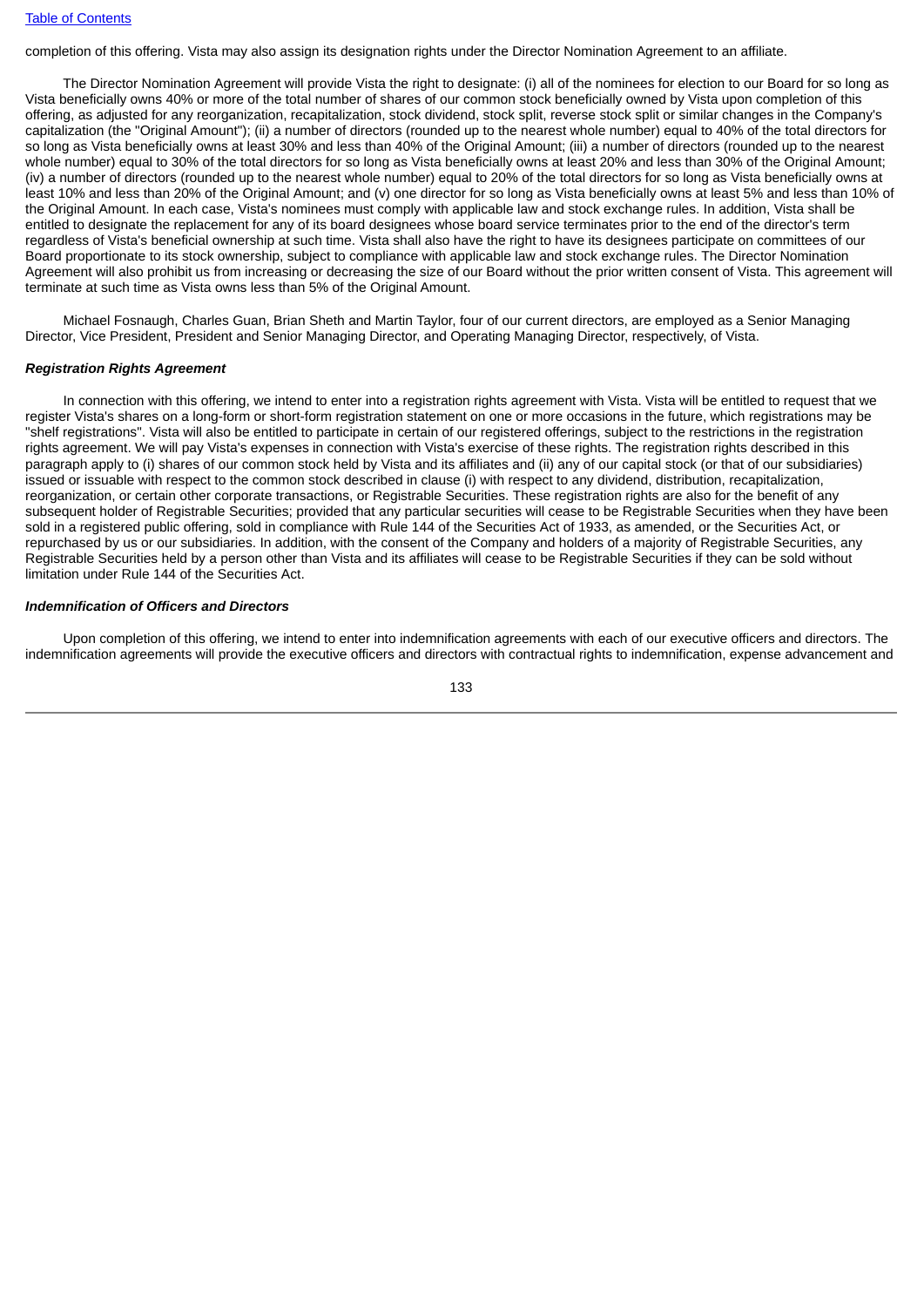completion of this offering. Vista may also assign its designation rights under the Director Nomination Agreement to an affiliate.

The Director Nomination Agreement will provide Vista the right to designate: (i) all of the nominees for election to our Board for so long as Vista beneficially owns 40% or more of the total number of shares of our common stock beneficially owned by Vista upon completion of this offering, as adjusted for any reorganization, recapitalization, stock dividend, stock split, reverse stock split or similar changes in the Company's capitalization (the "Original Amount"); (ii) a number of directors (rounded up to the nearest whole number) equal to 40% of the total directors for so long as Vista beneficially owns at least 30% and less than 40% of the Original Amount; (iii) a number of directors (rounded up to the nearest whole number) equal to 30% of the total directors for so long as Vista beneficially owns at least 20% and less than 30% of the Original Amount; (iv) a number of directors (rounded up to the nearest whole number) equal to 20% of the total directors for so long as Vista beneficially owns at least 10% and less than 20% of the Original Amount; and (v) one director for so long as Vista beneficially owns at least 5% and less than 10% of the Original Amount. In each case, Vista's nominees must comply with applicable law and stock exchange rules. In addition, Vista shall be entitled to designate the replacement for any of its board designees whose board service terminates prior to the end of the director's term regardless of Vista's beneficial ownership at such time. Vista shall also have the right to have its designees participate on committees of our Board proportionate to its stock ownership, subject to compliance with applicable law and stock exchange rules. The Director Nomination Agreement will also prohibit us from increasing or decreasing the size of our Board without the prior written consent of Vista. This agreement will terminate at such time as Vista owns less than 5% of the Original Amount.

Michael Fosnaugh, Charles Guan, Brian Sheth and Martin Taylor, four of our current directors, are employed as a Senior Managing Director, Vice President, President and Senior Managing Director, and Operating Managing Director, respectively, of Vista.

***Registration Rights Agreement***

In connection with this offering, we intend to enter into a registration rights agreement with Vista. Vista will be entitled to request that we register Vista's shares on a long-form or short-form registration statement on one or more occasions in the future, which registrations may be "shelf registrations". Vista will also be entitled to participate in certain of our registered offerings, subject to the restrictions in the registration rights agreement. We will pay Vista's expenses in connection with Vista's exercise of these rights. The registration rights described in this paragraph apply to (i) shares of our common stock held by Vista and its affiliates and (ii) any of our capital stock (or that of our subsidiaries) issued or issuable with respect to the common stock described in clause (i) with respect to any dividend, distribution, recapitalization, reorganization, or certain other corporate transactions, or Registrable Securities. These registration rights are also for the benefit of any subsequent holder of Registrable Securities; provided that any particular securities will cease to be Registrable Securities when they have been sold in a registered public offering, sold in compliance with Rule 144 of the Securities Act of 1933, as amended, or the Securities Act, or repurchased by us or our subsidiaries. In addition, with the consent of the Company and holders of a majority of Registrable Securities, any Registrable Securities held by a person other than Vista and its affiliates will cease to be Registrable Securities if they can be sold without limitation under Rule 144 of the Securities Act.

***Indemnification of Officers and Directors***

Upon completion of this offering, we intend to enter into indemnification agreements with each of our executive officers and directors. The indemnification agreements will provide the executive officers and directors with contractual rights to indemnification, expense advancement and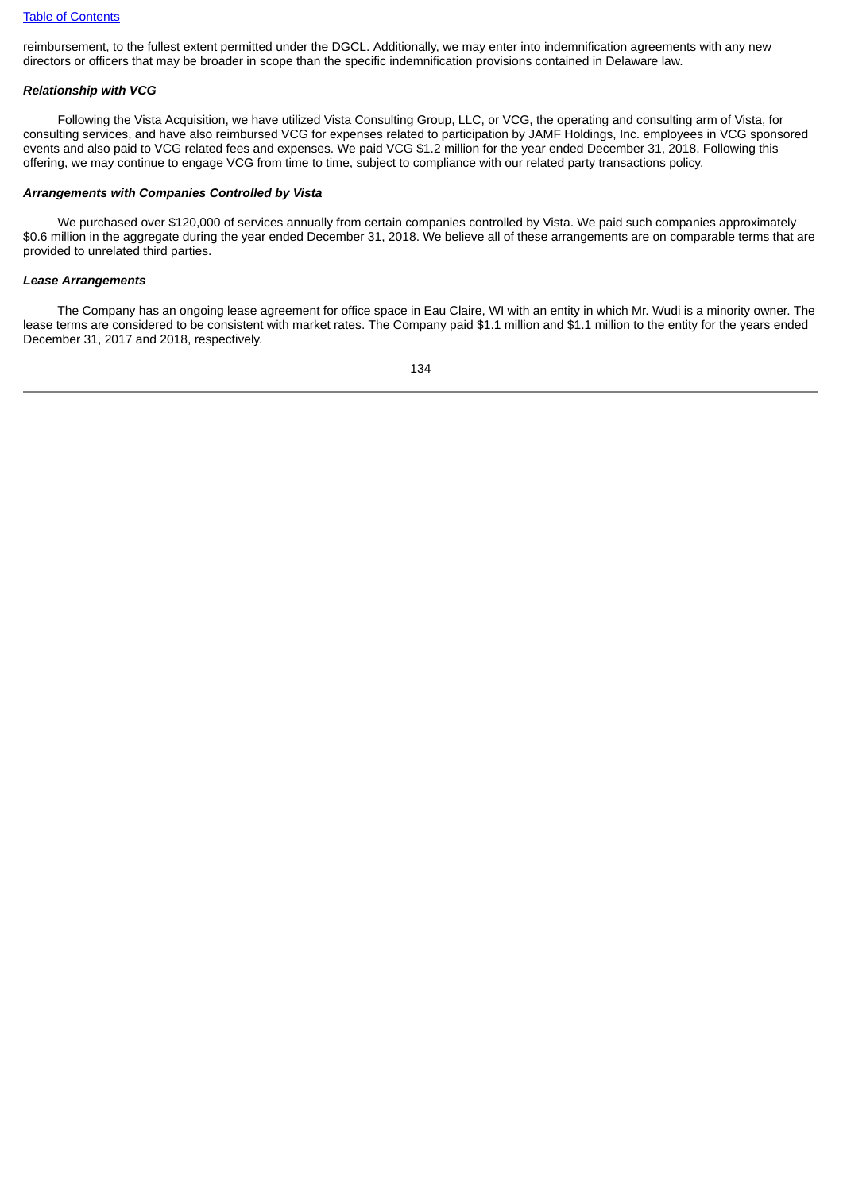reimbursement, to the fullest extent permitted under the DGCL. Additionally, we may enter into indemnification agreements with any new directors or officers that may be broader in scope than the specific indemnification provisions contained in Delaware law.

***Relationship with VCG***

Following the Vista Acquisition, we have utilized Vista Consulting Group, LLC, or VCG, the operating and consulting arm of Vista, for consulting services, and have also reimbursed VCG for expenses related to participation by JAMF Holdings, Inc. employees in VCG sponsored events and also paid to VCG related fees and expenses. We paid VCG $1.2 million for the year ended December 31, 2018. Following this offering, we may continue to engage VCG from time to time, subject to compliance with our related party transactions policy.

***Arrangements with Companies Controlled by Vista***

We purchased over $120,000 of services annually from certain companies controlled by Vista. We paid such companies approximately $0.6 million in the aggregate during the year ended December 31, 2018. We believe all of these arrangements are on comparable terms that are provided to unrelated third parties.

***Lease Arrangements***

The Company has an ongoing lease agreement for office space in Eau Claire, WI with an entity in which Mr. Wudi is a minority owner. The lease terms are considered to be consistent with market rates. The Company paid $1.1 million and $1.1 million to the entity for the years ended December 31, 2017 and 2018, respectively.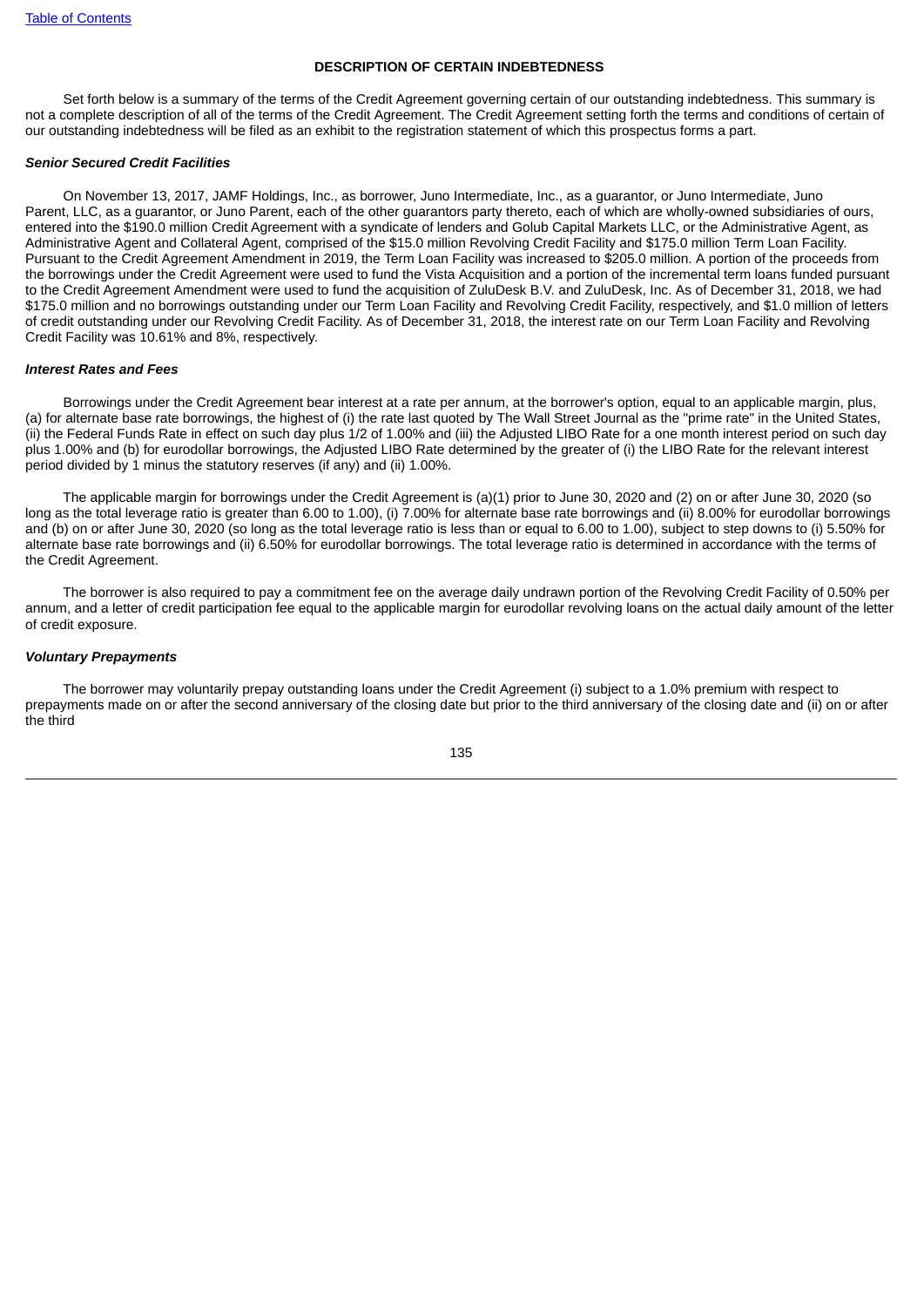### DESCRIPTION OF CERTAIN INDEBTEDNESS

Set forth below is a summary of the terms of the Credit Agreement governing certain of our outstanding indebtedness. This summary is not a complete description of all of the terms of the Credit Agreement. The Credit Agreement setting forth the terms and conditions of certain of our outstanding indebtedness will be filed as an exhibit to the registration statement of which this prospectus forms a part.

***Senior Secured Credit Facilities***

On November 13, 2017, JAMF Holdings, Inc., as borrower, Juno Intermediate, Inc., as a guarantor, or Juno Intermediate, Juno Parent, LLC, as a guarantor, or Juno Parent, each of the other guarantors party thereto, each of which are wholly-owned subsidiaries of ours, entered into the $190.0 million Credit Agreement with a syndicate of lenders and Golub Capital Markets LLC, or the Administrative Agent, as Administrative Agent and Collateral Agent, comprised of the $15.0 million Revolving Credit Facility and $175.0 million Term Loan Facility. Pursuant to the Credit Agreement Amendment in 2019, the Term Loan Facility was increased to $205.0 million. A portion of the proceeds from the borrowings under the Credit Agreement were used to fund the Vista Acquisition and a portion of the incremental term loans funded pursuant to the Credit Agreement Amendment were used to fund the acquisition of ZuluDesk B.V. and ZuluDesk, Inc. As of December 31, 2018, we had $175.0 million and no borrowings outstanding under our Term Loan Facility and Revolving Credit Facility, respectively, and $1.0 million of letters of credit outstanding under our Revolving Credit Facility. As of December 31, 2018, the interest rate on our Term Loan Facility and Revolving Credit Facility was 10.61% and 8%, respectively.

***Interest Rates and Fees***

Borrowings under the Credit Agreement bear interest at a rate per annum, at the borrower's option, equal to an applicable margin, plus, (a) for alternate base rate borrowings, the highest of (i) the rate last quoted by The Wall Street Journal as the "prime rate" in the United States, (ii) the Federal Funds Rate in effect on such day plus 1/2 of 1.00% and (iii) the Adjusted LIBO Rate for a one month interest period on such day plus 1.00% and (b) for eurodollar borrowings, the Adjusted LIBO Rate determined by the greater of (i) the LIBO Rate for the relevant interest period divided by 1 minus the statutory reserves (if any) and (ii) 1.00%.

The applicable margin for borrowings under the Credit Agreement is (a)(1) prior to June 30, 2020 and (2) on or after June 30, 2020 (so long as the total leverage ratio is greater than 6.00 to 1.00), (i) 7.00% for alternate base rate borrowings and (ii) 8.00% for eurodollar borrowings and (b) on or after June 30, 2020 (so long as the total leverage ratio is less than or equal to 6.00 to 1.00), subject to step downs to (i) 5.50% for alternate base rate borrowings and (ii) 6.50% for eurodollar borrowings. The total leverage ratio is determined in accordance with the terms of the Credit Agreement.

The borrower is also required to pay a commitment fee on the average daily undrawn portion of the Revolving Credit Facility of 0.50% per annum, and a letter of credit participation fee equal to the applicable margin for eurodollar revolving loans on the actual daily amount of the letter of credit exposure.

***Voluntary Prepayments***

The borrower may voluntarily prepay outstanding loans under the Credit Agreement (i) subject to a 1.0% premium with respect to prepayments made on or after the second anniversary of the closing date but prior to the third anniversary of the closing date and (ii) on or after the third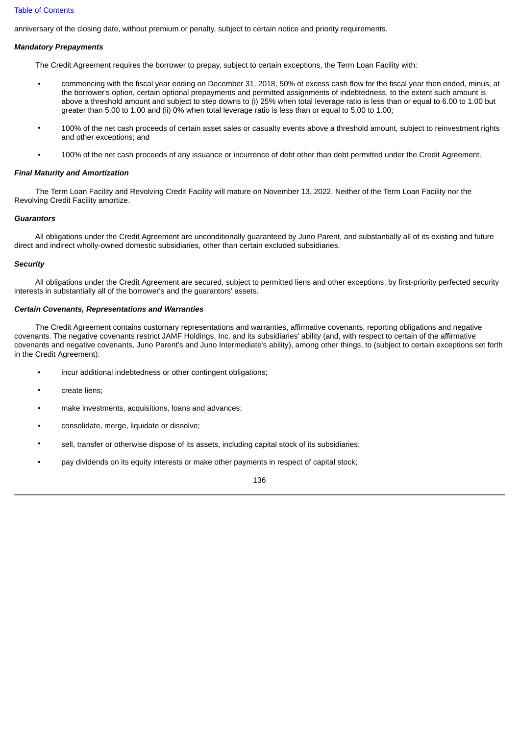anniversary of the closing date, without premium or penalty, subject to certain notice and priority requirements.

***Mandatory Prepayments***

The Credit Agreement requires the borrower to prepay, subject to certain exceptions, the Term Loan Facility with:

- commencing with the fiscal year ending on December 31, 2018, 50% of excess cash flow for the fiscal year then ended, minus, at the borrower's option, certain optional prepayments and permitted assignments of indebtedness, to the extent such amount is above a threshold amount and subject to step downs to (i) 25% when total leverage ratio is less than or equal to 6.00 to 1.00 but greater than 5.00 to 1.00 and (ii) 0% when total leverage ratio is less than or equal to 5.00 to 1.00;

- 100% of the net cash proceeds of certain asset sales or casualty events above a threshold amount, subject to reinvestment rights and other exceptions; and

- 100% of the net cash proceeds of any issuance or incurrence of debt other than debt permitted under the Credit Agreement.

***Final Maturity and Amortization***

The Term Loan Facility and Revolving Credit Facility will mature on November 13, 2022. Neither of the Term Loan Facility nor the Revolving Credit Facility amortize.

***Guarantors***

All obligations under the Credit Agreement are unconditionally guaranteed by Juno Parent, and substantially all of its existing and future direct and indirect wholly-owned domestic subsidiaries, other than certain excluded subsidiaries.

***Security***

All obligations under the Credit Agreement are secured, subject to permitted liens and other exceptions, by first-priority perfected security interests in substantially all of the borrower's and the guarantors' assets.

***Certain Covenants, Representations and Warranties***

The Credit Agreement contains customary representations and warranties, affirmative covenants, reporting obligations and negative covenants. The negative covenants restrict JAMF Holdings, Inc. and its subsidiaries' ability (and, with respect to certain of the affirmative covenants and negative covenants, Juno Parent's and Juno Intermediate's ability), among other things, to (subject to certain exceptions set forth in the Credit Agreement):

- incur additional indebtedness or other contingent obligations;

- create liens;

- make investments, acquisitions, loans and advances;

- consolidate, merge, liquidate or dissolve;

- sell, transfer or otherwise dispose of its assets, including capital stock of its subsidiaries;

- pay dividends on its equity interests or make other payments in respect of capital stock;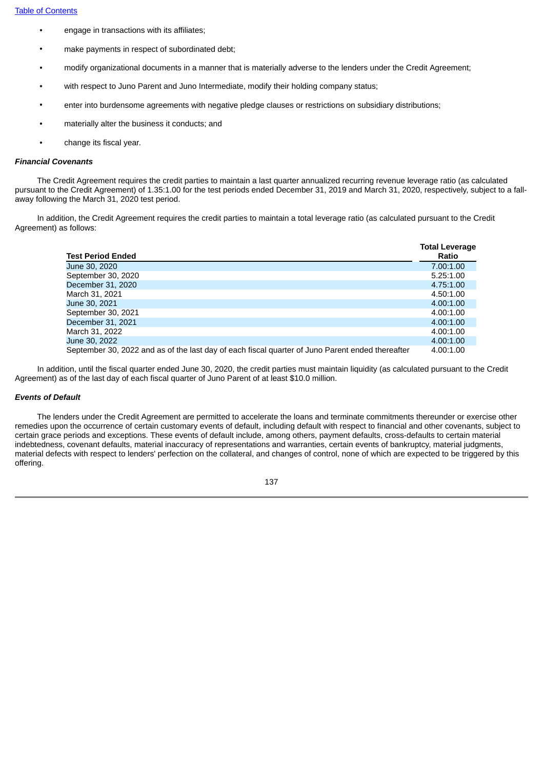- engage in transactions with its affiliates;
- make payments in respect of subordinated debt;
- modify organizational documents in a manner that is materially adverse to the lenders under the Credit Agreement;
- with respect to Juno Parent and Juno Intermediate, modify their holding company status;
- enter into burdensome agreements with negative pledge clauses or restrictions on subsidiary distributions;
- materially alter the business it conducts; and
- change its fiscal year.

***Financial Covenants***

The Credit Agreement requires the credit parties to maintain a last quarter annualized recurring revenue leverage ratio (as calculated pursuant to the Credit Agreement) of 1.35:1.00 for the test periods ended December 31, 2019 and March 31, 2020, respectively, subject to a fall-away following the March 31, 2020 test period.

In addition, the Credit Agreement requires the credit parties to maintain a total leverage ratio (as calculated pursuant to the Credit Agreement) as follows:

| Test Period Ended | Total Leverage Ratio |
|---|---|
| June 30, 2020 | 7.00:1.00 |
| September 30, 2020 | 5.25:1.00 |
| December 31, 2020 | 4.75:1.00 |
| March 31, 2021 | 4.50:1.00 |
| June 30, 2021 | 4.00:1.00 |
| September 30, 2021 | 4.00:1.00 |
| December 31, 2021 | 4.00:1.00 |
| March 31, 2022 | 4.00:1.00 |
| June 30, 2022 | 4.00:1.00 |
| September 30, 2022 and as of the last day of each fiscal quarter of Juno Parent ended thereafter | 4.00:1.00 |

In addition, until the fiscal quarter ended June 30, 2020, the credit parties must maintain liquidity (as calculated pursuant to the Credit Agreement) as of the last day of each fiscal quarter of Juno Parent of at least $10.0 million.

***Events of Default***

The lenders under the Credit Agreement are permitted to accelerate the loans and terminate commitments thereunder or exercise other remedies upon the occurrence of certain customary events of default, including default with respect to financial and other covenants, subject to certain grace periods and exceptions. These events of default include, among others, payment defaults, cross-defaults to certain material indebtedness, covenant defaults, material inaccuracy of representations and warranties, certain events of bankruptcy, material judgments, material defects with respect to lenders' perfection on the collateral, and changes of control, none of which are expected to be triggered by this offering.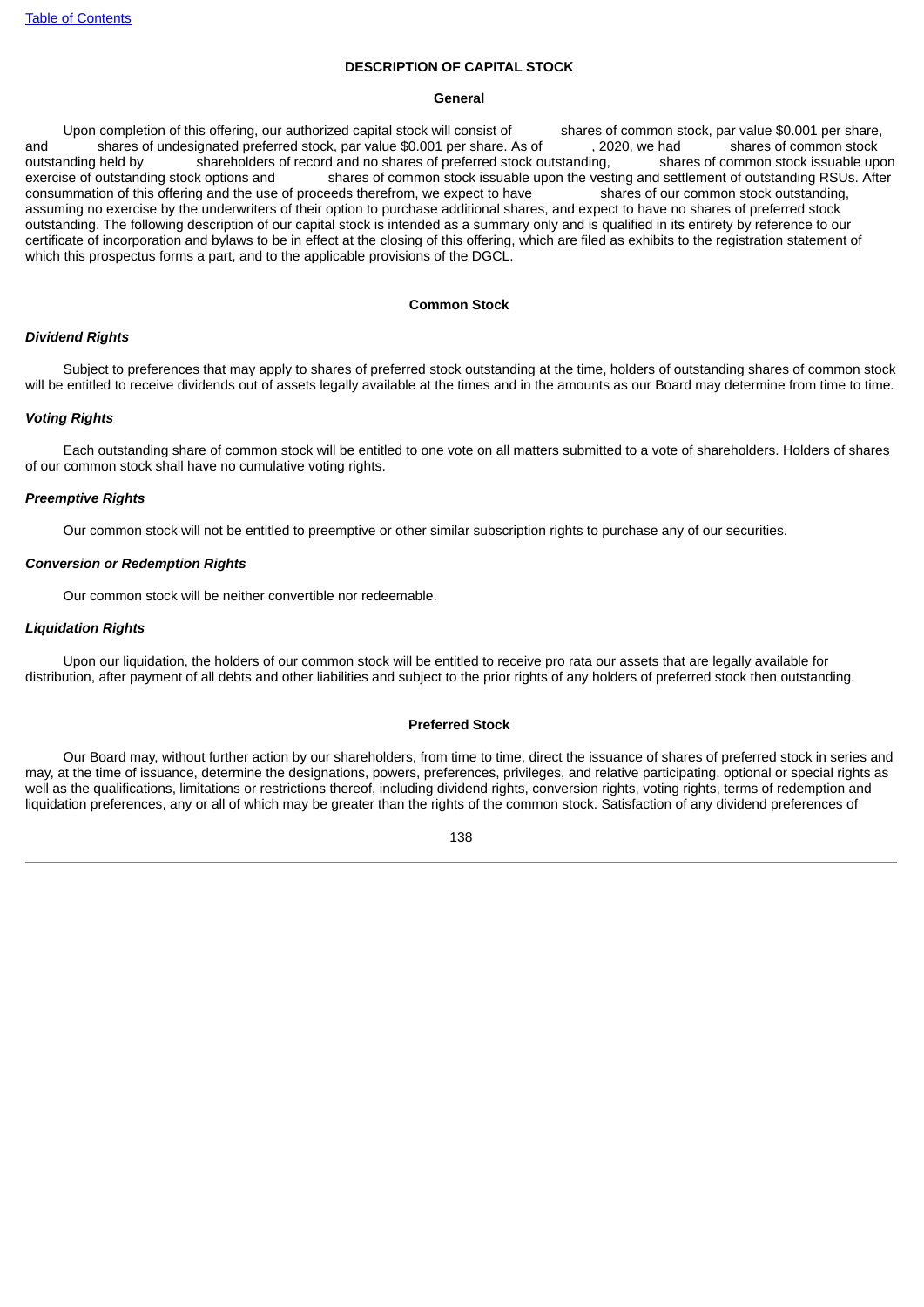## DESCRIPTION OF CAPITAL STOCK

### General

Upon completion of this offering, our authorized capital stock will consist of            shares of common stock, par value $0.001 per share, and            shares of undesignated preferred stock, par value $0.001 per share. As of            , 2020, we had            shares of common stock outstanding held by            shareholders of record and no shares of preferred stock outstanding,            shares of common stock issuable upon exercise of outstanding stock options and            shares of common stock issuable upon the vesting and settlement of outstanding RSUs. After consummation of this offering and the use of proceeds therefrom, we expect to have            shares of our common stock outstanding, assuming no exercise by the underwriters of their option to purchase additional shares, and expect to have no shares of preferred stock outstanding. The following description of our capital stock is intended as a summary only and is qualified in its entirety by reference to our certificate of incorporation and bylaws to be in effect at the closing of this offering, which are filed as exhibits to the registration statement of which this prospectus forms a part, and to the applicable provisions of the DGCL.

### Common Stock

***Dividend Rights***

Subject to preferences that may apply to shares of preferred stock outstanding at the time, holders of outstanding shares of common stock will be entitled to receive dividends out of assets legally available at the times and in the amounts as our Board may determine from time to time.

***Voting Rights***

Each outstanding share of common stock will be entitled to one vote on all matters submitted to a vote of shareholders. Holders of shares of our common stock shall have no cumulative voting rights.

***Preemptive Rights***

Our common stock will not be entitled to preemptive or other similar subscription rights to purchase any of our securities.

***Conversion or Redemption Rights***

Our common stock will be neither convertible nor redeemable.

***Liquidation Rights***

Upon our liquidation, the holders of our common stock will be entitled to receive pro rata our assets that are legally available for distribution, after payment of all debts and other liabilities and subject to the prior rights of any holders of preferred stock then outstanding.

### Preferred Stock

Our Board may, without further action by our shareholders, from time to time, direct the issuance of shares of preferred stock in series and may, at the time of issuance, determine the designations, powers, preferences, privileges, and relative participating, optional or special rights as well as the qualifications, limitations or restrictions thereof, including dividend rights, conversion rights, voting rights, terms of redemption and liquidation preferences, any or all of which may be greater than the rights of the common stock. Satisfaction of any dividend preferences of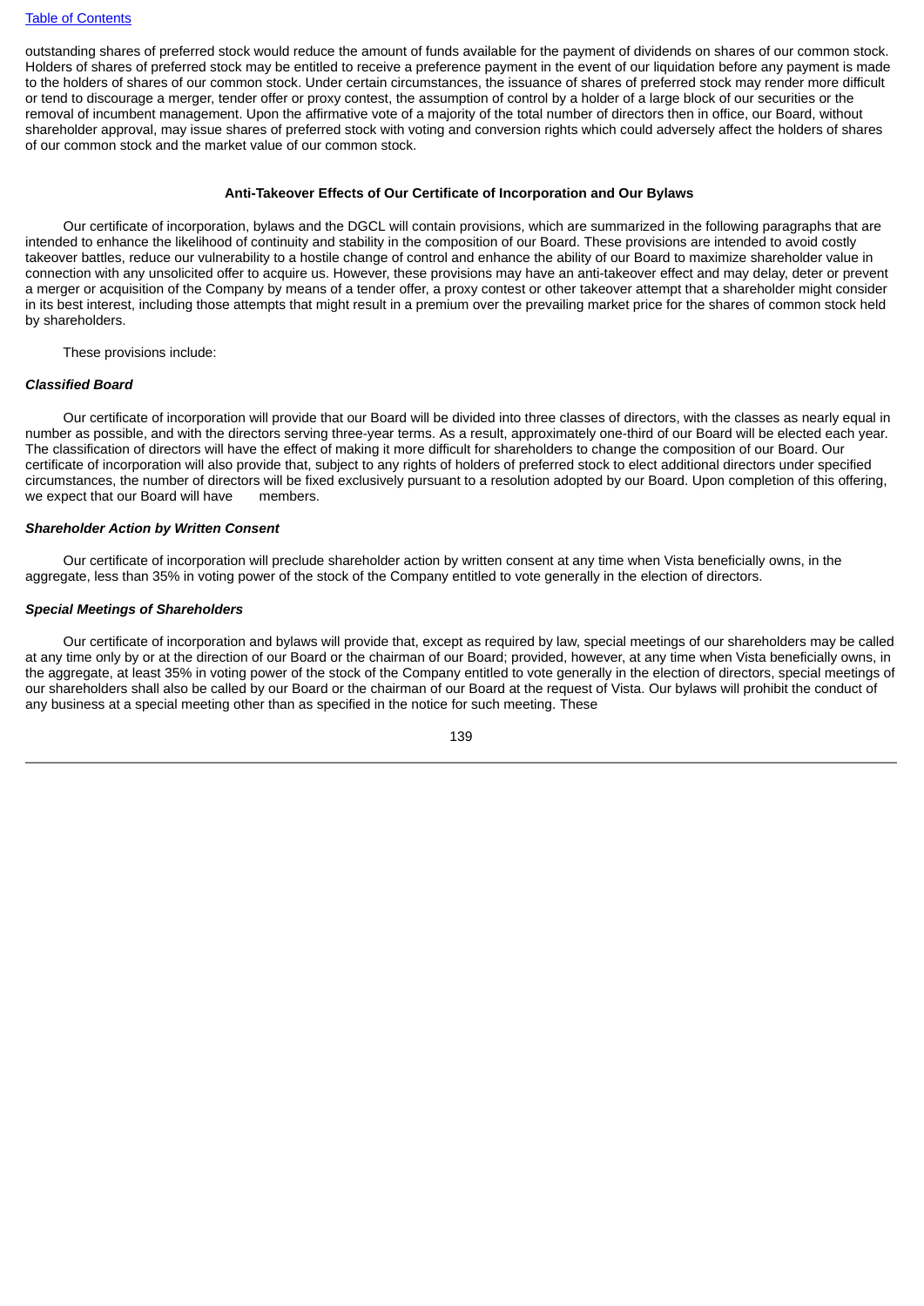outstanding shares of preferred stock would reduce the amount of funds available for the payment of dividends on shares of our common stock. Holders of shares of preferred stock may be entitled to receive a preference payment in the event of our liquidation before any payment is made to the holders of shares of our common stock. Under certain circumstances, the issuance of shares of preferred stock may render more difficult or tend to discourage a merger, tender offer or proxy contest, the assumption of control by a holder of a large block of our securities or the removal of incumbent management. Upon the affirmative vote of a majority of the total number of directors then in office, our Board, without shareholder approval, may issue shares of preferred stock with voting and conversion rights which could adversely affect the holders of shares of our common stock and the market value of our common stock.

**Anti-Takeover Effects of Our Certificate of Incorporation and Our Bylaws**

Our certificate of incorporation, bylaws and the DGCL will contain provisions, which are summarized in the following paragraphs that are intended to enhance the likelihood of continuity and stability in the composition of our Board. These provisions are intended to avoid costly takeover battles, reduce our vulnerability to a hostile change of control and enhance the ability of our Board to maximize shareholder value in connection with any unsolicited offer to acquire us. However, these provisions may have an anti-takeover effect and may delay, deter or prevent a merger or acquisition of the Company by means of a tender offer, a proxy contest or other takeover attempt that a shareholder might consider in its best interest, including those attempts that might result in a premium over the prevailing market price for the shares of common stock held by shareholders.

These provisions include:

***Classified Board***

Our certificate of incorporation will provide that our Board will be divided into three classes of directors, with the classes as nearly equal in number as possible, and with the directors serving three-year terms. As a result, approximately one-third of our Board will be elected each year. The classification of directors will have the effect of making it more difficult for shareholders to change the composition of our Board. Our certificate of incorporation will also provide that, subject to any rights of holders of preferred stock to elect additional directors under specified circumstances, the number of directors will be fixed exclusively pursuant to a resolution adopted by our Board. Upon completion of this offering, we expect that our Board will have members.

***Shareholder Action by Written Consent***

Our certificate of incorporation will preclude shareholder action by written consent at any time when Vista beneficially owns, in the aggregate, less than 35% in voting power of the stock of the Company entitled to vote generally in the election of directors.

***Special Meetings of Shareholders***

Our certificate of incorporation and bylaws will provide that, except as required by law, special meetings of our shareholders may be called at any time only by or at the direction of our Board or the chairman of our Board; provided, however, at any time when Vista beneficially owns, in the aggregate, at least 35% in voting power of the stock of the Company entitled to vote generally in the election of directors, special meetings of our shareholders shall also be called by our Board or the chairman of our Board at the request of Vista. Our bylaws will prohibit the conduct of any business at a special meeting other than as specified in the notice for such meeting. These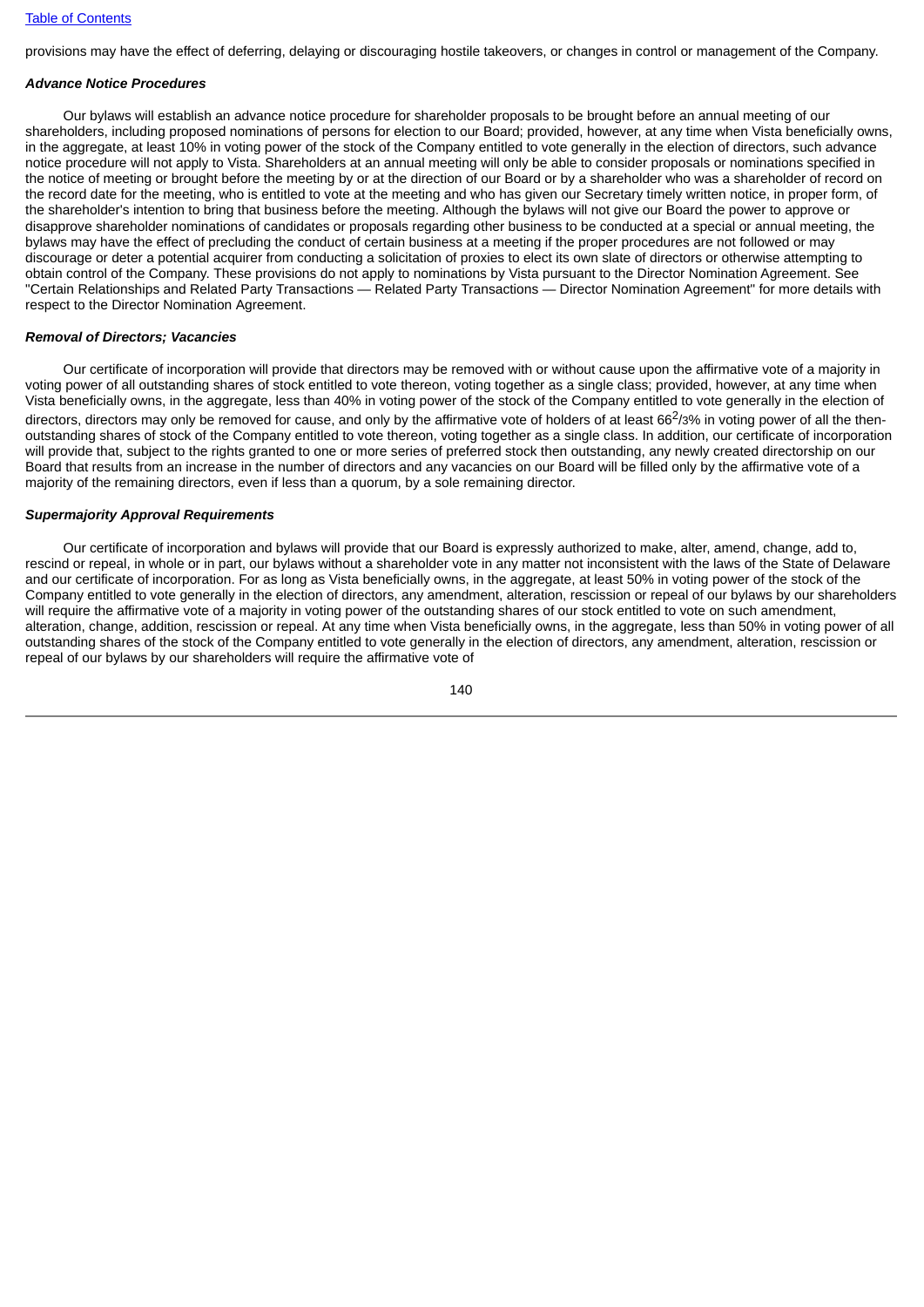provisions may have the effect of deferring, delaying or discouraging hostile takeovers, or changes in control or management of the Company.

***Advance Notice Procedures***

Our bylaws will establish an advance notice procedure for shareholder proposals to be brought before an annual meeting of our shareholders, including proposed nominations of persons for election to our Board; provided, however, at any time when Vista beneficially owns, in the aggregate, at least 10% in voting power of the stock of the Company entitled to vote generally in the election of directors, such advance notice procedure will not apply to Vista. Shareholders at an annual meeting will only be able to consider proposals or nominations specified in the notice of meeting or brought before the meeting by or at the direction of our Board or by a shareholder who was a shareholder of record on the record date for the meeting, who is entitled to vote at the meeting and who has given our Secretary timely written notice, in proper form, of the shareholder's intention to bring that business before the meeting. Although the bylaws will not give our Board the power to approve or disapprove shareholder nominations of candidates or proposals regarding other business to be conducted at a special or annual meeting, the bylaws may have the effect of precluding the conduct of certain business at a meeting if the proper procedures are not followed or may discourage or deter a potential acquirer from conducting a solicitation of proxies to elect its own slate of directors or otherwise attempting to obtain control of the Company. These provisions do not apply to nominations by Vista pursuant to the Director Nomination Agreement. See "Certain Relationships and Related Party Transactions — Related Party Transactions — Director Nomination Agreement" for more details with respect to the Director Nomination Agreement.

***Removal of Directors; Vacancies***

Our certificate of incorporation will provide that directors may be removed with or without cause upon the affirmative vote of a majority in voting power of all outstanding shares of stock entitled to vote thereon, voting together as a single class; provided, however, at any time when Vista beneficially owns, in the aggregate, less than 40% in voting power of the stock of the Company entitled to vote generally in the election of directors, directors may only be removed for cause, and only by the affirmative vote of holders of at least 66$^{2}/_{3}$% in voting power of all the then-outstanding shares of stock of the Company entitled to vote thereon, voting together as a single class. In addition, our certificate of incorporation will provide that, subject to the rights granted to one or more series of preferred stock then outstanding, any newly created directorship on our Board that results from an increase in the number of directors and any vacancies on our Board will be filled only by the affirmative vote of a majority of the remaining directors, even if less than a quorum, by a sole remaining director.

***Supermajority Approval Requirements***

Our certificate of incorporation and bylaws will provide that our Board is expressly authorized to make, alter, amend, change, add to, rescind or repeal, in whole or in part, our bylaws without a shareholder vote in any matter not inconsistent with the laws of the State of Delaware and our certificate of incorporation. For as long as Vista beneficially owns, in the aggregate, at least 50% in voting power of the stock of the Company entitled to vote generally in the election of directors, any amendment, alteration, rescission or repeal of our bylaws by our shareholders will require the affirmative vote of a majority in voting power of the outstanding shares of our stock entitled to vote on such amendment, alteration, change, addition, rescission or repeal. At any time when Vista beneficially owns, in the aggregate, less than 50% in voting power of all outstanding shares of the stock of the Company entitled to vote generally in the election of directors, any amendment, alteration, rescission or repeal of our bylaws by our shareholders will require the affirmative vote of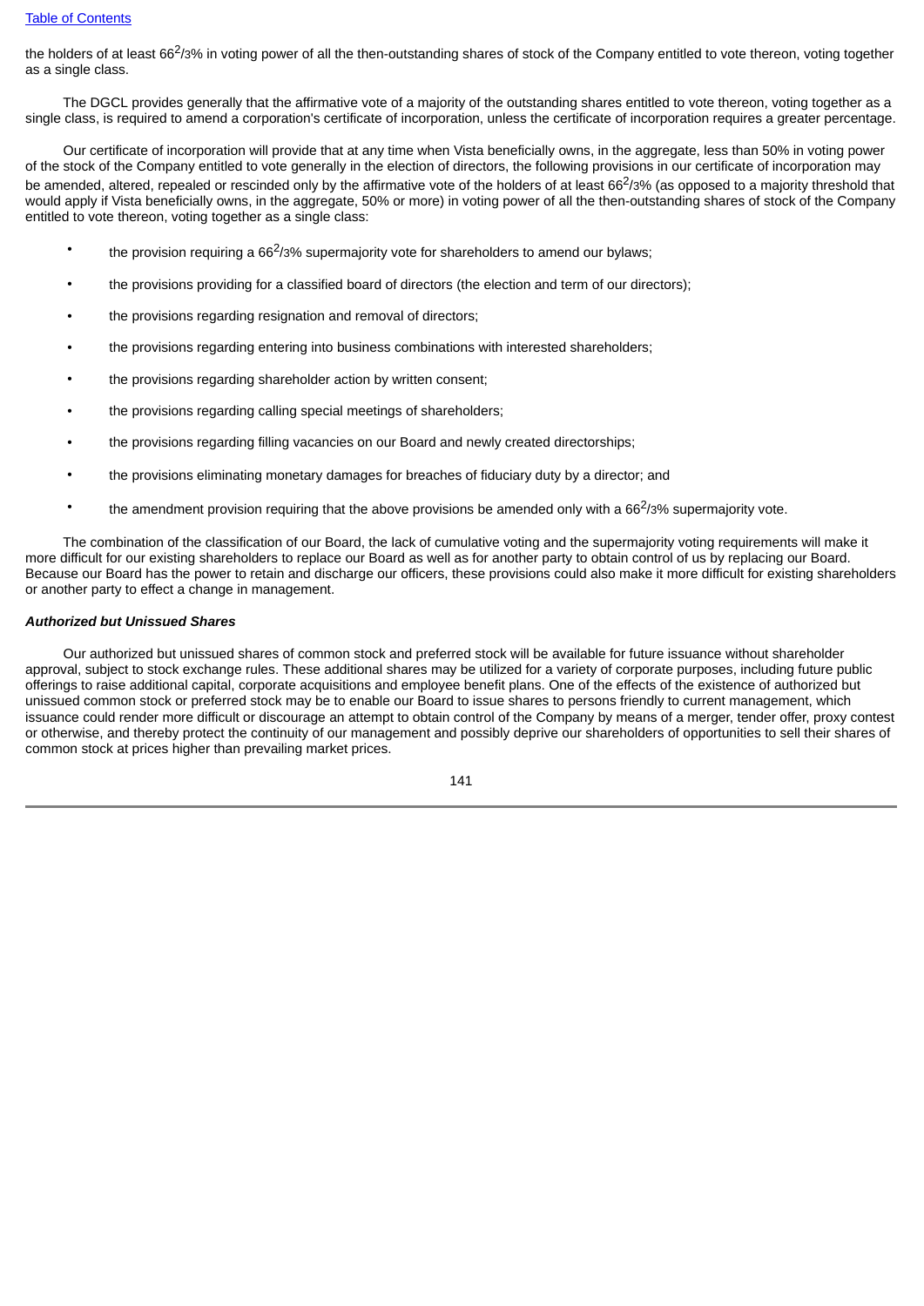the holders of at least 66⅔% in voting power of all the then-outstanding shares of stock of the Company entitled to vote thereon, voting together as a single class.

The DGCL provides generally that the affirmative vote of a majority of the outstanding shares entitled to vote thereon, voting together as a single class, is required to amend a corporation's certificate of incorporation, unless the certificate of incorporation requires a greater percentage.

Our certificate of incorporation will provide that at any time when Vista beneficially owns, in the aggregate, less than 50% in voting power of the stock of the Company entitled to vote generally in the election of directors, the following provisions in our certificate of incorporation may be amended, altered, repealed or rescinded only by the affirmative vote of the holders of at least 66⅔% (as opposed to a majority threshold that would apply if Vista beneficially owns, in the aggregate, 50% or more) in voting power of all the then-outstanding shares of stock of the Company entitled to vote thereon, voting together as a single class:

- the provision requiring a 66⅔% supermajority vote for shareholders to amend our bylaws;
- the provisions providing for a classified board of directors (the election and term of our directors);
- the provisions regarding resignation and removal of directors;
- the provisions regarding entering into business combinations with interested shareholders;
- the provisions regarding shareholder action by written consent;
- the provisions regarding calling special meetings of shareholders;
- the provisions regarding filling vacancies on our Board and newly created directorships;
- the provisions eliminating monetary damages for breaches of fiduciary duty by a director; and
- the amendment provision requiring that the above provisions be amended only with a 66⅔% supermajority vote.

The combination of the classification of our Board, the lack of cumulative voting and the supermajority voting requirements will make it more difficult for our existing shareholders to replace our Board as well as for another party to obtain control of us by replacing our Board. Because our Board has the power to retain and discharge our officers, these provisions could also make it more difficult for existing shareholders or another party to effect a change in management.

***Authorized but Unissued Shares***

Our authorized but unissued shares of common stock and preferred stock will be available for future issuance without shareholder approval, subject to stock exchange rules. These additional shares may be utilized for a variety of corporate purposes, including future public offerings to raise additional capital, corporate acquisitions and employee benefit plans. One of the effects of the existence of authorized but unissued common stock or preferred stock may be to enable our Board to issue shares to persons friendly to current management, which issuance could render more difficult or discourage an attempt to obtain control of the Company by means of a merger, tender offer, proxy contest or otherwise, and thereby protect the continuity of our management and possibly deprive our shareholders of opportunities to sell their shares of common stock at prices higher than prevailing market prices.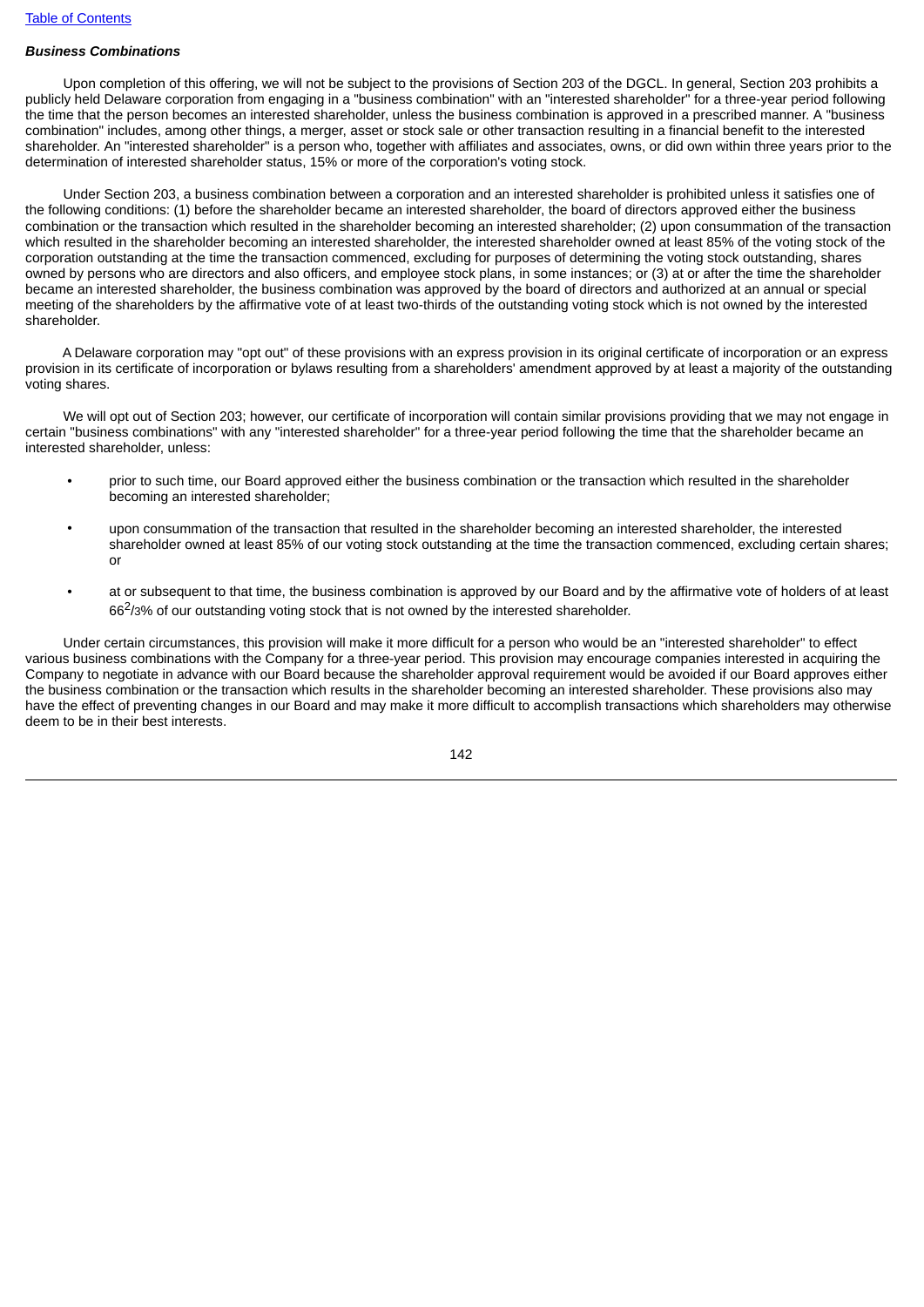***Business Combinations***

Upon completion of this offering, we will not be subject to the provisions of Section 203 of the DGCL. In general, Section 203 prohibits a publicly held Delaware corporation from engaging in a "business combination" with an "interested shareholder" for a three-year period following the time that the person becomes an interested shareholder, unless the business combination is approved in a prescribed manner. A "business combination" includes, among other things, a merger, asset or stock sale or other transaction resulting in a financial benefit to the interested shareholder. An "interested shareholder" is a person who, together with affiliates and associates, owns, or did own within three years prior to the determination of interested shareholder status, 15% or more of the corporation's voting stock.

Under Section 203, a business combination between a corporation and an interested shareholder is prohibited unless it satisfies one of the following conditions: (1) before the shareholder became an interested shareholder, the board of directors approved either the business combination or the transaction which resulted in the shareholder becoming an interested shareholder; (2) upon consummation of the transaction which resulted in the shareholder becoming an interested shareholder, the interested shareholder owned at least 85% of the voting stock of the corporation outstanding at the time the transaction commenced, excluding for purposes of determining the voting stock outstanding, shares owned by persons who are directors and also officers, and employee stock plans, in some instances; or (3) at or after the time the shareholder became an interested shareholder, the business combination was approved by the board of directors and authorized at an annual or special meeting of the shareholders by the affirmative vote of at least two-thirds of the outstanding voting stock which is not owned by the interested shareholder.

A Delaware corporation may "opt out" of these provisions with an express provision in its original certificate of incorporation or an express provision in its certificate of incorporation or bylaws resulting from a shareholders' amendment approved by at least a majority of the outstanding voting shares.

We will opt out of Section 203; however, our certificate of incorporation will contain similar provisions providing that we may not engage in certain "business combinations" with any "interested shareholder" for a three-year period following the time that the shareholder became an interested shareholder, unless:

- prior to such time, our Board approved either the business combination or the transaction which resulted in the shareholder becoming an interested shareholder;
- upon consummation of the transaction that resulted in the shareholder becoming an interested shareholder, the interested shareholder owned at least 85% of our voting stock outstanding at the time the transaction commenced, excluding certain shares; or
- at or subsequent to that time, the business combination is approved by our Board and by the affirmative vote of holders of at least $66^{2}/_{3}$% of our outstanding voting stock that is not owned by the interested shareholder.

Under certain circumstances, this provision will make it more difficult for a person who would be an "interested shareholder" to effect various business combinations with the Company for a three-year period. This provision may encourage companies interested in acquiring the Company to negotiate in advance with our Board because the shareholder approval requirement would be avoided if our Board approves either the business combination or the transaction which results in the shareholder becoming an interested shareholder. These provisions also may have the effect of preventing changes in our Board and may make it more difficult to accomplish transactions which shareholders may otherwise deem to be in their best interests.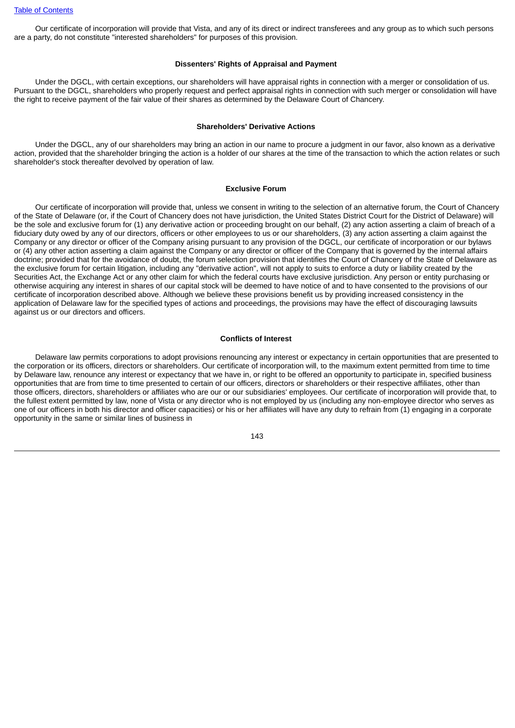Our certificate of incorporation will provide that Vista, and any of its direct or indirect transferees and any group as to which such persons are a party, do not constitute "interested shareholders" for purposes of this provision.

### Dissenters' Rights of Appraisal and Payment

Under the DGCL, with certain exceptions, our shareholders will have appraisal rights in connection with a merger or consolidation of us. Pursuant to the DGCL, shareholders who properly request and perfect appraisal rights in connection with such merger or consolidation will have the right to receive payment of the fair value of their shares as determined by the Delaware Court of Chancery.

### Shareholders' Derivative Actions

Under the DGCL, any of our shareholders may bring an action in our name to procure a judgment in our favor, also known as a derivative action, provided that the shareholder bringing the action is a holder of our shares at the time of the transaction to which the action relates or such shareholder's stock thereafter devolved by operation of law.

### Exclusive Forum

Our certificate of incorporation will provide that, unless we consent in writing to the selection of an alternative forum, the Court of Chancery of the State of Delaware (or, if the Court of Chancery does not have jurisdiction, the United States District Court for the District of Delaware) will be the sole and exclusive forum for (1) any derivative action or proceeding brought on our behalf, (2) any action asserting a claim of breach of a fiduciary duty owed by any of our directors, officers or other employees to us or our shareholders, (3) any action asserting a claim against the Company or any director or officer of the Company arising pursuant to any provision of the DGCL, our certificate of incorporation or our bylaws or (4) any other action asserting a claim against the Company or any director or officer of the Company that is governed by the internal affairs doctrine; provided that for the avoidance of doubt, the forum selection provision that identifies the Court of Chancery of the State of Delaware as the exclusive forum for certain litigation, including any "derivative action", will not apply to suits to enforce a duty or liability created by the Securities Act, the Exchange Act or any other claim for which the federal courts have exclusive jurisdiction. Any person or entity purchasing or otherwise acquiring any interest in shares of our capital stock will be deemed to have notice of and to have consented to the provisions of our certificate of incorporation described above. Although we believe these provisions benefit us by providing increased consistency in the application of Delaware law for the specified types of actions and proceedings, the provisions may have the effect of discouraging lawsuits against us or our directors and officers.

### Conflicts of Interest

Delaware law permits corporations to adopt provisions renouncing any interest or expectancy in certain opportunities that are presented to the corporation or its officers, directors or shareholders. Our certificate of incorporation will, to the maximum extent permitted from time to time by Delaware law, renounce any interest or expectancy that we have in, or right to be offered an opportunity to participate in, specified business opportunities that are from time to time presented to certain of our officers, directors or shareholders or their respective affiliates, other than those officers, directors, shareholders or affiliates who are our or our subsidiaries' employees. Our certificate of incorporation will provide that, to the fullest extent permitted by law, none of Vista or any director who is not employed by us (including any non-employee director who serves as one of our officers in both his director and officer capacities) or his or her affiliates will have any duty to refrain from (1) engaging in a corporate opportunity in the same or similar lines of business in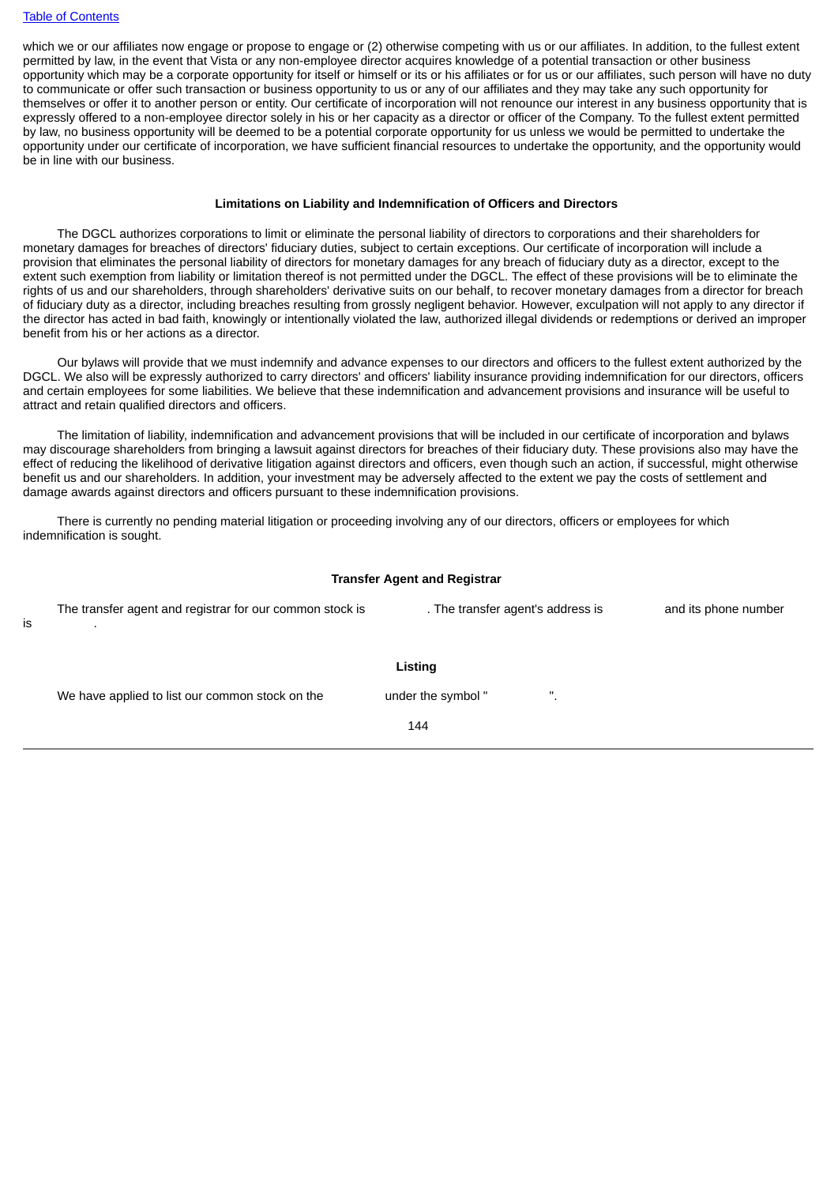which we or our affiliates now engage or propose to engage or (2) otherwise competing with us or our affiliates. In addition, to the fullest extent permitted by law, in the event that Vista or any non-employee director acquires knowledge of a potential transaction or other business opportunity which may be a corporate opportunity for itself or himself or its or his affiliates or for us or our affiliates, such person will have no duty to communicate or offer such transaction or business opportunity to us or any of our affiliates and they may take any such opportunity for themselves or offer it to another person or entity. Our certificate of incorporation will not renounce our interest in any business opportunity that is expressly offered to a non-employee director solely in his or her capacity as a director or officer of the Company. To the fullest extent permitted by law, no business opportunity will be deemed to be a potential corporate opportunity for us unless we would be permitted to undertake the opportunity under our certificate of incorporation, we have sufficient financial resources to undertake the opportunity, and the opportunity would be in line with our business.

## Limitations on Liability and Indemnification of Officers and Directors

The DGCL authorizes corporations to limit or eliminate the personal liability of directors to corporations and their shareholders for monetary damages for breaches of directors' fiduciary duties, subject to certain exceptions. Our certificate of incorporation will include a provision that eliminates the personal liability of directors for monetary damages for any breach of fiduciary duty as a director, except to the extent such exemption from liability or limitation thereof is not permitted under the DGCL. The effect of these provisions will be to eliminate the rights of us and our shareholders, through shareholders' derivative suits on our behalf, to recover monetary damages from a director for breach of fiduciary duty as a director, including breaches resulting from grossly negligent behavior. However, exculpation will not apply to any director if the director has acted in bad faith, knowingly or intentionally violated the law, authorized illegal dividends or redemptions or derived an improper benefit from his or her actions as a director.

Our bylaws will provide that we must indemnify and advance expenses to our directors and officers to the fullest extent authorized by the DGCL. We also will be expressly authorized to carry directors' and officers' liability insurance providing indemnification for our directors, officers and certain employees for some liabilities. We believe that these indemnification and advancement provisions and insurance will be useful to attract and retain qualified directors and officers.

The limitation of liability, indemnification and advancement provisions that will be included in our certificate of incorporation and bylaws may discourage shareholders from bringing a lawsuit against directors for breaches of their fiduciary duty. These provisions also may have the effect of reducing the likelihood of derivative litigation against directors and officers, even though such an action, if successful, might otherwise benefit us and our shareholders. In addition, your investment may be adversely affected to the extent we pay the costs of settlement and damage awards against directors and officers pursuant to these indemnification provisions.

There is currently no pending material litigation or proceeding involving any of our directors, officers or employees for which indemnification is sought.

## Transfer Agent and Registrar

The transfer agent and registrar for our common stock is          . The transfer agent's address is          and its phone number is          .

## Listing

We have applied to list our common stock on the          under the symbol "          ".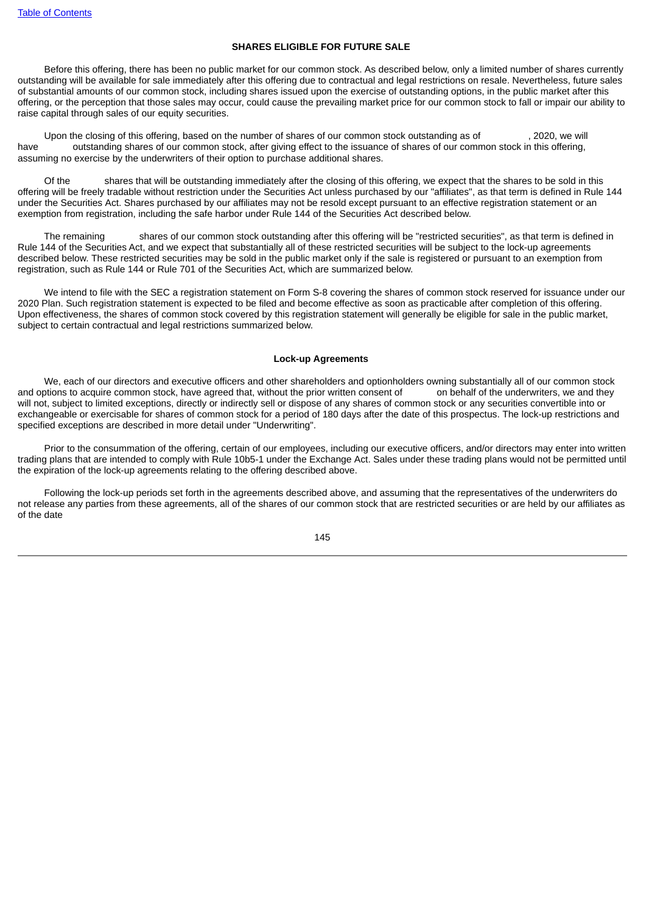## SHARES ELIGIBLE FOR FUTURE SALE

Before this offering, there has been no public market for our common stock. As described below, only a limited number of shares currently outstanding will be available for sale immediately after this offering due to contractual and legal restrictions on resale. Nevertheless, future sales of substantial amounts of our common stock, including shares issued upon the exercise of outstanding options, in the public market after this offering, or the perception that those sales may occur, could cause the prevailing market price for our common stock to fall or impair our ability to raise capital through sales of our equity securities.

Upon the closing of this offering, based on the number of shares of our common stock outstanding as of , 2020, we will have outstanding shares of our common stock, after giving effect to the issuance of shares of our common stock in this offering, assuming no exercise by the underwriters of their option to purchase additional shares.

Of the shares that will be outstanding immediately after the closing of this offering, we expect that the shares to be sold in this offering will be freely tradable without restriction under the Securities Act unless purchased by our "affiliates", as that term is defined in Rule 144 under the Securities Act. Shares purchased by our affiliates may not be resold except pursuant to an effective registration statement or an exemption from registration, including the safe harbor under Rule 144 of the Securities Act described below.

The remaining shares of our common stock outstanding after this offering will be "restricted securities", as that term is defined in Rule 144 of the Securities Act, and we expect that substantially all of these restricted securities will be subject to the lock-up agreements described below. These restricted securities may be sold in the public market only if the sale is registered or pursuant to an exemption from registration, such as Rule 144 or Rule 701 of the Securities Act, which are summarized below.

We intend to file with the SEC a registration statement on Form S-8 covering the shares of common stock reserved for issuance under our 2020 Plan. Such registration statement is expected to be filed and become effective as soon as practicable after completion of this offering. Upon effectiveness, the shares of common stock covered by this registration statement will generally be eligible for sale in the public market, subject to certain contractual and legal restrictions summarized below.

### Lock-up Agreements

We, each of our directors and executive officers and other shareholders and optionholders owning substantially all of our common stock and options to acquire common stock, have agreed that, without the prior written consent of on behalf of the underwriters, we and they will not, subject to limited exceptions, directly or indirectly sell or dispose of any shares of common stock or any securities convertible into or exchangeable or exercisable for shares of common stock for a period of 180 days after the date of this prospectus. The lock-up restrictions and specified exceptions are described in more detail under "Underwriting".

Prior to the consummation of the offering, certain of our employees, including our executive officers, and/or directors may enter into written trading plans that are intended to comply with Rule 10b5-1 under the Exchange Act. Sales under these trading plans would not be permitted until the expiration of the lock-up agreements relating to the offering described above.

Following the lock-up periods set forth in the agreements described above, and assuming that the representatives of the underwriters do not release any parties from these agreements, all of the shares of our common stock that are restricted securities or are held by our affiliates as of the date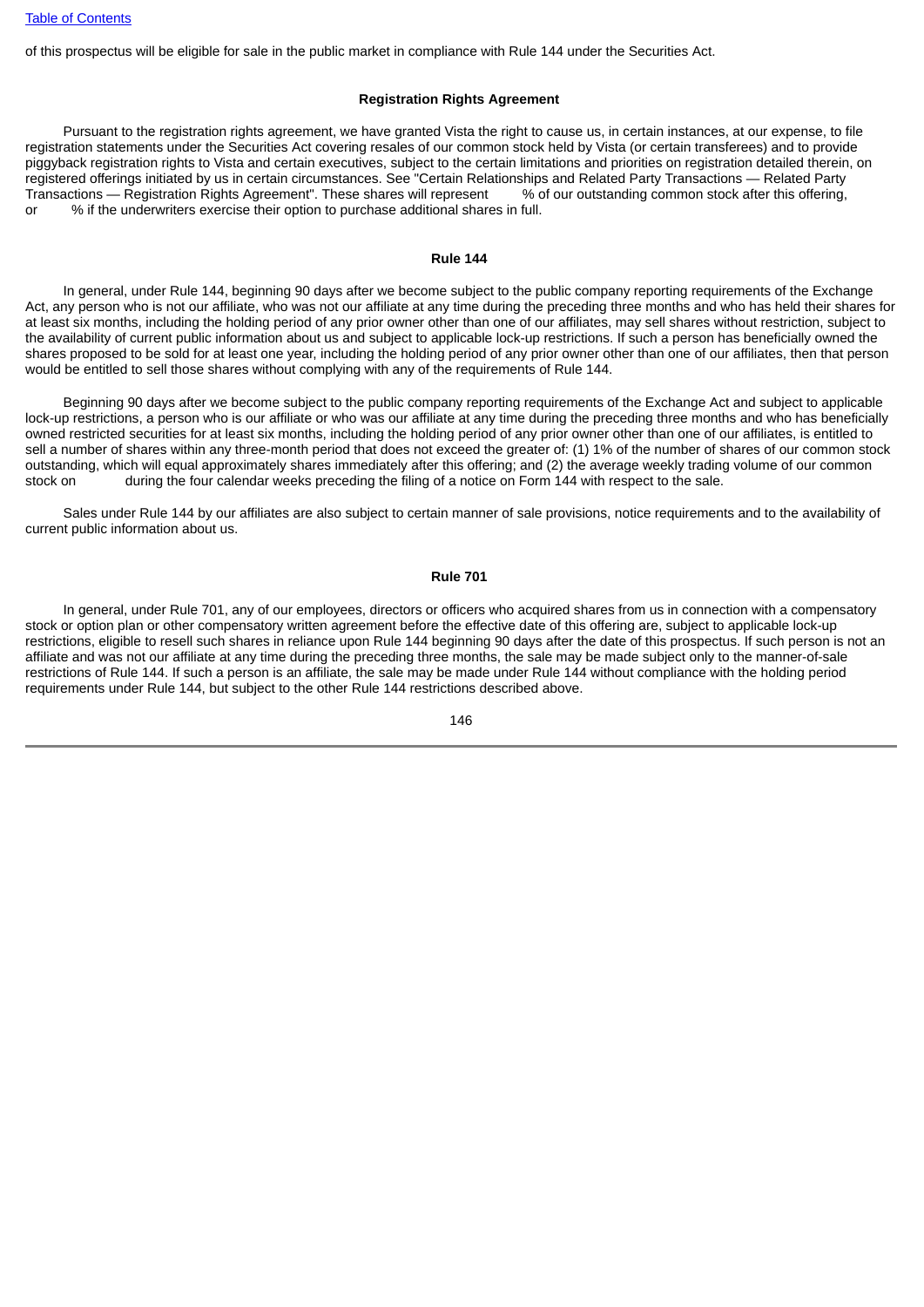of this prospectus will be eligible for sale in the public market in compliance with Rule 144 under the Securities Act.

## Registration Rights Agreement

Pursuant to the registration rights agreement, we have granted Vista the right to cause us, in certain instances, at our expense, to file registration statements under the Securities Act covering resales of our common stock held by Vista (or certain transferees) and to provide piggyback registration rights to Vista and certain executives, subject to the certain limitations and priorities on registration detailed therein, on registered offerings initiated by us in certain circumstances. See "Certain Relationships and Related Party Transactions — Related Party Transactions — Registration Rights Agreement". These shares will represent % of our outstanding common stock after this offering, or % if the underwriters exercise their option to purchase additional shares in full.

## Rule 144

In general, under Rule 144, beginning 90 days after we become subject to the public company reporting requirements of the Exchange Act, any person who is not our affiliate, who was not our affiliate at any time during the preceding three months and who has held their shares for at least six months, including the holding period of any prior owner other than one of our affiliates, may sell shares without restriction, subject to the availability of current public information about us and subject to applicable lock-up restrictions. If such a person has beneficially owned the shares proposed to be sold for at least one year, including the holding period of any prior owner other than one of our affiliates, then that person would be entitled to sell those shares without complying with any of the requirements of Rule 144.

Beginning 90 days after we become subject to the public company reporting requirements of the Exchange Act and subject to applicable lock-up restrictions, a person who is our affiliate or who was our affiliate at any time during the preceding three months and who has beneficially owned restricted securities for at least six months, including the holding period of any prior owner other than one of our affiliates, is entitled to sell a number of shares within any three-month period that does not exceed the greater of: (1) 1% of the number of shares of our common stock outstanding, which will equal approximately shares immediately after this offering; and (2) the average weekly trading volume of our common stock on during the four calendar weeks preceding the filing of a notice on Form 144 with respect to the sale.

Sales under Rule 144 by our affiliates are also subject to certain manner of sale provisions, notice requirements and to the availability of current public information about us.

## Rule 701

In general, under Rule 701, any of our employees, directors or officers who acquired shares from us in connection with a compensatory stock or option plan or other compensatory written agreement before the effective date of this offering are, subject to applicable lock-up restrictions, eligible to resell such shares in reliance upon Rule 144 beginning 90 days after the date of this prospectus. If such person is not an affiliate and was not our affiliate at any time during the preceding three months, the sale may be made subject only to the manner-of-sale restrictions of Rule 144. If such a person is an affiliate, the sale may be made under Rule 144 without compliance with the holding period requirements under Rule 144, but subject to the other Rule 144 restrictions described above.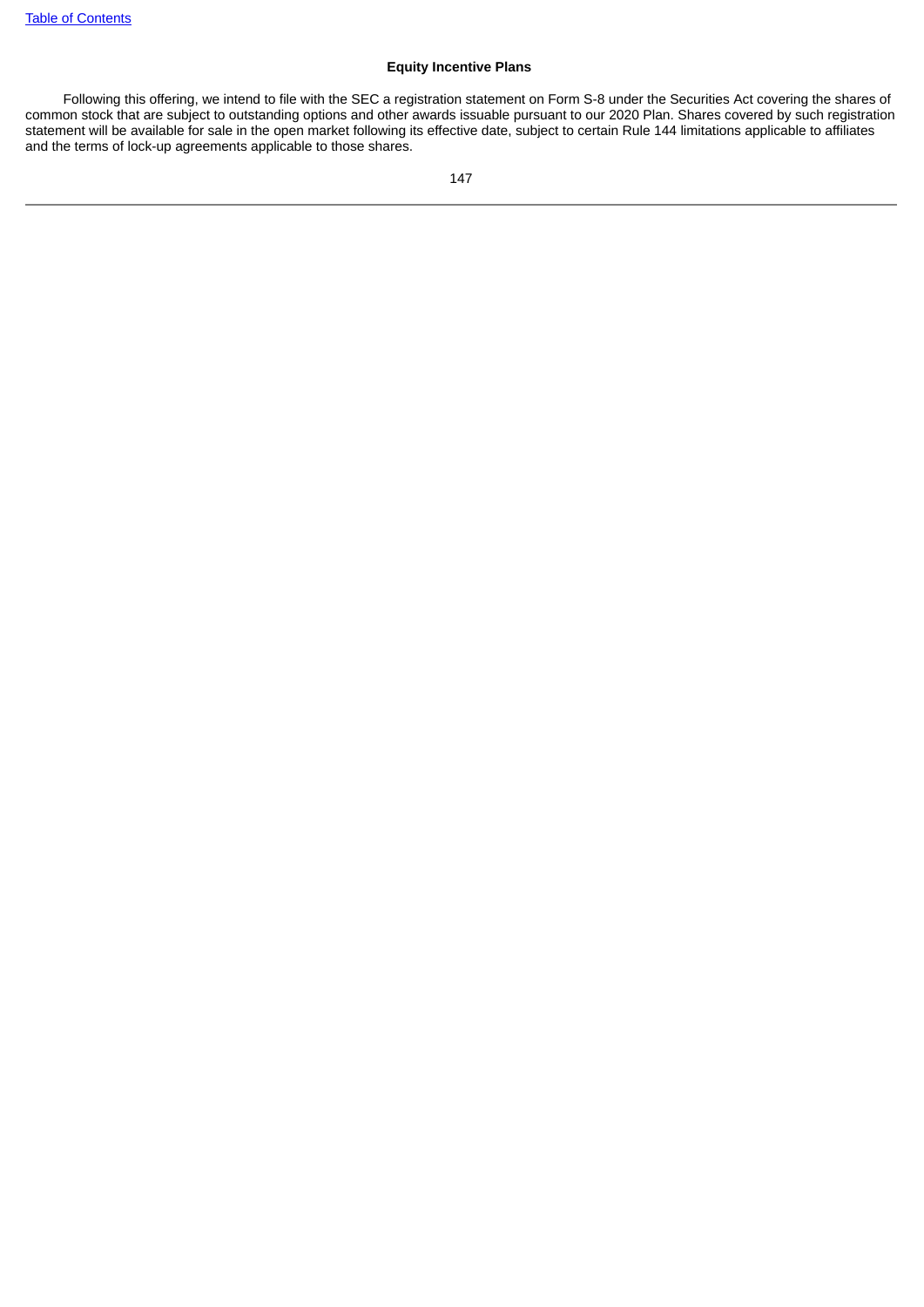### Equity Incentive Plans

Following this offering, we intend to file with the SEC a registration statement on Form S-8 under the Securities Act covering the shares of common stock that are subject to outstanding options and other awards issuable pursuant to our 2020 Plan. Shares covered by such registration statement will be available for sale in the open market following its effective date, subject to certain Rule 144 limitations applicable to affiliates and the terms of lock-up agreements applicable to those shares.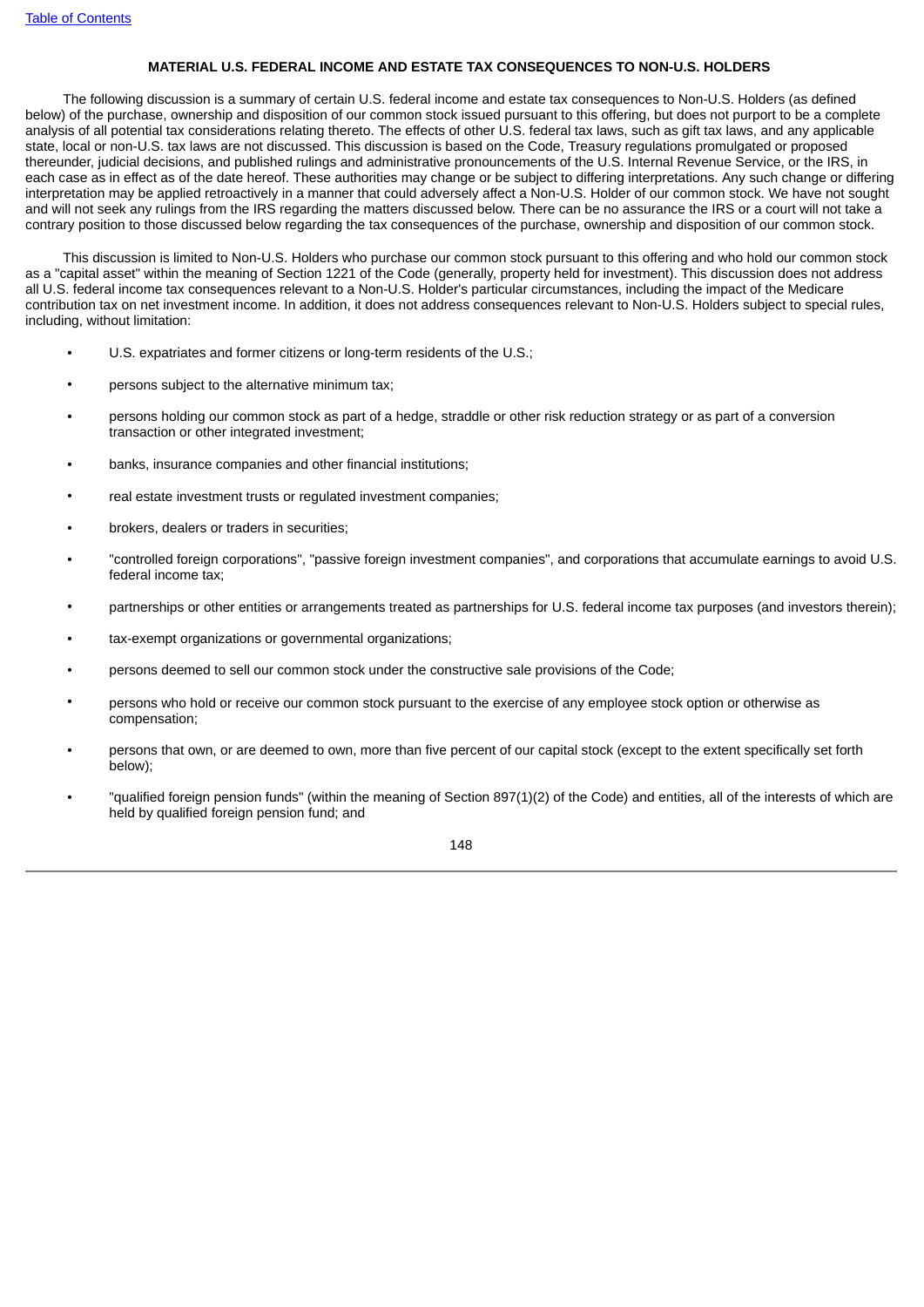## MATERIAL U.S. FEDERAL INCOME AND ESTATE TAX CONSEQUENCES TO NON-U.S. HOLDERS

The following discussion is a summary of certain U.S. federal income and estate tax consequences to Non-U.S. Holders (as defined below) of the purchase, ownership and disposition of our common stock issued pursuant to this offering, but does not purport to be a complete analysis of all potential tax considerations relating thereto. The effects of other U.S. federal tax laws, such as gift tax laws, and any applicable state, local or non-U.S. tax laws are not discussed. This discussion is based on the Code, Treasury regulations promulgated or proposed thereunder, judicial decisions, and published rulings and administrative pronouncements of the U.S. Internal Revenue Service, or the IRS, in each case as in effect as of the date hereof. These authorities may change or be subject to differing interpretations. Any such change or differing interpretation may be applied retroactively in a manner that could adversely affect a Non-U.S. Holder of our common stock. We have not sought and will not seek any rulings from the IRS regarding the matters discussed below. There can be no assurance the IRS or a court will not take a contrary position to those discussed below regarding the tax consequences of the purchase, ownership and disposition of our common stock.

This discussion is limited to Non-U.S. Holders who purchase our common stock pursuant to this offering and who hold our common stock as a "capital asset" within the meaning of Section 1221 of the Code (generally, property held for investment). This discussion does not address all U.S. federal income tax consequences relevant to a Non-U.S. Holder's particular circumstances, including the impact of the Medicare contribution tax on net investment income. In addition, it does not address consequences relevant to Non-U.S. Holders subject to special rules, including, without limitation:

- U.S. expatriates and former citizens or long-term residents of the U.S.;
- persons subject to the alternative minimum tax;
- persons holding our common stock as part of a hedge, straddle or other risk reduction strategy or as part of a conversion transaction or other integrated investment;
- banks, insurance companies and other financial institutions;
- real estate investment trusts or regulated investment companies;
- brokers, dealers or traders in securities;
- "controlled foreign corporations", "passive foreign investment companies", and corporations that accumulate earnings to avoid U.S. federal income tax;
- partnerships or other entities or arrangements treated as partnerships for U.S. federal income tax purposes (and investors therein);
- tax-exempt organizations or governmental organizations;
- persons deemed to sell our common stock under the constructive sale provisions of the Code;
- persons who hold or receive our common stock pursuant to the exercise of any employee stock option or otherwise as compensation;
- persons that own, or are deemed to own, more than five percent of our capital stock (except to the extent specifically set forth below);
- "qualified foreign pension funds" (within the meaning of Section 897(l)(2) of the Code) and entities, all of the interests of which are held by qualified foreign pension fund; and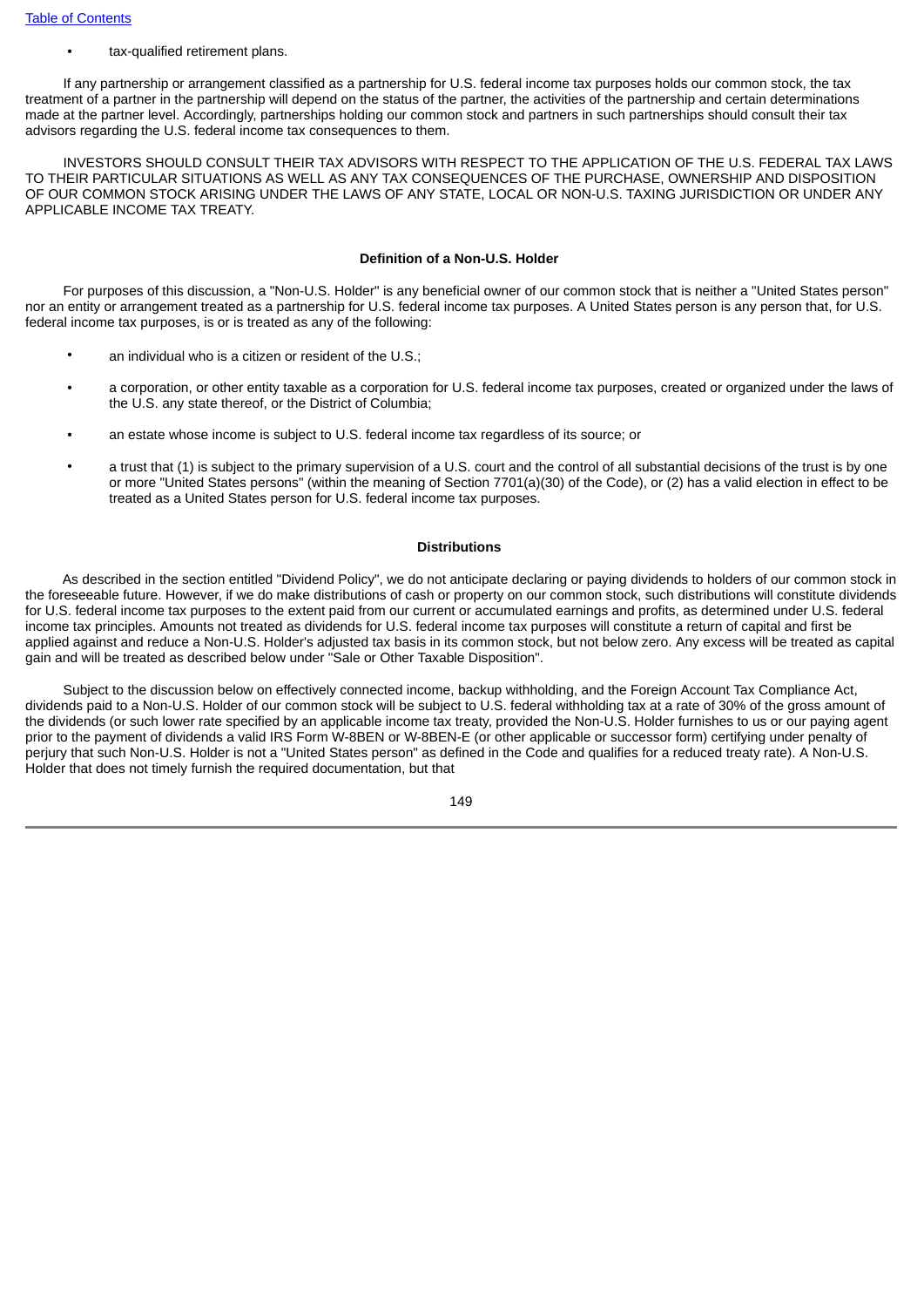- tax-qualified retirement plans.

If any partnership or arrangement classified as a partnership for U.S. federal income tax purposes holds our common stock, the tax treatment of a partner in the partnership will depend on the status of the partner, the activities of the partnership and certain determinations made at the partner level. Accordingly, partnerships holding our common stock and partners in such partnerships should consult their tax advisors regarding the U.S. federal income tax consequences to them.

INVESTORS SHOULD CONSULT THEIR TAX ADVISORS WITH RESPECT TO THE APPLICATION OF THE U.S. FEDERAL TAX LAWS TO THEIR PARTICULAR SITUATIONS AS WELL AS ANY TAX CONSEQUENCES OF THE PURCHASE, OWNERSHIP AND DISPOSITION OF OUR COMMON STOCK ARISING UNDER THE LAWS OF ANY STATE, LOCAL OR NON-U.S. TAXING JURISDICTION OR UNDER ANY APPLICABLE INCOME TAX TREATY.

### Definition of a Non-U.S. Holder

For purposes of this discussion, a "Non-U.S. Holder" is any beneficial owner of our common stock that is neither a "United States person" nor an entity or arrangement treated as a partnership for U.S. federal income tax purposes. A United States person is any person that, for U.S. federal income tax purposes, is or is treated as any of the following:

- an individual who is a citizen or resident of the U.S.;
- a corporation, or other entity taxable as a corporation for U.S. federal income tax purposes, created or organized under the laws of the U.S. any state thereof, or the District of Columbia;
- an estate whose income is subject to U.S. federal income tax regardless of its source; or
- a trust that (1) is subject to the primary supervision of a U.S. court and the control of all substantial decisions of the trust is by one or more "United States persons" (within the meaning of Section 7701(a)(30) of the Code), or (2) has a valid election in effect to be treated as a United States person for U.S. federal income tax purposes.

### Distributions

As described in the section entitled "Dividend Policy", we do not anticipate declaring or paying dividends to holders of our common stock in the foreseeable future. However, if we do make distributions of cash or property on our common stock, such distributions will constitute dividends for U.S. federal income tax purposes to the extent paid from our current or accumulated earnings and profits, as determined under U.S. federal income tax principles. Amounts not treated as dividends for U.S. federal income tax purposes will constitute a return of capital and first be applied against and reduce a Non-U.S. Holder's adjusted tax basis in its common stock, but not below zero. Any excess will be treated as capital gain and will be treated as described below under "Sale or Other Taxable Disposition".

Subject to the discussion below on effectively connected income, backup withholding, and the Foreign Account Tax Compliance Act, dividends paid to a Non-U.S. Holder of our common stock will be subject to U.S. federal withholding tax at a rate of 30% of the gross amount of the dividends (or such lower rate specified by an applicable income tax treaty, provided the Non-U.S. Holder furnishes to us or our paying agent prior to the payment of dividends a valid IRS Form W-8BEN or W-8BEN-E (or other applicable or successor form) certifying under penalty of perjury that such Non-U.S. Holder is not a "United States person" as defined in the Code and qualifies for a reduced treaty rate). A Non-U.S. Holder that does not timely furnish the required documentation, but that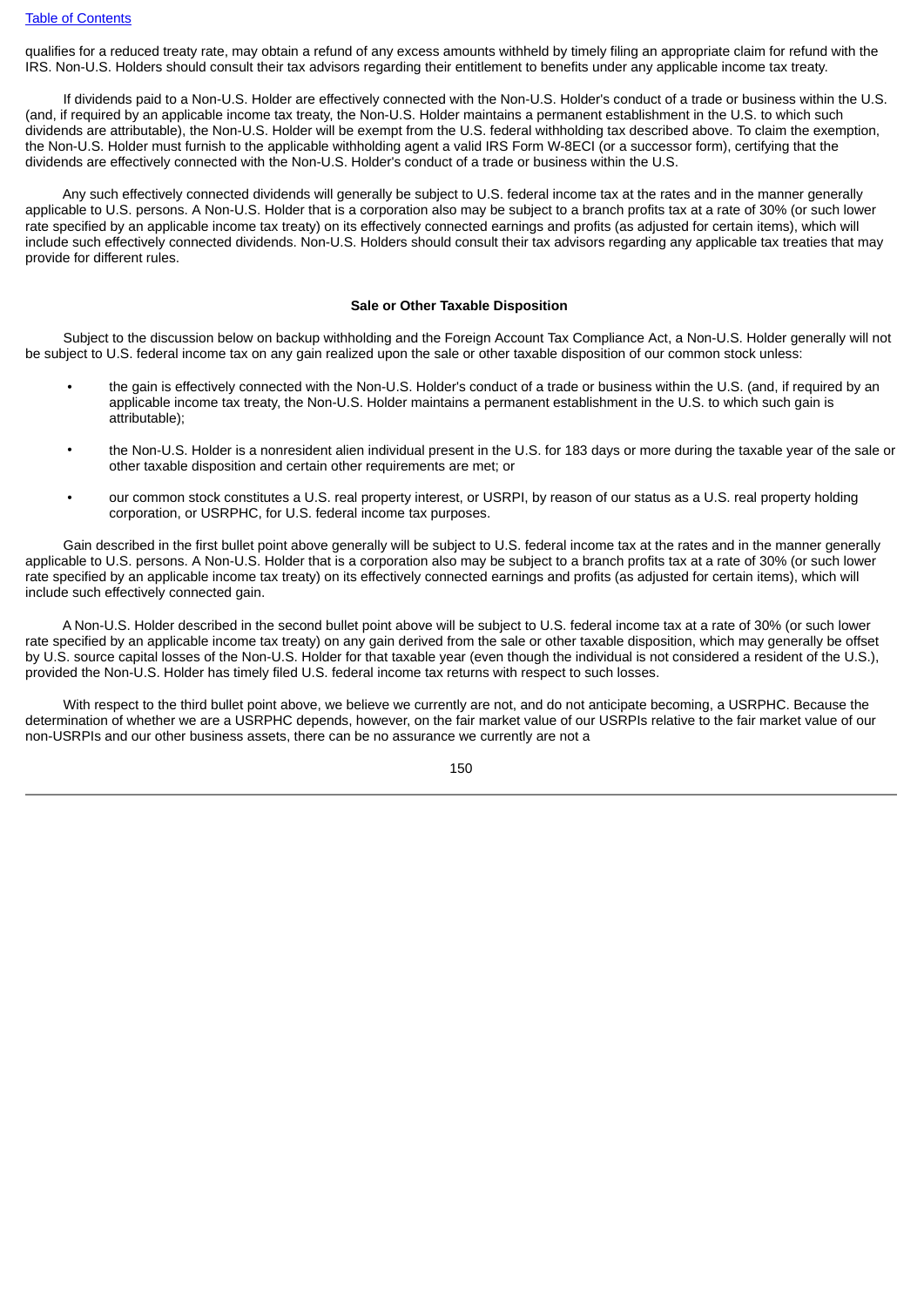qualifies for a reduced treaty rate, may obtain a refund of any excess amounts withheld by timely filing an appropriate claim for refund with the IRS. Non-U.S. Holders should consult their tax advisors regarding their entitlement to benefits under any applicable income tax treaty.

If dividends paid to a Non-U.S. Holder are effectively connected with the Non-U.S. Holder's conduct of a trade or business within the U.S. (and, if required by an applicable income tax treaty, the Non-U.S. Holder maintains a permanent establishment in the U.S. to which such dividends are attributable), the Non-U.S. Holder will be exempt from the U.S. federal withholding tax described above. To claim the exemption, the Non-U.S. Holder must furnish to the applicable withholding agent a valid IRS Form W-8ECI (or a successor form), certifying that the dividends are effectively connected with the Non-U.S. Holder's conduct of a trade or business within the U.S.

Any such effectively connected dividends will generally be subject to U.S. federal income tax at the rates and in the manner generally applicable to U.S. persons. A Non-U.S. Holder that is a corporation also may be subject to a branch profits tax at a rate of 30% (or such lower rate specified by an applicable income tax treaty) on its effectively connected earnings and profits (as adjusted for certain items), which will include such effectively connected dividends. Non-U.S. Holders should consult their tax advisors regarding any applicable tax treaties that may provide for different rules.

**Sale or Other Taxable Disposition**

Subject to the discussion below on backup withholding and the Foreign Account Tax Compliance Act, a Non-U.S. Holder generally will not be subject to U.S. federal income tax on any gain realized upon the sale or other taxable disposition of our common stock unless:

- the gain is effectively connected with the Non-U.S. Holder's conduct of a trade or business within the U.S. (and, if required by an applicable income tax treaty, the Non-U.S. Holder maintains a permanent establishment in the U.S. to which such gain is attributable);
- the Non-U.S. Holder is a nonresident alien individual present in the U.S. for 183 days or more during the taxable year of the sale or other taxable disposition and certain other requirements are met; or
- our common stock constitutes a U.S. real property interest, or USRPI, by reason of our status as a U.S. real property holding corporation, or USRPHC, for U.S. federal income tax purposes.

Gain described in the first bullet point above generally will be subject to U.S. federal income tax at the rates and in the manner generally applicable to U.S. persons. A Non-U.S. Holder that is a corporation also may be subject to a branch profits tax at a rate of 30% (or such lower rate specified by an applicable income tax treaty) on its effectively connected earnings and profits (as adjusted for certain items), which will include such effectively connected gain.

A Non-U.S. Holder described in the second bullet point above will be subject to U.S. federal income tax at a rate of 30% (or such lower rate specified by an applicable income tax treaty) on any gain derived from the sale or other taxable disposition, which may generally be offset by U.S. source capital losses of the Non-U.S. Holder for that taxable year (even though the individual is not considered a resident of the U.S.), provided the Non-U.S. Holder has timely filed U.S. federal income tax returns with respect to such losses.

With respect to the third bullet point above, we believe we currently are not, and do not anticipate becoming, a USRPHC. Because the determination of whether we are a USRPHC depends, however, on the fair market value of our USRPIs relative to the fair market value of our non-USRPIs and our other business assets, there can be no assurance we currently are not a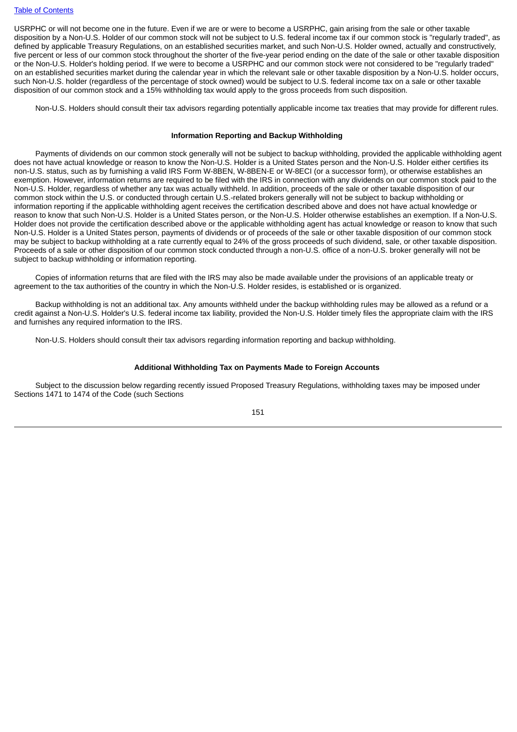USRPHC or will not become one in the future. Even if we are or were to become a USRPHC, gain arising from the sale or other taxable disposition by a Non-U.S. Holder of our common stock will not be subject to U.S. federal income tax if our common stock is "regularly traded", as defined by applicable Treasury Regulations, on an established securities market, and such Non-U.S. Holder owned, actually and constructively, five percent or less of our common stock throughout the shorter of the five-year period ending on the date of the sale or other taxable disposition or the Non-U.S. Holder's holding period. If we were to become a USRPHC and our common stock were not considered to be "regularly traded" on an established securities market during the calendar year in which the relevant sale or other taxable disposition by a Non-U.S. holder occurs, such Non-U.S. holder (regardless of the percentage of stock owned) would be subject to U.S. federal income tax on a sale or other taxable disposition of our common stock and a 15% withholding tax would apply to the gross proceeds from such disposition.

Non-U.S. Holders should consult their tax advisors regarding potentially applicable income tax treaties that may provide for different rules.

**Information Reporting and Backup Withholding**

Payments of dividends on our common stock generally will not be subject to backup withholding, provided the applicable withholding agent does not have actual knowledge or reason to know the Non-U.S. Holder is a United States person and the Non-U.S. Holder either certifies its non-U.S. status, such as by furnishing a valid IRS Form W-8BEN, W-8BEN-E or W-8ECI (or a successor form), or otherwise establishes an exemption. However, information returns are required to be filed with the IRS in connection with any dividends on our common stock paid to the Non-U.S. Holder, regardless of whether any tax was actually withheld. In addition, proceeds of the sale or other taxable disposition of our common stock within the U.S. or conducted through certain U.S.-related brokers generally will not be subject to backup withholding or information reporting if the applicable withholding agent receives the certification described above and does not have actual knowledge or reason to know that such Non-U.S. Holder is a United States person, or the Non-U.S. Holder otherwise establishes an exemption. If a Non-U.S. Holder does not provide the certification described above or the applicable withholding agent has actual knowledge or reason to know that such Non-U.S. Holder is a United States person, payments of dividends or of proceeds of the sale or other taxable disposition of our common stock may be subject to backup withholding at a rate currently equal to 24% of the gross proceeds of such dividend, sale, or other taxable disposition. Proceeds of a sale or other disposition of our common stock conducted through a non-U.S. office of a non-U.S. broker generally will not be subject to backup withholding or information reporting.

Copies of information returns that are filed with the IRS may also be made available under the provisions of an applicable treaty or agreement to the tax authorities of the country in which the Non-U.S. Holder resides, is established or is organized.

Backup withholding is not an additional tax. Any amounts withheld under the backup withholding rules may be allowed as a refund or a credit against a Non-U.S. Holder's U.S. federal income tax liability, provided the Non-U.S. Holder timely files the appropriate claim with the IRS and furnishes any required information to the IRS.

Non-U.S. Holders should consult their tax advisors regarding information reporting and backup withholding.

**Additional Withholding Tax on Payments Made to Foreign Accounts**

Subject to the discussion below regarding recently issued Proposed Treasury Regulations, withholding taxes may be imposed under Sections 1471 to 1474 of the Code (such Sections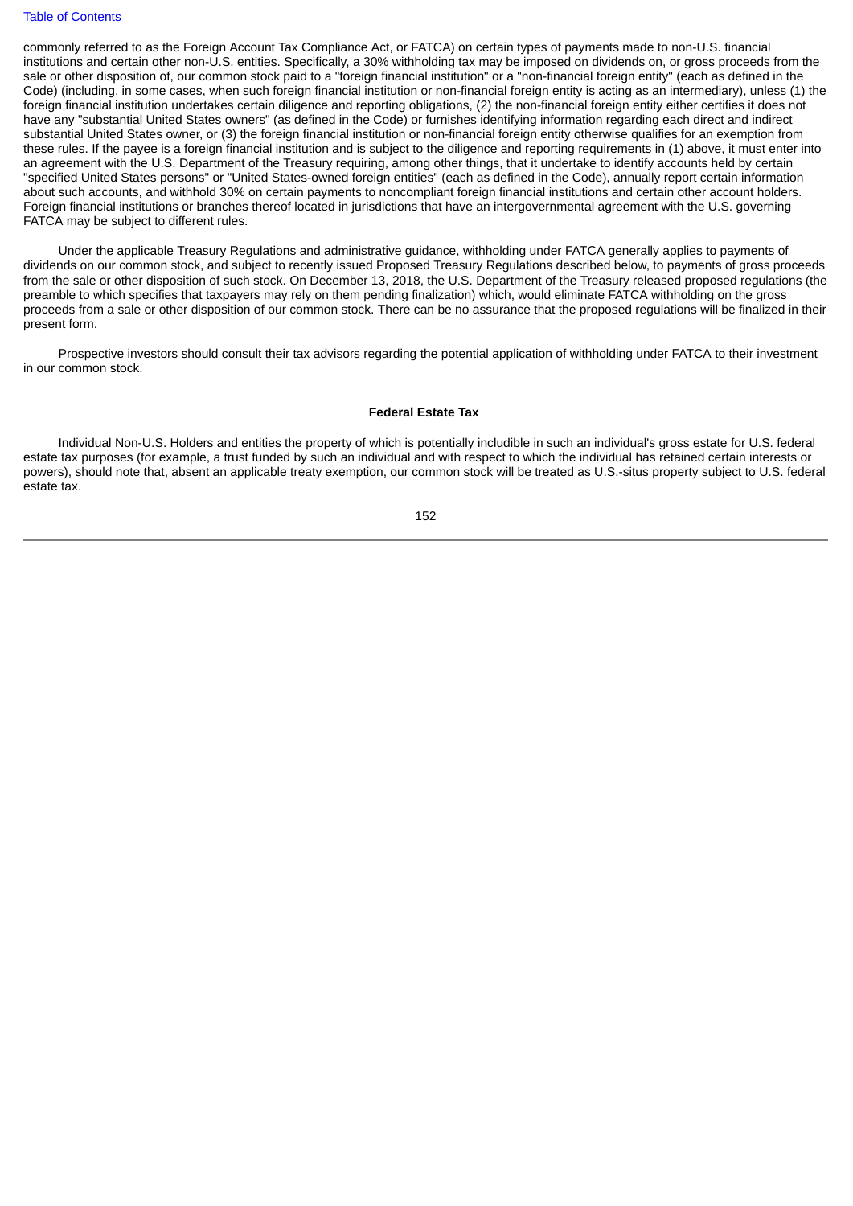commonly referred to as the Foreign Account Tax Compliance Act, or FATCA) on certain types of payments made to non-U.S. financial institutions and certain other non-U.S. entities. Specifically, a 30% withholding tax may be imposed on dividends on, or gross proceeds from the sale or other disposition of, our common stock paid to a "foreign financial institution" or a "non-financial foreign entity" (each as defined in the Code) (including, in some cases, when such foreign financial institution or non-financial foreign entity is acting as an intermediary), unless (1) the foreign financial institution undertakes certain diligence and reporting obligations, (2) the non-financial foreign entity either certifies it does not have any "substantial United States owners" (as defined in the Code) or furnishes identifying information regarding each direct and indirect substantial United States owner, or (3) the foreign financial institution or non-financial foreign entity otherwise qualifies for an exemption from these rules. If the payee is a foreign financial institution and is subject to the diligence and reporting requirements in (1) above, it must enter into an agreement with the U.S. Department of the Treasury requiring, among other things, that it undertake to identify accounts held by certain "specified United States persons" or "United States-owned foreign entities" (each as defined in the Code), annually report certain information about such accounts, and withhold 30% on certain payments to noncompliant foreign financial institutions and certain other account holders. Foreign financial institutions or branches thereof located in jurisdictions that have an intergovernmental agreement with the U.S. governing FATCA may be subject to different rules.

Under the applicable Treasury Regulations and administrative guidance, withholding under FATCA generally applies to payments of dividends on our common stock, and subject to recently issued Proposed Treasury Regulations described below, to payments of gross proceeds from the sale or other disposition of such stock. On December 13, 2018, the U.S. Department of the Treasury released proposed regulations (the preamble to which specifies that taxpayers may rely on them pending finalization) which, would eliminate FATCA withholding on the gross proceeds from a sale or other disposition of our common stock. There can be no assurance that the proposed regulations will be finalized in their present form.

Prospective investors should consult their tax advisors regarding the potential application of withholding under FATCA to their investment in our common stock.

**Federal Estate Tax**

Individual Non-U.S. Holders and entities the property of which is potentially includible in such an individual's gross estate for U.S. federal estate tax purposes (for example, a trust funded by such an individual and with respect to which the individual has retained certain interests or powers), should note that, absent an applicable treaty exemption, our common stock will be treated as U.S.-situs property subject to U.S. federal estate tax.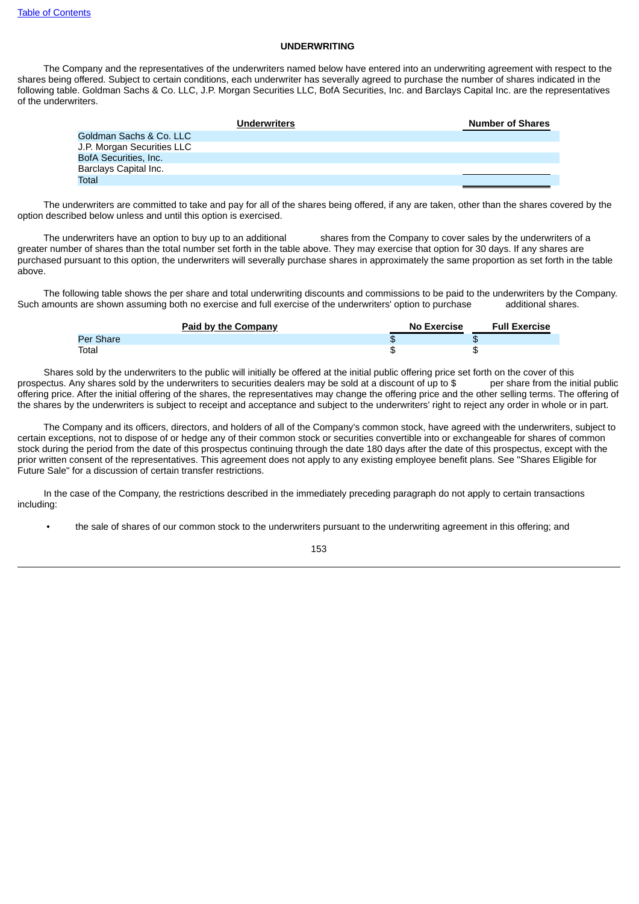## UNDERWRITING

The Company and the representatives of the underwriters named below have entered into an underwriting agreement with respect to the shares being offered. Subject to certain conditions, each underwriter has severally agreed to purchase the number of shares indicated in the following table. Goldman Sachs & Co. LLC, J.P. Morgan Securities LLC, BofA Securities, Inc. and Barclays Capital Inc. are the representatives of the underwriters.

| Underwriters | Number of Shares |
|---|---|
| Goldman Sachs & Co. LLC | |
| J.P. Morgan Securities LLC | |
| BofA Securities, Inc. | |
| Barclays Capital Inc. | |
| Total | |

The underwriters are committed to take and pay for all of the shares being offered, if any are taken, other than the shares covered by the option described below unless and until this option is exercised.

The underwriters have an option to buy up to an additional            shares from the Company to cover sales by the underwriters of a greater number of shares than the total number set forth in the table above. They may exercise that option for 30 days. If any shares are purchased pursuant to this option, the underwriters will severally purchase shares in approximately the same proportion as set forth in the table above.

The following table shows the per share and total underwriting discounts and commissions to be paid to the underwriters by the Company. Such amounts are shown assuming both no exercise and full exercise of the underwriters' option to purchase            additional shares.

| Paid by the Company | No Exercise | Full Exercise |
|---|---|---|
| Per Share | $ | $ |
| Total | $ | $ |

Shares sold by the underwriters to the public will initially be offered at the initial public offering price set forth on the cover of this prospectus. Any shares sold by the underwriters to securities dealers may be sold at a discount of up to $            per share from the initial public offering price. After the initial offering of the shares, the representatives may change the offering price and the other selling terms. The offering of the shares by the underwriters is subject to receipt and acceptance and subject to the underwriters' right to reject any order in whole or in part.

The Company and its officers, directors, and holders of all of the Company's common stock, have agreed with the underwriters, subject to certain exceptions, not to dispose of or hedge any of their common stock or securities convertible into or exchangeable for shares of common stock during the period from the date of this prospectus continuing through the date 180 days after the date of this prospectus, except with the prior written consent of the representatives. This agreement does not apply to any existing employee benefit plans. See "Shares Eligible for Future Sale" for a discussion of certain transfer restrictions.

In the case of the Company, the restrictions described in the immediately preceding paragraph do not apply to certain transactions including:

- the sale of shares of our common stock to the underwriters pursuant to the underwriting agreement in this offering; and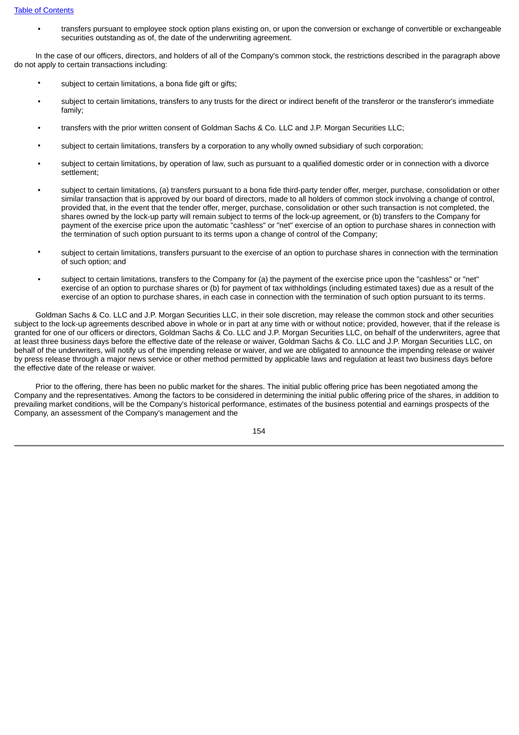- transfers pursuant to employee stock option plans existing on, or upon the conversion or exchange of convertible or exchangeable securities outstanding as of, the date of the underwriting agreement.

In the case of our officers, directors, and holders of all of the Company's common stock, the restrictions described in the paragraph above do not apply to certain transactions including:

- subject to certain limitations, a bona fide gift or gifts;
- subject to certain limitations, transfers to any trusts for the direct or indirect benefit of the transferor or the transferor's immediate family;
- transfers with the prior written consent of Goldman Sachs & Co. LLC and J.P. Morgan Securities LLC;
- subject to certain limitations, transfers by a corporation to any wholly owned subsidiary of such corporation;
- subject to certain limitations, by operation of law, such as pursuant to a qualified domestic order or in connection with a divorce settlement;
- subject to certain limitations, (a) transfers pursuant to a bona fide third-party tender offer, merger, purchase, consolidation or other similar transaction that is approved by our board of directors, made to all holders of common stock involving a change of control, provided that, in the event that the tender offer, merger, purchase, consolidation or other such transaction is not completed, the shares owned by the lock-up party will remain subject to terms of the lock-up agreement, or (b) transfers to the Company for payment of the exercise price upon the automatic "cashless" or "net" exercise of an option to purchase shares in connection with the termination of such option pursuant to its terms upon a change of control of the Company;
- subject to certain limitations, transfers pursuant to the exercise of an option to purchase shares in connection with the termination of such option; and
- subject to certain limitations, transfers to the Company for (a) the payment of the exercise price upon the "cashless" or "net" exercise of an option to purchase shares or (b) for payment of tax withholdings (including estimated taxes) due as a result of the exercise of an option to purchase shares, in each case in connection with the termination of such option pursuant to its terms.

Goldman Sachs & Co. LLC and J.P. Morgan Securities LLC, in their sole discretion, may release the common stock and other securities subject to the lock-up agreements described above in whole or in part at any time with or without notice; provided, however, that if the release is granted for one of our officers or directors, Goldman Sachs & Co. LLC and J.P. Morgan Securities LLC, on behalf of the underwriters, agree that at least three business days before the effective date of the release or waiver, Goldman Sachs & Co. LLC and J.P. Morgan Securities LLC, on behalf of the underwriters, will notify us of the impending release or waiver, and we are obligated to announce the impending release or waiver by press release through a major news service or other method permitted by applicable laws and regulation at least two business days before the effective date of the release or waiver.

Prior to the offering, there has been no public market for the shares. The initial public offering price has been negotiated among the Company and the representatives. Among the factors to be considered in determining the initial public offering price of the shares, in addition to prevailing market conditions, will be the Company's historical performance, estimates of the business potential and earnings prospects of the Company, an assessment of the Company's management and the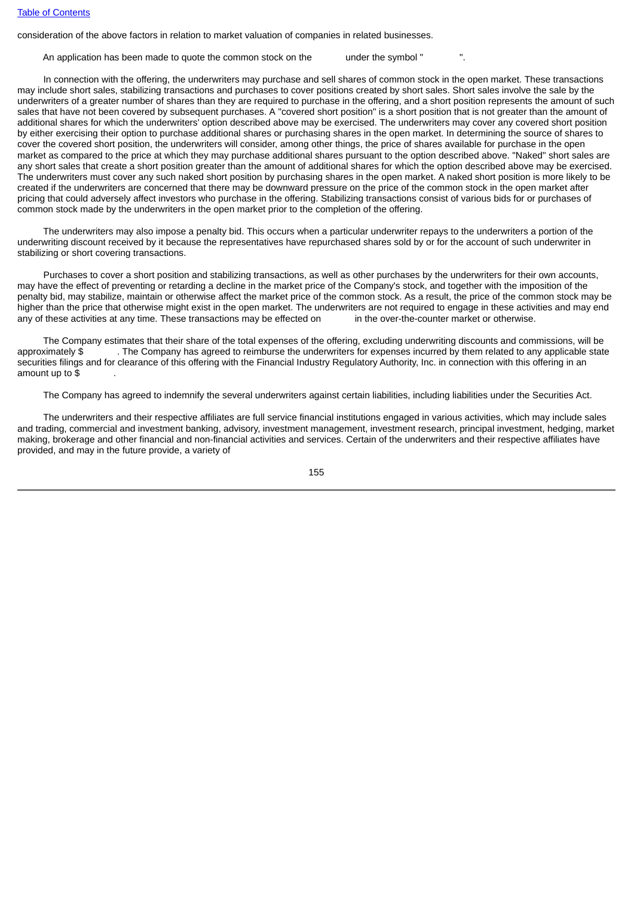consideration of the above factors in relation to market valuation of companies in related businesses.

An application has been made to quote the common stock on the under the symbol " ".

In connection with the offering, the underwriters may purchase and sell shares of common stock in the open market. These transactions may include short sales, stabilizing transactions and purchases to cover positions created by short sales. Short sales involve the sale by the underwriters of a greater number of shares than they are required to purchase in the offering, and a short position represents the amount of such sales that have not been covered by subsequent purchases. A "covered short position" is a short position that is not greater than the amount of additional shares for which the underwriters' option described above may be exercised. The underwriters may cover any covered short position by either exercising their option to purchase additional shares or purchasing shares in the open market. In determining the source of shares to cover the covered short position, the underwriters will consider, among other things, the price of shares available for purchase in the open market as compared to the price at which they may purchase additional shares pursuant to the option described above. "Naked" short sales are any short sales that create a short position greater than the amount of additional shares for which the option described above may be exercised. The underwriters must cover any such naked short position by purchasing shares in the open market. A naked short position is more likely to be created if the underwriters are concerned that there may be downward pressure on the price of the common stock in the open market after pricing that could adversely affect investors who purchase in the offering. Stabilizing transactions consist of various bids for or purchases of common stock made by the underwriters in the open market prior to the completion of the offering.

The underwriters may also impose a penalty bid. This occurs when a particular underwriter repays to the underwriters a portion of the underwriting discount received by it because the representatives have repurchased shares sold by or for the account of such underwriter in stabilizing or short covering transactions.

Purchases to cover a short position and stabilizing transactions, as well as other purchases by the underwriters for their own accounts, may have the effect of preventing or retarding a decline in the market price of the Company's stock, and together with the imposition of the penalty bid, may stabilize, maintain or otherwise affect the market price of the common stock. As a result, the price of the common stock may be higher than the price that otherwise might exist in the open market. The underwriters are not required to engage in these activities and may end any of these activities at any time. These transactions may be effected on in the over-the-counter market or otherwise.

The Company estimates that their share of the total expenses of the offering, excluding underwriting discounts and commissions, will be approximately $ . The Company has agreed to reimburse the underwriters for expenses incurred by them related to any applicable state securities filings and for clearance of this offering with the Financial Industry Regulatory Authority, Inc. in connection with this offering in an amount up to $ .

The Company has agreed to indemnify the several underwriters against certain liabilities, including liabilities under the Securities Act.

The underwriters and their respective affiliates are full service financial institutions engaged in various activities, which may include sales and trading, commercial and investment banking, advisory, investment management, investment research, principal investment, hedging, market making, brokerage and other financial and non-financial activities and services. Certain of the underwriters and their respective affiliates have provided, and may in the future provide, a variety of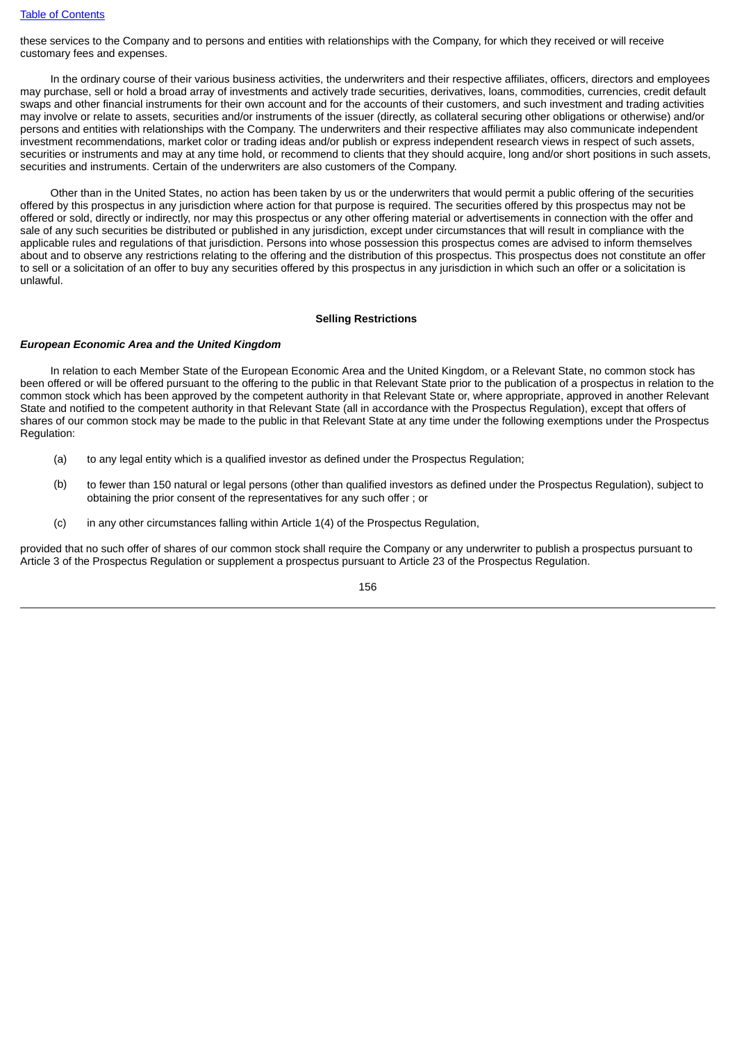these services to the Company and to persons and entities with relationships with the Company, for which they received or will receive customary fees and expenses.

In the ordinary course of their various business activities, the underwriters and their respective affiliates, officers, directors and employees may purchase, sell or hold a broad array of investments and actively trade securities, derivatives, loans, commodities, currencies, credit default swaps and other financial instruments for their own account and for the accounts of their customers, and such investment and trading activities may involve or relate to assets, securities and/or instruments of the issuer (directly, as collateral securing other obligations or otherwise) and/or persons and entities with relationships with the Company. The underwriters and their respective affiliates may also communicate independent investment recommendations, market color or trading ideas and/or publish or express independent research views in respect of such assets, securities or instruments and may at any time hold, or recommend to clients that they should acquire, long and/or short positions in such assets, securities and instruments. Certain of the underwriters are also customers of the Company.

Other than in the United States, no action has been taken by us or the underwriters that would permit a public offering of the securities offered by this prospectus in any jurisdiction where action for that purpose is required. The securities offered by this prospectus may not be offered or sold, directly or indirectly, nor may this prospectus or any other offering material or advertisements in connection with the offer and sale of any such securities be distributed or published in any jurisdiction, except under circumstances that will result in compliance with the applicable rules and regulations of that jurisdiction. Persons into whose possession this prospectus comes are advised to inform themselves about and to observe any restrictions relating to the offering and the distribution of this prospectus. This prospectus does not constitute an offer to sell or a solicitation of an offer to buy any securities offered by this prospectus in any jurisdiction in which such an offer or a solicitation is unlawful.

**Selling Restrictions**

***European Economic Area and the United Kingdom***

In relation to each Member State of the European Economic Area and the United Kingdom, or a Relevant State, no common stock has been offered or will be offered pursuant to the offering to the public in that Relevant State prior to the publication of a prospectus in relation to the common stock which has been approved by the competent authority in that Relevant State or, where appropriate, approved in another Relevant State and notified to the competent authority in that Relevant State (all in accordance with the Prospectus Regulation), except that offers of shares of our common stock may be made to the public in that Relevant State at any time under the following exemptions under the Prospectus Regulation:

(a) to any legal entity which is a qualified investor as defined under the Prospectus Regulation;

(b) to fewer than 150 natural or legal persons (other than qualified investors as defined under the Prospectus Regulation), subject to obtaining the prior consent of the representatives for any such offer ; or

(c) in any other circumstances falling within Article 1(4) of the Prospectus Regulation,

provided that no such offer of shares of our common stock shall require the Company or any underwriter to publish a prospectus pursuant to Article 3 of the Prospectus Regulation or supplement a prospectus pursuant to Article 23 of the Prospectus Regulation.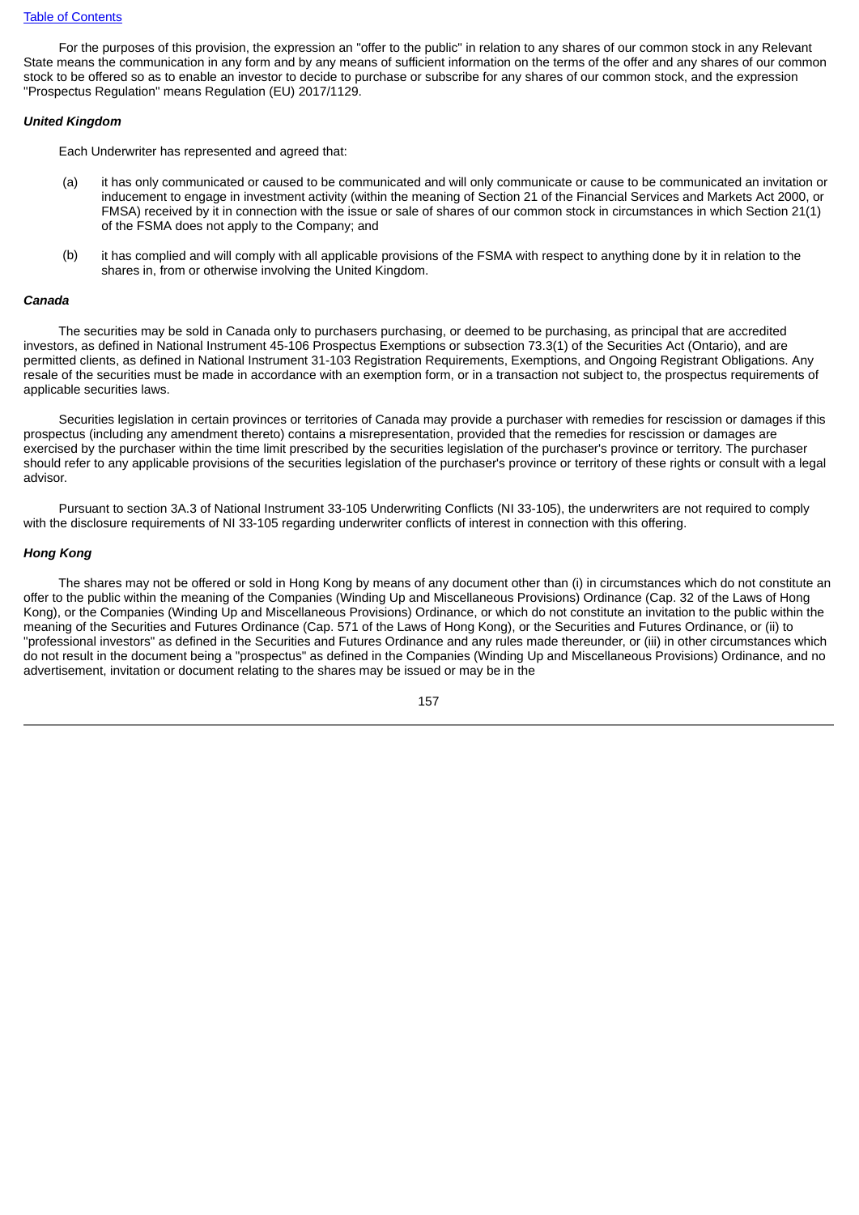For the purposes of this provision, the expression an "offer to the public" in relation to any shares of our common stock in any Relevant State means the communication in any form and by any means of sufficient information on the terms of the offer and any shares of our common stock to be offered so as to enable an investor to decide to purchase or subscribe for any shares of our common stock, and the expression "Prospectus Regulation" means Regulation (EU) 2017/1129.

***United Kingdom***

Each Underwriter has represented and agreed that:

(a) it has only communicated or caused to be communicated and will only communicate or cause to be communicated an invitation or inducement to engage in investment activity (within the meaning of Section 21 of the Financial Services and Markets Act 2000, or FMSA) received by it in connection with the issue or sale of shares of our common stock in circumstances in which Section 21(1) of the FSMA does not apply to the Company; and

(b) it has complied and will comply with all applicable provisions of the FSMA with respect to anything done by it in relation to the shares in, from or otherwise involving the United Kingdom.

***Canada***

The securities may be sold in Canada only to purchasers purchasing, or deemed to be purchasing, as principal that are accredited investors, as defined in National Instrument 45-106 Prospectus Exemptions or subsection 73.3(1) of the Securities Act (Ontario), and are permitted clients, as defined in National Instrument 31-103 Registration Requirements, Exemptions, and Ongoing Registrant Obligations. Any resale of the securities must be made in accordance with an exemption form, or in a transaction not subject to, the prospectus requirements of applicable securities laws.

Securities legislation in certain provinces or territories of Canada may provide a purchaser with remedies for rescission or damages if this prospectus (including any amendment thereto) contains a misrepresentation, provided that the remedies for rescission or damages are exercised by the purchaser within the time limit prescribed by the securities legislation of the purchaser's province or territory. The purchaser should refer to any applicable provisions of the securities legislation of the purchaser's province or territory of these rights or consult with a legal advisor.

Pursuant to section 3A.3 of National Instrument 33-105 Underwriting Conflicts (NI 33-105), the underwriters are not required to comply with the disclosure requirements of NI 33-105 regarding underwriter conflicts of interest in connection with this offering.

***Hong Kong***

The shares may not be offered or sold in Hong Kong by means of any document other than (i) in circumstances which do not constitute an offer to the public within the meaning of the Companies (Winding Up and Miscellaneous Provisions) Ordinance (Cap. 32 of the Laws of Hong Kong), or the Companies (Winding Up and Miscellaneous Provisions) Ordinance, or which do not constitute an invitation to the public within the meaning of the Securities and Futures Ordinance (Cap. 571 of the Laws of Hong Kong), or the Securities and Futures Ordinance, or (ii) to "professional investors" as defined in the Securities and Futures Ordinance and any rules made thereunder, or (iii) in other circumstances which do not result in the document being a "prospectus" as defined in the Companies (Winding Up and Miscellaneous Provisions) Ordinance, and no advertisement, invitation or document relating to the shares may be issued or may be in the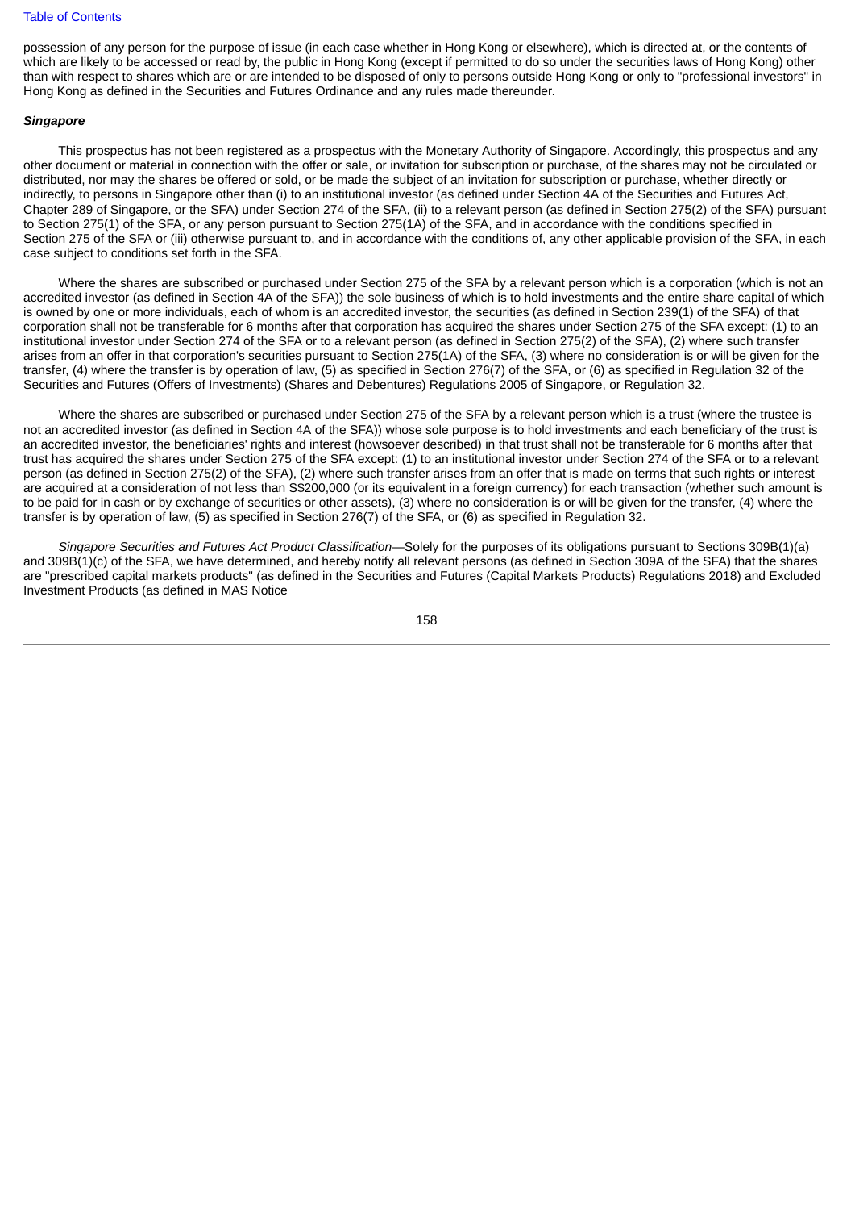possession of any person for the purpose of issue (in each case whether in Hong Kong or elsewhere), which is directed at, or the contents of which are likely to be accessed or read by, the public in Hong Kong (except if permitted to do so under the securities laws of Hong Kong) other than with respect to shares which are or are intended to be disposed of only to persons outside Hong Kong or only to "professional investors" in Hong Kong as defined in the Securities and Futures Ordinance and any rules made thereunder.

***Singapore***

This prospectus has not been registered as a prospectus with the Monetary Authority of Singapore. Accordingly, this prospectus and any other document or material in connection with the offer or sale, or invitation for subscription or purchase, of the shares may not be circulated or distributed, nor may the shares be offered or sold, or be made the subject of an invitation for subscription or purchase, whether directly or indirectly, to persons in Singapore other than (i) to an institutional investor (as defined under Section 4A of the Securities and Futures Act, Chapter 289 of Singapore, or the SFA) under Section 274 of the SFA, (ii) to a relevant person (as defined in Section 275(2) of the SFA) pursuant to Section 275(1) of the SFA, or any person pursuant to Section 275(1A) of the SFA, and in accordance with the conditions specified in Section 275 of the SFA or (iii) otherwise pursuant to, and in accordance with the conditions of, any other applicable provision of the SFA, in each case subject to conditions set forth in the SFA.

Where the shares are subscribed or purchased under Section 275 of the SFA by a relevant person which is a corporation (which is not an accredited investor (as defined in Section 4A of the SFA)) the sole business of which is to hold investments and the entire share capital of which is owned by one or more individuals, each of whom is an accredited investor, the securities (as defined in Section 239(1) of the SFA) of that corporation shall not be transferable for 6 months after that corporation has acquired the shares under Section 275 of the SFA except: (1) to an institutional investor under Section 274 of the SFA or to a relevant person (as defined in Section 275(2) of the SFA), (2) where such transfer arises from an offer in that corporation's securities pursuant to Section 275(1A) of the SFA, (3) where no consideration is or will be given for the transfer, (4) where the transfer is by operation of law, (5) as specified in Section 276(7) of the SFA, or (6) as specified in Regulation 32 of the Securities and Futures (Offers of Investments) (Shares and Debentures) Regulations 2005 of Singapore, or Regulation 32.

Where the shares are subscribed or purchased under Section 275 of the SFA by a relevant person which is a trust (where the trustee is not an accredited investor (as defined in Section 4A of the SFA)) whose sole purpose is to hold investments and each beneficiary of the trust is an accredited investor, the beneficiaries' rights and interest (howsoever described) in that trust shall not be transferable for 6 months after that trust has acquired the shares under Section 275 of the SFA except: (1) to an institutional investor under Section 274 of the SFA or to a relevant person (as defined in Section 275(2) of the SFA), (2) where such transfer arises from an offer that is made on terms that such rights or interest are acquired at a consideration of not less than S$200,000 (or its equivalent in a foreign currency) for each transaction (whether such amount is to be paid for in cash or by exchange of securities or other assets), (3) where no consideration is or will be given for the transfer, (4) where the transfer is by operation of law, (5) as specified in Section 276(7) of the SFA, or (6) as specified in Regulation 32.

*Singapore Securities and Futures Act Product Classification*—Solely for the purposes of its obligations pursuant to Sections 309B(1)(a) and 309B(1)(c) of the SFA, we have determined, and hereby notify all relevant persons (as defined in Section 309A of the SFA) that the shares are "prescribed capital markets products" (as defined in the Securities and Futures (Capital Markets Products) Regulations 2018) and Excluded Investment Products (as defined in MAS Notice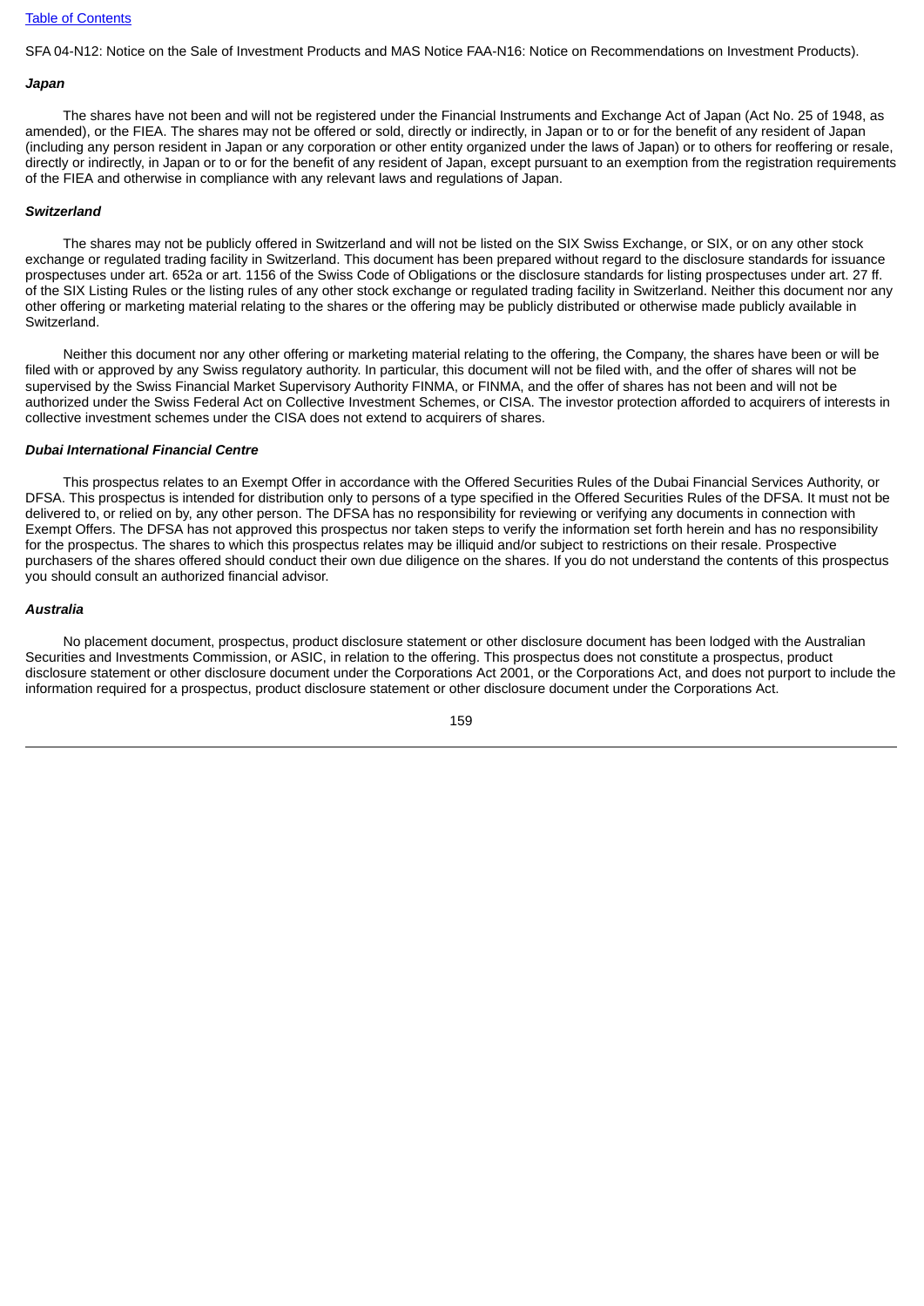SFA 04-N12: Notice on the Sale of Investment Products and MAS Notice FAA-N16: Notice on Recommendations on Investment Products).

***Japan***

The shares have not been and will not be registered under the Financial Instruments and Exchange Act of Japan (Act No. 25 of 1948, as amended), or the FIEA. The shares may not be offered or sold, directly or indirectly, in Japan or to or for the benefit of any resident of Japan (including any person resident in Japan or any corporation or other entity organized under the laws of Japan) or to others for reoffering or resale, directly or indirectly, in Japan or to or for the benefit of any resident of Japan, except pursuant to an exemption from the registration requirements of the FIEA and otherwise in compliance with any relevant laws and regulations of Japan.

***Switzerland***

The shares may not be publicly offered in Switzerland and will not be listed on the SIX Swiss Exchange, or SIX, or on any other stock exchange or regulated trading facility in Switzerland. This document has been prepared without regard to the disclosure standards for issuance prospectuses under art. 652a or art. 1156 of the Swiss Code of Obligations or the disclosure standards for listing prospectuses under art. 27 ff. of the SIX Listing Rules or the listing rules of any other stock exchange or regulated trading facility in Switzerland. Neither this document nor any other offering or marketing material relating to the shares or the offering may be publicly distributed or otherwise made publicly available in Switzerland.

Neither this document nor any other offering or marketing material relating to the offering, the Company, the shares have been or will be filed with or approved by any Swiss regulatory authority. In particular, this document will not be filed with, and the offer of shares will not be supervised by the Swiss Financial Market Supervisory Authority FINMA, or FINMA, and the offer of shares has not been and will not be authorized under the Swiss Federal Act on Collective Investment Schemes, or CISA. The investor protection afforded to acquirers of interests in collective investment schemes under the CISA does not extend to acquirers of shares.

***Dubai International Financial Centre***

This prospectus relates to an Exempt Offer in accordance with the Offered Securities Rules of the Dubai Financial Services Authority, or DFSA. This prospectus is intended for distribution only to persons of a type specified in the Offered Securities Rules of the DFSA. It must not be delivered to, or relied on by, any other person. The DFSA has no responsibility for reviewing or verifying any documents in connection with Exempt Offers. The DFSA has not approved this prospectus nor taken steps to verify the information set forth herein and has no responsibility for the prospectus. The shares to which this prospectus relates may be illiquid and/or subject to restrictions on their resale. Prospective purchasers of the shares offered should conduct their own due diligence on the shares. If you do not understand the contents of this prospectus you should consult an authorized financial advisor.

***Australia***

No placement document, prospectus, product disclosure statement or other disclosure document has been lodged with the Australian Securities and Investments Commission, or ASIC, in relation to the offering. This prospectus does not constitute a prospectus, product disclosure statement or other disclosure document under the Corporations Act 2001, or the Corporations Act, and does not purport to include the information required for a prospectus, product disclosure statement or other disclosure document under the Corporations Act.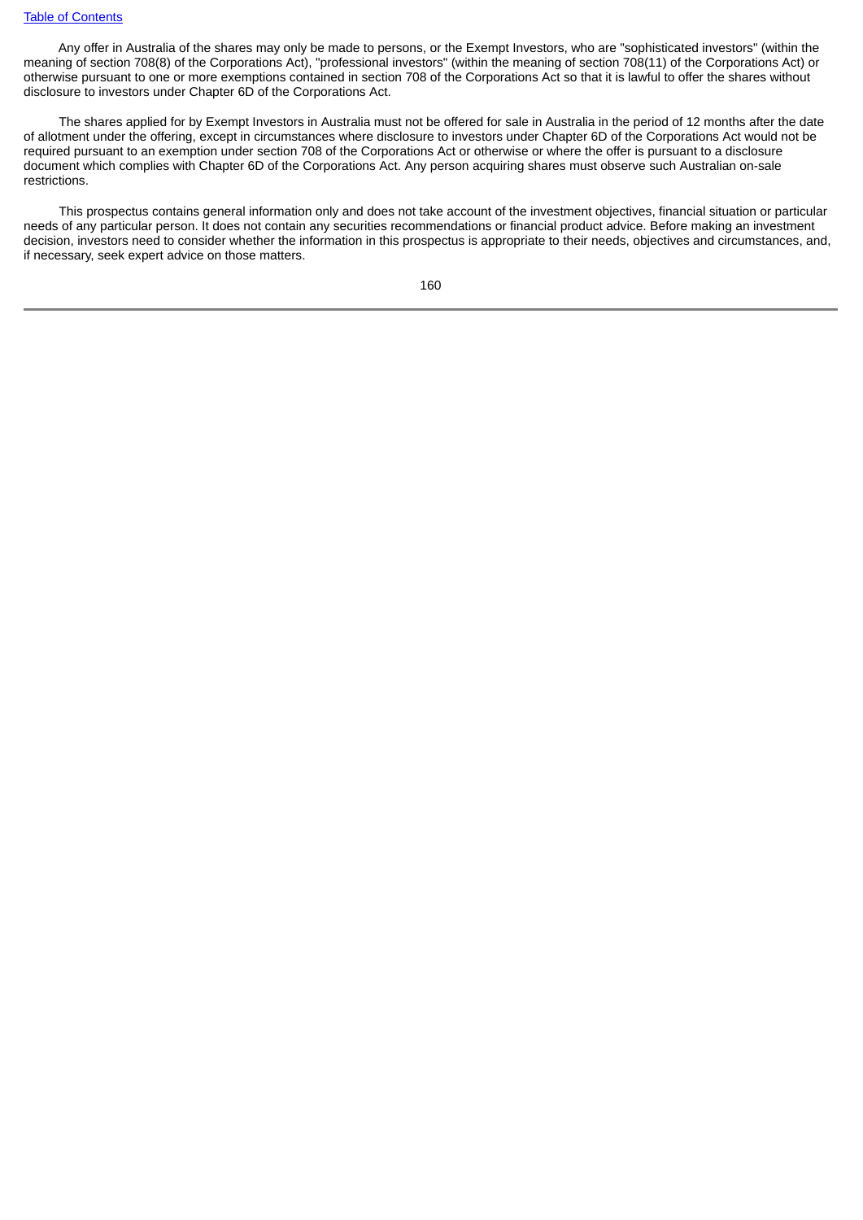Any offer in Australia of the shares may only be made to persons, or the Exempt Investors, who are "sophisticated investors" (within the meaning of section 708(8) of the Corporations Act), "professional investors" (within the meaning of section 708(11) of the Corporations Act) or otherwise pursuant to one or more exemptions contained in section 708 of the Corporations Act so that it is lawful to offer the shares without disclosure to investors under Chapter 6D of the Corporations Act.

The shares applied for by Exempt Investors in Australia must not be offered for sale in Australia in the period of 12 months after the date of allotment under the offering, except in circumstances where disclosure to investors under Chapter 6D of the Corporations Act would not be required pursuant to an exemption under section 708 of the Corporations Act or otherwise or where the offer is pursuant to a disclosure document which complies with Chapter 6D of the Corporations Act. Any person acquiring shares must observe such Australian on-sale restrictions.

This prospectus contains general information only and does not take account of the investment objectives, financial situation or particular needs of any particular person. It does not contain any securities recommendations or financial product advice. Before making an investment decision, investors need to consider whether the information in this prospectus is appropriate to their needs, objectives and circumstances, and, if necessary, seek expert advice on those matters.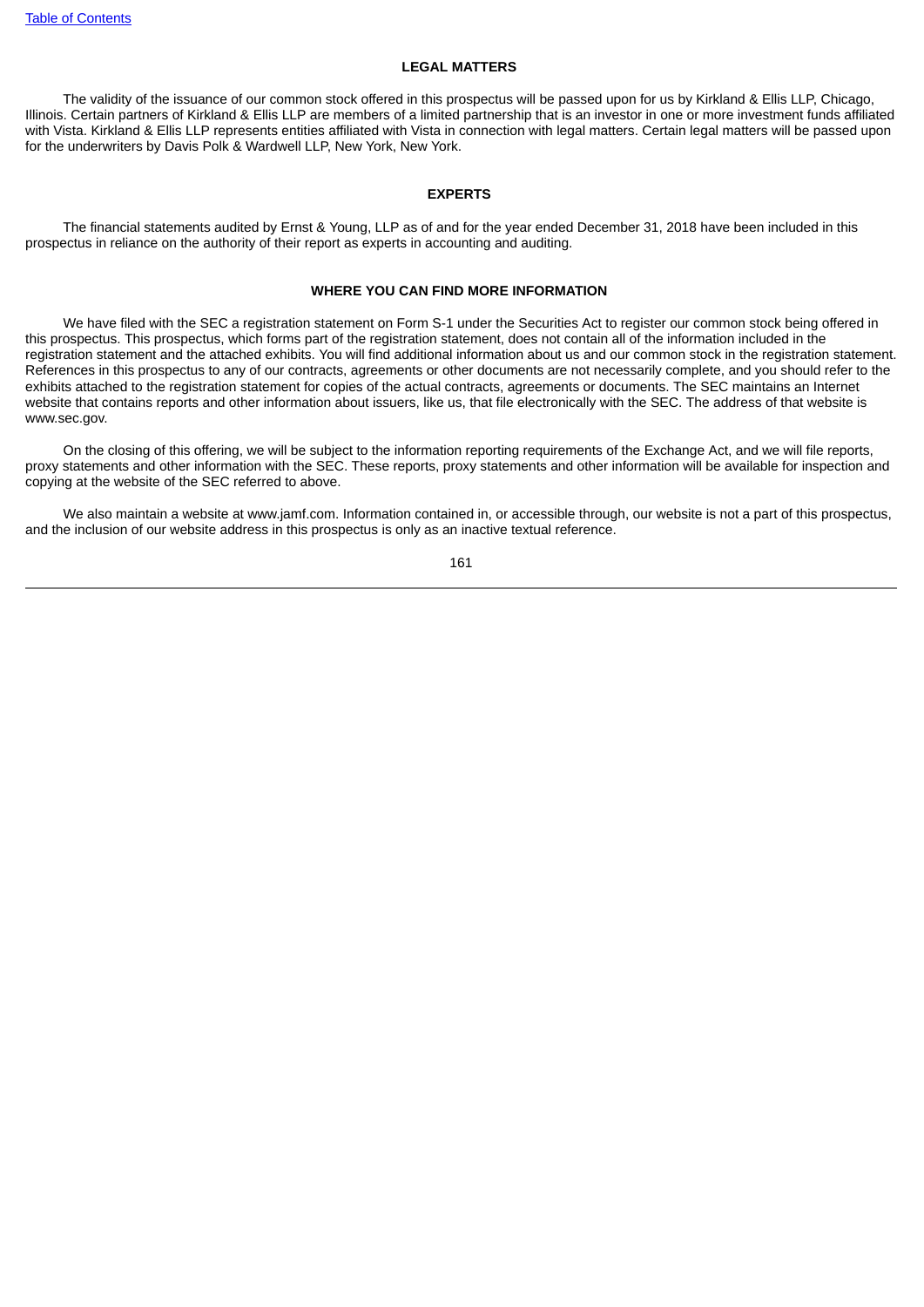## LEGAL MATTERS

The validity of the issuance of our common stock offered in this prospectus will be passed upon for us by Kirkland & Ellis LLP, Chicago, Illinois. Certain partners of Kirkland & Ellis LLP are members of a limited partnership that is an investor in one or more investment funds affiliated with Vista. Kirkland & Ellis LLP represents entities affiliated with Vista in connection with legal matters. Certain legal matters will be passed upon for the underwriters by Davis Polk & Wardwell LLP, New York, New York.

## EXPERTS

The financial statements audited by Ernst & Young, LLP as of and for the year ended December 31, 2018 have been included in this prospectus in reliance on the authority of their report as experts in accounting and auditing.

## WHERE YOU CAN FIND MORE INFORMATION

We have filed with the SEC a registration statement on Form S-1 under the Securities Act to register our common stock being offered in this prospectus. This prospectus, which forms part of the registration statement, does not contain all of the information included in the registration statement and the attached exhibits. You will find additional information about us and our common stock in the registration statement. References in this prospectus to any of our contracts, agreements or other documents are not necessarily complete, and you should refer to the exhibits attached to the registration statement for copies of the actual contracts, agreements or documents. The SEC maintains an Internet website that contains reports and other information about issuers, like us, that file electronically with the SEC. The address of that website is www.sec.gov.

On the closing of this offering, we will be subject to the information reporting requirements of the Exchange Act, and we will file reports, proxy statements and other information with the SEC. These reports, proxy statements and other information will be available for inspection and copying at the website of the SEC referred to above.

We also maintain a website at www.jamf.com. Information contained in, or accessible through, our website is not a part of this prospectus, and the inclusion of our website address in this prospectus is only as an inactive textual reference.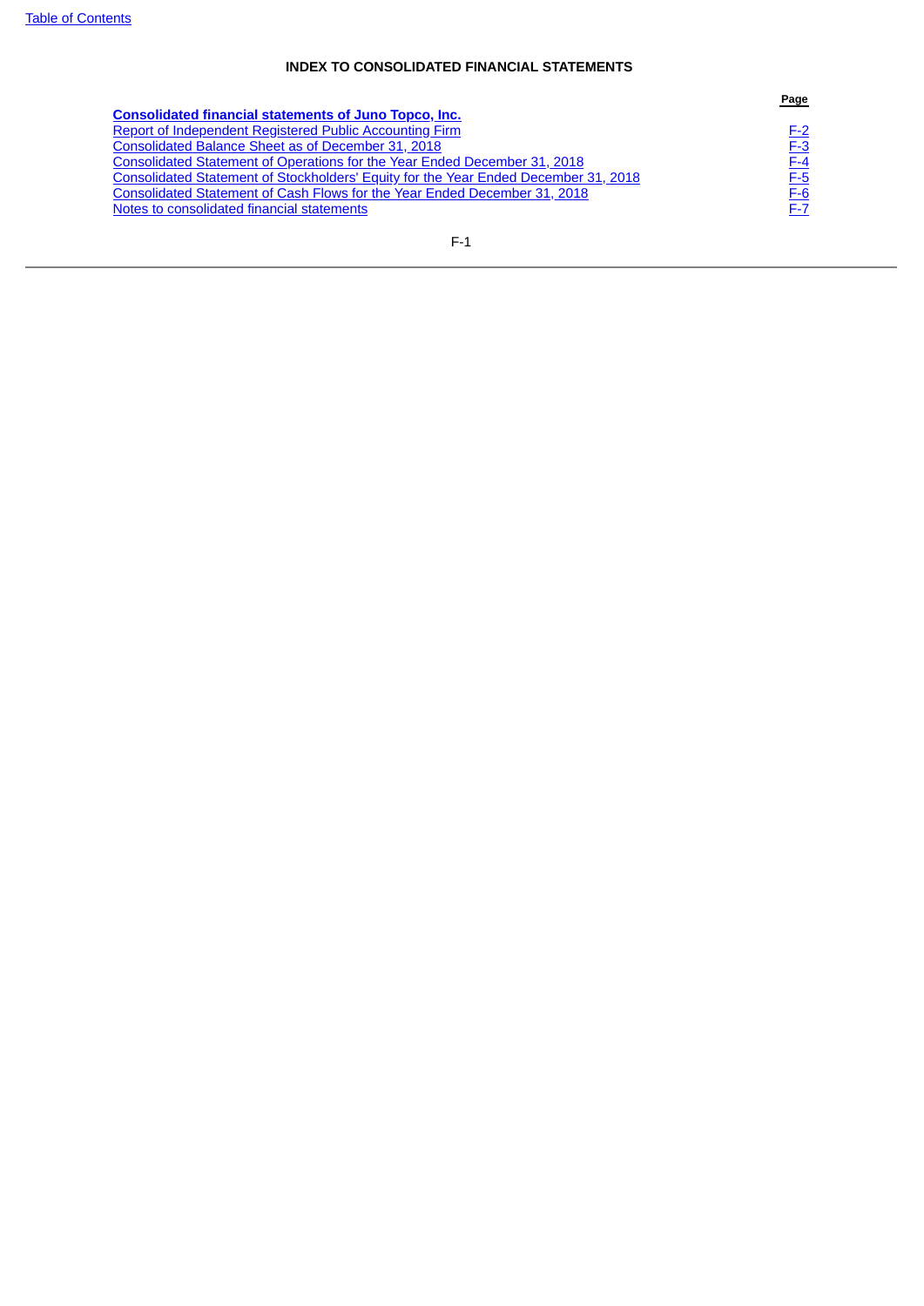**INDEX TO CONSOLIDATED FINANCIAL STATEMENTS**

| | Page |
|---|---|
| **Consolidated financial statements of Juno Topco, Inc.** | |
| Report of Independent Registered Public Accounting Firm | F-2 |
| Consolidated Balance Sheet as of December 31, 2018 | F-3 |
| Consolidated Statement of Operations for the Year Ended December 31, 2018 | F-4 |
| Consolidated Statement of Stockholders' Equity for the Year Ended December 31, 2018 | F-5 |
| Consolidated Statement of Cash Flows for the Year Ended December 31, 2018 | F-6 |
| Notes to consolidated financial statements | F-7 |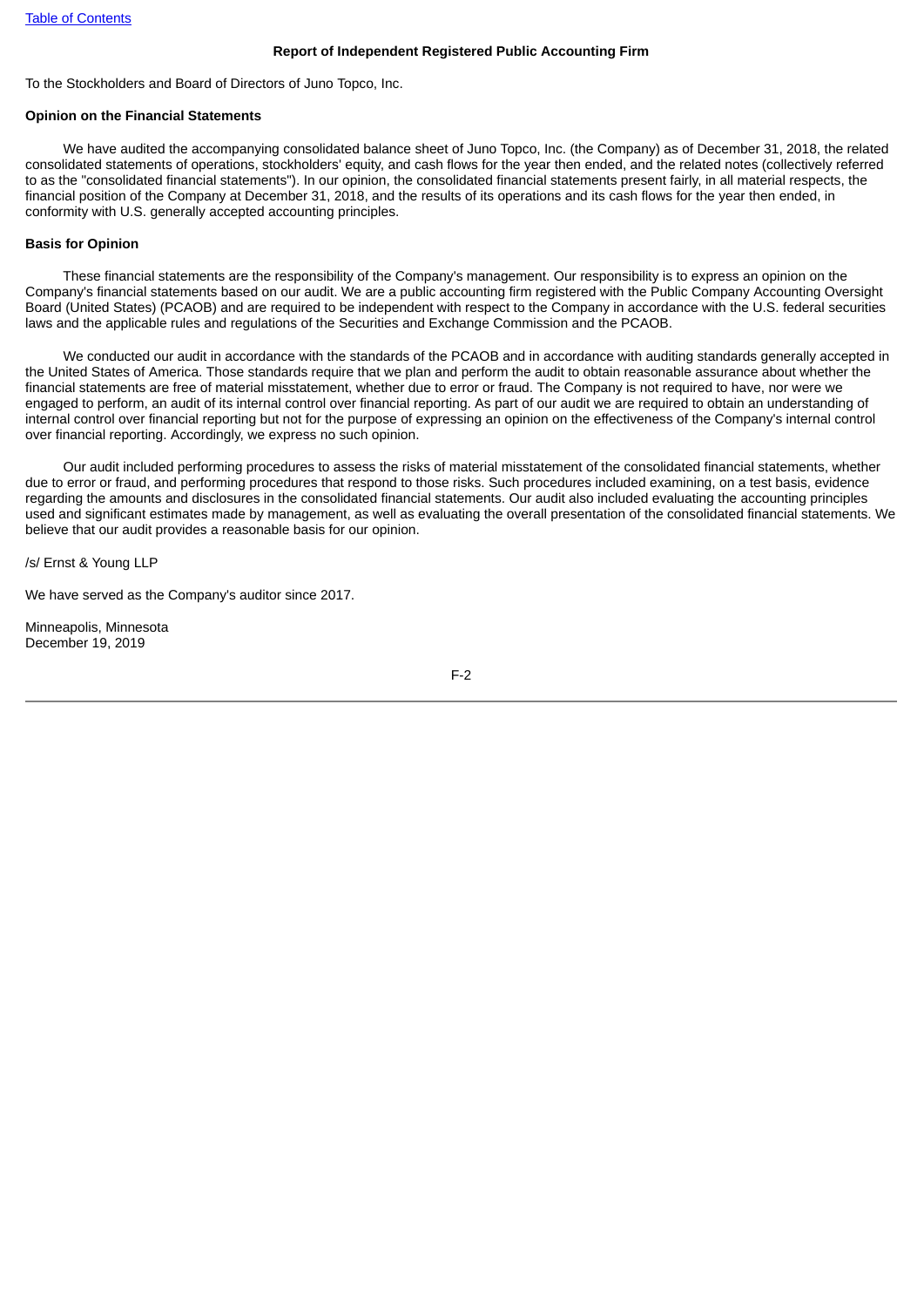## Report of Independent Registered Public Accounting Firm

To the Stockholders and Board of Directors of Juno Topco, Inc.

**Opinion on the Financial Statements**

We have audited the accompanying consolidated balance sheet of Juno Topco, Inc. (the Company) as of December 31, 2018, the related consolidated statements of operations, stockholders' equity, and cash flows for the year then ended, and the related notes (collectively referred to as the "consolidated financial statements"). In our opinion, the consolidated financial statements present fairly, in all material respects, the financial position of the Company at December 31, 2018, and the results of its operations and its cash flows for the year then ended, in conformity with U.S. generally accepted accounting principles.

**Basis for Opinion**

These financial statements are the responsibility of the Company's management. Our responsibility is to express an opinion on the Company's financial statements based on our audit. We are a public accounting firm registered with the Public Company Accounting Oversight Board (United States) (PCAOB) and are required to be independent with respect to the Company in accordance with the U.S. federal securities laws and the applicable rules and regulations of the Securities and Exchange Commission and the PCAOB.

We conducted our audit in accordance with the standards of the PCAOB and in accordance with auditing standards generally accepted in the United States of America. Those standards require that we plan and perform the audit to obtain reasonable assurance about whether the financial statements are free of material misstatement, whether due to error or fraud. The Company is not required to have, nor were we engaged to perform, an audit of its internal control over financial reporting. As part of our audit we are required to obtain an understanding of internal control over financial reporting but not for the purpose of expressing an opinion on the effectiveness of the Company's internal control over financial reporting. Accordingly, we express no such opinion.

Our audit included performing procedures to assess the risks of material misstatement of the consolidated financial statements, whether due to error or fraud, and performing procedures that respond to those risks. Such procedures included examining, on a test basis, evidence regarding the amounts and disclosures in the consolidated financial statements. Our audit also included evaluating the accounting principles used and significant estimates made by management, as well as evaluating the overall presentation of the consolidated financial statements. We believe that our audit provides a reasonable basis for our opinion.

/s/ Ernst & Young LLP

We have served as the Company's auditor since 2017.

Minneapolis, Minnesota
December 19, 2019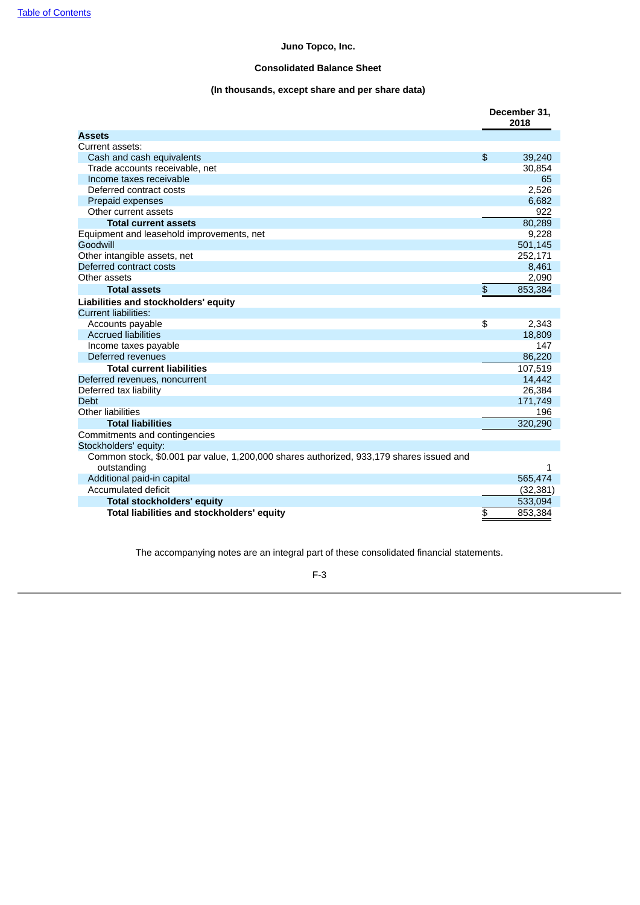Juno Topco, Inc.

**Consolidated Balance Sheet**

**(In thousands, except share and per share data)**

| | December 31, 2018 |
|---|---|
| **Assets** | |
| Current assets: | |
| Cash and cash equivalents | $ 39,240 |
| Trade accounts receivable, net | 30,854 |
| Income taxes receivable | 65 |
| Deferred contract costs | 2,526 |
| Prepaid expenses | 6,682 |
| Other current assets | 922 |
| **Total current assets** | 80,289 |
| Equipment and leasehold improvements, net | 9,228 |
| Goodwill | 501,145 |
| Other intangible assets, net | 252,171 |
| Deferred contract costs | 8,461 |
| Other assets | 2,090 |
| **Total assets** | $ 853,384 |
| **Liabilities and stockholders' equity** | |
| Current liabilities: | |
| Accounts payable | $ 2,343 |
| Accrued liabilities | 18,809 |
| Income taxes payable | 147 |
| Deferred revenues | 86,220 |
| **Total current liabilities** | 107,519 |
| Deferred revenues, noncurrent | 14,442 |
| Deferred tax liability | 26,384 |
| Debt | 171,749 |
| Other liabilities | 196 |
| **Total liabilities** | 320,290 |
| Commitments and contingencies | |
| Stockholders' equity: | |
| Common stock, $0.001 par value, 1,200,000 shares authorized, 933,179 shares issued and outstanding | 1 |
| Additional paid-in capital | 565,474 |
| Accumulated deficit | (32,381) |
| **Total stockholders' equity** | 533,094 |
| **Total liabilities and stockholders' equity** | $ 853,384 |

The accompanying notes are an integral part of these consolidated financial statements.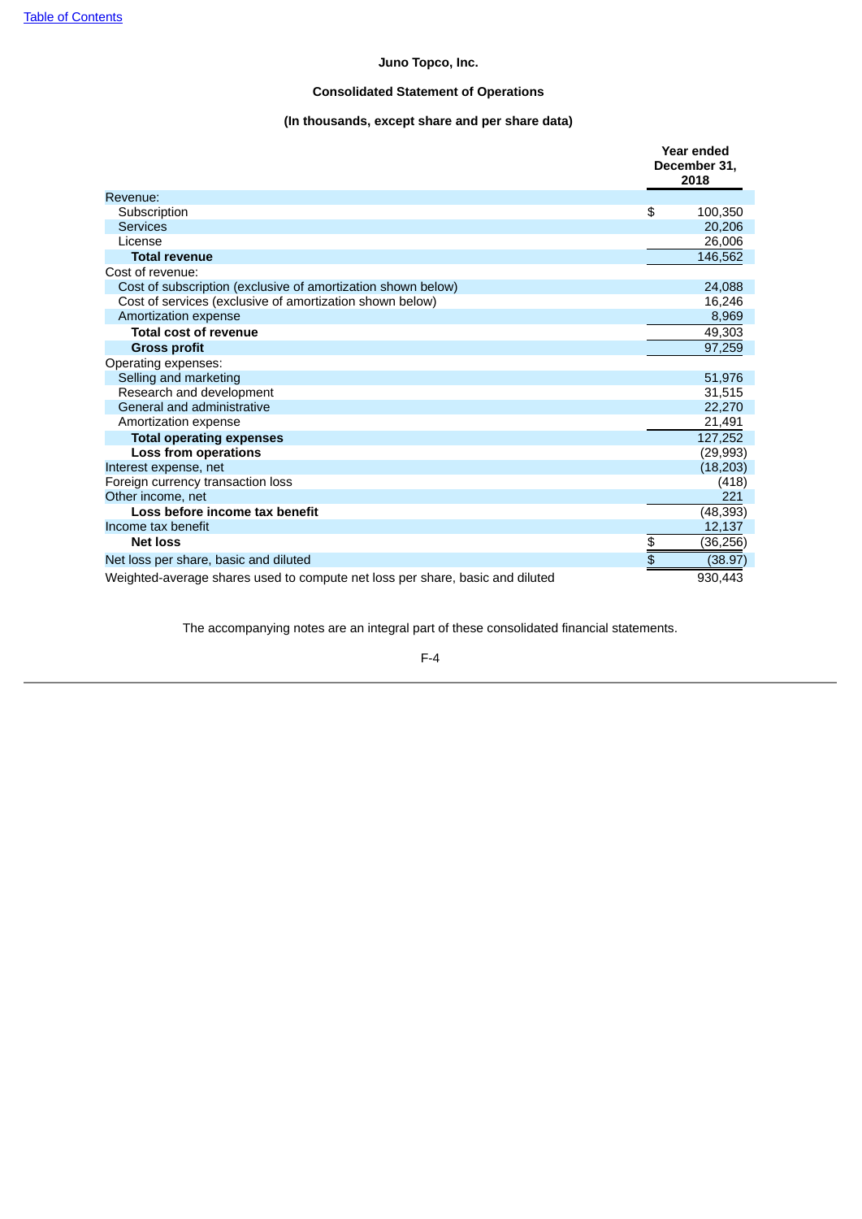[Table of Contents](#)

**Juno Topco, Inc.**

**Consolidated Statement of Operations**

**(In thousands, except share and per share data)**

| | Year ended December 31, 2018 |
|---|---|
| Revenue: | |
| Subscription | $ 100,350 |
| Services | 20,206 |
| License | 26,006 |
| **Total revenue** | 146,562 |
| Cost of revenue: | |
| Cost of subscription (exclusive of amortization shown below) | 24,088 |
| Cost of services (exclusive of amortization shown below) | 16,246 |
| Amortization expense | 8,969 |
| **Total cost of revenue** | 49,303 |
| **Gross profit** | 97,259 |
| Operating expenses: | |
| Selling and marketing | 51,976 |
| Research and development | 31,515 |
| General and administrative | 22,270 |
| Amortization expense | 21,491 |
| **Total operating expenses** | 127,252 |
| **Loss from operations** | (29,993) |
| Interest expense, net | (18,203) |
| Foreign currency transaction loss | (418) |
| Other income, net | 221 |
| **Loss before income tax benefit** | (48,393) |
| Income tax benefit | 12,137 |
| **Net loss** | $ (36,256) |
| Net loss per share, basic and diluted | $ (38.97) |
| Weighted-average shares used to compute net loss per share, basic and diluted | 930,443 |

The accompanying notes are an integral part of these consolidated financial statements.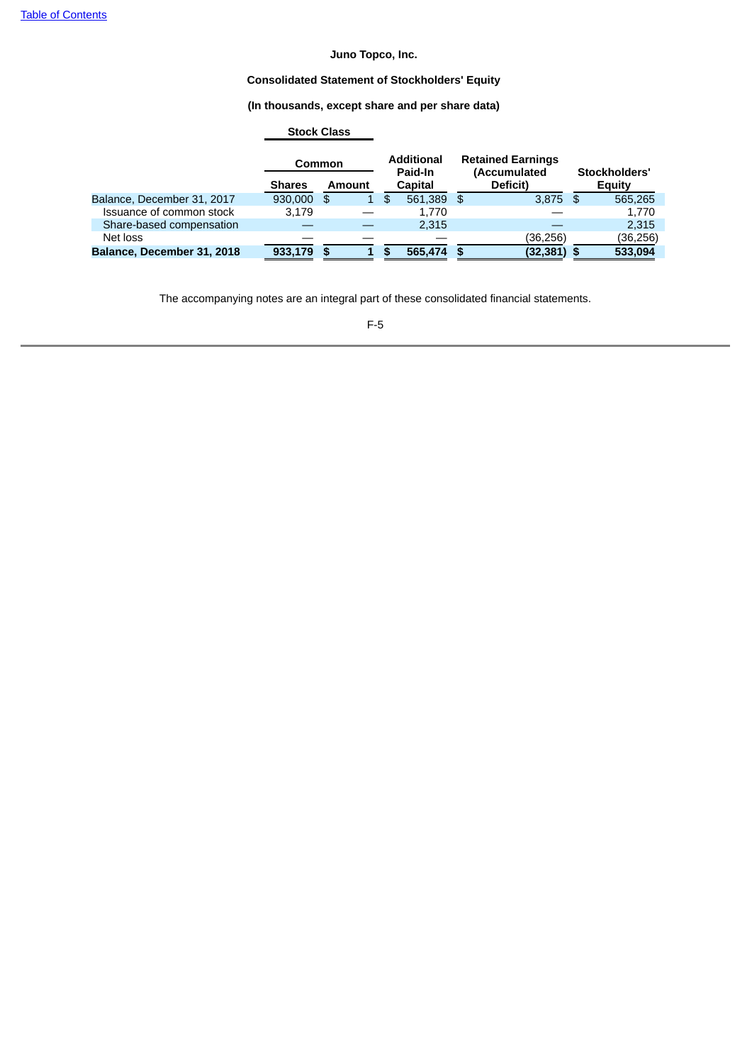**Juno Topco, Inc.**

**Consolidated Statement of Stockholders' Equity**

**(In thousands, except share and per share data)**

| | Stock Class | | | | |
|---|---|---|---|---|---|
| | Common | | Additional Paid-In Capital | Retained Earnings (Accumulated Deficit) | Stockholders' Equity |
| | Shares | Amount | | | |
| Balance, December 31, 2017 | 930,000 | $ 1 | $ 561,389 | $ 3,875 | $ 565,265 |
| Issuance of common stock | 3,179 | — | 1,770 | — | 1,770 |
| Share-based compensation | — | — | 2,315 | — | 2,315 |
| Net loss | — | — | — | (36,256) | (36,256) |
| **Balance, December 31, 2018** | **933,179** | **$ 1** | **$ 565,474** | **$ (32,381)** | **$ 533,094** |

The accompanying notes are an integral part of these consolidated financial statements.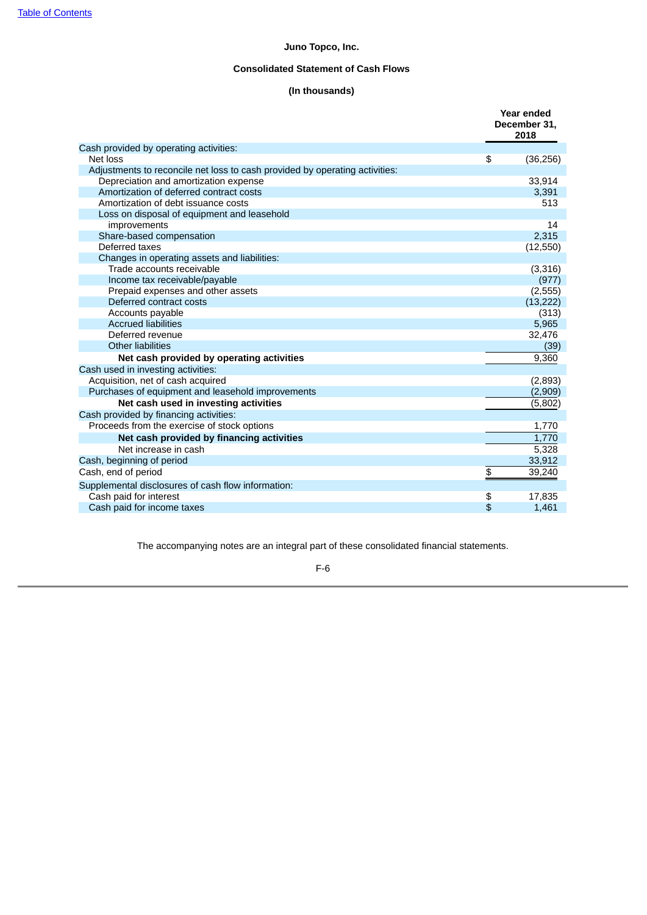**Juno Topco, Inc.**

**Consolidated Statement of Cash Flows**

**(In thousands)**

| | Year ended December 31, 2018 |
|---|---|
| Cash provided by operating activities: | |
| Net loss | $ (36,256) |
| Adjustments to reconcile net loss to cash provided by operating activities: | |
| Depreciation and amortization expense | 33,914 |
| Amortization of deferred contract costs | 3,391 |
| Amortization of debt issuance costs | 513 |
| Loss on disposal of equipment and leasehold improvements | 14 |
| Share-based compensation | 2,315 |
| Deferred taxes | (12,550) |
| Changes in operating assets and liabilities: | |
| Trade accounts receivable | (3,316) |
| Income tax receivable/payable | (977) |
| Prepaid expenses and other assets | (2,555) |
| Deferred contract costs | (13,222) |
| Accounts payable | (313) |
| Accrued liabilities | 5,965 |
| Deferred revenue | 32,476 |
| Other liabilities | (39) |
| **Net cash provided by operating activities** | 9,360 |
| Cash used in investing activities: | |
| Acquisition, net of cash acquired | (2,893) |
| Purchases of equipment and leasehold improvements | (2,909) |
| **Net cash used in investing activities** | (5,802) |
| Cash provided by financing activities: | |
| Proceeds from the exercise of stock options | 1,770 |
| **Net cash provided by financing activities** | 1,770 |
| Net increase in cash | 5,328 |
| Cash, beginning of period | 33,912 |
| Cash, end of period | $ 39,240 |
| Supplemental disclosures of cash flow information: | |
| Cash paid for interest | $ 17,835 |
| Cash paid for income taxes | $ 1,461 |

The accompanying notes are an integral part of these consolidated financial statements.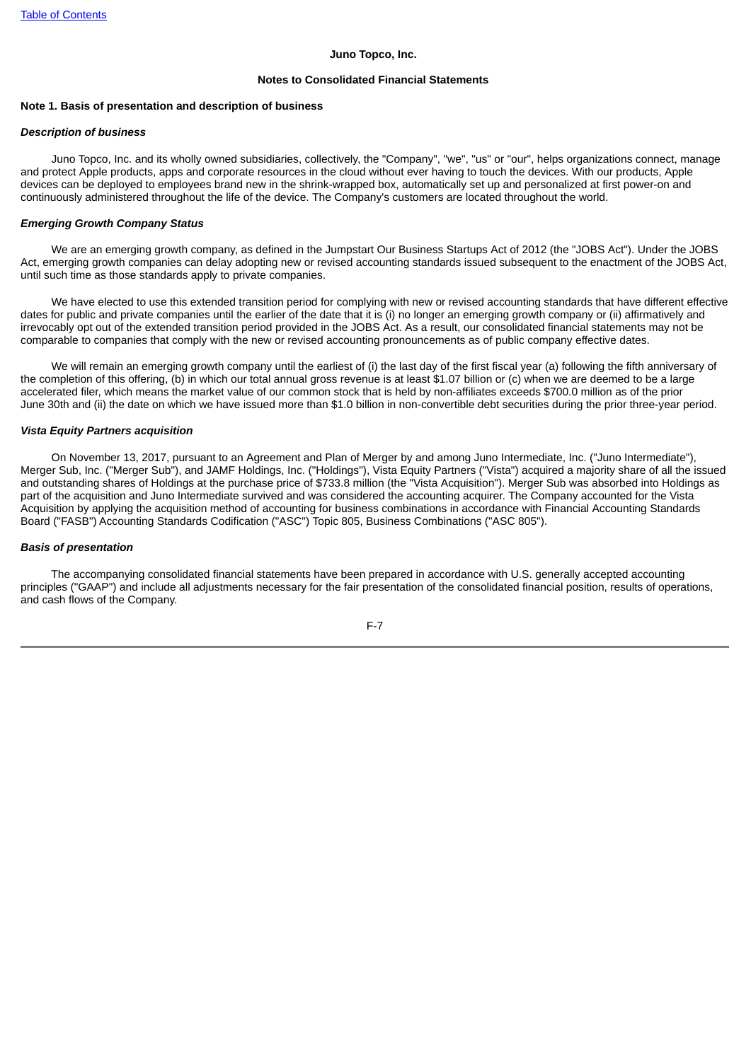**Juno Topco, Inc.**

**Notes to Consolidated Financial Statements**

**Note 1. Basis of presentation and description of business**

***Description of business***

Juno Topco, Inc. and its wholly owned subsidiaries, collectively, the "Company", "we", "us" or "our", helps organizations connect, manage and protect Apple products, apps and corporate resources in the cloud without ever having to touch the devices. With our products, Apple devices can be deployed to employees brand new in the shrink-wrapped box, automatically set up and personalized at first power-on and continuously administered throughout the life of the device. The Company's customers are located throughout the world.

***Emerging Growth Company Status***

We are an emerging growth company, as defined in the Jumpstart Our Business Startups Act of 2012 (the "JOBS Act"). Under the JOBS Act, emerging growth companies can delay adopting new or revised accounting standards issued subsequent to the enactment of the JOBS Act, until such time as those standards apply to private companies.

We have elected to use this extended transition period for complying with new or revised accounting standards that have different effective dates for public and private companies until the earlier of the date that it is (i) no longer an emerging growth company or (ii) affirmatively and irrevocably opt out of the extended transition period provided in the JOBS Act. As a result, our consolidated financial statements may not be comparable to companies that comply with the new or revised accounting pronouncements as of public company effective dates.

We will remain an emerging growth company until the earliest of (i) the last day of the first fiscal year (a) following the fifth anniversary of the completion of this offering, (b) in which our total annual gross revenue is at least $1.07 billion or (c) when we are deemed to be a large accelerated filer, which means the market value of our common stock that is held by non-affiliates exceeds $700.0 million as of the prior June 30th and (ii) the date on which we have issued more than $1.0 billion in non-convertible debt securities during the prior three-year period.

***Vista Equity Partners acquisition***

On November 13, 2017, pursuant to an Agreement and Plan of Merger by and among Juno Intermediate, Inc. ("Juno Intermediate"), Merger Sub, Inc. ("Merger Sub"), and JAMF Holdings, Inc. ("Holdings"), Vista Equity Partners ("Vista") acquired a majority share of all the issued and outstanding shares of Holdings at the purchase price of $733.8 million (the "Vista Acquisition"). Merger Sub was absorbed into Holdings as part of the acquisition and Juno Intermediate survived and was considered the accounting acquirer. The Company accounted for the Vista Acquisition by applying the acquisition method of accounting for business combinations in accordance with Financial Accounting Standards Board ("FASB") Accounting Standards Codification ("ASC") Topic 805, Business Combinations ("ASC 805").

***Basis of presentation***

The accompanying consolidated financial statements have been prepared in accordance with U.S. generally accepted accounting principles ("GAAP") and include all adjustments necessary for the fair presentation of the consolidated financial position, results of operations, and cash flows of the Company.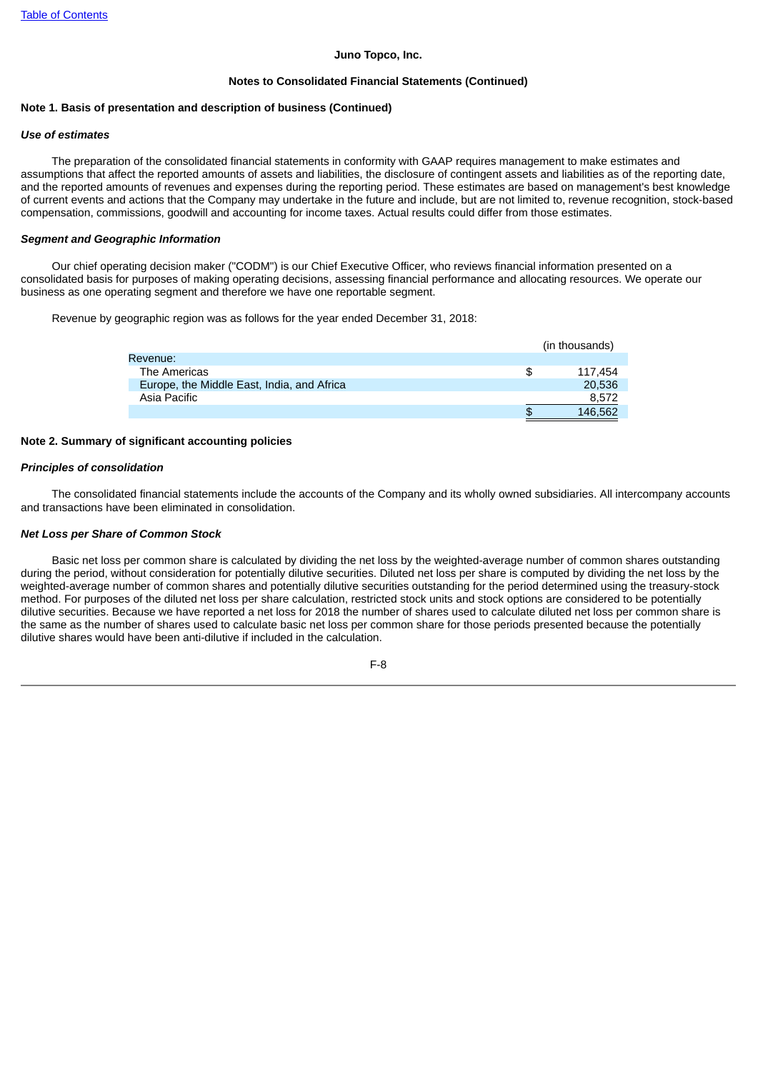**Juno Topco, Inc.**

**Notes to Consolidated Financial Statements (Continued)**

**Note 1. Basis of presentation and description of business (Continued)**

***Use of estimates***

The preparation of the consolidated financial statements in conformity with GAAP requires management to make estimates and assumptions that affect the reported amounts of assets and liabilities, the disclosure of contingent assets and liabilities as of the reporting date, and the reported amounts of revenues and expenses during the reporting period. These estimates are based on management's best knowledge of current events and actions that the Company may undertake in the future and include, but are not limited to, revenue recognition, stock-based compensation, commissions, goodwill and accounting for income taxes. Actual results could differ from those estimates.

***Segment and Geographic Information***

Our chief operating decision maker ("CODM") is our Chief Executive Officer, who reviews financial information presented on a consolidated basis for purposes of making operating decisions, assessing financial performance and allocating resources. We operate our business as one operating segment and therefore we have one reportable segment.

Revenue by geographic region was as follows for the year ended December 31, 2018:

| | (in thousands) |
|---|---|
| Revenue: | |
| The Americas | $ 117,454 |
| Europe, the Middle East, India, and Africa | 20,536 |
| Asia Pacific | 8,572 |
| | $ 146,562 |

**Note 2. Summary of significant accounting policies**

***Principles of consolidation***

The consolidated financial statements include the accounts of the Company and its wholly owned subsidiaries. All intercompany accounts and transactions have been eliminated in consolidation.

***Net Loss per Share of Common Stock***

Basic net loss per common share is calculated by dividing the net loss by the weighted-average number of common shares outstanding during the period, without consideration for potentially dilutive securities. Diluted net loss per share is computed by dividing the net loss by the weighted-average number of common shares and potentially dilutive securities outstanding for the period determined using the treasury-stock method. For purposes of the diluted net loss per share calculation, restricted stock units and stock options are considered to be potentially dilutive securities. Because we have reported a net loss for 2018 the number of shares used to calculate diluted net loss per common share is the same as the number of shares used to calculate basic net loss per common share for those periods presented because the potentially dilutive shares would have been anti-dilutive if included in the calculation.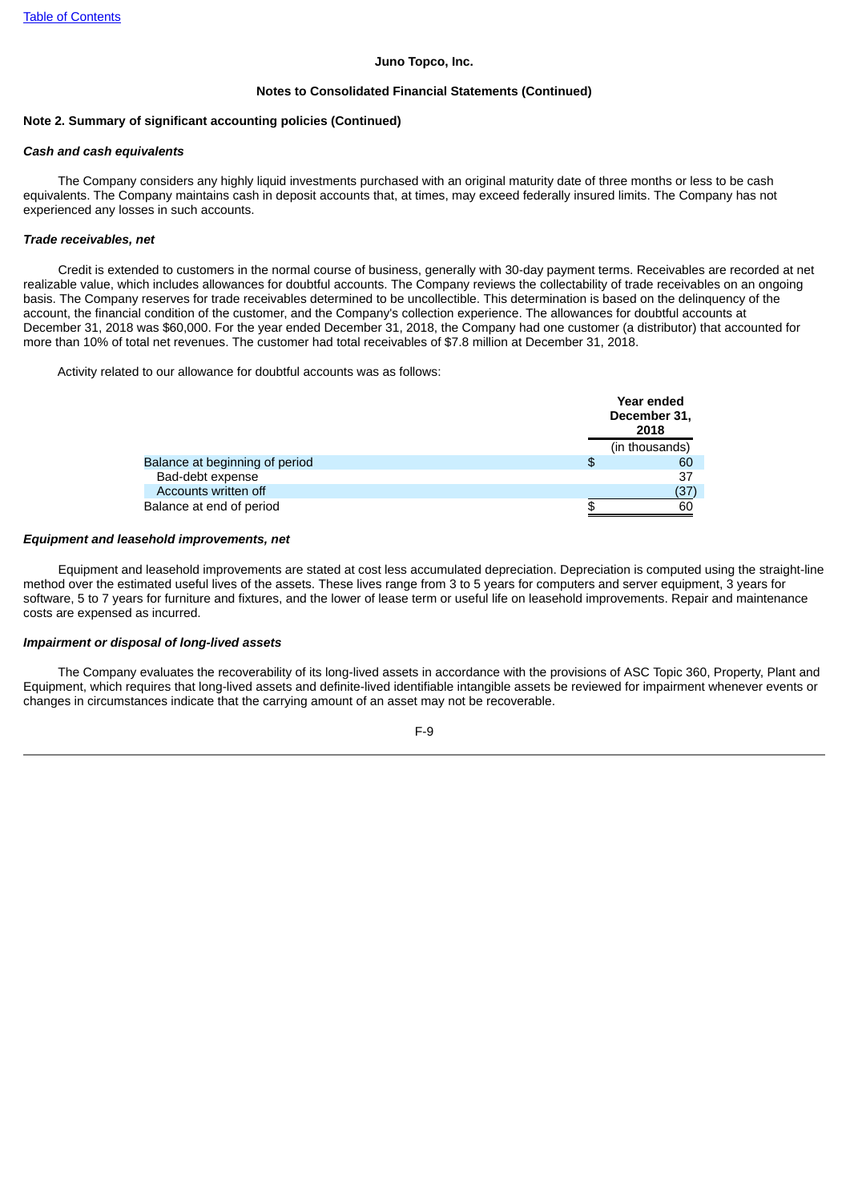Juno Topco, Inc.

Notes to Consolidated Financial Statements (Continued)

**Note 2. Summary of significant accounting policies (Continued)**

***Cash and cash equivalents***

The Company considers any highly liquid investments purchased with an original maturity date of three months or less to be cash equivalents. The Company maintains cash in deposit accounts that, at times, may exceed federally insured limits. The Company has not experienced any losses in such accounts.

***Trade receivables, net***

Credit is extended to customers in the normal course of business, generally with 30-day payment terms. Receivables are recorded at net realizable value, which includes allowances for doubtful accounts. The Company reviews the collectability of trade receivables on an ongoing basis. The Company reserves for trade receivables determined to be uncollectible. This determination is based on the delinquency of the account, the financial condition of the customer, and the Company's collection experience. The allowances for doubtful accounts at December 31, 2018 was $60,000. For the year ended December 31, 2018, the Company had one customer (a distributor) that accounted for more than 10% of total net revenues. The customer had total receivables of $7.8 million at December 31, 2018.

Activity related to our allowance for doubtful accounts was as follows:

| | Year ended December 31, 2018 |
|---|---|
| | (in thousands) |
| Balance at beginning of period | $ 60 |
| Bad-debt expense | 37 |
| Accounts written off | (37) |
| Balance at end of period | $ 60 |

***Equipment and leasehold improvements, net***

Equipment and leasehold improvements are stated at cost less accumulated depreciation. Depreciation is computed using the straight-line method over the estimated useful lives of the assets. These lives range from 3 to 5 years for computers and server equipment, 3 years for software, 5 to 7 years for furniture and fixtures, and the lower of lease term or useful life on leasehold improvements. Repair and maintenance costs are expensed as incurred.

***Impairment or disposal of long-lived assets***

The Company evaluates the recoverability of its long-lived assets in accordance with the provisions of ASC Topic 360, Property, Plant and Equipment, which requires that long-lived assets and definite-lived identifiable intangible assets be reviewed for impairment whenever events or changes in circumstances indicate that the carrying amount of an asset may not be recoverable.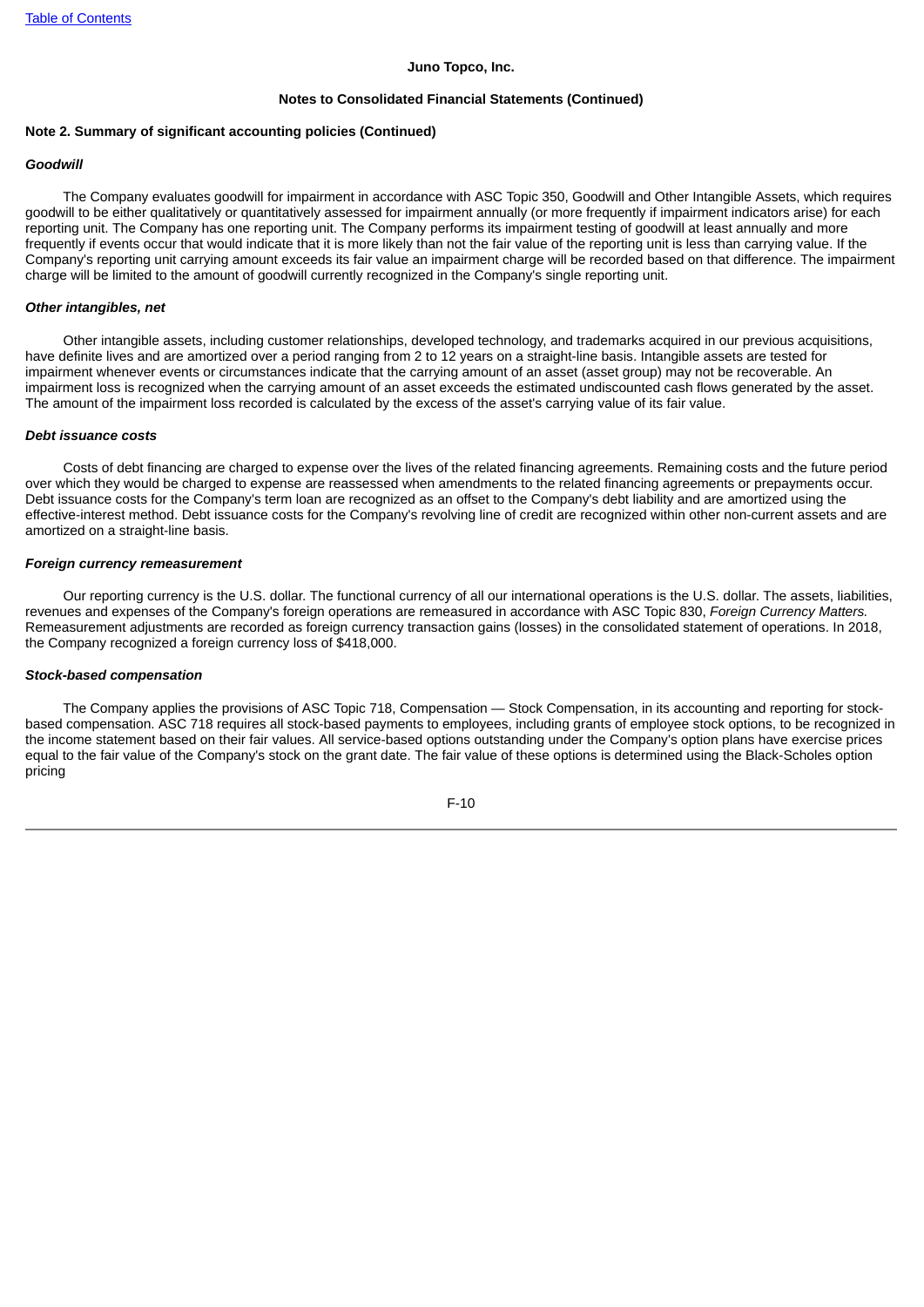**Juno Topco, Inc.**

**Notes to Consolidated Financial Statements (Continued)**

**Note 2. Summary of significant accounting policies (Continued)**

***Goodwill***

The Company evaluates goodwill for impairment in accordance with ASC Topic 350, Goodwill and Other Intangible Assets, which requires goodwill to be either qualitatively or quantitatively assessed for impairment annually (or more frequently if impairment indicators arise) for each reporting unit. The Company has one reporting unit. The Company performs its impairment testing of goodwill at least annually and more frequently if events occur that would indicate that it is more likely than not the fair value of the reporting unit is less than carrying value. If the Company's reporting unit carrying amount exceeds its fair value an impairment charge will be recorded based on that difference. The impairment charge will be limited to the amount of goodwill currently recognized in the Company's single reporting unit.

***Other intangibles, net***

Other intangible assets, including customer relationships, developed technology, and trademarks acquired in our previous acquisitions, have definite lives and are amortized over a period ranging from 2 to 12 years on a straight-line basis. Intangible assets are tested for impairment whenever events or circumstances indicate that the carrying amount of an asset (asset group) may not be recoverable. An impairment loss is recognized when the carrying amount of an asset exceeds the estimated undiscounted cash flows generated by the asset. The amount of the impairment loss recorded is calculated by the excess of the asset's carrying value of its fair value.

***Debt issuance costs***

Costs of debt financing are charged to expense over the lives of the related financing agreements. Remaining costs and the future period over which they would be charged to expense are reassessed when amendments to the related financing agreements or prepayments occur. Debt issuance costs for the Company's term loan are recognized as an offset to the Company's debt liability and are amortized using the effective-interest method. Debt issuance costs for the Company's revolving line of credit are recognized within other non-current assets and are amortized on a straight-line basis.

***Foreign currency remeasurement***

Our reporting currency is the U.S. dollar. The functional currency of all our international operations is the U.S. dollar. The assets, liabilities, revenues and expenses of the Company's foreign operations are remeasured in accordance with ASC Topic 830, *Foreign Currency Matters.* Remeasurement adjustments are recorded as foreign currency transaction gains (losses) in the consolidated statement of operations. In 2018, the Company recognized a foreign currency loss of $418,000.

***Stock-based compensation***

The Company applies the provisions of ASC Topic 718, Compensation — Stock Compensation, in its accounting and reporting for stock-based compensation. ASC 718 requires all stock-based payments to employees, including grants of employee stock options, to be recognized in the income statement based on their fair values. All service-based options outstanding under the Company's option plans have exercise prices equal to the fair value of the Company's stock on the grant date. The fair value of these options is determined using the Black-Scholes option pricing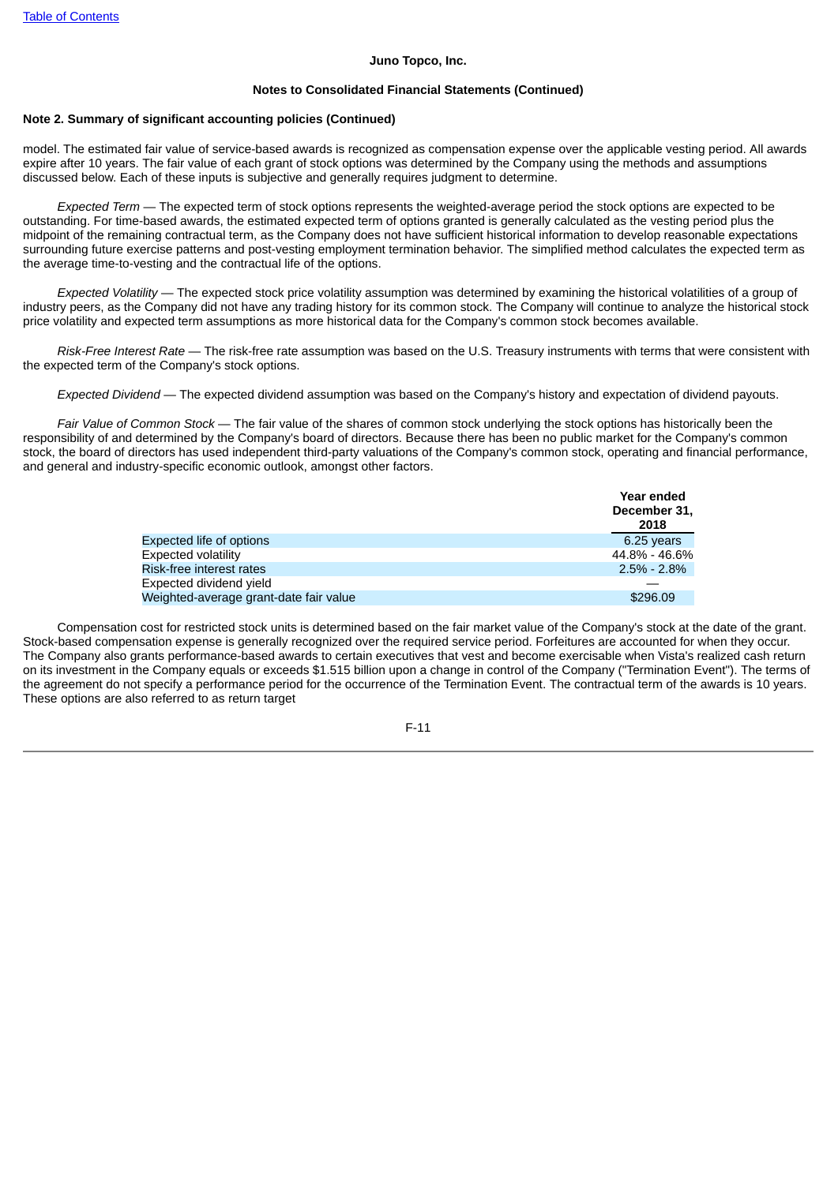Juno Topco, Inc.

Notes to Consolidated Financial Statements (Continued)

**Note 2. Summary of significant accounting policies (Continued)**

model. The estimated fair value of service-based awards is recognized as compensation expense over the applicable vesting period. All awards expire after 10 years. The fair value of each grant of stock options was determined by the Company using the methods and assumptions discussed below. Each of these inputs is subjective and generally requires judgment to determine.

*Expected Term* — The expected term of stock options represents the weighted-average period the stock options are expected to be outstanding. For time-based awards, the estimated expected term of options granted is generally calculated as the vesting period plus the midpoint of the remaining contractual term, as the Company does not have sufficient historical information to develop reasonable expectations surrounding future exercise patterns and post-vesting employment termination behavior. The simplified method calculates the expected term as the average time-to-vesting and the contractual life of the options.

*Expected Volatility* — The expected stock price volatility assumption was determined by examining the historical volatilities of a group of industry peers, as the Company did not have any trading history for its common stock. The Company will continue to analyze the historical stock price volatility and expected term assumptions as more historical data for the Company's common stock becomes available.

*Risk-Free Interest Rate* — The risk-free rate assumption was based on the U.S. Treasury instruments with terms that were consistent with the expected term of the Company's stock options.

*Expected Dividend* — The expected dividend assumption was based on the Company's history and expectation of dividend payouts.

*Fair Value of Common Stock* — The fair value of the shares of common stock underlying the stock options has historically been the responsibility of and determined by the Company's board of directors. Because there has been no public market for the Company's common stock, the board of directors has used independent third-party valuations of the Company's common stock, operating and financial performance, and general and industry-specific economic outlook, amongst other factors.

| | Year ended December 31, 2018 |
|---|---|
| Expected life of options | 6.25 years |
| Expected volatility | 44.8% - 46.6% |
| Risk-free interest rates | 2.5% - 2.8% |
| Expected dividend yield | — |
| Weighted-average grant-date fair value | $296.09 |

Compensation cost for restricted stock units is determined based on the fair market value of the Company's stock at the date of the grant. Stock-based compensation expense is generally recognized over the required service period. Forfeitures are accounted for when they occur. The Company also grants performance-based awards to certain executives that vest and become exercisable when Vista's realized cash return on its investment in the Company equals or exceeds $1.515 billion upon a change in control of the Company ("Termination Event"). The terms of the agreement do not specify a performance period for the occurrence of the Termination Event. The contractual term of the awards is 10 years. These options are also referred to as return target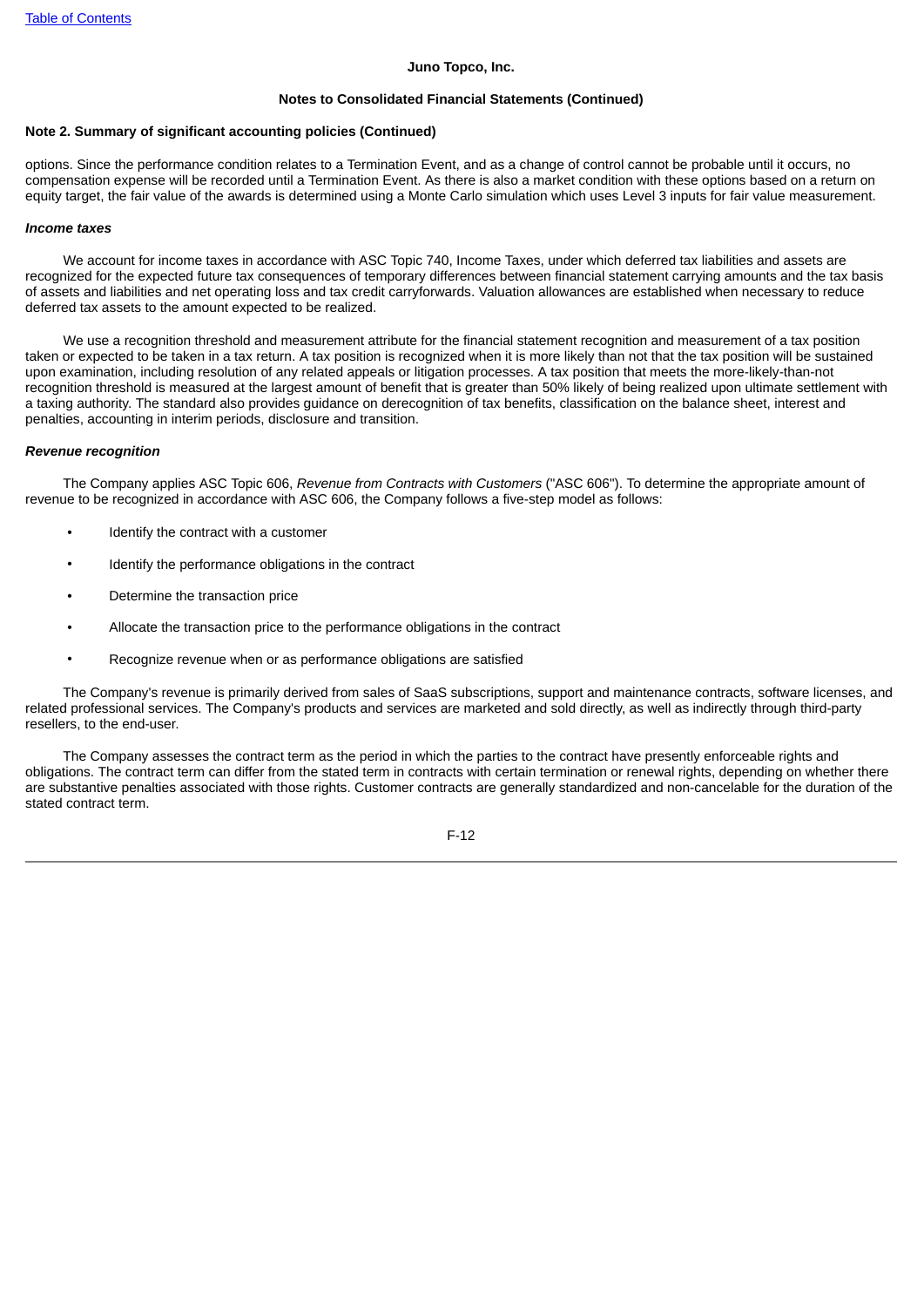**Juno Topco, Inc.**

**Notes to Consolidated Financial Statements (Continued)**

**Note 2. Summary of significant accounting policies (Continued)**

options. Since the performance condition relates to a Termination Event, and as a change of control cannot be probable until it occurs, no compensation expense will be recorded until a Termination Event. As there is also a market condition with these options based on a return on equity target, the fair value of the awards is determined using a Monte Carlo simulation which uses Level 3 inputs for fair value measurement.

***Income taxes***

We account for income taxes in accordance with ASC Topic 740, Income Taxes, under which deferred tax liabilities and assets are recognized for the expected future tax consequences of temporary differences between financial statement carrying amounts and the tax basis of assets and liabilities and net operating loss and tax credit carryforwards. Valuation allowances are established when necessary to reduce deferred tax assets to the amount expected to be realized.

We use a recognition threshold and measurement attribute for the financial statement recognition and measurement of a tax position taken or expected to be taken in a tax return. A tax position is recognized when it is more likely than not that the tax position will be sustained upon examination, including resolution of any related appeals or litigation processes. A tax position that meets the more-likely-than-not recognition threshold is measured at the largest amount of benefit that is greater than 50% likely of being realized upon ultimate settlement with a taxing authority. The standard also provides guidance on derecognition of tax benefits, classification on the balance sheet, interest and penalties, accounting in interim periods, disclosure and transition.

***Revenue recognition***

The Company applies ASC Topic 606, *Revenue from Contracts with Customers* ("ASC 606"). To determine the appropriate amount of revenue to be recognized in accordance with ASC 606, the Company follows a five-step model as follows:

- Identify the contract with a customer
- Identify the performance obligations in the contract
- Determine the transaction price
- Allocate the transaction price to the performance obligations in the contract
- Recognize revenue when or as performance obligations are satisfied

The Company's revenue is primarily derived from sales of SaaS subscriptions, support and maintenance contracts, software licenses, and related professional services. The Company's products and services are marketed and sold directly, as well as indirectly through third-party resellers, to the end-user.

The Company assesses the contract term as the period in which the parties to the contract have presently enforceable rights and obligations. The contract term can differ from the stated term in contracts with certain termination or renewal rights, depending on whether there are substantive penalties associated with those rights. Customer contracts are generally standardized and non-cancelable for the duration of the stated contract term.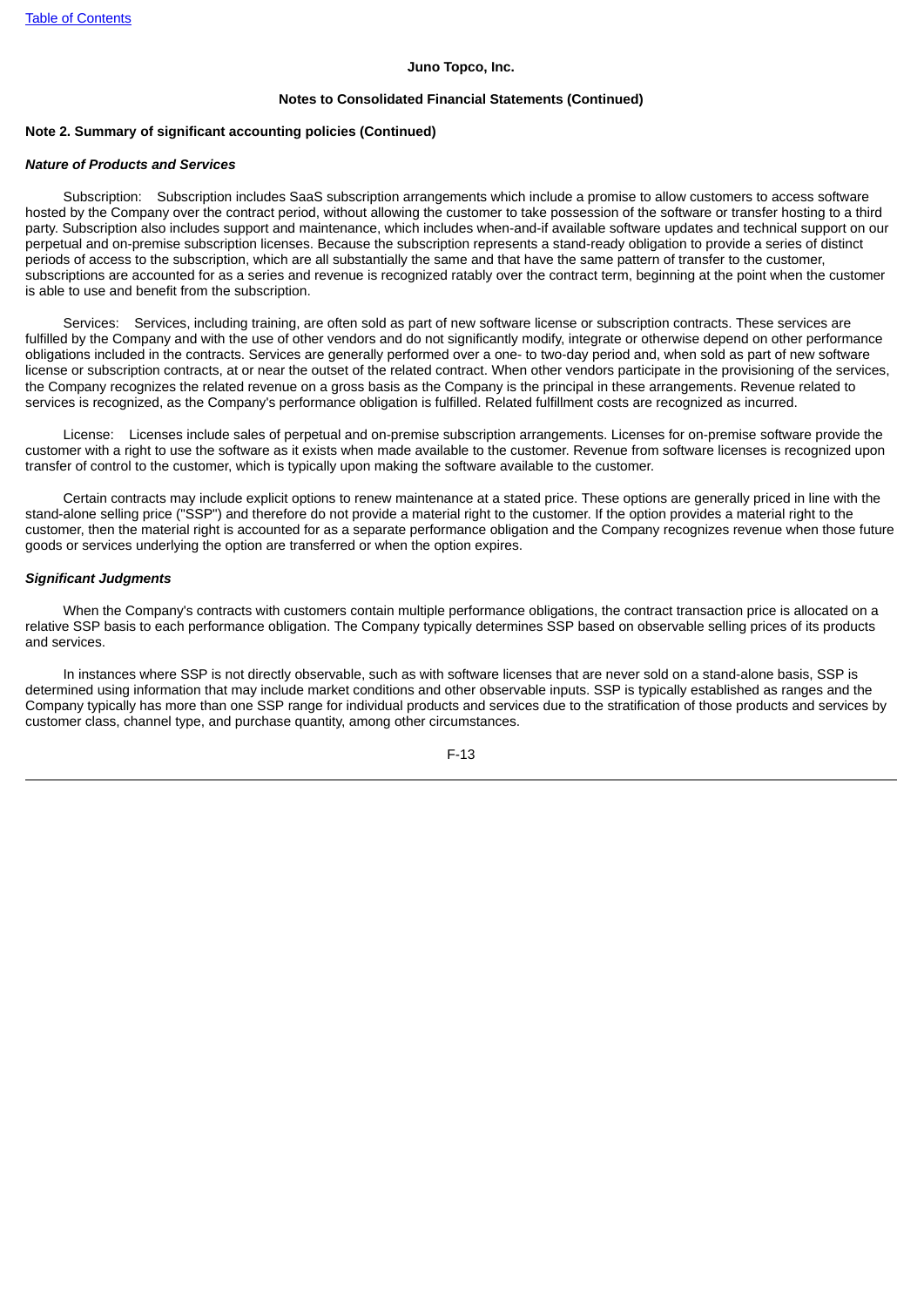Juno Topco, Inc.

Notes to Consolidated Financial Statements (Continued)

**Note 2. Summary of significant accounting policies (Continued)**

***Nature of Products and Services***

Subscription: Subscription includes SaaS subscription arrangements which include a promise to allow customers to access software hosted by the Company over the contract period, without allowing the customer to take possession of the software or transfer hosting to a third party. Subscription also includes support and maintenance, which includes when-and-if available software updates and technical support on our perpetual and on-premise subscription licenses. Because the subscription represents a stand-ready obligation to provide a series of distinct periods of access to the subscription, which are all substantially the same and that have the same pattern of transfer to the customer, subscriptions are accounted for as a series and revenue is recognized ratably over the contract term, beginning at the point when the customer is able to use and benefit from the subscription.

Services: Services, including training, are often sold as part of new software license or subscription contracts. These services are fulfilled by the Company and with the use of other vendors and do not significantly modify, integrate or otherwise depend on other performance obligations included in the contracts. Services are generally performed over a one- to two-day period and, when sold as part of new software license or subscription contracts, at or near the outset of the related contract. When other vendors participate in the provisioning of the services, the Company recognizes the related revenue on a gross basis as the Company is the principal in these arrangements. Revenue related to services is recognized, as the Company's performance obligation is fulfilled. Related fulfillment costs are recognized as incurred.

License: Licenses include sales of perpetual and on-premise subscription arrangements. Licenses for on-premise software provide the customer with a right to use the software as it exists when made available to the customer. Revenue from software licenses is recognized upon transfer of control to the customer, which is typically upon making the software available to the customer.

Certain contracts may include explicit options to renew maintenance at a stated price. These options are generally priced in line with the stand-alone selling price ("SSP") and therefore do not provide a material right to the customer. If the option provides a material right to the customer, then the material right is accounted for as a separate performance obligation and the Company recognizes revenue when those future goods or services underlying the option are transferred or when the option expires.

***Significant Judgments***

When the Company's contracts with customers contain multiple performance obligations, the contract transaction price is allocated on a relative SSP basis to each performance obligation. The Company typically determines SSP based on observable selling prices of its products and services.

In instances where SSP is not directly observable, such as with software licenses that are never sold on a stand-alone basis, SSP is determined using information that may include market conditions and other observable inputs. SSP is typically established as ranges and the Company typically has more than one SSP range for individual products and services due to the stratification of those products and services by customer class, channel type, and purchase quantity, among other circumstances.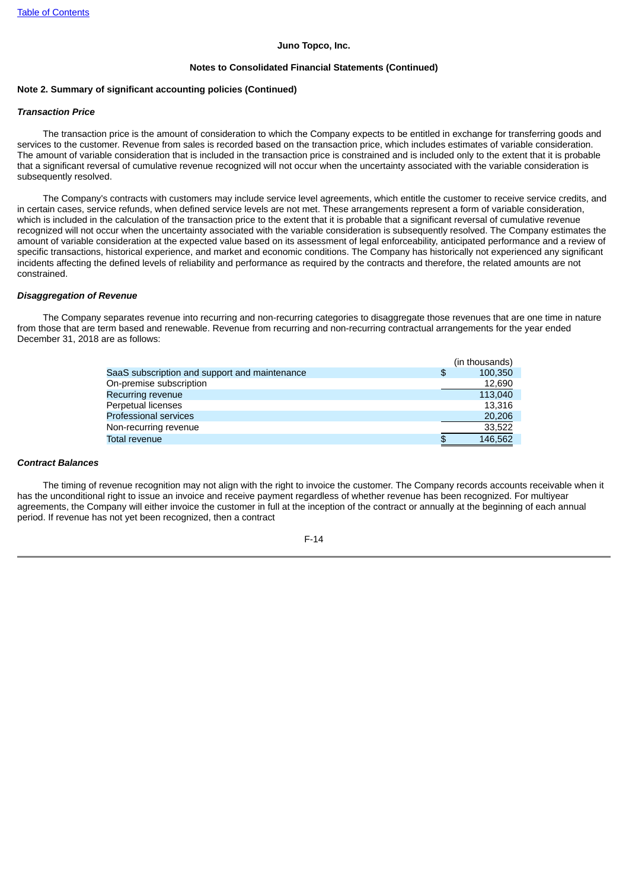**Juno Topco, Inc.**

**Notes to Consolidated Financial Statements (Continued)**

**Note 2. Summary of significant accounting policies (Continued)**

***Transaction Price***

The transaction price is the amount of consideration to which the Company expects to be entitled in exchange for transferring goods and services to the customer. Revenue from sales is recorded based on the transaction price, which includes estimates of variable consideration. The amount of variable consideration that is included in the transaction price is constrained and is included only to the extent that it is probable that a significant reversal of cumulative revenue recognized will not occur when the uncertainty associated with the variable consideration is subsequently resolved.

The Company's contracts with customers may include service level agreements, which entitle the customer to receive service credits, and in certain cases, service refunds, when defined service levels are not met. These arrangements represent a form of variable consideration, which is included in the calculation of the transaction price to the extent that it is probable that a significant reversal of cumulative revenue recognized will not occur when the uncertainty associated with the variable consideration is subsequently resolved. The Company estimates the amount of variable consideration at the expected value based on its assessment of legal enforceability, anticipated performance and a review of specific transactions, historical experience, and market and economic conditions. The Company has historically not experienced any significant incidents affecting the defined levels of reliability and performance as required by the contracts and therefore, the related amounts are not constrained.

***Disaggregation of Revenue***

The Company separates revenue into recurring and non-recurring categories to disaggregate those revenues that are one time in nature from those that are term based and renewable. Revenue from recurring and non-recurring contractual arrangements for the year ended December 31, 2018 are as follows:

| | (in thousands) |
|---|---|
| SaaS subscription and support and maintenance | $ 100,350 |
| On-premise subscription | 12,690 |
| Recurring revenue | 113,040 |
| Perpetual licenses | 13,316 |
| Professional services | 20,206 |
| Non-recurring revenue | 33,522 |
| Total revenue | $ 146,562 |

***Contract Balances***

The timing of revenue recognition may not align with the right to invoice the customer. The Company records accounts receivable when it has the unconditional right to issue an invoice and receive payment regardless of whether revenue has been recognized. For multiyear agreements, the Company will either invoice the customer in full at the inception of the contract or annually at the beginning of each annual period. If revenue has not yet been recognized, then a contract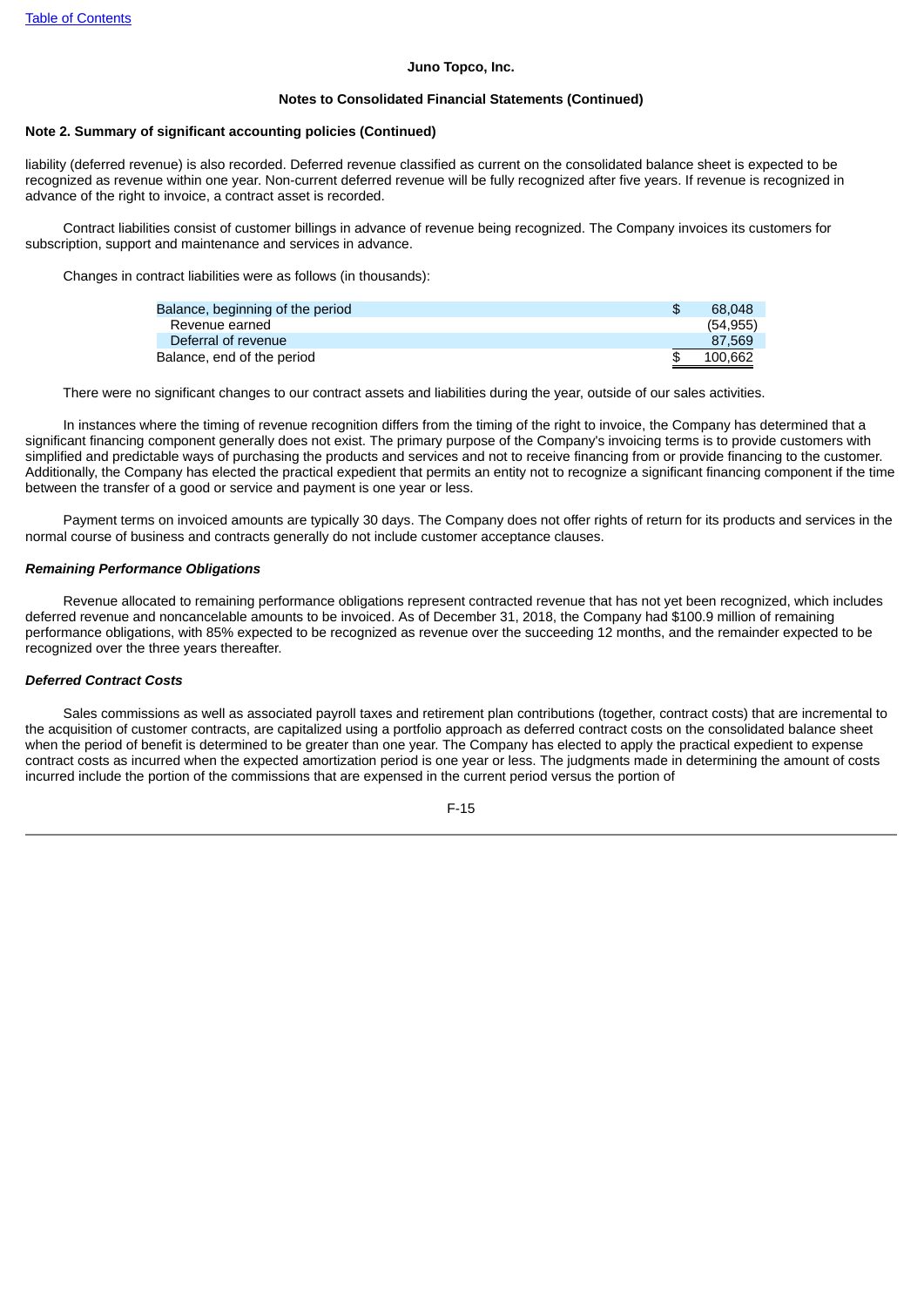**Juno Topco, Inc.**

**Notes to Consolidated Financial Statements (Continued)**

**Note 2. Summary of significant accounting policies (Continued)**

liability (deferred revenue) is also recorded. Deferred revenue classified as current on the consolidated balance sheet is expected to be recognized as revenue within one year. Non-current deferred revenue will be fully recognized after five years. If revenue is recognized in advance of the right to invoice, a contract asset is recorded.

Contract liabilities consist of customer billings in advance of revenue being recognized. The Company invoices its customers for subscription, support and maintenance and services in advance.

Changes in contract liabilities were as follows (in thousands):

| | |
|---|---|
| Balance, beginning of the period | $ 68,048 |
| Revenue earned | (54,955) |
| Deferral of revenue | 87,569 |
| Balance, end of the period | $ 100,662 |

There were no significant changes to our contract assets and liabilities during the year, outside of our sales activities.

In instances where the timing of revenue recognition differs from the timing of the right to invoice, the Company has determined that a significant financing component generally does not exist. The primary purpose of the Company's invoicing terms is to provide customers with simplified and predictable ways of purchasing the products and services and not to receive financing from or provide financing to the customer. Additionally, the Company has elected the practical expedient that permits an entity not to recognize a significant financing component if the time between the transfer of a good or service and payment is one year or less.

Payment terms on invoiced amounts are typically 30 days. The Company does not offer rights of return for its products and services in the normal course of business and contracts generally do not include customer acceptance clauses.

***Remaining Performance Obligations***

Revenue allocated to remaining performance obligations represent contracted revenue that has not yet been recognized, which includes deferred revenue and noncancelable amounts to be invoiced. As of December 31, 2018, the Company had $100.9 million of remaining performance obligations, with 85% expected to be recognized as revenue over the succeeding 12 months, and the remainder expected to be recognized over the three years thereafter.

***Deferred Contract Costs***

Sales commissions as well as associated payroll taxes and retirement plan contributions (together, contract costs) that are incremental to the acquisition of customer contracts, are capitalized using a portfolio approach as deferred contract costs on the consolidated balance sheet when the period of benefit is determined to be greater than one year. The Company has elected to apply the practical expedient to expense contract costs as incurred when the expected amortization period is one year or less. The judgments made in determining the amount of costs incurred include the portion of the commissions that are expensed in the current period versus the portion of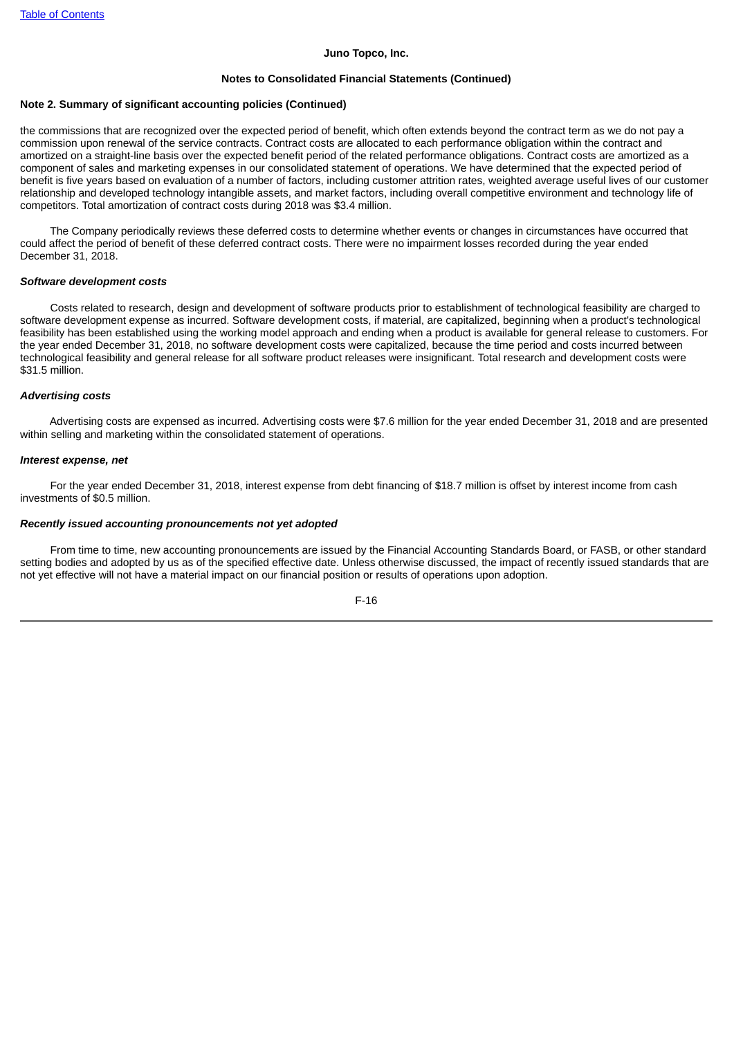Juno Topco, Inc.

Notes to Consolidated Financial Statements (Continued)

**Note 2. Summary of significant accounting policies (Continued)**

the commissions that are recognized over the expected period of benefit, which often extends beyond the contract term as we do not pay a commission upon renewal of the service contracts. Contract costs are allocated to each performance obligation within the contract and amortized on a straight-line basis over the expected benefit period of the related performance obligations. Contract costs are amortized as a component of sales and marketing expenses in our consolidated statement of operations. We have determined that the expected period of benefit is five years based on evaluation of a number of factors, including customer attrition rates, weighted average useful lives of our customer relationship and developed technology intangible assets, and market factors, including overall competitive environment and technology life of competitors. Total amortization of contract costs during 2018 was $3.4 million.

The Company periodically reviews these deferred costs to determine whether events or changes in circumstances have occurred that could affect the period of benefit of these deferred contract costs. There were no impairment losses recorded during the year ended December 31, 2018.

***Software development costs***

Costs related to research, design and development of software products prior to establishment of technological feasibility are charged to software development expense as incurred. Software development costs, if material, are capitalized, beginning when a product's technological feasibility has been established using the working model approach and ending when a product is available for general release to customers. For the year ended December 31, 2018, no software development costs were capitalized, because the time period and costs incurred between technological feasibility and general release for all software product releases were insignificant. Total research and development costs were $31.5 million.

***Advertising costs***

Advertising costs are expensed as incurred. Advertising costs were $7.6 million for the year ended December 31, 2018 and are presented within selling and marketing within the consolidated statement of operations.

***Interest expense, net***

For the year ended December 31, 2018, interest expense from debt financing of $18.7 million is offset by interest income from cash investments of $0.5 million.

***Recently issued accounting pronouncements not yet adopted***

From time to time, new accounting pronouncements are issued by the Financial Accounting Standards Board, or FASB, or other standard setting bodies and adopted by us as of the specified effective date. Unless otherwise discussed, the impact of recently issued standards that are not yet effective will not have a material impact on our financial position or results of operations upon adoption.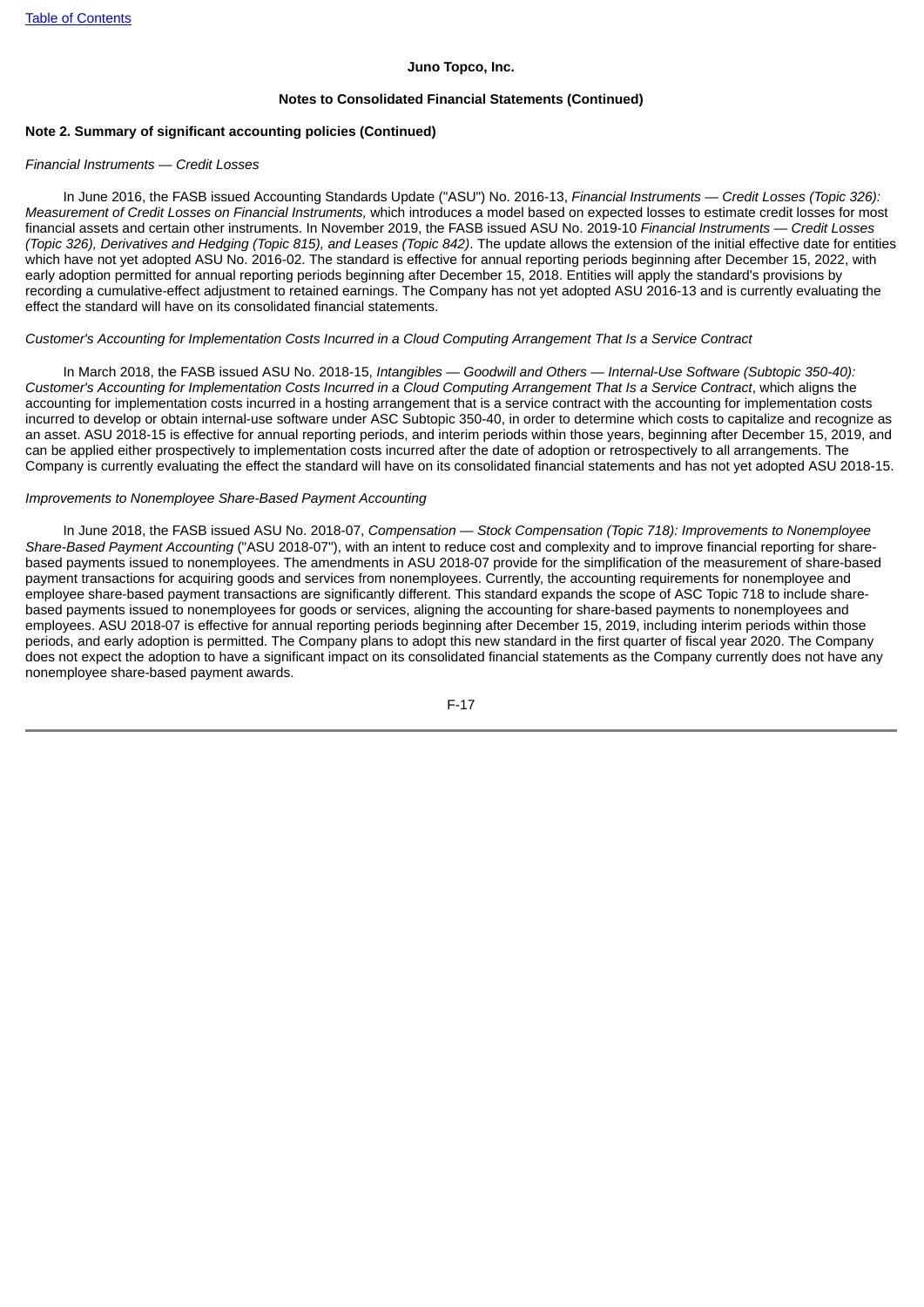**Juno Topco, Inc.**

**Notes to Consolidated Financial Statements (Continued)**

**Note 2. Summary of significant accounting policies (Continued)**

*Financial Instruments — Credit Losses*

In June 2016, the FASB issued Accounting Standards Update ("ASU") No. 2016-13, *Financial Instruments — Credit Losses (Topic 326): Measurement of Credit Losses on Financial Instruments,* which introduces a model based on expected losses to estimate credit losses for most financial assets and certain other instruments. In November 2019, the FASB issued ASU No. 2019-10 *Financial Instruments — Credit Losses (Topic 326), Derivatives and Hedging (Topic 815), and Leases (Topic 842)*. The update allows the extension of the initial effective date for entities which have not yet adopted ASU No. 2016-02. The standard is effective for annual reporting periods beginning after December 15, 2022, with early adoption permitted for annual reporting periods beginning after December 15, 2018. Entities will apply the standard's provisions by recording a cumulative-effect adjustment to retained earnings. The Company has not yet adopted ASU 2016-13 and is currently evaluating the effect the standard will have on its consolidated financial statements.

*Customer's Accounting for Implementation Costs Incurred in a Cloud Computing Arrangement That Is a Service Contract*

In March 2018, the FASB issued ASU No. 2018-15, *Intangibles — Goodwill and Others — Internal-Use Software (Subtopic 350-40): Customer's Accounting for Implementation Costs Incurred in a Cloud Computing Arrangement That Is a Service Contract*, which aligns the accounting for implementation costs incurred in a hosting arrangement that is a service contract with the accounting for implementation costs incurred to develop or obtain internal-use software under ASC Subtopic 350-40, in order to determine which costs to capitalize and recognize as an asset. ASU 2018-15 is effective for annual reporting periods, and interim periods within those years, beginning after December 15, 2019, and can be applied either prospectively to implementation costs incurred after the date of adoption or retrospectively to all arrangements. The Company is currently evaluating the effect the standard will have on its consolidated financial statements and has not yet adopted ASU 2018-15.

*Improvements to Nonemployee Share-Based Payment Accounting*

In June 2018, the FASB issued ASU No. 2018-07, *Compensation — Stock Compensation (Topic 718): Improvements to Nonemployee Share-Based Payment Accounting* ("ASU 2018-07"), with an intent to reduce cost and complexity and to improve financial reporting for share-based payments issued to nonemployees. The amendments in ASU 2018-07 provide for the simplification of the measurement of share-based payment transactions for acquiring goods and services from nonemployees. Currently, the accounting requirements for nonemployee and employee share-based payment transactions are significantly different. This standard expands the scope of ASC Topic 718 to include share-based payments issued to nonemployees for goods or services, aligning the accounting for share-based payments to nonemployees and employees. ASU 2018-07 is effective for annual reporting periods beginning after December 15, 2019, including interim periods within those periods, and early adoption is permitted. The Company plans to adopt this new standard in the first quarter of fiscal year 2020. The Company does not expect the adoption to have a significant impact on its consolidated financial statements as the Company currently does not have any nonemployee share-based payment awards.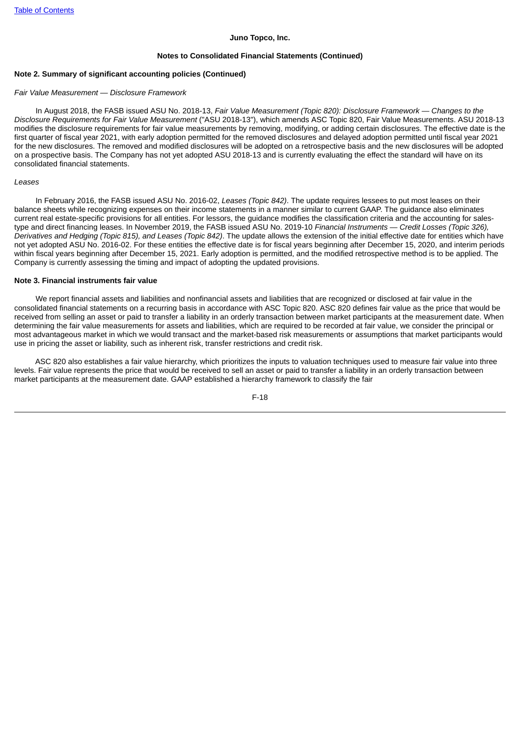**Juno Topco, Inc.**

**Notes to Consolidated Financial Statements (Continued)**

**Note 2. Summary of significant accounting policies (Continued)**

*Fair Value Measurement — Disclosure Framework*

In August 2018, the FASB issued ASU No. 2018-13, *Fair Value Measurement (Topic 820): Disclosure Framework — Changes to the Disclosure Requirements for Fair Value Measurement* ("ASU 2018-13"), which amends ASC Topic 820, Fair Value Measurements. ASU 2018-13 modifies the disclosure requirements for fair value measurements by removing, modifying, or adding certain disclosures. The effective date is the first quarter of fiscal year 2021, with early adoption permitted for the removed disclosures and delayed adoption permitted until fiscal year 2021 for the new disclosures. The removed and modified disclosures will be adopted on a retrospective basis and the new disclosures will be adopted on a prospective basis. The Company has not yet adopted ASU 2018-13 and is currently evaluating the effect the standard will have on its consolidated financial statements.

*Leases*

In February 2016, the FASB issued ASU No. 2016-02, *Leases (Topic 842)*. The update requires lessees to put most leases on their balance sheets while recognizing expenses on their income statements in a manner similar to current GAAP. The guidance also eliminates current real estate-specific provisions for all entities. For lessors, the guidance modifies the classification criteria and the accounting for sales-type and direct financing leases. In November 2019, the FASB issued ASU No. 2019-10 *Financial Instruments — Credit Losses (Topic 326), Derivatives and Hedging (Topic 815), and Leases (Topic 842)*. The update allows the extension of the initial effective date for entities which have not yet adopted ASU No. 2016-02. For these entities the effective date is for fiscal years beginning after December 15, 2020, and interim periods within fiscal years beginning after December 15, 2021. Early adoption is permitted, and the modified retrospective method is to be applied. The Company is currently assessing the timing and impact of adopting the updated provisions.

**Note 3. Financial instruments fair value**

We report financial assets and liabilities and nonfinancial assets and liabilities that are recognized or disclosed at fair value in the consolidated financial statements on a recurring basis in accordance with ASC Topic 820. ASC 820 defines fair value as the price that would be received from selling an asset or paid to transfer a liability in an orderly transaction between market participants at the measurement date. When determining the fair value measurements for assets and liabilities, which are required to be recorded at fair value, we consider the principal or most advantageous market in which we would transact and the market-based risk measurements or assumptions that market participants would use in pricing the asset or liability, such as inherent risk, transfer restrictions and credit risk.

ASC 820 also establishes a fair value hierarchy, which prioritizes the inputs to valuation techniques used to measure fair value into three levels. Fair value represents the price that would be received to sell an asset or paid to transfer a liability in an orderly transaction between market participants at the measurement date. GAAP established a hierarchy framework to classify the fair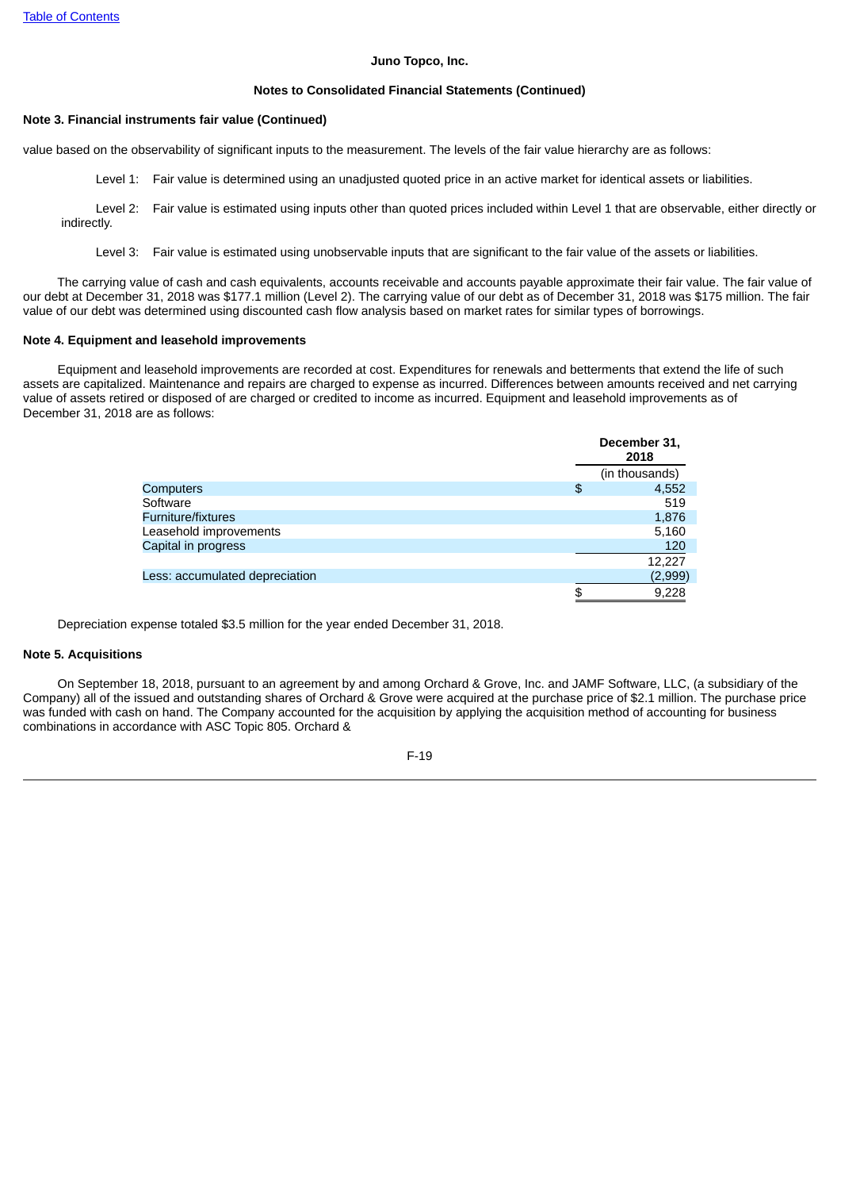Juno Topco, Inc.

Notes to Consolidated Financial Statements (Continued)

**Note 3. Financial instruments fair value (Continued)**

value based on the observability of significant inputs to the measurement. The levels of the fair value hierarchy are as follows:

Level 1: Fair value is determined using an unadjusted quoted price in an active market for identical assets or liabilities.

Level 2: Fair value is estimated using inputs other than quoted prices included within Level 1 that are observable, either directly or indirectly.

Level 3: Fair value is estimated using unobservable inputs that are significant to the fair value of the assets or liabilities.

The carrying value of cash and cash equivalents, accounts receivable and accounts payable approximate their fair value. The fair value of our debt at December 31, 2018 was $177.1 million (Level 2). The carrying value of our debt as of December 31, 2018 was $175 million. The fair value of our debt was determined using discounted cash flow analysis based on market rates for similar types of borrowings.

**Note 4. Equipment and leasehold improvements**

Equipment and leasehold improvements are recorded at cost. Expenditures for renewals and betterments that extend the life of such assets are capitalized. Maintenance and repairs are charged to expense as incurred. Differences between amounts received and net carrying value of assets retired or disposed of are charged or credited to income as incurred. Equipment and leasehold improvements as of December 31, 2018 are as follows:

| | December 31, 2018 |
|---|---|
| | (in thousands) |
| Computers | $ 4,552 |
| Software | 519 |
| Furniture/fixtures | 1,876 |
| Leasehold improvements | 5,160 |
| Capital in progress | 120 |
| | 12,227 |
| Less: accumulated depreciation | (2,999) |
| | $ 9,228 |

Depreciation expense totaled $3.5 million for the year ended December 31, 2018.

**Note 5. Acquisitions**

On September 18, 2018, pursuant to an agreement by and among Orchard & Grove, Inc. and JAMF Software, LLC, (a subsidiary of the Company) all of the issued and outstanding shares of Orchard & Grove were acquired at the purchase price of $2.1 million. The purchase price was funded with cash on hand. The Company accounted for the acquisition by applying the acquisition method of accounting for business combinations in accordance with ASC Topic 805. Orchard &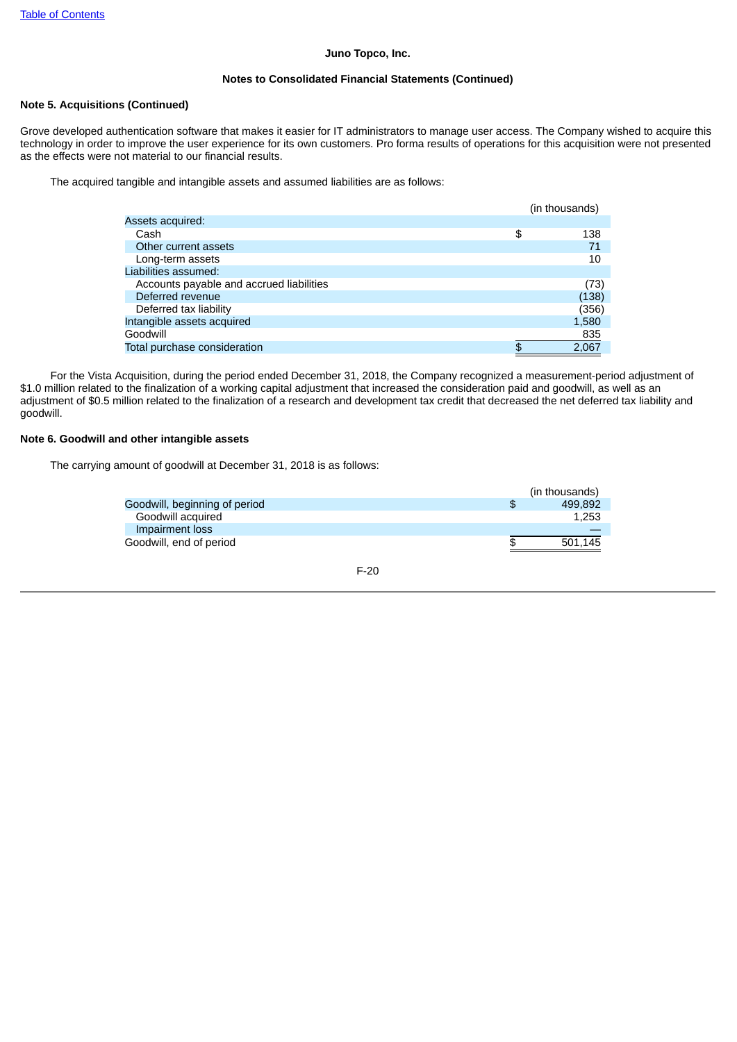Juno Topco, Inc.

Notes to Consolidated Financial Statements (Continued)

**Note 5. Acquisitions (Continued)**

Grove developed authentication software that makes it easier for IT administrators to manage user access. The Company wished to acquire this technology in order to improve the user experience for its own customers. Pro forma results of operations for this acquisition were not presented as the effects were not material to our financial results.

The acquired tangible and intangible assets and assumed liabilities are as follows:

| | (in thousands) |
|---|---|
| Assets acquired: | |
| Cash | $ 138 |
| Other current assets | 71 |
| Long-term assets | 10 |
| Liabilities assumed: | |
| Accounts payable and accrued liabilities | (73) |
| Deferred revenue | (138) |
| Deferred tax liability | (356) |
| Intangible assets acquired | 1,580 |
| Goodwill | 835 |
| Total purchase consideration | $ 2,067 |

For the Vista Acquisition, during the period ended December 31, 2018, the Company recognized a measurement-period adjustment of $1.0 million related to the finalization of a working capital adjustment that increased the consideration paid and goodwill, as well as an adjustment of $0.5 million related to the finalization of a research and development tax credit that decreased the net deferred tax liability and goodwill.

**Note 6. Goodwill and other intangible assets**

The carrying amount of goodwill at December 31, 2018 is as follows:

| | (in thousands) |
|---|---|
| Goodwill, beginning of period | $ 499,892 |
| Goodwill acquired | 1,253 |
| Impairment loss | — |
| Goodwill, end of period | $ 501,145 |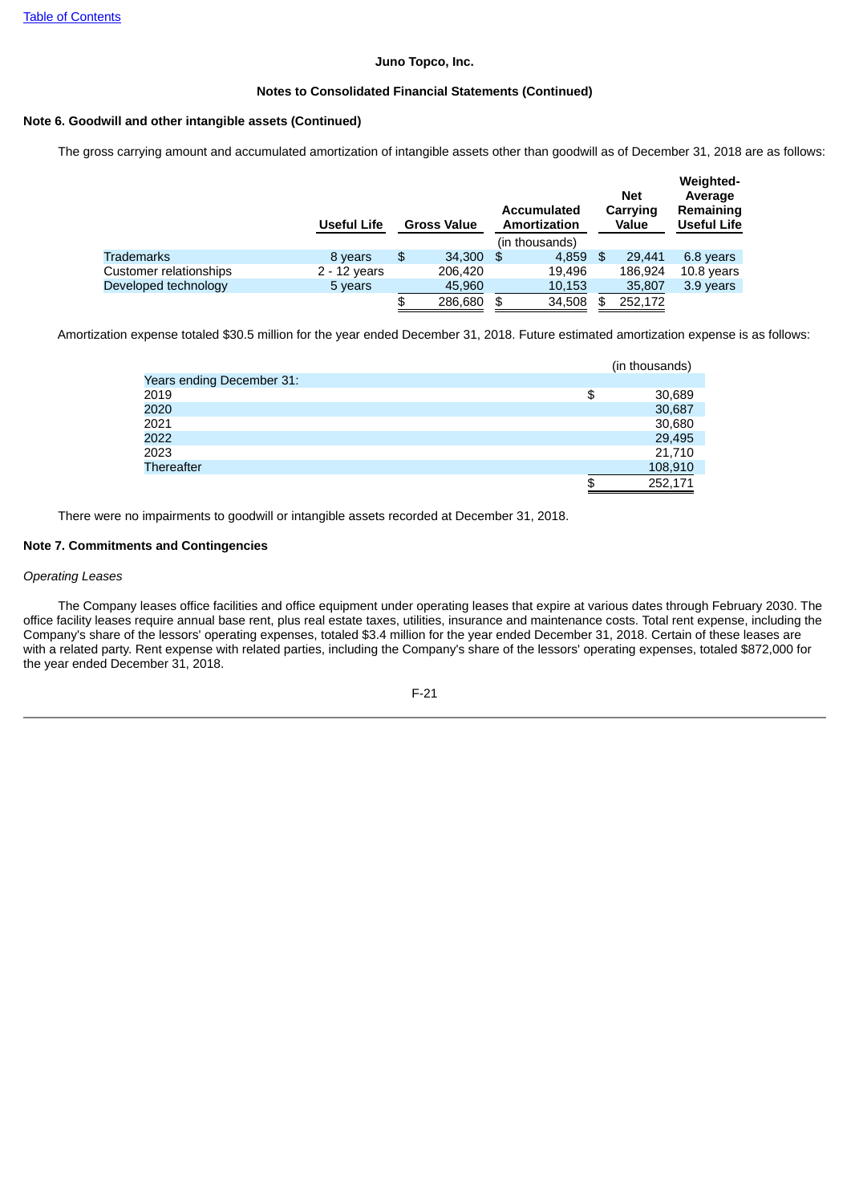Juno Topco, Inc.

Notes to Consolidated Financial Statements (Continued)

**Note 6. Goodwill and other intangible assets (Continued)**

The gross carrying amount and accumulated amortization of intangible assets other than goodwill as of December 31, 2018 are as follows:

| | Useful Life | Gross Value | Accumulated Amortization | Net Carrying Value | Weighted-Average Remaining Useful Life |
|---|---|---|---|---|---|
| | | | (in thousands) | | |
| Trademarks | 8 years | $ 34,300 | $ 4,859 | $ 29,441 | 6.8 years |
| Customer relationships | 2 - 12 years | 206,420 | 19,496 | 186,924 | 10.8 years |
| Developed technology | 5 years | 45,960 | 10,153 | 35,807 | 3.9 years |
| | | $ 286,680 | $ 34,508 | $ 252,172 | |

Amortization expense totaled $30.5 million for the year ended December 31, 2018. Future estimated amortization expense is as follows:

| | (in thousands) |
|---|---|
| Years ending December 31: | |
| 2019 | $ 30,689 |
| 2020 | 30,687 |
| 2021 | 30,680 |
| 2022 | 29,495 |
| 2023 | 21,710 |
| Thereafter | 108,910 |
| | $ 252,171 |

There were no impairments to goodwill or intangible assets recorded at December 31, 2018.

**Note 7. Commitments and Contingencies**

*Operating Leases*

The Company leases office facilities and office equipment under operating leases that expire at various dates through February 2030. The office facility leases require annual base rent, plus real estate taxes, utilities, insurance and maintenance costs. Total rent expense, including the Company's share of the lessors' operating expenses, totaled $3.4 million for the year ended December 31, 2018. Certain of these leases are with a related party. Rent expense with related parties, including the Company's share of the lessors' operating expenses, totaled $872,000 for the year ended December 31, 2018.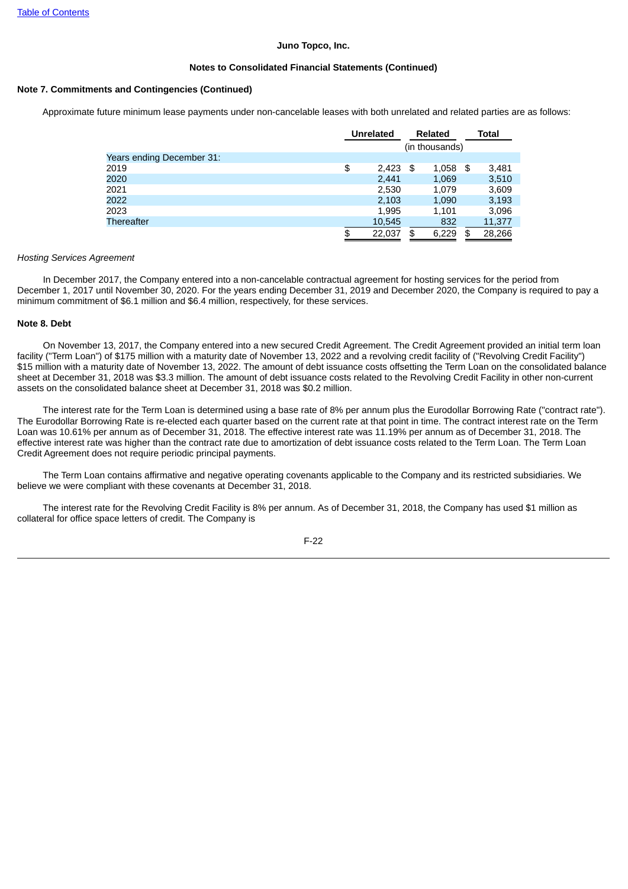Juno Topco, Inc.

Notes to Consolidated Financial Statements (Continued)

**Note 7. Commitments and Contingencies (Continued)**

Approximate future minimum lease payments under non-cancelable leases with both unrelated and related parties are as follows:

| | Unrelated | Related | Total |
|---|---|---|---|
| | | (in thousands) | |
| Years ending December 31: | | | |
| 2019 | $ 2,423 | $ 1,058 | $ 3,481 |
| 2020 | 2,441 | 1,069 | 3,510 |
| 2021 | 2,530 | 1,079 | 3,609 |
| 2022 | 2,103 | 1,090 | 3,193 |
| 2023 | 1,995 | 1,101 | 3,096 |
| Thereafter | 10,545 | 832 | 11,377 |
| | $ 22,037 | $ 6,229 | $ 28,266 |

*Hosting Services Agreement*

In December 2017, the Company entered into a non-cancelable contractual agreement for hosting services for the period from December 1, 2017 until November 30, 2020. For the years ending December 31, 2019 and December 2020, the Company is required to pay a minimum commitment of $6.1 million and $6.4 million, respectively, for these services.

**Note 8. Debt**

On November 13, 2017, the Company entered into a new secured Credit Agreement. The Credit Agreement provided an initial term loan facility ("Term Loan") of $175 million with a maturity date of November 13, 2022 and a revolving credit facility of ("Revolving Credit Facility") $15 million with a maturity date of November 13, 2022. The amount of debt issuance costs offsetting the Term Loan on the consolidated balance sheet at December 31, 2018 was $3.3 million. The amount of debt issuance costs related to the Revolving Credit Facility in other non-current assets on the consolidated balance sheet at December 31, 2018 was $0.2 million.

The interest rate for the Term Loan is determined using a base rate of 8% per annum plus the Eurodollar Borrowing Rate ("contract rate"). The Eurodollar Borrowing Rate is re-elected each quarter based on the current rate at that point in time. The contract interest rate on the Term Loan was 10.61% per annum as of December 31, 2018. The effective interest rate was 11.19% per annum as of December 31, 2018. The effective interest rate was higher than the contract rate due to amortization of debt issuance costs related to the Term Loan. The Term Loan Credit Agreement does not require periodic principal payments.

The Term Loan contains affirmative and negative operating covenants applicable to the Company and its restricted subsidiaries. We believe we were compliant with these covenants at December 31, 2018.

The interest rate for the Revolving Credit Facility is 8% per annum. As of December 31, 2018, the Company has used $1 million as collateral for office space letters of credit. The Company is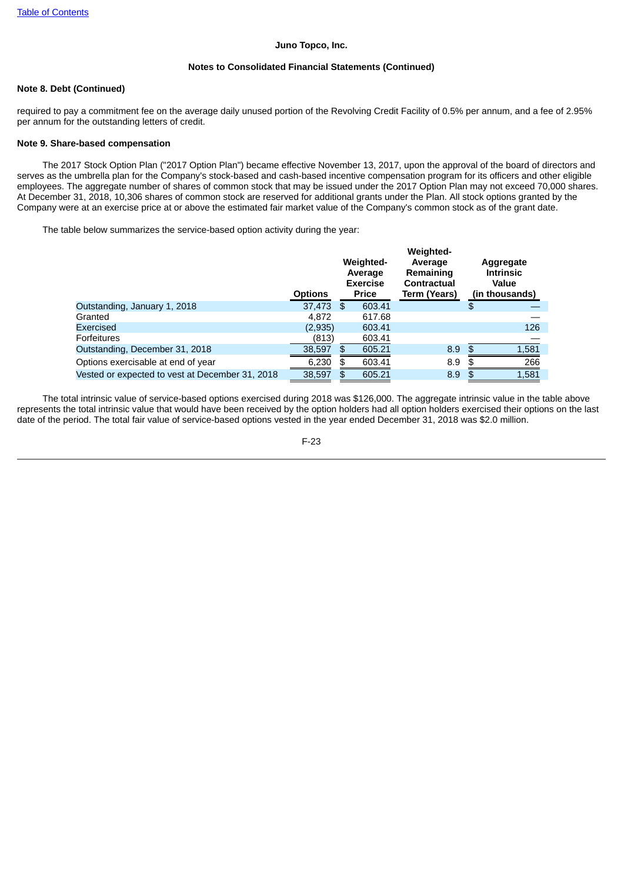Juno Topco, Inc.

Notes to Consolidated Financial Statements (Continued)

**Note 8. Debt (Continued)**

required to pay a commitment fee on the average daily unused portion of the Revolving Credit Facility of 0.5% per annum, and a fee of 2.95% per annum for the outstanding letters of credit.

**Note 9. Share-based compensation**

The 2017 Stock Option Plan ("2017 Option Plan") became effective November 13, 2017, upon the approval of the board of directors and serves as the umbrella plan for the Company's stock-based and cash-based incentive compensation program for its officers and other eligible employees. The aggregate number of shares of common stock that may be issued under the 2017 Option Plan may not exceed 70,000 shares. At December 31, 2018, 10,306 shares of common stock are reserved for additional grants under the Plan. All stock options granted by the Company were at an exercise price at or above the estimated fair market value of the Company's common stock as of the grant date.

The table below summarizes the service-based option activity during the year:

| | Options | Weighted-Average Exercise Price | Weighted-Average Remaining Contractual Term (Years) | Aggregate Intrinsic Value (in thousands) |
|---|---|---|---|---|
| Outstanding, January 1, 2018 | 37,473 | $ 603.41 | | $ — |
| Granted | 4,872 | 617.68 | | — |
| Exercised | (2,935) | 603.41 | | 126 |
| Forfeitures | (813) | 603.41 | | — |
| Outstanding, December 31, 2018 | 38,597 | $ 605.21 | 8.9 | $ 1,581 |
| Options exercisable at end of year | 6,230 | $ 603.41 | 8.9 | $ 266 |
| Vested or expected to vest at December 31, 2018 | 38,597 | $ 605.21 | 8.9 | $ 1,581 |

The total intrinsic value of service-based options exercised during 2018 was $126,000. The aggregate intrinsic value in the table above represents the total intrinsic value that would have been received by the option holders had all option holders exercised their options on the last date of the period. The total fair value of service-based options vested in the year ended December 31, 2018 was $2.0 million.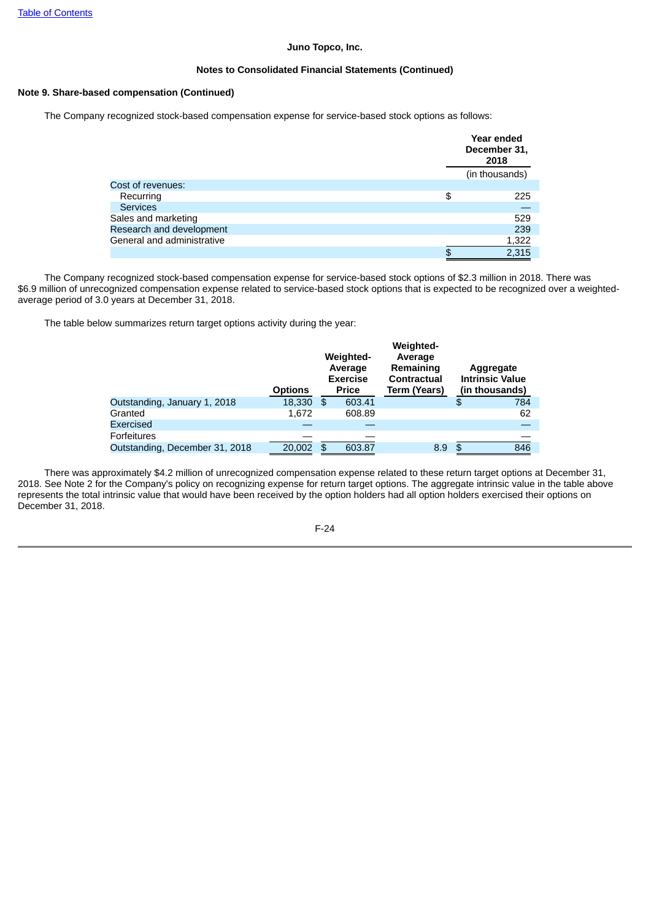Juno Topco, Inc.

Notes to Consolidated Financial Statements (Continued)

**Note 9. Share-based compensation (Continued)**

The Company recognized stock-based compensation expense for service-based stock options as follows:

| | Year ended December 31, 2018 |
|---|---|
| | (in thousands) |
| Cost of revenues: | |
| Recurring | $ 225 |
| Services | — |
| Sales and marketing | 529 |
| Research and development | 239 |
| General and administrative | 1,322 |
| | $ 2,315 |

The Company recognized stock-based compensation expense for service-based stock options of $2.3 million in 2018. There was $6.9 million of unrecognized compensation expense related to service-based stock options that is expected to be recognized over a weighted-average period of 3.0 years at December 31, 2018.

The table below summarizes return target options activity during the year:

| | Options | Weighted-Average Exercise Price | Weighted-Average Remaining Contractual Term (Years) | Aggregate Intrinsic Value (in thousands) |
|---|---|---|---|---|
| Outstanding, January 1, 2018 | 18,330 | $ 603.41 | | $ 784 |
| Granted | 1,672 | 608.89 | | 62 |
| Exercised | — | — | | — |
| Forfeitures | — | — | | — |
| Outstanding, December 31, 2018 | 20,002 | $ 603.87 | 8.9 | $ 846 |

There was approximately $4.2 million of unrecognized compensation expense related to these return target options at December 31, 2018. See Note 2 for the Company's policy on recognizing expense for return target options. The aggregate intrinsic value in the table above represents the total intrinsic value that would have been received by the option holders had all option holders exercised their options on December 31, 2018.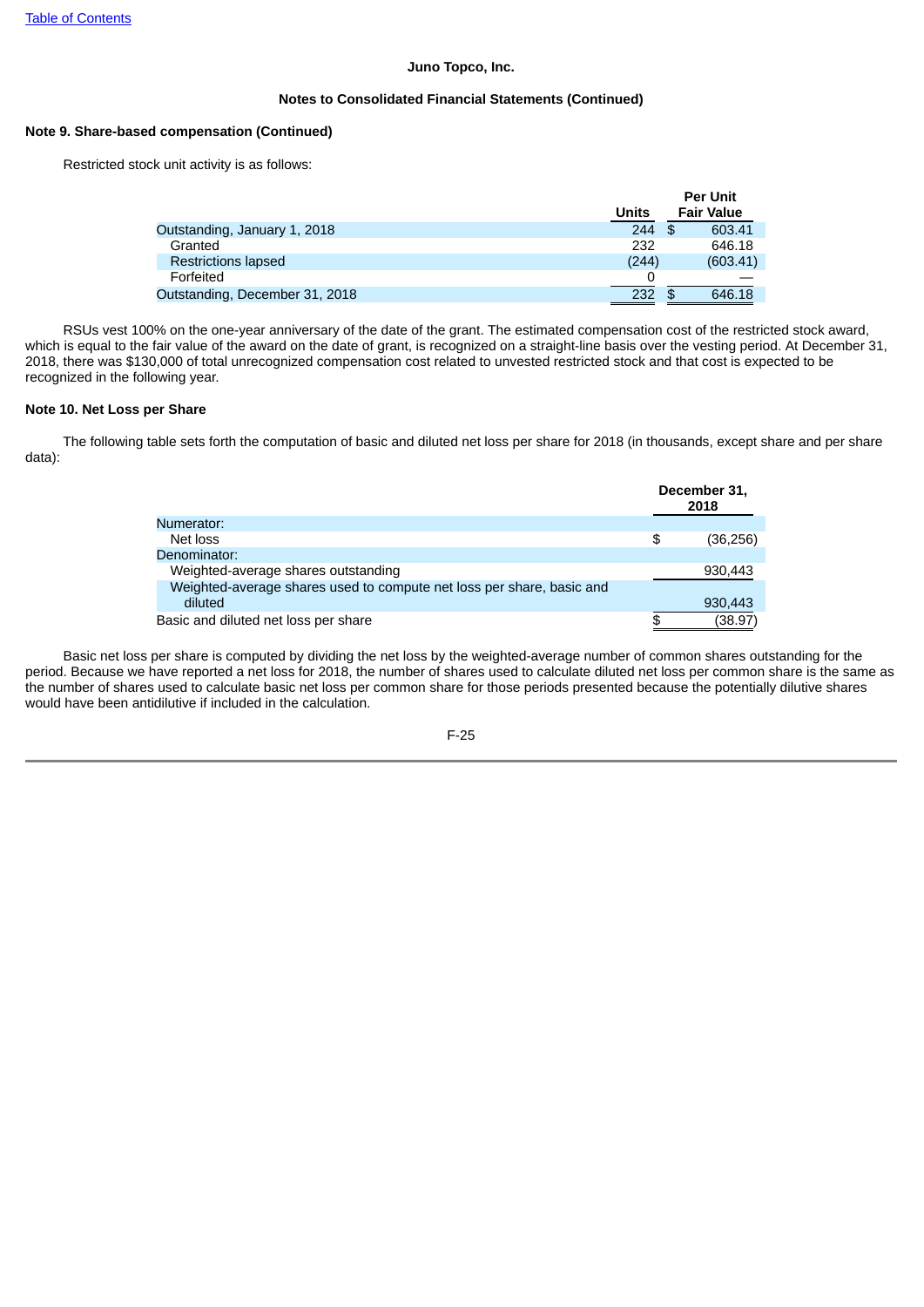Juno Topco, Inc.

Notes to Consolidated Financial Statements (Continued)

**Note 9. Share-based compensation (Continued)**

Restricted stock unit activity is as follows:

| | Units | Per Unit Fair Value |
|---|---|---|
| Outstanding, January 1, 2018 | 244 | $ 603.41 |
| Granted | 232 | 646.18 |
| Restrictions lapsed | (244) | (603.41) |
| Forfeited | 0 | — |
| Outstanding, December 31, 2018 | 232 | $ 646.18 |

RSUs vest 100% on the one-year anniversary of the date of the grant. The estimated compensation cost of the restricted stock award, which is equal to the fair value of the award on the date of grant, is recognized on a straight-line basis over the vesting period. At December 31, 2018, there was $130,000 of total unrecognized compensation cost related to unvested restricted stock and that cost is expected to be recognized in the following year.

**Note 10. Net Loss per Share**

The following table sets forth the computation of basic and diluted net loss per share for 2018 (in thousands, except share and per share data):

| | December 31, 2018 |
|---|---|
| Numerator: | |
| Net loss | $ (36,256) |
| Denominator: | |
| Weighted-average shares outstanding | 930,443 |
| Weighted-average shares used to compute net loss per share, basic and diluted | 930,443 |
| Basic and diluted net loss per share | $ (38.97) |

Basic net loss per share is computed by dividing the net loss by the weighted-average number of common shares outstanding for the period. Because we have reported a net loss for 2018, the number of shares used to calculate diluted net loss per common share is the same as the number of shares used to calculate basic net loss per common share for those periods presented because the potentially dilutive shares would have been antidilutive if included in the calculation.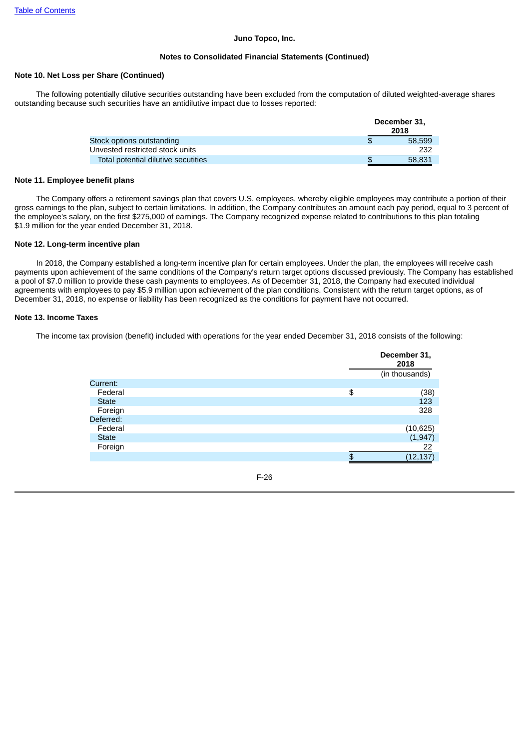Juno Topco, Inc.

Notes to Consolidated Financial Statements (Continued)

**Note 10. Net Loss per Share (Continued)**

The following potentially dilutive securities outstanding have been excluded from the computation of diluted weighted-average shares outstanding because such securities have an antidilutive impact due to losses reported:

| | December 31, 2018 |
|---|---|
| Stock options outstanding | $ 58,599 |
| Unvested restricted stock units | 232 |
| Total potential dilutive secutities | $ 58,831 |

**Note 11. Employee benefit plans**

The Company offers a retirement savings plan that covers U.S. employees, whereby eligible employees may contribute a portion of their gross earnings to the plan, subject to certain limitations. In addition, the Company contributes an amount each pay period, equal to 3 percent of the employee's salary, on the first $275,000 of earnings. The Company recognized expense related to contributions to this plan totaling $1.9 million for the year ended December 31, 2018.

**Note 12. Long-term incentive plan**

In 2018, the Company established a long-term incentive plan for certain employees. Under the plan, the employees will receive cash payments upon achievement of the same conditions of the Company's return target options discussed previously. The Company has established a pool of $7.0 million to provide these cash payments to employees. As of December 31, 2018, the Company had executed individual agreements with employees to pay $5.9 million upon achievement of the plan conditions. Consistent with the return target options, as of December 31, 2018, no expense or liability has been recognized as the conditions for payment have not occurred.

**Note 13. Income Taxes**

The income tax provision (benefit) included with operations for the year ended December 31, 2018 consists of the following:

| | December 31, 2018 |
|---|---|
| | (in thousands) |
| Current: | |
| Federal | $ (38) |
| State | 123 |
| Foreign | 328 |
| Deferred: | |
| Federal | (10,625) |
| State | (1,947) |
| Foreign | 22 |
| | $ (12,137) |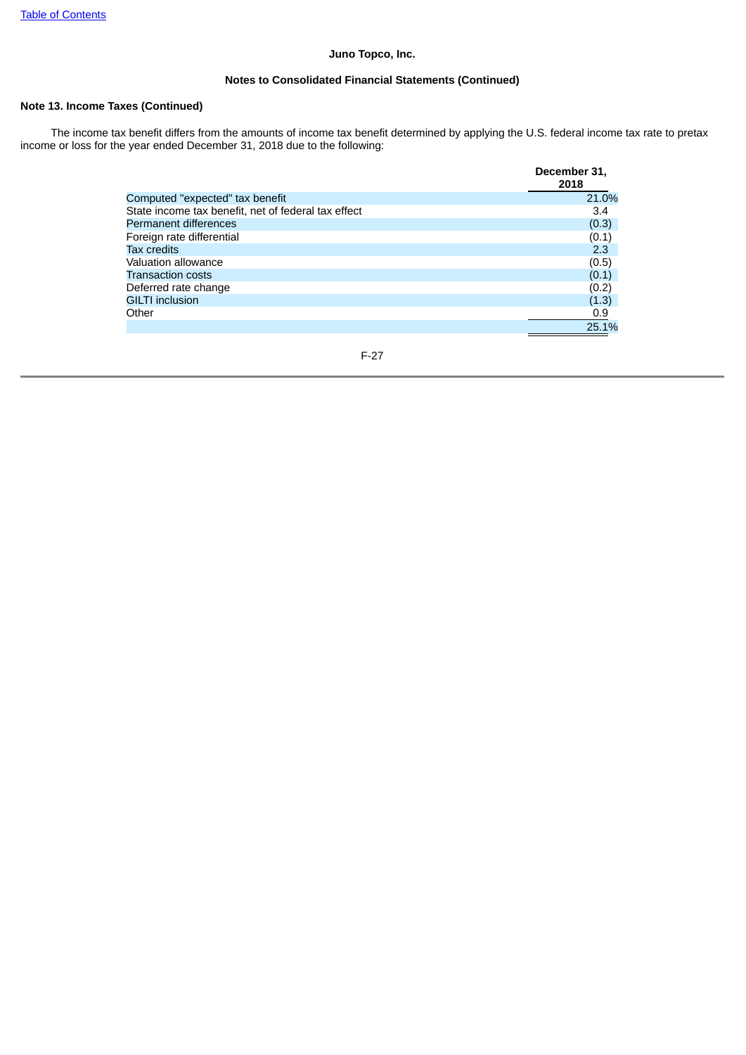**Juno Topco, Inc.**

**Notes to Consolidated Financial Statements (Continued)**

**Note 13. Income Taxes (Continued)**

The income tax benefit differs from the amounts of income tax benefit determined by applying the U.S. federal income tax rate to pretax income or loss for the year ended December 31, 2018 due to the following:

| | December 31, 2018 |
|---|---|
| Computed "expected" tax benefit | 21.0% |
| State income tax benefit, net of federal tax effect | 3.4 |
| Permanent differences | (0.3) |
| Foreign rate differential | (0.1) |
| Tax credits | 2.3 |
| Valuation allowance | (0.5) |
| Transaction costs | (0.1) |
| Deferred rate change | (0.2) |
| GILTI inclusion | (1.3) |
| Other | 0.9 |
| | 25.1% |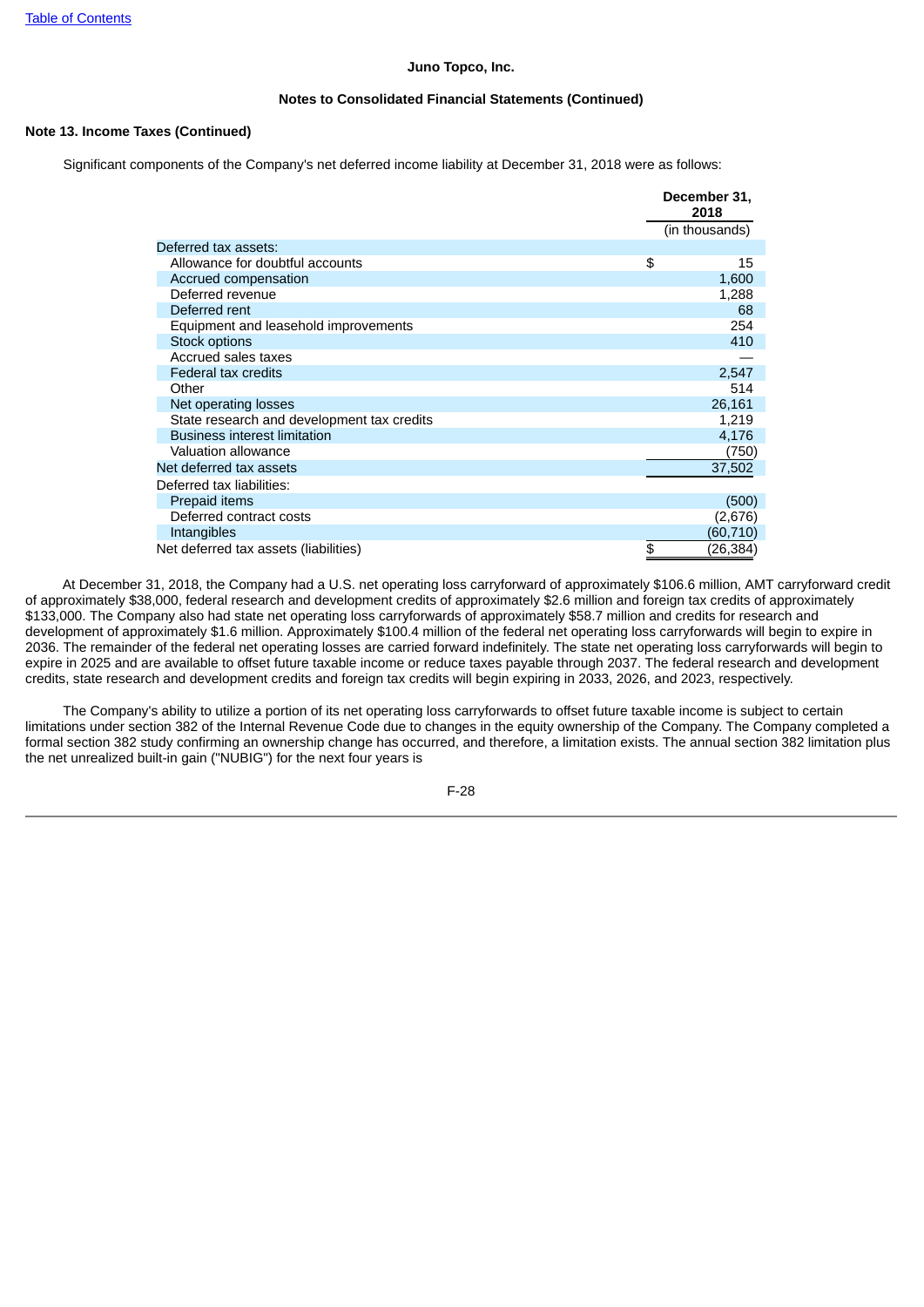**Juno Topco, Inc.**

**Notes to Consolidated Financial Statements (Continued)**

**Note 13. Income Taxes (Continued)**

Significant components of the Company's net deferred income liability at December 31, 2018 were as follows:

| | December 31, 2018 |
|---|---|
| | (in thousands) |
| Deferred tax assets: | |
| Allowance for doubtful accounts | $ 15 |
| Accrued compensation | 1,600 |
| Deferred revenue | 1,288 |
| Deferred rent | 68 |
| Equipment and leasehold improvements | 254 |
| Stock options | 410 |
| Accrued sales taxes | — |
| Federal tax credits | 2,547 |
| Other | 514 |
| Net operating losses | 26,161 |
| State research and development tax credits | 1,219 |
| Business interest limitation | 4,176 |
| Valuation allowance | (750) |
| Net deferred tax assets | 37,502 |
| Deferred tax liabilities: | |
| Prepaid items | (500) |
| Deferred contract costs | (2,676) |
| Intangibles | (60,710) |
| Net deferred tax assets (liabilities) | $ (26,384) |

At December 31, 2018, the Company had a U.S. net operating loss carryforward of approximately $106.6 million, AMT carryforward credit of approximately $38,000, federal research and development credits of approximately $2.6 million and foreign tax credits of approximately $133,000. The Company also had state net operating loss carryforwards of approximately $58.7 million and credits for research and development of approximately $1.6 million. Approximately $100.4 million of the federal net operating loss carryforwards will begin to expire in 2036. The remainder of the federal net operating losses are carried forward indefinitely. The state net operating loss carryforwards will begin to expire in 2025 and are available to offset future taxable income or reduce taxes payable through 2037. The federal research and development credits, state research and development credits and foreign tax credits will begin expiring in 2033, 2026, and 2023, respectively.

The Company's ability to utilize a portion of its net operating loss carryforwards to offset future taxable income is subject to certain limitations under section 382 of the Internal Revenue Code due to changes in the equity ownership of the Company. The Company completed a formal section 382 study confirming an ownership change has occurred, and therefore, a limitation exists. The annual section 382 limitation plus the net unrealized built-in gain ("NUBIG") for the next four years is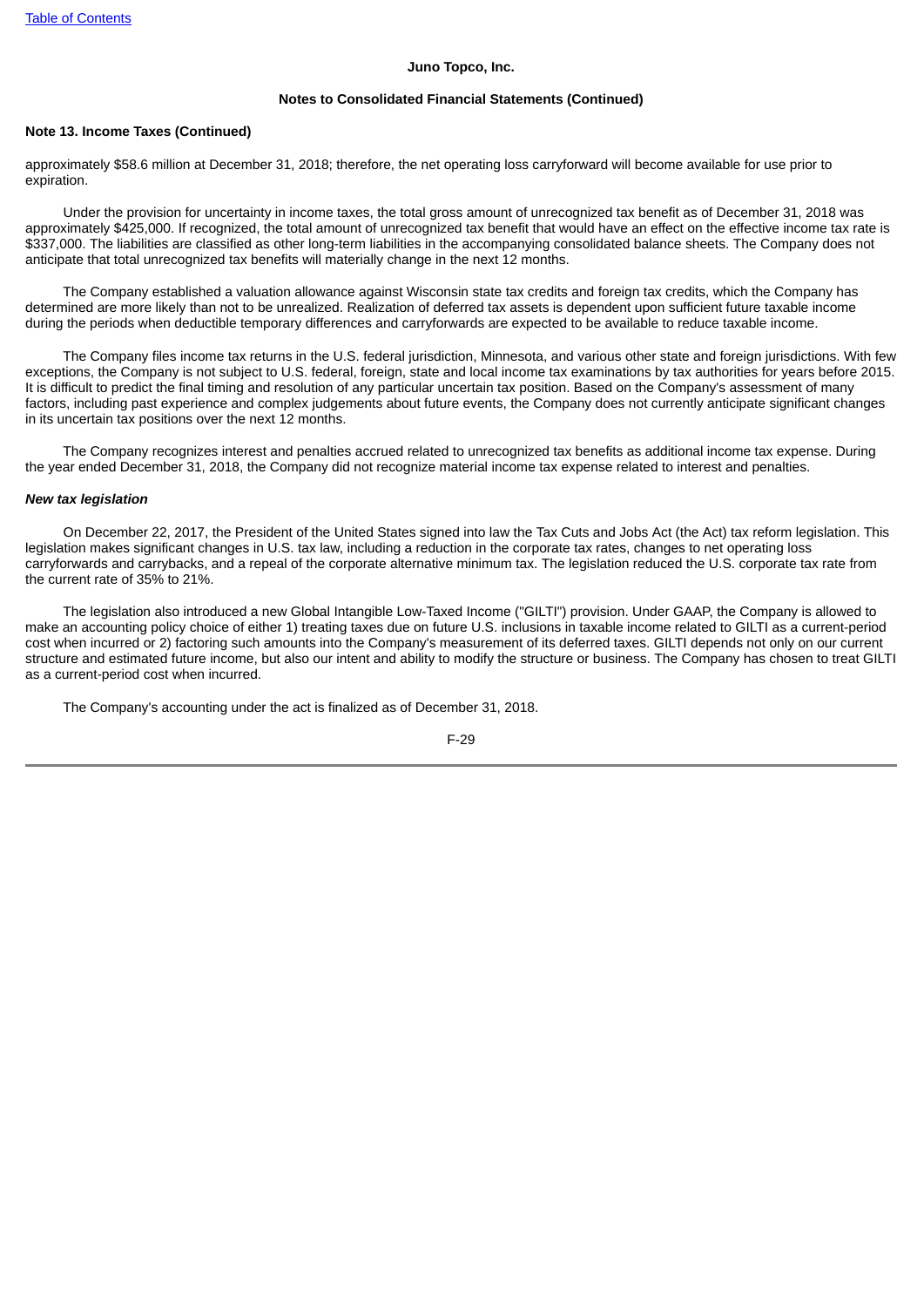approximately $58.6 million at December 31, 2018; therefore, the net operating loss carryforward will become available for use prior to expiration.

Under the provision for uncertainty in income taxes, the total gross amount of unrecognized tax benefit as of December 31, 2018 was approximately $425,000. If recognized, the total amount of unrecognized tax benefit that would have an effect on the effective income tax rate is $337,000. The liabilities are classified as other long-term liabilities in the accompanying consolidated balance sheets. The Company does not anticipate that total unrecognized tax benefits will materially change in the next 12 months.

The Company established a valuation allowance against Wisconsin state tax credits and foreign tax credits, which the Company has determined are more likely than not to be unrealized. Realization of deferred tax assets is dependent upon sufficient future taxable income during the periods when deductible temporary differences and carryforwards are expected to be available to reduce taxable income.

The Company files income tax returns in the U.S. federal jurisdiction, Minnesota, and various other state and foreign jurisdictions. With few exceptions, the Company is not subject to U.S. federal, foreign, state and local income tax examinations by tax authorities for years before 2015. It is difficult to predict the final timing and resolution of any particular uncertain tax position. Based on the Company's assessment of many factors, including past experience and complex judgements about future events, the Company does not currently anticipate significant changes in its uncertain tax positions over the next 12 months.

The Company recognizes interest and penalties accrued related to unrecognized tax benefits as additional income tax expense. During the year ended December 31, 2018, the Company did not recognize material income tax expense related to interest and penalties.

***New tax legislation***

On December 22, 2017, the President of the United States signed into law the Tax Cuts and Jobs Act (the Act) tax reform legislation. This legislation makes significant changes in U.S. tax law, including a reduction in the corporate tax rates, changes to net operating loss carryforwards and carrybacks, and a repeal of the corporate alternative minimum tax. The legislation reduced the U.S. corporate tax rate from the current rate of 35% to 21%.

The legislation also introduced a new Global Intangible Low-Taxed Income ("GILTI") provision. Under GAAP, the Company is allowed to make an accounting policy choice of either 1) treating taxes due on future U.S. inclusions in taxable income related to GILTI as a current-period cost when incurred or 2) factoring such amounts into the Company's measurement of its deferred taxes. GILTI depends not only on our current structure and estimated future income, but also our intent and ability to modify the structure or business. The Company has chosen to treat GILTI as a current-period cost when incurred.

The Company's accounting under the act is finalized as of December 31, 2018.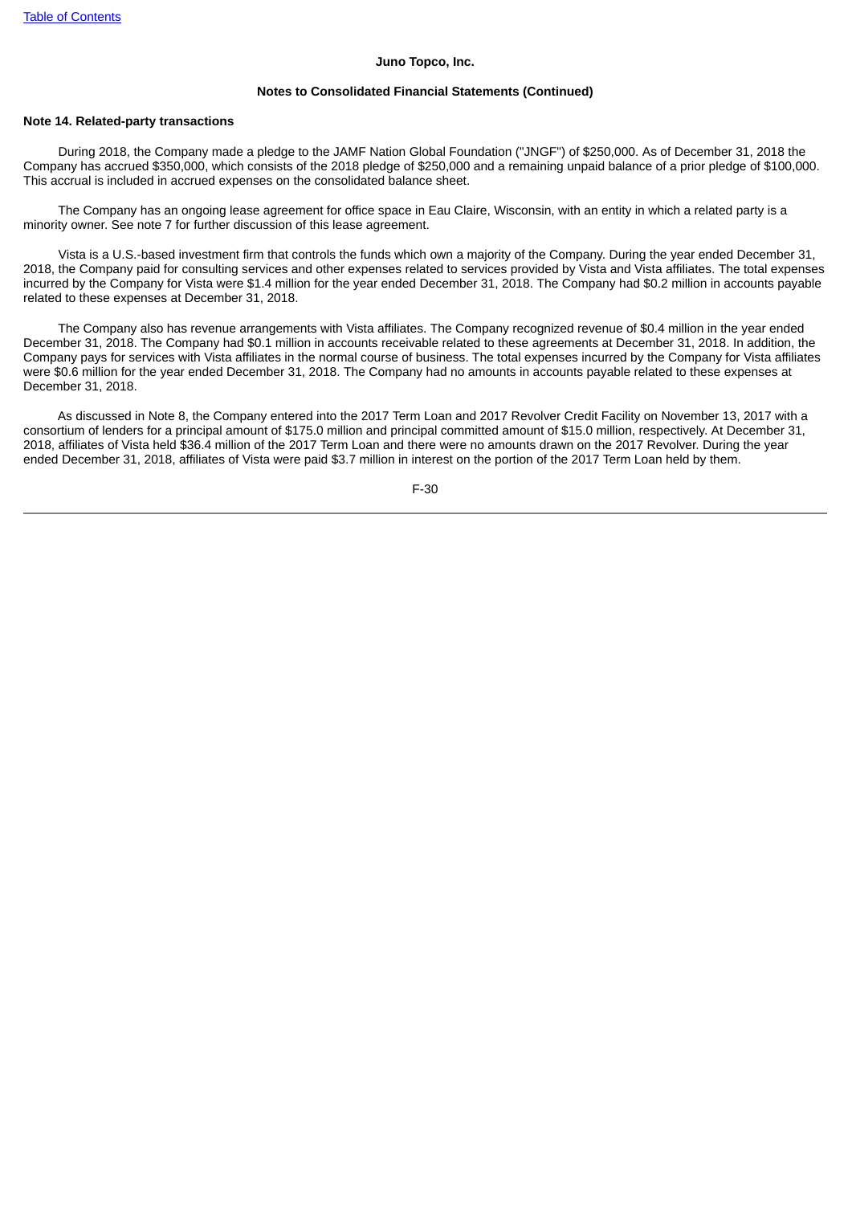**Juno Topco, Inc.**

**Notes to Consolidated Financial Statements (Continued)**

**Note 14. Related-party transactions**

During 2018, the Company made a pledge to the JAMF Nation Global Foundation ("JNGF") of $250,000. As of December 31, 2018 the Company has accrued $350,000, which consists of the 2018 pledge of $250,000 and a remaining unpaid balance of a prior pledge of $100,000. This accrual is included in accrued expenses on the consolidated balance sheet.

The Company has an ongoing lease agreement for office space in Eau Claire, Wisconsin, with an entity in which a related party is a minority owner. See note 7 for further discussion of this lease agreement.

Vista is a U.S.-based investment firm that controls the funds which own a majority of the Company. During the year ended December 31, 2018, the Company paid for consulting services and other expenses related to services provided by Vista and Vista affiliates. The total expenses incurred by the Company for Vista were $1.4 million for the year ended December 31, 2018. The Company had $0.2 million in accounts payable related to these expenses at December 31, 2018.

The Company also has revenue arrangements with Vista affiliates. The Company recognized revenue of $0.4 million in the year ended December 31, 2018. The Company had $0.1 million in accounts receivable related to these agreements at December 31, 2018. In addition, the Company pays for services with Vista affiliates in the normal course of business. The total expenses incurred by the Company for Vista affiliates were $0.6 million for the year ended December 31, 2018. The Company had no amounts in accounts payable related to these expenses at December 31, 2018.

As discussed in Note 8, the Company entered into the 2017 Term Loan and 2017 Revolver Credit Facility on November 13, 2017 with a consortium of lenders for a principal amount of $175.0 million and principal committed amount of $15.0 million, respectively. At December 31, 2018, affiliates of Vista held $36.4 million of the 2017 Term Loan and there were no amounts drawn on the 2017 Revolver. During the year ended December 31, 2018, affiliates of Vista were paid $3.7 million in interest on the portion of the 2017 Term Loan held by them.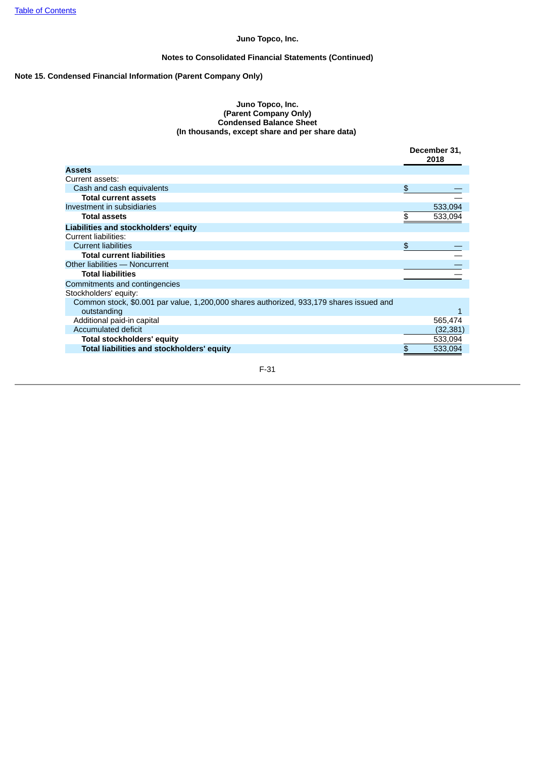Juno Topco, Inc.

Notes to Consolidated Financial Statements (Continued)

**Note 15. Condensed Financial Information (Parent Company Only)**

**Juno Topco, Inc.**
**(Parent Company Only)**
**Condensed Balance Sheet**
**(In thousands, except share and per share data)**

| | December 31, 2018 |
|---|---|
| **Assets** | |
| Current assets: | |
| Cash and cash equivalents | $ — |
| **Total current assets** | — |
| Investment in subsidiaries | 533,094 |
| **Total assets** | $ 533,094 |
| **Liabilities and stockholders' equity** | |
| Current liabilities: | |
| Current liabilities | $ — |
| **Total current liabilities** | — |
| Other liabilities — Noncurrent | — |
| **Total liabilities** | — |
| Commitments and contingencies | |
| Stockholders' equity: | |
| Common stock, $0.001 par value, 1,200,000 shares authorized, 933,179 shares issued and outstanding | 1 |
| Additional paid-in capital | 565,474 |
| Accumulated deficit | (32,381) |
| **Total stockholders' equity** | 533,094 |
| **Total liabilities and stockholders' equity** | $ 533,094 |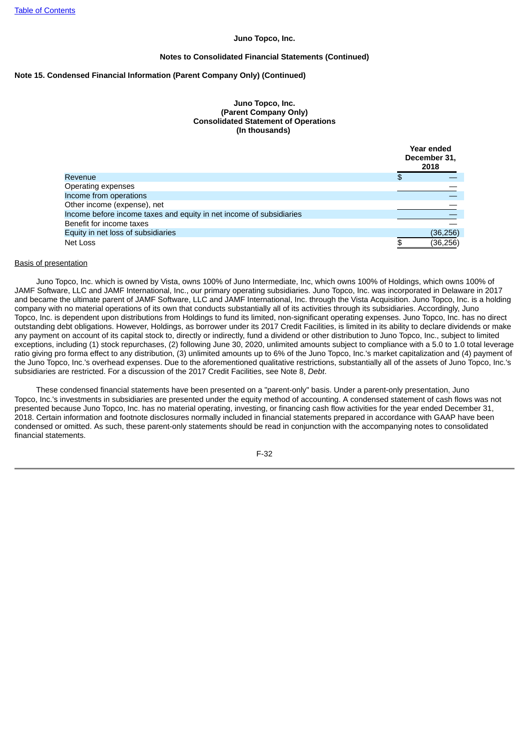Juno Topco, Inc.

Notes to Consolidated Financial Statements (Continued)

**Note 15. Condensed Financial Information (Parent Company Only) (Continued)**

**Juno Topco, Inc.**
**(Parent Company Only)**
**Consolidated Statement of Operations**
**(In thousands)**

| | Year ended December 31, 2018 |
|---|---|
| Revenue | $ — |
| Operating expenses | — |
| Income from operations | — |
| Other income (expense), net | — |
| Income before income taxes and equity in net income of subsidiaries | — |
| Benefit for income taxes | — |
| Equity in net loss of subsidiaries | (36,256) |
| Net Loss | $ (36,256) |

Basis of presentation

Juno Topco, Inc. which is owned by Vista, owns 100% of Juno Intermediate, Inc, which owns 100% of Holdings, which owns 100% of JAMF Software, LLC and JAMF International, Inc., our primary operating subsidiaries. Juno Topco, Inc. was incorporated in Delaware in 2017 and became the ultimate parent of JAMF Software, LLC and JAMF International, Inc. through the Vista Acquisition. Juno Topco, Inc. is a holding company with no material operations of its own that conducts substantially all of its activities through its subsidiaries. Accordingly, Juno Topco, Inc. is dependent upon distributions from Holdings to fund its limited, non-significant operating expenses. Juno Topco, Inc. has no direct outstanding debt obligations. However, Holdings, as borrower under its 2017 Credit Facilities, is limited in its ability to declare dividends or make any payment on account of its capital stock to, directly or indirectly, fund a dividend or other distribution to Juno Topco, Inc., subject to limited exceptions, including (1) stock repurchases, (2) following June 30, 2020, unlimited amounts subject to compliance with a 5.0 to 1.0 total leverage ratio giving pro forma effect to any distribution, (3) unlimited amounts up to 6% of the Juno Topco, Inc.'s market capitalization and (4) payment of the Juno Topco, Inc.'s overhead expenses. Due to the aforementioned qualitative restrictions, substantially all of the assets of Juno Topco, Inc.'s subsidiaries are restricted. For a discussion of the 2017 Credit Facilities, see Note 8, *Debt*.

These condensed financial statements have been presented on a "parent-only" basis. Under a parent-only presentation, Juno Topco, Inc.'s investments in subsidiaries are presented under the equity method of accounting. A condensed statement of cash flows was not presented because Juno Topco, Inc. has no material operating, investing, or financing cash flow activities for the year ended December 31, 2018. Certain information and footnote disclosures normally included in financial statements prepared in accordance with GAAP have been condensed or omitted. As such, these parent-only statements should be read in conjunction with the accompanying notes to consolidated financial statements.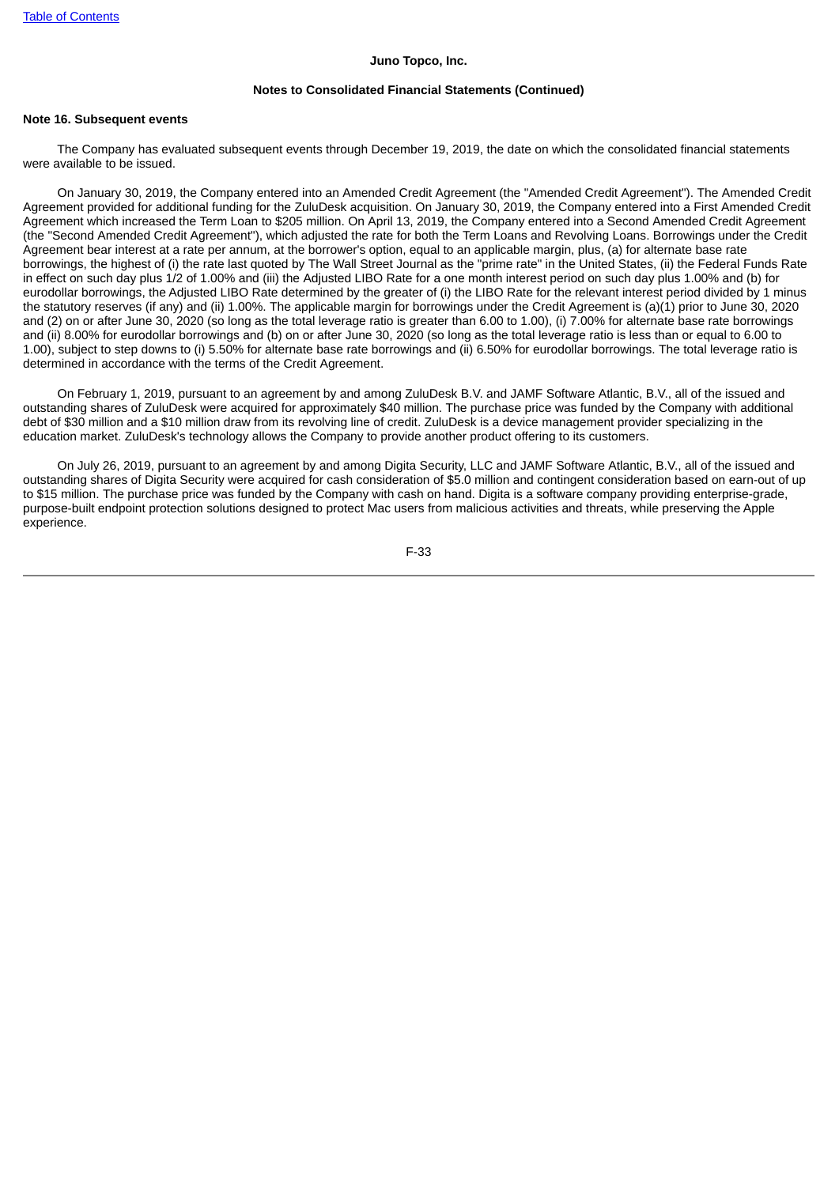Juno Topco, Inc.

Notes to Consolidated Financial Statements (Continued)

**Note 16. Subsequent events**

The Company has evaluated subsequent events through December 19, 2019, the date on which the consolidated financial statements were available to be issued.

On January 30, 2019, the Company entered into an Amended Credit Agreement (the "Amended Credit Agreement"). The Amended Credit Agreement provided for additional funding for the ZuluDesk acquisition. On January 30, 2019, the Company entered into a First Amended Credit Agreement which increased the Term Loan to $205 million. On April 13, 2019, the Company entered into a Second Amended Credit Agreement (the "Second Amended Credit Agreement"), which adjusted the rate for both the Term Loans and Revolving Loans. Borrowings under the Credit Agreement bear interest at a rate per annum, at the borrower's option, equal to an applicable margin, plus, (a) for alternate base rate borrowings, the highest of (i) the rate last quoted by The Wall Street Journal as the "prime rate" in the United States, (ii) the Federal Funds Rate in effect on such day plus 1/2 of 1.00% and (iii) the Adjusted LIBO Rate for a one month interest period on such day plus 1.00% and (b) for eurodollar borrowings, the Adjusted LIBO Rate determined by the greater of (i) the LIBO Rate for the relevant interest period divided by 1 minus the statutory reserves (if any) and (ii) 1.00%. The applicable margin for borrowings under the Credit Agreement is (a)(1) prior to June 30, 2020 and (2) on or after June 30, 2020 (so long as the total leverage ratio is greater than 6.00 to 1.00), (i) 7.00% for alternate base rate borrowings and (ii) 8.00% for eurodollar borrowings and (b) on or after June 30, 2020 (so long as the total leverage ratio is less than or equal to 6.00 to 1.00), subject to step downs to (i) 5.50% for alternate base rate borrowings and (ii) 6.50% for eurodollar borrowings. The total leverage ratio is determined in accordance with the terms of the Credit Agreement.

On February 1, 2019, pursuant to an agreement by and among ZuluDesk B.V. and JAMF Software Atlantic, B.V., all of the issued and outstanding shares of ZuluDesk were acquired for approximately $40 million. The purchase price was funded by the Company with additional debt of $30 million and a $10 million draw from its revolving line of credit. ZuluDesk is a device management provider specializing in the education market. ZuluDesk's technology allows the Company to provide another product offering to its customers.

On July 26, 2019, pursuant to an agreement by and among Digita Security, LLC and JAMF Software Atlantic, B.V., all of the issued and outstanding shares of Digita Security were acquired for cash consideration of $5.0 million and contingent consideration based on earn-out of up to $15 million. The purchase price was funded by the Company with cash on hand. Digita is a software company providing enterprise-grade, purpose-built endpoint protection solutions designed to protect Mac users from malicious activities and threats, while preserving the Apple experience.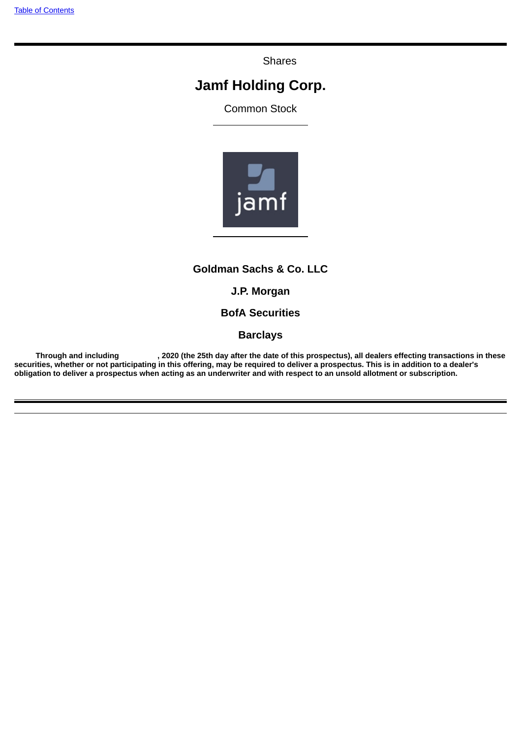Shares

# Jamf Holding Corp.

Common Stock

**Goldman Sachs & Co. LLC**

**J.P. Morgan**

**BofA Securities**

**Barclays**

**Through and including , 2020 (the 25th day after the date of this prospectus), all dealers effecting transactions in these securities, whether or not participating in this offering, may be required to deliver a prospectus. This is in addition to a dealer's obligation to deliver a prospectus when acting as an underwriter and with respect to an unsold allotment or subscription.**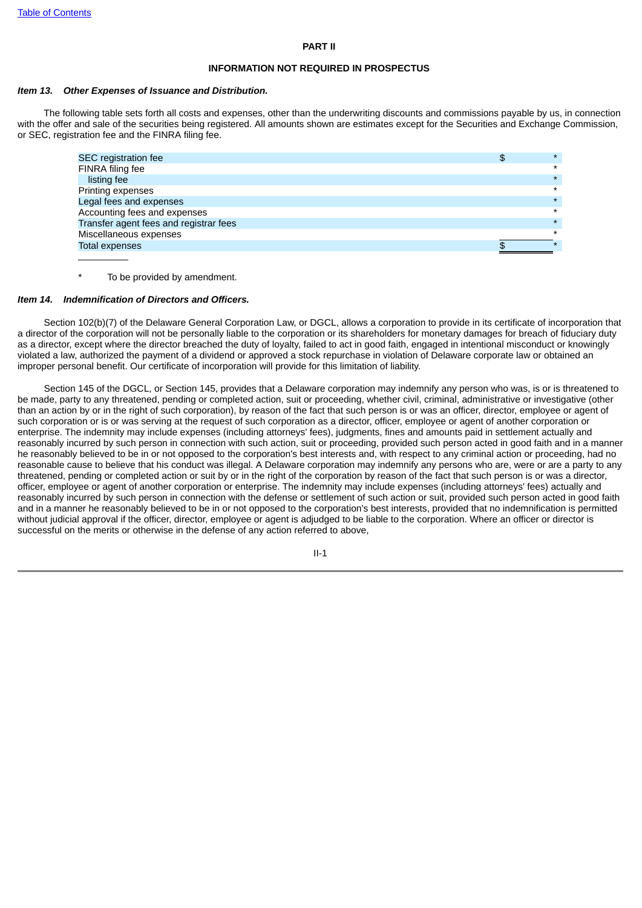**PART II**

**INFORMATION NOT REQUIRED IN PROSPECTUS**

***Item 13. Other Expenses of Issuance and Distribution.***

The following table sets forth all costs and expenses, other than the underwriting discounts and commissions payable by us, in connection with the offer and sale of the securities being registered. All amounts shown are estimates except for the Securities and Exchange Commission, or SEC, registration fee and the FINRA filing fee.

| | | |
|---|---|---|
| SEC registration fee | $ | * |
| FINRA filing fee | | * |
| listing fee | | * |
| Printing expenses | | * |
| Legal fees and expenses | | * |
| Accounting fees and expenses | | * |
| Transfer agent fees and registrar fees | | * |
| Miscellaneous expenses | | * |
| Total expenses | $ | * |

\* To be provided by amendment.

***Item 14. Indemnification of Directors and Officers.***

Section 102(b)(7) of the Delaware General Corporation Law, or DGCL, allows a corporation to provide in its certificate of incorporation that a director of the corporation will not be personally liable to the corporation or its shareholders for monetary damages for breach of fiduciary duty as a director, except where the director breached the duty of loyalty, failed to act in good faith, engaged in intentional misconduct or knowingly violated a law, authorized the payment of a dividend or approved a stock repurchase in violation of Delaware corporate law or obtained an improper personal benefit. Our certificate of incorporation will provide for this limitation of liability.

Section 145 of the DGCL, or Section 145, provides that a Delaware corporation may indemnify any person who was, is or is threatened to be made, party to any threatened, pending or completed action, suit or proceeding, whether civil, criminal, administrative or investigative (other than an action by or in the right of such corporation), by reason of the fact that such person is or was an officer, director, employee or agent of such corporation or is or was serving at the request of such corporation as a director, officer, employee or agent of another corporation or enterprise. The indemnity may include expenses (including attorneys' fees), judgments, fines and amounts paid in settlement actually and reasonably incurred by such person in connection with such action, suit or proceeding, provided such person acted in good faith and in a manner he reasonably believed to be in or not opposed to the corporation's best interests and, with respect to any criminal action or proceeding, had no reasonable cause to believe that his conduct was illegal. A Delaware corporation may indemnify any persons who are, were or are a party to any threatened, pending or completed action or suit by or in the right of the corporation by reason of the fact that such person is or was a director, officer, employee or agent of another corporation or enterprise. The indemnity may include expenses (including attorneys' fees) actually and reasonably incurred by such person in connection with the defense or settlement of such action or suit, provided such person acted in good faith and in a manner he reasonably believed to be in or not opposed to the corporation's best interests, provided that no indemnification is permitted without judicial approval if the officer, director, employee or agent is adjudged to be liable to the corporation. Where an officer or director is successful on the merits or otherwise in the defense of any action referred to above,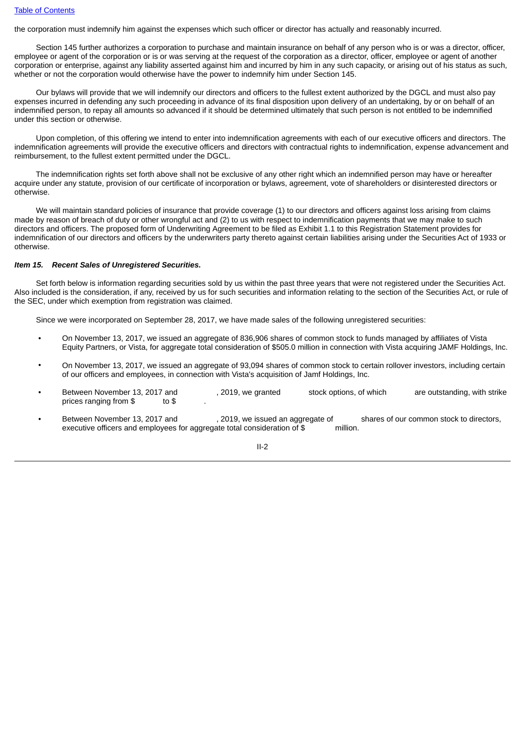the corporation must indemnify him against the expenses which such officer or director has actually and reasonably incurred.

Section 145 further authorizes a corporation to purchase and maintain insurance on behalf of any person who is or was a director, officer, employee or agent of the corporation or is or was serving at the request of the corporation as a director, officer, employee or agent of another corporation or enterprise, against any liability asserted against him and incurred by him in any such capacity, or arising out of his status as such, whether or not the corporation would otherwise have the power to indemnify him under Section 145.

Our bylaws will provide that we will indemnify our directors and officers to the fullest extent authorized by the DGCL and must also pay expenses incurred in defending any such proceeding in advance of its final disposition upon delivery of an undertaking, by or on behalf of an indemnified person, to repay all amounts so advanced if it should be determined ultimately that such person is not entitled to be indemnified under this section or otherwise.

Upon completion, of this offering we intend to enter into indemnification agreements with each of our executive officers and directors. The indemnification agreements will provide the executive officers and directors with contractual rights to indemnification, expense advancement and reimbursement, to the fullest extent permitted under the DGCL.

The indemnification rights set forth above shall not be exclusive of any other right which an indemnified person may have or hereafter acquire under any statute, provision of our certificate of incorporation or bylaws, agreement, vote of shareholders or disinterested directors or otherwise.

We will maintain standard policies of insurance that provide coverage (1) to our directors and officers against loss arising from claims made by reason of breach of duty or other wrongful act and (2) to us with respect to indemnification payments that we may make to such directors and officers. The proposed form of Underwriting Agreement to be filed as Exhibit 1.1 to this Registration Statement provides for indemnification of our directors and officers by the underwriters party thereto against certain liabilities arising under the Securities Act of 1933 or otherwise.

***Item 15. Recent Sales of Unregistered Securities.***

Set forth below is information regarding securities sold by us within the past three years that were not registered under the Securities Act. Also included is the consideration, if any, received by us for such securities and information relating to the section of the Securities Act, or rule of the SEC, under which exemption from registration was claimed.

Since we were incorporated on September 28, 2017, we have made sales of the following unregistered securities:

- On November 13, 2017, we issued an aggregate of 836,906 shares of common stock to funds managed by affiliates of Vista Equity Partners, or Vista, for aggregate total consideration of $505.0 million in connection with Vista acquiring JAMF Holdings, Inc.
- On November 13, 2017, we issued an aggregate of 93,094 shares of common stock to certain rollover investors, including certain of our officers and employees, in connection with Vista's acquisition of Jamf Holdings, Inc.
- Between November 13, 2017 and , 2019, we granted stock options, of which are outstanding, with strike prices ranging from $ to $ .
- Between November 13, 2017 and , 2019, we issued an aggregate of shares of our common stock to directors, executive officers and employees for aggregate total consideration of $ million.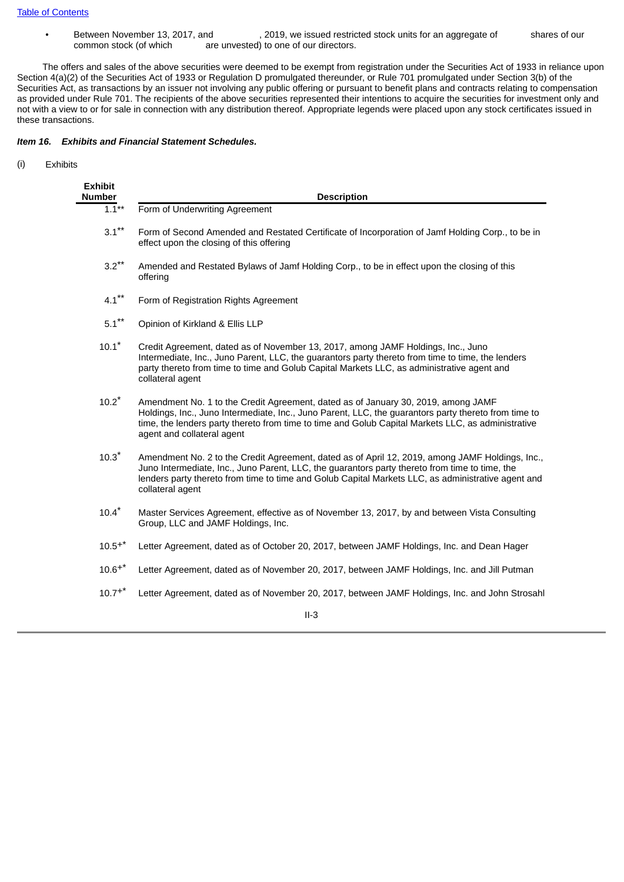[Table of Contents](#)

- Between November 13, 2017, and , 2019, we issued restricted stock units for an aggregate of shares of our common stock (of which are unvested) to one of our directors.

The offers and sales of the above securities were deemed to be exempt from registration under the Securities Act of 1933 in reliance upon Section 4(a)(2) of the Securities Act of 1933 or Regulation D promulgated thereunder, or Rule 701 promulgated under Section 3(b) of the Securities Act, as transactions by an issuer not involving any public offering or pursuant to benefit plans and contracts relating to compensation as provided under Rule 701. The recipients of the above securities represented their intentions to acquire the securities for investment only and not with a view to or for sale in connection with any distribution thereof. Appropriate legends were placed upon any stock certificates issued in these transactions.

***Item 16. Exhibits and Financial Statement Schedules.***

(i) Exhibits

| Exhibit Number | Description |
|---|---|
| 1.1** | Form of Underwriting Agreement |
| 3.1** | Form of Second Amended and Restated Certificate of Incorporation of Jamf Holding Corp., to be in effect upon the closing of this offering |
| 3.2** | Amended and Restated Bylaws of Jamf Holding Corp., to be in effect upon the closing of this offering |
| 4.1** | Form of Registration Rights Agreement |
| 5.1** | Opinion of Kirkland & Ellis LLP |
| 10.1* | Credit Agreement, dated as of November 13, 2017, among JAMF Holdings, Inc., Juno Intermediate, Inc., Juno Parent, LLC, the guarantors party thereto from time to time, the lenders party thereto from time to time and Golub Capital Markets LLC, as administrative agent and collateral agent |
| 10.2* | Amendment No. 1 to the Credit Agreement, dated as of January 30, 2019, among JAMF Holdings, Inc., Juno Intermediate, Inc., Juno Parent, LLC, the guarantors party thereto from time to time, the lenders party thereto from time to time and Golub Capital Markets LLC, as administrative agent and collateral agent |
| 10.3* | Amendment No. 2 to the Credit Agreement, dated as of April 12, 2019, among JAMF Holdings, Inc., Juno Intermediate, Inc., Juno Parent, LLC, the guarantors party thereto from time to time, the lenders party thereto from time to time and Golub Capital Markets LLC, as administrative agent and collateral agent |
| 10.4* | Master Services Agreement, effective as of November 13, 2017, by and between Vista Consulting Group, LLC and JAMF Holdings, Inc. |
| 10.5+* | Letter Agreement, dated as of October 20, 2017, between JAMF Holdings, Inc. and Dean Hager |
| 10.6+* | Letter Agreement, dated as of November 20, 2017, between JAMF Holdings, Inc. and Jill Putman |
| 10.7+* | Letter Agreement, dated as of November 20, 2017, between JAMF Holdings, Inc. and John Strosahl |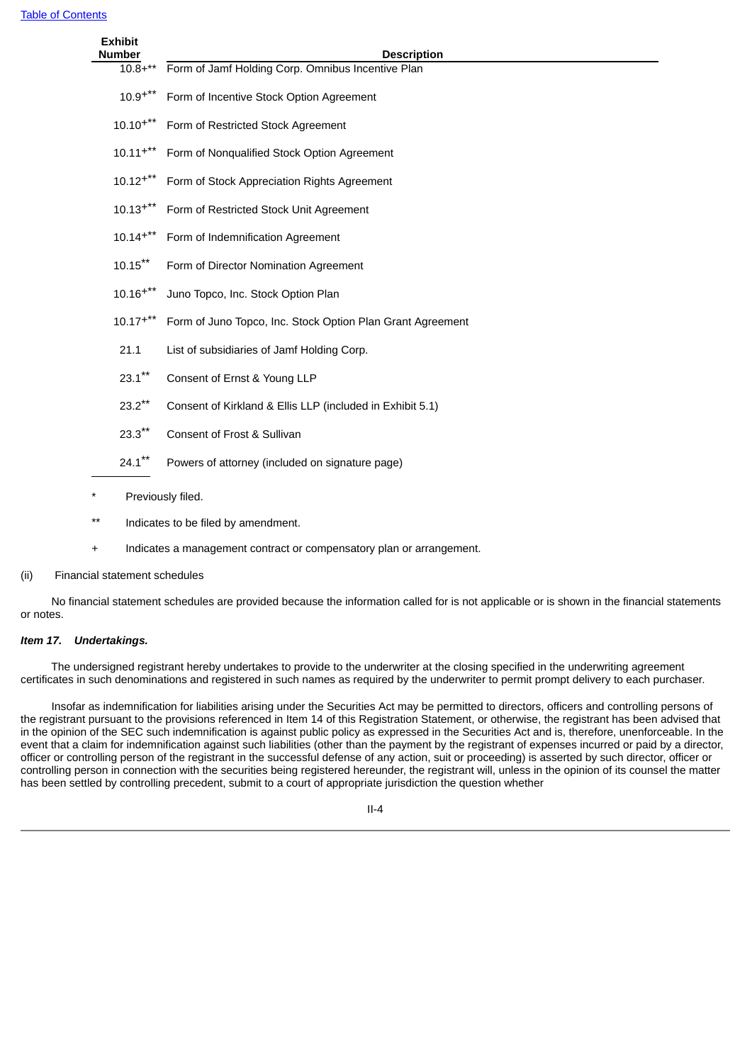| Exhibit Number | Description |
|---|---|
| 10.8+** | Form of Jamf Holding Corp. Omnibus Incentive Plan |
| 10.9+** | Form of Incentive Stock Option Agreement |
| 10.10+** | Form of Restricted Stock Agreement |
| 10.11+** | Form of Nonqualified Stock Option Agreement |
| 10.12+** | Form of Stock Appreciation Rights Agreement |
| 10.13+** | Form of Restricted Stock Unit Agreement |
| 10.14+** | Form of Indemnification Agreement |
| 10.15** | Form of Director Nomination Agreement |
| 10.16+** | Juno Topco, Inc. Stock Option Plan |
| 10.17+** | Form of Juno Topco, Inc. Stock Option Plan Grant Agreement |
| 21.1 | List of subsidiaries of Jamf Holding Corp. |
| 23.1** | Consent of Ernst & Young LLP |
| 23.2** | Consent of Kirkland & Ellis LLP (included in Exhibit 5.1) |
| 23.3** | Consent of Frost & Sullivan |
| 24.1** | Powers of attorney (included on signature page) |

* Previously filed.

** Indicates to be filed by amendment.

+ Indicates a management contract or compensatory plan or arrangement.

(ii) Financial statement schedules

No financial statement schedules are provided because the information called for is not applicable or is shown in the financial statements or notes.

***Item 17. Undertakings.***

The undersigned registrant hereby undertakes to provide to the underwriter at the closing specified in the underwriting agreement certificates in such denominations and registered in such names as required by the underwriter to permit prompt delivery to each purchaser.

Insofar as indemnification for liabilities arising under the Securities Act may be permitted to directors, officers and controlling persons of the registrant pursuant to the provisions referenced in Item 14 of this Registration Statement, or otherwise, the registrant has been advised that in the opinion of the SEC such indemnification is against public policy as expressed in the Securities Act and is, therefore, unenforceable. In the event that a claim for indemnification against such liabilities (other than the payment by the registrant of expenses incurred or paid by a director, officer or controlling person of the registrant in the successful defense of any action, suit or proceeding) is asserted by such director, officer or controlling person in connection with the securities being registered hereunder, the registrant will, unless in the opinion of its counsel the matter has been settled by controlling precedent, submit to a court of appropriate jurisdiction the question whether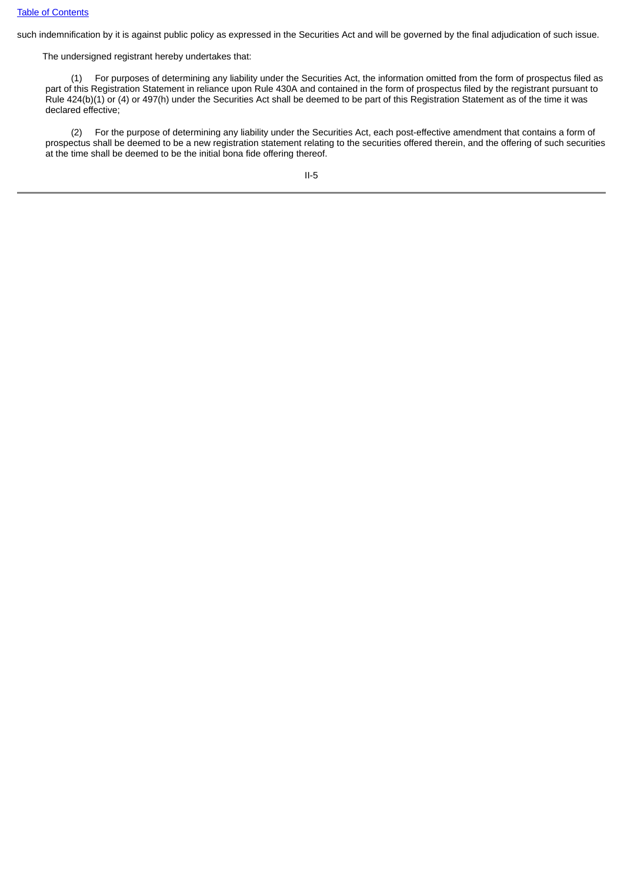such indemnification by it is against public policy as expressed in the Securities Act and will be governed by the final adjudication of such issue.

The undersigned registrant hereby undertakes that:

(1) For purposes of determining any liability under the Securities Act, the information omitted from the form of prospectus filed as part of this Registration Statement in reliance upon Rule 430A and contained in the form of prospectus filed by the registrant pursuant to Rule 424(b)(1) or (4) or 497(h) under the Securities Act shall be deemed to be part of this Registration Statement as of the time it was declared effective;

(2) For the purpose of determining any liability under the Securities Act, each post-effective amendment that contains a form of prospectus shall be deemed to be a new registration statement relating to the securities offered therein, and the offering of such securities at the time shall be deemed to be the initial bona fide offering thereof.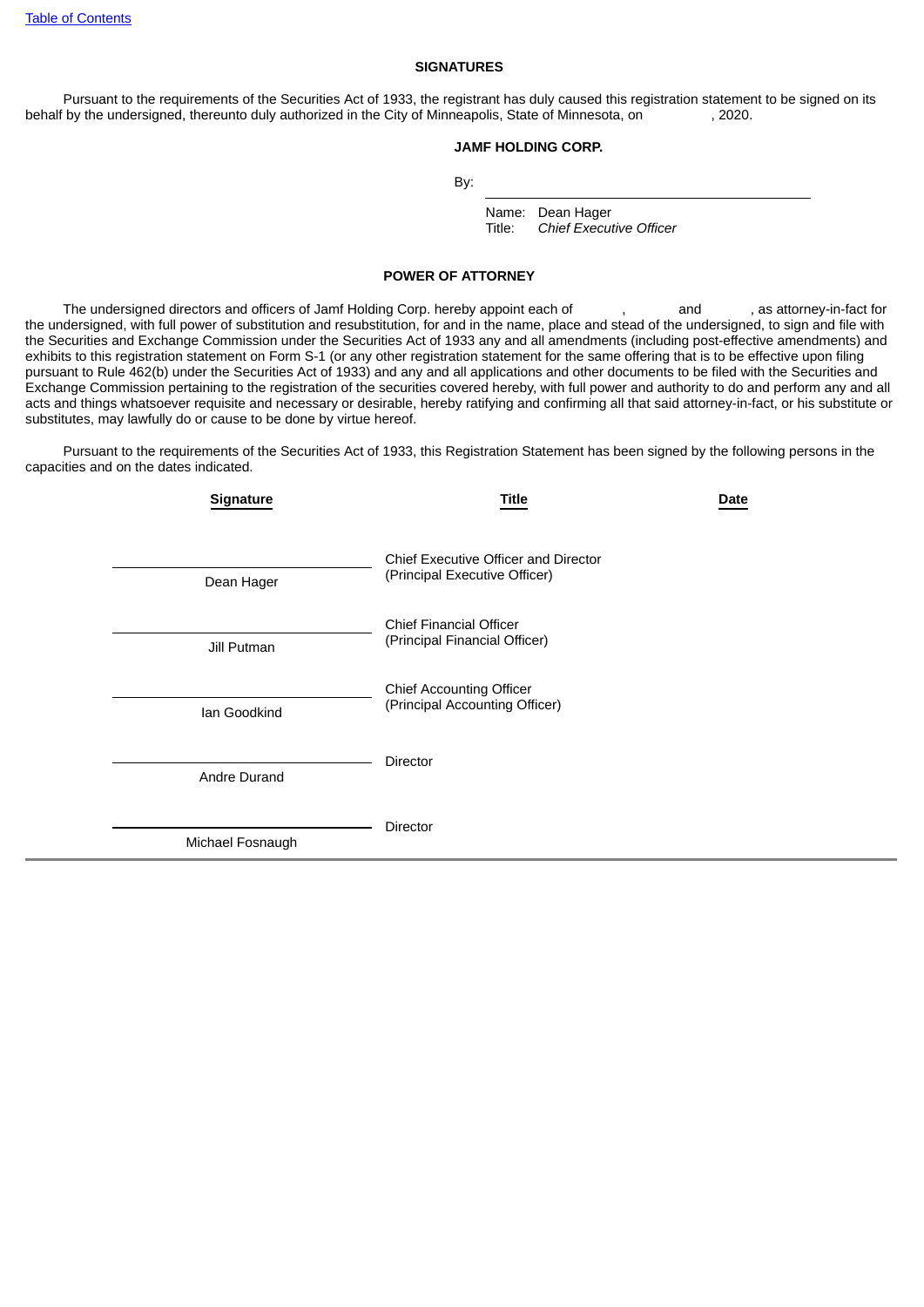## SIGNATURES

Pursuant to the requirements of the Securities Act of 1933, the registrant has duly caused this registration statement to be signed on its behalf by the undersigned, thereunto duly authorized in the City of Minneapolis, State of Minnesota, on            , 2020.

**JAMF HOLDING CORP.**

By: \_\_\_\_\_\_\_\_\_\_\_\_\_\_\_\_\_\_\_\_\_\_\_\_\_\_\_\_\_\_

Name: Dean Hager
Title: *Chief Executive Officer*

## POWER OF ATTORNEY

The undersigned directors and officers of Jamf Holding Corp. hereby appoint each of       ,       and       , as attorney-in-fact for the undersigned, with full power of substitution and resubstitution, for and in the name, place and stead of the undersigned, to sign and file with the Securities and Exchange Commission under the Securities Act of 1933 any and all amendments (including post-effective amendments) and exhibits to this registration statement on Form S-1 (or any other registration statement for the same offering that is to be effective upon filing pursuant to Rule 462(b) under the Securities Act of 1933) and any and all applications and other documents to be filed with the Securities and Exchange Commission pertaining to the registration of the securities covered hereby, with full power and authority to do and perform any and all acts and things whatsoever requisite and necessary or desirable, hereby ratifying and confirming all that said attorney-in-fact, or his substitute or substitutes, may lawfully do or cause to be done by virtue hereof.

Pursuant to the requirements of the Securities Act of 1933, this Registration Statement has been signed by the following persons in the capacities and on the dates indicated.

| Signature | Title | Date |
|---|---|---|
| Dean Hager | Chief Executive Officer and Director (Principal Executive Officer) | |
| Jill Putman | Chief Financial Officer (Principal Financial Officer) | |
| Ian Goodkind | Chief Accounting Officer (Principal Accounting Officer) | |
| Andre Durand | Director | |
| Michael Fosnaugh | Director | |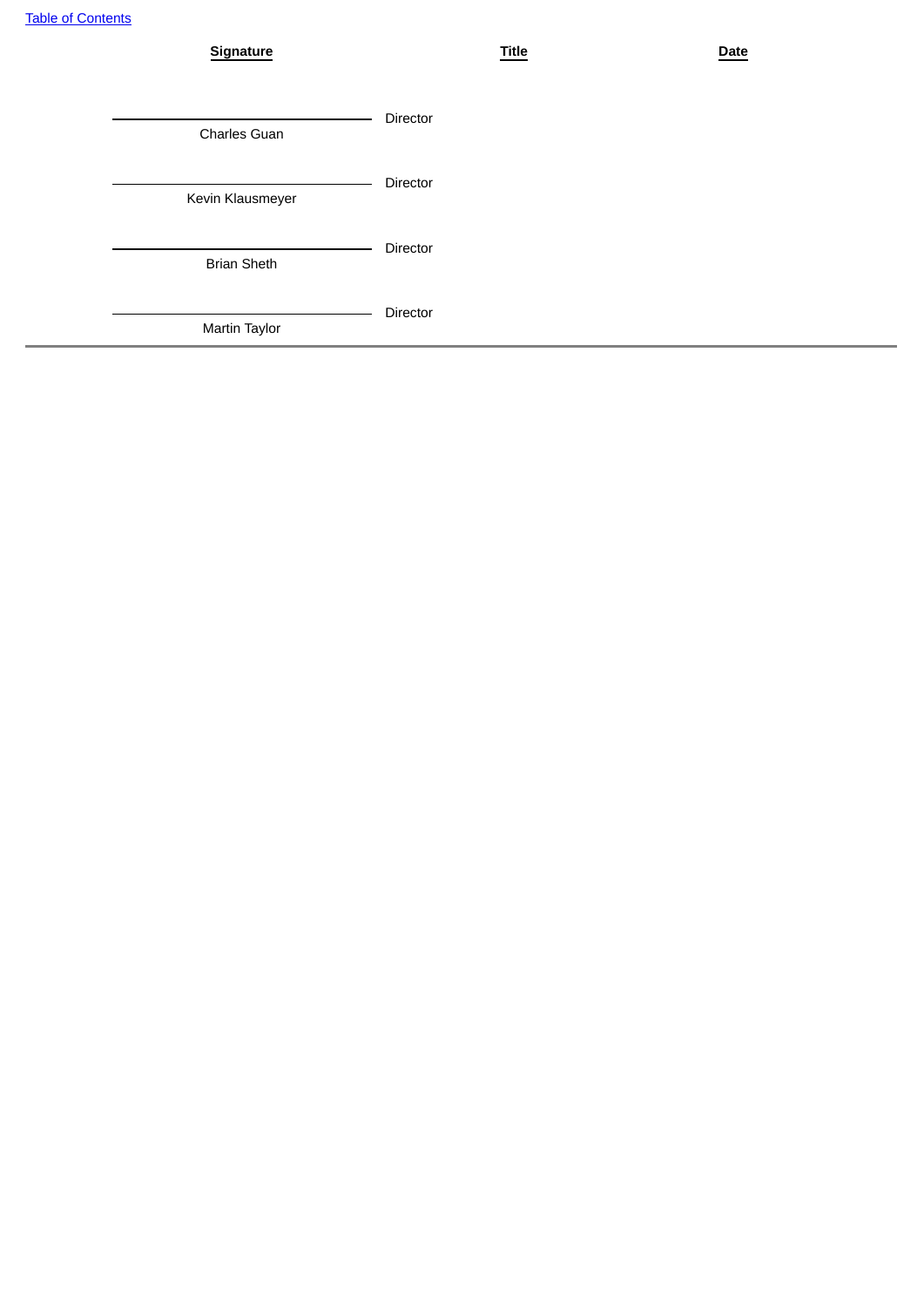| Signature | Title | Date |
|---|---|---|
| Charles Guan | Director | |
| Kevin Klausmeyer | Director | |
| Brian Sheth | Director | |
| Martin Taylor | Director | |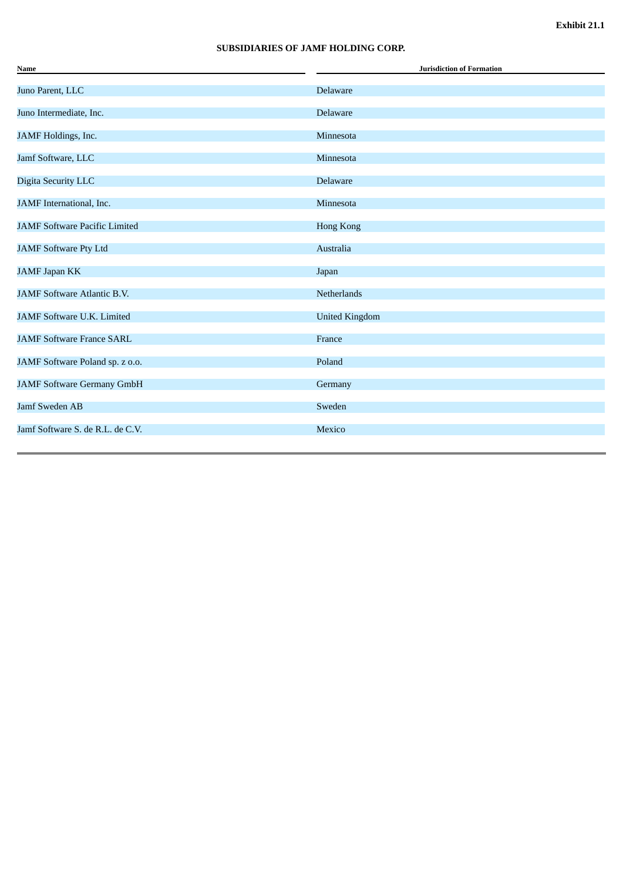**Exhibit 21.1**

**SUBSIDIARIES OF JAMF HOLDING CORP.**

| Name | Jurisdiction of Formation |
|---|---|
| Juno Parent, LLC | Delaware |
| Juno Intermediate, Inc. | Delaware |
| JAMF Holdings, Inc. | Minnesota |
| Jamf Software, LLC | Minnesota |
| Digita Security LLC | Delaware |
| JAMF International, Inc. | Minnesota |
| JAMF Software Pacific Limited | Hong Kong |
| JAMF Software Pty Ltd | Australia |
| JAMF Japan KK | Japan |
| JAMF Software Atlantic B.V. | Netherlands |
| JAMF Software U.K. Limited | United Kingdom |
| JAMF Software France SARL | France |
| JAMF Software Poland sp. z o.o. | Poland |
| JAMF Software Germany GmbH | Germany |
| Jamf Sweden AB | Sweden |
| Jamf Software S. de R.L. de C.V. | Mexico |